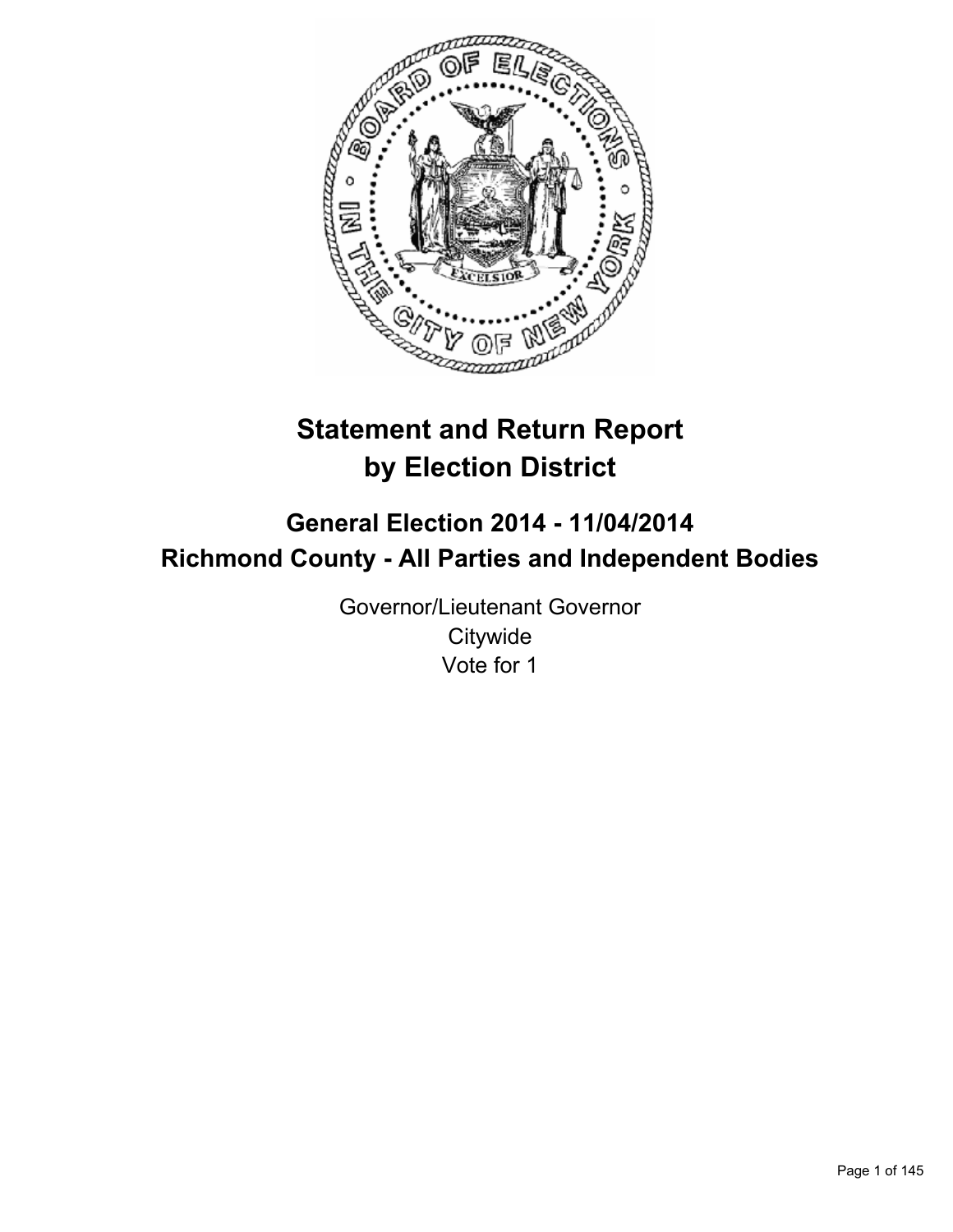# Statement and Return Report by Election District

## General Election 2014 - 11/04/2014
## Richmond County - All Parties and Independent Bodies

Governor/Lieutenant Governor
Citywide
Vote for 1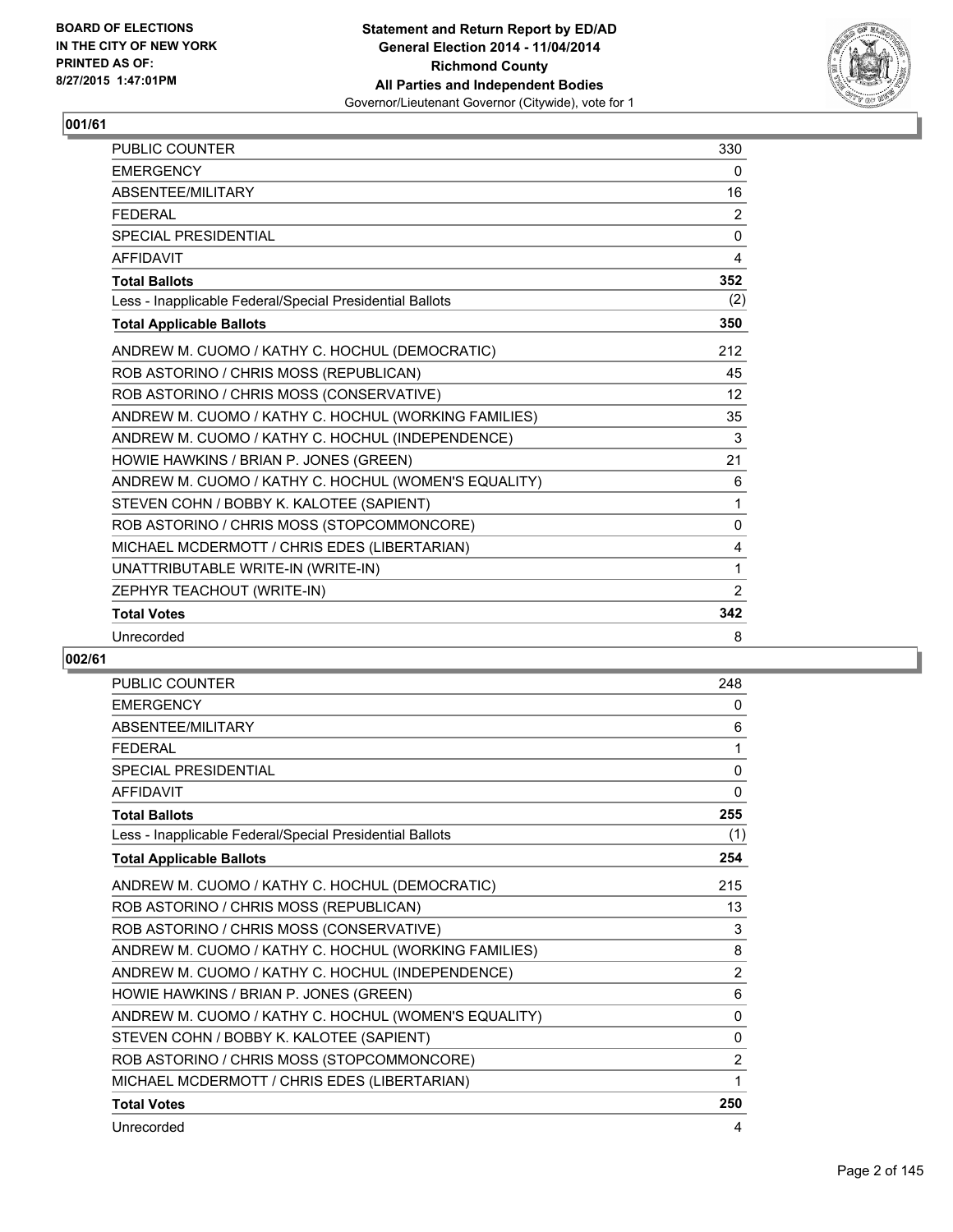### 001/61

| | |
|---|---|
| PUBLIC COUNTER | 330 |
| EMERGENCY | 0 |
| ABSENTEE/MILITARY | 16 |
| FEDERAL | 2 |
| SPECIAL PRESIDENTIAL | 0 |
| AFFIDAVIT | 4 |
| **Total Ballots** | **352** |
| Less - Inapplicable Federal/Special Presidential Ballots | (2) |
| **Total Applicable Ballots** | **350** |
| ANDREW M. CUOMO / KATHY C. HOCHUL (DEMOCRATIC) | 212 |
| ROB ASTORINO / CHRIS MOSS (REPUBLICAN) | 45 |
| ROB ASTORINO / CHRIS MOSS (CONSERVATIVE) | 12 |
| ANDREW M. CUOMO / KATHY C. HOCHUL (WORKING FAMILIES) | 35 |
| ANDREW M. CUOMO / KATHY C. HOCHUL (INDEPENDENCE) | 3 |
| HOWIE HAWKINS / BRIAN P. JONES (GREEN) | 21 |
| ANDREW M. CUOMO / KATHY C. HOCHUL (WOMEN'S EQUALITY) | 6 |
| STEVEN COHN / BOBBY K. KALOTEE (SAPIENT) | 1 |
| ROB ASTORINO / CHRIS MOSS (STOPCOMMONCORE) | 0 |
| MICHAEL MCDERMOTT / CHRIS EDES (LIBERTARIAN) | 4 |
| UNATTRIBUTABLE WRITE-IN (WRITE-IN) | 1 |
| ZEPHYR TEACHOUT (WRITE-IN) | 2 |
| **Total Votes** | **342** |
| Unrecorded | 8 |

### 002/61

| | |
|---|---|
| PUBLIC COUNTER | 248 |
| EMERGENCY | 0 |
| ABSENTEE/MILITARY | 6 |
| FEDERAL | 1 |
| SPECIAL PRESIDENTIAL | 0 |
| AFFIDAVIT | 0 |
| **Total Ballots** | **255** |
| Less - Inapplicable Federal/Special Presidential Ballots | (1) |
| **Total Applicable Ballots** | **254** |
| ANDREW M. CUOMO / KATHY C. HOCHUL (DEMOCRATIC) | 215 |
| ROB ASTORINO / CHRIS MOSS (REPUBLICAN) | 13 |
| ROB ASTORINO / CHRIS MOSS (CONSERVATIVE) | 3 |
| ANDREW M. CUOMO / KATHY C. HOCHUL (WORKING FAMILIES) | 8 |
| ANDREW M. CUOMO / KATHY C. HOCHUL (INDEPENDENCE) | 2 |
| HOWIE HAWKINS / BRIAN P. JONES (GREEN) | 6 |
| ANDREW M. CUOMO / KATHY C. HOCHUL (WOMEN'S EQUALITY) | 0 |
| STEVEN COHN / BOBBY K. KALOTEE (SAPIENT) | 0 |
| ROB ASTORINO / CHRIS MOSS (STOPCOMMONCORE) | 2 |
| MICHAEL MCDERMOTT / CHRIS EDES (LIBERTARIAN) | 1 |
| **Total Votes** | **250** |
| Unrecorded | 4 |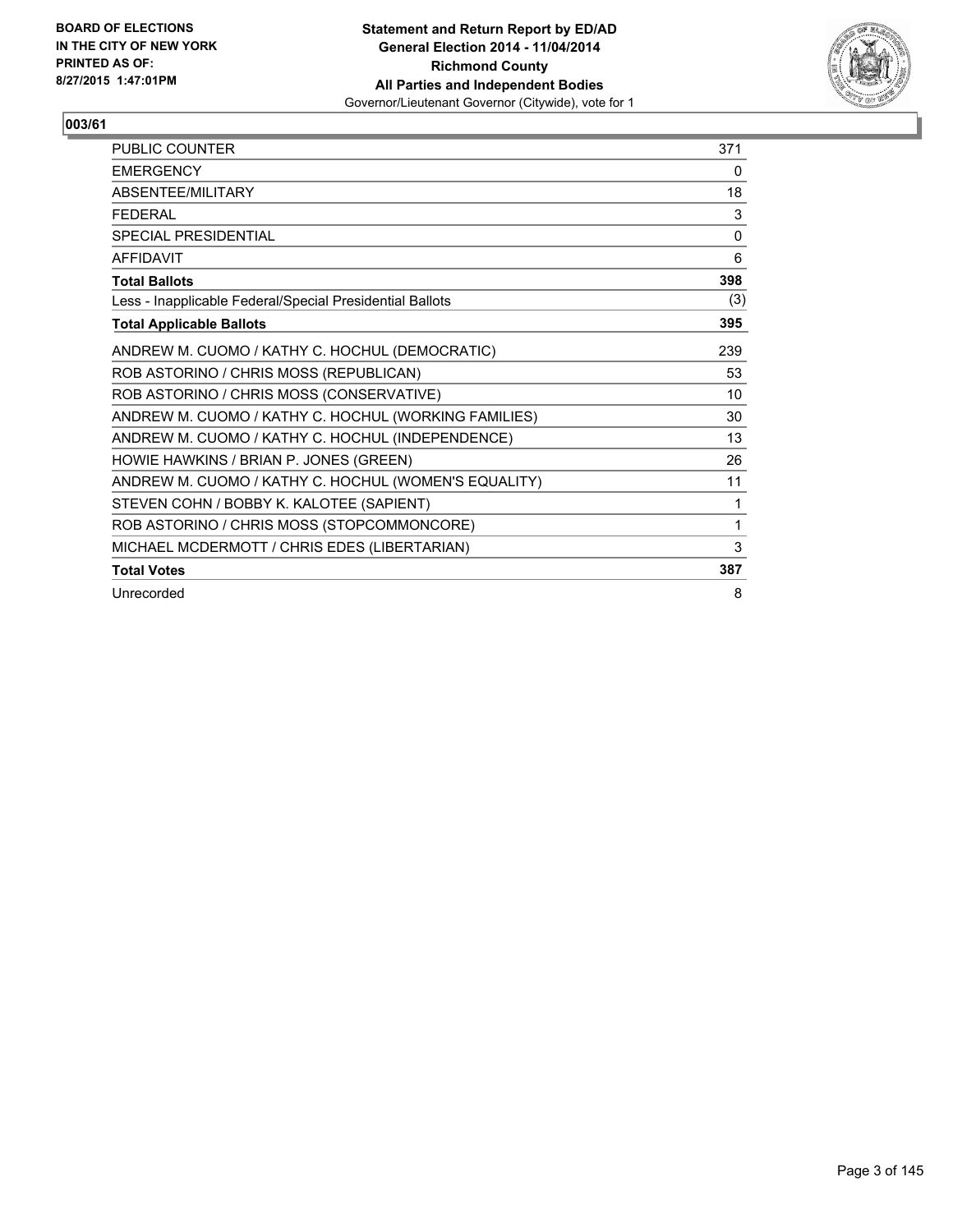**BOARD OF ELECTIONS IN THE CITY OF NEW YORK PRINTED AS OF: 8/27/2015 1:47:01PM**

**Statement and Return Report by ED/AD**
**General Election 2014 - 11/04/2014**
**Richmond County**
**All Parties and Independent Bodies**
Governor/Lieutenant Governor (Citywide), vote for 1

## 003/61

| | |
|---|---|
| PUBLIC COUNTER | 371 |
| EMERGENCY | 0 |
| ABSENTEE/MILITARY | 18 |
| FEDERAL | 3 |
| SPECIAL PRESIDENTIAL | 0 |
| AFFIDAVIT | 6 |
| **Total Ballots** | **398** |
| Less - Inapplicable Federal/Special Presidential Ballots | (3) |
| **Total Applicable Ballots** | **395** |
| ANDREW M. CUOMO / KATHY C. HOCHUL (DEMOCRATIC) | 239 |
| ROB ASTORINO / CHRIS MOSS (REPUBLICAN) | 53 |
| ROB ASTORINO / CHRIS MOSS (CONSERVATIVE) | 10 |
| ANDREW M. CUOMO / KATHY C. HOCHUL (WORKING FAMILIES) | 30 |
| ANDREW M. CUOMO / KATHY C. HOCHUL (INDEPENDENCE) | 13 |
| HOWIE HAWKINS / BRIAN P. JONES (GREEN) | 26 |
| ANDREW M. CUOMO / KATHY C. HOCHUL (WOMEN'S EQUALITY) | 11 |
| STEVEN COHN / BOBBY K. KALOTEE (SAPIENT) | 1 |
| ROB ASTORINO / CHRIS MOSS (STOPCOMMONCORE) | 1 |
| MICHAEL MCDERMOTT / CHRIS EDES (LIBERTARIAN) | 3 |
| **Total Votes** | **387** |
| Unrecorded | 8 |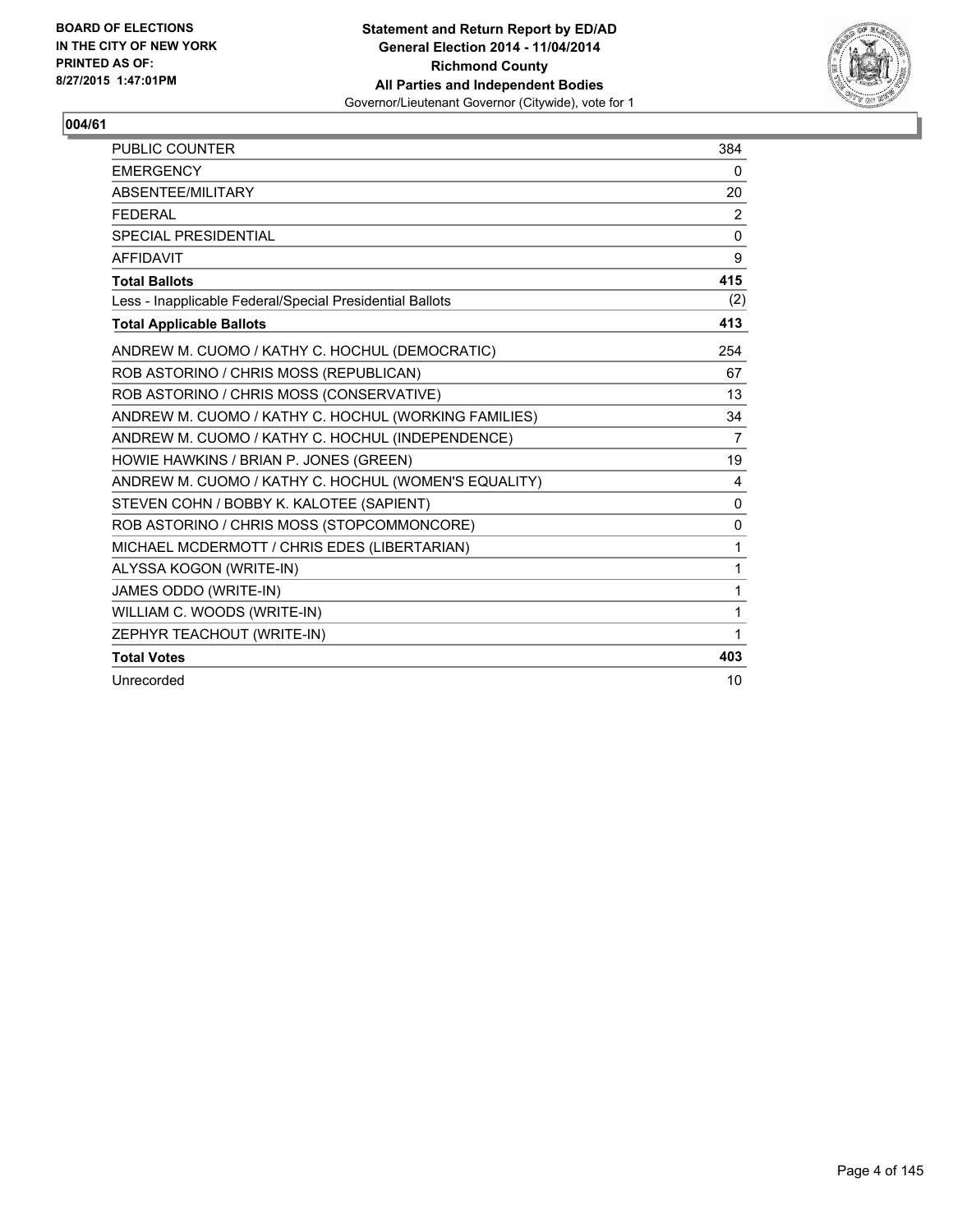**BOARD OF ELECTIONS IN THE CITY OF NEW YORK PRINTED AS OF: 8/27/2015 1:47:01PM**

**Statement and Return Report by ED/AD**
**General Election 2014 - 11/04/2014**
**Richmond County**
**All Parties and Independent Bodies**
Governor/Lieutenant Governor (Citywide), vote for 1

## 004/61

| | |
|---|---|
| PUBLIC COUNTER | 384 |
| EMERGENCY | 0 |
| ABSENTEE/MILITARY | 20 |
| FEDERAL | 2 |
| SPECIAL PRESIDENTIAL | 0 |
| AFFIDAVIT | 9 |
| **Total Ballots** | **415** |
| Less - Inapplicable Federal/Special Presidential Ballots | (2) |
| **Total Applicable Ballots** | **413** |
| ANDREW M. CUOMO / KATHY C. HOCHUL (DEMOCRATIC) | 254 |
| ROB ASTORINO / CHRIS MOSS (REPUBLICAN) | 67 |
| ROB ASTORINO / CHRIS MOSS (CONSERVATIVE) | 13 |
| ANDREW M. CUOMO / KATHY C. HOCHUL (WORKING FAMILIES) | 34 |
| ANDREW M. CUOMO / KATHY C. HOCHUL (INDEPENDENCE) | 7 |
| HOWIE HAWKINS / BRIAN P. JONES (GREEN) | 19 |
| ANDREW M. CUOMO / KATHY C. HOCHUL (WOMEN'S EQUALITY) | 4 |
| STEVEN COHN / BOBBY K. KALOTEE (SAPIENT) | 0 |
| ROB ASTORINO / CHRIS MOSS (STOPCOMMONCORE) | 0 |
| MICHAEL MCDERMOTT / CHRIS EDES (LIBERTARIAN) | 1 |
| ALYSSA KOGON (WRITE-IN) | 1 |
| JAMES ODDO (WRITE-IN) | 1 |
| WILLIAM C. WOODS (WRITE-IN) | 1 |
| ZEPHYR TEACHOUT (WRITE-IN) | 1 |
| **Total Votes** | **403** |
| Unrecorded | 10 |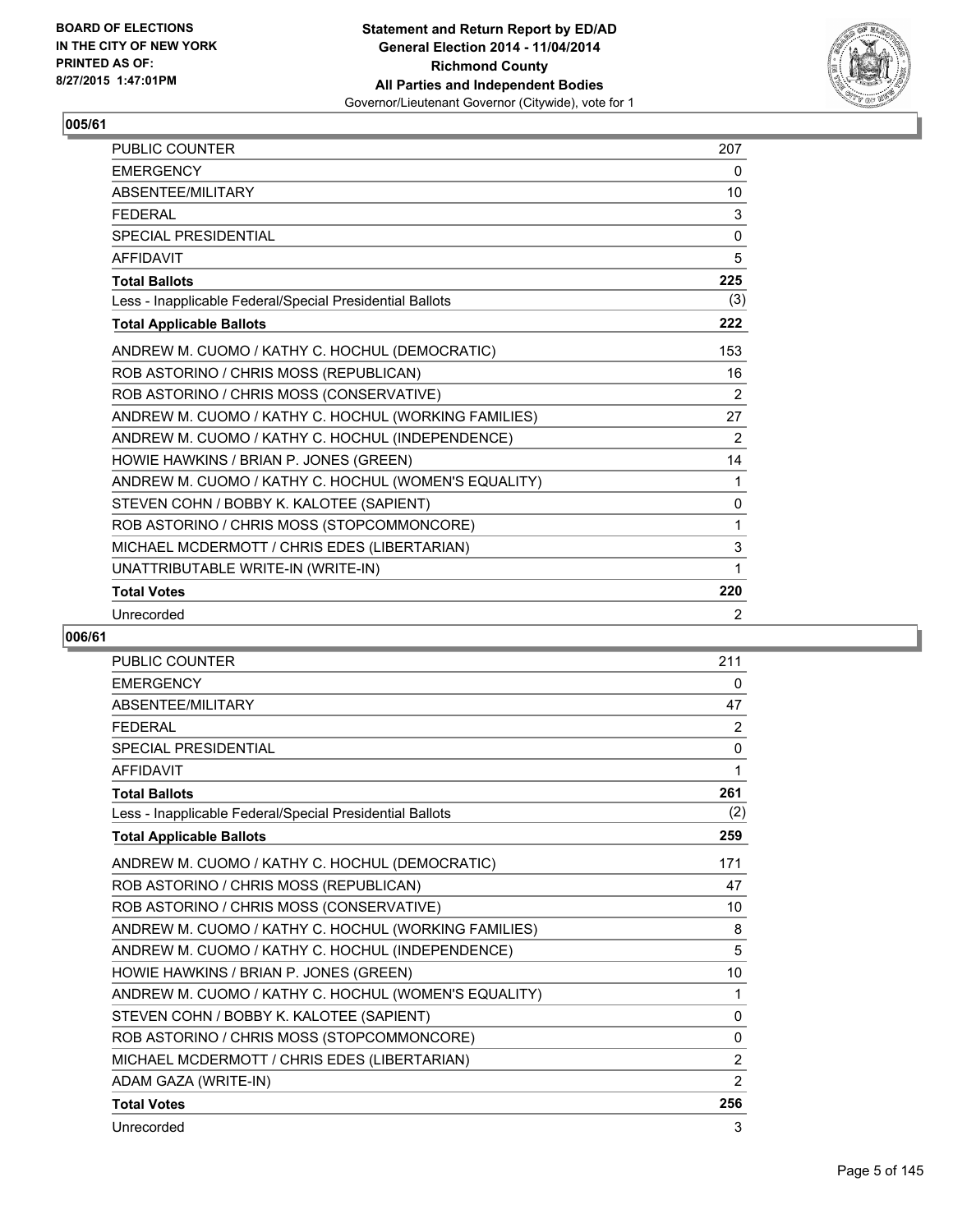BOARD OF ELECTIONS
IN THE CITY OF NEW YORK
PRINTED AS OF:
8/27/2015 1:47:01PM

**Statement and Return Report by ED/AD**
**General Election 2014 - 11/04/2014**
**Richmond County**
**All Parties and Independent Bodies**
Governor/Lieutenant Governor (Citywide), vote for 1

## 005/61

| | |
|---|---|
| PUBLIC COUNTER | 207 |
| EMERGENCY | 0 |
| ABSENTEE/MILITARY | 10 |
| FEDERAL | 3 |
| SPECIAL PRESIDENTIAL | 0 |
| AFFIDAVIT | 5 |
| **Total Ballots** | **225** |
| Less - Inapplicable Federal/Special Presidential Ballots | (3) |
| **Total Applicable Ballots** | **222** |
| ANDREW M. CUOMO / KATHY C. HOCHUL (DEMOCRATIC) | 153 |
| ROB ASTORINO / CHRIS MOSS (REPUBLICAN) | 16 |
| ROB ASTORINO / CHRIS MOSS (CONSERVATIVE) | 2 |
| ANDREW M. CUOMO / KATHY C. HOCHUL (WORKING FAMILIES) | 27 |
| ANDREW M. CUOMO / KATHY C. HOCHUL (INDEPENDENCE) | 2 |
| HOWIE HAWKINS / BRIAN P. JONES (GREEN) | 14 |
| ANDREW M. CUOMO / KATHY C. HOCHUL (WOMEN'S EQUALITY) | 1 |
| STEVEN COHN / BOBBY K. KALOTEE (SAPIENT) | 0 |
| ROB ASTORINO / CHRIS MOSS (STOPCOMMONCORE) | 1 |
| MICHAEL MCDERMOTT / CHRIS EDES (LIBERTARIAN) | 3 |
| UNATTRIBUTABLE WRITE-IN (WRITE-IN) | 1 |
| **Total Votes** | **220** |
| Unrecorded | 2 |

## 006/61

| | |
|---|---|
| PUBLIC COUNTER | 211 |
| EMERGENCY | 0 |
| ABSENTEE/MILITARY | 47 |
| FEDERAL | 2 |
| SPECIAL PRESIDENTIAL | 0 |
| AFFIDAVIT | 1 |
| **Total Ballots** | **261** |
| Less - Inapplicable Federal/Special Presidential Ballots | (2) |
| **Total Applicable Ballots** | **259** |
| ANDREW M. CUOMO / KATHY C. HOCHUL (DEMOCRATIC) | 171 |
| ROB ASTORINO / CHRIS MOSS (REPUBLICAN) | 47 |
| ROB ASTORINO / CHRIS MOSS (CONSERVATIVE) | 10 |
| ANDREW M. CUOMO / KATHY C. HOCHUL (WORKING FAMILIES) | 8 |
| ANDREW M. CUOMO / KATHY C. HOCHUL (INDEPENDENCE) | 5 |
| HOWIE HAWKINS / BRIAN P. JONES (GREEN) | 10 |
| ANDREW M. CUOMO / KATHY C. HOCHUL (WOMEN'S EQUALITY) | 1 |
| STEVEN COHN / BOBBY K. KALOTEE (SAPIENT) | 0 |
| ROB ASTORINO / CHRIS MOSS (STOPCOMMONCORE) | 0 |
| MICHAEL MCDERMOTT / CHRIS EDES (LIBERTARIAN) | 2 |
| ADAM GAZA (WRITE-IN) | 2 |
| **Total Votes** | **256** |
| Unrecorded | 3 |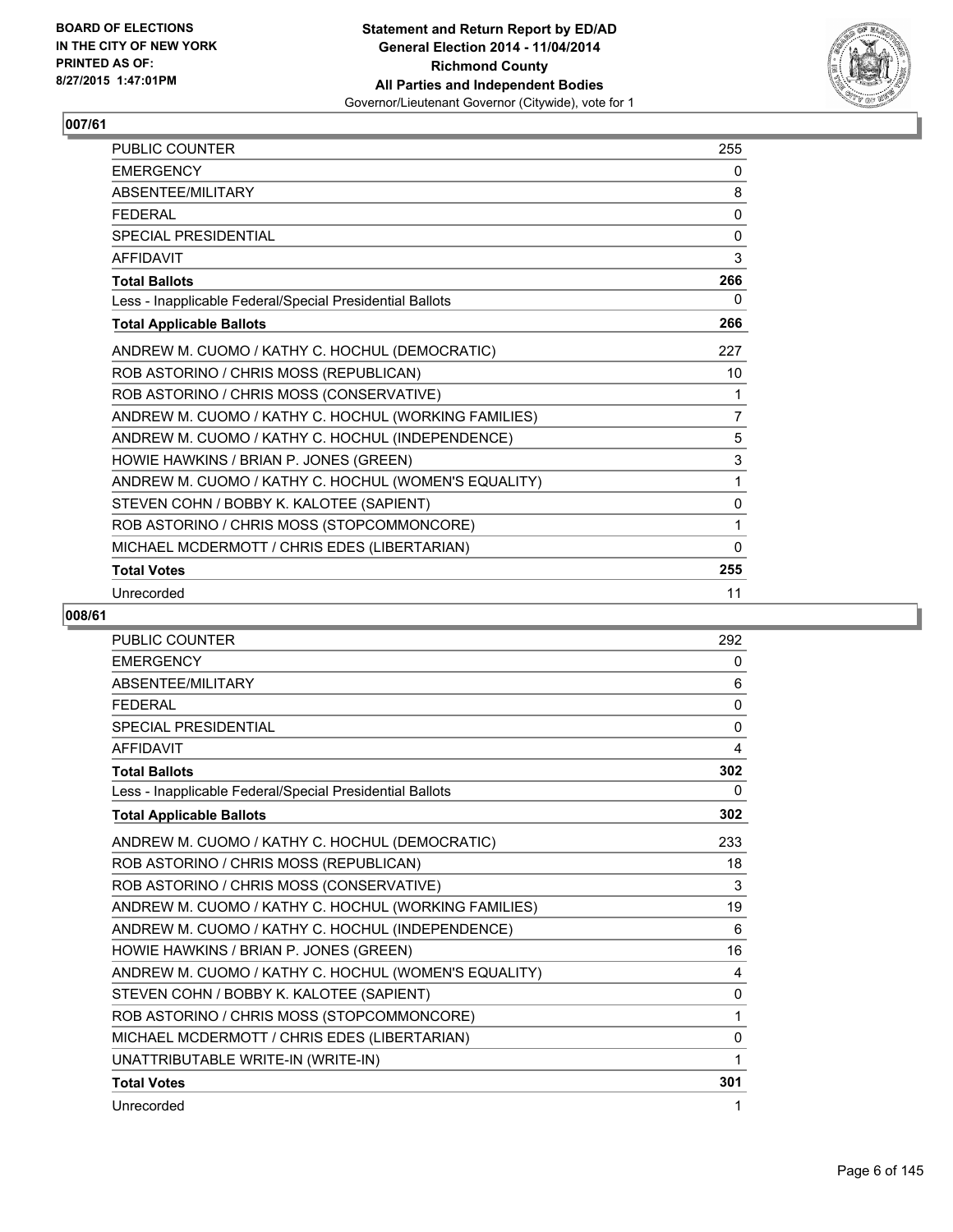**BOARD OF ELECTIONS IN THE CITY OF NEW YORK PRINTED AS OF: 8/27/2015 1:47:01PM**

**Statement and Return Report by ED/AD**
**General Election 2014 - 11/04/2014**
**Richmond County**
**All Parties and Independent Bodies**
Governor/Lieutenant Governor (Citywide), vote for 1

## 007/61

| | |
|---|---|
| PUBLIC COUNTER | 255 |
| EMERGENCY | 0 |
| ABSENTEE/MILITARY | 8 |
| FEDERAL | 0 |
| SPECIAL PRESIDENTIAL | 0 |
| AFFIDAVIT | 3 |
| **Total Ballots** | **266** |
| Less - Inapplicable Federal/Special Presidential Ballots | 0 |
| **Total Applicable Ballots** | **266** |
| ANDREW M. CUOMO / KATHY C. HOCHUL (DEMOCRATIC) | 227 |
| ROB ASTORINO / CHRIS MOSS (REPUBLICAN) | 10 |
| ROB ASTORINO / CHRIS MOSS (CONSERVATIVE) | 1 |
| ANDREW M. CUOMO / KATHY C. HOCHUL (WORKING FAMILIES) | 7 |
| ANDREW M. CUOMO / KATHY C. HOCHUL (INDEPENDENCE) | 5 |
| HOWIE HAWKINS / BRIAN P. JONES (GREEN) | 3 |
| ANDREW M. CUOMO / KATHY C. HOCHUL (WOMEN'S EQUALITY) | 1 |
| STEVEN COHN / BOBBY K. KALOTEE (SAPIENT) | 0 |
| ROB ASTORINO / CHRIS MOSS (STOPCOMMONCORE) | 1 |
| MICHAEL MCDERMOTT / CHRIS EDES (LIBERTARIAN) | 0 |
| **Total Votes** | **255** |
| Unrecorded | 11 |

## 008/61

| | |
|---|---|
| PUBLIC COUNTER | 292 |
| EMERGENCY | 0 |
| ABSENTEE/MILITARY | 6 |
| FEDERAL | 0 |
| SPECIAL PRESIDENTIAL | 0 |
| AFFIDAVIT | 4 |
| **Total Ballots** | **302** |
| Less - Inapplicable Federal/Special Presidential Ballots | 0 |
| **Total Applicable Ballots** | **302** |
| ANDREW M. CUOMO / KATHY C. HOCHUL (DEMOCRATIC) | 233 |
| ROB ASTORINO / CHRIS MOSS (REPUBLICAN) | 18 |
| ROB ASTORINO / CHRIS MOSS (CONSERVATIVE) | 3 |
| ANDREW M. CUOMO / KATHY C. HOCHUL (WORKING FAMILIES) | 19 |
| ANDREW M. CUOMO / KATHY C. HOCHUL (INDEPENDENCE) | 6 |
| HOWIE HAWKINS / BRIAN P. JONES (GREEN) | 16 |
| ANDREW M. CUOMO / KATHY C. HOCHUL (WOMEN'S EQUALITY) | 4 |
| STEVEN COHN / BOBBY K. KALOTEE (SAPIENT) | 0 |
| ROB ASTORINO / CHRIS MOSS (STOPCOMMONCORE) | 1 |
| MICHAEL MCDERMOTT / CHRIS EDES (LIBERTARIAN) | 0 |
| UNATTRIBUTABLE WRITE-IN (WRITE-IN) | 1 |
| **Total Votes** | **301** |
| Unrecorded | 1 |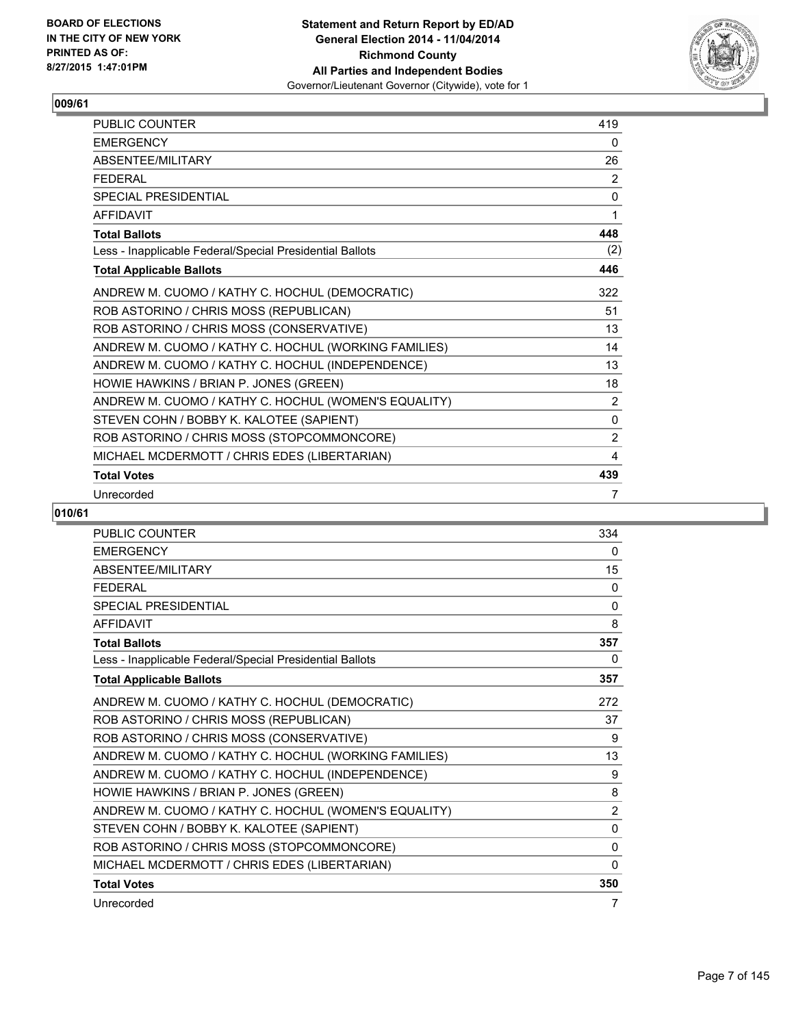## 009/61

| | |
|---|---|
| PUBLIC COUNTER | 419 |
| EMERGENCY | 0 |
| ABSENTEE/MILITARY | 26 |
| FEDERAL | 2 |
| SPECIAL PRESIDENTIAL | 0 |
| AFFIDAVIT | 1 |
| **Total Ballots** | **448** |
| Less - Inapplicable Federal/Special Presidential Ballots | (2) |
| **Total Applicable Ballots** | **446** |
| ANDREW M. CUOMO / KATHY C. HOCHUL (DEMOCRATIC) | 322 |
| ROB ASTORINO / CHRIS MOSS (REPUBLICAN) | 51 |
| ROB ASTORINO / CHRIS MOSS (CONSERVATIVE) | 13 |
| ANDREW M. CUOMO / KATHY C. HOCHUL (WORKING FAMILIES) | 14 |
| ANDREW M. CUOMO / KATHY C. HOCHUL (INDEPENDENCE) | 13 |
| HOWIE HAWKINS / BRIAN P. JONES (GREEN) | 18 |
| ANDREW M. CUOMO / KATHY C. HOCHUL (WOMEN'S EQUALITY) | 2 |
| STEVEN COHN / BOBBY K. KALOTEE (SAPIENT) | 0 |
| ROB ASTORINO / CHRIS MOSS (STOPCOMMONCORE) | 2 |
| MICHAEL MCDERMOTT / CHRIS EDES (LIBERTARIAN) | 4 |
| **Total Votes** | **439** |
| Unrecorded | 7 |

## 010/61

| | |
|---|---|
| PUBLIC COUNTER | 334 |
| EMERGENCY | 0 |
| ABSENTEE/MILITARY | 15 |
| FEDERAL | 0 |
| SPECIAL PRESIDENTIAL | 0 |
| AFFIDAVIT | 8 |
| **Total Ballots** | **357** |
| Less - Inapplicable Federal/Special Presidential Ballots | 0 |
| **Total Applicable Ballots** | **357** |
| ANDREW M. CUOMO / KATHY C. HOCHUL (DEMOCRATIC) | 272 |
| ROB ASTORINO / CHRIS MOSS (REPUBLICAN) | 37 |
| ROB ASTORINO / CHRIS MOSS (CONSERVATIVE) | 9 |
| ANDREW M. CUOMO / KATHY C. HOCHUL (WORKING FAMILIES) | 13 |
| ANDREW M. CUOMO / KATHY C. HOCHUL (INDEPENDENCE) | 9 |
| HOWIE HAWKINS / BRIAN P. JONES (GREEN) | 8 |
| ANDREW M. CUOMO / KATHY C. HOCHUL (WOMEN'S EQUALITY) | 2 |
| STEVEN COHN / BOBBY K. KALOTEE (SAPIENT) | 0 |
| ROB ASTORINO / CHRIS MOSS (STOPCOMMONCORE) | 0 |
| MICHAEL MCDERMOTT / CHRIS EDES (LIBERTARIAN) | 0 |
| **Total Votes** | **350** |
| Unrecorded | 7 |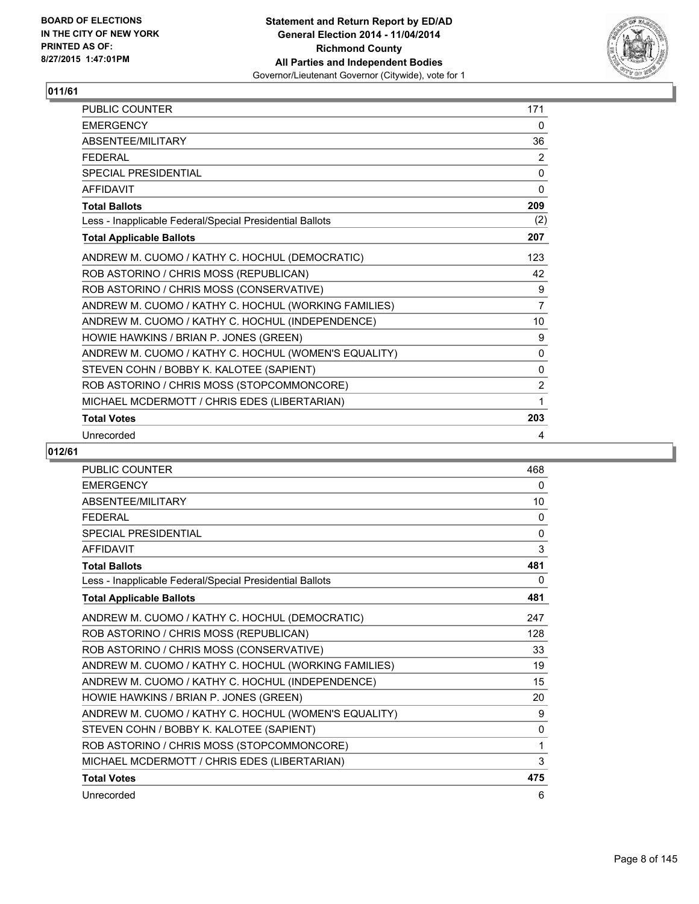## 011/61

| | |
|---|---|
| PUBLIC COUNTER | 171 |
| EMERGENCY | 0 |
| ABSENTEE/MILITARY | 36 |
| FEDERAL | 2 |
| SPECIAL PRESIDENTIAL | 0 |
| AFFIDAVIT | 0 |
| **Total Ballots** | **209** |
| Less - Inapplicable Federal/Special Presidential Ballots | (2) |
| **Total Applicable Ballots** | **207** |
| ANDREW M. CUOMO / KATHY C. HOCHUL (DEMOCRATIC) | 123 |
| ROB ASTORINO / CHRIS MOSS (REPUBLICAN) | 42 |
| ROB ASTORINO / CHRIS MOSS (CONSERVATIVE) | 9 |
| ANDREW M. CUOMO / KATHY C. HOCHUL (WORKING FAMILIES) | 7 |
| ANDREW M. CUOMO / KATHY C. HOCHUL (INDEPENDENCE) | 10 |
| HOWIE HAWKINS / BRIAN P. JONES (GREEN) | 9 |
| ANDREW M. CUOMO / KATHY C. HOCHUL (WOMEN'S EQUALITY) | 0 |
| STEVEN COHN / BOBBY K. KALOTEE (SAPIENT) | 0 |
| ROB ASTORINO / CHRIS MOSS (STOPCOMMONCORE) | 2 |
| MICHAEL MCDERMOTT / CHRIS EDES (LIBERTARIAN) | 1 |
| **Total Votes** | **203** |
| Unrecorded | 4 |

## 012/61

| | |
|---|---|
| PUBLIC COUNTER | 468 |
| EMERGENCY | 0 |
| ABSENTEE/MILITARY | 10 |
| FEDERAL | 0 |
| SPECIAL PRESIDENTIAL | 0 |
| AFFIDAVIT | 3 |
| **Total Ballots** | **481** |
| Less - Inapplicable Federal/Special Presidential Ballots | 0 |
| **Total Applicable Ballots** | **481** |
| ANDREW M. CUOMO / KATHY C. HOCHUL (DEMOCRATIC) | 247 |
| ROB ASTORINO / CHRIS MOSS (REPUBLICAN) | 128 |
| ROB ASTORINO / CHRIS MOSS (CONSERVATIVE) | 33 |
| ANDREW M. CUOMO / KATHY C. HOCHUL (WORKING FAMILIES) | 19 |
| ANDREW M. CUOMO / KATHY C. HOCHUL (INDEPENDENCE) | 15 |
| HOWIE HAWKINS / BRIAN P. JONES (GREEN) | 20 |
| ANDREW M. CUOMO / KATHY C. HOCHUL (WOMEN'S EQUALITY) | 9 |
| STEVEN COHN / BOBBY K. KALOTEE (SAPIENT) | 0 |
| ROB ASTORINO / CHRIS MOSS (STOPCOMMONCORE) | 1 |
| MICHAEL MCDERMOTT / CHRIS EDES (LIBERTARIAN) | 3 |
| **Total Votes** | **475** |
| Unrecorded | 6 |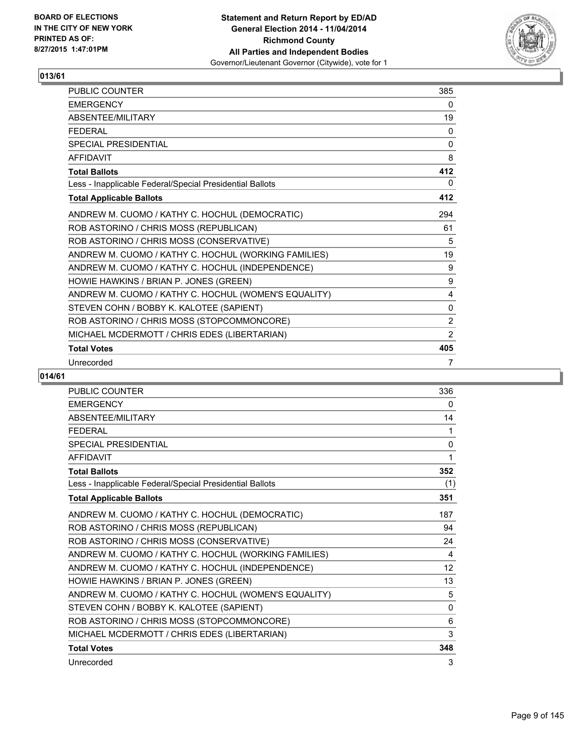## 013/61

| | |
|---|---|
| PUBLIC COUNTER | 385 |
| EMERGENCY | 0 |
| ABSENTEE/MILITARY | 19 |
| FEDERAL | 0 |
| SPECIAL PRESIDENTIAL | 0 |
| AFFIDAVIT | 8 |
| **Total Ballots** | **412** |
| Less - Inapplicable Federal/Special Presidential Ballots | 0 |
| **Total Applicable Ballots** | **412** |
| ANDREW M. CUOMO / KATHY C. HOCHUL (DEMOCRATIC) | 294 |
| ROB ASTORINO / CHRIS MOSS (REPUBLICAN) | 61 |
| ROB ASTORINO / CHRIS MOSS (CONSERVATIVE) | 5 |
| ANDREW M. CUOMO / KATHY C. HOCHUL (WORKING FAMILIES) | 19 |
| ANDREW M. CUOMO / KATHY C. HOCHUL (INDEPENDENCE) | 9 |
| HOWIE HAWKINS / BRIAN P. JONES (GREEN) | 9 |
| ANDREW M. CUOMO / KATHY C. HOCHUL (WOMEN'S EQUALITY) | 4 |
| STEVEN COHN / BOBBY K. KALOTEE (SAPIENT) | 0 |
| ROB ASTORINO / CHRIS MOSS (STOPCOMMONCORE) | 2 |
| MICHAEL MCDERMOTT / CHRIS EDES (LIBERTARIAN) | 2 |
| **Total Votes** | **405** |
| Unrecorded | 7 |

## 014/61

| | |
|---|---|
| PUBLIC COUNTER | 336 |
| EMERGENCY | 0 |
| ABSENTEE/MILITARY | 14 |
| FEDERAL | 1 |
| SPECIAL PRESIDENTIAL | 0 |
| AFFIDAVIT | 1 |
| **Total Ballots** | **352** |
| Less - Inapplicable Federal/Special Presidential Ballots | (1) |
| **Total Applicable Ballots** | **351** |
| ANDREW M. CUOMO / KATHY C. HOCHUL (DEMOCRATIC) | 187 |
| ROB ASTORINO / CHRIS MOSS (REPUBLICAN) | 94 |
| ROB ASTORINO / CHRIS MOSS (CONSERVATIVE) | 24 |
| ANDREW M. CUOMO / KATHY C. HOCHUL (WORKING FAMILIES) | 4 |
| ANDREW M. CUOMO / KATHY C. HOCHUL (INDEPENDENCE) | 12 |
| HOWIE HAWKINS / BRIAN P. JONES (GREEN) | 13 |
| ANDREW M. CUOMO / KATHY C. HOCHUL (WOMEN'S EQUALITY) | 5 |
| STEVEN COHN / BOBBY K. KALOTEE (SAPIENT) | 0 |
| ROB ASTORINO / CHRIS MOSS (STOPCOMMONCORE) | 6 |
| MICHAEL MCDERMOTT / CHRIS EDES (LIBERTARIAN) | 3 |
| **Total Votes** | **348** |
| Unrecorded | 3 |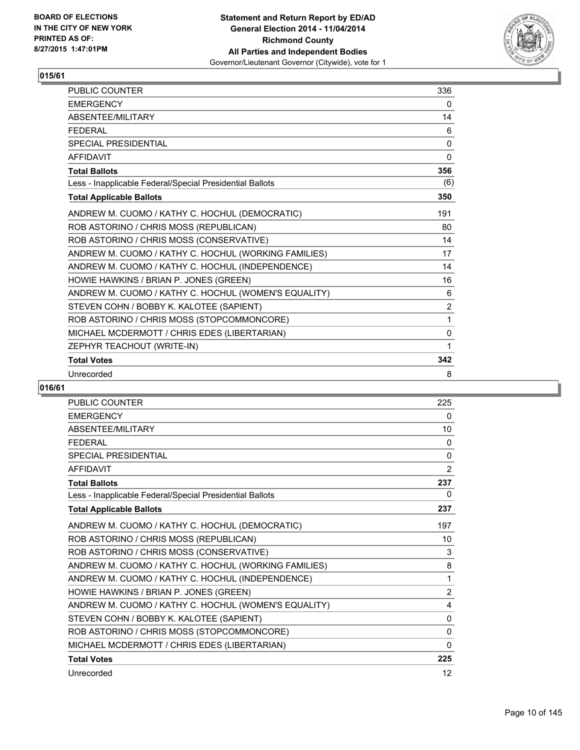### 015/61

| | |
|---|---|
| PUBLIC COUNTER | 336 |
| EMERGENCY | 0 |
| ABSENTEE/MILITARY | 14 |
| FEDERAL | 6 |
| SPECIAL PRESIDENTIAL | 0 |
| AFFIDAVIT | 0 |
| **Total Ballots** | **356** |
| Less - Inapplicable Federal/Special Presidential Ballots | (6) |
| **Total Applicable Ballots** | **350** |
| ANDREW M. CUOMO / KATHY C. HOCHUL (DEMOCRATIC) | 191 |
| ROB ASTORINO / CHRIS MOSS (REPUBLICAN) | 80 |
| ROB ASTORINO / CHRIS MOSS (CONSERVATIVE) | 14 |
| ANDREW M. CUOMO / KATHY C. HOCHUL (WORKING FAMILIES) | 17 |
| ANDREW M. CUOMO / KATHY C. HOCHUL (INDEPENDENCE) | 14 |
| HOWIE HAWKINS / BRIAN P. JONES (GREEN) | 16 |
| ANDREW M. CUOMO / KATHY C. HOCHUL (WOMEN'S EQUALITY) | 6 |
| STEVEN COHN / BOBBY K. KALOTEE (SAPIENT) | 2 |
| ROB ASTORINO / CHRIS MOSS (STOPCOMMONCORE) | 1 |
| MICHAEL MCDERMOTT / CHRIS EDES (LIBERTARIAN) | 0 |
| ZEPHYR TEACHOUT (WRITE-IN) | 1 |
| **Total Votes** | **342** |
| Unrecorded | 8 |

### 016/61

| | |
|---|---|
| PUBLIC COUNTER | 225 |
| EMERGENCY | 0 |
| ABSENTEE/MILITARY | 10 |
| FEDERAL | 0 |
| SPECIAL PRESIDENTIAL | 0 |
| AFFIDAVIT | 2 |
| **Total Ballots** | **237** |
| Less - Inapplicable Federal/Special Presidential Ballots | 0 |
| **Total Applicable Ballots** | **237** |
| ANDREW M. CUOMO / KATHY C. HOCHUL (DEMOCRATIC) | 197 |
| ROB ASTORINO / CHRIS MOSS (REPUBLICAN) | 10 |
| ROB ASTORINO / CHRIS MOSS (CONSERVATIVE) | 3 |
| ANDREW M. CUOMO / KATHY C. HOCHUL (WORKING FAMILIES) | 8 |
| ANDREW M. CUOMO / KATHY C. HOCHUL (INDEPENDENCE) | 1 |
| HOWIE HAWKINS / BRIAN P. JONES (GREEN) | 2 |
| ANDREW M. CUOMO / KATHY C. HOCHUL (WOMEN'S EQUALITY) | 4 |
| STEVEN COHN / BOBBY K. KALOTEE (SAPIENT) | 0 |
| ROB ASTORINO / CHRIS MOSS (STOPCOMMONCORE) | 0 |
| MICHAEL MCDERMOTT / CHRIS EDES (LIBERTARIAN) | 0 |
| **Total Votes** | **225** |
| Unrecorded | 12 |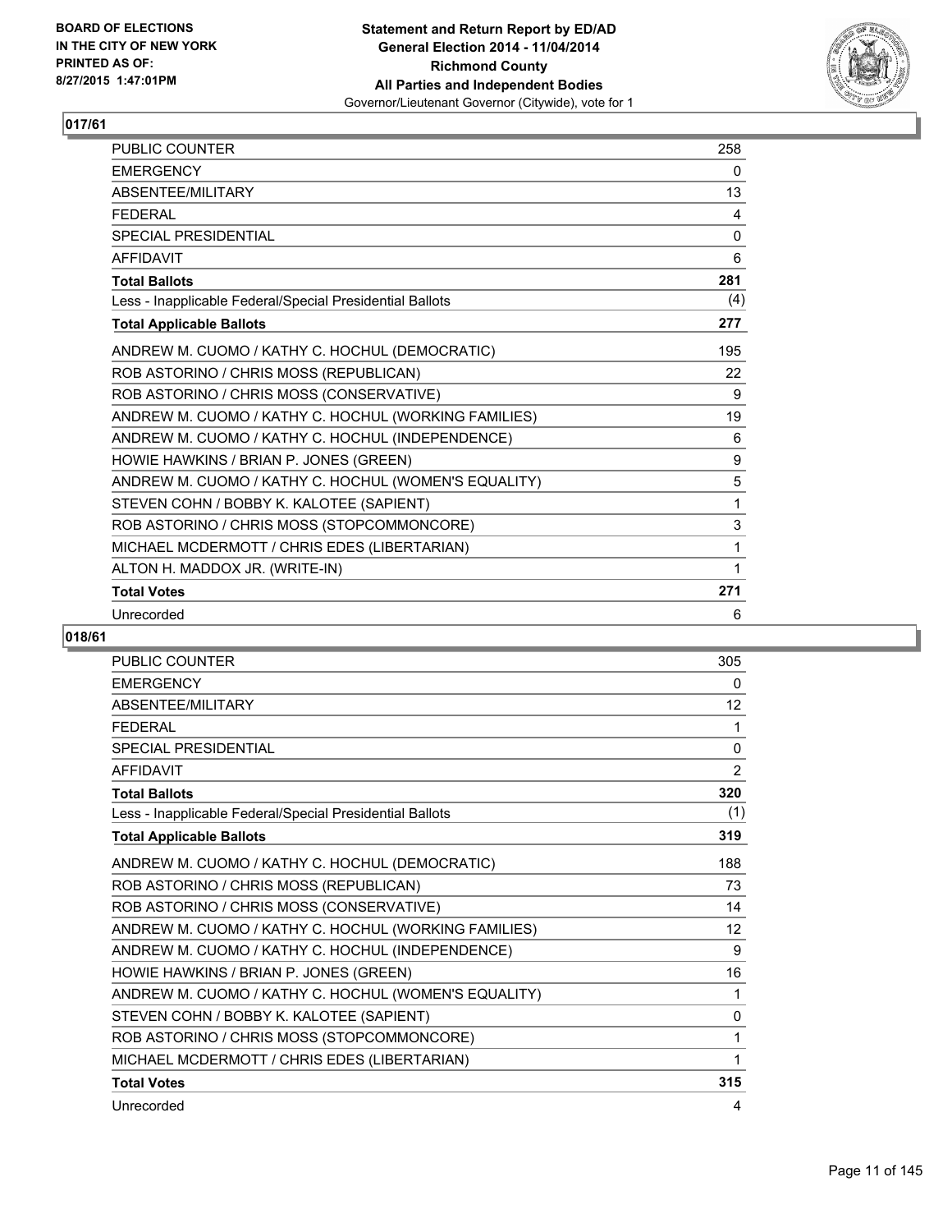BOARD OF ELECTIONS
IN THE CITY OF NEW YORK
PRINTED AS OF:
8/27/2015 1:47:01PM

**Statement and Return Report by ED/AD**
**General Election 2014 - 11/04/2014**
**Richmond County**
**All Parties and Independent Bodies**
Governor/Lieutenant Governor (Citywide), vote for 1

## 017/61

| | |
|---|---|
| PUBLIC COUNTER | 258 |
| EMERGENCY | 0 |
| ABSENTEE/MILITARY | 13 |
| FEDERAL | 4 |
| SPECIAL PRESIDENTIAL | 0 |
| AFFIDAVIT | 6 |
| **Total Ballots** | **281** |
| Less - Inapplicable Federal/Special Presidential Ballots | (4) |
| **Total Applicable Ballots** | **277** |
| ANDREW M. CUOMO / KATHY C. HOCHUL (DEMOCRATIC) | 195 |
| ROB ASTORINO / CHRIS MOSS (REPUBLICAN) | 22 |
| ROB ASTORINO / CHRIS MOSS (CONSERVATIVE) | 9 |
| ANDREW M. CUOMO / KATHY C. HOCHUL (WORKING FAMILIES) | 19 |
| ANDREW M. CUOMO / KATHY C. HOCHUL (INDEPENDENCE) | 6 |
| HOWIE HAWKINS / BRIAN P. JONES (GREEN) | 9 |
| ANDREW M. CUOMO / KATHY C. HOCHUL (WOMEN'S EQUALITY) | 5 |
| STEVEN COHN / BOBBY K. KALOTEE (SAPIENT) | 1 |
| ROB ASTORINO / CHRIS MOSS (STOPCOMMONCORE) | 3 |
| MICHAEL MCDERMOTT / CHRIS EDES (LIBERTARIAN) | 1 |
| ALTON H. MADDOX JR. (WRITE-IN) | 1 |
| **Total Votes** | **271** |
| Unrecorded | 6 |

## 018/61

| | |
|---|---|
| PUBLIC COUNTER | 305 |
| EMERGENCY | 0 |
| ABSENTEE/MILITARY | 12 |
| FEDERAL | 1 |
| SPECIAL PRESIDENTIAL | 0 |
| AFFIDAVIT | 2 |
| **Total Ballots** | **320** |
| Less - Inapplicable Federal/Special Presidential Ballots | (1) |
| **Total Applicable Ballots** | **319** |
| ANDREW M. CUOMO / KATHY C. HOCHUL (DEMOCRATIC) | 188 |
| ROB ASTORINO / CHRIS MOSS (REPUBLICAN) | 73 |
| ROB ASTORINO / CHRIS MOSS (CONSERVATIVE) | 14 |
| ANDREW M. CUOMO / KATHY C. HOCHUL (WORKING FAMILIES) | 12 |
| ANDREW M. CUOMO / KATHY C. HOCHUL (INDEPENDENCE) | 9 |
| HOWIE HAWKINS / BRIAN P. JONES (GREEN) | 16 |
| ANDREW M. CUOMO / KATHY C. HOCHUL (WOMEN'S EQUALITY) | 1 |
| STEVEN COHN / BOBBY K. KALOTEE (SAPIENT) | 0 |
| ROB ASTORINO / CHRIS MOSS (STOPCOMMONCORE) | 1 |
| MICHAEL MCDERMOTT / CHRIS EDES (LIBERTARIAN) | 1 |
| **Total Votes** | **315** |
| Unrecorded | 4 |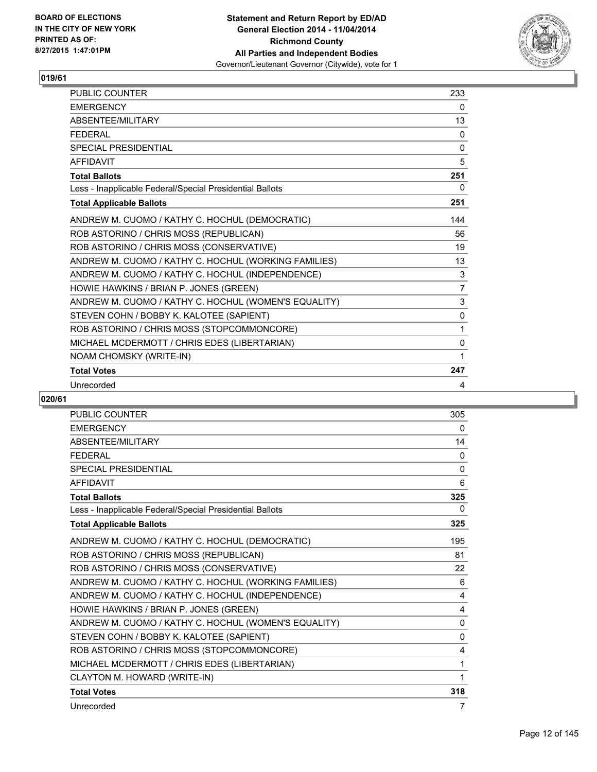## 019/61

| | |
|---|---|
| PUBLIC COUNTER | 233 |
| EMERGENCY | 0 |
| ABSENTEE/MILITARY | 13 |
| FEDERAL | 0 |
| SPECIAL PRESIDENTIAL | 0 |
| AFFIDAVIT | 5 |
| **Total Ballots** | **251** |
| Less - Inapplicable Federal/Special Presidential Ballots | 0 |
| **Total Applicable Ballots** | **251** |
| ANDREW M. CUOMO / KATHY C. HOCHUL (DEMOCRATIC) | 144 |
| ROB ASTORINO / CHRIS MOSS (REPUBLICAN) | 56 |
| ROB ASTORINO / CHRIS MOSS (CONSERVATIVE) | 19 |
| ANDREW M. CUOMO / KATHY C. HOCHUL (WORKING FAMILIES) | 13 |
| ANDREW M. CUOMO / KATHY C. HOCHUL (INDEPENDENCE) | 3 |
| HOWIE HAWKINS / BRIAN P. JONES (GREEN) | 7 |
| ANDREW M. CUOMO / KATHY C. HOCHUL (WOMEN'S EQUALITY) | 3 |
| STEVEN COHN / BOBBY K. KALOTEE (SAPIENT) | 0 |
| ROB ASTORINO / CHRIS MOSS (STOPCOMMONCORE) | 1 |
| MICHAEL MCDERMOTT / CHRIS EDES (LIBERTARIAN) | 0 |
| NOAM CHOMSKY (WRITE-IN) | 1 |
| **Total Votes** | **247** |
| Unrecorded | 4 |

## 020/61

| | |
|---|---|
| PUBLIC COUNTER | 305 |
| EMERGENCY | 0 |
| ABSENTEE/MILITARY | 14 |
| FEDERAL | 0 |
| SPECIAL PRESIDENTIAL | 0 |
| AFFIDAVIT | 6 |
| **Total Ballots** | **325** |
| Less - Inapplicable Federal/Special Presidential Ballots | 0 |
| **Total Applicable Ballots** | **325** |
| ANDREW M. CUOMO / KATHY C. HOCHUL (DEMOCRATIC) | 195 |
| ROB ASTORINO / CHRIS MOSS (REPUBLICAN) | 81 |
| ROB ASTORINO / CHRIS MOSS (CONSERVATIVE) | 22 |
| ANDREW M. CUOMO / KATHY C. HOCHUL (WORKING FAMILIES) | 6 |
| ANDREW M. CUOMO / KATHY C. HOCHUL (INDEPENDENCE) | 4 |
| HOWIE HAWKINS / BRIAN P. JONES (GREEN) | 4 |
| ANDREW M. CUOMO / KATHY C. HOCHUL (WOMEN'S EQUALITY) | 0 |
| STEVEN COHN / BOBBY K. KALOTEE (SAPIENT) | 0 |
| ROB ASTORINO / CHRIS MOSS (STOPCOMMONCORE) | 4 |
| MICHAEL MCDERMOTT / CHRIS EDES (LIBERTARIAN) | 1 |
| CLAYTON M. HOWARD (WRITE-IN) | 1 |
| **Total Votes** | **318** |
| Unrecorded | 7 |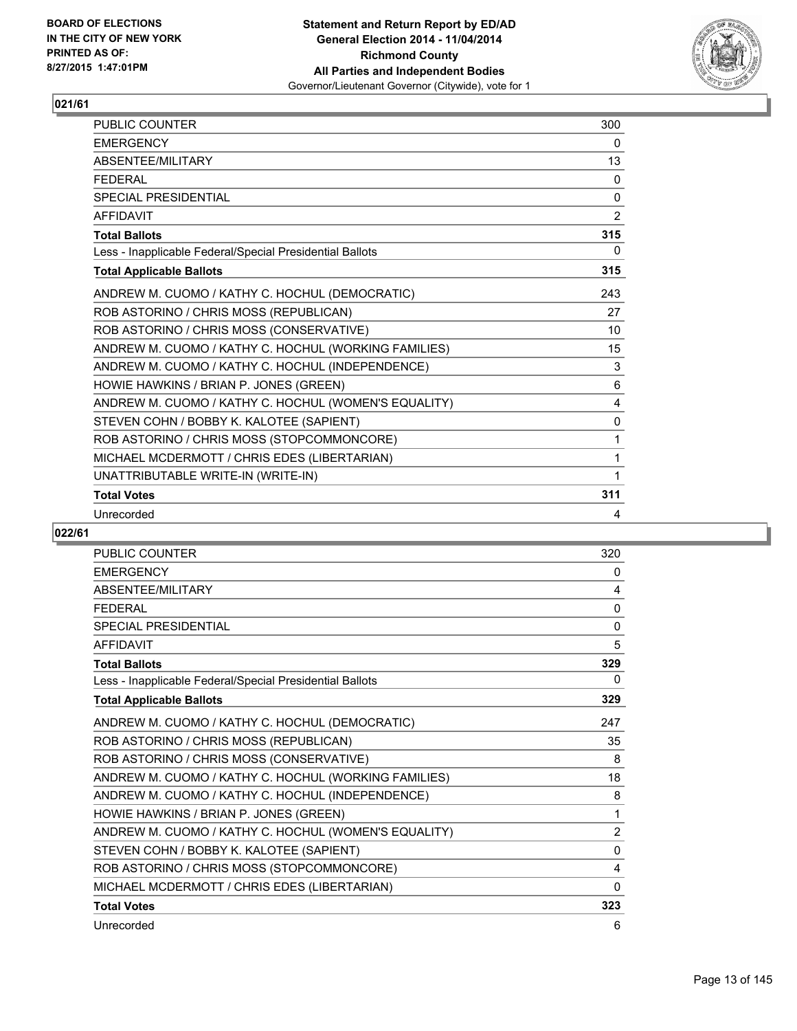## 021/61

| | |
|---|---|
| PUBLIC COUNTER | 300 |
| EMERGENCY | 0 |
| ABSENTEE/MILITARY | 13 |
| FEDERAL | 0 |
| SPECIAL PRESIDENTIAL | 0 |
| AFFIDAVIT | 2 |
| **Total Ballots** | **315** |
| Less - Inapplicable Federal/Special Presidential Ballots | 0 |
| **Total Applicable Ballots** | **315** |
| ANDREW M. CUOMO / KATHY C. HOCHUL (DEMOCRATIC) | 243 |
| ROB ASTORINO / CHRIS MOSS (REPUBLICAN) | 27 |
| ROB ASTORINO / CHRIS MOSS (CONSERVATIVE) | 10 |
| ANDREW M. CUOMO / KATHY C. HOCHUL (WORKING FAMILIES) | 15 |
| ANDREW M. CUOMO / KATHY C. HOCHUL (INDEPENDENCE) | 3 |
| HOWIE HAWKINS / BRIAN P. JONES (GREEN) | 6 |
| ANDREW M. CUOMO / KATHY C. HOCHUL (WOMEN'S EQUALITY) | 4 |
| STEVEN COHN / BOBBY K. KALOTEE (SAPIENT) | 0 |
| ROB ASTORINO / CHRIS MOSS (STOPCOMMONCORE) | 1 |
| MICHAEL MCDERMOTT / CHRIS EDES (LIBERTARIAN) | 1 |
| UNATTRIBUTABLE WRITE-IN (WRITE-IN) | 1 |
| **Total Votes** | **311** |
| Unrecorded | 4 |

## 022/61

| | |
|---|---|
| PUBLIC COUNTER | 320 |
| EMERGENCY | 0 |
| ABSENTEE/MILITARY | 4 |
| FEDERAL | 0 |
| SPECIAL PRESIDENTIAL | 0 |
| AFFIDAVIT | 5 |
| **Total Ballots** | **329** |
| Less - Inapplicable Federal/Special Presidential Ballots | 0 |
| **Total Applicable Ballots** | **329** |
| ANDREW M. CUOMO / KATHY C. HOCHUL (DEMOCRATIC) | 247 |
| ROB ASTORINO / CHRIS MOSS (REPUBLICAN) | 35 |
| ROB ASTORINO / CHRIS MOSS (CONSERVATIVE) | 8 |
| ANDREW M. CUOMO / KATHY C. HOCHUL (WORKING FAMILIES) | 18 |
| ANDREW M. CUOMO / KATHY C. HOCHUL (INDEPENDENCE) | 8 |
| HOWIE HAWKINS / BRIAN P. JONES (GREEN) | 1 |
| ANDREW M. CUOMO / KATHY C. HOCHUL (WOMEN'S EQUALITY) | 2 |
| STEVEN COHN / BOBBY K. KALOTEE (SAPIENT) | 0 |
| ROB ASTORINO / CHRIS MOSS (STOPCOMMONCORE) | 4 |
| MICHAEL MCDERMOTT / CHRIS EDES (LIBERTARIAN) | 0 |
| **Total Votes** | **323** |
| Unrecorded | 6 |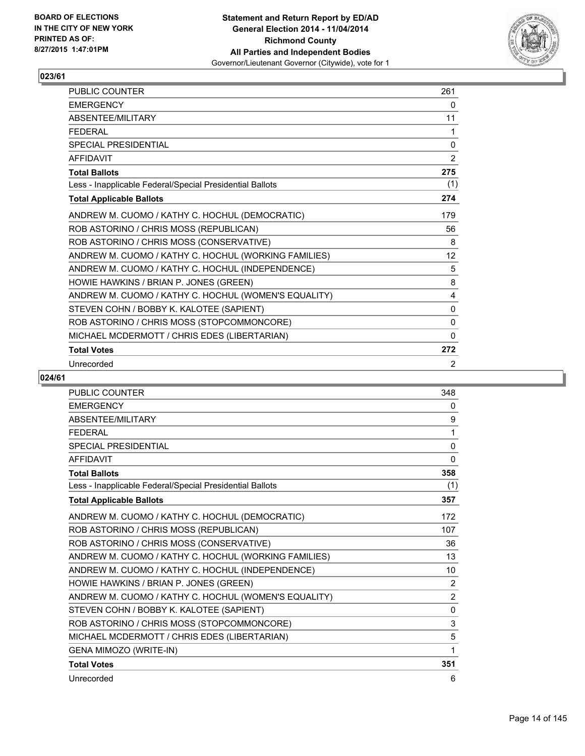## 023/61

| | |
|---|---|
| PUBLIC COUNTER | 261 |
| EMERGENCY | 0 |
| ABSENTEE/MILITARY | 11 |
| FEDERAL | 1 |
| SPECIAL PRESIDENTIAL | 0 |
| AFFIDAVIT | 2 |
| **Total Ballots** | **275** |
| Less - Inapplicable Federal/Special Presidential Ballots | (1) |
| **Total Applicable Ballots** | **274** |
| ANDREW M. CUOMO / KATHY C. HOCHUL (DEMOCRATIC) | 179 |
| ROB ASTORINO / CHRIS MOSS (REPUBLICAN) | 56 |
| ROB ASTORINO / CHRIS MOSS (CONSERVATIVE) | 8 |
| ANDREW M. CUOMO / KATHY C. HOCHUL (WORKING FAMILIES) | 12 |
| ANDREW M. CUOMO / KATHY C. HOCHUL (INDEPENDENCE) | 5 |
| HOWIE HAWKINS / BRIAN P. JONES (GREEN) | 8 |
| ANDREW M. CUOMO / KATHY C. HOCHUL (WOMEN'S EQUALITY) | 4 |
| STEVEN COHN / BOBBY K. KALOTEE (SAPIENT) | 0 |
| ROB ASTORINO / CHRIS MOSS (STOPCOMMONCORE) | 0 |
| MICHAEL MCDERMOTT / CHRIS EDES (LIBERTARIAN) | 0 |
| **Total Votes** | **272** |
| Unrecorded | 2 |

## 024/61

| | |
|---|---|
| PUBLIC COUNTER | 348 |
| EMERGENCY | 0 |
| ABSENTEE/MILITARY | 9 |
| FEDERAL | 1 |
| SPECIAL PRESIDENTIAL | 0 |
| AFFIDAVIT | 0 |
| **Total Ballots** | **358** |
| Less - Inapplicable Federal/Special Presidential Ballots | (1) |
| **Total Applicable Ballots** | **357** |
| ANDREW M. CUOMO / KATHY C. HOCHUL (DEMOCRATIC) | 172 |
| ROB ASTORINO / CHRIS MOSS (REPUBLICAN) | 107 |
| ROB ASTORINO / CHRIS MOSS (CONSERVATIVE) | 36 |
| ANDREW M. CUOMO / KATHY C. HOCHUL (WORKING FAMILIES) | 13 |
| ANDREW M. CUOMO / KATHY C. HOCHUL (INDEPENDENCE) | 10 |
| HOWIE HAWKINS / BRIAN P. JONES (GREEN) | 2 |
| ANDREW M. CUOMO / KATHY C. HOCHUL (WOMEN'S EQUALITY) | 2 |
| STEVEN COHN / BOBBY K. KALOTEE (SAPIENT) | 0 |
| ROB ASTORINO / CHRIS MOSS (STOPCOMMONCORE) | 3 |
| MICHAEL MCDERMOTT / CHRIS EDES (LIBERTARIAN) | 5 |
| GENA MIMOZO (WRITE-IN) | 1 |
| **Total Votes** | **351** |
| Unrecorded | 6 |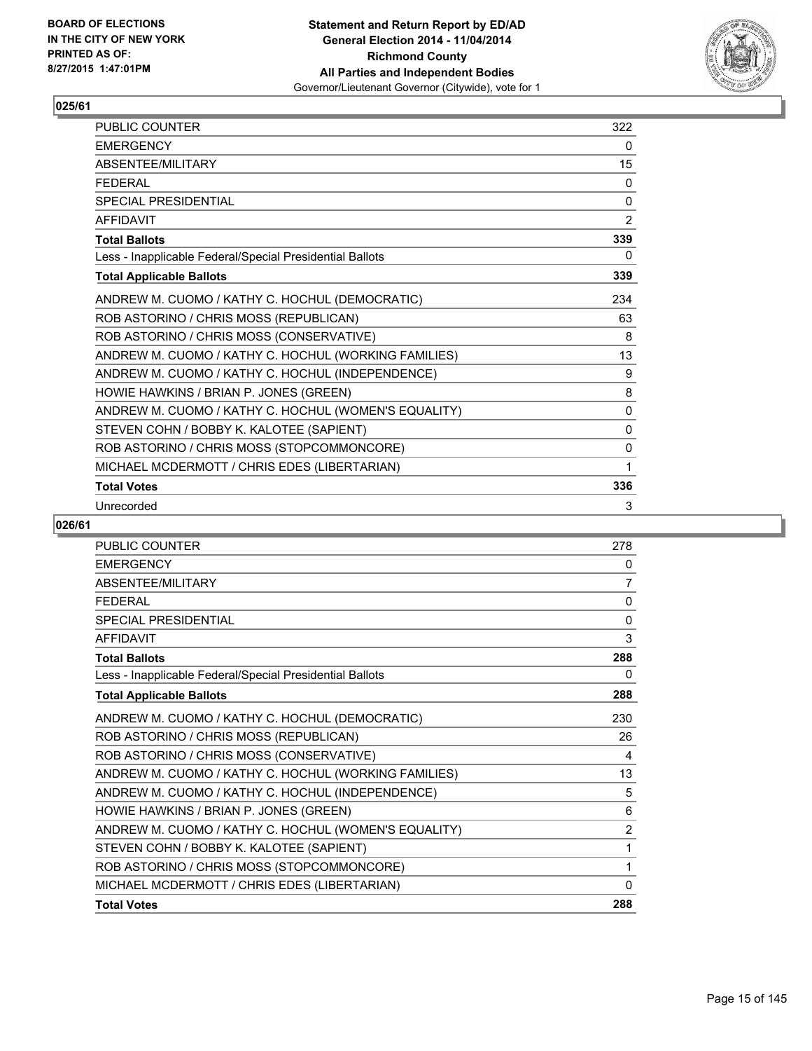**BOARD OF ELECTIONS IN THE CITY OF NEW YORK PRINTED AS OF: 8/27/2015 1:47:01PM**

**Statement and Return Report by ED/AD General Election 2014 - 11/04/2014 Richmond County All Parties and Independent Bodies** Governor/Lieutenant Governor (Citywide), vote for 1

## 025/61

| | |
|---|---|
| PUBLIC COUNTER | 322 |
| EMERGENCY | 0 |
| ABSENTEE/MILITARY | 15 |
| FEDERAL | 0 |
| SPECIAL PRESIDENTIAL | 0 |
| AFFIDAVIT | 2 |
| **Total Ballots** | **339** |
| Less - Inapplicable Federal/Special Presidential Ballots | 0 |
| **Total Applicable Ballots** | **339** |
| ANDREW M. CUOMO / KATHY C. HOCHUL (DEMOCRATIC) | 234 |
| ROB ASTORINO / CHRIS MOSS (REPUBLICAN) | 63 |
| ROB ASTORINO / CHRIS MOSS (CONSERVATIVE) | 8 |
| ANDREW M. CUOMO / KATHY C. HOCHUL (WORKING FAMILIES) | 13 |
| ANDREW M. CUOMO / KATHY C. HOCHUL (INDEPENDENCE) | 9 |
| HOWIE HAWKINS / BRIAN P. JONES (GREEN) | 8 |
| ANDREW M. CUOMO / KATHY C. HOCHUL (WOMEN'S EQUALITY) | 0 |
| STEVEN COHN / BOBBY K. KALOTEE (SAPIENT) | 0 |
| ROB ASTORINO / CHRIS MOSS (STOPCOMMONCORE) | 0 |
| MICHAEL MCDERMOTT / CHRIS EDES (LIBERTARIAN) | 1 |
| **Total Votes** | **336** |
| Unrecorded | 3 |

## 026/61

| | |
|---|---|
| PUBLIC COUNTER | 278 |
| EMERGENCY | 0 |
| ABSENTEE/MILITARY | 7 |
| FEDERAL | 0 |
| SPECIAL PRESIDENTIAL | 0 |
| AFFIDAVIT | 3 |
| **Total Ballots** | **288** |
| Less - Inapplicable Federal/Special Presidential Ballots | 0 |
| **Total Applicable Ballots** | **288** |
| ANDREW M. CUOMO / KATHY C. HOCHUL (DEMOCRATIC) | 230 |
| ROB ASTORINO / CHRIS MOSS (REPUBLICAN) | 26 |
| ROB ASTORINO / CHRIS MOSS (CONSERVATIVE) | 4 |
| ANDREW M. CUOMO / KATHY C. HOCHUL (WORKING FAMILIES) | 13 |
| ANDREW M. CUOMO / KATHY C. HOCHUL (INDEPENDENCE) | 5 |
| HOWIE HAWKINS / BRIAN P. JONES (GREEN) | 6 |
| ANDREW M. CUOMO / KATHY C. HOCHUL (WOMEN'S EQUALITY) | 2 |
| STEVEN COHN / BOBBY K. KALOTEE (SAPIENT) | 1 |
| ROB ASTORINO / CHRIS MOSS (STOPCOMMONCORE) | 1 |
| MICHAEL MCDERMOTT / CHRIS EDES (LIBERTARIAN) | 0 |
| **Total Votes** | **288** |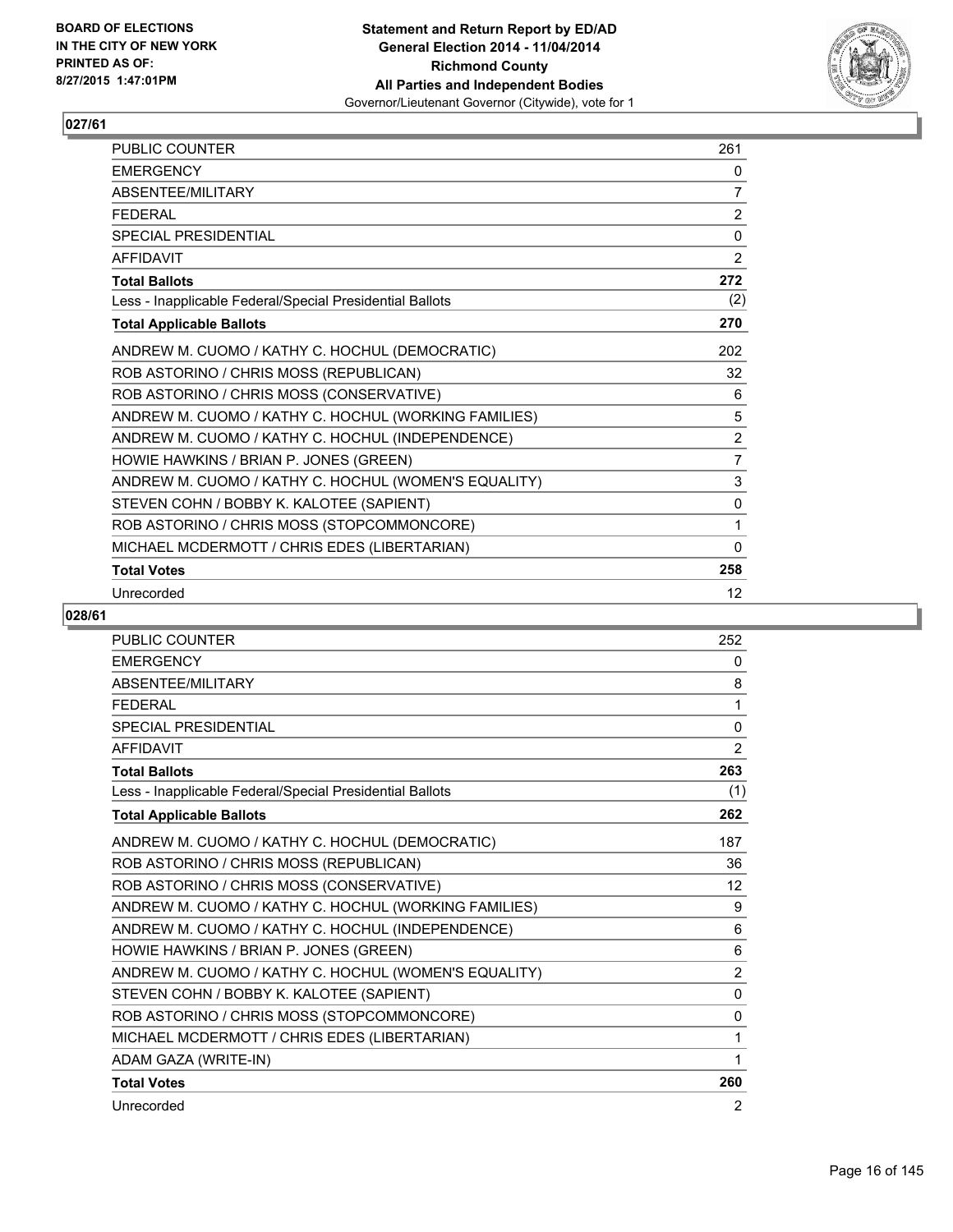BOARD OF ELECTIONS
IN THE CITY OF NEW YORK
PRINTED AS OF:
8/27/2015 1:47:01PM

**Statement and Return Report by ED/AD**
**General Election 2014 - 11/04/2014**
**Richmond County**
**All Parties and Independent Bodies**
Governor/Lieutenant Governor (Citywide), vote for 1

## 027/61

| | |
|---|---|
| PUBLIC COUNTER | 261 |
| EMERGENCY | 0 |
| ABSENTEE/MILITARY | 7 |
| FEDERAL | 2 |
| SPECIAL PRESIDENTIAL | 0 |
| AFFIDAVIT | 2 |
| **Total Ballots** | **272** |
| Less - Inapplicable Federal/Special Presidential Ballots | (2) |
| **Total Applicable Ballots** | **270** |
| ANDREW M. CUOMO / KATHY C. HOCHUL (DEMOCRATIC) | 202 |
| ROB ASTORINO / CHRIS MOSS (REPUBLICAN) | 32 |
| ROB ASTORINO / CHRIS MOSS (CONSERVATIVE) | 6 |
| ANDREW M. CUOMO / KATHY C. HOCHUL (WORKING FAMILIES) | 5 |
| ANDREW M. CUOMO / KATHY C. HOCHUL (INDEPENDENCE) | 2 |
| HOWIE HAWKINS / BRIAN P. JONES (GREEN) | 7 |
| ANDREW M. CUOMO / KATHY C. HOCHUL (WOMEN'S EQUALITY) | 3 |
| STEVEN COHN / BOBBY K. KALOTEE (SAPIENT) | 0 |
| ROB ASTORINO / CHRIS MOSS (STOPCOMMONCORE) | 1 |
| MICHAEL MCDERMOTT / CHRIS EDES (LIBERTARIAN) | 0 |
| **Total Votes** | **258** |
| Unrecorded | 12 |

## 028/61

| | |
|---|---|
| PUBLIC COUNTER | 252 |
| EMERGENCY | 0 |
| ABSENTEE/MILITARY | 8 |
| FEDERAL | 1 |
| SPECIAL PRESIDENTIAL | 0 |
| AFFIDAVIT | 2 |
| **Total Ballots** | **263** |
| Less - Inapplicable Federal/Special Presidential Ballots | (1) |
| **Total Applicable Ballots** | **262** |
| ANDREW M. CUOMO / KATHY C. HOCHUL (DEMOCRATIC) | 187 |
| ROB ASTORINO / CHRIS MOSS (REPUBLICAN) | 36 |
| ROB ASTORINO / CHRIS MOSS (CONSERVATIVE) | 12 |
| ANDREW M. CUOMO / KATHY C. HOCHUL (WORKING FAMILIES) | 9 |
| ANDREW M. CUOMO / KATHY C. HOCHUL (INDEPENDENCE) | 6 |
| HOWIE HAWKINS / BRIAN P. JONES (GREEN) | 6 |
| ANDREW M. CUOMO / KATHY C. HOCHUL (WOMEN'S EQUALITY) | 2 |
| STEVEN COHN / BOBBY K. KALOTEE (SAPIENT) | 0 |
| ROB ASTORINO / CHRIS MOSS (STOPCOMMONCORE) | 0 |
| MICHAEL MCDERMOTT / CHRIS EDES (LIBERTARIAN) | 1 |
| ADAM GAZA (WRITE-IN) | 1 |
| **Total Votes** | **260** |
| Unrecorded | 2 |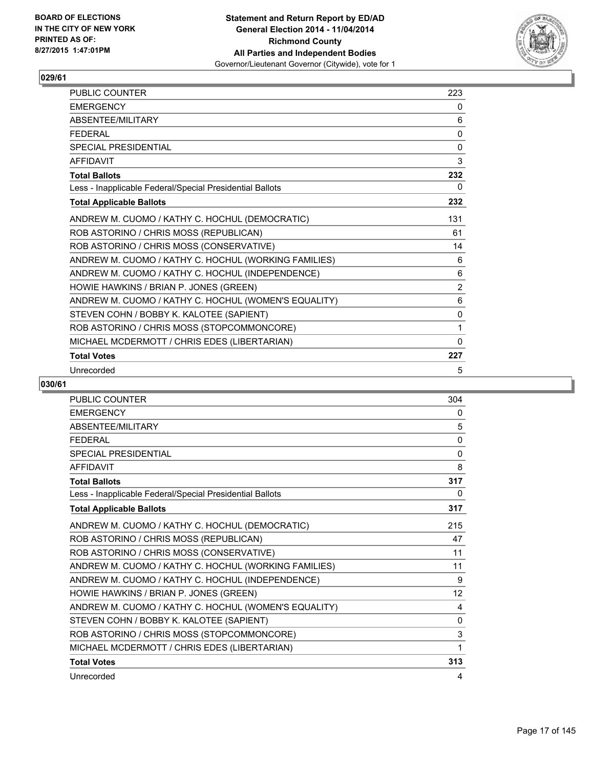**Statement and Return Report by ED/AD**
**General Election 2014 - 11/04/2014**
**Richmond County**
**All Parties and Independent Bodies**
Governor/Lieutenant Governor (Citywide), vote for 1

BOARD OF ELECTIONS
IN THE CITY OF NEW YORK
PRINTED AS OF:
8/27/2015 1:47:01PM

## 029/61

| | |
|---|---|
| PUBLIC COUNTER | 223 |
| EMERGENCY | 0 |
| ABSENTEE/MILITARY | 6 |
| FEDERAL | 0 |
| SPECIAL PRESIDENTIAL | 0 |
| AFFIDAVIT | 3 |
| **Total Ballots** | **232** |
| Less - Inapplicable Federal/Special Presidential Ballots | 0 |
| **Total Applicable Ballots** | **232** |
| ANDREW M. CUOMO / KATHY C. HOCHUL (DEMOCRATIC) | 131 |
| ROB ASTORINO / CHRIS MOSS (REPUBLICAN) | 61 |
| ROB ASTORINO / CHRIS MOSS (CONSERVATIVE) | 14 |
| ANDREW M. CUOMO / KATHY C. HOCHUL (WORKING FAMILIES) | 6 |
| ANDREW M. CUOMO / KATHY C. HOCHUL (INDEPENDENCE) | 6 |
| HOWIE HAWKINS / BRIAN P. JONES (GREEN) | 2 |
| ANDREW M. CUOMO / KATHY C. HOCHUL (WOMEN'S EQUALITY) | 6 |
| STEVEN COHN / BOBBY K. KALOTEE (SAPIENT) | 0 |
| ROB ASTORINO / CHRIS MOSS (STOPCOMMONCORE) | 1 |
| MICHAEL MCDERMOTT / CHRIS EDES (LIBERTARIAN) | 0 |
| **Total Votes** | **227** |
| Unrecorded | 5 |

## 030/61

| | |
|---|---|
| PUBLIC COUNTER | 304 |
| EMERGENCY | 0 |
| ABSENTEE/MILITARY | 5 |
| FEDERAL | 0 |
| SPECIAL PRESIDENTIAL | 0 |
| AFFIDAVIT | 8 |
| **Total Ballots** | **317** |
| Less - Inapplicable Federal/Special Presidential Ballots | 0 |
| **Total Applicable Ballots** | **317** |
| ANDREW M. CUOMO / KATHY C. HOCHUL (DEMOCRATIC) | 215 |
| ROB ASTORINO / CHRIS MOSS (REPUBLICAN) | 47 |
| ROB ASTORINO / CHRIS MOSS (CONSERVATIVE) | 11 |
| ANDREW M. CUOMO / KATHY C. HOCHUL (WORKING FAMILIES) | 11 |
| ANDREW M. CUOMO / KATHY C. HOCHUL (INDEPENDENCE) | 9 |
| HOWIE HAWKINS / BRIAN P. JONES (GREEN) | 12 |
| ANDREW M. CUOMO / KATHY C. HOCHUL (WOMEN'S EQUALITY) | 4 |
| STEVEN COHN / BOBBY K. KALOTEE (SAPIENT) | 0 |
| ROB ASTORINO / CHRIS MOSS (STOPCOMMONCORE) | 3 |
| MICHAEL MCDERMOTT / CHRIS EDES (LIBERTARIAN) | 1 |
| **Total Votes** | **313** |
| Unrecorded | 4 |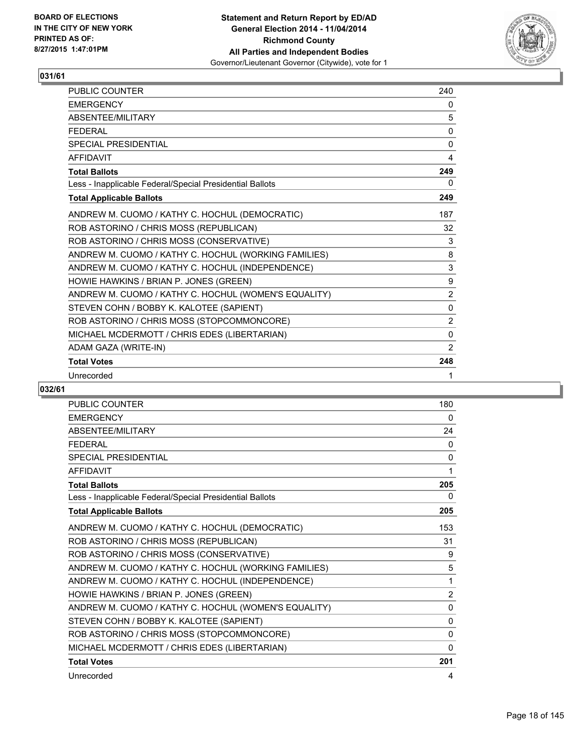**Statement and Return Report by ED/AD**
**General Election 2014 - 11/04/2014**
**Richmond County**
**All Parties and Independent Bodies**
Governor/Lieutenant Governor (Citywide), vote for 1

BOARD OF ELECTIONS
IN THE CITY OF NEW YORK
PRINTED AS OF:
8/27/2015 1:47:01PM

## 031/61

| | |
|---|---|
| PUBLIC COUNTER | 240 |
| EMERGENCY | 0 |
| ABSENTEE/MILITARY | 5 |
| FEDERAL | 0 |
| SPECIAL PRESIDENTIAL | 0 |
| AFFIDAVIT | 4 |
| **Total Ballots** | **249** |
| Less - Inapplicable Federal/Special Presidential Ballots | 0 |
| **Total Applicable Ballots** | **249** |
| ANDREW M. CUOMO / KATHY C. HOCHUL (DEMOCRATIC) | 187 |
| ROB ASTORINO / CHRIS MOSS (REPUBLICAN) | 32 |
| ROB ASTORINO / CHRIS MOSS (CONSERVATIVE) | 3 |
| ANDREW M. CUOMO / KATHY C. HOCHUL (WORKING FAMILIES) | 8 |
| ANDREW M. CUOMO / KATHY C. HOCHUL (INDEPENDENCE) | 3 |
| HOWIE HAWKINS / BRIAN P. JONES (GREEN) | 9 |
| ANDREW M. CUOMO / KATHY C. HOCHUL (WOMEN'S EQUALITY) | 2 |
| STEVEN COHN / BOBBY K. KALOTEE (SAPIENT) | 0 |
| ROB ASTORINO / CHRIS MOSS (STOPCOMMONCORE) | 2 |
| MICHAEL MCDERMOTT / CHRIS EDES (LIBERTARIAN) | 0 |
| ADAM GAZA (WRITE-IN) | 2 |
| **Total Votes** | **248** |
| Unrecorded | 1 |

## 032/61

| | |
|---|---|
| PUBLIC COUNTER | 180 |
| EMERGENCY | 0 |
| ABSENTEE/MILITARY | 24 |
| FEDERAL | 0 |
| SPECIAL PRESIDENTIAL | 0 |
| AFFIDAVIT | 1 |
| **Total Ballots** | **205** |
| Less - Inapplicable Federal/Special Presidential Ballots | 0 |
| **Total Applicable Ballots** | **205** |
| ANDREW M. CUOMO / KATHY C. HOCHUL (DEMOCRATIC) | 153 |
| ROB ASTORINO / CHRIS MOSS (REPUBLICAN) | 31 |
| ROB ASTORINO / CHRIS MOSS (CONSERVATIVE) | 9 |
| ANDREW M. CUOMO / KATHY C. HOCHUL (WORKING FAMILIES) | 5 |
| ANDREW M. CUOMO / KATHY C. HOCHUL (INDEPENDENCE) | 1 |
| HOWIE HAWKINS / BRIAN P. JONES (GREEN) | 2 |
| ANDREW M. CUOMO / KATHY C. HOCHUL (WOMEN'S EQUALITY) | 0 |
| STEVEN COHN / BOBBY K. KALOTEE (SAPIENT) | 0 |
| ROB ASTORINO / CHRIS MOSS (STOPCOMMONCORE) | 0 |
| MICHAEL MCDERMOTT / CHRIS EDES (LIBERTARIAN) | 0 |
| **Total Votes** | **201** |
| Unrecorded | 4 |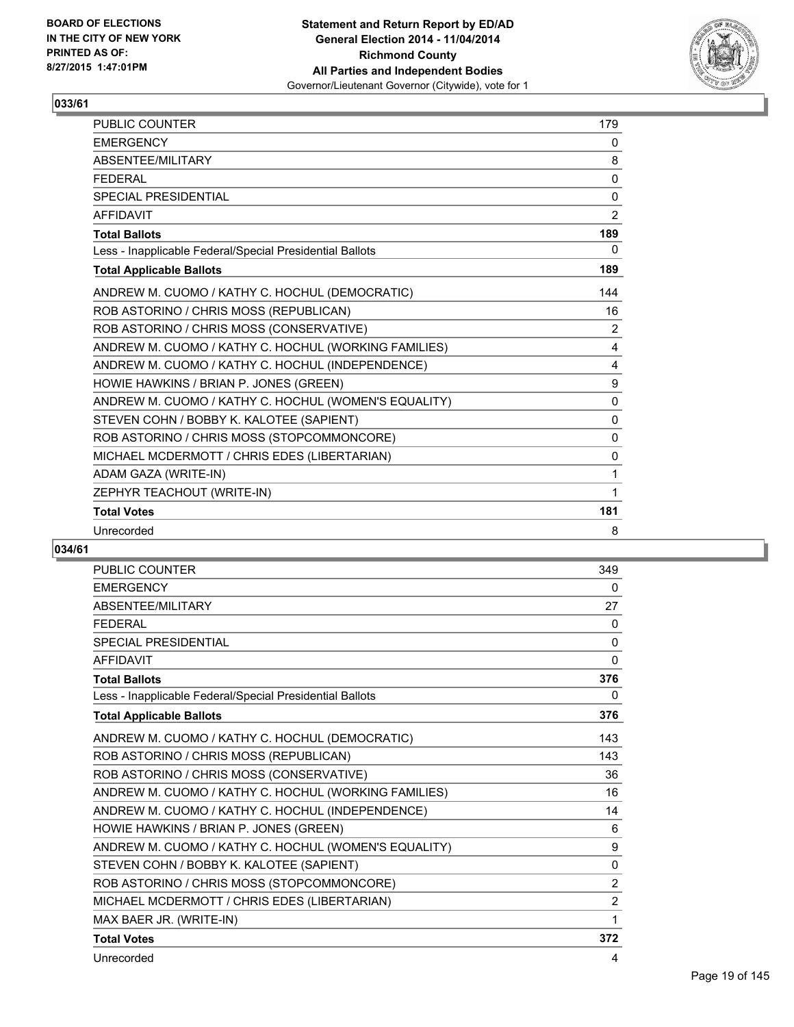BOARD OF ELECTIONS
IN THE CITY OF NEW YORK
PRINTED AS OF:
8/27/2015 1:47:01PM

**Statement and Return Report by ED/AD**
**General Election 2014 - 11/04/2014**
**Richmond County**
**All Parties and Independent Bodies**
Governor/Lieutenant Governor (Citywide), vote for 1

### 033/61

| | |
|---|---|
| PUBLIC COUNTER | 179 |
| EMERGENCY | 0 |
| ABSENTEE/MILITARY | 8 |
| FEDERAL | 0 |
| SPECIAL PRESIDENTIAL | 0 |
| AFFIDAVIT | 2 |
| **Total Ballots** | **189** |
| Less - Inapplicable Federal/Special Presidential Ballots | 0 |
| **Total Applicable Ballots** | **189** |
| ANDREW M. CUOMO / KATHY C. HOCHUL (DEMOCRATIC) | 144 |
| ROB ASTORINO / CHRIS MOSS (REPUBLICAN) | 16 |
| ROB ASTORINO / CHRIS MOSS (CONSERVATIVE) | 2 |
| ANDREW M. CUOMO / KATHY C. HOCHUL (WORKING FAMILIES) | 4 |
| ANDREW M. CUOMO / KATHY C. HOCHUL (INDEPENDENCE) | 4 |
| HOWIE HAWKINS / BRIAN P. JONES (GREEN) | 9 |
| ANDREW M. CUOMO / KATHY C. HOCHUL (WOMEN'S EQUALITY) | 0 |
| STEVEN COHN / BOBBY K. KALOTEE (SAPIENT) | 0 |
| ROB ASTORINO / CHRIS MOSS (STOPCOMMONCORE) | 0 |
| MICHAEL MCDERMOTT / CHRIS EDES (LIBERTARIAN) | 0 |
| ADAM GAZA (WRITE-IN) | 1 |
| ZEPHYR TEACHOUT (WRITE-IN) | 1 |
| **Total Votes** | **181** |
| Unrecorded | 8 |

### 034/61

| | |
|---|---|
| PUBLIC COUNTER | 349 |
| EMERGENCY | 0 |
| ABSENTEE/MILITARY | 27 |
| FEDERAL | 0 |
| SPECIAL PRESIDENTIAL | 0 |
| AFFIDAVIT | 0 |
| **Total Ballots** | **376** |
| Less - Inapplicable Federal/Special Presidential Ballots | 0 |
| **Total Applicable Ballots** | **376** |
| ANDREW M. CUOMO / KATHY C. HOCHUL (DEMOCRATIC) | 143 |
| ROB ASTORINO / CHRIS MOSS (REPUBLICAN) | 143 |
| ROB ASTORINO / CHRIS MOSS (CONSERVATIVE) | 36 |
| ANDREW M. CUOMO / KATHY C. HOCHUL (WORKING FAMILIES) | 16 |
| ANDREW M. CUOMO / KATHY C. HOCHUL (INDEPENDENCE) | 14 |
| HOWIE HAWKINS / BRIAN P. JONES (GREEN) | 6 |
| ANDREW M. CUOMO / KATHY C. HOCHUL (WOMEN'S EQUALITY) | 9 |
| STEVEN COHN / BOBBY K. KALOTEE (SAPIENT) | 0 |
| ROB ASTORINO / CHRIS MOSS (STOPCOMMONCORE) | 2 |
| MICHAEL MCDERMOTT / CHRIS EDES (LIBERTARIAN) | 2 |
| MAX BAER JR. (WRITE-IN) | 1 |
| **Total Votes** | **372** |
| Unrecorded | 4 |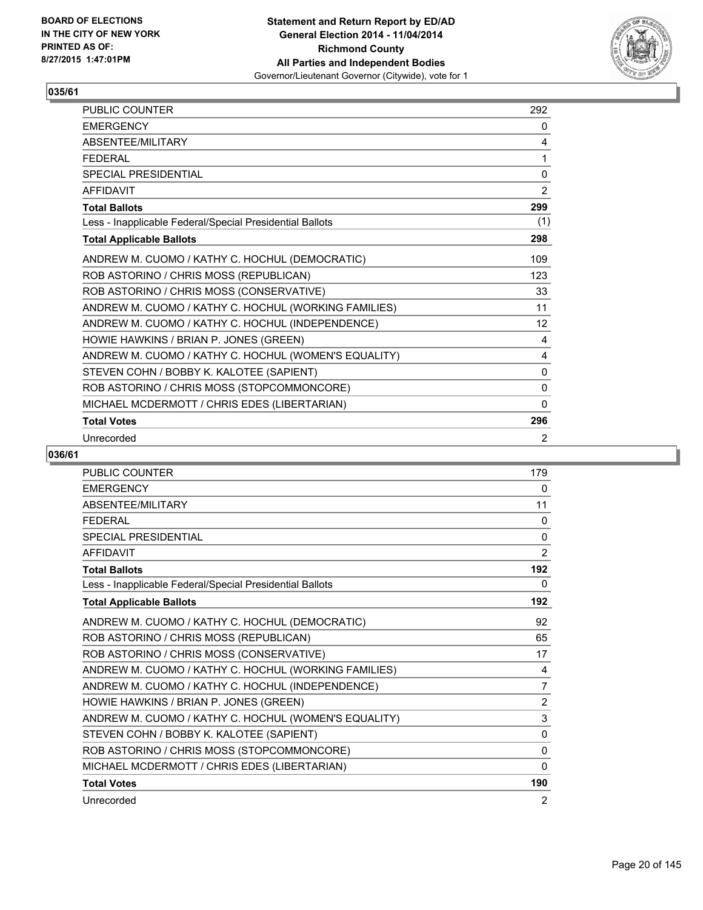## 035/61

| | |
|---|---|
| PUBLIC COUNTER | 292 |
| EMERGENCY | 0 |
| ABSENTEE/MILITARY | 4 |
| FEDERAL | 1 |
| SPECIAL PRESIDENTIAL | 0 |
| AFFIDAVIT | 2 |
| **Total Ballots** | **299** |
| Less - Inapplicable Federal/Special Presidential Ballots | (1) |
| **Total Applicable Ballots** | **298** |
| ANDREW M. CUOMO / KATHY C. HOCHUL (DEMOCRATIC) | 109 |
| ROB ASTORINO / CHRIS MOSS (REPUBLICAN) | 123 |
| ROB ASTORINO / CHRIS MOSS (CONSERVATIVE) | 33 |
| ANDREW M. CUOMO / KATHY C. HOCHUL (WORKING FAMILIES) | 11 |
| ANDREW M. CUOMO / KATHY C. HOCHUL (INDEPENDENCE) | 12 |
| HOWIE HAWKINS / BRIAN P. JONES (GREEN) | 4 |
| ANDREW M. CUOMO / KATHY C. HOCHUL (WOMEN'S EQUALITY) | 4 |
| STEVEN COHN / BOBBY K. KALOTEE (SAPIENT) | 0 |
| ROB ASTORINO / CHRIS MOSS (STOPCOMMONCORE) | 0 |
| MICHAEL MCDERMOTT / CHRIS EDES (LIBERTARIAN) | 0 |
| **Total Votes** | **296** |
| Unrecorded | 2 |

## 036/61

| | |
|---|---|
| PUBLIC COUNTER | 179 |
| EMERGENCY | 0 |
| ABSENTEE/MILITARY | 11 |
| FEDERAL | 0 |
| SPECIAL PRESIDENTIAL | 0 |
| AFFIDAVIT | 2 |
| **Total Ballots** | **192** |
| Less - Inapplicable Federal/Special Presidential Ballots | 0 |
| **Total Applicable Ballots** | **192** |
| ANDREW M. CUOMO / KATHY C. HOCHUL (DEMOCRATIC) | 92 |
| ROB ASTORINO / CHRIS MOSS (REPUBLICAN) | 65 |
| ROB ASTORINO / CHRIS MOSS (CONSERVATIVE) | 17 |
| ANDREW M. CUOMO / KATHY C. HOCHUL (WORKING FAMILIES) | 4 |
| ANDREW M. CUOMO / KATHY C. HOCHUL (INDEPENDENCE) | 7 |
| HOWIE HAWKINS / BRIAN P. JONES (GREEN) | 2 |
| ANDREW M. CUOMO / KATHY C. HOCHUL (WOMEN'S EQUALITY) | 3 |
| STEVEN COHN / BOBBY K. KALOTEE (SAPIENT) | 0 |
| ROB ASTORINO / CHRIS MOSS (STOPCOMMONCORE) | 0 |
| MICHAEL MCDERMOTT / CHRIS EDES (LIBERTARIAN) | 0 |
| **Total Votes** | **190** |
| Unrecorded | 2 |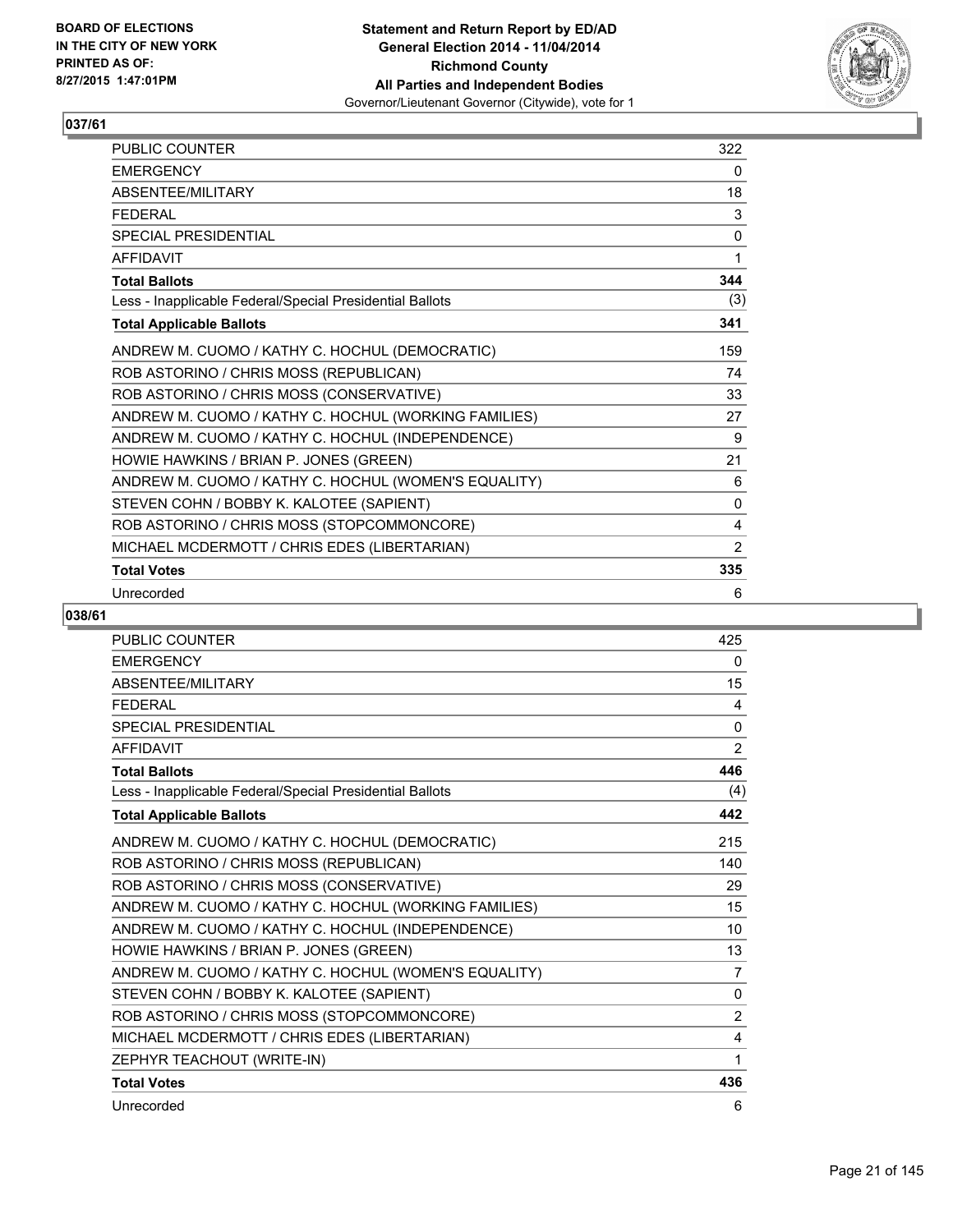BOARD OF ELECTIONS
IN THE CITY OF NEW YORK
PRINTED AS OF:
8/27/2015 1:47:01PM

**Statement and Return Report by ED/AD**
**General Election 2014 - 11/04/2014**
**Richmond County**
**All Parties and Independent Bodies**
Governor/Lieutenant Governor (Citywide), vote for 1

## 037/61

| | |
|---|---|
| PUBLIC COUNTER | 322 |
| EMERGENCY | 0 |
| ABSENTEE/MILITARY | 18 |
| FEDERAL | 3 |
| SPECIAL PRESIDENTIAL | 0 |
| AFFIDAVIT | 1 |
| **Total Ballots** | **344** |
| Less - Inapplicable Federal/Special Presidential Ballots | (3) |
| **Total Applicable Ballots** | **341** |
| ANDREW M. CUOMO / KATHY C. HOCHUL (DEMOCRATIC) | 159 |
| ROB ASTORINO / CHRIS MOSS (REPUBLICAN) | 74 |
| ROB ASTORINO / CHRIS MOSS (CONSERVATIVE) | 33 |
| ANDREW M. CUOMO / KATHY C. HOCHUL (WORKING FAMILIES) | 27 |
| ANDREW M. CUOMO / KATHY C. HOCHUL (INDEPENDENCE) | 9 |
| HOWIE HAWKINS / BRIAN P. JONES (GREEN) | 21 |
| ANDREW M. CUOMO / KATHY C. HOCHUL (WOMEN'S EQUALITY) | 6 |
| STEVEN COHN / BOBBY K. KALOTEE (SAPIENT) | 0 |
| ROB ASTORINO / CHRIS MOSS (STOPCOMMONCORE) | 4 |
| MICHAEL MCDERMOTT / CHRIS EDES (LIBERTARIAN) | 2 |
| **Total Votes** | **335** |
| Unrecorded | 6 |

## 038/61

| | |
|---|---|
| PUBLIC COUNTER | 425 |
| EMERGENCY | 0 |
| ABSENTEE/MILITARY | 15 |
| FEDERAL | 4 |
| SPECIAL PRESIDENTIAL | 0 |
| AFFIDAVIT | 2 |
| **Total Ballots** | **446** |
| Less - Inapplicable Federal/Special Presidential Ballots | (4) |
| **Total Applicable Ballots** | **442** |
| ANDREW M. CUOMO / KATHY C. HOCHUL (DEMOCRATIC) | 215 |
| ROB ASTORINO / CHRIS MOSS (REPUBLICAN) | 140 |
| ROB ASTORINO / CHRIS MOSS (CONSERVATIVE) | 29 |
| ANDREW M. CUOMO / KATHY C. HOCHUL (WORKING FAMILIES) | 15 |
| ANDREW M. CUOMO / KATHY C. HOCHUL (INDEPENDENCE) | 10 |
| HOWIE HAWKINS / BRIAN P. JONES (GREEN) | 13 |
| ANDREW M. CUOMO / KATHY C. HOCHUL (WOMEN'S EQUALITY) | 7 |
| STEVEN COHN / BOBBY K. KALOTEE (SAPIENT) | 0 |
| ROB ASTORINO / CHRIS MOSS (STOPCOMMONCORE) | 2 |
| MICHAEL MCDERMOTT / CHRIS EDES (LIBERTARIAN) | 4 |
| ZEPHYR TEACHOUT (WRITE-IN) | 1 |
| **Total Votes** | **436** |
| Unrecorded | 6 |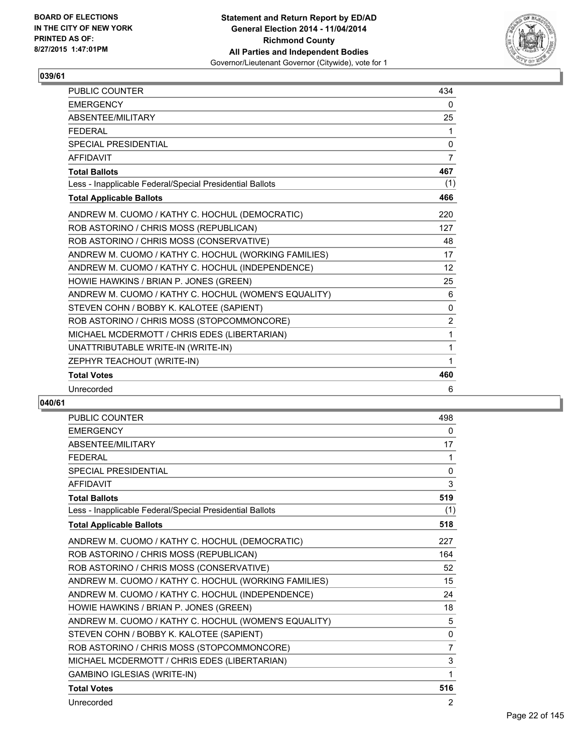BOARD OF ELECTIONS
IN THE CITY OF NEW YORK
PRINTED AS OF:
8/27/2015 1:47:01PM

**Statement and Return Report by ED/AD**
**General Election 2014 - 11/04/2014**
**Richmond County**
**All Parties and Independent Bodies**
Governor/Lieutenant Governor (Citywide), vote for 1

## 039/61

| | |
|---|---|
| PUBLIC COUNTER | 434 |
| EMERGENCY | 0 |
| ABSENTEE/MILITARY | 25 |
| FEDERAL | 1 |
| SPECIAL PRESIDENTIAL | 0 |
| AFFIDAVIT | 7 |
| **Total Ballots** | **467** |
| Less - Inapplicable Federal/Special Presidential Ballots | (1) |
| **Total Applicable Ballots** | **466** |
| ANDREW M. CUOMO / KATHY C. HOCHUL (DEMOCRATIC) | 220 |
| ROB ASTORINO / CHRIS MOSS (REPUBLICAN) | 127 |
| ROB ASTORINO / CHRIS MOSS (CONSERVATIVE) | 48 |
| ANDREW M. CUOMO / KATHY C. HOCHUL (WORKING FAMILIES) | 17 |
| ANDREW M. CUOMO / KATHY C. HOCHUL (INDEPENDENCE) | 12 |
| HOWIE HAWKINS / BRIAN P. JONES (GREEN) | 25 |
| ANDREW M. CUOMO / KATHY C. HOCHUL (WOMEN'S EQUALITY) | 6 |
| STEVEN COHN / BOBBY K. KALOTEE (SAPIENT) | 0 |
| ROB ASTORINO / CHRIS MOSS (STOPCOMMONCORE) | 2 |
| MICHAEL MCDERMOTT / CHRIS EDES (LIBERTARIAN) | 1 |
| UNATTRIBUTABLE WRITE-IN (WRITE-IN) | 1 |
| ZEPHYR TEACHOUT (WRITE-IN) | 1 |
| **Total Votes** | **460** |
| Unrecorded | 6 |

## 040/61

| | |
|---|---|
| PUBLIC COUNTER | 498 |
| EMERGENCY | 0 |
| ABSENTEE/MILITARY | 17 |
| FEDERAL | 1 |
| SPECIAL PRESIDENTIAL | 0 |
| AFFIDAVIT | 3 |
| **Total Ballots** | **519** |
| Less - Inapplicable Federal/Special Presidential Ballots | (1) |
| **Total Applicable Ballots** | **518** |
| ANDREW M. CUOMO / KATHY C. HOCHUL (DEMOCRATIC) | 227 |
| ROB ASTORINO / CHRIS MOSS (REPUBLICAN) | 164 |
| ROB ASTORINO / CHRIS MOSS (CONSERVATIVE) | 52 |
| ANDREW M. CUOMO / KATHY C. HOCHUL (WORKING FAMILIES) | 15 |
| ANDREW M. CUOMO / KATHY C. HOCHUL (INDEPENDENCE) | 24 |
| HOWIE HAWKINS / BRIAN P. JONES (GREEN) | 18 |
| ANDREW M. CUOMO / KATHY C. HOCHUL (WOMEN'S EQUALITY) | 5 |
| STEVEN COHN / BOBBY K. KALOTEE (SAPIENT) | 0 |
| ROB ASTORINO / CHRIS MOSS (STOPCOMMONCORE) | 7 |
| MICHAEL MCDERMOTT / CHRIS EDES (LIBERTARIAN) | 3 |
| GAMBINO IGLESIAS (WRITE-IN) | 1 |
| **Total Votes** | **516** |
| Unrecorded | 2 |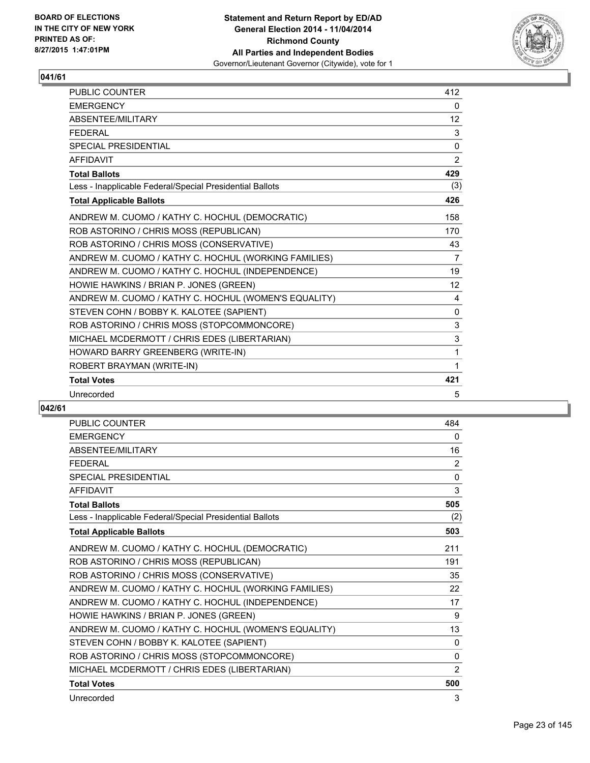BOARD OF ELECTIONS
IN THE CITY OF NEW YORK
PRINTED AS OF:
8/27/2015 1:47:01PM

**Statement and Return Report by ED/AD**
**General Election 2014 - 11/04/2014**
**Richmond County**
**All Parties and Independent Bodies**
Governor/Lieutenant Governor (Citywide), vote for 1

## 041/61

| | |
|---|---|
| PUBLIC COUNTER | 412 |
| EMERGENCY | 0 |
| ABSENTEE/MILITARY | 12 |
| FEDERAL | 3 |
| SPECIAL PRESIDENTIAL | 0 |
| AFFIDAVIT | 2 |
| **Total Ballots** | **429** |
| Less - Inapplicable Federal/Special Presidential Ballots | (3) |
| **Total Applicable Ballots** | **426** |
| ANDREW M. CUOMO / KATHY C. HOCHUL (DEMOCRATIC) | 158 |
| ROB ASTORINO / CHRIS MOSS (REPUBLICAN) | 170 |
| ROB ASTORINO / CHRIS MOSS (CONSERVATIVE) | 43 |
| ANDREW M. CUOMO / KATHY C. HOCHUL (WORKING FAMILIES) | 7 |
| ANDREW M. CUOMO / KATHY C. HOCHUL (INDEPENDENCE) | 19 |
| HOWIE HAWKINS / BRIAN P. JONES (GREEN) | 12 |
| ANDREW M. CUOMO / KATHY C. HOCHUL (WOMEN'S EQUALITY) | 4 |
| STEVEN COHN / BOBBY K. KALOTEE (SAPIENT) | 0 |
| ROB ASTORINO / CHRIS MOSS (STOPCOMMONCORE) | 3 |
| MICHAEL MCDERMOTT / CHRIS EDES (LIBERTARIAN) | 3 |
| HOWARD BARRY GREENBERG (WRITE-IN) | 1 |
| ROBERT BRAYMAN (WRITE-IN) | 1 |
| **Total Votes** | **421** |
| Unrecorded | 5 |

## 042/61

| | |
|---|---|
| PUBLIC COUNTER | 484 |
| EMERGENCY | 0 |
| ABSENTEE/MILITARY | 16 |
| FEDERAL | 2 |
| SPECIAL PRESIDENTIAL | 0 |
| AFFIDAVIT | 3 |
| **Total Ballots** | **505** |
| Less - Inapplicable Federal/Special Presidential Ballots | (2) |
| **Total Applicable Ballots** | **503** |
| ANDREW M. CUOMO / KATHY C. HOCHUL (DEMOCRATIC) | 211 |
| ROB ASTORINO / CHRIS MOSS (REPUBLICAN) | 191 |
| ROB ASTORINO / CHRIS MOSS (CONSERVATIVE) | 35 |
| ANDREW M. CUOMO / KATHY C. HOCHUL (WORKING FAMILIES) | 22 |
| ANDREW M. CUOMO / KATHY C. HOCHUL (INDEPENDENCE) | 17 |
| HOWIE HAWKINS / BRIAN P. JONES (GREEN) | 9 |
| ANDREW M. CUOMO / KATHY C. HOCHUL (WOMEN'S EQUALITY) | 13 |
| STEVEN COHN / BOBBY K. KALOTEE (SAPIENT) | 0 |
| ROB ASTORINO / CHRIS MOSS (STOPCOMMONCORE) | 0 |
| MICHAEL MCDERMOTT / CHRIS EDES (LIBERTARIAN) | 2 |
| **Total Votes** | **500** |
| Unrecorded | 3 |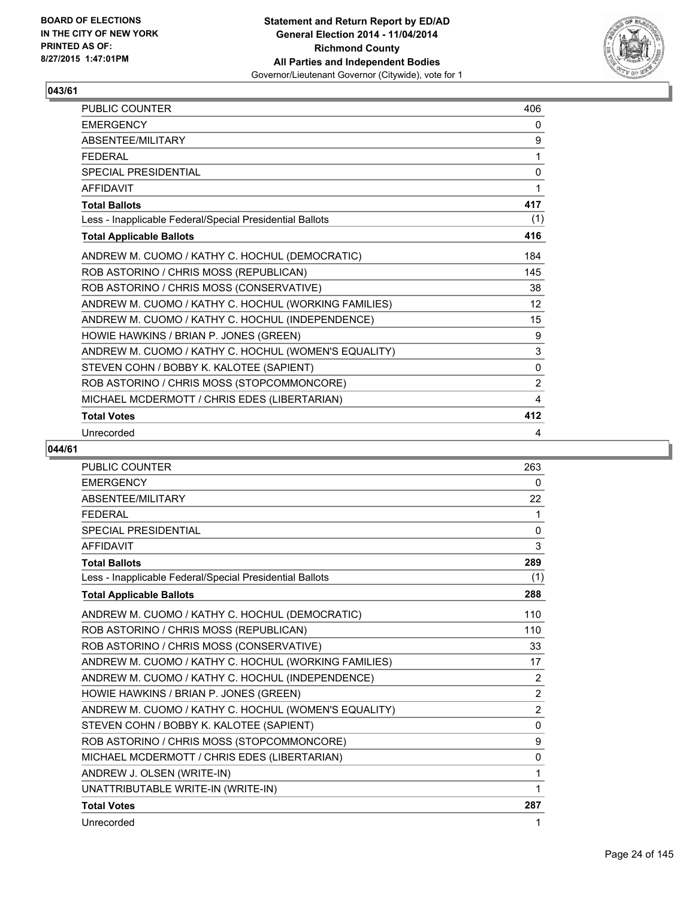**Statement and Return Report by ED/AD**
**General Election 2014 - 11/04/2014**
**Richmond County**
**All Parties and Independent Bodies**
Governor/Lieutenant Governor (Citywide), vote for 1

BOARD OF ELECTIONS
IN THE CITY OF NEW YORK
PRINTED AS OF:
8/27/2015 1:47:01PM

## 043/61

| | |
|---|---|
| PUBLIC COUNTER | 406 |
| EMERGENCY | 0 |
| ABSENTEE/MILITARY | 9 |
| FEDERAL | 1 |
| SPECIAL PRESIDENTIAL | 0 |
| AFFIDAVIT | 1 |
| **Total Ballots** | **417** |
| Less - Inapplicable Federal/Special Presidential Ballots | (1) |
| **Total Applicable Ballots** | **416** |
| ANDREW M. CUOMO / KATHY C. HOCHUL (DEMOCRATIC) | 184 |
| ROB ASTORINO / CHRIS MOSS (REPUBLICAN) | 145 |
| ROB ASTORINO / CHRIS MOSS (CONSERVATIVE) | 38 |
| ANDREW M. CUOMO / KATHY C. HOCHUL (WORKING FAMILIES) | 12 |
| ANDREW M. CUOMO / KATHY C. HOCHUL (INDEPENDENCE) | 15 |
| HOWIE HAWKINS / BRIAN P. JONES (GREEN) | 9 |
| ANDREW M. CUOMO / KATHY C. HOCHUL (WOMEN'S EQUALITY) | 3 |
| STEVEN COHN / BOBBY K. KALOTEE (SAPIENT) | 0 |
| ROB ASTORINO / CHRIS MOSS (STOPCOMMONCORE) | 2 |
| MICHAEL MCDERMOTT / CHRIS EDES (LIBERTARIAN) | 4 |
| **Total Votes** | **412** |
| Unrecorded | 4 |

## 044/61

| | |
|---|---|
| PUBLIC COUNTER | 263 |
| EMERGENCY | 0 |
| ABSENTEE/MILITARY | 22 |
| FEDERAL | 1 |
| SPECIAL PRESIDENTIAL | 0 |
| AFFIDAVIT | 3 |
| **Total Ballots** | **289** |
| Less - Inapplicable Federal/Special Presidential Ballots | (1) |
| **Total Applicable Ballots** | **288** |
| ANDREW M. CUOMO / KATHY C. HOCHUL (DEMOCRATIC) | 110 |
| ROB ASTORINO / CHRIS MOSS (REPUBLICAN) | 110 |
| ROB ASTORINO / CHRIS MOSS (CONSERVATIVE) | 33 |
| ANDREW M. CUOMO / KATHY C. HOCHUL (WORKING FAMILIES) | 17 |
| ANDREW M. CUOMO / KATHY C. HOCHUL (INDEPENDENCE) | 2 |
| HOWIE HAWKINS / BRIAN P. JONES (GREEN) | 2 |
| ANDREW M. CUOMO / KATHY C. HOCHUL (WOMEN'S EQUALITY) | 2 |
| STEVEN COHN / BOBBY K. KALOTEE (SAPIENT) | 0 |
| ROB ASTORINO / CHRIS MOSS (STOPCOMMONCORE) | 9 |
| MICHAEL MCDERMOTT / CHRIS EDES (LIBERTARIAN) | 0 |
| ANDREW J. OLSEN (WRITE-IN) | 1 |
| UNATTRIBUTABLE WRITE-IN (WRITE-IN) | 1 |
| **Total Votes** | **287** |
| Unrecorded | 1 |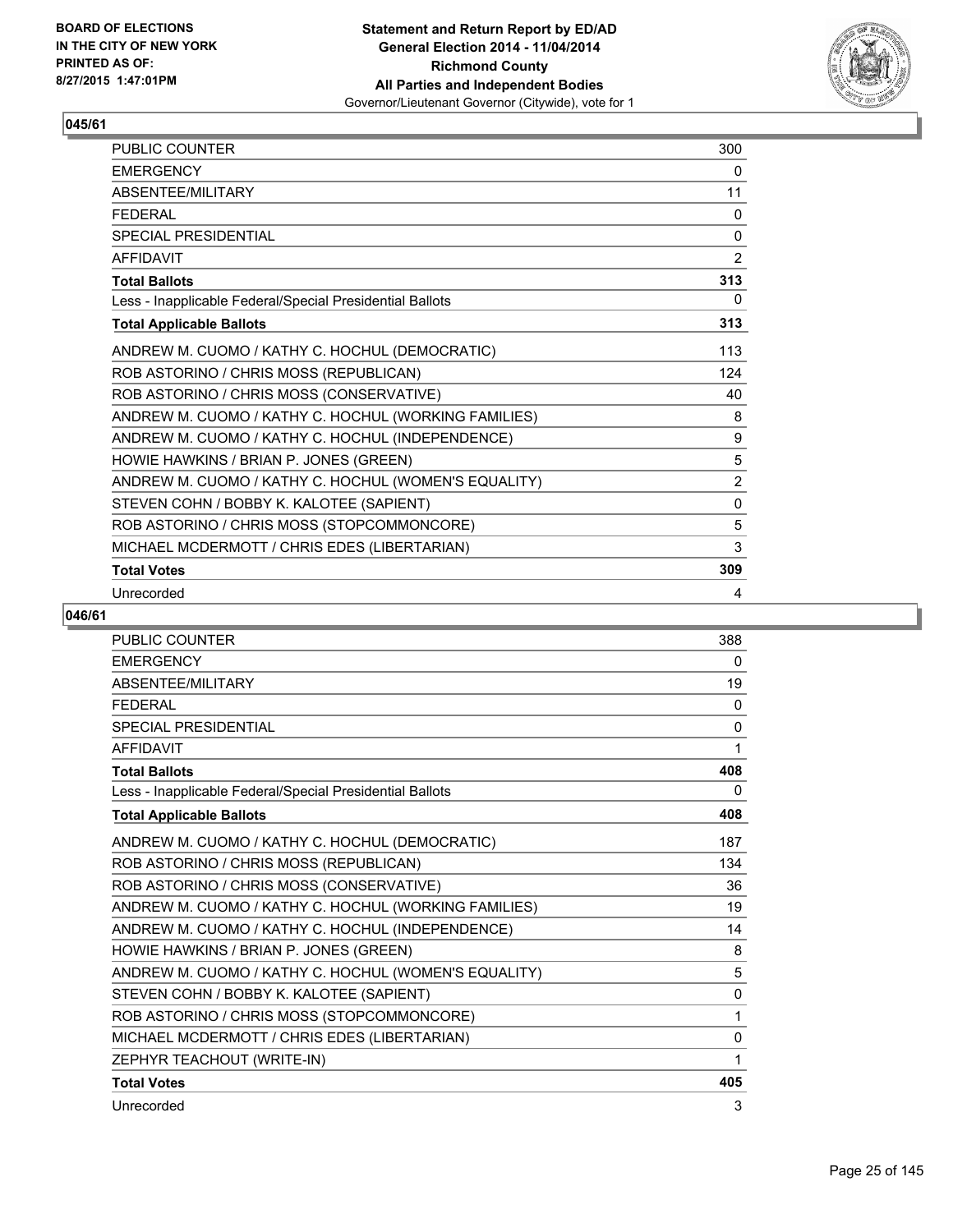## 045/61

| | |
|---|---|
| PUBLIC COUNTER | 300 |
| EMERGENCY | 0 |
| ABSENTEE/MILITARY | 11 |
| FEDERAL | 0 |
| SPECIAL PRESIDENTIAL | 0 |
| AFFIDAVIT | 2 |
| **Total Ballots** | **313** |
| Less - Inapplicable Federal/Special Presidential Ballots | 0 |
| **Total Applicable Ballots** | **313** |
| ANDREW M. CUOMO / KATHY C. HOCHUL (DEMOCRATIC) | 113 |
| ROB ASTORINO / CHRIS MOSS (REPUBLICAN) | 124 |
| ROB ASTORINO / CHRIS MOSS (CONSERVATIVE) | 40 |
| ANDREW M. CUOMO / KATHY C. HOCHUL (WORKING FAMILIES) | 8 |
| ANDREW M. CUOMO / KATHY C. HOCHUL (INDEPENDENCE) | 9 |
| HOWIE HAWKINS / BRIAN P. JONES (GREEN) | 5 |
| ANDREW M. CUOMO / KATHY C. HOCHUL (WOMEN'S EQUALITY) | 2 |
| STEVEN COHN / BOBBY K. KALOTEE (SAPIENT) | 0 |
| ROB ASTORINO / CHRIS MOSS (STOPCOMMONCORE) | 5 |
| MICHAEL MCDERMOTT / CHRIS EDES (LIBERTARIAN) | 3 |
| **Total Votes** | **309** |
| Unrecorded | 4 |

## 046/61

| | |
|---|---|
| PUBLIC COUNTER | 388 |
| EMERGENCY | 0 |
| ABSENTEE/MILITARY | 19 |
| FEDERAL | 0 |
| SPECIAL PRESIDENTIAL | 0 |
| AFFIDAVIT | 1 |
| **Total Ballots** | **408** |
| Less - Inapplicable Federal/Special Presidential Ballots | 0 |
| **Total Applicable Ballots** | **408** |
| ANDREW M. CUOMO / KATHY C. HOCHUL (DEMOCRATIC) | 187 |
| ROB ASTORINO / CHRIS MOSS (REPUBLICAN) | 134 |
| ROB ASTORINO / CHRIS MOSS (CONSERVATIVE) | 36 |
| ANDREW M. CUOMO / KATHY C. HOCHUL (WORKING FAMILIES) | 19 |
| ANDREW M. CUOMO / KATHY C. HOCHUL (INDEPENDENCE) | 14 |
| HOWIE HAWKINS / BRIAN P. JONES (GREEN) | 8 |
| ANDREW M. CUOMO / KATHY C. HOCHUL (WOMEN'S EQUALITY) | 5 |
| STEVEN COHN / BOBBY K. KALOTEE (SAPIENT) | 0 |
| ROB ASTORINO / CHRIS MOSS (STOPCOMMONCORE) | 1 |
| MICHAEL MCDERMOTT / CHRIS EDES (LIBERTARIAN) | 0 |
| ZEPHYR TEACHOUT (WRITE-IN) | 1 |
| **Total Votes** | **405** |
| Unrecorded | 3 |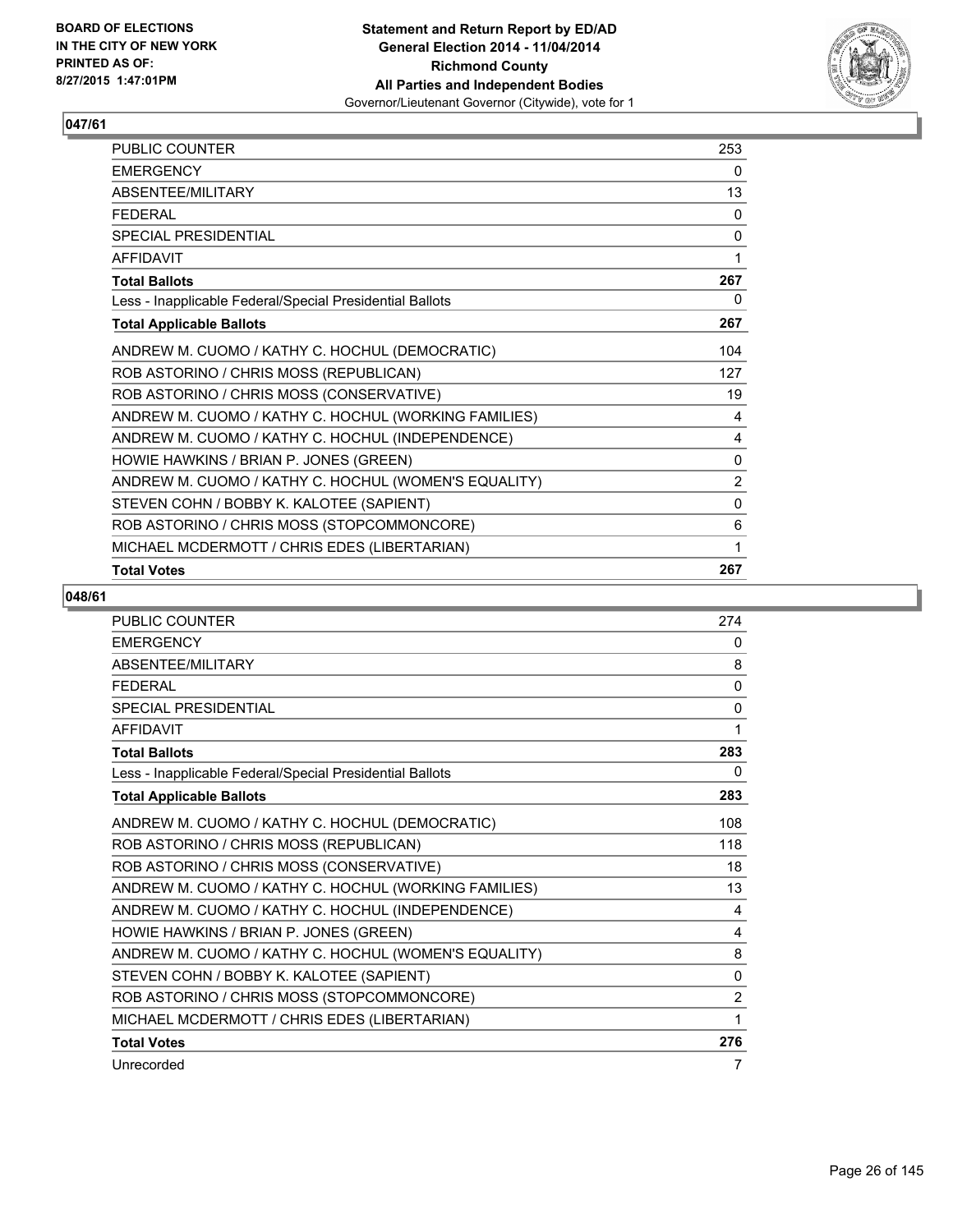## 047/61

| | |
|---|---|
| PUBLIC COUNTER | 253 |
| EMERGENCY | 0 |
| ABSENTEE/MILITARY | 13 |
| FEDERAL | 0 |
| SPECIAL PRESIDENTIAL | 0 |
| AFFIDAVIT | 1 |
| **Total Ballots** | **267** |
| Less - Inapplicable Federal/Special Presidential Ballots | 0 |
| **Total Applicable Ballots** | **267** |
| ANDREW M. CUOMO / KATHY C. HOCHUL (DEMOCRATIC) | 104 |
| ROB ASTORINO / CHRIS MOSS (REPUBLICAN) | 127 |
| ROB ASTORINO / CHRIS MOSS (CONSERVATIVE) | 19 |
| ANDREW M. CUOMO / KATHY C. HOCHUL (WORKING FAMILIES) | 4 |
| ANDREW M. CUOMO / KATHY C. HOCHUL (INDEPENDENCE) | 4 |
| HOWIE HAWKINS / BRIAN P. JONES (GREEN) | 0 |
| ANDREW M. CUOMO / KATHY C. HOCHUL (WOMEN'S EQUALITY) | 2 |
| STEVEN COHN / BOBBY K. KALOTEE (SAPIENT) | 0 |
| ROB ASTORINO / CHRIS MOSS (STOPCOMMONCORE) | 6 |
| MICHAEL MCDERMOTT / CHRIS EDES (LIBERTARIAN) | 1 |
| **Total Votes** | **267** |

## 048/61

| | |
|---|---|
| PUBLIC COUNTER | 274 |
| EMERGENCY | 0 |
| ABSENTEE/MILITARY | 8 |
| FEDERAL | 0 |
| SPECIAL PRESIDENTIAL | 0 |
| AFFIDAVIT | 1 |
| **Total Ballots** | **283** |
| Less - Inapplicable Federal/Special Presidential Ballots | 0 |
| **Total Applicable Ballots** | **283** |
| ANDREW M. CUOMO / KATHY C. HOCHUL (DEMOCRATIC) | 108 |
| ROB ASTORINO / CHRIS MOSS (REPUBLICAN) | 118 |
| ROB ASTORINO / CHRIS MOSS (CONSERVATIVE) | 18 |
| ANDREW M. CUOMO / KATHY C. HOCHUL (WORKING FAMILIES) | 13 |
| ANDREW M. CUOMO / KATHY C. HOCHUL (INDEPENDENCE) | 4 |
| HOWIE HAWKINS / BRIAN P. JONES (GREEN) | 4 |
| ANDREW M. CUOMO / KATHY C. HOCHUL (WOMEN'S EQUALITY) | 8 |
| STEVEN COHN / BOBBY K. KALOTEE (SAPIENT) | 0 |
| ROB ASTORINO / CHRIS MOSS (STOPCOMMONCORE) | 2 |
| MICHAEL MCDERMOTT / CHRIS EDES (LIBERTARIAN) | 1 |
| **Total Votes** | **276** |
| Unrecorded | 7 |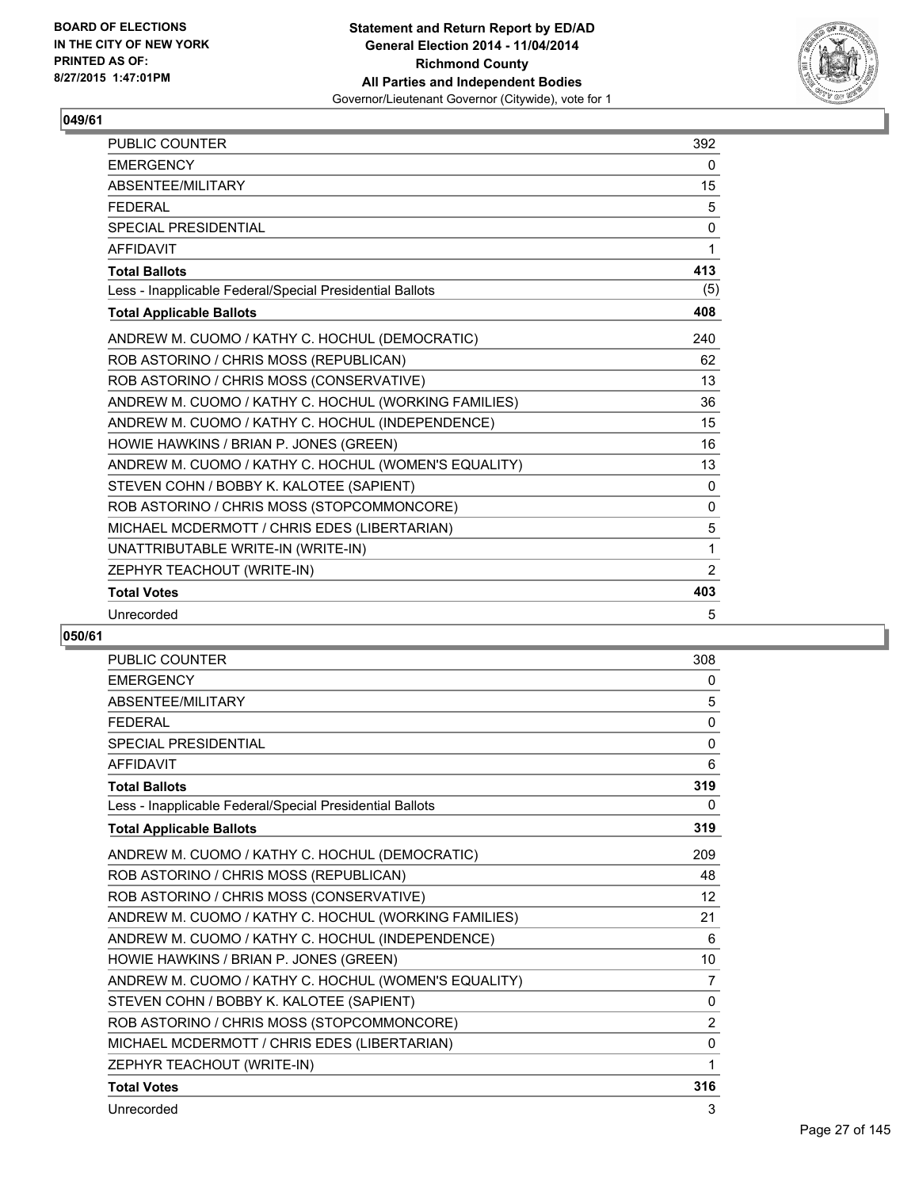BOARD OF ELECTIONS
IN THE CITY OF NEW YORK
PRINTED AS OF:
8/27/2015 1:47:01PM

**Statement and Return Report by ED/AD**
**General Election 2014 - 11/04/2014**
**Richmond County**
**All Parties and Independent Bodies**
Governor/Lieutenant Governor (Citywide), vote for 1

### 049/61

| | |
|---|---|
| PUBLIC COUNTER | 392 |
| EMERGENCY | 0 |
| ABSENTEE/MILITARY | 15 |
| FEDERAL | 5 |
| SPECIAL PRESIDENTIAL | 0 |
| AFFIDAVIT | 1 |
| **Total Ballots** | **413** |
| Less - Inapplicable Federal/Special Presidential Ballots | (5) |
| **Total Applicable Ballots** | **408** |
| ANDREW M. CUOMO / KATHY C. HOCHUL (DEMOCRATIC) | 240 |
| ROB ASTORINO / CHRIS MOSS (REPUBLICAN) | 62 |
| ROB ASTORINO / CHRIS MOSS (CONSERVATIVE) | 13 |
| ANDREW M. CUOMO / KATHY C. HOCHUL (WORKING FAMILIES) | 36 |
| ANDREW M. CUOMO / KATHY C. HOCHUL (INDEPENDENCE) | 15 |
| HOWIE HAWKINS / BRIAN P. JONES (GREEN) | 16 |
| ANDREW M. CUOMO / KATHY C. HOCHUL (WOMEN'S EQUALITY) | 13 |
| STEVEN COHN / BOBBY K. KALOTEE (SAPIENT) | 0 |
| ROB ASTORINO / CHRIS MOSS (STOPCOMMONCORE) | 0 |
| MICHAEL MCDERMOTT / CHRIS EDES (LIBERTARIAN) | 5 |
| UNATTRIBUTABLE WRITE-IN (WRITE-IN) | 1 |
| ZEPHYR TEACHOUT (WRITE-IN) | 2 |
| **Total Votes** | **403** |
| Unrecorded | 5 |

### 050/61

| | |
|---|---|
| PUBLIC COUNTER | 308 |
| EMERGENCY | 0 |
| ABSENTEE/MILITARY | 5 |
| FEDERAL | 0 |
| SPECIAL PRESIDENTIAL | 0 |
| AFFIDAVIT | 6 |
| **Total Ballots** | **319** |
| Less - Inapplicable Federal/Special Presidential Ballots | 0 |
| **Total Applicable Ballots** | **319** |
| ANDREW M. CUOMO / KATHY C. HOCHUL (DEMOCRATIC) | 209 |
| ROB ASTORINO / CHRIS MOSS (REPUBLICAN) | 48 |
| ROB ASTORINO / CHRIS MOSS (CONSERVATIVE) | 12 |
| ANDREW M. CUOMO / KATHY C. HOCHUL (WORKING FAMILIES) | 21 |
| ANDREW M. CUOMO / KATHY C. HOCHUL (INDEPENDENCE) | 6 |
| HOWIE HAWKINS / BRIAN P. JONES (GREEN) | 10 |
| ANDREW M. CUOMO / KATHY C. HOCHUL (WOMEN'S EQUALITY) | 7 |
| STEVEN COHN / BOBBY K. KALOTEE (SAPIENT) | 0 |
| ROB ASTORINO / CHRIS MOSS (STOPCOMMONCORE) | 2 |
| MICHAEL MCDERMOTT / CHRIS EDES (LIBERTARIAN) | 0 |
| ZEPHYR TEACHOUT (WRITE-IN) | 1 |
| **Total Votes** | **316** |
| Unrecorded | 3 |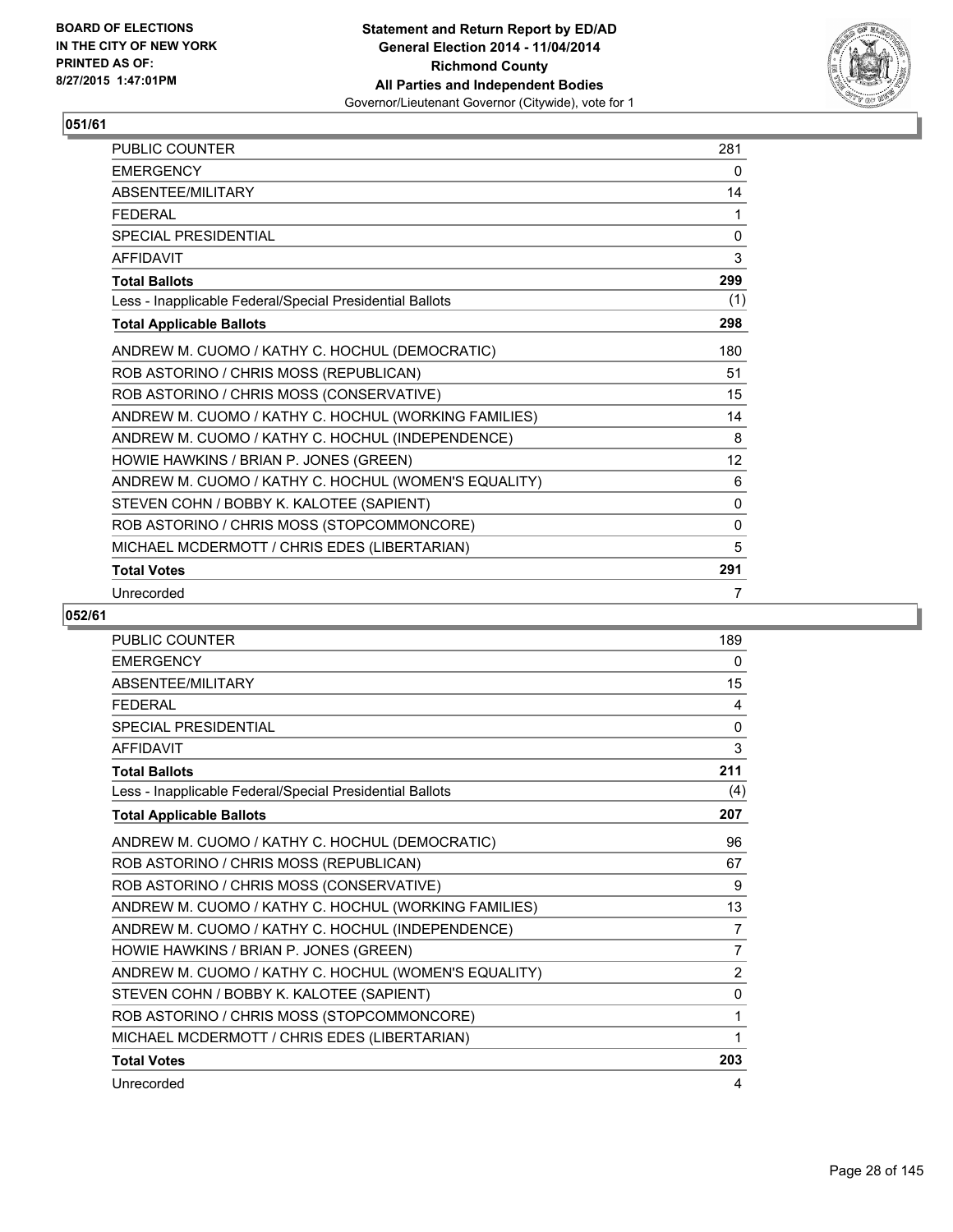BOARD OF ELECTIONS
IN THE CITY OF NEW YORK
PRINTED AS OF:
8/27/2015 1:47:01PM

**Statement and Return Report by ED/AD**
**General Election 2014 - 11/04/2014**
**Richmond County**
**All Parties and Independent Bodies**
Governor/Lieutenant Governor (Citywide), vote for 1

## 051/61

| | |
|---|---|
| PUBLIC COUNTER | 281 |
| EMERGENCY | 0 |
| ABSENTEE/MILITARY | 14 |
| FEDERAL | 1 |
| SPECIAL PRESIDENTIAL | 0 |
| AFFIDAVIT | 3 |
| **Total Ballots** | **299** |
| Less - Inapplicable Federal/Special Presidential Ballots | (1) |
| **Total Applicable Ballots** | **298** |
| ANDREW M. CUOMO / KATHY C. HOCHUL (DEMOCRATIC) | 180 |
| ROB ASTORINO / CHRIS MOSS (REPUBLICAN) | 51 |
| ROB ASTORINO / CHRIS MOSS (CONSERVATIVE) | 15 |
| ANDREW M. CUOMO / KATHY C. HOCHUL (WORKING FAMILIES) | 14 |
| ANDREW M. CUOMO / KATHY C. HOCHUL (INDEPENDENCE) | 8 |
| HOWIE HAWKINS / BRIAN P. JONES (GREEN) | 12 |
| ANDREW M. CUOMO / KATHY C. HOCHUL (WOMEN'S EQUALITY) | 6 |
| STEVEN COHN / BOBBY K. KALOTEE (SAPIENT) | 0 |
| ROB ASTORINO / CHRIS MOSS (STOPCOMMONCORE) | 0 |
| MICHAEL MCDERMOTT / CHRIS EDES (LIBERTARIAN) | 5 |
| **Total Votes** | **291** |
| Unrecorded | 7 |

## 052/61

| | |
|---|---|
| PUBLIC COUNTER | 189 |
| EMERGENCY | 0 |
| ABSENTEE/MILITARY | 15 |
| FEDERAL | 4 |
| SPECIAL PRESIDENTIAL | 0 |
| AFFIDAVIT | 3 |
| **Total Ballots** | **211** |
| Less - Inapplicable Federal/Special Presidential Ballots | (4) |
| **Total Applicable Ballots** | **207** |
| ANDREW M. CUOMO / KATHY C. HOCHUL (DEMOCRATIC) | 96 |
| ROB ASTORINO / CHRIS MOSS (REPUBLICAN) | 67 |
| ROB ASTORINO / CHRIS MOSS (CONSERVATIVE) | 9 |
| ANDREW M. CUOMO / KATHY C. HOCHUL (WORKING FAMILIES) | 13 |
| ANDREW M. CUOMO / KATHY C. HOCHUL (INDEPENDENCE) | 7 |
| HOWIE HAWKINS / BRIAN P. JONES (GREEN) | 7 |
| ANDREW M. CUOMO / KATHY C. HOCHUL (WOMEN'S EQUALITY) | 2 |
| STEVEN COHN / BOBBY K. KALOTEE (SAPIENT) | 0 |
| ROB ASTORINO / CHRIS MOSS (STOPCOMMONCORE) | 1 |
| MICHAEL MCDERMOTT / CHRIS EDES (LIBERTARIAN) | 1 |
| **Total Votes** | **203** |
| Unrecorded | 4 |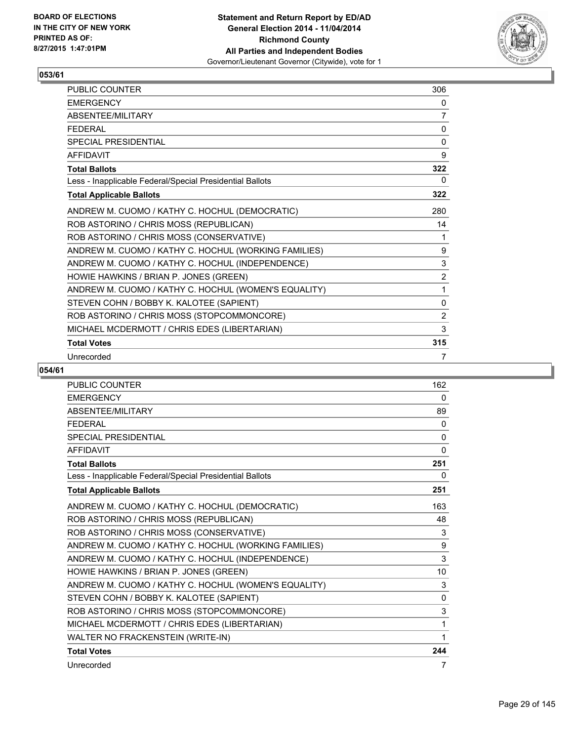## 053/61

| | |
|---|---|
| PUBLIC COUNTER | 306 |
| EMERGENCY | 0 |
| ABSENTEE/MILITARY | 7 |
| FEDERAL | 0 |
| SPECIAL PRESIDENTIAL | 0 |
| AFFIDAVIT | 9 |
| **Total Ballots** | **322** |
| Less - Inapplicable Federal/Special Presidential Ballots | 0 |
| **Total Applicable Ballots** | **322** |
| ANDREW M. CUOMO / KATHY C. HOCHUL (DEMOCRATIC) | 280 |
| ROB ASTORINO / CHRIS MOSS (REPUBLICAN) | 14 |
| ROB ASTORINO / CHRIS MOSS (CONSERVATIVE) | 1 |
| ANDREW M. CUOMO / KATHY C. HOCHUL (WORKING FAMILIES) | 9 |
| ANDREW M. CUOMO / KATHY C. HOCHUL (INDEPENDENCE) | 3 |
| HOWIE HAWKINS / BRIAN P. JONES (GREEN) | 2 |
| ANDREW M. CUOMO / KATHY C. HOCHUL (WOMEN'S EQUALITY) | 1 |
| STEVEN COHN / BOBBY K. KALOTEE (SAPIENT) | 0 |
| ROB ASTORINO / CHRIS MOSS (STOPCOMMONCORE) | 2 |
| MICHAEL MCDERMOTT / CHRIS EDES (LIBERTARIAN) | 3 |
| **Total Votes** | **315** |
| Unrecorded | 7 |

## 054/61

| | |
|---|---|
| PUBLIC COUNTER | 162 |
| EMERGENCY | 0 |
| ABSENTEE/MILITARY | 89 |
| FEDERAL | 0 |
| SPECIAL PRESIDENTIAL | 0 |
| AFFIDAVIT | 0 |
| **Total Ballots** | **251** |
| Less - Inapplicable Federal/Special Presidential Ballots | 0 |
| **Total Applicable Ballots** | **251** |
| ANDREW M. CUOMO / KATHY C. HOCHUL (DEMOCRATIC) | 163 |
| ROB ASTORINO / CHRIS MOSS (REPUBLICAN) | 48 |
| ROB ASTORINO / CHRIS MOSS (CONSERVATIVE) | 3 |
| ANDREW M. CUOMO / KATHY C. HOCHUL (WORKING FAMILIES) | 9 |
| ANDREW M. CUOMO / KATHY C. HOCHUL (INDEPENDENCE) | 3 |
| HOWIE HAWKINS / BRIAN P. JONES (GREEN) | 10 |
| ANDREW M. CUOMO / KATHY C. HOCHUL (WOMEN'S EQUALITY) | 3 |
| STEVEN COHN / BOBBY K. KALOTEE (SAPIENT) | 0 |
| ROB ASTORINO / CHRIS MOSS (STOPCOMMONCORE) | 3 |
| MICHAEL MCDERMOTT / CHRIS EDES (LIBERTARIAN) | 1 |
| WALTER NO FRACKENSTEIN (WRITE-IN) | 1 |
| **Total Votes** | **244** |
| Unrecorded | 7 |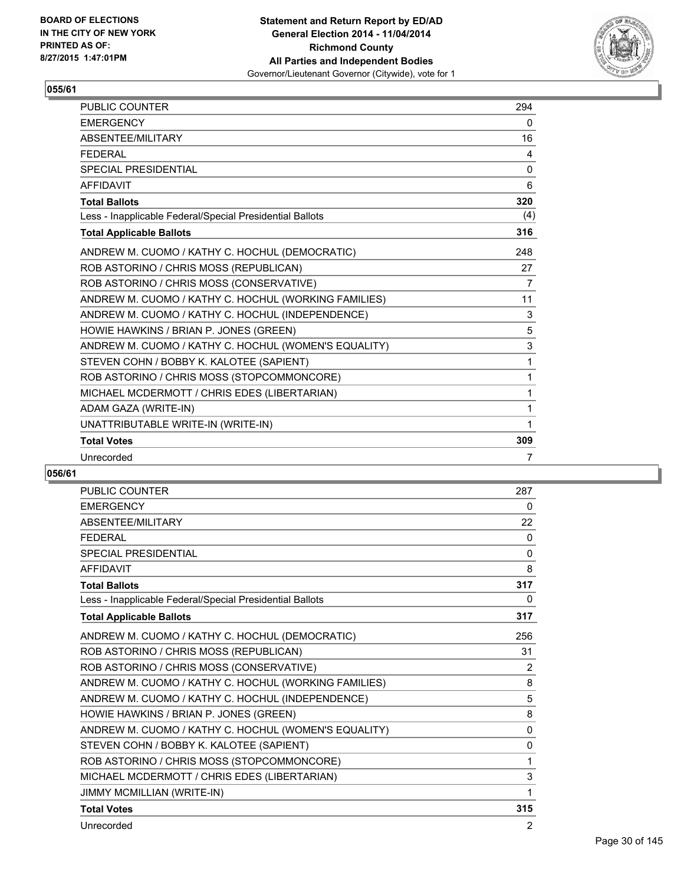**Statement and Return Report by ED/AD**
**General Election 2014 - 11/04/2014**
**Richmond County**
**All Parties and Independent Bodies**
Governor/Lieutenant Governor (Citywide), vote for 1

BOARD OF ELECTIONS
IN THE CITY OF NEW YORK
PRINTED AS OF:
8/27/2015 1:47:01PM

## 055/61

| | |
|---|---|
| PUBLIC COUNTER | 294 |
| EMERGENCY | 0 |
| ABSENTEE/MILITARY | 16 |
| FEDERAL | 4 |
| SPECIAL PRESIDENTIAL | 0 |
| AFFIDAVIT | 6 |
| **Total Ballots** | **320** |
| Less - Inapplicable Federal/Special Presidential Ballots | (4) |
| **Total Applicable Ballots** | **316** |
| ANDREW M. CUOMO / KATHY C. HOCHUL (DEMOCRATIC) | 248 |
| ROB ASTORINO / CHRIS MOSS (REPUBLICAN) | 27 |
| ROB ASTORINO / CHRIS MOSS (CONSERVATIVE) | 7 |
| ANDREW M. CUOMO / KATHY C. HOCHUL (WORKING FAMILIES) | 11 |
| ANDREW M. CUOMO / KATHY C. HOCHUL (INDEPENDENCE) | 3 |
| HOWIE HAWKINS / BRIAN P. JONES (GREEN) | 5 |
| ANDREW M. CUOMO / KATHY C. HOCHUL (WOMEN'S EQUALITY) | 3 |
| STEVEN COHN / BOBBY K. KALOTEE (SAPIENT) | 1 |
| ROB ASTORINO / CHRIS MOSS (STOPCOMMONCORE) | 1 |
| MICHAEL MCDERMOTT / CHRIS EDES (LIBERTARIAN) | 1 |
| ADAM GAZA (WRITE-IN) | 1 |
| UNATTRIBUTABLE WRITE-IN (WRITE-IN) | 1 |
| **Total Votes** | **309** |
| Unrecorded | 7 |

## 056/61

| | |
|---|---|
| PUBLIC COUNTER | 287 |
| EMERGENCY | 0 |
| ABSENTEE/MILITARY | 22 |
| FEDERAL | 0 |
| SPECIAL PRESIDENTIAL | 0 |
| AFFIDAVIT | 8 |
| **Total Ballots** | **317** |
| Less - Inapplicable Federal/Special Presidential Ballots | 0 |
| **Total Applicable Ballots** | **317** |
| ANDREW M. CUOMO / KATHY C. HOCHUL (DEMOCRATIC) | 256 |
| ROB ASTORINO / CHRIS MOSS (REPUBLICAN) | 31 |
| ROB ASTORINO / CHRIS MOSS (CONSERVATIVE) | 2 |
| ANDREW M. CUOMO / KATHY C. HOCHUL (WORKING FAMILIES) | 8 |
| ANDREW M. CUOMO / KATHY C. HOCHUL (INDEPENDENCE) | 5 |
| HOWIE HAWKINS / BRIAN P. JONES (GREEN) | 8 |
| ANDREW M. CUOMO / KATHY C. HOCHUL (WOMEN'S EQUALITY) | 0 |
| STEVEN COHN / BOBBY K. KALOTEE (SAPIENT) | 0 |
| ROB ASTORINO / CHRIS MOSS (STOPCOMMONCORE) | 1 |
| MICHAEL MCDERMOTT / CHRIS EDES (LIBERTARIAN) | 3 |
| JIMMY MCMILLIAN (WRITE-IN) | 1 |
| **Total Votes** | **315** |
| Unrecorded | 2 |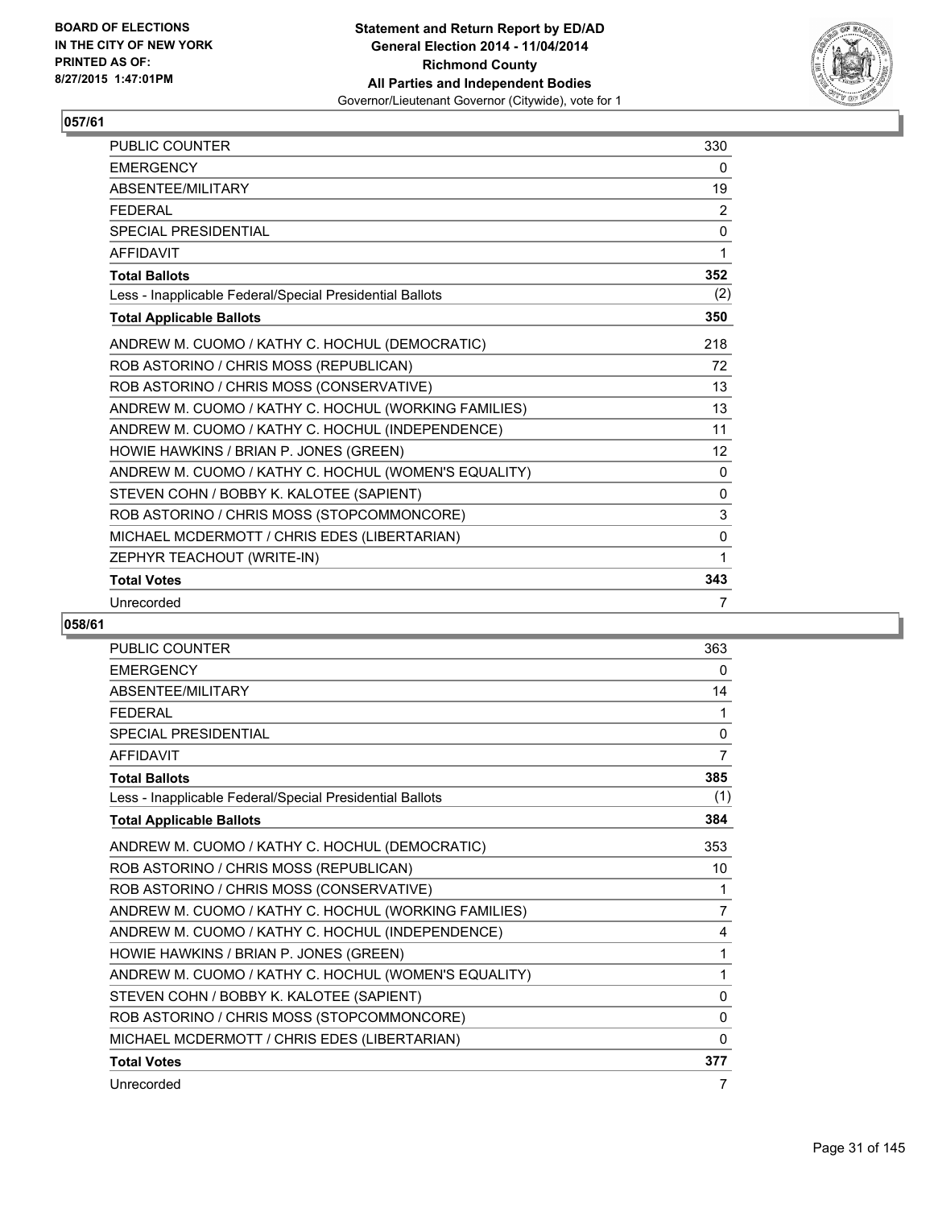BOARD OF ELECTIONS
IN THE CITY OF NEW YORK
PRINTED AS OF:
8/27/2015 1:47:01PM

**Statement and Return Report by ED/AD**
**General Election 2014 - 11/04/2014**
**Richmond County**
**All Parties and Independent Bodies**
Governor/Lieutenant Governor (Citywide), vote for 1

## 057/61

| | |
|---|---|
| PUBLIC COUNTER | 330 |
| EMERGENCY | 0 |
| ABSENTEE/MILITARY | 19 |
| FEDERAL | 2 |
| SPECIAL PRESIDENTIAL | 0 |
| AFFIDAVIT | 1 |
| **Total Ballots** | **352** |
| Less - Inapplicable Federal/Special Presidential Ballots | (2) |
| **Total Applicable Ballots** | **350** |
| ANDREW M. CUOMO / KATHY C. HOCHUL (DEMOCRATIC) | 218 |
| ROB ASTORINO / CHRIS MOSS (REPUBLICAN) | 72 |
| ROB ASTORINO / CHRIS MOSS (CONSERVATIVE) | 13 |
| ANDREW M. CUOMO / KATHY C. HOCHUL (WORKING FAMILIES) | 13 |
| ANDREW M. CUOMO / KATHY C. HOCHUL (INDEPENDENCE) | 11 |
| HOWIE HAWKINS / BRIAN P. JONES (GREEN) | 12 |
| ANDREW M. CUOMO / KATHY C. HOCHUL (WOMEN'S EQUALITY) | 0 |
| STEVEN COHN / BOBBY K. KALOTEE (SAPIENT) | 0 |
| ROB ASTORINO / CHRIS MOSS (STOPCOMMONCORE) | 3 |
| MICHAEL MCDERMOTT / CHRIS EDES (LIBERTARIAN) | 0 |
| ZEPHYR TEACHOUT (WRITE-IN) | 1 |
| **Total Votes** | **343** |
| Unrecorded | 7 |

## 058/61

| | |
|---|---|
| PUBLIC COUNTER | 363 |
| EMERGENCY | 0 |
| ABSENTEE/MILITARY | 14 |
| FEDERAL | 1 |
| SPECIAL PRESIDENTIAL | 0 |
| AFFIDAVIT | 7 |
| **Total Ballots** | **385** |
| Less - Inapplicable Federal/Special Presidential Ballots | (1) |
| **Total Applicable Ballots** | **384** |
| ANDREW M. CUOMO / KATHY C. HOCHUL (DEMOCRATIC) | 353 |
| ROB ASTORINO / CHRIS MOSS (REPUBLICAN) | 10 |
| ROB ASTORINO / CHRIS MOSS (CONSERVATIVE) | 1 |
| ANDREW M. CUOMO / KATHY C. HOCHUL (WORKING FAMILIES) | 7 |
| ANDREW M. CUOMO / KATHY C. HOCHUL (INDEPENDENCE) | 4 |
| HOWIE HAWKINS / BRIAN P. JONES (GREEN) | 1 |
| ANDREW M. CUOMO / KATHY C. HOCHUL (WOMEN'S EQUALITY) | 1 |
| STEVEN COHN / BOBBY K. KALOTEE (SAPIENT) | 0 |
| ROB ASTORINO / CHRIS MOSS (STOPCOMMONCORE) | 0 |
| MICHAEL MCDERMOTT / CHRIS EDES (LIBERTARIAN) | 0 |
| **Total Votes** | **377** |
| Unrecorded | 7 |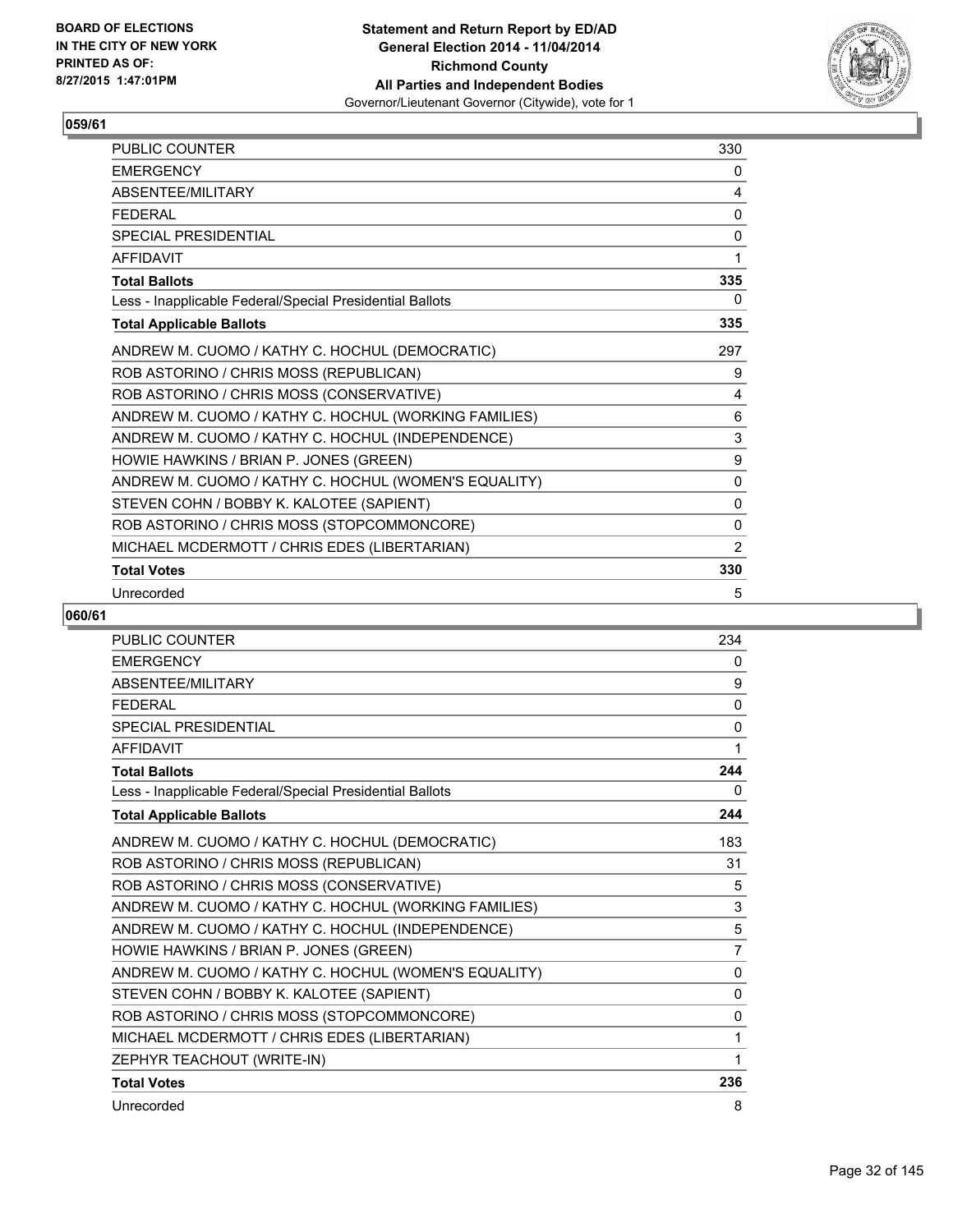## 059/61

| | |
|---|---|
| PUBLIC COUNTER | 330 |
| EMERGENCY | 0 |
| ABSENTEE/MILITARY | 4 |
| FEDERAL | 0 |
| SPECIAL PRESIDENTIAL | 0 |
| AFFIDAVIT | 1 |
| **Total Ballots** | **335** |
| Less - Inapplicable Federal/Special Presidential Ballots | 0 |
| **Total Applicable Ballots** | **335** |
| ANDREW M. CUOMO / KATHY C. HOCHUL (DEMOCRATIC) | 297 |
| ROB ASTORINO / CHRIS MOSS (REPUBLICAN) | 9 |
| ROB ASTORINO / CHRIS MOSS (CONSERVATIVE) | 4 |
| ANDREW M. CUOMO / KATHY C. HOCHUL (WORKING FAMILIES) | 6 |
| ANDREW M. CUOMO / KATHY C. HOCHUL (INDEPENDENCE) | 3 |
| HOWIE HAWKINS / BRIAN P. JONES (GREEN) | 9 |
| ANDREW M. CUOMO / KATHY C. HOCHUL (WOMEN'S EQUALITY) | 0 |
| STEVEN COHN / BOBBY K. KALOTEE (SAPIENT) | 0 |
| ROB ASTORINO / CHRIS MOSS (STOPCOMMONCORE) | 0 |
| MICHAEL MCDERMOTT / CHRIS EDES (LIBERTARIAN) | 2 |
| **Total Votes** | **330** |
| Unrecorded | 5 |

## 060/61

| | |
|---|---|
| PUBLIC COUNTER | 234 |
| EMERGENCY | 0 |
| ABSENTEE/MILITARY | 9 |
| FEDERAL | 0 |
| SPECIAL PRESIDENTIAL | 0 |
| AFFIDAVIT | 1 |
| **Total Ballots** | **244** |
| Less - Inapplicable Federal/Special Presidential Ballots | 0 |
| **Total Applicable Ballots** | **244** |
| ANDREW M. CUOMO / KATHY C. HOCHUL (DEMOCRATIC) | 183 |
| ROB ASTORINO / CHRIS MOSS (REPUBLICAN) | 31 |
| ROB ASTORINO / CHRIS MOSS (CONSERVATIVE) | 5 |
| ANDREW M. CUOMO / KATHY C. HOCHUL (WORKING FAMILIES) | 3 |
| ANDREW M. CUOMO / KATHY C. HOCHUL (INDEPENDENCE) | 5 |
| HOWIE HAWKINS / BRIAN P. JONES (GREEN) | 7 |
| ANDREW M. CUOMO / KATHY C. HOCHUL (WOMEN'S EQUALITY) | 0 |
| STEVEN COHN / BOBBY K. KALOTEE (SAPIENT) | 0 |
| ROB ASTORINO / CHRIS MOSS (STOPCOMMONCORE) | 0 |
| MICHAEL MCDERMOTT / CHRIS EDES (LIBERTARIAN) | 1 |
| ZEPHYR TEACHOUT (WRITE-IN) | 1 |
| **Total Votes** | **236** |
| Unrecorded | 8 |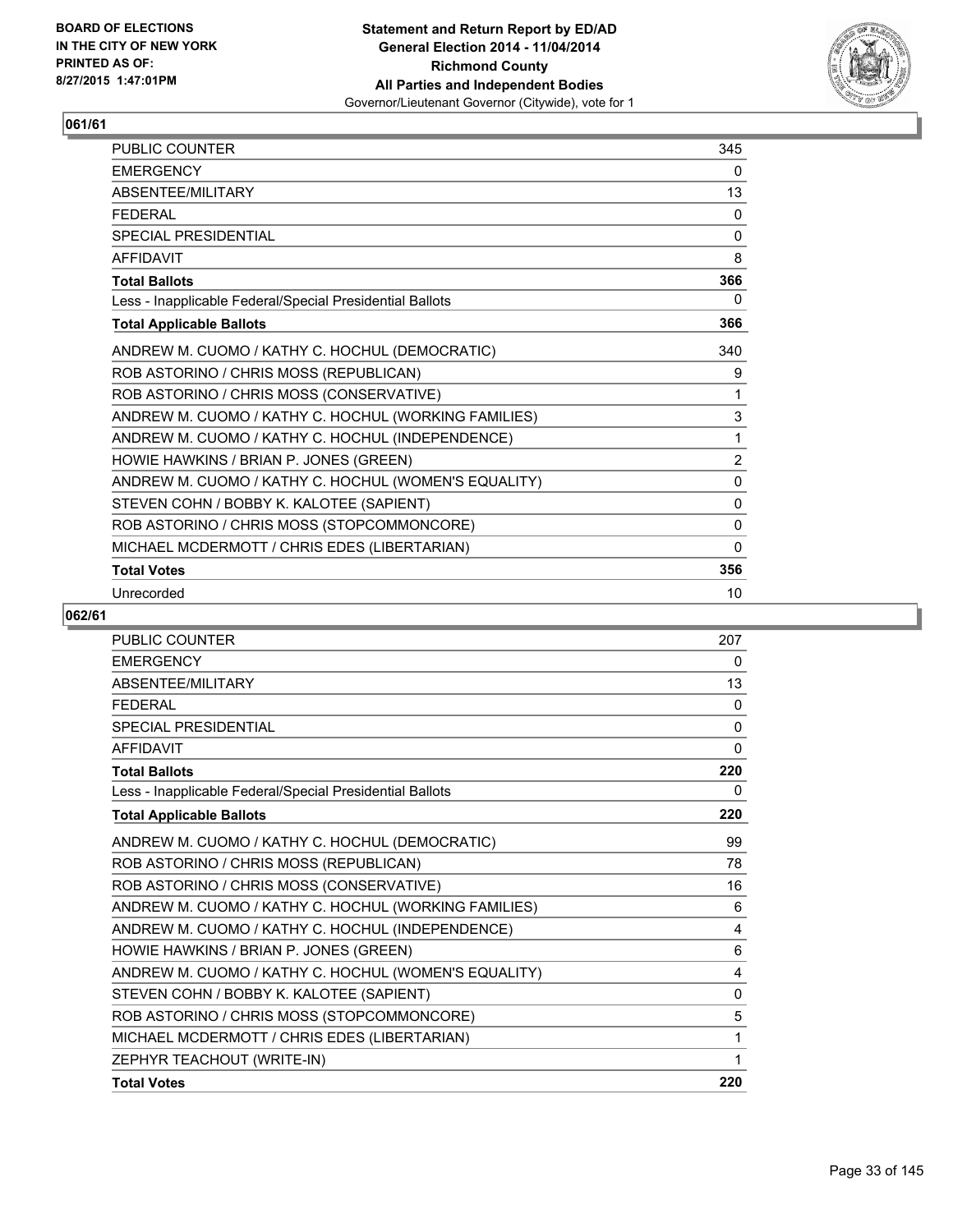**Statement and Return Report by ED/AD**
**General Election 2014 - 11/04/2014**
**Richmond County**
**All Parties and Independent Bodies**
Governor/Lieutenant Governor (Citywide), vote for 1

BOARD OF ELECTIONS
IN THE CITY OF NEW YORK
PRINTED AS OF:
8/27/2015 1:47:01PM

### 061/61

| | |
|---|---|
| PUBLIC COUNTER | 345 |
| EMERGENCY | 0 |
| ABSENTEE/MILITARY | 13 |
| FEDERAL | 0 |
| SPECIAL PRESIDENTIAL | 0 |
| AFFIDAVIT | 8 |
| **Total Ballots** | **366** |
| Less - Inapplicable Federal/Special Presidential Ballots | 0 |
| **Total Applicable Ballots** | **366** |
| ANDREW M. CUOMO / KATHY C. HOCHUL (DEMOCRATIC) | 340 |
| ROB ASTORINO / CHRIS MOSS (REPUBLICAN) | 9 |
| ROB ASTORINO / CHRIS MOSS (CONSERVATIVE) | 1 |
| ANDREW M. CUOMO / KATHY C. HOCHUL (WORKING FAMILIES) | 3 |
| ANDREW M. CUOMO / KATHY C. HOCHUL (INDEPENDENCE) | 1 |
| HOWIE HAWKINS / BRIAN P. JONES (GREEN) | 2 |
| ANDREW M. CUOMO / KATHY C. HOCHUL (WOMEN'S EQUALITY) | 0 |
| STEVEN COHN / BOBBY K. KALOTEE (SAPIENT) | 0 |
| ROB ASTORINO / CHRIS MOSS (STOPCOMMONCORE) | 0 |
| MICHAEL MCDERMOTT / CHRIS EDES (LIBERTARIAN) | 0 |
| **Total Votes** | **356** |
| Unrecorded | 10 |

### 062/61

| | |
|---|---|
| PUBLIC COUNTER | 207 |
| EMERGENCY | 0 |
| ABSENTEE/MILITARY | 13 |
| FEDERAL | 0 |
| SPECIAL PRESIDENTIAL | 0 |
| AFFIDAVIT | 0 |
| **Total Ballots** | **220** |
| Less - Inapplicable Federal/Special Presidential Ballots | 0 |
| **Total Applicable Ballots** | **220** |
| ANDREW M. CUOMO / KATHY C. HOCHUL (DEMOCRATIC) | 99 |
| ROB ASTORINO / CHRIS MOSS (REPUBLICAN) | 78 |
| ROB ASTORINO / CHRIS MOSS (CONSERVATIVE) | 16 |
| ANDREW M. CUOMO / KATHY C. HOCHUL (WORKING FAMILIES) | 6 |
| ANDREW M. CUOMO / KATHY C. HOCHUL (INDEPENDENCE) | 4 |
| HOWIE HAWKINS / BRIAN P. JONES (GREEN) | 6 |
| ANDREW M. CUOMO / KATHY C. HOCHUL (WOMEN'S EQUALITY) | 4 |
| STEVEN COHN / BOBBY K. KALOTEE (SAPIENT) | 0 |
| ROB ASTORINO / CHRIS MOSS (STOPCOMMONCORE) | 5 |
| MICHAEL MCDERMOTT / CHRIS EDES (LIBERTARIAN) | 1 |
| ZEPHYR TEACHOUT (WRITE-IN) | 1 |
| **Total Votes** | **220** |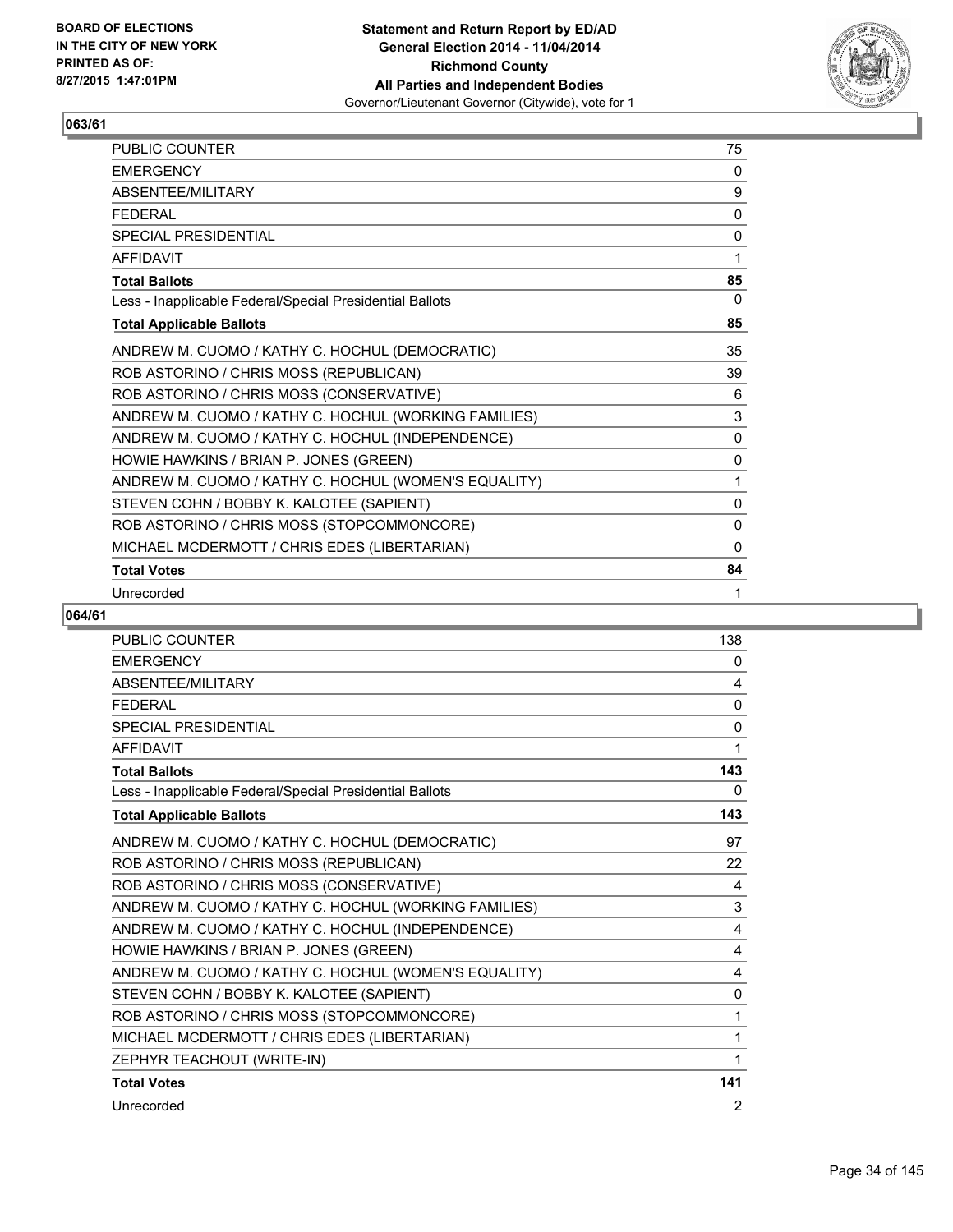**BOARD OF ELECTIONS IN THE CITY OF NEW YORK PRINTED AS OF: 8/27/2015 1:47:01PM**

**Statement and Return Report by ED/AD General Election 2014 - 11/04/2014 Richmond County All Parties and Independent Bodies**
Governor/Lieutenant Governor (Citywide), vote for 1

## 063/61

| | |
|---|---|
| PUBLIC COUNTER | 75 |
| EMERGENCY | 0 |
| ABSENTEE/MILITARY | 9 |
| FEDERAL | 0 |
| SPECIAL PRESIDENTIAL | 0 |
| AFFIDAVIT | 1 |
| **Total Ballots** | **85** |
| Less - Inapplicable Federal/Special Presidential Ballots | 0 |
| **Total Applicable Ballots** | **85** |
| ANDREW M. CUOMO / KATHY C. HOCHUL (DEMOCRATIC) | 35 |
| ROB ASTORINO / CHRIS MOSS (REPUBLICAN) | 39 |
| ROB ASTORINO / CHRIS MOSS (CONSERVATIVE) | 6 |
| ANDREW M. CUOMO / KATHY C. HOCHUL (WORKING FAMILIES) | 3 |
| ANDREW M. CUOMO / KATHY C. HOCHUL (INDEPENDENCE) | 0 |
| HOWIE HAWKINS / BRIAN P. JONES (GREEN) | 0 |
| ANDREW M. CUOMO / KATHY C. HOCHUL (WOMEN'S EQUALITY) | 1 |
| STEVEN COHN / BOBBY K. KALOTEE (SAPIENT) | 0 |
| ROB ASTORINO / CHRIS MOSS (STOPCOMMONCORE) | 0 |
| MICHAEL MCDERMOTT / CHRIS EDES (LIBERTARIAN) | 0 |
| **Total Votes** | **84** |
| Unrecorded | 1 |

## 064/61

| | |
|---|---|
| PUBLIC COUNTER | 138 |
| EMERGENCY | 0 |
| ABSENTEE/MILITARY | 4 |
| FEDERAL | 0 |
| SPECIAL PRESIDENTIAL | 0 |
| AFFIDAVIT | 1 |
| **Total Ballots** | **143** |
| Less - Inapplicable Federal/Special Presidential Ballots | 0 |
| **Total Applicable Ballots** | **143** |
| ANDREW M. CUOMO / KATHY C. HOCHUL (DEMOCRATIC) | 97 |
| ROB ASTORINO / CHRIS MOSS (REPUBLICAN) | 22 |
| ROB ASTORINO / CHRIS MOSS (CONSERVATIVE) | 4 |
| ANDREW M. CUOMO / KATHY C. HOCHUL (WORKING FAMILIES) | 3 |
| ANDREW M. CUOMO / KATHY C. HOCHUL (INDEPENDENCE) | 4 |
| HOWIE HAWKINS / BRIAN P. JONES (GREEN) | 4 |
| ANDREW M. CUOMO / KATHY C. HOCHUL (WOMEN'S EQUALITY) | 4 |
| STEVEN COHN / BOBBY K. KALOTEE (SAPIENT) | 0 |
| ROB ASTORINO / CHRIS MOSS (STOPCOMMONCORE) | 1 |
| MICHAEL MCDERMOTT / CHRIS EDES (LIBERTARIAN) | 1 |
| ZEPHYR TEACHOUT (WRITE-IN) | 1 |
| **Total Votes** | **141** |
| Unrecorded | 2 |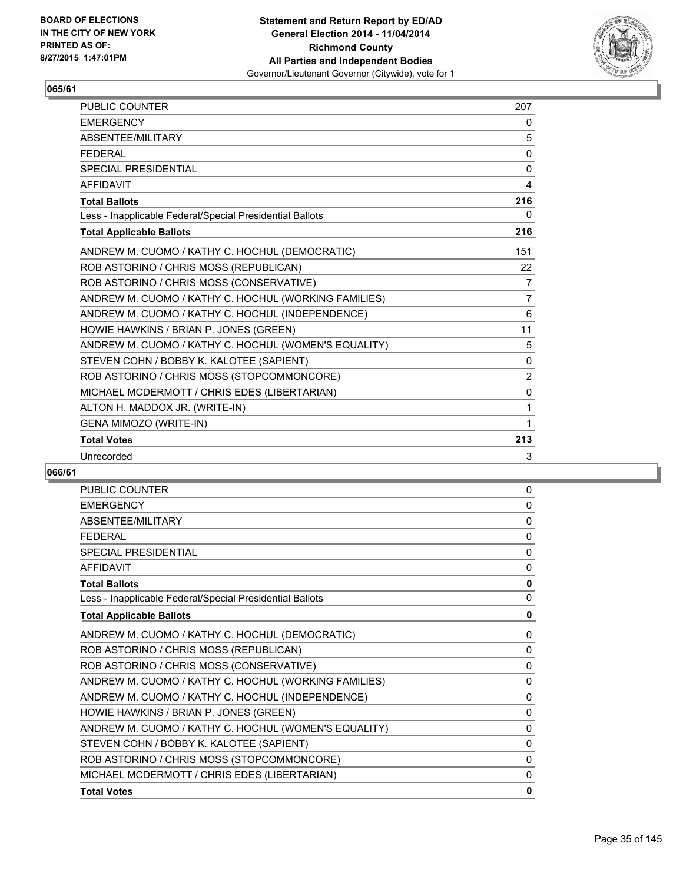## 065/61

| | |
|---|---|
| PUBLIC COUNTER | 207 |
| EMERGENCY | 0 |
| ABSENTEE/MILITARY | 5 |
| FEDERAL | 0 |
| SPECIAL PRESIDENTIAL | 0 |
| AFFIDAVIT | 4 |
| **Total Ballots** | **216** |
| Less - Inapplicable Federal/Special Presidential Ballots | 0 |
| **Total Applicable Ballots** | **216** |
| ANDREW M. CUOMO / KATHY C. HOCHUL (DEMOCRATIC) | 151 |
| ROB ASTORINO / CHRIS MOSS (REPUBLICAN) | 22 |
| ROB ASTORINO / CHRIS MOSS (CONSERVATIVE) | 7 |
| ANDREW M. CUOMO / KATHY C. HOCHUL (WORKING FAMILIES) | 7 |
| ANDREW M. CUOMO / KATHY C. HOCHUL (INDEPENDENCE) | 6 |
| HOWIE HAWKINS / BRIAN P. JONES (GREEN) | 11 |
| ANDREW M. CUOMO / KATHY C. HOCHUL (WOMEN'S EQUALITY) | 5 |
| STEVEN COHN / BOBBY K. KALOTEE (SAPIENT) | 0 |
| ROB ASTORINO / CHRIS MOSS (STOPCOMMONCORE) | 2 |
| MICHAEL MCDERMOTT / CHRIS EDES (LIBERTARIAN) | 0 |
| ALTON H. MADDOX JR. (WRITE-IN) | 1 |
| GENA MIMOZO (WRITE-IN) | 1 |
| **Total Votes** | **213** |
| Unrecorded | 3 |

## 066/61

| | |
|---|---|
| PUBLIC COUNTER | 0 |
| EMERGENCY | 0 |
| ABSENTEE/MILITARY | 0 |
| FEDERAL | 0 |
| SPECIAL PRESIDENTIAL | 0 |
| AFFIDAVIT | 0 |
| **Total Ballots** | **0** |
| Less - Inapplicable Federal/Special Presidential Ballots | 0 |
| **Total Applicable Ballots** | **0** |
| ANDREW M. CUOMO / KATHY C. HOCHUL (DEMOCRATIC) | 0 |
| ROB ASTORINO / CHRIS MOSS (REPUBLICAN) | 0 |
| ROB ASTORINO / CHRIS MOSS (CONSERVATIVE) | 0 |
| ANDREW M. CUOMO / KATHY C. HOCHUL (WORKING FAMILIES) | 0 |
| ANDREW M. CUOMO / KATHY C. HOCHUL (INDEPENDENCE) | 0 |
| HOWIE HAWKINS / BRIAN P. JONES (GREEN) | 0 |
| ANDREW M. CUOMO / KATHY C. HOCHUL (WOMEN'S EQUALITY) | 0 |
| STEVEN COHN / BOBBY K. KALOTEE (SAPIENT) | 0 |
| ROB ASTORINO / CHRIS MOSS (STOPCOMMONCORE) | 0 |
| MICHAEL MCDERMOTT / CHRIS EDES (LIBERTARIAN) | 0 |
| **Total Votes** | **0** |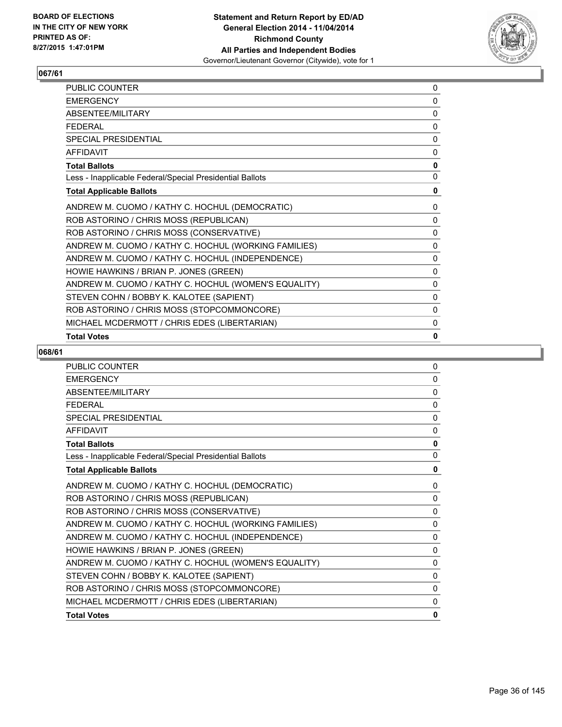**BOARD OF ELECTIONS IN THE CITY OF NEW YORK PRINTED AS OF: 8/27/2015 1:47:01PM**

**Statement and Return Report by ED/AD**
**General Election 2014 - 11/04/2014**
**Richmond County**
**All Parties and Independent Bodies**
Governor/Lieutenant Governor (Citywide), vote for 1

## 067/61

| | |
|---|---|
| PUBLIC COUNTER | 0 |
| EMERGENCY | 0 |
| ABSENTEE/MILITARY | 0 |
| FEDERAL | 0 |
| SPECIAL PRESIDENTIAL | 0 |
| AFFIDAVIT | 0 |
| **Total Ballots** | **0** |
| Less - Inapplicable Federal/Special Presidential Ballots | 0 |
| **Total Applicable Ballots** | **0** |
| ANDREW M. CUOMO / KATHY C. HOCHUL (DEMOCRATIC) | 0 |
| ROB ASTORINO / CHRIS MOSS (REPUBLICAN) | 0 |
| ROB ASTORINO / CHRIS MOSS (CONSERVATIVE) | 0 |
| ANDREW M. CUOMO / KATHY C. HOCHUL (WORKING FAMILIES) | 0 |
| ANDREW M. CUOMO / KATHY C. HOCHUL (INDEPENDENCE) | 0 |
| HOWIE HAWKINS / BRIAN P. JONES (GREEN) | 0 |
| ANDREW M. CUOMO / KATHY C. HOCHUL (WOMEN'S EQUALITY) | 0 |
| STEVEN COHN / BOBBY K. KALOTEE (SAPIENT) | 0 |
| ROB ASTORINO / CHRIS MOSS (STOPCOMMONCORE) | 0 |
| MICHAEL MCDERMOTT / CHRIS EDES (LIBERTARIAN) | 0 |
| **Total Votes** | **0** |

## 068/61

| | |
|---|---|
| PUBLIC COUNTER | 0 |
| EMERGENCY | 0 |
| ABSENTEE/MILITARY | 0 |
| FEDERAL | 0 |
| SPECIAL PRESIDENTIAL | 0 |
| AFFIDAVIT | 0 |
| **Total Ballots** | **0** |
| Less - Inapplicable Federal/Special Presidential Ballots | 0 |
| **Total Applicable Ballots** | **0** |
| ANDREW M. CUOMO / KATHY C. HOCHUL (DEMOCRATIC) | 0 |
| ROB ASTORINO / CHRIS MOSS (REPUBLICAN) | 0 |
| ROB ASTORINO / CHRIS MOSS (CONSERVATIVE) | 0 |
| ANDREW M. CUOMO / KATHY C. HOCHUL (WORKING FAMILIES) | 0 |
| ANDREW M. CUOMO / KATHY C. HOCHUL (INDEPENDENCE) | 0 |
| HOWIE HAWKINS / BRIAN P. JONES (GREEN) | 0 |
| ANDREW M. CUOMO / KATHY C. HOCHUL (WOMEN'S EQUALITY) | 0 |
| STEVEN COHN / BOBBY K. KALOTEE (SAPIENT) | 0 |
| ROB ASTORINO / CHRIS MOSS (STOPCOMMONCORE) | 0 |
| MICHAEL MCDERMOTT / CHRIS EDES (LIBERTARIAN) | 0 |
| **Total Votes** | **0** |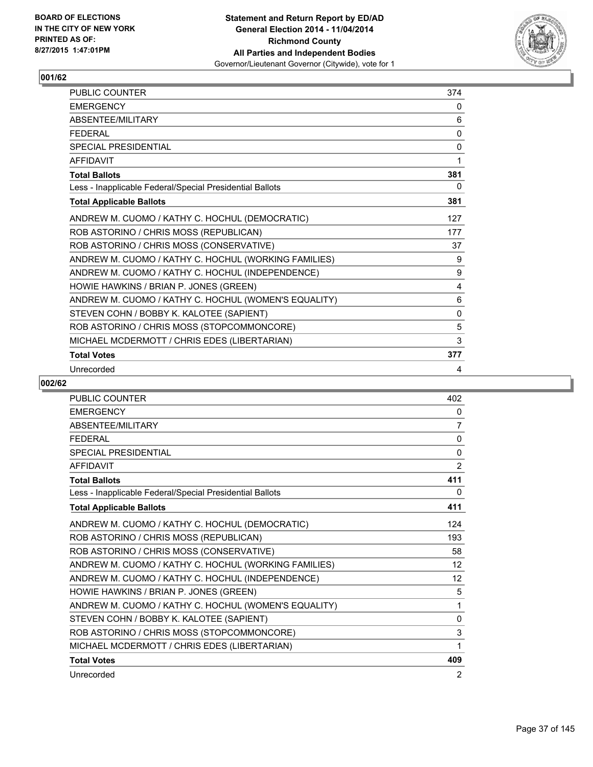**Statement and Return Report by ED/AD**
**General Election 2014 - 11/04/2014**
**Richmond County**
**All Parties and Independent Bodies**
Governor/Lieutenant Governor (Citywide), vote for 1

BOARD OF ELECTIONS
IN THE CITY OF NEW YORK
PRINTED AS OF:
8/27/2015 1:47:01PM

### 001/62

| | |
|---|---|
| PUBLIC COUNTER | 374 |
| EMERGENCY | 0 |
| ABSENTEE/MILITARY | 6 |
| FEDERAL | 0 |
| SPECIAL PRESIDENTIAL | 0 |
| AFFIDAVIT | 1 |
| **Total Ballots** | **381** |
| Less - Inapplicable Federal/Special Presidential Ballots | 0 |
| **Total Applicable Ballots** | **381** |
| ANDREW M. CUOMO / KATHY C. HOCHUL (DEMOCRATIC) | 127 |
| ROB ASTORINO / CHRIS MOSS (REPUBLICAN) | 177 |
| ROB ASTORINO / CHRIS MOSS (CONSERVATIVE) | 37 |
| ANDREW M. CUOMO / KATHY C. HOCHUL (WORKING FAMILIES) | 9 |
| ANDREW M. CUOMO / KATHY C. HOCHUL (INDEPENDENCE) | 9 |
| HOWIE HAWKINS / BRIAN P. JONES (GREEN) | 4 |
| ANDREW M. CUOMO / KATHY C. HOCHUL (WOMEN'S EQUALITY) | 6 |
| STEVEN COHN / BOBBY K. KALOTEE (SAPIENT) | 0 |
| ROB ASTORINO / CHRIS MOSS (STOPCOMMONCORE) | 5 |
| MICHAEL MCDERMOTT / CHRIS EDES (LIBERTARIAN) | 3 |
| **Total Votes** | **377** |
| Unrecorded | 4 |

### 002/62

| | |
|---|---|
| PUBLIC COUNTER | 402 |
| EMERGENCY | 0 |
| ABSENTEE/MILITARY | 7 |
| FEDERAL | 0 |
| SPECIAL PRESIDENTIAL | 0 |
| AFFIDAVIT | 2 |
| **Total Ballots** | **411** |
| Less - Inapplicable Federal/Special Presidential Ballots | 0 |
| **Total Applicable Ballots** | **411** |
| ANDREW M. CUOMO / KATHY C. HOCHUL (DEMOCRATIC) | 124 |
| ROB ASTORINO / CHRIS MOSS (REPUBLICAN) | 193 |
| ROB ASTORINO / CHRIS MOSS (CONSERVATIVE) | 58 |
| ANDREW M. CUOMO / KATHY C. HOCHUL (WORKING FAMILIES) | 12 |
| ANDREW M. CUOMO / KATHY C. HOCHUL (INDEPENDENCE) | 12 |
| HOWIE HAWKINS / BRIAN P. JONES (GREEN) | 5 |
| ANDREW M. CUOMO / KATHY C. HOCHUL (WOMEN'S EQUALITY) | 1 |
| STEVEN COHN / BOBBY K. KALOTEE (SAPIENT) | 0 |
| ROB ASTORINO / CHRIS MOSS (STOPCOMMONCORE) | 3 |
| MICHAEL MCDERMOTT / CHRIS EDES (LIBERTARIAN) | 1 |
| **Total Votes** | **409** |
| Unrecorded | 2 |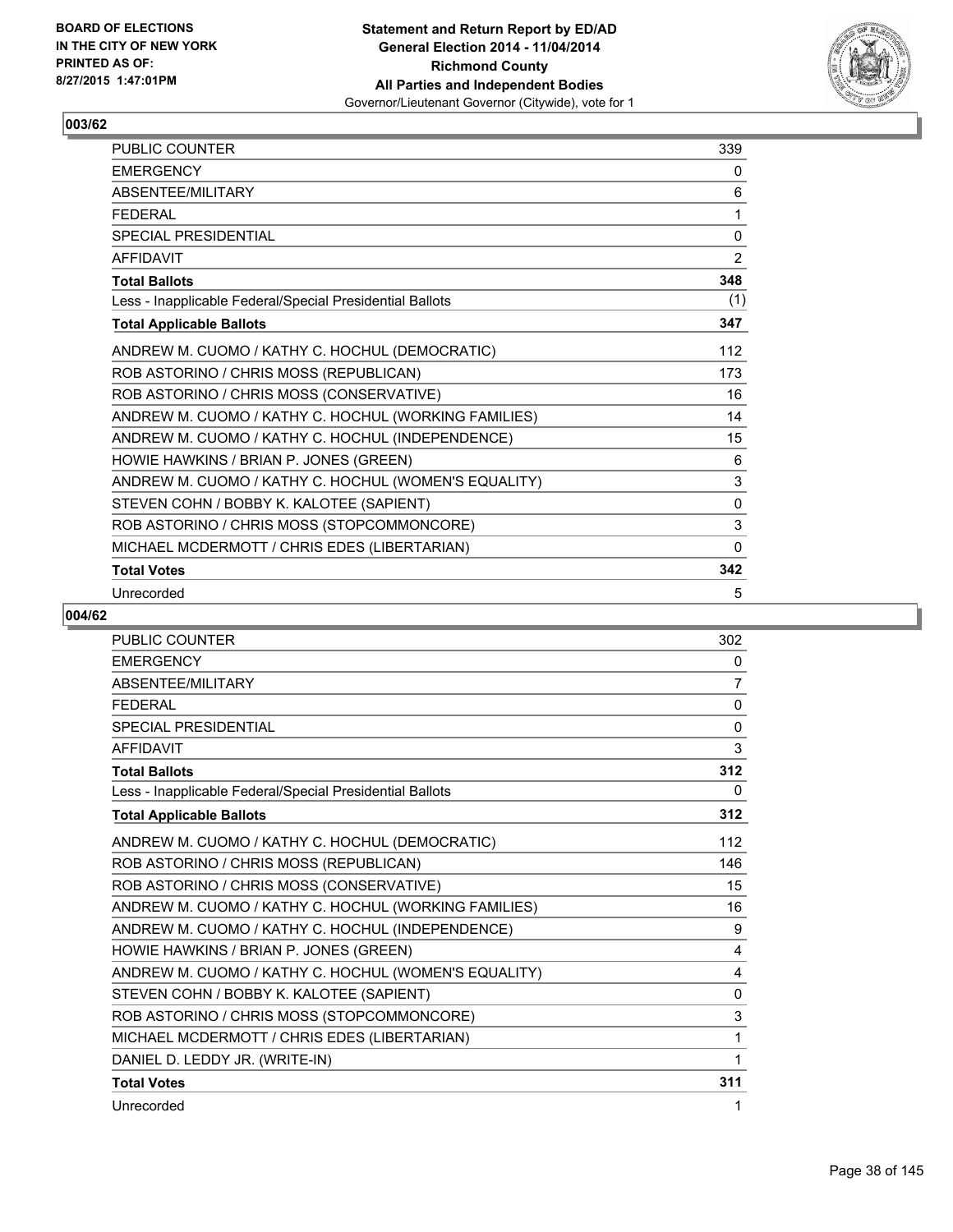**BOARD OF ELECTIONS IN THE CITY OF NEW YORK PRINTED AS OF: 8/27/2015 1:47:01PM**

**Statement and Return Report by ED/AD**
**General Election 2014 - 11/04/2014**
**Richmond County**
**All Parties and Independent Bodies**
Governor/Lieutenant Governor (Citywide), vote for 1

## 003/62

| | |
|---|---|
| PUBLIC COUNTER | 339 |
| EMERGENCY | 0 |
| ABSENTEE/MILITARY | 6 |
| FEDERAL | 1 |
| SPECIAL PRESIDENTIAL | 0 |
| AFFIDAVIT | 2 |
| **Total Ballots** | **348** |
| Less - Inapplicable Federal/Special Presidential Ballots | (1) |
| **Total Applicable Ballots** | **347** |
| ANDREW M. CUOMO / KATHY C. HOCHUL (DEMOCRATIC) | 112 |
| ROB ASTORINO / CHRIS MOSS (REPUBLICAN) | 173 |
| ROB ASTORINO / CHRIS MOSS (CONSERVATIVE) | 16 |
| ANDREW M. CUOMO / KATHY C. HOCHUL (WORKING FAMILIES) | 14 |
| ANDREW M. CUOMO / KATHY C. HOCHUL (INDEPENDENCE) | 15 |
| HOWIE HAWKINS / BRIAN P. JONES (GREEN) | 6 |
| ANDREW M. CUOMO / KATHY C. HOCHUL (WOMEN'S EQUALITY) | 3 |
| STEVEN COHN / BOBBY K. KALOTEE (SAPIENT) | 0 |
| ROB ASTORINO / CHRIS MOSS (STOPCOMMONCORE) | 3 |
| MICHAEL MCDERMOTT / CHRIS EDES (LIBERTARIAN) | 0 |
| **Total Votes** | **342** |
| Unrecorded | 5 |

## 004/62

| | |
|---|---|
| PUBLIC COUNTER | 302 |
| EMERGENCY | 0 |
| ABSENTEE/MILITARY | 7 |
| FEDERAL | 0 |
| SPECIAL PRESIDENTIAL | 0 |
| AFFIDAVIT | 3 |
| **Total Ballots** | **312** |
| Less - Inapplicable Federal/Special Presidential Ballots | 0 |
| **Total Applicable Ballots** | **312** |
| ANDREW M. CUOMO / KATHY C. HOCHUL (DEMOCRATIC) | 112 |
| ROB ASTORINO / CHRIS MOSS (REPUBLICAN) | 146 |
| ROB ASTORINO / CHRIS MOSS (CONSERVATIVE) | 15 |
| ANDREW M. CUOMO / KATHY C. HOCHUL (WORKING FAMILIES) | 16 |
| ANDREW M. CUOMO / KATHY C. HOCHUL (INDEPENDENCE) | 9 |
| HOWIE HAWKINS / BRIAN P. JONES (GREEN) | 4 |
| ANDREW M. CUOMO / KATHY C. HOCHUL (WOMEN'S EQUALITY) | 4 |
| STEVEN COHN / BOBBY K. KALOTEE (SAPIENT) | 0 |
| ROB ASTORINO / CHRIS MOSS (STOPCOMMONCORE) | 3 |
| MICHAEL MCDERMOTT / CHRIS EDES (LIBERTARIAN) | 1 |
| DANIEL D. LEDDY JR. (WRITE-IN) | 1 |
| **Total Votes** | **311** |
| Unrecorded | 1 |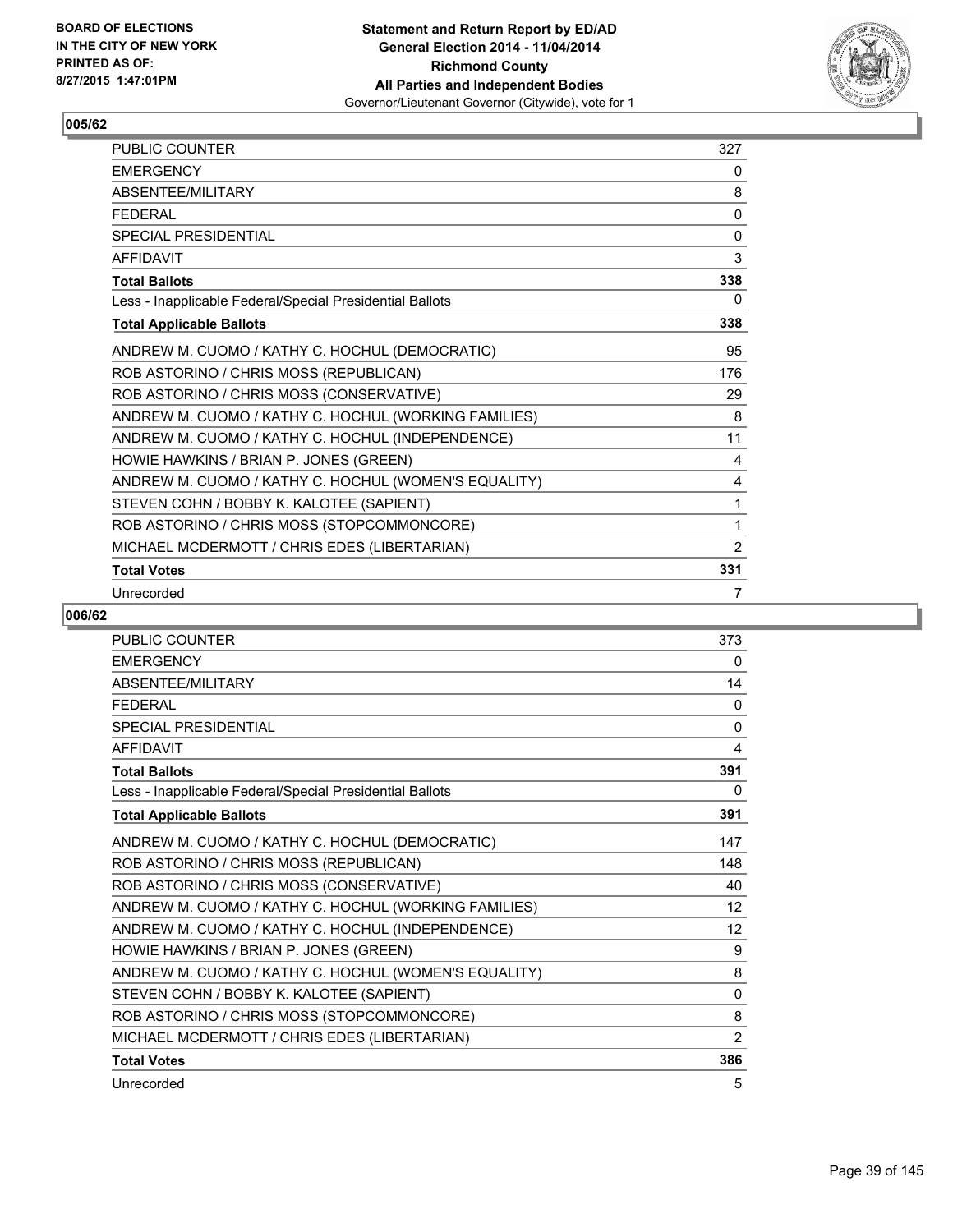BOARD OF ELECTIONS
IN THE CITY OF NEW YORK
PRINTED AS OF:
8/27/2015 1:47:01PM

**Statement and Return Report by ED/AD**
**General Election 2014 - 11/04/2014**
**Richmond County**
**All Parties and Independent Bodies**
Governor/Lieutenant Governor (Citywide), vote for 1

## 005/62

| | |
|---|---|
| PUBLIC COUNTER | 327 |
| EMERGENCY | 0 |
| ABSENTEE/MILITARY | 8 |
| FEDERAL | 0 |
| SPECIAL PRESIDENTIAL | 0 |
| AFFIDAVIT | 3 |
| **Total Ballots** | **338** |
| Less - Inapplicable Federal/Special Presidential Ballots | 0 |
| **Total Applicable Ballots** | **338** |
| ANDREW M. CUOMO / KATHY C. HOCHUL (DEMOCRATIC) | 95 |
| ROB ASTORINO / CHRIS MOSS (REPUBLICAN) | 176 |
| ROB ASTORINO / CHRIS MOSS (CONSERVATIVE) | 29 |
| ANDREW M. CUOMO / KATHY C. HOCHUL (WORKING FAMILIES) | 8 |
| ANDREW M. CUOMO / KATHY C. HOCHUL (INDEPENDENCE) | 11 |
| HOWIE HAWKINS / BRIAN P. JONES (GREEN) | 4 |
| ANDREW M. CUOMO / KATHY C. HOCHUL (WOMEN'S EQUALITY) | 4 |
| STEVEN COHN / BOBBY K. KALOTEE (SAPIENT) | 1 |
| ROB ASTORINO / CHRIS MOSS (STOPCOMMONCORE) | 1 |
| MICHAEL MCDERMOTT / CHRIS EDES (LIBERTARIAN) | 2 |
| **Total Votes** | **331** |
| Unrecorded | 7 |

## 006/62

| | |
|---|---|
| PUBLIC COUNTER | 373 |
| EMERGENCY | 0 |
| ABSENTEE/MILITARY | 14 |
| FEDERAL | 0 |
| SPECIAL PRESIDENTIAL | 0 |
| AFFIDAVIT | 4 |
| **Total Ballots** | **391** |
| Less - Inapplicable Federal/Special Presidential Ballots | 0 |
| **Total Applicable Ballots** | **391** |
| ANDREW M. CUOMO / KATHY C. HOCHUL (DEMOCRATIC) | 147 |
| ROB ASTORINO / CHRIS MOSS (REPUBLICAN) | 148 |
| ROB ASTORINO / CHRIS MOSS (CONSERVATIVE) | 40 |
| ANDREW M. CUOMO / KATHY C. HOCHUL (WORKING FAMILIES) | 12 |
| ANDREW M. CUOMO / KATHY C. HOCHUL (INDEPENDENCE) | 12 |
| HOWIE HAWKINS / BRIAN P. JONES (GREEN) | 9 |
| ANDREW M. CUOMO / KATHY C. HOCHUL (WOMEN'S EQUALITY) | 8 |
| STEVEN COHN / BOBBY K. KALOTEE (SAPIENT) | 0 |
| ROB ASTORINO / CHRIS MOSS (STOPCOMMONCORE) | 8 |
| MICHAEL MCDERMOTT / CHRIS EDES (LIBERTARIAN) | 2 |
| **Total Votes** | **386** |
| Unrecorded | 5 |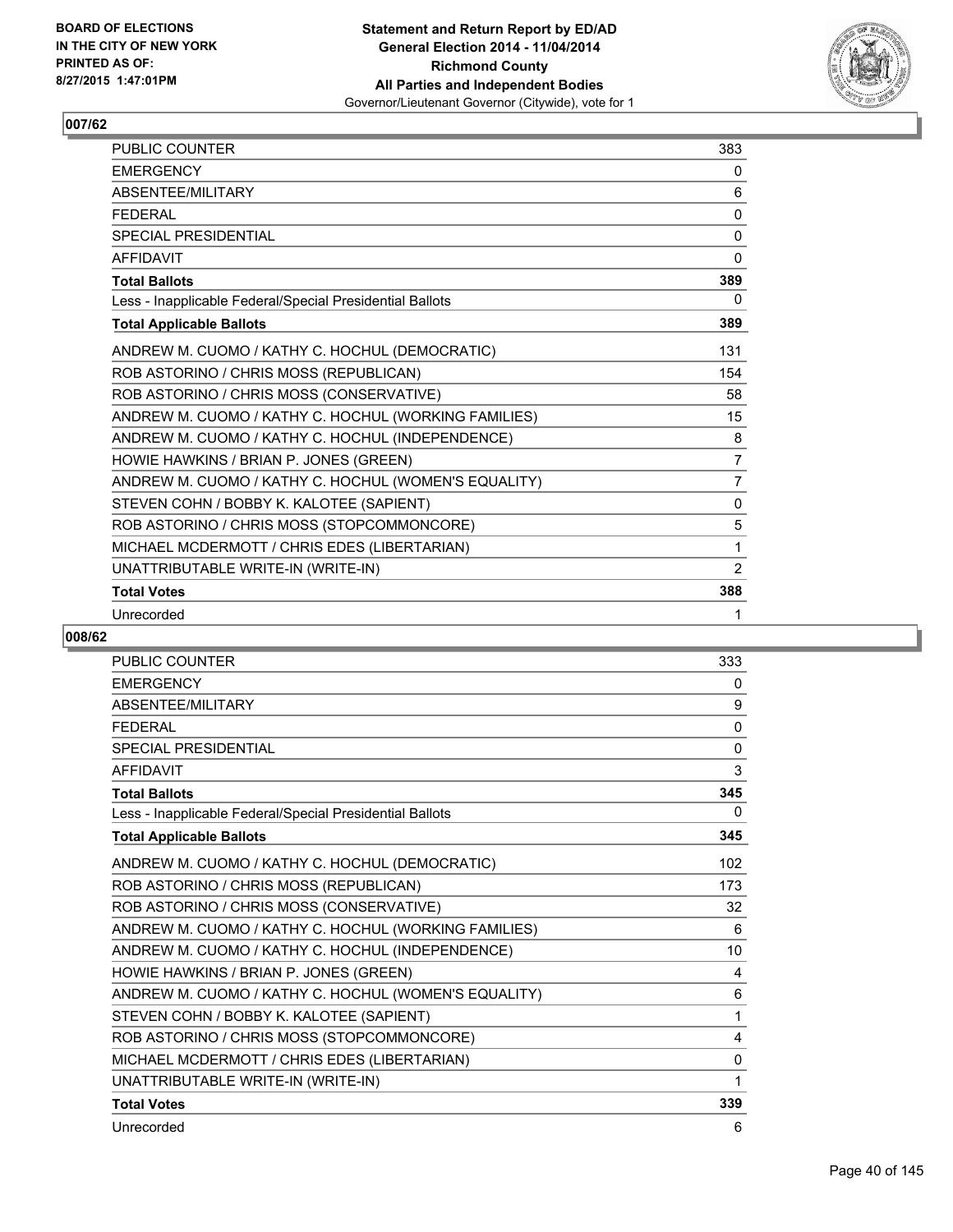**BOARD OF ELECTIONS IN THE CITY OF NEW YORK PRINTED AS OF: 8/27/2015 1:47:01PM**

**Statement and Return Report by ED/AD General Election 2014 - 11/04/2014 Richmond County All Parties and Independent Bodies**
Governor/Lieutenant Governor (Citywide), vote for 1

## 007/62

| | |
|---|---|
| PUBLIC COUNTER | 383 |
| EMERGENCY | 0 |
| ABSENTEE/MILITARY | 6 |
| FEDERAL | 0 |
| SPECIAL PRESIDENTIAL | 0 |
| AFFIDAVIT | 0 |
| **Total Ballots** | **389** |
| Less - Inapplicable Federal/Special Presidential Ballots | 0 |
| **Total Applicable Ballots** | **389** |
| ANDREW M. CUOMO / KATHY C. HOCHUL (DEMOCRATIC) | 131 |
| ROB ASTORINO / CHRIS MOSS (REPUBLICAN) | 154 |
| ROB ASTORINO / CHRIS MOSS (CONSERVATIVE) | 58 |
| ANDREW M. CUOMO / KATHY C. HOCHUL (WORKING FAMILIES) | 15 |
| ANDREW M. CUOMO / KATHY C. HOCHUL (INDEPENDENCE) | 8 |
| HOWIE HAWKINS / BRIAN P. JONES (GREEN) | 7 |
| ANDREW M. CUOMO / KATHY C. HOCHUL (WOMEN'S EQUALITY) | 7 |
| STEVEN COHN / BOBBY K. KALOTEE (SAPIENT) | 0 |
| ROB ASTORINO / CHRIS MOSS (STOPCOMMONCORE) | 5 |
| MICHAEL MCDERMOTT / CHRIS EDES (LIBERTARIAN) | 1 |
| UNATTRIBUTABLE WRITE-IN (WRITE-IN) | 2 |
| **Total Votes** | **388** |
| Unrecorded | 1 |

## 008/62

| | |
|---|---|
| PUBLIC COUNTER | 333 |
| EMERGENCY | 0 |
| ABSENTEE/MILITARY | 9 |
| FEDERAL | 0 |
| SPECIAL PRESIDENTIAL | 0 |
| AFFIDAVIT | 3 |
| **Total Ballots** | **345** |
| Less - Inapplicable Federal/Special Presidential Ballots | 0 |
| **Total Applicable Ballots** | **345** |
| ANDREW M. CUOMO / KATHY C. HOCHUL (DEMOCRATIC) | 102 |
| ROB ASTORINO / CHRIS MOSS (REPUBLICAN) | 173 |
| ROB ASTORINO / CHRIS MOSS (CONSERVATIVE) | 32 |
| ANDREW M. CUOMO / KATHY C. HOCHUL (WORKING FAMILIES) | 6 |
| ANDREW M. CUOMO / KATHY C. HOCHUL (INDEPENDENCE) | 10 |
| HOWIE HAWKINS / BRIAN P. JONES (GREEN) | 4 |
| ANDREW M. CUOMO / KATHY C. HOCHUL (WOMEN'S EQUALITY) | 6 |
| STEVEN COHN / BOBBY K. KALOTEE (SAPIENT) | 1 |
| ROB ASTORINO / CHRIS MOSS (STOPCOMMONCORE) | 4 |
| MICHAEL MCDERMOTT / CHRIS EDES (LIBERTARIAN) | 0 |
| UNATTRIBUTABLE WRITE-IN (WRITE-IN) | 1 |
| **Total Votes** | **339** |
| Unrecorded | 6 |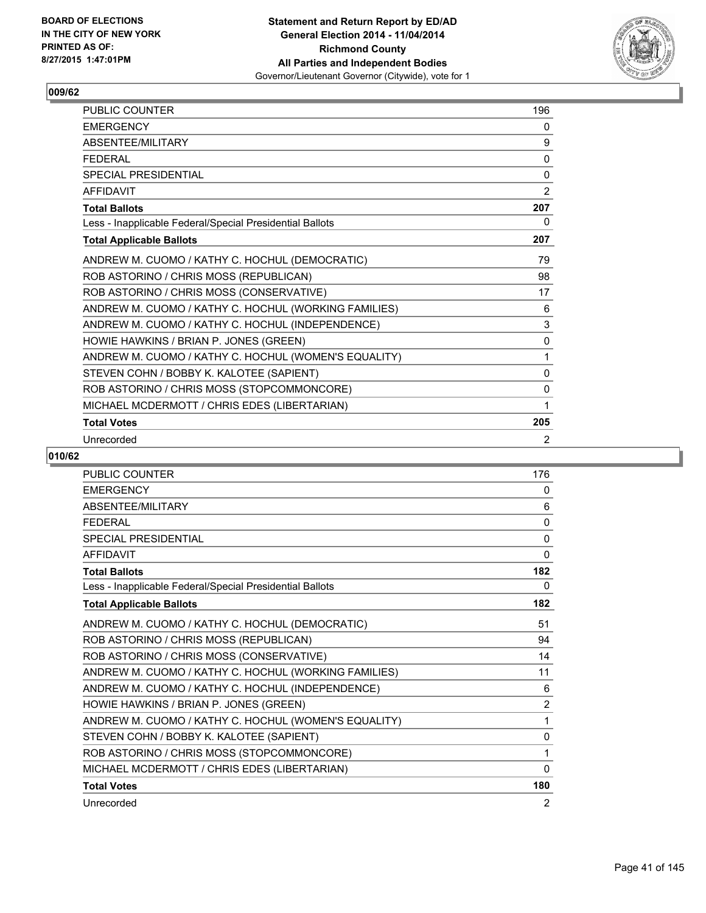**BOARD OF ELECTIONS IN THE CITY OF NEW YORK PRINTED AS OF: 8/27/2015 1:47:01PM**

**Statement and Return Report by ED/AD General Election 2014 - 11/04/2014 Richmond County All Parties and Independent Bodies**
Governor/Lieutenant Governor (Citywide), vote for 1

## 009/62

| | |
|---|---|
| PUBLIC COUNTER | 196 |
| EMERGENCY | 0 |
| ABSENTEE/MILITARY | 9 |
| FEDERAL | 0 |
| SPECIAL PRESIDENTIAL | 0 |
| AFFIDAVIT | 2 |
| **Total Ballots** | **207** |
| Less - Inapplicable Federal/Special Presidential Ballots | 0 |
| **Total Applicable Ballots** | **207** |
| ANDREW M. CUOMO / KATHY C. HOCHUL (DEMOCRATIC) | 79 |
| ROB ASTORINO / CHRIS MOSS (REPUBLICAN) | 98 |
| ROB ASTORINO / CHRIS MOSS (CONSERVATIVE) | 17 |
| ANDREW M. CUOMO / KATHY C. HOCHUL (WORKING FAMILIES) | 6 |
| ANDREW M. CUOMO / KATHY C. HOCHUL (INDEPENDENCE) | 3 |
| HOWIE HAWKINS / BRIAN P. JONES (GREEN) | 0 |
| ANDREW M. CUOMO / KATHY C. HOCHUL (WOMEN'S EQUALITY) | 1 |
| STEVEN COHN / BOBBY K. KALOTEE (SAPIENT) | 0 |
| ROB ASTORINO / CHRIS MOSS (STOPCOMMONCORE) | 0 |
| MICHAEL MCDERMOTT / CHRIS EDES (LIBERTARIAN) | 1 |
| **Total Votes** | **205** |
| Unrecorded | 2 |

## 010/62

| | |
|---|---|
| PUBLIC COUNTER | 176 |
| EMERGENCY | 0 |
| ABSENTEE/MILITARY | 6 |
| FEDERAL | 0 |
| SPECIAL PRESIDENTIAL | 0 |
| AFFIDAVIT | 0 |
| **Total Ballots** | **182** |
| Less - Inapplicable Federal/Special Presidential Ballots | 0 |
| **Total Applicable Ballots** | **182** |
| ANDREW M. CUOMO / KATHY C. HOCHUL (DEMOCRATIC) | 51 |
| ROB ASTORINO / CHRIS MOSS (REPUBLICAN) | 94 |
| ROB ASTORINO / CHRIS MOSS (CONSERVATIVE) | 14 |
| ANDREW M. CUOMO / KATHY C. HOCHUL (WORKING FAMILIES) | 11 |
| ANDREW M. CUOMO / KATHY C. HOCHUL (INDEPENDENCE) | 6 |
| HOWIE HAWKINS / BRIAN P. JONES (GREEN) | 2 |
| ANDREW M. CUOMO / KATHY C. HOCHUL (WOMEN'S EQUALITY) | 1 |
| STEVEN COHN / BOBBY K. KALOTEE (SAPIENT) | 0 |
| ROB ASTORINO / CHRIS MOSS (STOPCOMMONCORE) | 1 |
| MICHAEL MCDERMOTT / CHRIS EDES (LIBERTARIAN) | 0 |
| **Total Votes** | **180** |
| Unrecorded | 2 |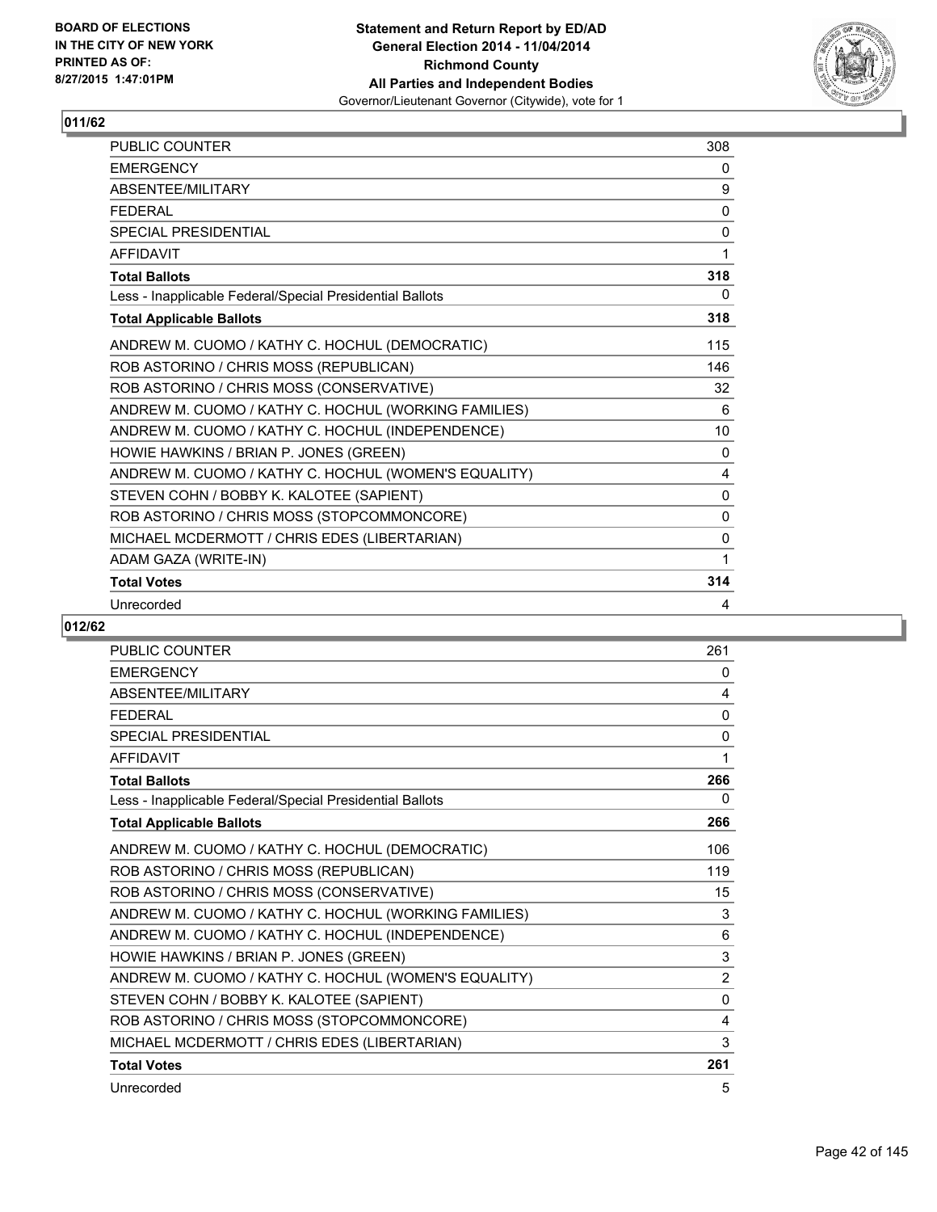**BOARD OF ELECTIONS IN THE CITY OF NEW YORK PRINTED AS OF: 8/27/2015 1:47:01PM**

**Statement and Return Report by ED/AD General Election 2014 - 11/04/2014 Richmond County All Parties and Independent Bodies**
Governor/Lieutenant Governor (Citywide), vote for 1

## 011/62

| | |
|---|---|
| PUBLIC COUNTER | 308 |
| EMERGENCY | 0 |
| ABSENTEE/MILITARY | 9 |
| FEDERAL | 0 |
| SPECIAL PRESIDENTIAL | 0 |
| AFFIDAVIT | 1 |
| **Total Ballots** | **318** |
| Less - Inapplicable Federal/Special Presidential Ballots | 0 |
| **Total Applicable Ballots** | **318** |
| ANDREW M. CUOMO / KATHY C. HOCHUL (DEMOCRATIC) | 115 |
| ROB ASTORINO / CHRIS MOSS (REPUBLICAN) | 146 |
| ROB ASTORINO / CHRIS MOSS (CONSERVATIVE) | 32 |
| ANDREW M. CUOMO / KATHY C. HOCHUL (WORKING FAMILIES) | 6 |
| ANDREW M. CUOMO / KATHY C. HOCHUL (INDEPENDENCE) | 10 |
| HOWIE HAWKINS / BRIAN P. JONES (GREEN) | 0 |
| ANDREW M. CUOMO / KATHY C. HOCHUL (WOMEN'S EQUALITY) | 4 |
| STEVEN COHN / BOBBY K. KALOTEE (SAPIENT) | 0 |
| ROB ASTORINO / CHRIS MOSS (STOPCOMMONCORE) | 0 |
| MICHAEL MCDERMOTT / CHRIS EDES (LIBERTARIAN) | 0 |
| ADAM GAZA (WRITE-IN) | 1 |
| **Total Votes** | **314** |
| Unrecorded | 4 |

## 012/62

| | |
|---|---|
| PUBLIC COUNTER | 261 |
| EMERGENCY | 0 |
| ABSENTEE/MILITARY | 4 |
| FEDERAL | 0 |
| SPECIAL PRESIDENTIAL | 0 |
| AFFIDAVIT | 1 |
| **Total Ballots** | **266** |
| Less - Inapplicable Federal/Special Presidential Ballots | 0 |
| **Total Applicable Ballots** | **266** |
| ANDREW M. CUOMO / KATHY C. HOCHUL (DEMOCRATIC) | 106 |
| ROB ASTORINO / CHRIS MOSS (REPUBLICAN) | 119 |
| ROB ASTORINO / CHRIS MOSS (CONSERVATIVE) | 15 |
| ANDREW M. CUOMO / KATHY C. HOCHUL (WORKING FAMILIES) | 3 |
| ANDREW M. CUOMO / KATHY C. HOCHUL (INDEPENDENCE) | 6 |
| HOWIE HAWKINS / BRIAN P. JONES (GREEN) | 3 |
| ANDREW M. CUOMO / KATHY C. HOCHUL (WOMEN'S EQUALITY) | 2 |
| STEVEN COHN / BOBBY K. KALOTEE (SAPIENT) | 0 |
| ROB ASTORINO / CHRIS MOSS (STOPCOMMONCORE) | 4 |
| MICHAEL MCDERMOTT / CHRIS EDES (LIBERTARIAN) | 3 |
| **Total Votes** | **261** |
| Unrecorded | 5 |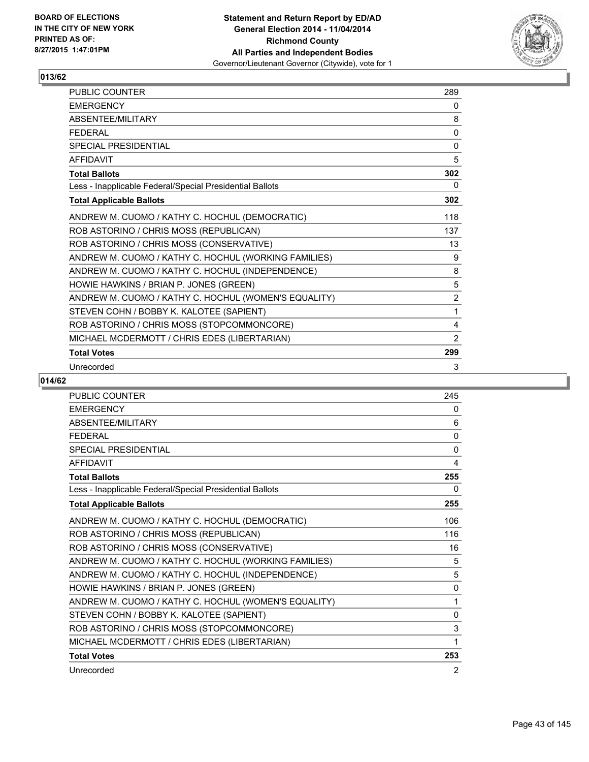BOARD OF ELECTIONS
IN THE CITY OF NEW YORK
PRINTED AS OF:
8/27/2015 1:47:01PM

**Statement and Return Report by ED/AD**
**General Election 2014 - 11/04/2014**
**Richmond County**
**All Parties and Independent Bodies**
Governor/Lieutenant Governor (Citywide), vote for 1

## 013/62

| | |
|---|---|
| PUBLIC COUNTER | 289 |
| EMERGENCY | 0 |
| ABSENTEE/MILITARY | 8 |
| FEDERAL | 0 |
| SPECIAL PRESIDENTIAL | 0 |
| AFFIDAVIT | 5 |
| **Total Ballots** | **302** |
| Less - Inapplicable Federal/Special Presidential Ballots | 0 |
| **Total Applicable Ballots** | **302** |
| ANDREW M. CUOMO / KATHY C. HOCHUL (DEMOCRATIC) | 118 |
| ROB ASTORINO / CHRIS MOSS (REPUBLICAN) | 137 |
| ROB ASTORINO / CHRIS MOSS (CONSERVATIVE) | 13 |
| ANDREW M. CUOMO / KATHY C. HOCHUL (WORKING FAMILIES) | 9 |
| ANDREW M. CUOMO / KATHY C. HOCHUL (INDEPENDENCE) | 8 |
| HOWIE HAWKINS / BRIAN P. JONES (GREEN) | 5 |
| ANDREW M. CUOMO / KATHY C. HOCHUL (WOMEN'S EQUALITY) | 2 |
| STEVEN COHN / BOBBY K. KALOTEE (SAPIENT) | 1 |
| ROB ASTORINO / CHRIS MOSS (STOPCOMMONCORE) | 4 |
| MICHAEL MCDERMOTT / CHRIS EDES (LIBERTARIAN) | 2 |
| **Total Votes** | **299** |
| Unrecorded | 3 |

## 014/62

| | |
|---|---|
| PUBLIC COUNTER | 245 |
| EMERGENCY | 0 |
| ABSENTEE/MILITARY | 6 |
| FEDERAL | 0 |
| SPECIAL PRESIDENTIAL | 0 |
| AFFIDAVIT | 4 |
| **Total Ballots** | **255** |
| Less - Inapplicable Federal/Special Presidential Ballots | 0 |
| **Total Applicable Ballots** | **255** |
| ANDREW M. CUOMO / KATHY C. HOCHUL (DEMOCRATIC) | 106 |
| ROB ASTORINO / CHRIS MOSS (REPUBLICAN) | 116 |
| ROB ASTORINO / CHRIS MOSS (CONSERVATIVE) | 16 |
| ANDREW M. CUOMO / KATHY C. HOCHUL (WORKING FAMILIES) | 5 |
| ANDREW M. CUOMO / KATHY C. HOCHUL (INDEPENDENCE) | 5 |
| HOWIE HAWKINS / BRIAN P. JONES (GREEN) | 0 |
| ANDREW M. CUOMO / KATHY C. HOCHUL (WOMEN'S EQUALITY) | 1 |
| STEVEN COHN / BOBBY K. KALOTEE (SAPIENT) | 0 |
| ROB ASTORINO / CHRIS MOSS (STOPCOMMONCORE) | 3 |
| MICHAEL MCDERMOTT / CHRIS EDES (LIBERTARIAN) | 1 |
| **Total Votes** | **253** |
| Unrecorded | 2 |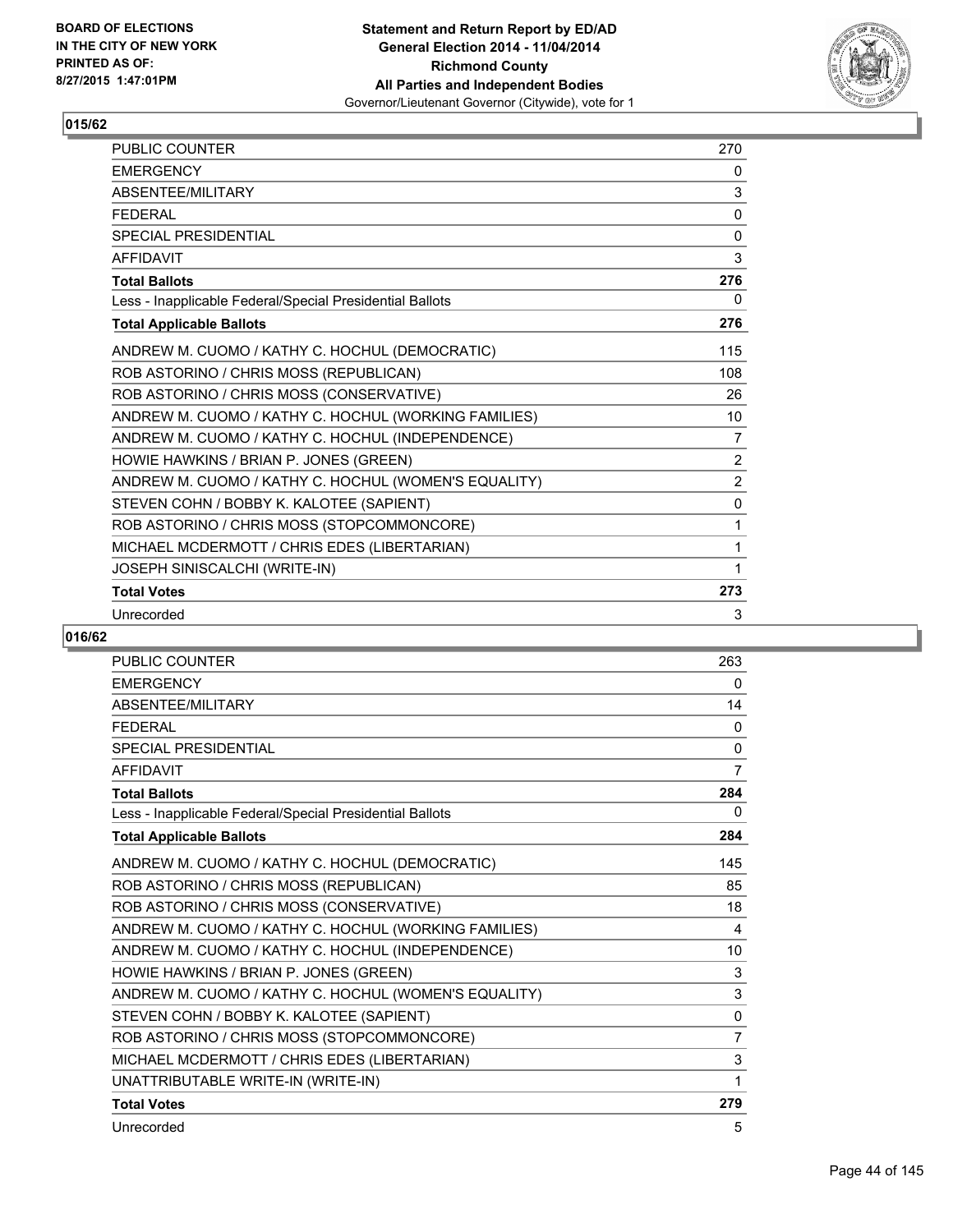**BOARD OF ELECTIONS IN THE CITY OF NEW YORK PRINTED AS OF: 8/27/2015 1:47:01PM**

**Statement and Return Report by ED/AD General Election 2014 - 11/04/2014 Richmond County All Parties and Independent Bodies**
Governor/Lieutenant Governor (Citywide), vote for 1

## 015/62

| | |
|---|---|
| PUBLIC COUNTER | 270 |
| EMERGENCY | 0 |
| ABSENTEE/MILITARY | 3 |
| FEDERAL | 0 |
| SPECIAL PRESIDENTIAL | 0 |
| AFFIDAVIT | 3 |
| **Total Ballots** | **276** |
| Less - Inapplicable Federal/Special Presidential Ballots | 0 |
| **Total Applicable Ballots** | **276** |
| ANDREW M. CUOMO / KATHY C. HOCHUL (DEMOCRATIC) | 115 |
| ROB ASTORINO / CHRIS MOSS (REPUBLICAN) | 108 |
| ROB ASTORINO / CHRIS MOSS (CONSERVATIVE) | 26 |
| ANDREW M. CUOMO / KATHY C. HOCHUL (WORKING FAMILIES) | 10 |
| ANDREW M. CUOMO / KATHY C. HOCHUL (INDEPENDENCE) | 7 |
| HOWIE HAWKINS / BRIAN P. JONES (GREEN) | 2 |
| ANDREW M. CUOMO / KATHY C. HOCHUL (WOMEN'S EQUALITY) | 2 |
| STEVEN COHN / BOBBY K. KALOTEE (SAPIENT) | 0 |
| ROB ASTORINO / CHRIS MOSS (STOPCOMMONCORE) | 1 |
| MICHAEL MCDERMOTT / CHRIS EDES (LIBERTARIAN) | 1 |
| JOSEPH SINISCALCHI (WRITE-IN) | 1 |
| **Total Votes** | **273** |
| Unrecorded | 3 |

## 016/62

| | |
|---|---|
| PUBLIC COUNTER | 263 |
| EMERGENCY | 0 |
| ABSENTEE/MILITARY | 14 |
| FEDERAL | 0 |
| SPECIAL PRESIDENTIAL | 0 |
| AFFIDAVIT | 7 |
| **Total Ballots** | **284** |
| Less - Inapplicable Federal/Special Presidential Ballots | 0 |
| **Total Applicable Ballots** | **284** |
| ANDREW M. CUOMO / KATHY C. HOCHUL (DEMOCRATIC) | 145 |
| ROB ASTORINO / CHRIS MOSS (REPUBLICAN) | 85 |
| ROB ASTORINO / CHRIS MOSS (CONSERVATIVE) | 18 |
| ANDREW M. CUOMO / KATHY C. HOCHUL (WORKING FAMILIES) | 4 |
| ANDREW M. CUOMO / KATHY C. HOCHUL (INDEPENDENCE) | 10 |
| HOWIE HAWKINS / BRIAN P. JONES (GREEN) | 3 |
| ANDREW M. CUOMO / KATHY C. HOCHUL (WOMEN'S EQUALITY) | 3 |
| STEVEN COHN / BOBBY K. KALOTEE (SAPIENT) | 0 |
| ROB ASTORINO / CHRIS MOSS (STOPCOMMONCORE) | 7 |
| MICHAEL MCDERMOTT / CHRIS EDES (LIBERTARIAN) | 3 |
| UNATTRIBUTABLE WRITE-IN (WRITE-IN) | 1 |
| **Total Votes** | **279** |
| Unrecorded | 5 |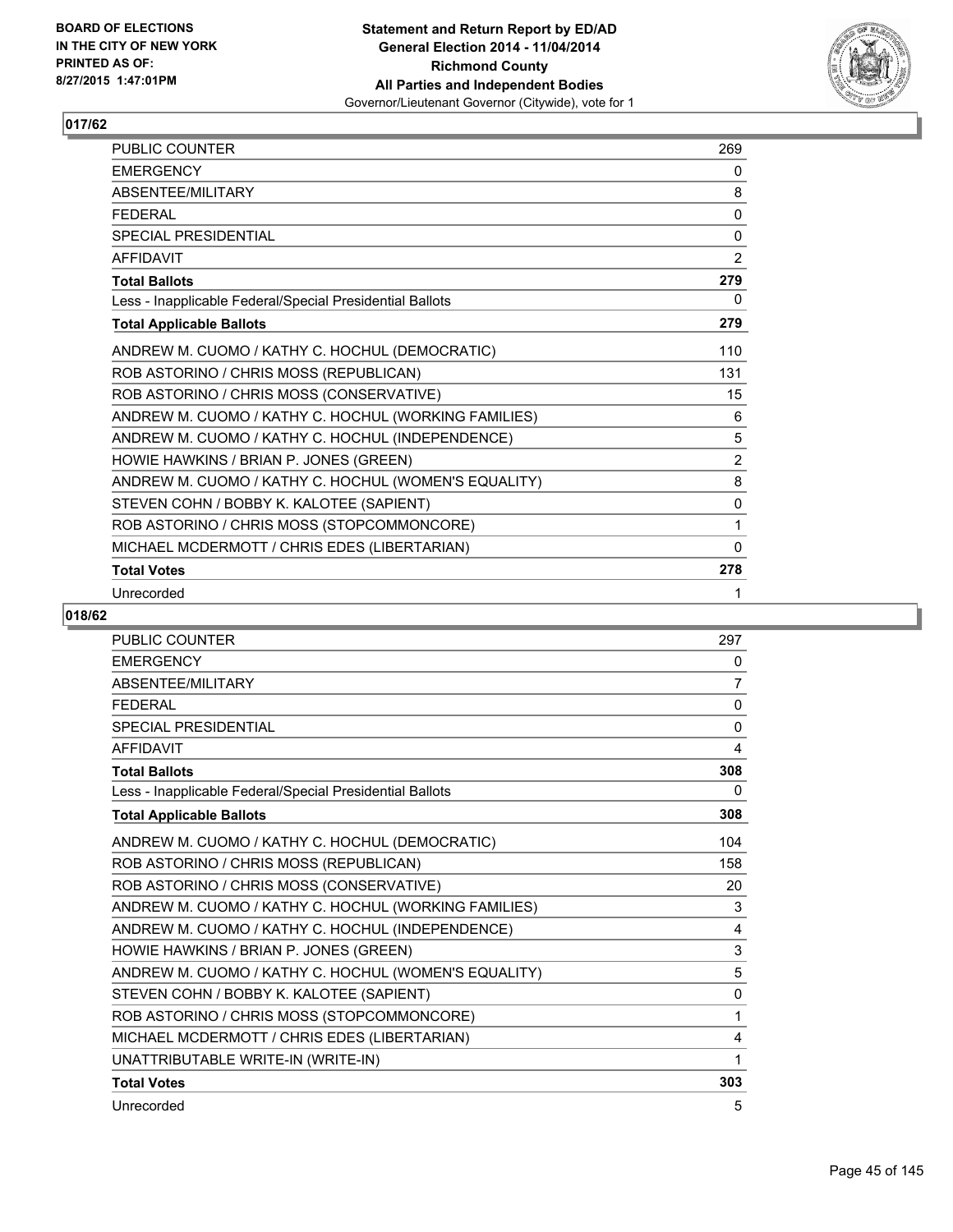BOARD OF ELECTIONS
IN THE CITY OF NEW YORK
PRINTED AS OF:
8/27/2015 1:47:01PM

**Statement and Return Report by ED/AD**
**General Election 2014 - 11/04/2014**
**Richmond County**
**All Parties and Independent Bodies**
Governor/Lieutenant Governor (Citywide), vote for 1

## 017/62

| | |
|---|---|
| PUBLIC COUNTER | 269 |
| EMERGENCY | 0 |
| ABSENTEE/MILITARY | 8 |
| FEDERAL | 0 |
| SPECIAL PRESIDENTIAL | 0 |
| AFFIDAVIT | 2 |
| **Total Ballots** | **279** |
| Less - Inapplicable Federal/Special Presidential Ballots | 0 |
| **Total Applicable Ballots** | **279** |
| ANDREW M. CUOMO / KATHY C. HOCHUL (DEMOCRATIC) | 110 |
| ROB ASTORINO / CHRIS MOSS (REPUBLICAN) | 131 |
| ROB ASTORINO / CHRIS MOSS (CONSERVATIVE) | 15 |
| ANDREW M. CUOMO / KATHY C. HOCHUL (WORKING FAMILIES) | 6 |
| ANDREW M. CUOMO / KATHY C. HOCHUL (INDEPENDENCE) | 5 |
| HOWIE HAWKINS / BRIAN P. JONES (GREEN) | 2 |
| ANDREW M. CUOMO / KATHY C. HOCHUL (WOMEN'S EQUALITY) | 8 |
| STEVEN COHN / BOBBY K. KALOTEE (SAPIENT) | 0 |
| ROB ASTORINO / CHRIS MOSS (STOPCOMMONCORE) | 1 |
| MICHAEL MCDERMOTT / CHRIS EDES (LIBERTARIAN) | 0 |
| **Total Votes** | **278** |
| Unrecorded | 1 |

## 018/62

| | |
|---|---|
| PUBLIC COUNTER | 297 |
| EMERGENCY | 0 |
| ABSENTEE/MILITARY | 7 |
| FEDERAL | 0 |
| SPECIAL PRESIDENTIAL | 0 |
| AFFIDAVIT | 4 |
| **Total Ballots** | **308** |
| Less - Inapplicable Federal/Special Presidential Ballots | 0 |
| **Total Applicable Ballots** | **308** |
| ANDREW M. CUOMO / KATHY C. HOCHUL (DEMOCRATIC) | 104 |
| ROB ASTORINO / CHRIS MOSS (REPUBLICAN) | 158 |
| ROB ASTORINO / CHRIS MOSS (CONSERVATIVE) | 20 |
| ANDREW M. CUOMO / KATHY C. HOCHUL (WORKING FAMILIES) | 3 |
| ANDREW M. CUOMO / KATHY C. HOCHUL (INDEPENDENCE) | 4 |
| HOWIE HAWKINS / BRIAN P. JONES (GREEN) | 3 |
| ANDREW M. CUOMO / KATHY C. HOCHUL (WOMEN'S EQUALITY) | 5 |
| STEVEN COHN / BOBBY K. KALOTEE (SAPIENT) | 0 |
| ROB ASTORINO / CHRIS MOSS (STOPCOMMONCORE) | 1 |
| MICHAEL MCDERMOTT / CHRIS EDES (LIBERTARIAN) | 4 |
| UNATTRIBUTABLE WRITE-IN (WRITE-IN) | 1 |
| **Total Votes** | **303** |
| Unrecorded | 5 |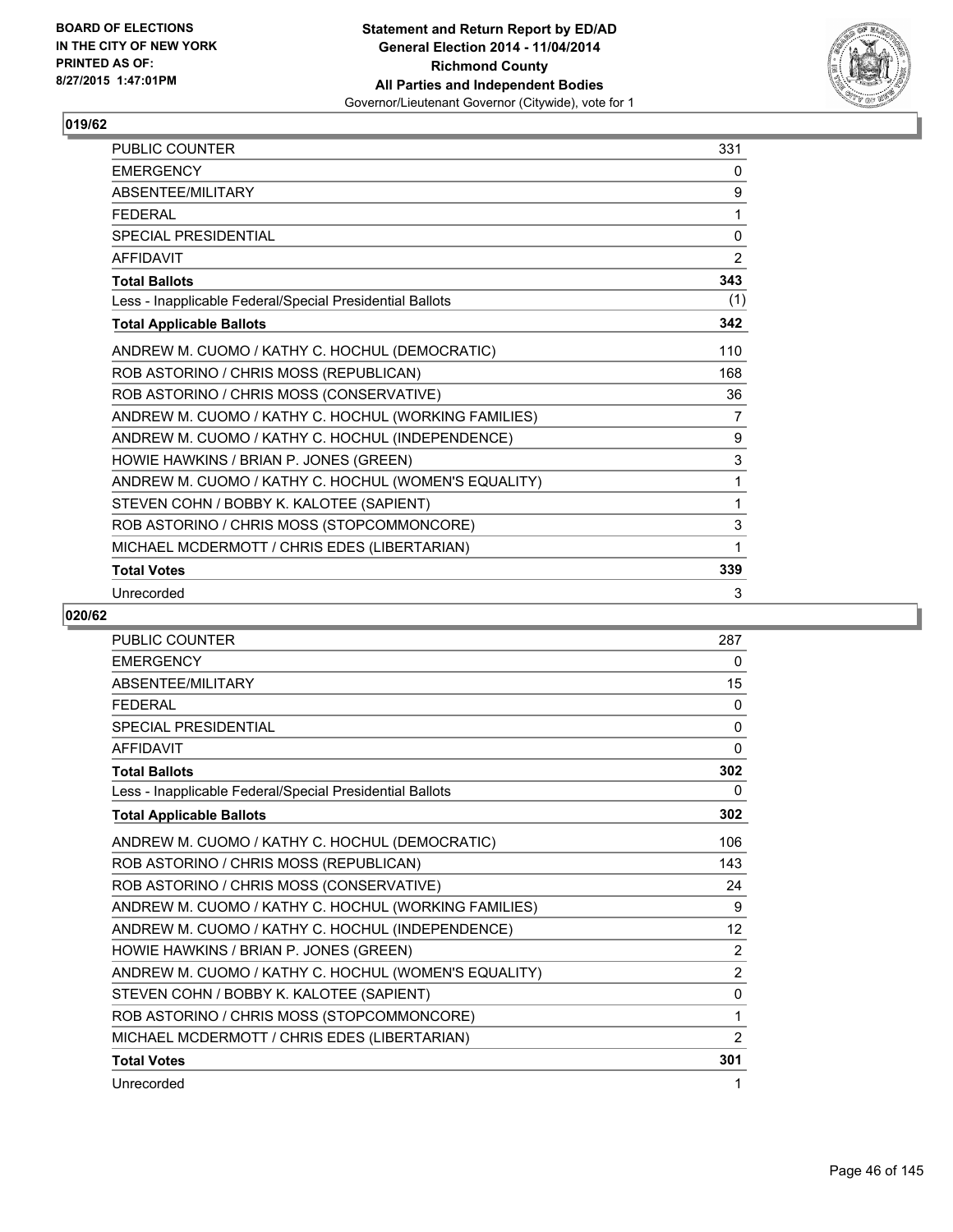**BOARD OF ELECTIONS IN THE CITY OF NEW YORK PRINTED AS OF: 8/27/2015 1:47:01PM**

**Statement and Return Report by ED/AD**
**General Election 2014 - 11/04/2014**
**Richmond County**
**All Parties and Independent Bodies**
Governor/Lieutenant Governor (Citywide), vote for 1

## 019/62

| | |
|---|---|
| PUBLIC COUNTER | 331 |
| EMERGENCY | 0 |
| ABSENTEE/MILITARY | 9 |
| FEDERAL | 1 |
| SPECIAL PRESIDENTIAL | 0 |
| AFFIDAVIT | 2 |
| **Total Ballots** | **343** |
| Less - Inapplicable Federal/Special Presidential Ballots | (1) |
| **Total Applicable Ballots** | **342** |
| ANDREW M. CUOMO / KATHY C. HOCHUL (DEMOCRATIC) | 110 |
| ROB ASTORINO / CHRIS MOSS (REPUBLICAN) | 168 |
| ROB ASTORINO / CHRIS MOSS (CONSERVATIVE) | 36 |
| ANDREW M. CUOMO / KATHY C. HOCHUL (WORKING FAMILIES) | 7 |
| ANDREW M. CUOMO / KATHY C. HOCHUL (INDEPENDENCE) | 9 |
| HOWIE HAWKINS / BRIAN P. JONES (GREEN) | 3 |
| ANDREW M. CUOMO / KATHY C. HOCHUL (WOMEN'S EQUALITY) | 1 |
| STEVEN COHN / BOBBY K. KALOTEE (SAPIENT) | 1 |
| ROB ASTORINO / CHRIS MOSS (STOPCOMMONCORE) | 3 |
| MICHAEL MCDERMOTT / CHRIS EDES (LIBERTARIAN) | 1 |
| **Total Votes** | **339** |
| Unrecorded | 3 |

## 020/62

| | |
|---|---|
| PUBLIC COUNTER | 287 |
| EMERGENCY | 0 |
| ABSENTEE/MILITARY | 15 |
| FEDERAL | 0 |
| SPECIAL PRESIDENTIAL | 0 |
| AFFIDAVIT | 0 |
| **Total Ballots** | **302** |
| Less - Inapplicable Federal/Special Presidential Ballots | 0 |
| **Total Applicable Ballots** | **302** |
| ANDREW M. CUOMO / KATHY C. HOCHUL (DEMOCRATIC) | 106 |
| ROB ASTORINO / CHRIS MOSS (REPUBLICAN) | 143 |
| ROB ASTORINO / CHRIS MOSS (CONSERVATIVE) | 24 |
| ANDREW M. CUOMO / KATHY C. HOCHUL (WORKING FAMILIES) | 9 |
| ANDREW M. CUOMO / KATHY C. HOCHUL (INDEPENDENCE) | 12 |
| HOWIE HAWKINS / BRIAN P. JONES (GREEN) | 2 |
| ANDREW M. CUOMO / KATHY C. HOCHUL (WOMEN'S EQUALITY) | 2 |
| STEVEN COHN / BOBBY K. KALOTEE (SAPIENT) | 0 |
| ROB ASTORINO / CHRIS MOSS (STOPCOMMONCORE) | 1 |
| MICHAEL MCDERMOTT / CHRIS EDES (LIBERTARIAN) | 2 |
| **Total Votes** | **301** |
| Unrecorded | 1 |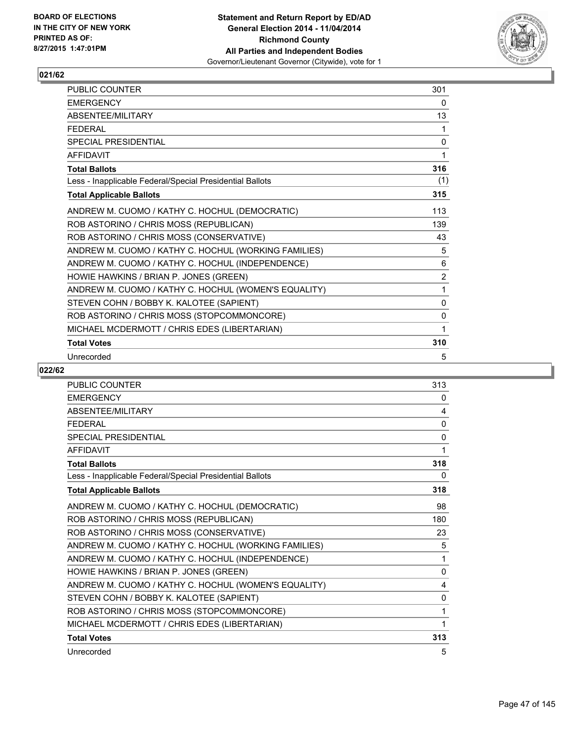**BOARD OF ELECTIONS IN THE CITY OF NEW YORK PRINTED AS OF: 8/27/2015 1:47:01PM**

**Statement and Return Report by ED/AD General Election 2014 - 11/04/2014 Richmond County All Parties and Independent Bodies**
Governor/Lieutenant Governor (Citywide), vote for 1

## 021/62

| | |
|---|---|
| PUBLIC COUNTER | 301 |
| EMERGENCY | 0 |
| ABSENTEE/MILITARY | 13 |
| FEDERAL | 1 |
| SPECIAL PRESIDENTIAL | 0 |
| AFFIDAVIT | 1 |
| **Total Ballots** | **316** |
| Less - Inapplicable Federal/Special Presidential Ballots | (1) |
| **Total Applicable Ballots** | **315** |
| ANDREW M. CUOMO / KATHY C. HOCHUL (DEMOCRATIC) | 113 |
| ROB ASTORINO / CHRIS MOSS (REPUBLICAN) | 139 |
| ROB ASTORINO / CHRIS MOSS (CONSERVATIVE) | 43 |
| ANDREW M. CUOMO / KATHY C. HOCHUL (WORKING FAMILIES) | 5 |
| ANDREW M. CUOMO / KATHY C. HOCHUL (INDEPENDENCE) | 6 |
| HOWIE HAWKINS / BRIAN P. JONES (GREEN) | 2 |
| ANDREW M. CUOMO / KATHY C. HOCHUL (WOMEN'S EQUALITY) | 1 |
| STEVEN COHN / BOBBY K. KALOTEE (SAPIENT) | 0 |
| ROB ASTORINO / CHRIS MOSS (STOPCOMMONCORE) | 0 |
| MICHAEL MCDERMOTT / CHRIS EDES (LIBERTARIAN) | 1 |
| **Total Votes** | **310** |
| Unrecorded | 5 |

## 022/62

| | |
|---|---|
| PUBLIC COUNTER | 313 |
| EMERGENCY | 0 |
| ABSENTEE/MILITARY | 4 |
| FEDERAL | 0 |
| SPECIAL PRESIDENTIAL | 0 |
| AFFIDAVIT | 1 |
| **Total Ballots** | **318** |
| Less - Inapplicable Federal/Special Presidential Ballots | 0 |
| **Total Applicable Ballots** | **318** |
| ANDREW M. CUOMO / KATHY C. HOCHUL (DEMOCRATIC) | 98 |
| ROB ASTORINO / CHRIS MOSS (REPUBLICAN) | 180 |
| ROB ASTORINO / CHRIS MOSS (CONSERVATIVE) | 23 |
| ANDREW M. CUOMO / KATHY C. HOCHUL (WORKING FAMILIES) | 5 |
| ANDREW M. CUOMO / KATHY C. HOCHUL (INDEPENDENCE) | 1 |
| HOWIE HAWKINS / BRIAN P. JONES (GREEN) | 0 |
| ANDREW M. CUOMO / KATHY C. HOCHUL (WOMEN'S EQUALITY) | 4 |
| STEVEN COHN / BOBBY K. KALOTEE (SAPIENT) | 0 |
| ROB ASTORINO / CHRIS MOSS (STOPCOMMONCORE) | 1 |
| MICHAEL MCDERMOTT / CHRIS EDES (LIBERTARIAN) | 1 |
| **Total Votes** | **313** |
| Unrecorded | 5 |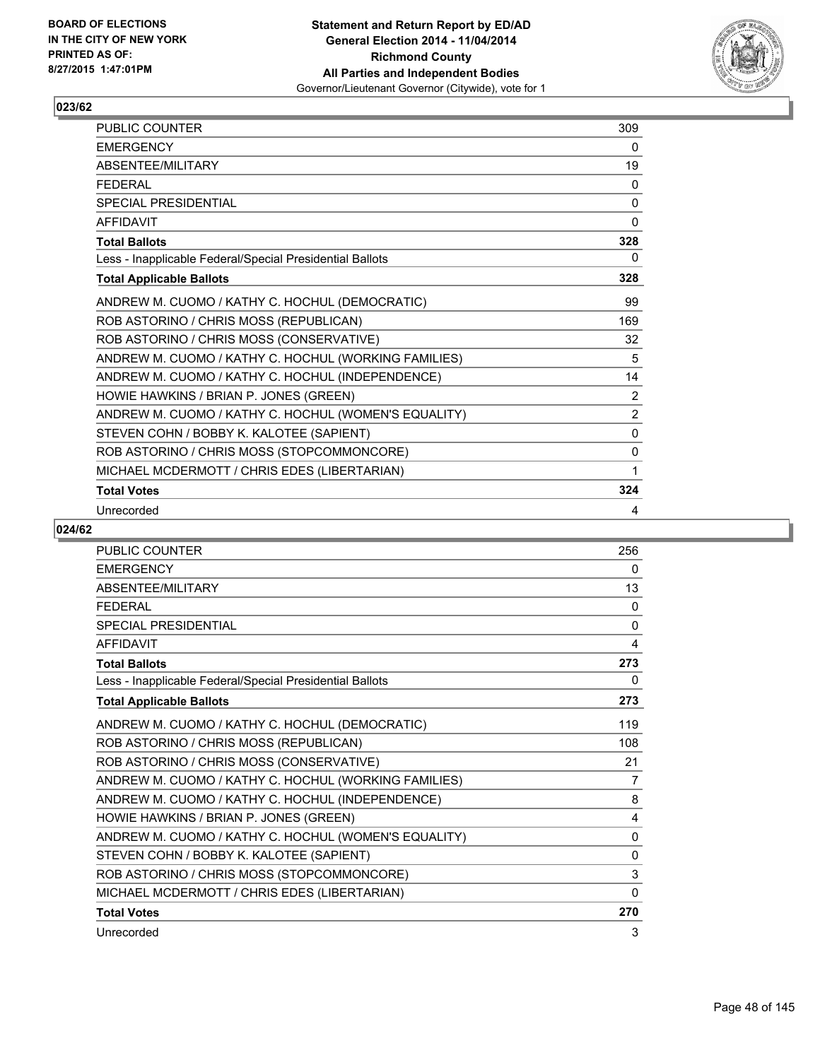**BOARD OF ELECTIONS IN THE CITY OF NEW YORK PRINTED AS OF: 8/27/2015 1:47:01PM**

**Statement and Return Report by ED/AD General Election 2014 - 11/04/2014 Richmond County All Parties and Independent Bodies**
Governor/Lieutenant Governor (Citywide), vote for 1

## 023/62

| | |
|---|---|
| PUBLIC COUNTER | 309 |
| EMERGENCY | 0 |
| ABSENTEE/MILITARY | 19 |
| FEDERAL | 0 |
| SPECIAL PRESIDENTIAL | 0 |
| AFFIDAVIT | 0 |
| **Total Ballots** | **328** |
| Less - Inapplicable Federal/Special Presidential Ballots | 0 |
| **Total Applicable Ballots** | **328** |
| ANDREW M. CUOMO / KATHY C. HOCHUL (DEMOCRATIC) | 99 |
| ROB ASTORINO / CHRIS MOSS (REPUBLICAN) | 169 |
| ROB ASTORINO / CHRIS MOSS (CONSERVATIVE) | 32 |
| ANDREW M. CUOMO / KATHY C. HOCHUL (WORKING FAMILIES) | 5 |
| ANDREW M. CUOMO / KATHY C. HOCHUL (INDEPENDENCE) | 14 |
| HOWIE HAWKINS / BRIAN P. JONES (GREEN) | 2 |
| ANDREW M. CUOMO / KATHY C. HOCHUL (WOMEN'S EQUALITY) | 2 |
| STEVEN COHN / BOBBY K. KALOTEE (SAPIENT) | 0 |
| ROB ASTORINO / CHRIS MOSS (STOPCOMMONCORE) | 0 |
| MICHAEL MCDERMOTT / CHRIS EDES (LIBERTARIAN) | 1 |
| **Total Votes** | **324** |
| Unrecorded | 4 |

## 024/62

| | |
|---|---|
| PUBLIC COUNTER | 256 |
| EMERGENCY | 0 |
| ABSENTEE/MILITARY | 13 |
| FEDERAL | 0 |
| SPECIAL PRESIDENTIAL | 0 |
| AFFIDAVIT | 4 |
| **Total Ballots** | **273** |
| Less - Inapplicable Federal/Special Presidential Ballots | 0 |
| **Total Applicable Ballots** | **273** |
| ANDREW M. CUOMO / KATHY C. HOCHUL (DEMOCRATIC) | 119 |
| ROB ASTORINO / CHRIS MOSS (REPUBLICAN) | 108 |
| ROB ASTORINO / CHRIS MOSS (CONSERVATIVE) | 21 |
| ANDREW M. CUOMO / KATHY C. HOCHUL (WORKING FAMILIES) | 7 |
| ANDREW M. CUOMO / KATHY C. HOCHUL (INDEPENDENCE) | 8 |
| HOWIE HAWKINS / BRIAN P. JONES (GREEN) | 4 |
| ANDREW M. CUOMO / KATHY C. HOCHUL (WOMEN'S EQUALITY) | 0 |
| STEVEN COHN / BOBBY K. KALOTEE (SAPIENT) | 0 |
| ROB ASTORINO / CHRIS MOSS (STOPCOMMONCORE) | 3 |
| MICHAEL MCDERMOTT / CHRIS EDES (LIBERTARIAN) | 0 |
| **Total Votes** | **270** |
| Unrecorded | 3 |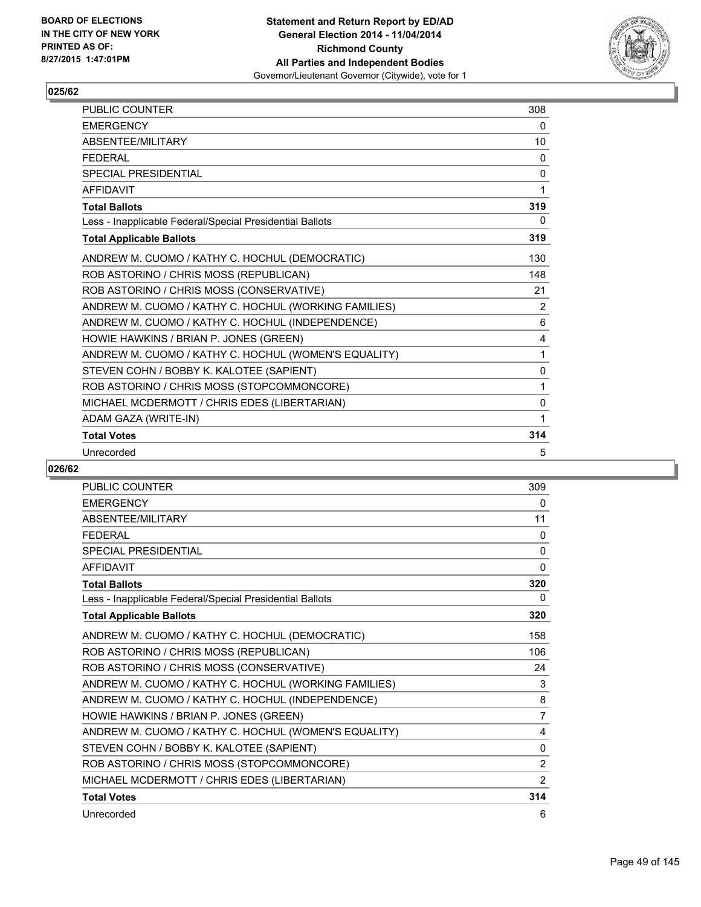BOARD OF ELECTIONS
IN THE CITY OF NEW YORK
PRINTED AS OF:
8/27/2015 1:47:01PM

**Statement and Return Report by ED/AD**
**General Election 2014 - 11/04/2014**
**Richmond County**
**All Parties and Independent Bodies**
Governor/Lieutenant Governor (Citywide), vote for 1

### 025/62

| | |
|---|---|
| PUBLIC COUNTER | 308 |
| EMERGENCY | 0 |
| ABSENTEE/MILITARY | 10 |
| FEDERAL | 0 |
| SPECIAL PRESIDENTIAL | 0 |
| AFFIDAVIT | 1 |
| **Total Ballots** | **319** |
| Less - Inapplicable Federal/Special Presidential Ballots | 0 |
| **Total Applicable Ballots** | **319** |
| ANDREW M. CUOMO / KATHY C. HOCHUL (DEMOCRATIC) | 130 |
| ROB ASTORINO / CHRIS MOSS (REPUBLICAN) | 148 |
| ROB ASTORINO / CHRIS MOSS (CONSERVATIVE) | 21 |
| ANDREW M. CUOMO / KATHY C. HOCHUL (WORKING FAMILIES) | 2 |
| ANDREW M. CUOMO / KATHY C. HOCHUL (INDEPENDENCE) | 6 |
| HOWIE HAWKINS / BRIAN P. JONES (GREEN) | 4 |
| ANDREW M. CUOMO / KATHY C. HOCHUL (WOMEN'S EQUALITY) | 1 |
| STEVEN COHN / BOBBY K. KALOTEE (SAPIENT) | 0 |
| ROB ASTORINO / CHRIS MOSS (STOPCOMMONCORE) | 1 |
| MICHAEL MCDERMOTT / CHRIS EDES (LIBERTARIAN) | 0 |
| ADAM GAZA (WRITE-IN) | 1 |
| **Total Votes** | **314** |
| Unrecorded | 5 |

### 026/62

| | |
|---|---|
| PUBLIC COUNTER | 309 |
| EMERGENCY | 0 |
| ABSENTEE/MILITARY | 11 |
| FEDERAL | 0 |
| SPECIAL PRESIDENTIAL | 0 |
| AFFIDAVIT | 0 |
| **Total Ballots** | **320** |
| Less - Inapplicable Federal/Special Presidential Ballots | 0 |
| **Total Applicable Ballots** | **320** |
| ANDREW M. CUOMO / KATHY C. HOCHUL (DEMOCRATIC) | 158 |
| ROB ASTORINO / CHRIS MOSS (REPUBLICAN) | 106 |
| ROB ASTORINO / CHRIS MOSS (CONSERVATIVE) | 24 |
| ANDREW M. CUOMO / KATHY C. HOCHUL (WORKING FAMILIES) | 3 |
| ANDREW M. CUOMO / KATHY C. HOCHUL (INDEPENDENCE) | 8 |
| HOWIE HAWKINS / BRIAN P. JONES (GREEN) | 7 |
| ANDREW M. CUOMO / KATHY C. HOCHUL (WOMEN'S EQUALITY) | 4 |
| STEVEN COHN / BOBBY K. KALOTEE (SAPIENT) | 0 |
| ROB ASTORINO / CHRIS MOSS (STOPCOMMONCORE) | 2 |
| MICHAEL MCDERMOTT / CHRIS EDES (LIBERTARIAN) | 2 |
| **Total Votes** | **314** |
| Unrecorded | 6 |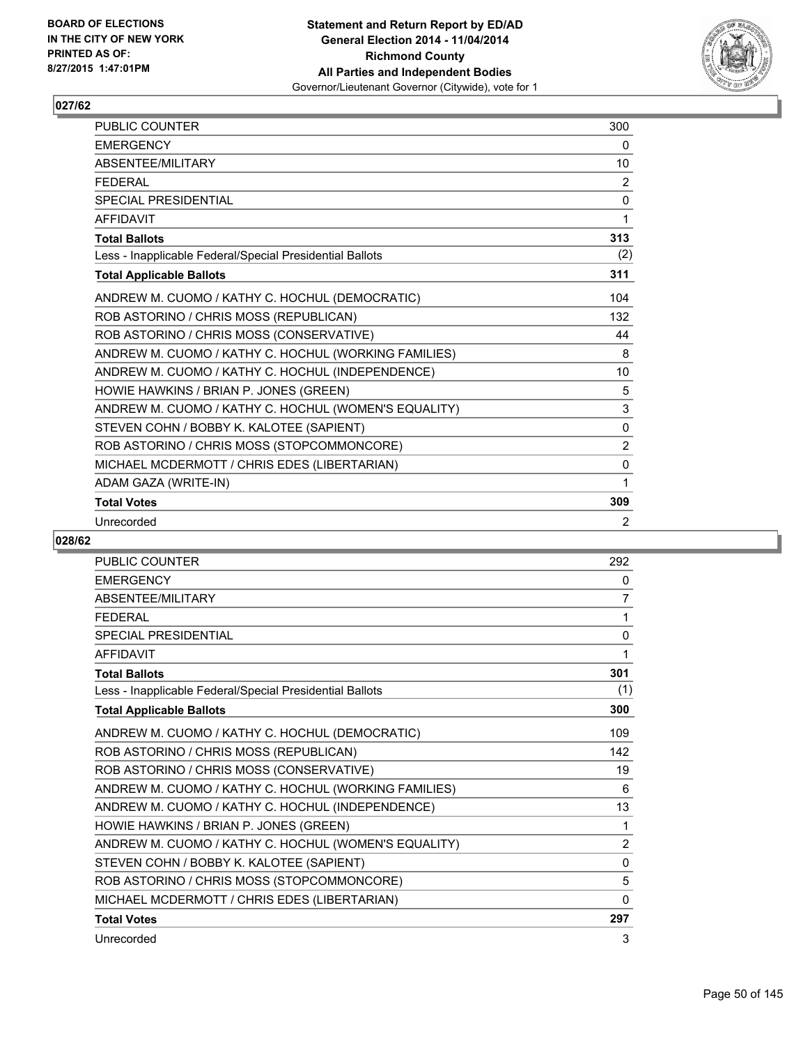BOARD OF ELECTIONS
IN THE CITY OF NEW YORK
PRINTED AS OF:
8/27/2015 1:47:01PM

**Statement and Return Report by ED/AD**
**General Election 2014 - 11/04/2014**
**Richmond County**
**All Parties and Independent Bodies**
Governor/Lieutenant Governor (Citywide), vote for 1

## 027/62

| | |
|---|---|
| PUBLIC COUNTER | 300 |
| EMERGENCY | 0 |
| ABSENTEE/MILITARY | 10 |
| FEDERAL | 2 |
| SPECIAL PRESIDENTIAL | 0 |
| AFFIDAVIT | 1 |
| **Total Ballots** | **313** |
| Less - Inapplicable Federal/Special Presidential Ballots | (2) |
| **Total Applicable Ballots** | **311** |
| ANDREW M. CUOMO / KATHY C. HOCHUL (DEMOCRATIC) | 104 |
| ROB ASTORINO / CHRIS MOSS (REPUBLICAN) | 132 |
| ROB ASTORINO / CHRIS MOSS (CONSERVATIVE) | 44 |
| ANDREW M. CUOMO / KATHY C. HOCHUL (WORKING FAMILIES) | 8 |
| ANDREW M. CUOMO / KATHY C. HOCHUL (INDEPENDENCE) | 10 |
| HOWIE HAWKINS / BRIAN P. JONES (GREEN) | 5 |
| ANDREW M. CUOMO / KATHY C. HOCHUL (WOMEN'S EQUALITY) | 3 |
| STEVEN COHN / BOBBY K. KALOTEE (SAPIENT) | 0 |
| ROB ASTORINO / CHRIS MOSS (STOPCOMMONCORE) | 2 |
| MICHAEL MCDERMOTT / CHRIS EDES (LIBERTARIAN) | 0 |
| ADAM GAZA (WRITE-IN) | 1 |
| **Total Votes** | **309** |
| Unrecorded | 2 |

## 028/62

| | |
|---|---|
| PUBLIC COUNTER | 292 |
| EMERGENCY | 0 |
| ABSENTEE/MILITARY | 7 |
| FEDERAL | 1 |
| SPECIAL PRESIDENTIAL | 0 |
| AFFIDAVIT | 1 |
| **Total Ballots** | **301** |
| Less - Inapplicable Federal/Special Presidential Ballots | (1) |
| **Total Applicable Ballots** | **300** |
| ANDREW M. CUOMO / KATHY C. HOCHUL (DEMOCRATIC) | 109 |
| ROB ASTORINO / CHRIS MOSS (REPUBLICAN) | 142 |
| ROB ASTORINO / CHRIS MOSS (CONSERVATIVE) | 19 |
| ANDREW M. CUOMO / KATHY C. HOCHUL (WORKING FAMILIES) | 6 |
| ANDREW M. CUOMO / KATHY C. HOCHUL (INDEPENDENCE) | 13 |
| HOWIE HAWKINS / BRIAN P. JONES (GREEN) | 1 |
| ANDREW M. CUOMO / KATHY C. HOCHUL (WOMEN'S EQUALITY) | 2 |
| STEVEN COHN / BOBBY K. KALOTEE (SAPIENT) | 0 |
| ROB ASTORINO / CHRIS MOSS (STOPCOMMONCORE) | 5 |
| MICHAEL MCDERMOTT / CHRIS EDES (LIBERTARIAN) | 0 |
| **Total Votes** | **297** |
| Unrecorded | 3 |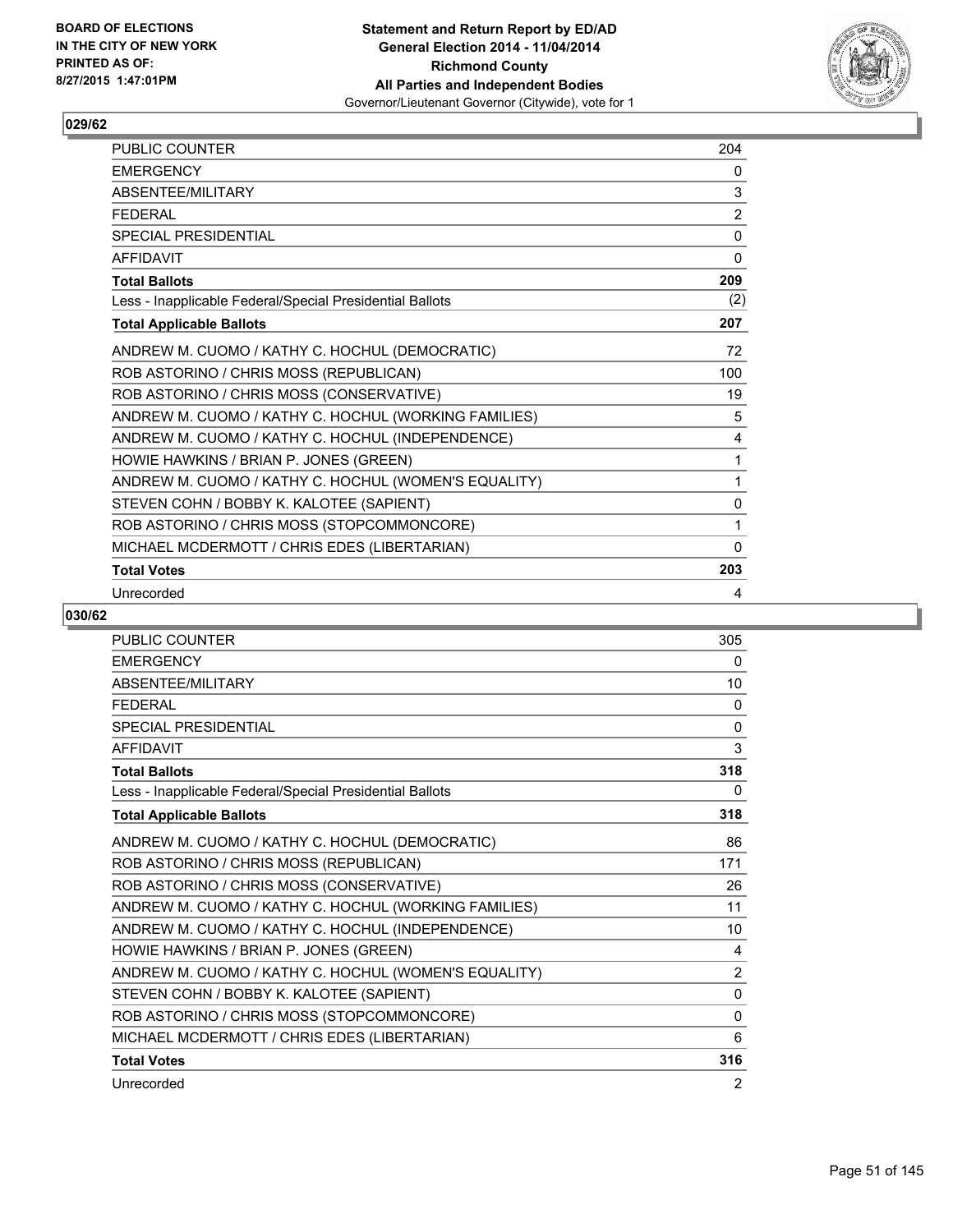**BOARD OF ELECTIONS IN THE CITY OF NEW YORK**
**PRINTED AS OF: 8/27/2015 1:47:01PM**

**Statement and Return Report by ED/AD**
**General Election 2014 - 11/04/2014**
**Richmond County**
**All Parties and Independent Bodies**
Governor/Lieutenant Governor (Citywide), vote for 1

## 029/62

| | |
|---|---|
| PUBLIC COUNTER | 204 |
| EMERGENCY | 0 |
| ABSENTEE/MILITARY | 3 |
| FEDERAL | 2 |
| SPECIAL PRESIDENTIAL | 0 |
| AFFIDAVIT | 0 |
| **Total Ballots** | **209** |
| Less - Inapplicable Federal/Special Presidential Ballots | (2) |
| **Total Applicable Ballots** | **207** |
| ANDREW M. CUOMO / KATHY C. HOCHUL (DEMOCRATIC) | 72 |
| ROB ASTORINO / CHRIS MOSS (REPUBLICAN) | 100 |
| ROB ASTORINO / CHRIS MOSS (CONSERVATIVE) | 19 |
| ANDREW M. CUOMO / KATHY C. HOCHUL (WORKING FAMILIES) | 5 |
| ANDREW M. CUOMO / KATHY C. HOCHUL (INDEPENDENCE) | 4 |
| HOWIE HAWKINS / BRIAN P. JONES (GREEN) | 1 |
| ANDREW M. CUOMO / KATHY C. HOCHUL (WOMEN'S EQUALITY) | 1 |
| STEVEN COHN / BOBBY K. KALOTEE (SAPIENT) | 0 |
| ROB ASTORINO / CHRIS MOSS (STOPCOMMONCORE) | 1 |
| MICHAEL MCDERMOTT / CHRIS EDES (LIBERTARIAN) | 0 |
| **Total Votes** | **203** |
| Unrecorded | 4 |

## 030/62

| | |
|---|---|
| PUBLIC COUNTER | 305 |
| EMERGENCY | 0 |
| ABSENTEE/MILITARY | 10 |
| FEDERAL | 0 |
| SPECIAL PRESIDENTIAL | 0 |
| AFFIDAVIT | 3 |
| **Total Ballots** | **318** |
| Less - Inapplicable Federal/Special Presidential Ballots | 0 |
| **Total Applicable Ballots** | **318** |
| ANDREW M. CUOMO / KATHY C. HOCHUL (DEMOCRATIC) | 86 |
| ROB ASTORINO / CHRIS MOSS (REPUBLICAN) | 171 |
| ROB ASTORINO / CHRIS MOSS (CONSERVATIVE) | 26 |
| ANDREW M. CUOMO / KATHY C. HOCHUL (WORKING FAMILIES) | 11 |
| ANDREW M. CUOMO / KATHY C. HOCHUL (INDEPENDENCE) | 10 |
| HOWIE HAWKINS / BRIAN P. JONES (GREEN) | 4 |
| ANDREW M. CUOMO / KATHY C. HOCHUL (WOMEN'S EQUALITY) | 2 |
| STEVEN COHN / BOBBY K. KALOTEE (SAPIENT) | 0 |
| ROB ASTORINO / CHRIS MOSS (STOPCOMMONCORE) | 0 |
| MICHAEL MCDERMOTT / CHRIS EDES (LIBERTARIAN) | 6 |
| **Total Votes** | **316** |
| Unrecorded | 2 |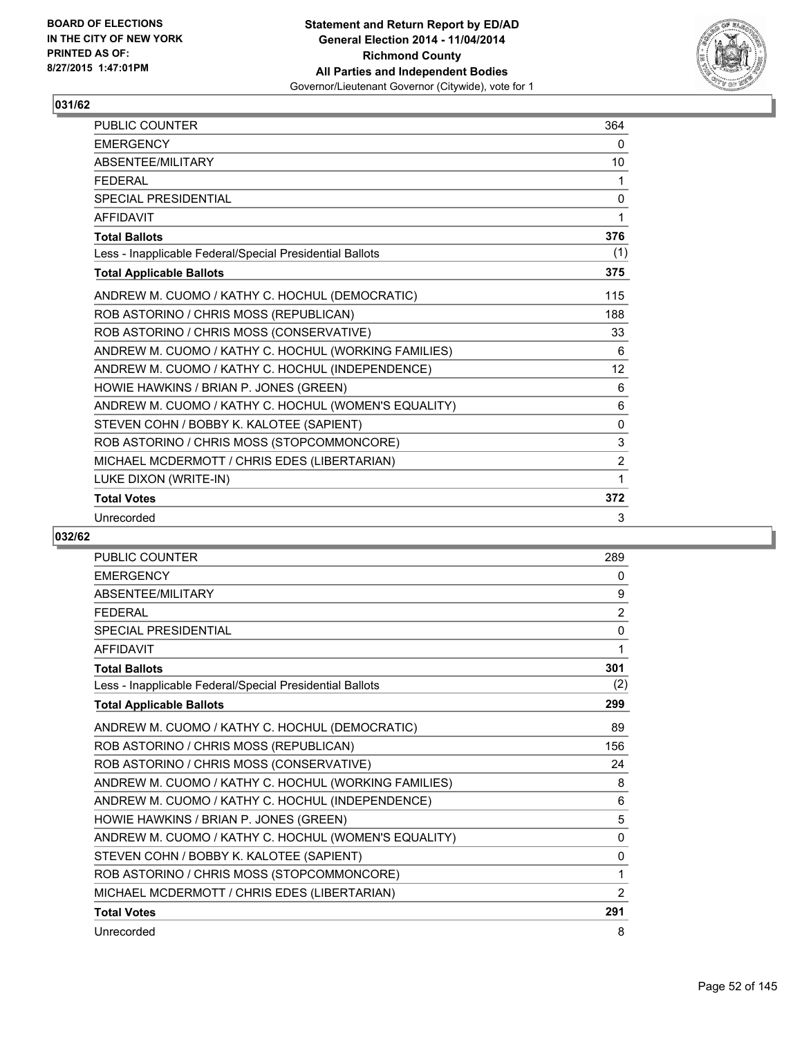BOARD OF ELECTIONS
IN THE CITY OF NEW YORK
PRINTED AS OF:
8/27/2015 1:47:01PM

**Statement and Return Report by ED/AD**
**General Election 2014 - 11/04/2014**
**Richmond County**
**All Parties and Independent Bodies**
Governor/Lieutenant Governor (Citywide), vote for 1

## 031/62

| | |
|---|---|
| PUBLIC COUNTER | 364 |
| EMERGENCY | 0 |
| ABSENTEE/MILITARY | 10 |
| FEDERAL | 1 |
| SPECIAL PRESIDENTIAL | 0 |
| AFFIDAVIT | 1 |
| **Total Ballots** | **376** |
| Less - Inapplicable Federal/Special Presidential Ballots | (1) |
| **Total Applicable Ballots** | **375** |
| ANDREW M. CUOMO / KATHY C. HOCHUL (DEMOCRATIC) | 115 |
| ROB ASTORINO / CHRIS MOSS (REPUBLICAN) | 188 |
| ROB ASTORINO / CHRIS MOSS (CONSERVATIVE) | 33 |
| ANDREW M. CUOMO / KATHY C. HOCHUL (WORKING FAMILIES) | 6 |
| ANDREW M. CUOMO / KATHY C. HOCHUL (INDEPENDENCE) | 12 |
| HOWIE HAWKINS / BRIAN P. JONES (GREEN) | 6 |
| ANDREW M. CUOMO / KATHY C. HOCHUL (WOMEN'S EQUALITY) | 6 |
| STEVEN COHN / BOBBY K. KALOTEE (SAPIENT) | 0 |
| ROB ASTORINO / CHRIS MOSS (STOPCOMMONCORE) | 3 |
| MICHAEL MCDERMOTT / CHRIS EDES (LIBERTARIAN) | 2 |
| LUKE DIXON (WRITE-IN) | 1 |
| **Total Votes** | **372** |
| Unrecorded | 3 |

## 032/62

| | |
|---|---|
| PUBLIC COUNTER | 289 |
| EMERGENCY | 0 |
| ABSENTEE/MILITARY | 9 |
| FEDERAL | 2 |
| SPECIAL PRESIDENTIAL | 0 |
| AFFIDAVIT | 1 |
| **Total Ballots** | **301** |
| Less - Inapplicable Federal/Special Presidential Ballots | (2) |
| **Total Applicable Ballots** | **299** |
| ANDREW M. CUOMO / KATHY C. HOCHUL (DEMOCRATIC) | 89 |
| ROB ASTORINO / CHRIS MOSS (REPUBLICAN) | 156 |
| ROB ASTORINO / CHRIS MOSS (CONSERVATIVE) | 24 |
| ANDREW M. CUOMO / KATHY C. HOCHUL (WORKING FAMILIES) | 8 |
| ANDREW M. CUOMO / KATHY C. HOCHUL (INDEPENDENCE) | 6 |
| HOWIE HAWKINS / BRIAN P. JONES (GREEN) | 5 |
| ANDREW M. CUOMO / KATHY C. HOCHUL (WOMEN'S EQUALITY) | 0 |
| STEVEN COHN / BOBBY K. KALOTEE (SAPIENT) | 0 |
| ROB ASTORINO / CHRIS MOSS (STOPCOMMONCORE) | 1 |
| MICHAEL MCDERMOTT / CHRIS EDES (LIBERTARIAN) | 2 |
| **Total Votes** | **291** |
| Unrecorded | 8 |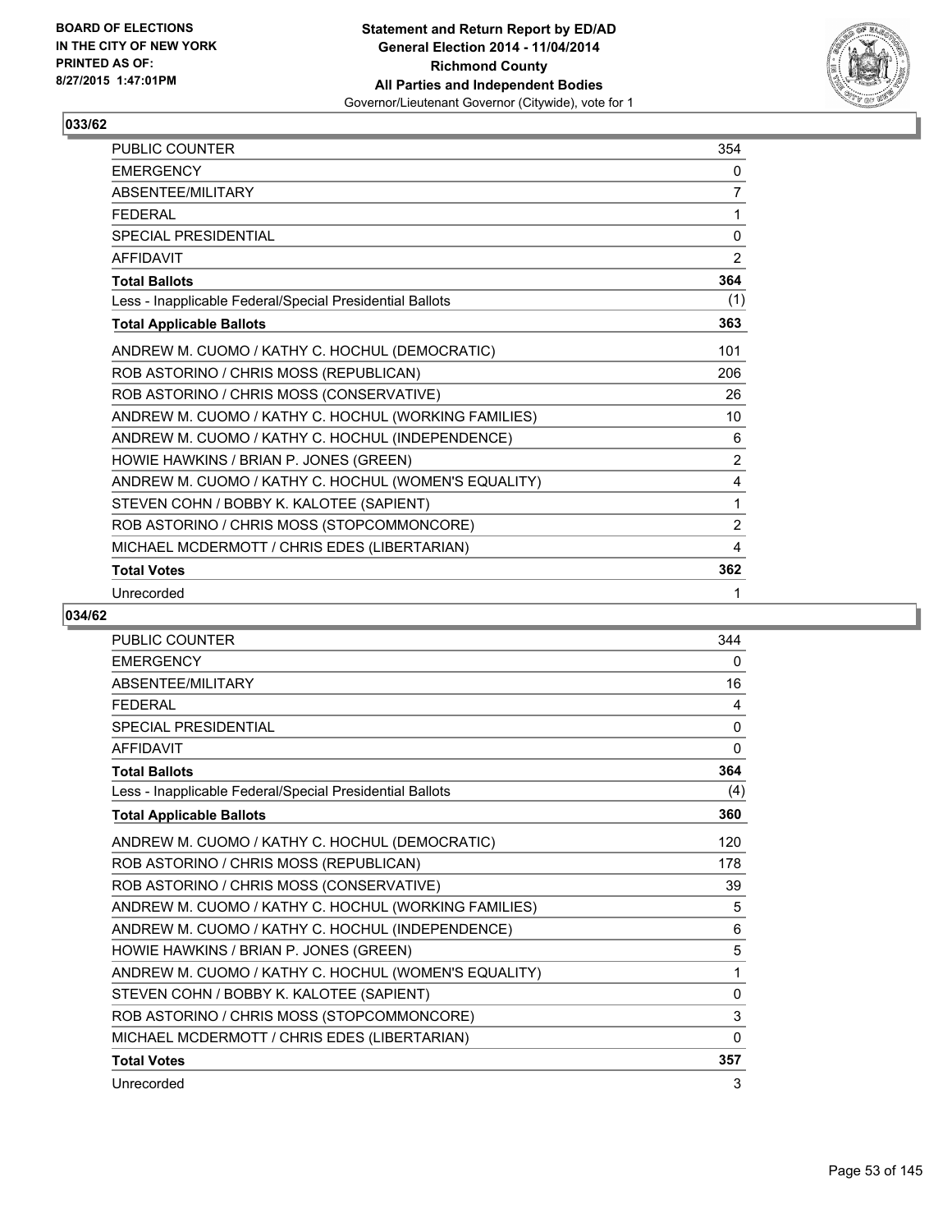## 033/62

| | |
|---|---|
| PUBLIC COUNTER | 354 |
| EMERGENCY | 0 |
| ABSENTEE/MILITARY | 7 |
| FEDERAL | 1 |
| SPECIAL PRESIDENTIAL | 0 |
| AFFIDAVIT | 2 |
| **Total Ballots** | **364** |
| Less - Inapplicable Federal/Special Presidential Ballots | (1) |
| **Total Applicable Ballots** | **363** |
| ANDREW M. CUOMO / KATHY C. HOCHUL (DEMOCRATIC) | 101 |
| ROB ASTORINO / CHRIS MOSS (REPUBLICAN) | 206 |
| ROB ASTORINO / CHRIS MOSS (CONSERVATIVE) | 26 |
| ANDREW M. CUOMO / KATHY C. HOCHUL (WORKING FAMILIES) | 10 |
| ANDREW M. CUOMO / KATHY C. HOCHUL (INDEPENDENCE) | 6 |
| HOWIE HAWKINS / BRIAN P. JONES (GREEN) | 2 |
| ANDREW M. CUOMO / KATHY C. HOCHUL (WOMEN'S EQUALITY) | 4 |
| STEVEN COHN / BOBBY K. KALOTEE (SAPIENT) | 1 |
| ROB ASTORINO / CHRIS MOSS (STOPCOMMONCORE) | 2 |
| MICHAEL MCDERMOTT / CHRIS EDES (LIBERTARIAN) | 4 |
| **Total Votes** | **362** |
| Unrecorded | 1 |

## 034/62

| | |
|---|---|
| PUBLIC COUNTER | 344 |
| EMERGENCY | 0 |
| ABSENTEE/MILITARY | 16 |
| FEDERAL | 4 |
| SPECIAL PRESIDENTIAL | 0 |
| AFFIDAVIT | 0 |
| **Total Ballots** | **364** |
| Less - Inapplicable Federal/Special Presidential Ballots | (4) |
| **Total Applicable Ballots** | **360** |
| ANDREW M. CUOMO / KATHY C. HOCHUL (DEMOCRATIC) | 120 |
| ROB ASTORINO / CHRIS MOSS (REPUBLICAN) | 178 |
| ROB ASTORINO / CHRIS MOSS (CONSERVATIVE) | 39 |
| ANDREW M. CUOMO / KATHY C. HOCHUL (WORKING FAMILIES) | 5 |
| ANDREW M. CUOMO / KATHY C. HOCHUL (INDEPENDENCE) | 6 |
| HOWIE HAWKINS / BRIAN P. JONES (GREEN) | 5 |
| ANDREW M. CUOMO / KATHY C. HOCHUL (WOMEN'S EQUALITY) | 1 |
| STEVEN COHN / BOBBY K. KALOTEE (SAPIENT) | 0 |
| ROB ASTORINO / CHRIS MOSS (STOPCOMMONCORE) | 3 |
| MICHAEL MCDERMOTT / CHRIS EDES (LIBERTARIAN) | 0 |
| **Total Votes** | **357** |
| Unrecorded | 3 |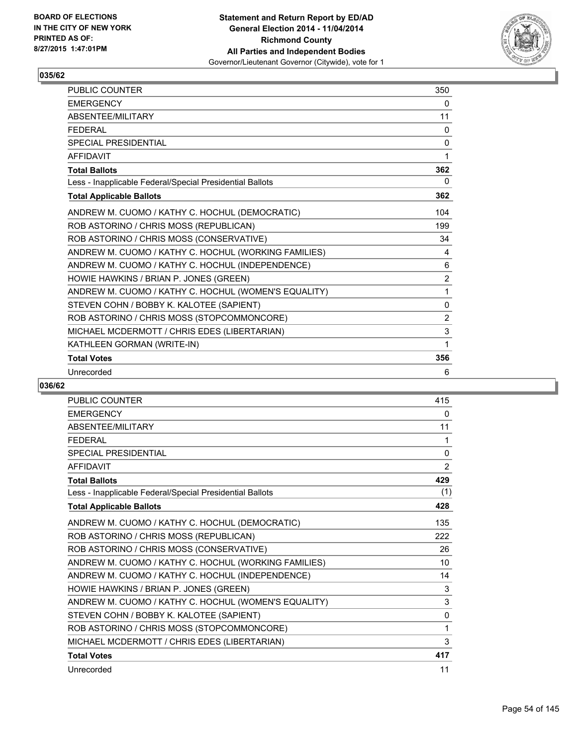BOARD OF ELECTIONS
IN THE CITY OF NEW YORK
PRINTED AS OF:
8/27/2015 1:47:01PM

**Statement and Return Report by ED/AD**
**General Election 2014 - 11/04/2014**
**Richmond County**
**All Parties and Independent Bodies**
Governor/Lieutenant Governor (Citywide), vote for 1

## 035/62

| | |
|---|---|
| PUBLIC COUNTER | 350 |
| EMERGENCY | 0 |
| ABSENTEE/MILITARY | 11 |
| FEDERAL | 0 |
| SPECIAL PRESIDENTIAL | 0 |
| AFFIDAVIT | 1 |
| **Total Ballots** | **362** |
| Less - Inapplicable Federal/Special Presidential Ballots | 0 |
| **Total Applicable Ballots** | **362** |
| ANDREW M. CUOMO / KATHY C. HOCHUL (DEMOCRATIC) | 104 |
| ROB ASTORINO / CHRIS MOSS (REPUBLICAN) | 199 |
| ROB ASTORINO / CHRIS MOSS (CONSERVATIVE) | 34 |
| ANDREW M. CUOMO / KATHY C. HOCHUL (WORKING FAMILIES) | 4 |
| ANDREW M. CUOMO / KATHY C. HOCHUL (INDEPENDENCE) | 6 |
| HOWIE HAWKINS / BRIAN P. JONES (GREEN) | 2 |
| ANDREW M. CUOMO / KATHY C. HOCHUL (WOMEN'S EQUALITY) | 1 |
| STEVEN COHN / BOBBY K. KALOTEE (SAPIENT) | 0 |
| ROB ASTORINO / CHRIS MOSS (STOPCOMMONCORE) | 2 |
| MICHAEL MCDERMOTT / CHRIS EDES (LIBERTARIAN) | 3 |
| KATHLEEN GORMAN (WRITE-IN) | 1 |
| **Total Votes** | **356** |
| Unrecorded | 6 |

## 036/62

| | |
|---|---|
| PUBLIC COUNTER | 415 |
| EMERGENCY | 0 |
| ABSENTEE/MILITARY | 11 |
| FEDERAL | 1 |
| SPECIAL PRESIDENTIAL | 0 |
| AFFIDAVIT | 2 |
| **Total Ballots** | **429** |
| Less - Inapplicable Federal/Special Presidential Ballots | (1) |
| **Total Applicable Ballots** | **428** |
| ANDREW M. CUOMO / KATHY C. HOCHUL (DEMOCRATIC) | 135 |
| ROB ASTORINO / CHRIS MOSS (REPUBLICAN) | 222 |
| ROB ASTORINO / CHRIS MOSS (CONSERVATIVE) | 26 |
| ANDREW M. CUOMO / KATHY C. HOCHUL (WORKING FAMILIES) | 10 |
| ANDREW M. CUOMO / KATHY C. HOCHUL (INDEPENDENCE) | 14 |
| HOWIE HAWKINS / BRIAN P. JONES (GREEN) | 3 |
| ANDREW M. CUOMO / KATHY C. HOCHUL (WOMEN'S EQUALITY) | 3 |
| STEVEN COHN / BOBBY K. KALOTEE (SAPIENT) | 0 |
| ROB ASTORINO / CHRIS MOSS (STOPCOMMONCORE) | 1 |
| MICHAEL MCDERMOTT / CHRIS EDES (LIBERTARIAN) | 3 |
| **Total Votes** | **417** |
| Unrecorded | 11 |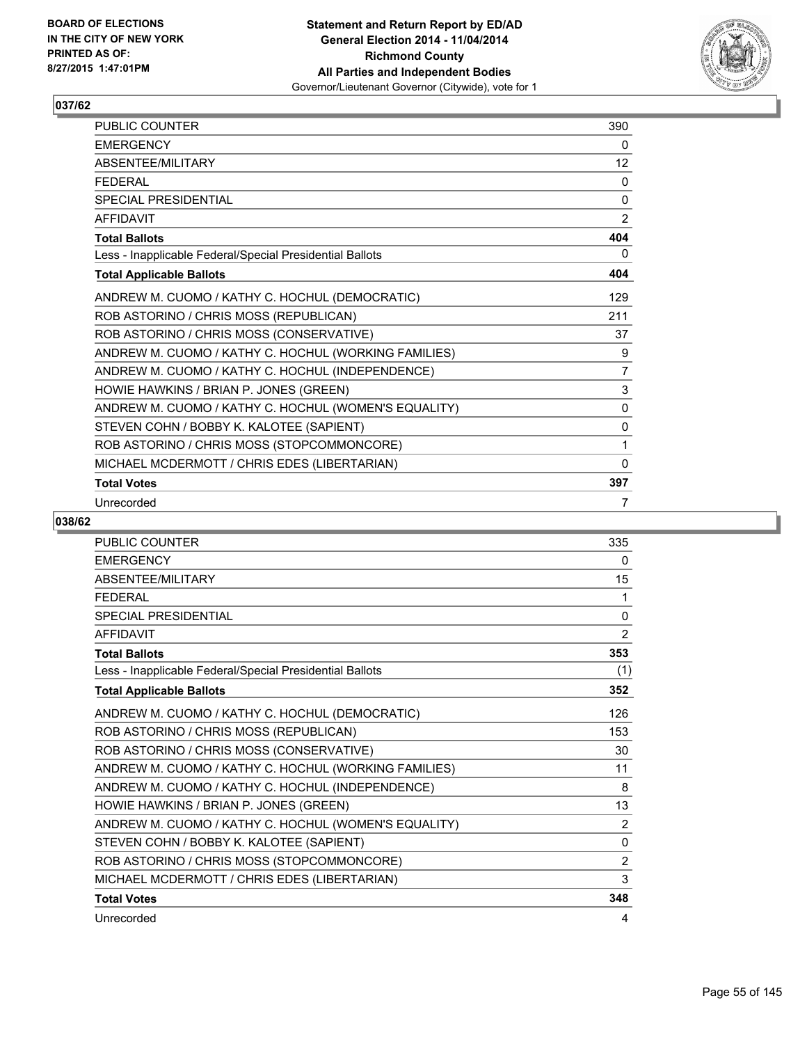**BOARD OF ELECTIONS IN THE CITY OF NEW YORK PRINTED AS OF: 8/27/2015 1:47:01PM**

**Statement and Return Report by ED/AD**
**General Election 2014 - 11/04/2014**
**Richmond County**
**All Parties and Independent Bodies**
Governor/Lieutenant Governor (Citywide), vote for 1

## 037/62

| | |
|---|---|
| PUBLIC COUNTER | 390 |
| EMERGENCY | 0 |
| ABSENTEE/MILITARY | 12 |
| FEDERAL | 0 |
| SPECIAL PRESIDENTIAL | 0 |
| AFFIDAVIT | 2 |
| **Total Ballots** | **404** |
| Less - Inapplicable Federal/Special Presidential Ballots | 0 |
| **Total Applicable Ballots** | **404** |
| ANDREW M. CUOMO / KATHY C. HOCHUL (DEMOCRATIC) | 129 |
| ROB ASTORINO / CHRIS MOSS (REPUBLICAN) | 211 |
| ROB ASTORINO / CHRIS MOSS (CONSERVATIVE) | 37 |
| ANDREW M. CUOMO / KATHY C. HOCHUL (WORKING FAMILIES) | 9 |
| ANDREW M. CUOMO / KATHY C. HOCHUL (INDEPENDENCE) | 7 |
| HOWIE HAWKINS / BRIAN P. JONES (GREEN) | 3 |
| ANDREW M. CUOMO / KATHY C. HOCHUL (WOMEN'S EQUALITY) | 0 |
| STEVEN COHN / BOBBY K. KALOTEE (SAPIENT) | 0 |
| ROB ASTORINO / CHRIS MOSS (STOPCOMMONCORE) | 1 |
| MICHAEL MCDERMOTT / CHRIS EDES (LIBERTARIAN) | 0 |
| **Total Votes** | **397** |
| Unrecorded | 7 |

## 038/62

| | |
|---|---|
| PUBLIC COUNTER | 335 |
| EMERGENCY | 0 |
| ABSENTEE/MILITARY | 15 |
| FEDERAL | 1 |
| SPECIAL PRESIDENTIAL | 0 |
| AFFIDAVIT | 2 |
| **Total Ballots** | **353** |
| Less - Inapplicable Federal/Special Presidential Ballots | (1) |
| **Total Applicable Ballots** | **352** |
| ANDREW M. CUOMO / KATHY C. HOCHUL (DEMOCRATIC) | 126 |
| ROB ASTORINO / CHRIS MOSS (REPUBLICAN) | 153 |
| ROB ASTORINO / CHRIS MOSS (CONSERVATIVE) | 30 |
| ANDREW M. CUOMO / KATHY C. HOCHUL (WORKING FAMILIES) | 11 |
| ANDREW M. CUOMO / KATHY C. HOCHUL (INDEPENDENCE) | 8 |
| HOWIE HAWKINS / BRIAN P. JONES (GREEN) | 13 |
| ANDREW M. CUOMO / KATHY C. HOCHUL (WOMEN'S EQUALITY) | 2 |
| STEVEN COHN / BOBBY K. KALOTEE (SAPIENT) | 0 |
| ROB ASTORINO / CHRIS MOSS (STOPCOMMONCORE) | 2 |
| MICHAEL MCDERMOTT / CHRIS EDES (LIBERTARIAN) | 3 |
| **Total Votes** | **348** |
| Unrecorded | 4 |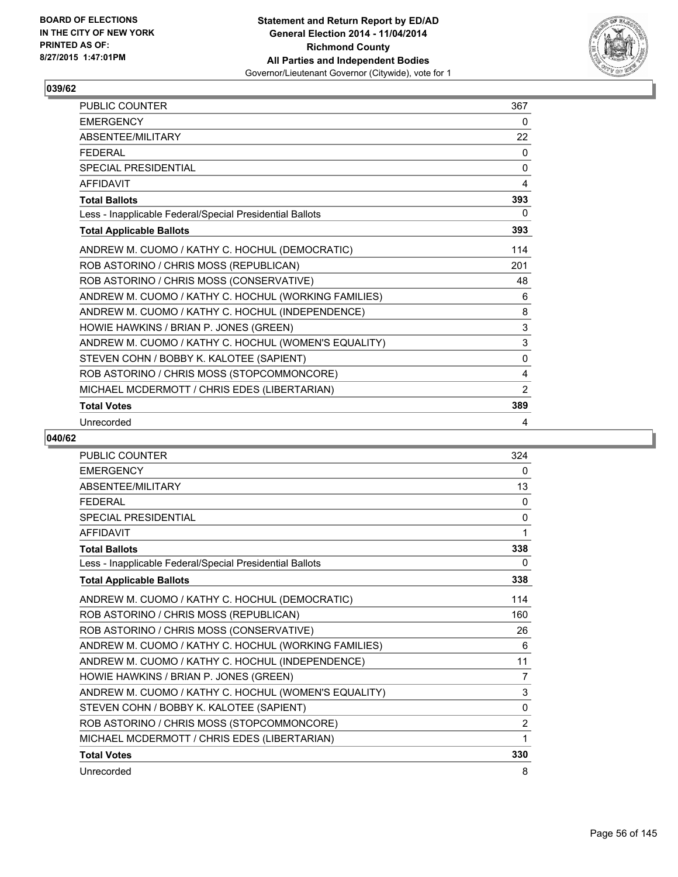## 039/62

| | |
|---|---|
| PUBLIC COUNTER | 367 |
| EMERGENCY | 0 |
| ABSENTEE/MILITARY | 22 |
| FEDERAL | 0 |
| SPECIAL PRESIDENTIAL | 0 |
| AFFIDAVIT | 4 |
| **Total Ballots** | **393** |
| Less - Inapplicable Federal/Special Presidential Ballots | 0 |
| **Total Applicable Ballots** | **393** |
| ANDREW M. CUOMO / KATHY C. HOCHUL (DEMOCRATIC) | 114 |
| ROB ASTORINO / CHRIS MOSS (REPUBLICAN) | 201 |
| ROB ASTORINO / CHRIS MOSS (CONSERVATIVE) | 48 |
| ANDREW M. CUOMO / KATHY C. HOCHUL (WORKING FAMILIES) | 6 |
| ANDREW M. CUOMO / KATHY C. HOCHUL (INDEPENDENCE) | 8 |
| HOWIE HAWKINS / BRIAN P. JONES (GREEN) | 3 |
| ANDREW M. CUOMO / KATHY C. HOCHUL (WOMEN'S EQUALITY) | 3 |
| STEVEN COHN / BOBBY K. KALOTEE (SAPIENT) | 0 |
| ROB ASTORINO / CHRIS MOSS (STOPCOMMONCORE) | 4 |
| MICHAEL MCDERMOTT / CHRIS EDES (LIBERTARIAN) | 2 |
| **Total Votes** | **389** |
| Unrecorded | 4 |

## 040/62

| | |
|---|---|
| PUBLIC COUNTER | 324 |
| EMERGENCY | 0 |
| ABSENTEE/MILITARY | 13 |
| FEDERAL | 0 |
| SPECIAL PRESIDENTIAL | 0 |
| AFFIDAVIT | 1 |
| **Total Ballots** | **338** |
| Less - Inapplicable Federal/Special Presidential Ballots | 0 |
| **Total Applicable Ballots** | **338** |
| ANDREW M. CUOMO / KATHY C. HOCHUL (DEMOCRATIC) | 114 |
| ROB ASTORINO / CHRIS MOSS (REPUBLICAN) | 160 |
| ROB ASTORINO / CHRIS MOSS (CONSERVATIVE) | 26 |
| ANDREW M. CUOMO / KATHY C. HOCHUL (WORKING FAMILIES) | 6 |
| ANDREW M. CUOMO / KATHY C. HOCHUL (INDEPENDENCE) | 11 |
| HOWIE HAWKINS / BRIAN P. JONES (GREEN) | 7 |
| ANDREW M. CUOMO / KATHY C. HOCHUL (WOMEN'S EQUALITY) | 3 |
| STEVEN COHN / BOBBY K. KALOTEE (SAPIENT) | 0 |
| ROB ASTORINO / CHRIS MOSS (STOPCOMMONCORE) | 2 |
| MICHAEL MCDERMOTT / CHRIS EDES (LIBERTARIAN) | 1 |
| **Total Votes** | **330** |
| Unrecorded | 8 |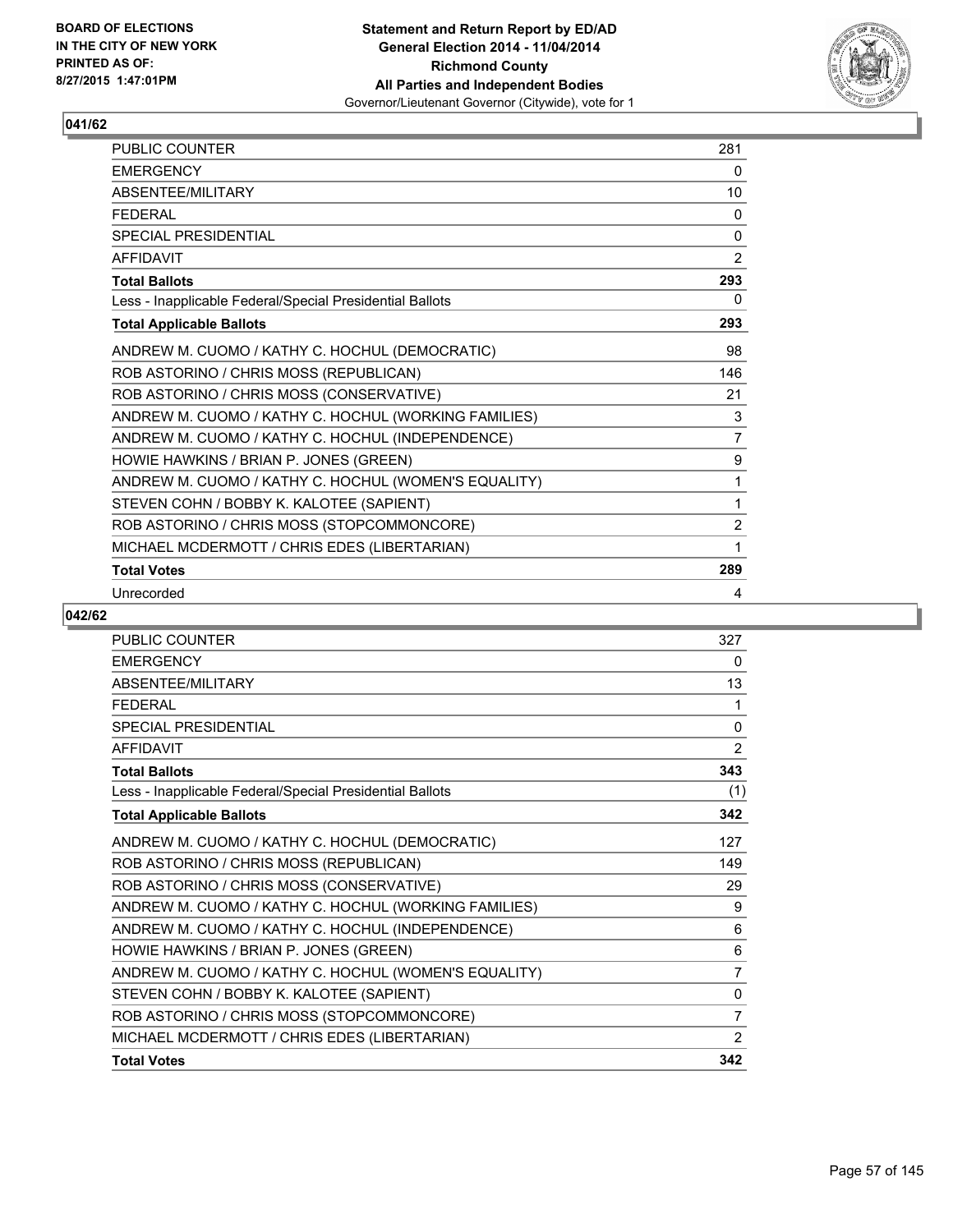**BOARD OF ELECTIONS IN THE CITY OF NEW YORK PRINTED AS OF: 8/27/2015 1:47:01PM**

**Statement and Return Report by ED/AD General Election 2014 - 11/04/2014 Richmond County All Parties and Independent Bodies** Governor/Lieutenant Governor (Citywide), vote for 1

## 041/62

| | |
|---|---|
| PUBLIC COUNTER | 281 |
| EMERGENCY | 0 |
| ABSENTEE/MILITARY | 10 |
| FEDERAL | 0 |
| SPECIAL PRESIDENTIAL | 0 |
| AFFIDAVIT | 2 |
| **Total Ballots** | **293** |
| Less - Inapplicable Federal/Special Presidential Ballots | 0 |
| **Total Applicable Ballots** | **293** |
| ANDREW M. CUOMO / KATHY C. HOCHUL (DEMOCRATIC) | 98 |
| ROB ASTORINO / CHRIS MOSS (REPUBLICAN) | 146 |
| ROB ASTORINO / CHRIS MOSS (CONSERVATIVE) | 21 |
| ANDREW M. CUOMO / KATHY C. HOCHUL (WORKING FAMILIES) | 3 |
| ANDREW M. CUOMO / KATHY C. HOCHUL (INDEPENDENCE) | 7 |
| HOWIE HAWKINS / BRIAN P. JONES (GREEN) | 9 |
| ANDREW M. CUOMO / KATHY C. HOCHUL (WOMEN'S EQUALITY) | 1 |
| STEVEN COHN / BOBBY K. KALOTEE (SAPIENT) | 1 |
| ROB ASTORINO / CHRIS MOSS (STOPCOMMONCORE) | 2 |
| MICHAEL MCDERMOTT / CHRIS EDES (LIBERTARIAN) | 1 |
| **Total Votes** | **289** |
| Unrecorded | 4 |

## 042/62

| | |
|---|---|
| PUBLIC COUNTER | 327 |
| EMERGENCY | 0 |
| ABSENTEE/MILITARY | 13 |
| FEDERAL | 1 |
| SPECIAL PRESIDENTIAL | 0 |
| AFFIDAVIT | 2 |
| **Total Ballots** | **343** |
| Less - Inapplicable Federal/Special Presidential Ballots | (1) |
| **Total Applicable Ballots** | **342** |
| ANDREW M. CUOMO / KATHY C. HOCHUL (DEMOCRATIC) | 127 |
| ROB ASTORINO / CHRIS MOSS (REPUBLICAN) | 149 |
| ROB ASTORINO / CHRIS MOSS (CONSERVATIVE) | 29 |
| ANDREW M. CUOMO / KATHY C. HOCHUL (WORKING FAMILIES) | 9 |
| ANDREW M. CUOMO / KATHY C. HOCHUL (INDEPENDENCE) | 6 |
| HOWIE HAWKINS / BRIAN P. JONES (GREEN) | 6 |
| ANDREW M. CUOMO / KATHY C. HOCHUL (WOMEN'S EQUALITY) | 7 |
| STEVEN COHN / BOBBY K. KALOTEE (SAPIENT) | 0 |
| ROB ASTORINO / CHRIS MOSS (STOPCOMMONCORE) | 7 |
| MICHAEL MCDERMOTT / CHRIS EDES (LIBERTARIAN) | 2 |
| **Total Votes** | **342** |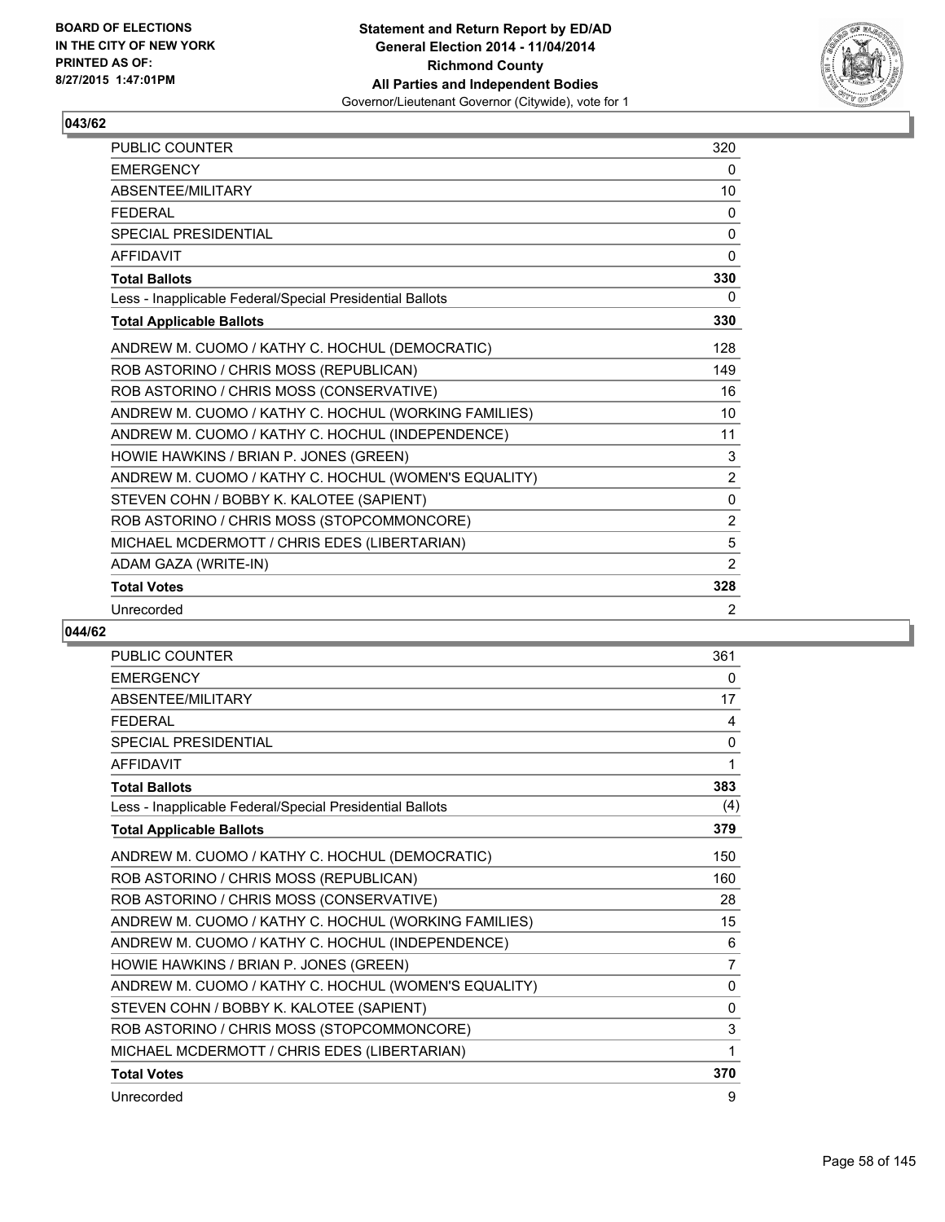BOARD OF ELECTIONS
IN THE CITY OF NEW YORK
PRINTED AS OF:
8/27/2015 1:47:01PM

**Statement and Return Report by ED/AD**
**General Election 2014 - 11/04/2014**
**Richmond County**
**All Parties and Independent Bodies**
Governor/Lieutenant Governor (Citywide), vote for 1

## 043/62

| | |
|---|---|
| PUBLIC COUNTER | 320 |
| EMERGENCY | 0 |
| ABSENTEE/MILITARY | 10 |
| FEDERAL | 0 |
| SPECIAL PRESIDENTIAL | 0 |
| AFFIDAVIT | 0 |
| **Total Ballots** | **330** |
| Less - Inapplicable Federal/Special Presidential Ballots | 0 |
| **Total Applicable Ballots** | **330** |
| ANDREW M. CUOMO / KATHY C. HOCHUL (DEMOCRATIC) | 128 |
| ROB ASTORINO / CHRIS MOSS (REPUBLICAN) | 149 |
| ROB ASTORINO / CHRIS MOSS (CONSERVATIVE) | 16 |
| ANDREW M. CUOMO / KATHY C. HOCHUL (WORKING FAMILIES) | 10 |
| ANDREW M. CUOMO / KATHY C. HOCHUL (INDEPENDENCE) | 11 |
| HOWIE HAWKINS / BRIAN P. JONES (GREEN) | 3 |
| ANDREW M. CUOMO / KATHY C. HOCHUL (WOMEN'S EQUALITY) | 2 |
| STEVEN COHN / BOBBY K. KALOTEE (SAPIENT) | 0 |
| ROB ASTORINO / CHRIS MOSS (STOPCOMMONCORE) | 2 |
| MICHAEL MCDERMOTT / CHRIS EDES (LIBERTARIAN) | 5 |
| ADAM GAZA (WRITE-IN) | 2 |
| **Total Votes** | **328** |
| Unrecorded | 2 |

## 044/62

| | |
|---|---|
| PUBLIC COUNTER | 361 |
| EMERGENCY | 0 |
| ABSENTEE/MILITARY | 17 |
| FEDERAL | 4 |
| SPECIAL PRESIDENTIAL | 0 |
| AFFIDAVIT | 1 |
| **Total Ballots** | **383** |
| Less - Inapplicable Federal/Special Presidential Ballots | (4) |
| **Total Applicable Ballots** | **379** |
| ANDREW M. CUOMO / KATHY C. HOCHUL (DEMOCRATIC) | 150 |
| ROB ASTORINO / CHRIS MOSS (REPUBLICAN) | 160 |
| ROB ASTORINO / CHRIS MOSS (CONSERVATIVE) | 28 |
| ANDREW M. CUOMO / KATHY C. HOCHUL (WORKING FAMILIES) | 15 |
| ANDREW M. CUOMO / KATHY C. HOCHUL (INDEPENDENCE) | 6 |
| HOWIE HAWKINS / BRIAN P. JONES (GREEN) | 7 |
| ANDREW M. CUOMO / KATHY C. HOCHUL (WOMEN'S EQUALITY) | 0 |
| STEVEN COHN / BOBBY K. KALOTEE (SAPIENT) | 0 |
| ROB ASTORINO / CHRIS MOSS (STOPCOMMONCORE) | 3 |
| MICHAEL MCDERMOTT / CHRIS EDES (LIBERTARIAN) | 1 |
| **Total Votes** | **370** |
| Unrecorded | 9 |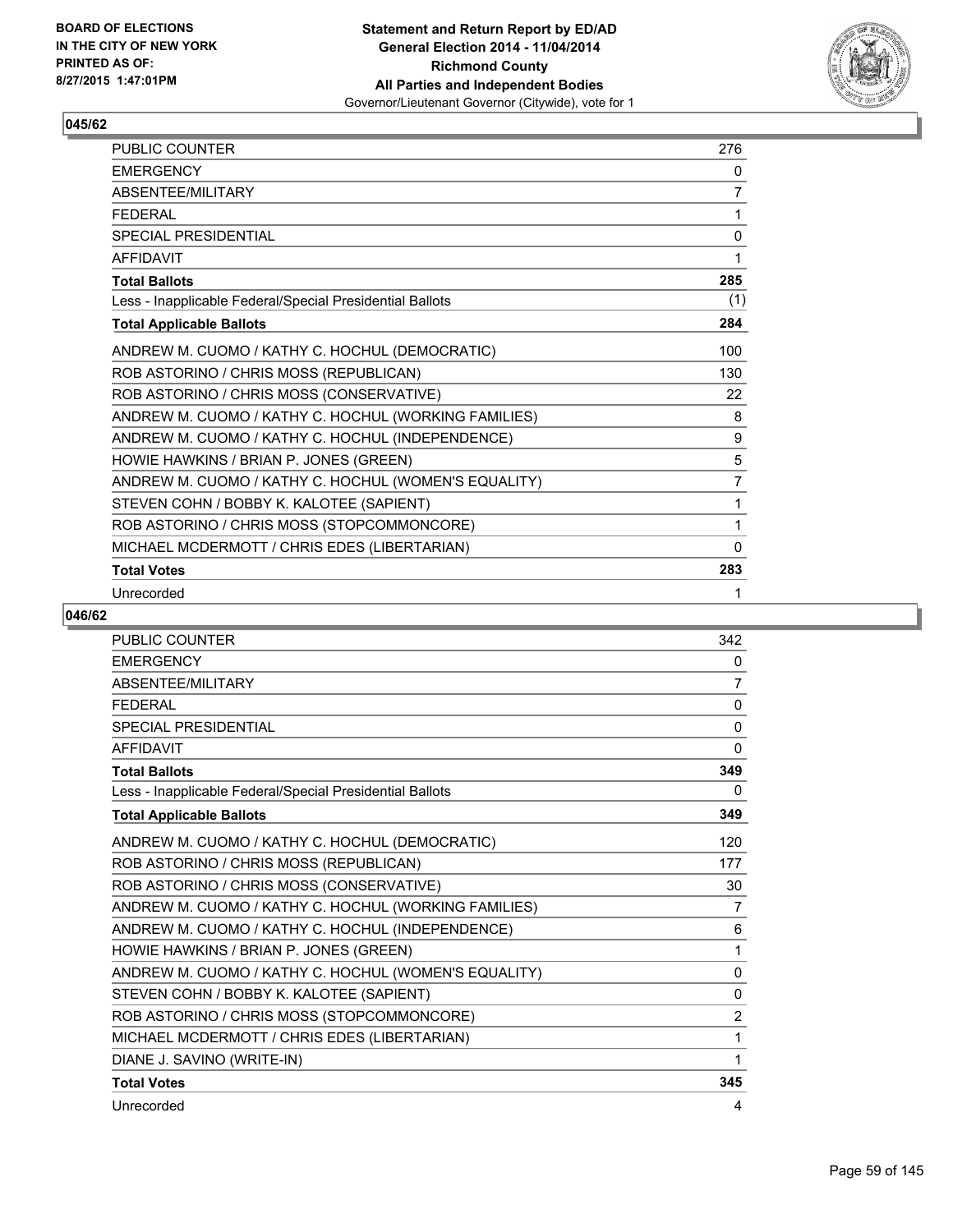**BOARD OF ELECTIONS IN THE CITY OF NEW YORK PRINTED AS OF: 8/27/2015 1:47:01PM**

**Statement and Return Report by ED/AD General Election 2014 - 11/04/2014 Richmond County All Parties and Independent Bodies**
Governor/Lieutenant Governor (Citywide), vote for 1

### 045/62

| | |
|---|---|
| PUBLIC COUNTER | 276 |
| EMERGENCY | 0 |
| ABSENTEE/MILITARY | 7 |
| FEDERAL | 1 |
| SPECIAL PRESIDENTIAL | 0 |
| AFFIDAVIT | 1 |
| **Total Ballots** | **285** |
| Less - Inapplicable Federal/Special Presidential Ballots | (1) |
| **Total Applicable Ballots** | **284** |
| ANDREW M. CUOMO / KATHY C. HOCHUL (DEMOCRATIC) | 100 |
| ROB ASTORINO / CHRIS MOSS (REPUBLICAN) | 130 |
| ROB ASTORINO / CHRIS MOSS (CONSERVATIVE) | 22 |
| ANDREW M. CUOMO / KATHY C. HOCHUL (WORKING FAMILIES) | 8 |
| ANDREW M. CUOMO / KATHY C. HOCHUL (INDEPENDENCE) | 9 |
| HOWIE HAWKINS / BRIAN P. JONES (GREEN) | 5 |
| ANDREW M. CUOMO / KATHY C. HOCHUL (WOMEN'S EQUALITY) | 7 |
| STEVEN COHN / BOBBY K. KALOTEE (SAPIENT) | 1 |
| ROB ASTORINO / CHRIS MOSS (STOPCOMMONCORE) | 1 |
| MICHAEL MCDERMOTT / CHRIS EDES (LIBERTARIAN) | 0 |
| **Total Votes** | **283** |
| Unrecorded | 1 |

### 046/62

| | |
|---|---|
| PUBLIC COUNTER | 342 |
| EMERGENCY | 0 |
| ABSENTEE/MILITARY | 7 |
| FEDERAL | 0 |
| SPECIAL PRESIDENTIAL | 0 |
| AFFIDAVIT | 0 |
| **Total Ballots** | **349** |
| Less - Inapplicable Federal/Special Presidential Ballots | 0 |
| **Total Applicable Ballots** | **349** |
| ANDREW M. CUOMO / KATHY C. HOCHUL (DEMOCRATIC) | 120 |
| ROB ASTORINO / CHRIS MOSS (REPUBLICAN) | 177 |
| ROB ASTORINO / CHRIS MOSS (CONSERVATIVE) | 30 |
| ANDREW M. CUOMO / KATHY C. HOCHUL (WORKING FAMILIES) | 7 |
| ANDREW M. CUOMO / KATHY C. HOCHUL (INDEPENDENCE) | 6 |
| HOWIE HAWKINS / BRIAN P. JONES (GREEN) | 1 |
| ANDREW M. CUOMO / KATHY C. HOCHUL (WOMEN'S EQUALITY) | 0 |
| STEVEN COHN / BOBBY K. KALOTEE (SAPIENT) | 0 |
| ROB ASTORINO / CHRIS MOSS (STOPCOMMONCORE) | 2 |
| MICHAEL MCDERMOTT / CHRIS EDES (LIBERTARIAN) | 1 |
| DIANE J. SAVINO (WRITE-IN) | 1 |
| **Total Votes** | **345** |
| Unrecorded | 4 |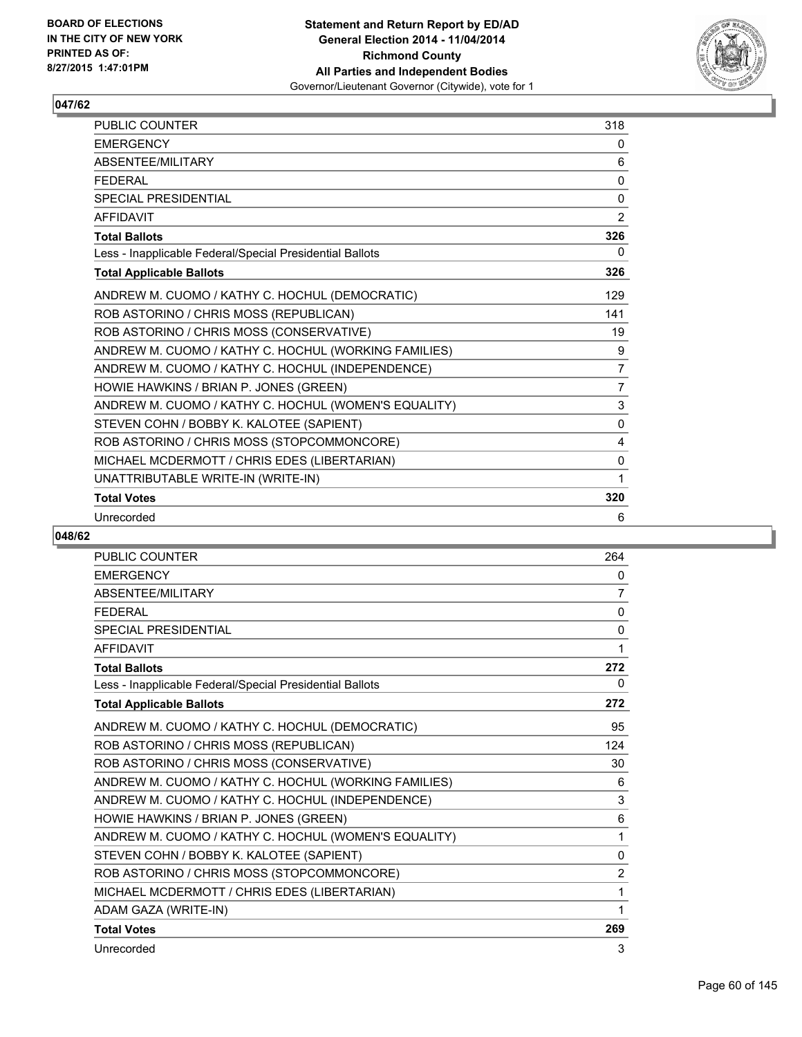BOARD OF ELECTIONS
IN THE CITY OF NEW YORK
PRINTED AS OF:
8/27/2015 1:47:01PM

**Statement and Return Report by ED/AD**
**General Election 2014 - 11/04/2014**
**Richmond County**
**All Parties and Independent Bodies**
Governor/Lieutenant Governor (Citywide), vote for 1

## 047/62

| | |
|---|---|
| PUBLIC COUNTER | 318 |
| EMERGENCY | 0 |
| ABSENTEE/MILITARY | 6 |
| FEDERAL | 0 |
| SPECIAL PRESIDENTIAL | 0 |
| AFFIDAVIT | 2 |
| **Total Ballots** | **326** |
| Less - Inapplicable Federal/Special Presidential Ballots | 0 |
| **Total Applicable Ballots** | **326** |
| ANDREW M. CUOMO / KATHY C. HOCHUL (DEMOCRATIC) | 129 |
| ROB ASTORINO / CHRIS MOSS (REPUBLICAN) | 141 |
| ROB ASTORINO / CHRIS MOSS (CONSERVATIVE) | 19 |
| ANDREW M. CUOMO / KATHY C. HOCHUL (WORKING FAMILIES) | 9 |
| ANDREW M. CUOMO / KATHY C. HOCHUL (INDEPENDENCE) | 7 |
| HOWIE HAWKINS / BRIAN P. JONES (GREEN) | 7 |
| ANDREW M. CUOMO / KATHY C. HOCHUL (WOMEN'S EQUALITY) | 3 |
| STEVEN COHN / BOBBY K. KALOTEE (SAPIENT) | 0 |
| ROB ASTORINO / CHRIS MOSS (STOPCOMMONCORE) | 4 |
| MICHAEL MCDERMOTT / CHRIS EDES (LIBERTARIAN) | 0 |
| UNATTRIBUTABLE WRITE-IN (WRITE-IN) | 1 |
| **Total Votes** | **320** |
| Unrecorded | 6 |

## 048/62

| | |
|---|---|
| PUBLIC COUNTER | 264 |
| EMERGENCY | 0 |
| ABSENTEE/MILITARY | 7 |
| FEDERAL | 0 |
| SPECIAL PRESIDENTIAL | 0 |
| AFFIDAVIT | 1 |
| **Total Ballots** | **272** |
| Less - Inapplicable Federal/Special Presidential Ballots | 0 |
| **Total Applicable Ballots** | **272** |
| ANDREW M. CUOMO / KATHY C. HOCHUL (DEMOCRATIC) | 95 |
| ROB ASTORINO / CHRIS MOSS (REPUBLICAN) | 124 |
| ROB ASTORINO / CHRIS MOSS (CONSERVATIVE) | 30 |
| ANDREW M. CUOMO / KATHY C. HOCHUL (WORKING FAMILIES) | 6 |
| ANDREW M. CUOMO / KATHY C. HOCHUL (INDEPENDENCE) | 3 |
| HOWIE HAWKINS / BRIAN P. JONES (GREEN) | 6 |
| ANDREW M. CUOMO / KATHY C. HOCHUL (WOMEN'S EQUALITY) | 1 |
| STEVEN COHN / BOBBY K. KALOTEE (SAPIENT) | 0 |
| ROB ASTORINO / CHRIS MOSS (STOPCOMMONCORE) | 2 |
| MICHAEL MCDERMOTT / CHRIS EDES (LIBERTARIAN) | 1 |
| ADAM GAZA (WRITE-IN) | 1 |
| **Total Votes** | **269** |
| Unrecorded | 3 |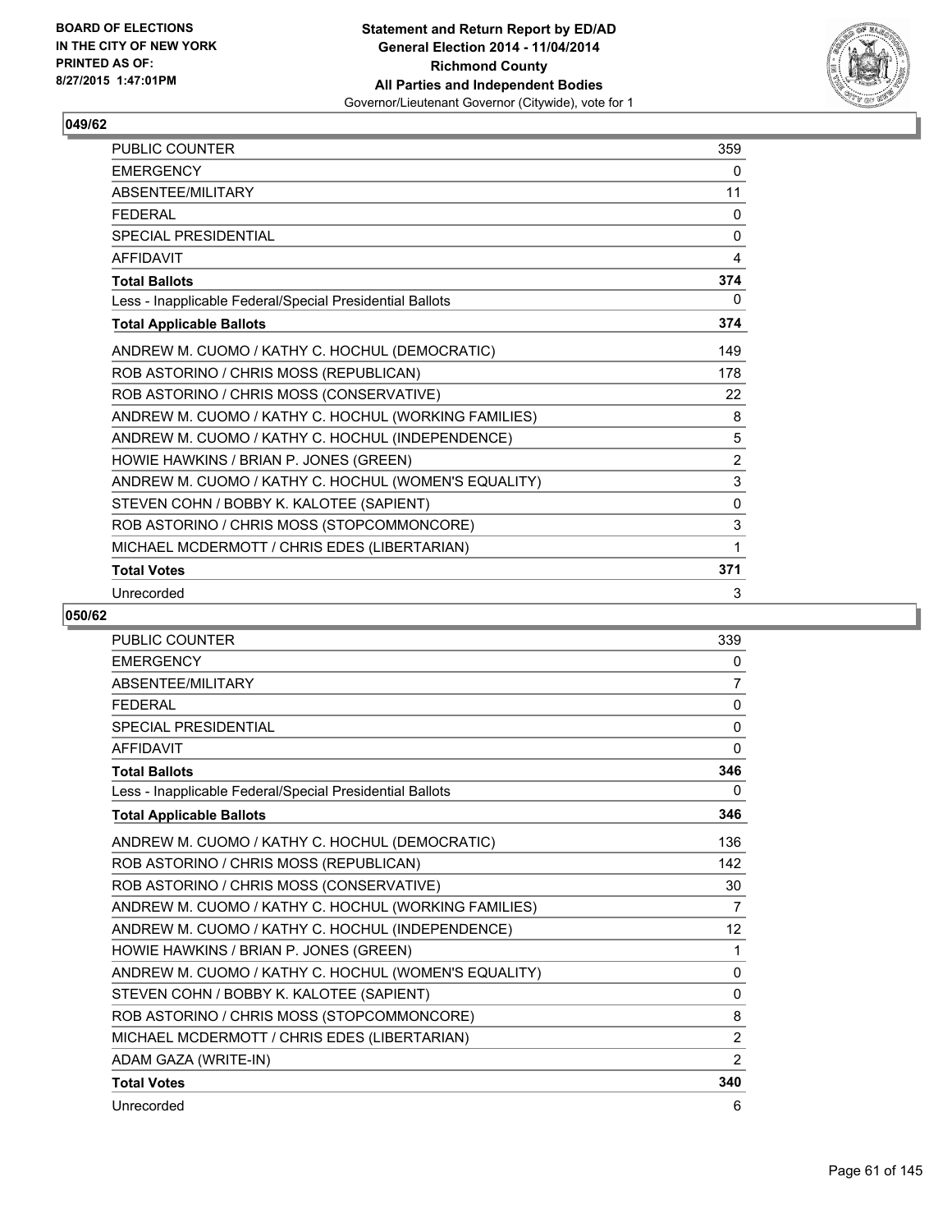BOARD OF ELECTIONS
IN THE CITY OF NEW YORK
PRINTED AS OF:
8/27/2015 1:47:01PM

**Statement and Return Report by ED/AD**
**General Election 2014 - 11/04/2014**
**Richmond County**
**All Parties and Independent Bodies**
Governor/Lieutenant Governor (Citywide), vote for 1

## 049/62

| | |
|---|---|
| PUBLIC COUNTER | 359 |
| EMERGENCY | 0 |
| ABSENTEE/MILITARY | 11 |
| FEDERAL | 0 |
| SPECIAL PRESIDENTIAL | 0 |
| AFFIDAVIT | 4 |
| **Total Ballots** | **374** |
| Less - Inapplicable Federal/Special Presidential Ballots | 0 |
| **Total Applicable Ballots** | **374** |
| ANDREW M. CUOMO / KATHY C. HOCHUL (DEMOCRATIC) | 149 |
| ROB ASTORINO / CHRIS MOSS (REPUBLICAN) | 178 |
| ROB ASTORINO / CHRIS MOSS (CONSERVATIVE) | 22 |
| ANDREW M. CUOMO / KATHY C. HOCHUL (WORKING FAMILIES) | 8 |
| ANDREW M. CUOMO / KATHY C. HOCHUL (INDEPENDENCE) | 5 |
| HOWIE HAWKINS / BRIAN P. JONES (GREEN) | 2 |
| ANDREW M. CUOMO / KATHY C. HOCHUL (WOMEN'S EQUALITY) | 3 |
| STEVEN COHN / BOBBY K. KALOTEE (SAPIENT) | 0 |
| ROB ASTORINO / CHRIS MOSS (STOPCOMMONCORE) | 3 |
| MICHAEL MCDERMOTT / CHRIS EDES (LIBERTARIAN) | 1 |
| **Total Votes** | **371** |
| Unrecorded | 3 |

## 050/62

| | |
|---|---|
| PUBLIC COUNTER | 339 |
| EMERGENCY | 0 |
| ABSENTEE/MILITARY | 7 |
| FEDERAL | 0 |
| SPECIAL PRESIDENTIAL | 0 |
| AFFIDAVIT | 0 |
| **Total Ballots** | **346** |
| Less - Inapplicable Federal/Special Presidential Ballots | 0 |
| **Total Applicable Ballots** | **346** |
| ANDREW M. CUOMO / KATHY C. HOCHUL (DEMOCRATIC) | 136 |
| ROB ASTORINO / CHRIS MOSS (REPUBLICAN) | 142 |
| ROB ASTORINO / CHRIS MOSS (CONSERVATIVE) | 30 |
| ANDREW M. CUOMO / KATHY C. HOCHUL (WORKING FAMILIES) | 7 |
| ANDREW M. CUOMO / KATHY C. HOCHUL (INDEPENDENCE) | 12 |
| HOWIE HAWKINS / BRIAN P. JONES (GREEN) | 1 |
| ANDREW M. CUOMO / KATHY C. HOCHUL (WOMEN'S EQUALITY) | 0 |
| STEVEN COHN / BOBBY K. KALOTEE (SAPIENT) | 0 |
| ROB ASTORINO / CHRIS MOSS (STOPCOMMONCORE) | 8 |
| MICHAEL MCDERMOTT / CHRIS EDES (LIBERTARIAN) | 2 |
| ADAM GAZA (WRITE-IN) | 2 |
| **Total Votes** | **340** |
| Unrecorded | 6 |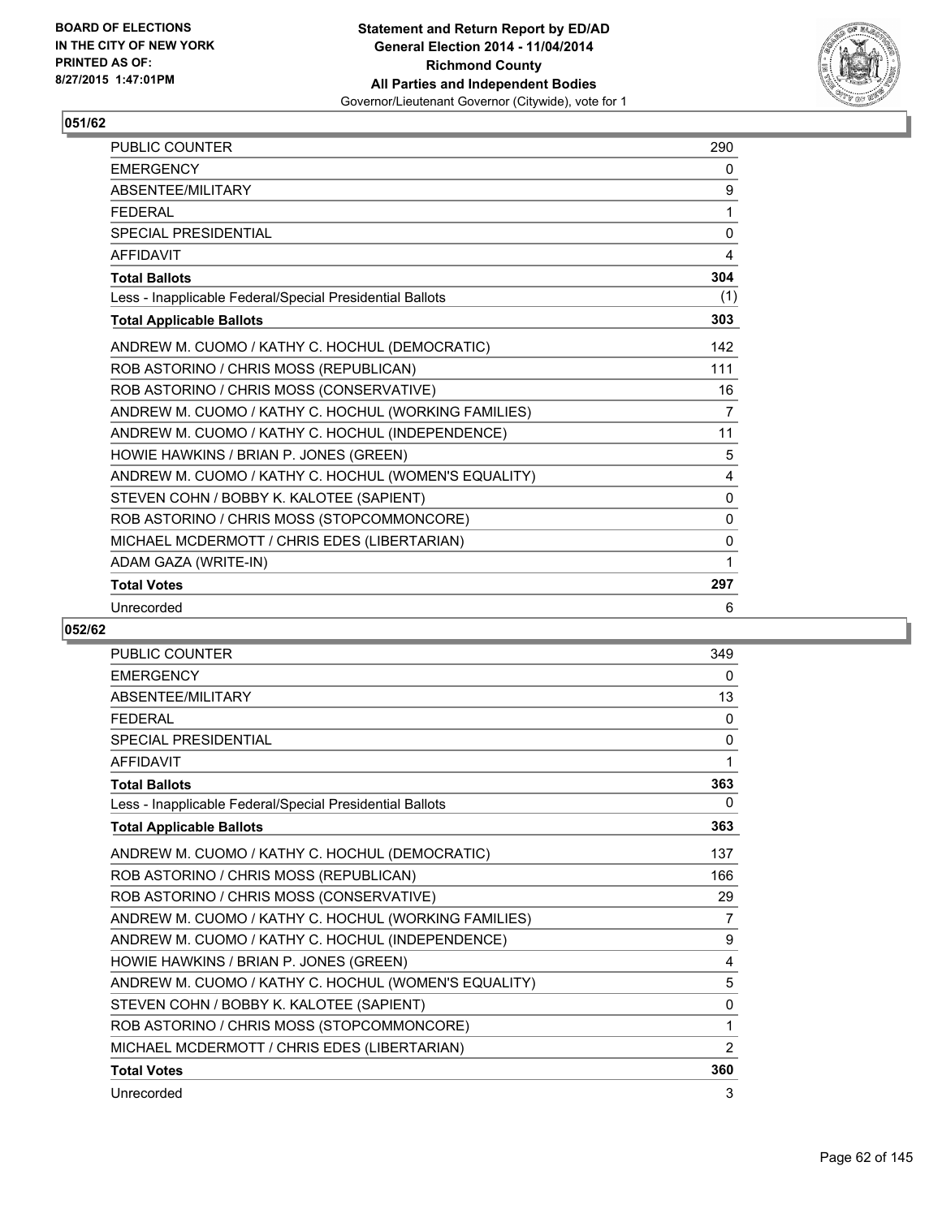## 051/62

| | |
|---|---|
| PUBLIC COUNTER | 290 |
| EMERGENCY | 0 |
| ABSENTEE/MILITARY | 9 |
| FEDERAL | 1 |
| SPECIAL PRESIDENTIAL | 0 |
| AFFIDAVIT | 4 |
| **Total Ballots** | **304** |
| Less - Inapplicable Federal/Special Presidential Ballots | (1) |
| **Total Applicable Ballots** | **303** |
| ANDREW M. CUOMO / KATHY C. HOCHUL (DEMOCRATIC) | 142 |
| ROB ASTORINO / CHRIS MOSS (REPUBLICAN) | 111 |
| ROB ASTORINO / CHRIS MOSS (CONSERVATIVE) | 16 |
| ANDREW M. CUOMO / KATHY C. HOCHUL (WORKING FAMILIES) | 7 |
| ANDREW M. CUOMO / KATHY C. HOCHUL (INDEPENDENCE) | 11 |
| HOWIE HAWKINS / BRIAN P. JONES (GREEN) | 5 |
| ANDREW M. CUOMO / KATHY C. HOCHUL (WOMEN'S EQUALITY) | 4 |
| STEVEN COHN / BOBBY K. KALOTEE (SAPIENT) | 0 |
| ROB ASTORINO / CHRIS MOSS (STOPCOMMONCORE) | 0 |
| MICHAEL MCDERMOTT / CHRIS EDES (LIBERTARIAN) | 0 |
| ADAM GAZA (WRITE-IN) | 1 |
| **Total Votes** | **297** |
| Unrecorded | 6 |

## 052/62

| | |
|---|---|
| PUBLIC COUNTER | 349 |
| EMERGENCY | 0 |
| ABSENTEE/MILITARY | 13 |
| FEDERAL | 0 |
| SPECIAL PRESIDENTIAL | 0 |
| AFFIDAVIT | 1 |
| **Total Ballots** | **363** |
| Less - Inapplicable Federal/Special Presidential Ballots | 0 |
| **Total Applicable Ballots** | **363** |
| ANDREW M. CUOMO / KATHY C. HOCHUL (DEMOCRATIC) | 137 |
| ROB ASTORINO / CHRIS MOSS (REPUBLICAN) | 166 |
| ROB ASTORINO / CHRIS MOSS (CONSERVATIVE) | 29 |
| ANDREW M. CUOMO / KATHY C. HOCHUL (WORKING FAMILIES) | 7 |
| ANDREW M. CUOMO / KATHY C. HOCHUL (INDEPENDENCE) | 9 |
| HOWIE HAWKINS / BRIAN P. JONES (GREEN) | 4 |
| ANDREW M. CUOMO / KATHY C. HOCHUL (WOMEN'S EQUALITY) | 5 |
| STEVEN COHN / BOBBY K. KALOTEE (SAPIENT) | 0 |
| ROB ASTORINO / CHRIS MOSS (STOPCOMMONCORE) | 1 |
| MICHAEL MCDERMOTT / CHRIS EDES (LIBERTARIAN) | 2 |
| **Total Votes** | **360** |
| Unrecorded | 3 |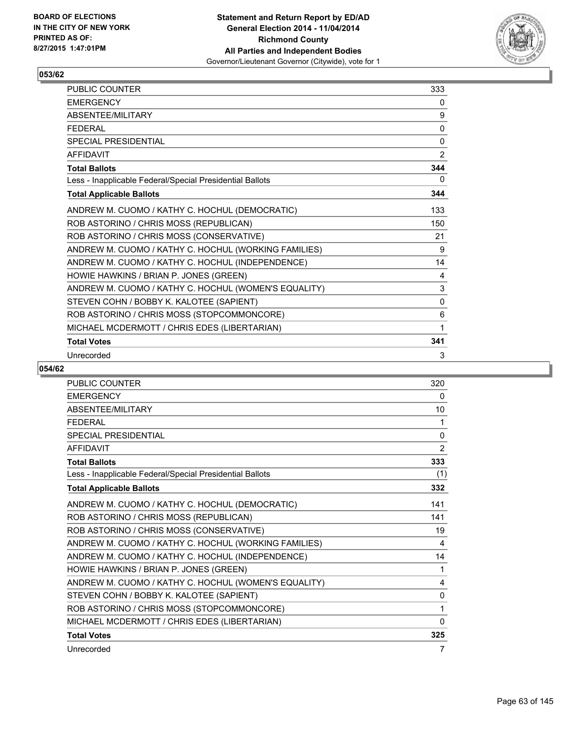**BOARD OF ELECTIONS IN THE CITY OF NEW YORK PRINTED AS OF: 8/27/2015 1:47:01PM**

**Statement and Return Report by ED/AD General Election 2014 - 11/04/2014 Richmond County All Parties and Independent Bodies**
Governor/Lieutenant Governor (Citywide), vote for 1

## 053/62

| | |
|---|---|
| PUBLIC COUNTER | 333 |
| EMERGENCY | 0 |
| ABSENTEE/MILITARY | 9 |
| FEDERAL | 0 |
| SPECIAL PRESIDENTIAL | 0 |
| AFFIDAVIT | 2 |
| **Total Ballots** | **344** |
| Less - Inapplicable Federal/Special Presidential Ballots | 0 |
| **Total Applicable Ballots** | **344** |
| ANDREW M. CUOMO / KATHY C. HOCHUL (DEMOCRATIC) | 133 |
| ROB ASTORINO / CHRIS MOSS (REPUBLICAN) | 150 |
| ROB ASTORINO / CHRIS MOSS (CONSERVATIVE) | 21 |
| ANDREW M. CUOMO / KATHY C. HOCHUL (WORKING FAMILIES) | 9 |
| ANDREW M. CUOMO / KATHY C. HOCHUL (INDEPENDENCE) | 14 |
| HOWIE HAWKINS / BRIAN P. JONES (GREEN) | 4 |
| ANDREW M. CUOMO / KATHY C. HOCHUL (WOMEN'S EQUALITY) | 3 |
| STEVEN COHN / BOBBY K. KALOTEE (SAPIENT) | 0 |
| ROB ASTORINO / CHRIS MOSS (STOPCOMMONCORE) | 6 |
| MICHAEL MCDERMOTT / CHRIS EDES (LIBERTARIAN) | 1 |
| **Total Votes** | **341** |
| Unrecorded | 3 |

## 054/62

| | |
|---|---|
| PUBLIC COUNTER | 320 |
| EMERGENCY | 0 |
| ABSENTEE/MILITARY | 10 |
| FEDERAL | 1 |
| SPECIAL PRESIDENTIAL | 0 |
| AFFIDAVIT | 2 |
| **Total Ballots** | **333** |
| Less - Inapplicable Federal/Special Presidential Ballots | (1) |
| **Total Applicable Ballots** | **332** |
| ANDREW M. CUOMO / KATHY C. HOCHUL (DEMOCRATIC) | 141 |
| ROB ASTORINO / CHRIS MOSS (REPUBLICAN) | 141 |
| ROB ASTORINO / CHRIS MOSS (CONSERVATIVE) | 19 |
| ANDREW M. CUOMO / KATHY C. HOCHUL (WORKING FAMILIES) | 4 |
| ANDREW M. CUOMO / KATHY C. HOCHUL (INDEPENDENCE) | 14 |
| HOWIE HAWKINS / BRIAN P. JONES (GREEN) | 1 |
| ANDREW M. CUOMO / KATHY C. HOCHUL (WOMEN'S EQUALITY) | 4 |
| STEVEN COHN / BOBBY K. KALOTEE (SAPIENT) | 0 |
| ROB ASTORINO / CHRIS MOSS (STOPCOMMONCORE) | 1 |
| MICHAEL MCDERMOTT / CHRIS EDES (LIBERTARIAN) | 0 |
| **Total Votes** | **325** |
| Unrecorded | 7 |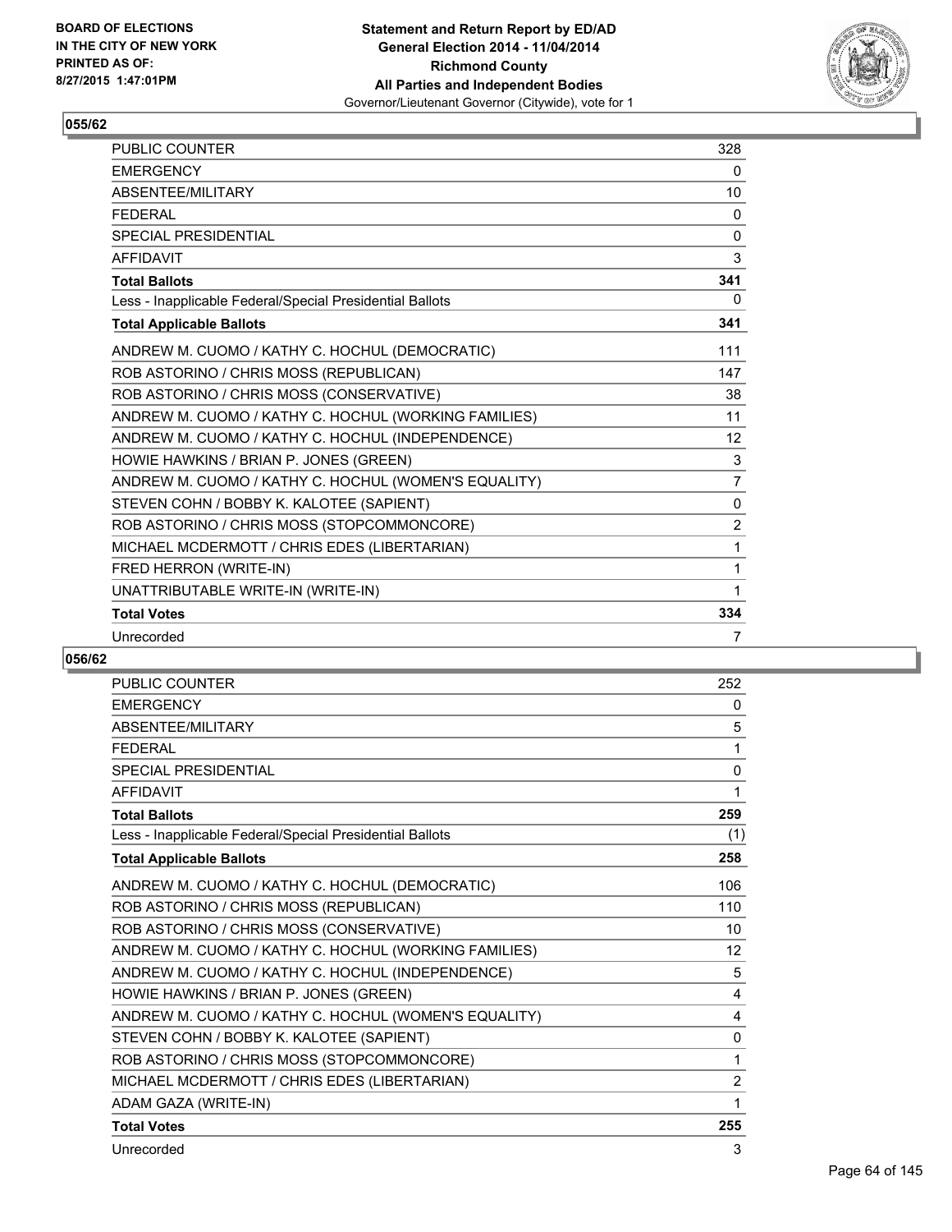BOARD OF ELECTIONS
IN THE CITY OF NEW YORK
PRINTED AS OF:
8/27/2015 1:47:01PM

**Statement and Return Report by ED/AD**
**General Election 2014 - 11/04/2014**
**Richmond County**
**All Parties and Independent Bodies**
Governor/Lieutenant Governor (Citywide), vote for 1

### 055/62

| | |
|---|---|
| PUBLIC COUNTER | 328 |
| EMERGENCY | 0 |
| ABSENTEE/MILITARY | 10 |
| FEDERAL | 0 |
| SPECIAL PRESIDENTIAL | 0 |
| AFFIDAVIT | 3 |
| **Total Ballots** | **341** |
| Less - Inapplicable Federal/Special Presidential Ballots | 0 |
| **Total Applicable Ballots** | **341** |
| ANDREW M. CUOMO / KATHY C. HOCHUL (DEMOCRATIC) | 111 |
| ROB ASTORINO / CHRIS MOSS (REPUBLICAN) | 147 |
| ROB ASTORINO / CHRIS MOSS (CONSERVATIVE) | 38 |
| ANDREW M. CUOMO / KATHY C. HOCHUL (WORKING FAMILIES) | 11 |
| ANDREW M. CUOMO / KATHY C. HOCHUL (INDEPENDENCE) | 12 |
| HOWIE HAWKINS / BRIAN P. JONES (GREEN) | 3 |
| ANDREW M. CUOMO / KATHY C. HOCHUL (WOMEN'S EQUALITY) | 7 |
| STEVEN COHN / BOBBY K. KALOTEE (SAPIENT) | 0 |
| ROB ASTORINO / CHRIS MOSS (STOPCOMMONCORE) | 2 |
| MICHAEL MCDERMOTT / CHRIS EDES (LIBERTARIAN) | 1 |
| FRED HERRON (WRITE-IN) | 1 |
| UNATTRIBUTABLE WRITE-IN (WRITE-IN) | 1 |
| **Total Votes** | **334** |
| Unrecorded | 7 |

### 056/62

| | |
|---|---|
| PUBLIC COUNTER | 252 |
| EMERGENCY | 0 |
| ABSENTEE/MILITARY | 5 |
| FEDERAL | 1 |
| SPECIAL PRESIDENTIAL | 0 |
| AFFIDAVIT | 1 |
| **Total Ballots** | **259** |
| Less - Inapplicable Federal/Special Presidential Ballots | (1) |
| **Total Applicable Ballots** | **258** |
| ANDREW M. CUOMO / KATHY C. HOCHUL (DEMOCRATIC) | 106 |
| ROB ASTORINO / CHRIS MOSS (REPUBLICAN) | 110 |
| ROB ASTORINO / CHRIS MOSS (CONSERVATIVE) | 10 |
| ANDREW M. CUOMO / KATHY C. HOCHUL (WORKING FAMILIES) | 12 |
| ANDREW M. CUOMO / KATHY C. HOCHUL (INDEPENDENCE) | 5 |
| HOWIE HAWKINS / BRIAN P. JONES (GREEN) | 4 |
| ANDREW M. CUOMO / KATHY C. HOCHUL (WOMEN'S EQUALITY) | 4 |
| STEVEN COHN / BOBBY K. KALOTEE (SAPIENT) | 0 |
| ROB ASTORINO / CHRIS MOSS (STOPCOMMONCORE) | 1 |
| MICHAEL MCDERMOTT / CHRIS EDES (LIBERTARIAN) | 2 |
| ADAM GAZA (WRITE-IN) | 1 |
| **Total Votes** | **255** |
| Unrecorded | 3 |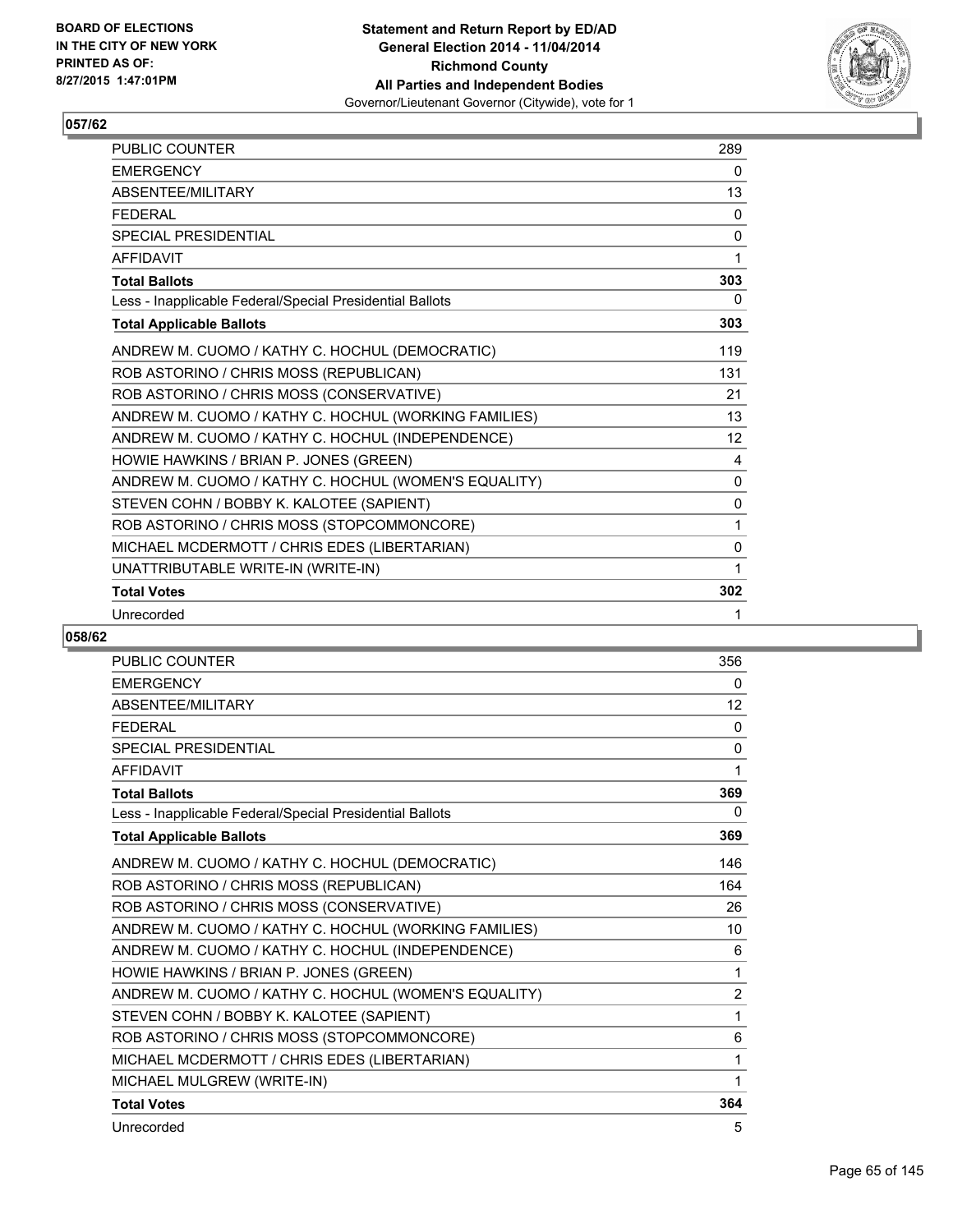BOARD OF ELECTIONS
IN THE CITY OF NEW YORK
PRINTED AS OF:
8/27/2015 1:47:01PM

**Statement and Return Report by ED/AD**
**General Election 2014 - 11/04/2014**
**Richmond County**
**All Parties and Independent Bodies**
Governor/Lieutenant Governor (Citywide), vote for 1

## 057/62

| | |
|---|---|
| PUBLIC COUNTER | 289 |
| EMERGENCY | 0 |
| ABSENTEE/MILITARY | 13 |
| FEDERAL | 0 |
| SPECIAL PRESIDENTIAL | 0 |
| AFFIDAVIT | 1 |
| **Total Ballots** | **303** |
| Less - Inapplicable Federal/Special Presidential Ballots | 0 |
| **Total Applicable Ballots** | **303** |
| ANDREW M. CUOMO / KATHY C. HOCHUL (DEMOCRATIC) | 119 |
| ROB ASTORINO / CHRIS MOSS (REPUBLICAN) | 131 |
| ROB ASTORINO / CHRIS MOSS (CONSERVATIVE) | 21 |
| ANDREW M. CUOMO / KATHY C. HOCHUL (WORKING FAMILIES) | 13 |
| ANDREW M. CUOMO / KATHY C. HOCHUL (INDEPENDENCE) | 12 |
| HOWIE HAWKINS / BRIAN P. JONES (GREEN) | 4 |
| ANDREW M. CUOMO / KATHY C. HOCHUL (WOMEN'S EQUALITY) | 0 |
| STEVEN COHN / BOBBY K. KALOTEE (SAPIENT) | 0 |
| ROB ASTORINO / CHRIS MOSS (STOPCOMMONCORE) | 1 |
| MICHAEL MCDERMOTT / CHRIS EDES (LIBERTARIAN) | 0 |
| UNATTRIBUTABLE WRITE-IN (WRITE-IN) | 1 |
| **Total Votes** | **302** |
| Unrecorded | 1 |

## 058/62

| | |
|---|---|
| PUBLIC COUNTER | 356 |
| EMERGENCY | 0 |
| ABSENTEE/MILITARY | 12 |
| FEDERAL | 0 |
| SPECIAL PRESIDENTIAL | 0 |
| AFFIDAVIT | 1 |
| **Total Ballots** | **369** |
| Less - Inapplicable Federal/Special Presidential Ballots | 0 |
| **Total Applicable Ballots** | **369** |
| ANDREW M. CUOMO / KATHY C. HOCHUL (DEMOCRATIC) | 146 |
| ROB ASTORINO / CHRIS MOSS (REPUBLICAN) | 164 |
| ROB ASTORINO / CHRIS MOSS (CONSERVATIVE) | 26 |
| ANDREW M. CUOMO / KATHY C. HOCHUL (WORKING FAMILIES) | 10 |
| ANDREW M. CUOMO / KATHY C. HOCHUL (INDEPENDENCE) | 6 |
| HOWIE HAWKINS / BRIAN P. JONES (GREEN) | 1 |
| ANDREW M. CUOMO / KATHY C. HOCHUL (WOMEN'S EQUALITY) | 2 |
| STEVEN COHN / BOBBY K. KALOTEE (SAPIENT) | 1 |
| ROB ASTORINO / CHRIS MOSS (STOPCOMMONCORE) | 6 |
| MICHAEL MCDERMOTT / CHRIS EDES (LIBERTARIAN) | 1 |
| MICHAEL MULGREW (WRITE-IN) | 1 |
| **Total Votes** | **364** |
| Unrecorded | 5 |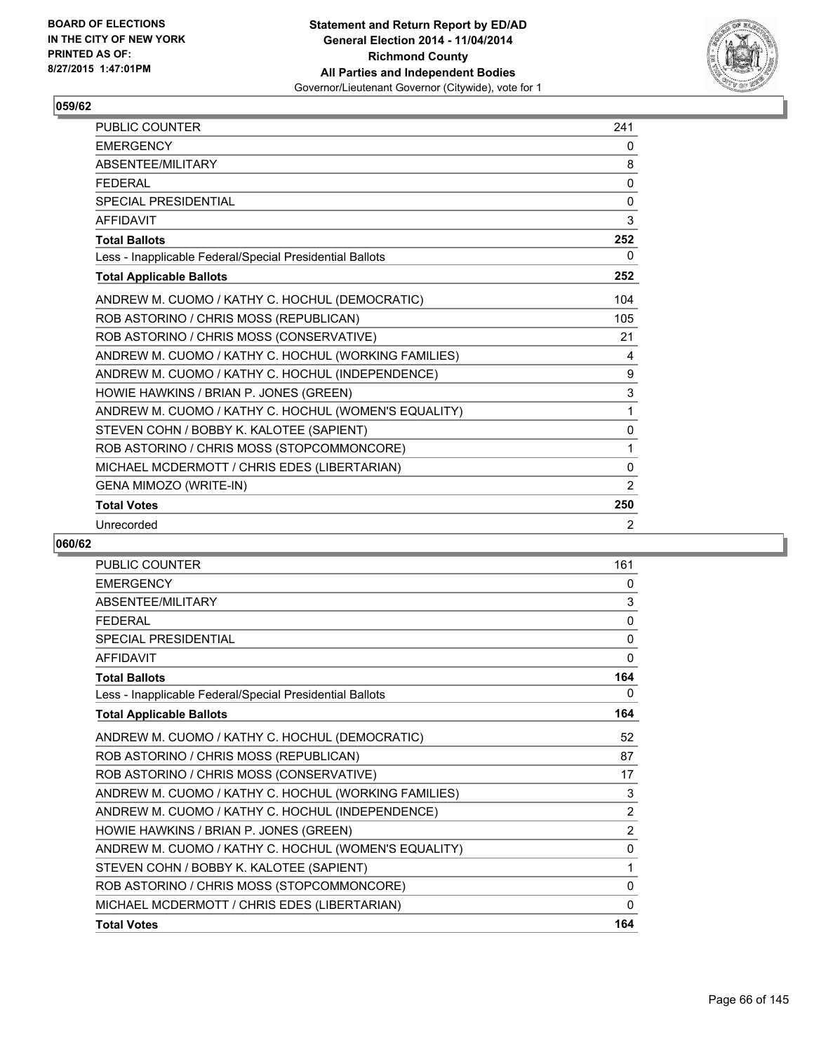**BOARD OF ELECTIONS IN THE CITY OF NEW YORK PRINTED AS OF: 8/27/2015 1:47:01PM**

**Statement and Return Report by ED/AD General Election 2014 - 11/04/2014 Richmond County All Parties and Independent Bodies**
Governor/Lieutenant Governor (Citywide), vote for 1

## 059/62

| | |
|---|---|
| PUBLIC COUNTER | 241 |
| EMERGENCY | 0 |
| ABSENTEE/MILITARY | 8 |
| FEDERAL | 0 |
| SPECIAL PRESIDENTIAL | 0 |
| AFFIDAVIT | 3 |
| **Total Ballots** | **252** |
| Less - Inapplicable Federal/Special Presidential Ballots | 0 |
| **Total Applicable Ballots** | **252** |
| ANDREW M. CUOMO / KATHY C. HOCHUL (DEMOCRATIC) | 104 |
| ROB ASTORINO / CHRIS MOSS (REPUBLICAN) | 105 |
| ROB ASTORINO / CHRIS MOSS (CONSERVATIVE) | 21 |
| ANDREW M. CUOMO / KATHY C. HOCHUL (WORKING FAMILIES) | 4 |
| ANDREW M. CUOMO / KATHY C. HOCHUL (INDEPENDENCE) | 9 |
| HOWIE HAWKINS / BRIAN P. JONES (GREEN) | 3 |
| ANDREW M. CUOMO / KATHY C. HOCHUL (WOMEN'S EQUALITY) | 1 |
| STEVEN COHN / BOBBY K. KALOTEE (SAPIENT) | 0 |
| ROB ASTORINO / CHRIS MOSS (STOPCOMMONCORE) | 1 |
| MICHAEL MCDERMOTT / CHRIS EDES (LIBERTARIAN) | 0 |
| GENA MIMOZO (WRITE-IN) | 2 |
| **Total Votes** | **250** |
| Unrecorded | 2 |

## 060/62

| | |
|---|---|
| PUBLIC COUNTER | 161 |
| EMERGENCY | 0 |
| ABSENTEE/MILITARY | 3 |
| FEDERAL | 0 |
| SPECIAL PRESIDENTIAL | 0 |
| AFFIDAVIT | 0 |
| **Total Ballots** | **164** |
| Less - Inapplicable Federal/Special Presidential Ballots | 0 |
| **Total Applicable Ballots** | **164** |
| ANDREW M. CUOMO / KATHY C. HOCHUL (DEMOCRATIC) | 52 |
| ROB ASTORINO / CHRIS MOSS (REPUBLICAN) | 87 |
| ROB ASTORINO / CHRIS MOSS (CONSERVATIVE) | 17 |
| ANDREW M. CUOMO / KATHY C. HOCHUL (WORKING FAMILIES) | 3 |
| ANDREW M. CUOMO / KATHY C. HOCHUL (INDEPENDENCE) | 2 |
| HOWIE HAWKINS / BRIAN P. JONES (GREEN) | 2 |
| ANDREW M. CUOMO / KATHY C. HOCHUL (WOMEN'S EQUALITY) | 0 |
| STEVEN COHN / BOBBY K. KALOTEE (SAPIENT) | 1 |
| ROB ASTORINO / CHRIS MOSS (STOPCOMMONCORE) | 0 |
| MICHAEL MCDERMOTT / CHRIS EDES (LIBERTARIAN) | 0 |
| **Total Votes** | **164** |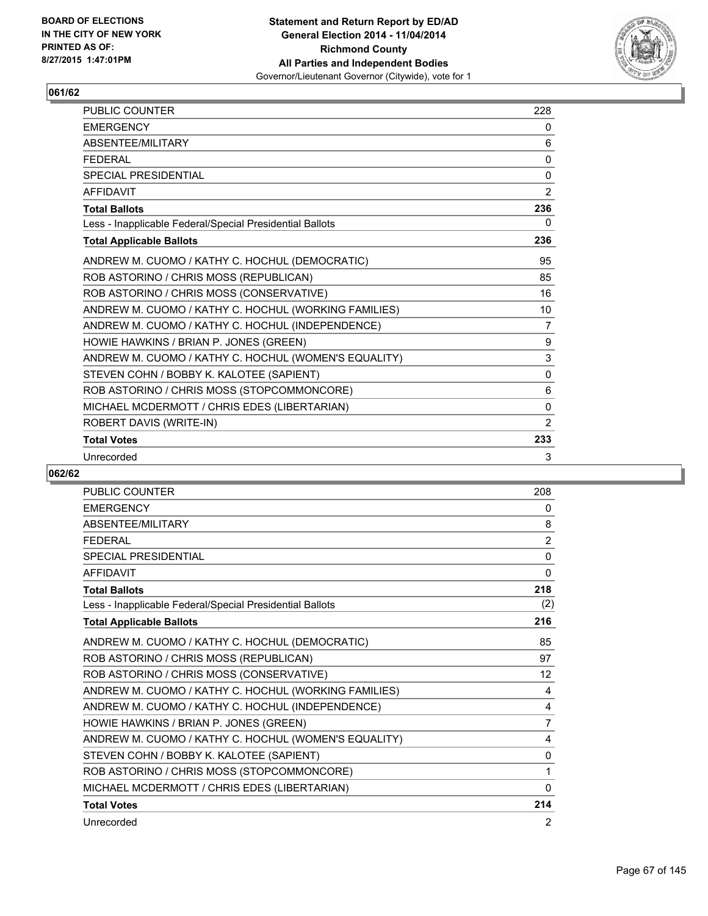BOARD OF ELECTIONS
IN THE CITY OF NEW YORK
PRINTED AS OF:
8/27/2015 1:47:01PM

**Statement and Return Report by ED/AD**
**General Election 2014 - 11/04/2014**
**Richmond County**
**All Parties and Independent Bodies**
Governor/Lieutenant Governor (Citywide), vote for 1

## 061/62

| | |
|---|---|
| PUBLIC COUNTER | 228 |
| EMERGENCY | 0 |
| ABSENTEE/MILITARY | 6 |
| FEDERAL | 0 |
| SPECIAL PRESIDENTIAL | 0 |
| AFFIDAVIT | 2 |
| **Total Ballots** | **236** |
| Less - Inapplicable Federal/Special Presidential Ballots | 0 |
| **Total Applicable Ballots** | **236** |
| ANDREW M. CUOMO / KATHY C. HOCHUL (DEMOCRATIC) | 95 |
| ROB ASTORINO / CHRIS MOSS (REPUBLICAN) | 85 |
| ROB ASTORINO / CHRIS MOSS (CONSERVATIVE) | 16 |
| ANDREW M. CUOMO / KATHY C. HOCHUL (WORKING FAMILIES) | 10 |
| ANDREW M. CUOMO / KATHY C. HOCHUL (INDEPENDENCE) | 7 |
| HOWIE HAWKINS / BRIAN P. JONES (GREEN) | 9 |
| ANDREW M. CUOMO / KATHY C. HOCHUL (WOMEN'S EQUALITY) | 3 |
| STEVEN COHN / BOBBY K. KALOTEE (SAPIENT) | 0 |
| ROB ASTORINO / CHRIS MOSS (STOPCOMMONCORE) | 6 |
| MICHAEL MCDERMOTT / CHRIS EDES (LIBERTARIAN) | 0 |
| ROBERT DAVIS (WRITE-IN) | 2 |
| **Total Votes** | **233** |
| Unrecorded | 3 |

## 062/62

| | |
|---|---|
| PUBLIC COUNTER | 208 |
| EMERGENCY | 0 |
| ABSENTEE/MILITARY | 8 |
| FEDERAL | 2 |
| SPECIAL PRESIDENTIAL | 0 |
| AFFIDAVIT | 0 |
| **Total Ballots** | **218** |
| Less - Inapplicable Federal/Special Presidential Ballots | (2) |
| **Total Applicable Ballots** | **216** |
| ANDREW M. CUOMO / KATHY C. HOCHUL (DEMOCRATIC) | 85 |
| ROB ASTORINO / CHRIS MOSS (REPUBLICAN) | 97 |
| ROB ASTORINO / CHRIS MOSS (CONSERVATIVE) | 12 |
| ANDREW M. CUOMO / KATHY C. HOCHUL (WORKING FAMILIES) | 4 |
| ANDREW M. CUOMO / KATHY C. HOCHUL (INDEPENDENCE) | 4 |
| HOWIE HAWKINS / BRIAN P. JONES (GREEN) | 7 |
| ANDREW M. CUOMO / KATHY C. HOCHUL (WOMEN'S EQUALITY) | 4 |
| STEVEN COHN / BOBBY K. KALOTEE (SAPIENT) | 0 |
| ROB ASTORINO / CHRIS MOSS (STOPCOMMONCORE) | 1 |
| MICHAEL MCDERMOTT / CHRIS EDES (LIBERTARIAN) | 0 |
| **Total Votes** | **214** |
| Unrecorded | 2 |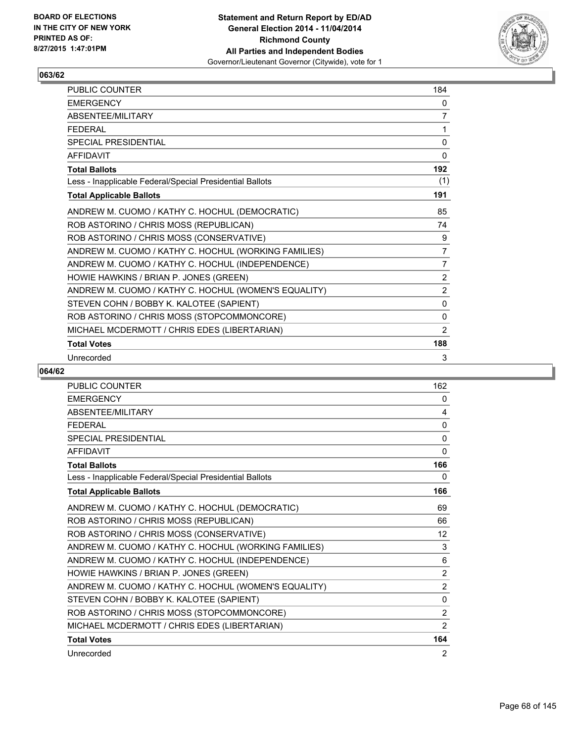**Statement and Return Report by ED/AD**
**General Election 2014 - 11/04/2014**
**Richmond County**
**All Parties and Independent Bodies**
Governor/Lieutenant Governor (Citywide), vote for 1

BOARD OF ELECTIONS
IN THE CITY OF NEW YORK
PRINTED AS OF:
8/27/2015 1:47:01PM

## 063/62

| | |
|---|---|
| PUBLIC COUNTER | 184 |
| EMERGENCY | 0 |
| ABSENTEE/MILITARY | 7 |
| FEDERAL | 1 |
| SPECIAL PRESIDENTIAL | 0 |
| AFFIDAVIT | 0 |
| **Total Ballots** | **192** |
| Less - Inapplicable Federal/Special Presidential Ballots | (1) |
| **Total Applicable Ballots** | **191** |
| ANDREW M. CUOMO / KATHY C. HOCHUL (DEMOCRATIC) | 85 |
| ROB ASTORINO / CHRIS MOSS (REPUBLICAN) | 74 |
| ROB ASTORINO / CHRIS MOSS (CONSERVATIVE) | 9 |
| ANDREW M. CUOMO / KATHY C. HOCHUL (WORKING FAMILIES) | 7 |
| ANDREW M. CUOMO / KATHY C. HOCHUL (INDEPENDENCE) | 7 |
| HOWIE HAWKINS / BRIAN P. JONES (GREEN) | 2 |
| ANDREW M. CUOMO / KATHY C. HOCHUL (WOMEN'S EQUALITY) | 2 |
| STEVEN COHN / BOBBY K. KALOTEE (SAPIENT) | 0 |
| ROB ASTORINO / CHRIS MOSS (STOPCOMMONCORE) | 0 |
| MICHAEL MCDERMOTT / CHRIS EDES (LIBERTARIAN) | 2 |
| **Total Votes** | **188** |
| Unrecorded | 3 |

## 064/62

| | |
|---|---|
| PUBLIC COUNTER | 162 |
| EMERGENCY | 0 |
| ABSENTEE/MILITARY | 4 |
| FEDERAL | 0 |
| SPECIAL PRESIDENTIAL | 0 |
| AFFIDAVIT | 0 |
| **Total Ballots** | **166** |
| Less - Inapplicable Federal/Special Presidential Ballots | 0 |
| **Total Applicable Ballots** | **166** |
| ANDREW M. CUOMO / KATHY C. HOCHUL (DEMOCRATIC) | 69 |
| ROB ASTORINO / CHRIS MOSS (REPUBLICAN) | 66 |
| ROB ASTORINO / CHRIS MOSS (CONSERVATIVE) | 12 |
| ANDREW M. CUOMO / KATHY C. HOCHUL (WORKING FAMILIES) | 3 |
| ANDREW M. CUOMO / KATHY C. HOCHUL (INDEPENDENCE) | 6 |
| HOWIE HAWKINS / BRIAN P. JONES (GREEN) | 2 |
| ANDREW M. CUOMO / KATHY C. HOCHUL (WOMEN'S EQUALITY) | 2 |
| STEVEN COHN / BOBBY K. KALOTEE (SAPIENT) | 0 |
| ROB ASTORINO / CHRIS MOSS (STOPCOMMONCORE) | 2 |
| MICHAEL MCDERMOTT / CHRIS EDES (LIBERTARIAN) | 2 |
| **Total Votes** | **164** |
| Unrecorded | 2 |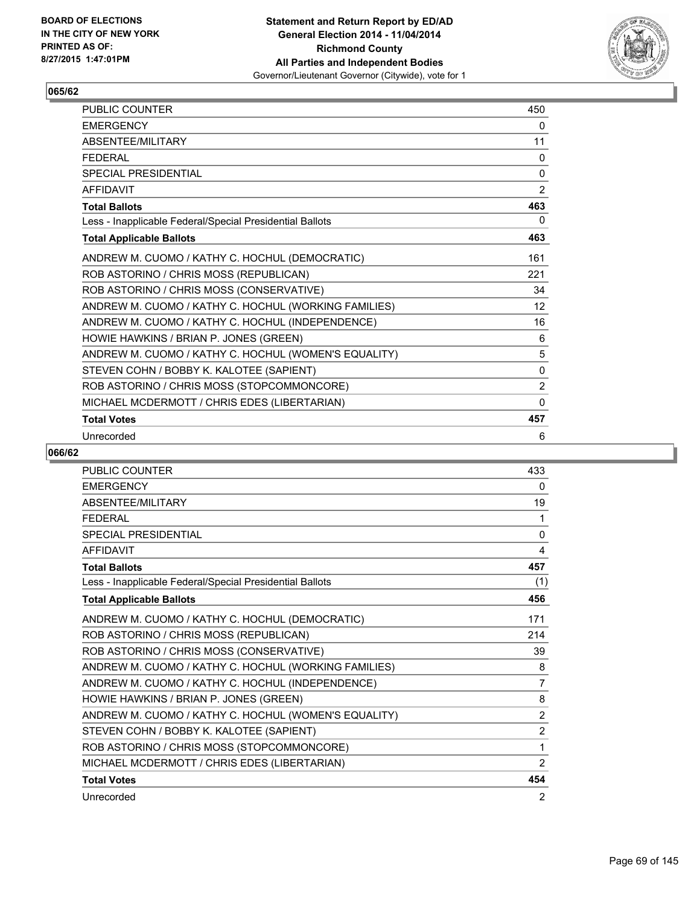**BOARD OF ELECTIONS IN THE CITY OF NEW YORK PRINTED AS OF: 8/27/2015 1:47:01PM**

**Statement and Return Report by ED/AD**
**General Election 2014 - 11/04/2014**
**Richmond County**
**All Parties and Independent Bodies**
Governor/Lieutenant Governor (Citywide), vote for 1

## 065/62

| | |
|---|---|
| PUBLIC COUNTER | 450 |
| EMERGENCY | 0 |
| ABSENTEE/MILITARY | 11 |
| FEDERAL | 0 |
| SPECIAL PRESIDENTIAL | 0 |
| AFFIDAVIT | 2 |
| **Total Ballots** | **463** |
| Less - Inapplicable Federal/Special Presidential Ballots | 0 |
| **Total Applicable Ballots** | **463** |
| ANDREW M. CUOMO / KATHY C. HOCHUL (DEMOCRATIC) | 161 |
| ROB ASTORINO / CHRIS MOSS (REPUBLICAN) | 221 |
| ROB ASTORINO / CHRIS MOSS (CONSERVATIVE) | 34 |
| ANDREW M. CUOMO / KATHY C. HOCHUL (WORKING FAMILIES) | 12 |
| ANDREW M. CUOMO / KATHY C. HOCHUL (INDEPENDENCE) | 16 |
| HOWIE HAWKINS / BRIAN P. JONES (GREEN) | 6 |
| ANDREW M. CUOMO / KATHY C. HOCHUL (WOMEN'S EQUALITY) | 5 |
| STEVEN COHN / BOBBY K. KALOTEE (SAPIENT) | 0 |
| ROB ASTORINO / CHRIS MOSS (STOPCOMMONCORE) | 2 |
| MICHAEL MCDERMOTT / CHRIS EDES (LIBERTARIAN) | 0 |
| **Total Votes** | **457** |
| Unrecorded | 6 |

## 066/62

| | |
|---|---|
| PUBLIC COUNTER | 433 |
| EMERGENCY | 0 |
| ABSENTEE/MILITARY | 19 |
| FEDERAL | 1 |
| SPECIAL PRESIDENTIAL | 0 |
| AFFIDAVIT | 4 |
| **Total Ballots** | **457** |
| Less - Inapplicable Federal/Special Presidential Ballots | (1) |
| **Total Applicable Ballots** | **456** |
| ANDREW M. CUOMO / KATHY C. HOCHUL (DEMOCRATIC) | 171 |
| ROB ASTORINO / CHRIS MOSS (REPUBLICAN) | 214 |
| ROB ASTORINO / CHRIS MOSS (CONSERVATIVE) | 39 |
| ANDREW M. CUOMO / KATHY C. HOCHUL (WORKING FAMILIES) | 8 |
| ANDREW M. CUOMO / KATHY C. HOCHUL (INDEPENDENCE) | 7 |
| HOWIE HAWKINS / BRIAN P. JONES (GREEN) | 8 |
| ANDREW M. CUOMO / KATHY C. HOCHUL (WOMEN'S EQUALITY) | 2 |
| STEVEN COHN / BOBBY K. KALOTEE (SAPIENT) | 2 |
| ROB ASTORINO / CHRIS MOSS (STOPCOMMONCORE) | 1 |
| MICHAEL MCDERMOTT / CHRIS EDES (LIBERTARIAN) | 2 |
| **Total Votes** | **454** |
| Unrecorded | 2 |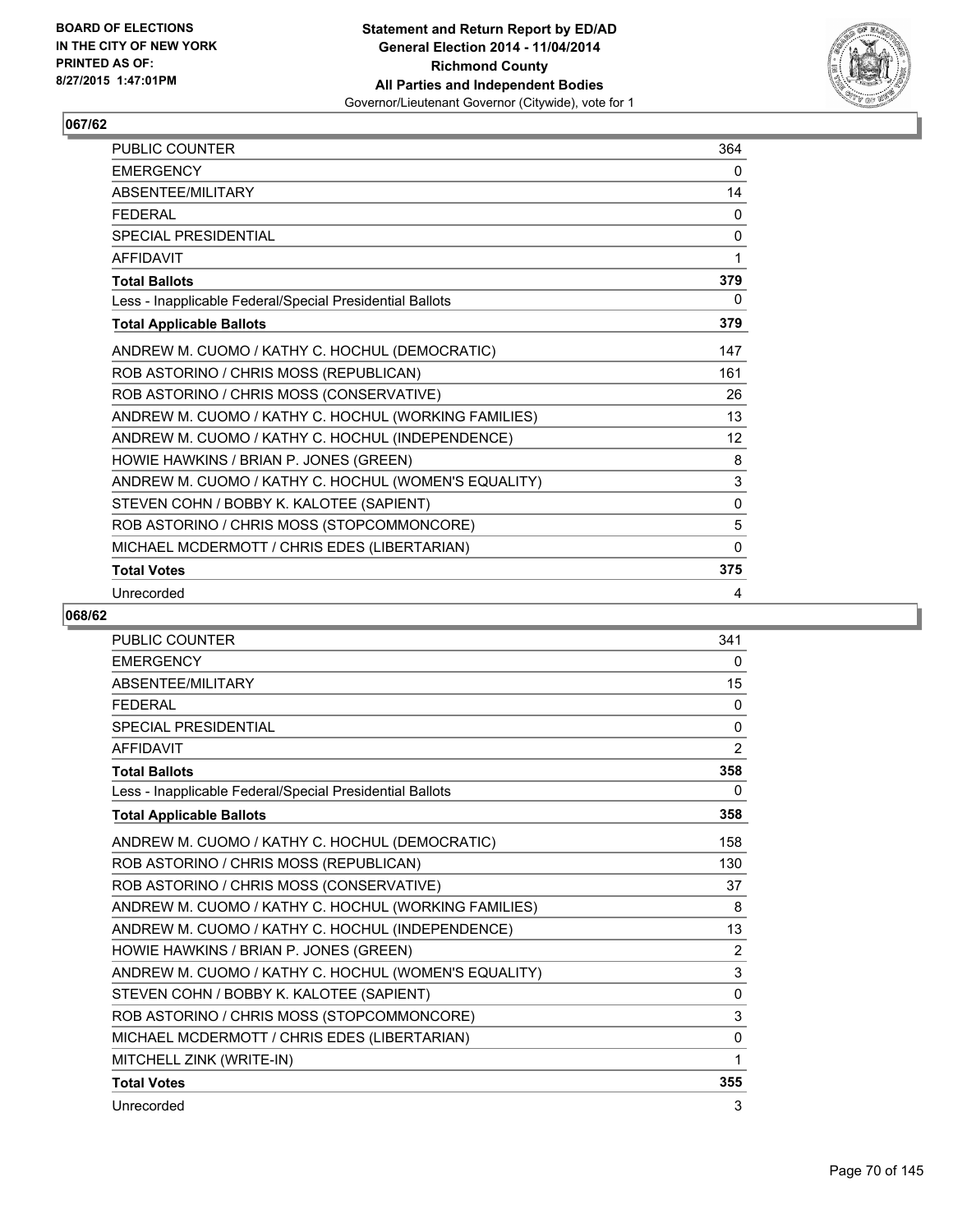## 067/62

| | |
|---|---|
| PUBLIC COUNTER | 364 |
| EMERGENCY | 0 |
| ABSENTEE/MILITARY | 14 |
| FEDERAL | 0 |
| SPECIAL PRESIDENTIAL | 0 |
| AFFIDAVIT | 1 |
| **Total Ballots** | **379** |
| Less - Inapplicable Federal/Special Presidential Ballots | 0 |
| **Total Applicable Ballots** | **379** |
| ANDREW M. CUOMO / KATHY C. HOCHUL (DEMOCRATIC) | 147 |
| ROB ASTORINO / CHRIS MOSS (REPUBLICAN) | 161 |
| ROB ASTORINO / CHRIS MOSS (CONSERVATIVE) | 26 |
| ANDREW M. CUOMO / KATHY C. HOCHUL (WORKING FAMILIES) | 13 |
| ANDREW M. CUOMO / KATHY C. HOCHUL (INDEPENDENCE) | 12 |
| HOWIE HAWKINS / BRIAN P. JONES (GREEN) | 8 |
| ANDREW M. CUOMO / KATHY C. HOCHUL (WOMEN'S EQUALITY) | 3 |
| STEVEN COHN / BOBBY K. KALOTEE (SAPIENT) | 0 |
| ROB ASTORINO / CHRIS MOSS (STOPCOMMONCORE) | 5 |
| MICHAEL MCDERMOTT / CHRIS EDES (LIBERTARIAN) | 0 |
| **Total Votes** | **375** |
| Unrecorded | 4 |

## 068/62

| | |
|---|---|
| PUBLIC COUNTER | 341 |
| EMERGENCY | 0 |
| ABSENTEE/MILITARY | 15 |
| FEDERAL | 0 |
| SPECIAL PRESIDENTIAL | 0 |
| AFFIDAVIT | 2 |
| **Total Ballots** | **358** |
| Less - Inapplicable Federal/Special Presidential Ballots | 0 |
| **Total Applicable Ballots** | **358** |
| ANDREW M. CUOMO / KATHY C. HOCHUL (DEMOCRATIC) | 158 |
| ROB ASTORINO / CHRIS MOSS (REPUBLICAN) | 130 |
| ROB ASTORINO / CHRIS MOSS (CONSERVATIVE) | 37 |
| ANDREW M. CUOMO / KATHY C. HOCHUL (WORKING FAMILIES) | 8 |
| ANDREW M. CUOMO / KATHY C. HOCHUL (INDEPENDENCE) | 13 |
| HOWIE HAWKINS / BRIAN P. JONES (GREEN) | 2 |
| ANDREW M. CUOMO / KATHY C. HOCHUL (WOMEN'S EQUALITY) | 3 |
| STEVEN COHN / BOBBY K. KALOTEE (SAPIENT) | 0 |
| ROB ASTORINO / CHRIS MOSS (STOPCOMMONCORE) | 3 |
| MICHAEL MCDERMOTT / CHRIS EDES (LIBERTARIAN) | 0 |
| MITCHELL ZINK (WRITE-IN) | 1 |
| **Total Votes** | **355** |
| Unrecorded | 3 |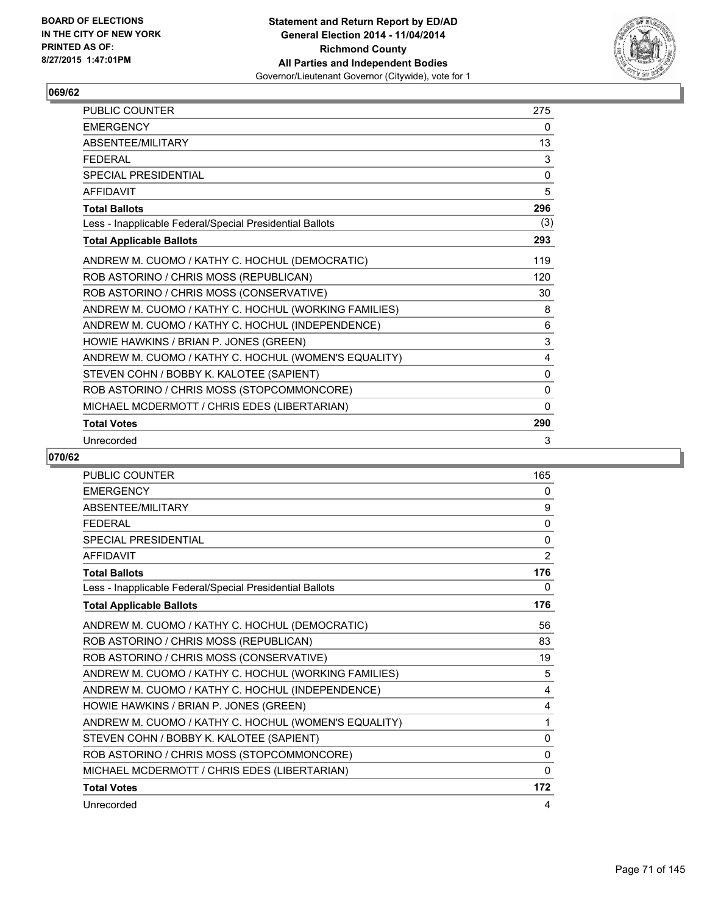BOARD OF ELECTIONS
IN THE CITY OF NEW YORK
PRINTED AS OF:
8/27/2015 1:47:01PM

**Statement and Return Report by ED/AD**
**General Election 2014 - 11/04/2014**
**Richmond County**
**All Parties and Independent Bodies**
Governor/Lieutenant Governor (Citywide), vote for 1

## 069/62

| | |
|---|---|
| PUBLIC COUNTER | 275 |
| EMERGENCY | 0 |
| ABSENTEE/MILITARY | 13 |
| FEDERAL | 3 |
| SPECIAL PRESIDENTIAL | 0 |
| AFFIDAVIT | 5 |
| **Total Ballots** | **296** |
| Less - Inapplicable Federal/Special Presidential Ballots | (3) |
| **Total Applicable Ballots** | **293** |
| ANDREW M. CUOMO / KATHY C. HOCHUL (DEMOCRATIC) | 119 |
| ROB ASTORINO / CHRIS MOSS (REPUBLICAN) | 120 |
| ROB ASTORINO / CHRIS MOSS (CONSERVATIVE) | 30 |
| ANDREW M. CUOMO / KATHY C. HOCHUL (WORKING FAMILIES) | 8 |
| ANDREW M. CUOMO / KATHY C. HOCHUL (INDEPENDENCE) | 6 |
| HOWIE HAWKINS / BRIAN P. JONES (GREEN) | 3 |
| ANDREW M. CUOMO / KATHY C. HOCHUL (WOMEN'S EQUALITY) | 4 |
| STEVEN COHN / BOBBY K. KALOTEE (SAPIENT) | 0 |
| ROB ASTORINO / CHRIS MOSS (STOPCOMMONCORE) | 0 |
| MICHAEL MCDERMOTT / CHRIS EDES (LIBERTARIAN) | 0 |
| **Total Votes** | **290** |
| Unrecorded | 3 |

## 070/62

| | |
|---|---|
| PUBLIC COUNTER | 165 |
| EMERGENCY | 0 |
| ABSENTEE/MILITARY | 9 |
| FEDERAL | 0 |
| SPECIAL PRESIDENTIAL | 0 |
| AFFIDAVIT | 2 |
| **Total Ballots** | **176** |
| Less - Inapplicable Federal/Special Presidential Ballots | 0 |
| **Total Applicable Ballots** | **176** |
| ANDREW M. CUOMO / KATHY C. HOCHUL (DEMOCRATIC) | 56 |
| ROB ASTORINO / CHRIS MOSS (REPUBLICAN) | 83 |
| ROB ASTORINO / CHRIS MOSS (CONSERVATIVE) | 19 |
| ANDREW M. CUOMO / KATHY C. HOCHUL (WORKING FAMILIES) | 5 |
| ANDREW M. CUOMO / KATHY C. HOCHUL (INDEPENDENCE) | 4 |
| HOWIE HAWKINS / BRIAN P. JONES (GREEN) | 4 |
| ANDREW M. CUOMO / KATHY C. HOCHUL (WOMEN'S EQUALITY) | 1 |
| STEVEN COHN / BOBBY K. KALOTEE (SAPIENT) | 0 |
| ROB ASTORINO / CHRIS MOSS (STOPCOMMONCORE) | 0 |
| MICHAEL MCDERMOTT / CHRIS EDES (LIBERTARIAN) | 0 |
| **Total Votes** | **172** |
| Unrecorded | 4 |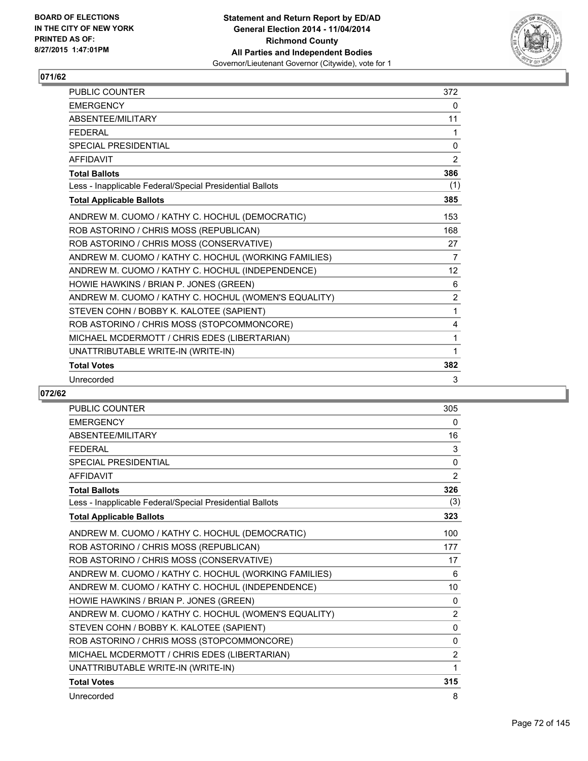BOARD OF ELECTIONS
IN THE CITY OF NEW YORK
PRINTED AS OF:
8/27/2015 1:47:01PM

**Statement and Return Report by ED/AD**
**General Election 2014 - 11/04/2014**
**Richmond County**
**All Parties and Independent Bodies**
Governor/Lieutenant Governor (Citywide), vote for 1

### 071/62

| | |
|---|---|
| PUBLIC COUNTER | 372 |
| EMERGENCY | 0 |
| ABSENTEE/MILITARY | 11 |
| FEDERAL | 1 |
| SPECIAL PRESIDENTIAL | 0 |
| AFFIDAVIT | 2 |
| **Total Ballots** | **386** |
| Less - Inapplicable Federal/Special Presidential Ballots | (1) |
| **Total Applicable Ballots** | **385** |
| ANDREW M. CUOMO / KATHY C. HOCHUL (DEMOCRATIC) | 153 |
| ROB ASTORINO / CHRIS MOSS (REPUBLICAN) | 168 |
| ROB ASTORINO / CHRIS MOSS (CONSERVATIVE) | 27 |
| ANDREW M. CUOMO / KATHY C. HOCHUL (WORKING FAMILIES) | 7 |
| ANDREW M. CUOMO / KATHY C. HOCHUL (INDEPENDENCE) | 12 |
| HOWIE HAWKINS / BRIAN P. JONES (GREEN) | 6 |
| ANDREW M. CUOMO / KATHY C. HOCHUL (WOMEN'S EQUALITY) | 2 |
| STEVEN COHN / BOBBY K. KALOTEE (SAPIENT) | 1 |
| ROB ASTORINO / CHRIS MOSS (STOPCOMMONCORE) | 4 |
| MICHAEL MCDERMOTT / CHRIS EDES (LIBERTARIAN) | 1 |
| UNATTRIBUTABLE WRITE-IN (WRITE-IN) | 1 |
| **Total Votes** | **382** |
| Unrecorded | 3 |

### 072/62

| | |
|---|---|
| PUBLIC COUNTER | 305 |
| EMERGENCY | 0 |
| ABSENTEE/MILITARY | 16 |
| FEDERAL | 3 |
| SPECIAL PRESIDENTIAL | 0 |
| AFFIDAVIT | 2 |
| **Total Ballots** | **326** |
| Less - Inapplicable Federal/Special Presidential Ballots | (3) |
| **Total Applicable Ballots** | **323** |
| ANDREW M. CUOMO / KATHY C. HOCHUL (DEMOCRATIC) | 100 |
| ROB ASTORINO / CHRIS MOSS (REPUBLICAN) | 177 |
| ROB ASTORINO / CHRIS MOSS (CONSERVATIVE) | 17 |
| ANDREW M. CUOMO / KATHY C. HOCHUL (WORKING FAMILIES) | 6 |
| ANDREW M. CUOMO / KATHY C. HOCHUL (INDEPENDENCE) | 10 |
| HOWIE HAWKINS / BRIAN P. JONES (GREEN) | 0 |
| ANDREW M. CUOMO / KATHY C. HOCHUL (WOMEN'S EQUALITY) | 2 |
| STEVEN COHN / BOBBY K. KALOTEE (SAPIENT) | 0 |
| ROB ASTORINO / CHRIS MOSS (STOPCOMMONCORE) | 0 |
| MICHAEL MCDERMOTT / CHRIS EDES (LIBERTARIAN) | 2 |
| UNATTRIBUTABLE WRITE-IN (WRITE-IN) | 1 |
| **Total Votes** | **315** |
| Unrecorded | 8 |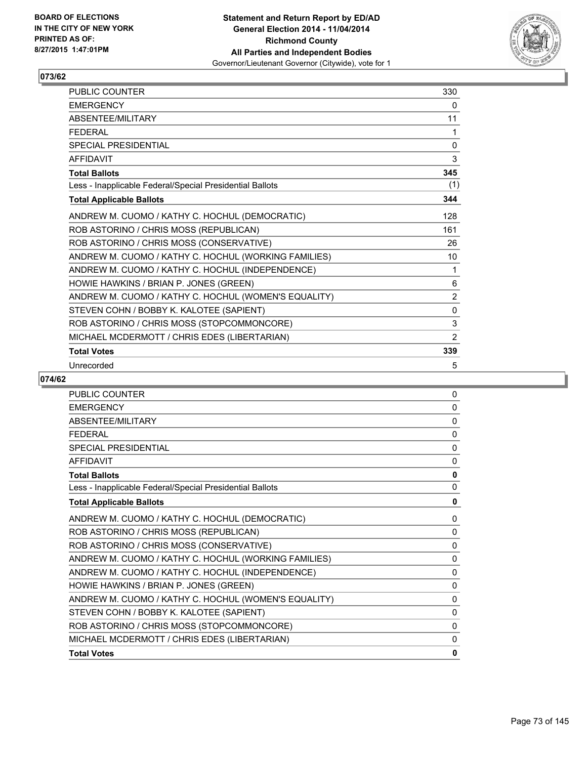BOARD OF ELECTIONS
IN THE CITY OF NEW YORK
PRINTED AS OF:
8/27/2015 1:47:01PM

**Statement and Return Report by ED/AD**
**General Election 2014 - 11/04/2014**
**Richmond County**
**All Parties and Independent Bodies**
Governor/Lieutenant Governor (Citywide), vote for 1

## 073/62

| | |
|---|---|
| PUBLIC COUNTER | 330 |
| EMERGENCY | 0 |
| ABSENTEE/MILITARY | 11 |
| FEDERAL | 1 |
| SPECIAL PRESIDENTIAL | 0 |
| AFFIDAVIT | 3 |
| **Total Ballots** | **345** |
| Less - Inapplicable Federal/Special Presidential Ballots | (1) |
| **Total Applicable Ballots** | **344** |
| ANDREW M. CUOMO / KATHY C. HOCHUL (DEMOCRATIC) | 128 |
| ROB ASTORINO / CHRIS MOSS (REPUBLICAN) | 161 |
| ROB ASTORINO / CHRIS MOSS (CONSERVATIVE) | 26 |
| ANDREW M. CUOMO / KATHY C. HOCHUL (WORKING FAMILIES) | 10 |
| ANDREW M. CUOMO / KATHY C. HOCHUL (INDEPENDENCE) | 1 |
| HOWIE HAWKINS / BRIAN P. JONES (GREEN) | 6 |
| ANDREW M. CUOMO / KATHY C. HOCHUL (WOMEN'S EQUALITY) | 2 |
| STEVEN COHN / BOBBY K. KALOTEE (SAPIENT) | 0 |
| ROB ASTORINO / CHRIS MOSS (STOPCOMMONCORE) | 3 |
| MICHAEL MCDERMOTT / CHRIS EDES (LIBERTARIAN) | 2 |
| **Total Votes** | **339** |
| Unrecorded | 5 |

## 074/62

| | |
|---|---|
| PUBLIC COUNTER | 0 |
| EMERGENCY | 0 |
| ABSENTEE/MILITARY | 0 |
| FEDERAL | 0 |
| SPECIAL PRESIDENTIAL | 0 |
| AFFIDAVIT | 0 |
| **Total Ballots** | **0** |
| Less - Inapplicable Federal/Special Presidential Ballots | 0 |
| **Total Applicable Ballots** | **0** |
| ANDREW M. CUOMO / KATHY C. HOCHUL (DEMOCRATIC) | 0 |
| ROB ASTORINO / CHRIS MOSS (REPUBLICAN) | 0 |
| ROB ASTORINO / CHRIS MOSS (CONSERVATIVE) | 0 |
| ANDREW M. CUOMO / KATHY C. HOCHUL (WORKING FAMILIES) | 0 |
| ANDREW M. CUOMO / KATHY C. HOCHUL (INDEPENDENCE) | 0 |
| HOWIE HAWKINS / BRIAN P. JONES (GREEN) | 0 |
| ANDREW M. CUOMO / KATHY C. HOCHUL (WOMEN'S EQUALITY) | 0 |
| STEVEN COHN / BOBBY K. KALOTEE (SAPIENT) | 0 |
| ROB ASTORINO / CHRIS MOSS (STOPCOMMONCORE) | 0 |
| MICHAEL MCDERMOTT / CHRIS EDES (LIBERTARIAN) | 0 |
| **Total Votes** | **0** |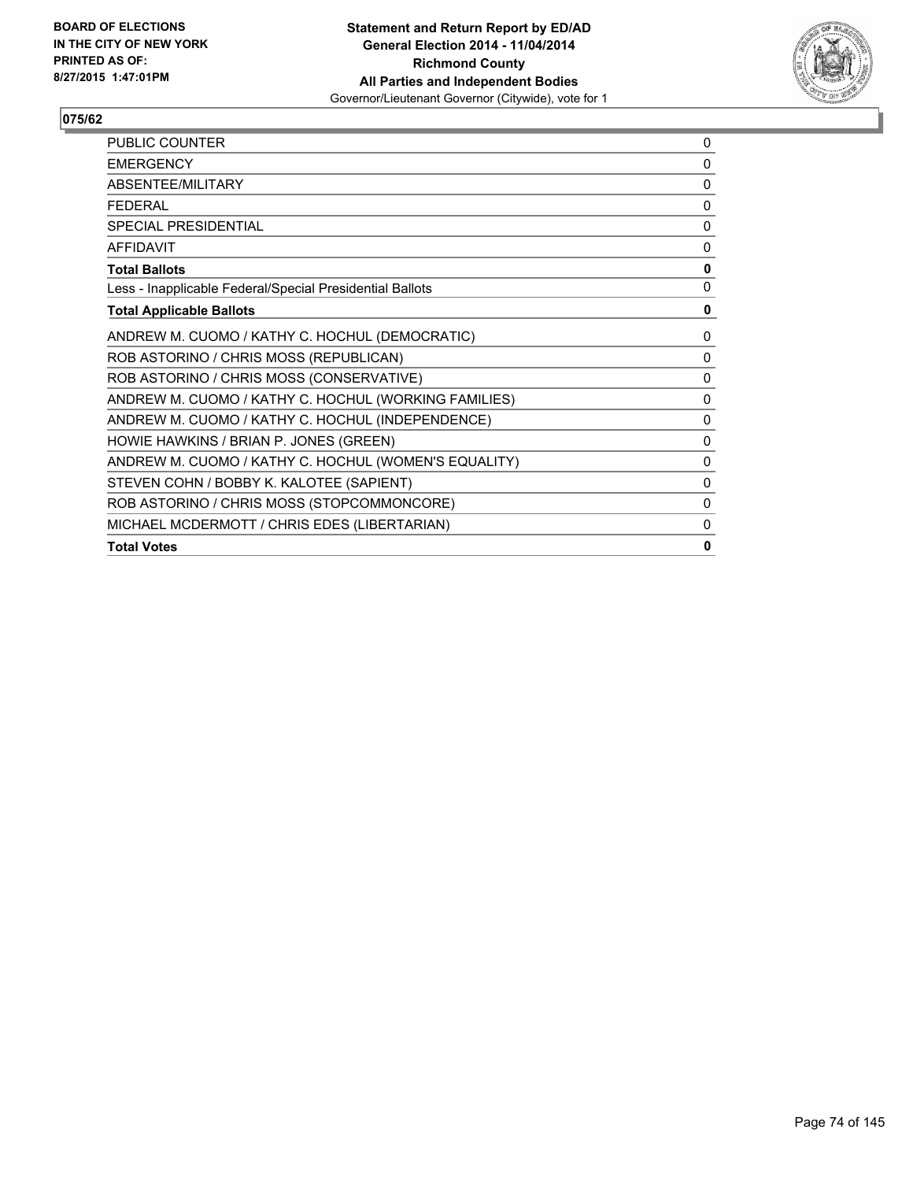BOARD OF ELECTIONS
IN THE CITY OF NEW YORK
PRINTED AS OF:
8/27/2015 1:47:01PM

**Statement and Return Report by ED/AD**
**General Election 2014 - 11/04/2014**
**Richmond County**
**All Parties and Independent Bodies**
Governor/Lieutenant Governor (Citywide), vote for 1

## 075/62

| | |
|---|---|
| PUBLIC COUNTER | 0 |
| EMERGENCY | 0 |
| ABSENTEE/MILITARY | 0 |
| FEDERAL | 0 |
| SPECIAL PRESIDENTIAL | 0 |
| AFFIDAVIT | 0 |
| **Total Ballots** | **0** |
| Less - Inapplicable Federal/Special Presidential Ballots | 0 |
| **Total Applicable Ballots** | **0** |
| ANDREW M. CUOMO / KATHY C. HOCHUL (DEMOCRATIC) | 0 |
| ROB ASTORINO / CHRIS MOSS (REPUBLICAN) | 0 |
| ROB ASTORINO / CHRIS MOSS (CONSERVATIVE) | 0 |
| ANDREW M. CUOMO / KATHY C. HOCHUL (WORKING FAMILIES) | 0 |
| ANDREW M. CUOMO / KATHY C. HOCHUL (INDEPENDENCE) | 0 |
| HOWIE HAWKINS / BRIAN P. JONES (GREEN) | 0 |
| ANDREW M. CUOMO / KATHY C. HOCHUL (WOMEN'S EQUALITY) | 0 |
| STEVEN COHN / BOBBY K. KALOTEE (SAPIENT) | 0 |
| ROB ASTORINO / CHRIS MOSS (STOPCOMMONCORE) | 0 |
| MICHAEL MCDERMOTT / CHRIS EDES (LIBERTARIAN) | 0 |
| **Total Votes** | **0** |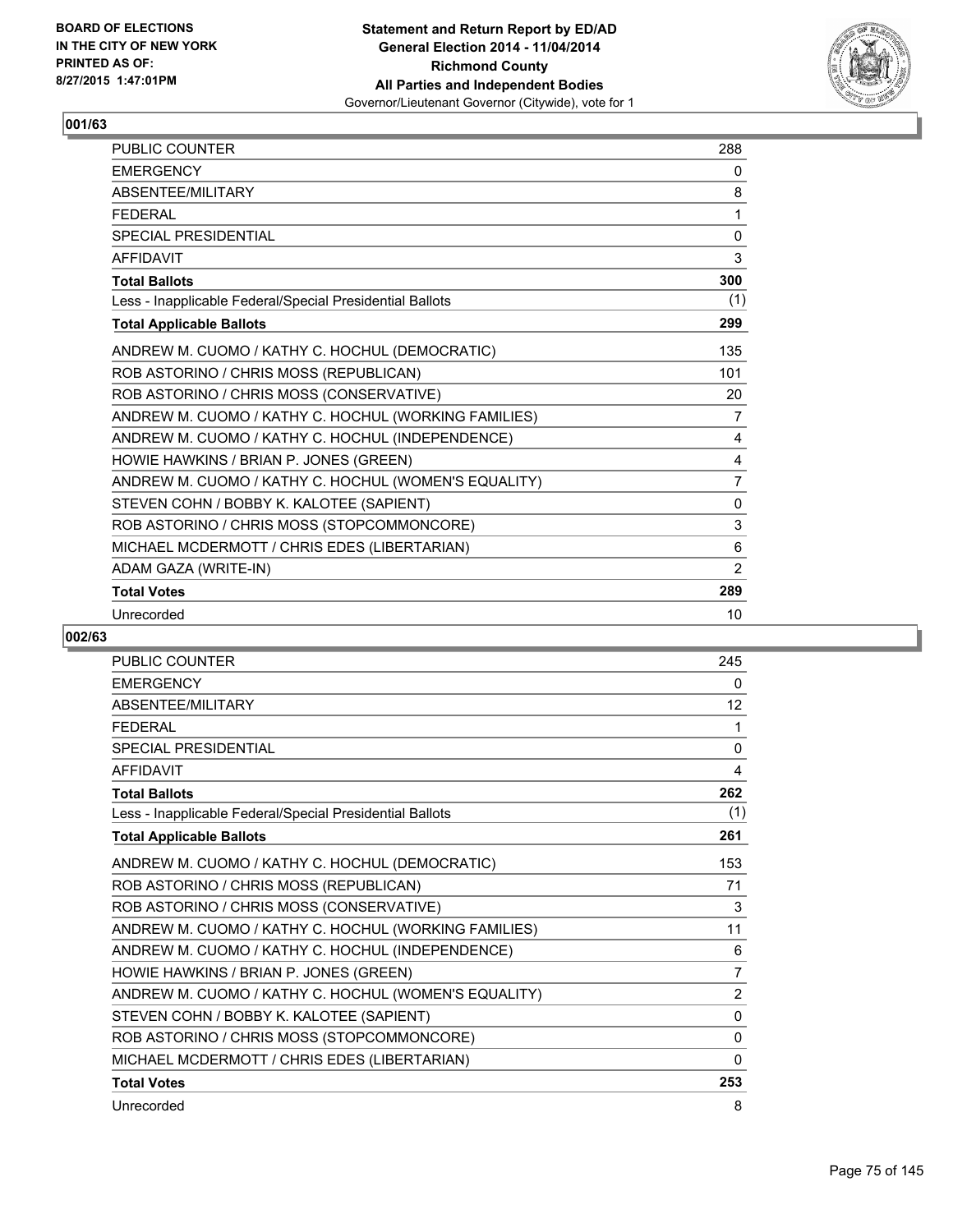**BOARD OF ELECTIONS IN THE CITY OF NEW YORK PRINTED AS OF: 8/27/2015 1:47:01PM**

**Statement and Return Report by ED/AD General Election 2014 - 11/04/2014 Richmond County All Parties and Independent Bodies**
Governor/Lieutenant Governor (Citywide), vote for 1

## 001/63

| | |
|---|---|
| PUBLIC COUNTER | 288 |
| EMERGENCY | 0 |
| ABSENTEE/MILITARY | 8 |
| FEDERAL | 1 |
| SPECIAL PRESIDENTIAL | 0 |
| AFFIDAVIT | 3 |
| **Total Ballots** | **300** |
| Less - Inapplicable Federal/Special Presidential Ballots | (1) |
| **Total Applicable Ballots** | **299** |
| ANDREW M. CUOMO / KATHY C. HOCHUL (DEMOCRATIC) | 135 |
| ROB ASTORINO / CHRIS MOSS (REPUBLICAN) | 101 |
| ROB ASTORINO / CHRIS MOSS (CONSERVATIVE) | 20 |
| ANDREW M. CUOMO / KATHY C. HOCHUL (WORKING FAMILIES) | 7 |
| ANDREW M. CUOMO / KATHY C. HOCHUL (INDEPENDENCE) | 4 |
| HOWIE HAWKINS / BRIAN P. JONES (GREEN) | 4 |
| ANDREW M. CUOMO / KATHY C. HOCHUL (WOMEN'S EQUALITY) | 7 |
| STEVEN COHN / BOBBY K. KALOTEE (SAPIENT) | 0 |
| ROB ASTORINO / CHRIS MOSS (STOPCOMMONCORE) | 3 |
| MICHAEL MCDERMOTT / CHRIS EDES (LIBERTARIAN) | 6 |
| ADAM GAZA (WRITE-IN) | 2 |
| **Total Votes** | **289** |
| Unrecorded | 10 |

## 002/63

| | |
|---|---|
| PUBLIC COUNTER | 245 |
| EMERGENCY | 0 |
| ABSENTEE/MILITARY | 12 |
| FEDERAL | 1 |
| SPECIAL PRESIDENTIAL | 0 |
| AFFIDAVIT | 4 |
| **Total Ballots** | **262** |
| Less - Inapplicable Federal/Special Presidential Ballots | (1) |
| **Total Applicable Ballots** | **261** |
| ANDREW M. CUOMO / KATHY C. HOCHUL (DEMOCRATIC) | 153 |
| ROB ASTORINO / CHRIS MOSS (REPUBLICAN) | 71 |
| ROB ASTORINO / CHRIS MOSS (CONSERVATIVE) | 3 |
| ANDREW M. CUOMO / KATHY C. HOCHUL (WORKING FAMILIES) | 11 |
| ANDREW M. CUOMO / KATHY C. HOCHUL (INDEPENDENCE) | 6 |
| HOWIE HAWKINS / BRIAN P. JONES (GREEN) | 7 |
| ANDREW M. CUOMO / KATHY C. HOCHUL (WOMEN'S EQUALITY) | 2 |
| STEVEN COHN / BOBBY K. KALOTEE (SAPIENT) | 0 |
| ROB ASTORINO / CHRIS MOSS (STOPCOMMONCORE) | 0 |
| MICHAEL MCDERMOTT / CHRIS EDES (LIBERTARIAN) | 0 |
| **Total Votes** | **253** |
| Unrecorded | 8 |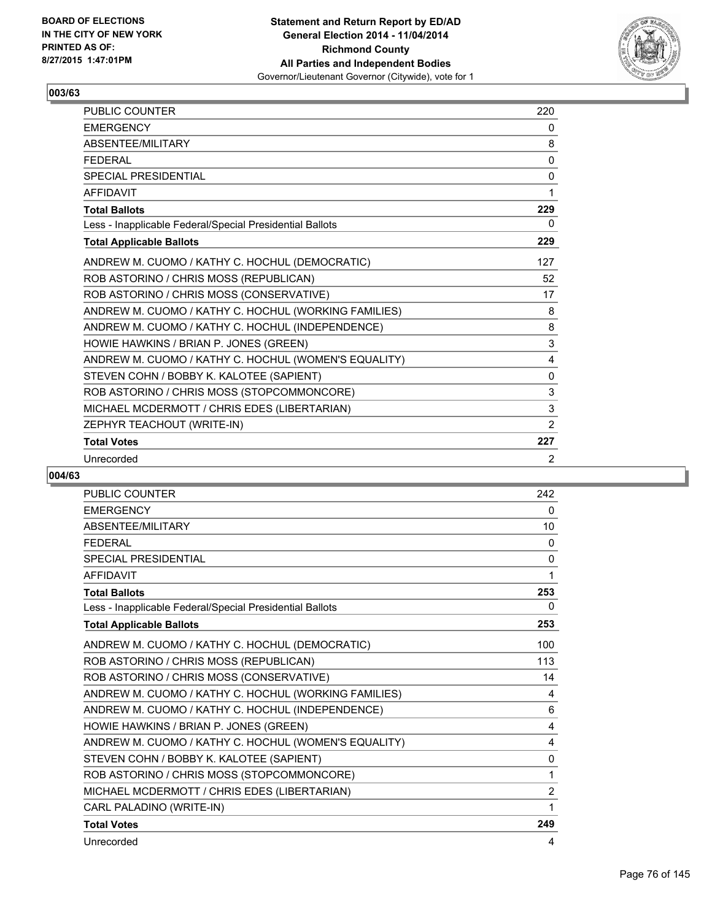**BOARD OF ELECTIONS IN THE CITY OF NEW YORK PRINTED AS OF: 8/27/2015 1:47:01PM**

**Statement and Return Report by ED/AD General Election 2014 - 11/04/2014 Richmond County All Parties and Independent Bodies**
Governor/Lieutenant Governor (Citywide), vote for 1

## 003/63

| | |
|---|---|
| PUBLIC COUNTER | 220 |
| EMERGENCY | 0 |
| ABSENTEE/MILITARY | 8 |
| FEDERAL | 0 |
| SPECIAL PRESIDENTIAL | 0 |
| AFFIDAVIT | 1 |
| **Total Ballots** | **229** |
| Less - Inapplicable Federal/Special Presidential Ballots | 0 |
| **Total Applicable Ballots** | **229** |
| ANDREW M. CUOMO / KATHY C. HOCHUL (DEMOCRATIC) | 127 |
| ROB ASTORINO / CHRIS MOSS (REPUBLICAN) | 52 |
| ROB ASTORINO / CHRIS MOSS (CONSERVATIVE) | 17 |
| ANDREW M. CUOMO / KATHY C. HOCHUL (WORKING FAMILIES) | 8 |
| ANDREW M. CUOMO / KATHY C. HOCHUL (INDEPENDENCE) | 8 |
| HOWIE HAWKINS / BRIAN P. JONES (GREEN) | 3 |
| ANDREW M. CUOMO / KATHY C. HOCHUL (WOMEN'S EQUALITY) | 4 |
| STEVEN COHN / BOBBY K. KALOTEE (SAPIENT) | 0 |
| ROB ASTORINO / CHRIS MOSS (STOPCOMMONCORE) | 3 |
| MICHAEL MCDERMOTT / CHRIS EDES (LIBERTARIAN) | 3 |
| ZEPHYR TEACHOUT (WRITE-IN) | 2 |
| **Total Votes** | **227** |
| Unrecorded | 2 |

## 004/63

| | |
|---|---|
| PUBLIC COUNTER | 242 |
| EMERGENCY | 0 |
| ABSENTEE/MILITARY | 10 |
| FEDERAL | 0 |
| SPECIAL PRESIDENTIAL | 0 |
| AFFIDAVIT | 1 |
| **Total Ballots** | **253** |
| Less - Inapplicable Federal/Special Presidential Ballots | 0 |
| **Total Applicable Ballots** | **253** |
| ANDREW M. CUOMO / KATHY C. HOCHUL (DEMOCRATIC) | 100 |
| ROB ASTORINO / CHRIS MOSS (REPUBLICAN) | 113 |
| ROB ASTORINO / CHRIS MOSS (CONSERVATIVE) | 14 |
| ANDREW M. CUOMO / KATHY C. HOCHUL (WORKING FAMILIES) | 4 |
| ANDREW M. CUOMO / KATHY C. HOCHUL (INDEPENDENCE) | 6 |
| HOWIE HAWKINS / BRIAN P. JONES (GREEN) | 4 |
| ANDREW M. CUOMO / KATHY C. HOCHUL (WOMEN'S EQUALITY) | 4 |
| STEVEN COHN / BOBBY K. KALOTEE (SAPIENT) | 0 |
| ROB ASTORINO / CHRIS MOSS (STOPCOMMONCORE) | 1 |
| MICHAEL MCDERMOTT / CHRIS EDES (LIBERTARIAN) | 2 |
| CARL PALADINO (WRITE-IN) | 1 |
| **Total Votes** | **249** |
| Unrecorded | 4 |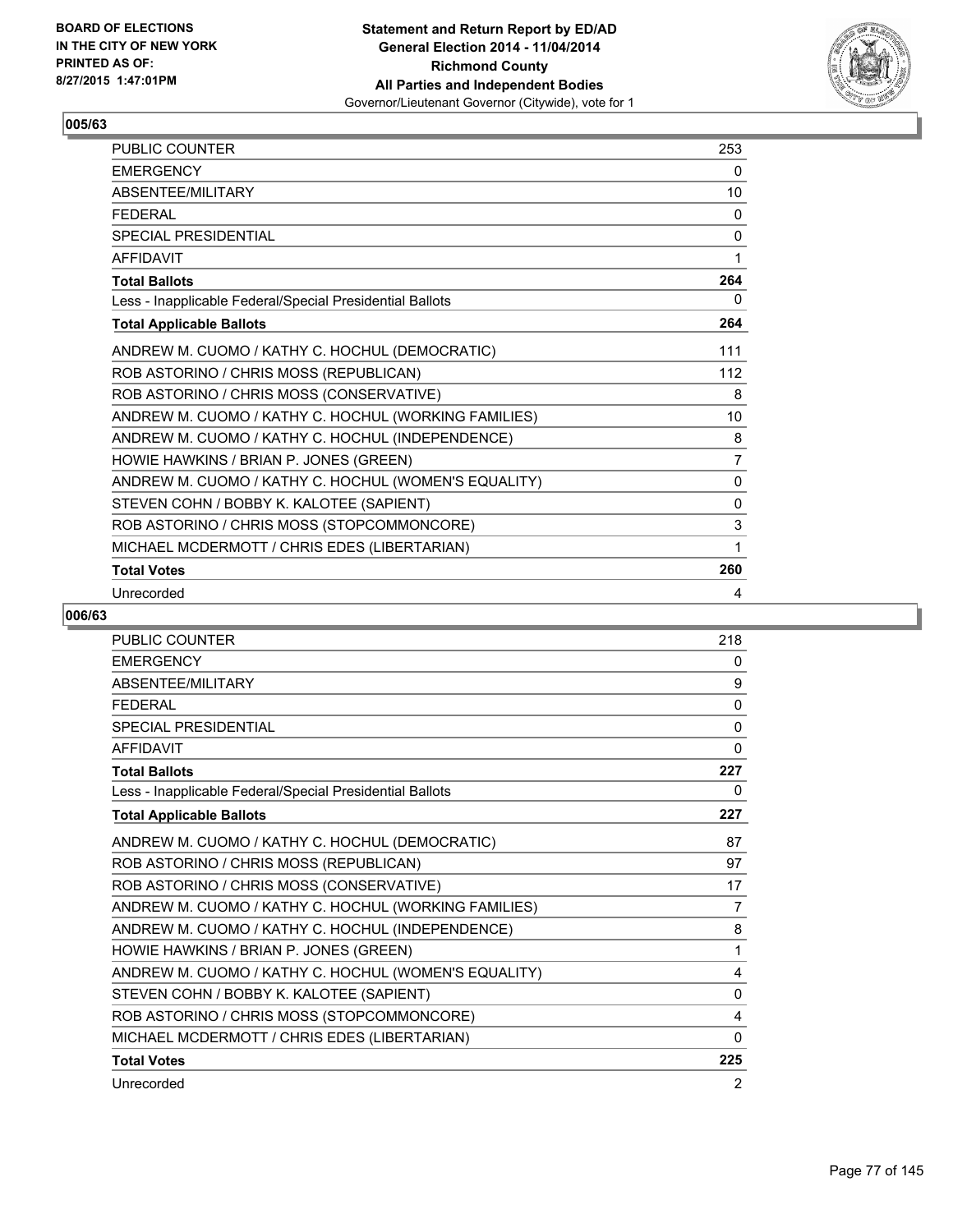BOARD OF ELECTIONS
IN THE CITY OF NEW YORK
PRINTED AS OF:
8/27/2015 1:47:01PM

**Statement and Return Report by ED/AD**
**General Election 2014 - 11/04/2014**
**Richmond County**
**All Parties and Independent Bodies**
Governor/Lieutenant Governor (Citywide), vote for 1

## 005/63

| | |
|---|---|
| PUBLIC COUNTER | 253 |
| EMERGENCY | 0 |
| ABSENTEE/MILITARY | 10 |
| FEDERAL | 0 |
| SPECIAL PRESIDENTIAL | 0 |
| AFFIDAVIT | 1 |
| **Total Ballots** | **264** |
| Less - Inapplicable Federal/Special Presidential Ballots | 0 |
| **Total Applicable Ballots** | **264** |
| ANDREW M. CUOMO / KATHY C. HOCHUL (DEMOCRATIC) | 111 |
| ROB ASTORINO / CHRIS MOSS (REPUBLICAN) | 112 |
| ROB ASTORINO / CHRIS MOSS (CONSERVATIVE) | 8 |
| ANDREW M. CUOMO / KATHY C. HOCHUL (WORKING FAMILIES) | 10 |
| ANDREW M. CUOMO / KATHY C. HOCHUL (INDEPENDENCE) | 8 |
| HOWIE HAWKINS / BRIAN P. JONES (GREEN) | 7 |
| ANDREW M. CUOMO / KATHY C. HOCHUL (WOMEN'S EQUALITY) | 0 |
| STEVEN COHN / BOBBY K. KALOTEE (SAPIENT) | 0 |
| ROB ASTORINO / CHRIS MOSS (STOPCOMMONCORE) | 3 |
| MICHAEL MCDERMOTT / CHRIS EDES (LIBERTARIAN) | 1 |
| **Total Votes** | **260** |
| Unrecorded | 4 |

## 006/63

| | |
|---|---|
| PUBLIC COUNTER | 218 |
| EMERGENCY | 0 |
| ABSENTEE/MILITARY | 9 |
| FEDERAL | 0 |
| SPECIAL PRESIDENTIAL | 0 |
| AFFIDAVIT | 0 |
| **Total Ballots** | **227** |
| Less - Inapplicable Federal/Special Presidential Ballots | 0 |
| **Total Applicable Ballots** | **227** |
| ANDREW M. CUOMO / KATHY C. HOCHUL (DEMOCRATIC) | 87 |
| ROB ASTORINO / CHRIS MOSS (REPUBLICAN) | 97 |
| ROB ASTORINO / CHRIS MOSS (CONSERVATIVE) | 17 |
| ANDREW M. CUOMO / KATHY C. HOCHUL (WORKING FAMILIES) | 7 |
| ANDREW M. CUOMO / KATHY C. HOCHUL (INDEPENDENCE) | 8 |
| HOWIE HAWKINS / BRIAN P. JONES (GREEN) | 1 |
| ANDREW M. CUOMO / KATHY C. HOCHUL (WOMEN'S EQUALITY) | 4 |
| STEVEN COHN / BOBBY K. KALOTEE (SAPIENT) | 0 |
| ROB ASTORINO / CHRIS MOSS (STOPCOMMONCORE) | 4 |
| MICHAEL MCDERMOTT / CHRIS EDES (LIBERTARIAN) | 0 |
| **Total Votes** | **225** |
| Unrecorded | 2 |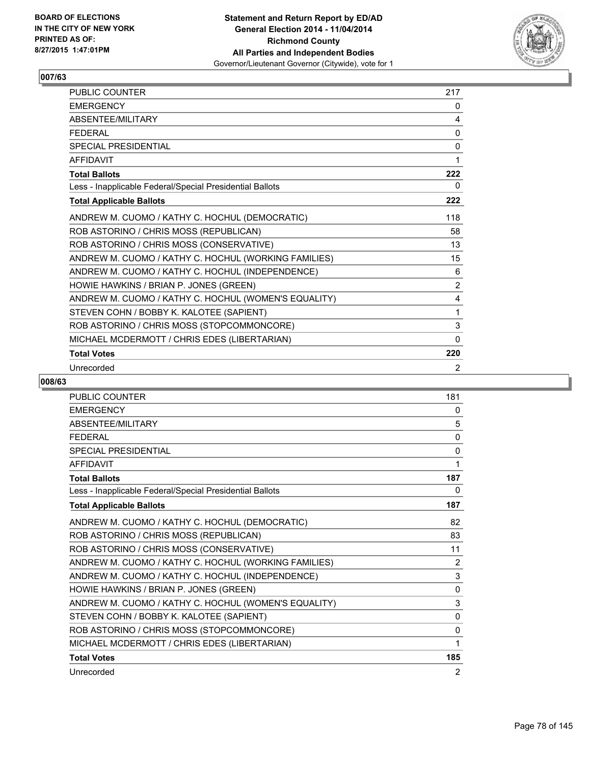## 007/63

| | |
|---|---|
| PUBLIC COUNTER | 217 |
| EMERGENCY | 0 |
| ABSENTEE/MILITARY | 4 |
| FEDERAL | 0 |
| SPECIAL PRESIDENTIAL | 0 |
| AFFIDAVIT | 1 |
| **Total Ballots** | **222** |
| Less - Inapplicable Federal/Special Presidential Ballots | 0 |
| **Total Applicable Ballots** | **222** |
| ANDREW M. CUOMO / KATHY C. HOCHUL (DEMOCRATIC) | 118 |
| ROB ASTORINO / CHRIS MOSS (REPUBLICAN) | 58 |
| ROB ASTORINO / CHRIS MOSS (CONSERVATIVE) | 13 |
| ANDREW M. CUOMO / KATHY C. HOCHUL (WORKING FAMILIES) | 15 |
| ANDREW M. CUOMO / KATHY C. HOCHUL (INDEPENDENCE) | 6 |
| HOWIE HAWKINS / BRIAN P. JONES (GREEN) | 2 |
| ANDREW M. CUOMO / KATHY C. HOCHUL (WOMEN'S EQUALITY) | 4 |
| STEVEN COHN / BOBBY K. KALOTEE (SAPIENT) | 1 |
| ROB ASTORINO / CHRIS MOSS (STOPCOMMONCORE) | 3 |
| MICHAEL MCDERMOTT / CHRIS EDES (LIBERTARIAN) | 0 |
| **Total Votes** | **220** |
| Unrecorded | 2 |

## 008/63

| | |
|---|---|
| PUBLIC COUNTER | 181 |
| EMERGENCY | 0 |
| ABSENTEE/MILITARY | 5 |
| FEDERAL | 0 |
| SPECIAL PRESIDENTIAL | 0 |
| AFFIDAVIT | 1 |
| **Total Ballots** | **187** |
| Less - Inapplicable Federal/Special Presidential Ballots | 0 |
| **Total Applicable Ballots** | **187** |
| ANDREW M. CUOMO / KATHY C. HOCHUL (DEMOCRATIC) | 82 |
| ROB ASTORINO / CHRIS MOSS (REPUBLICAN) | 83 |
| ROB ASTORINO / CHRIS MOSS (CONSERVATIVE) | 11 |
| ANDREW M. CUOMO / KATHY C. HOCHUL (WORKING FAMILIES) | 2 |
| ANDREW M. CUOMO / KATHY C. HOCHUL (INDEPENDENCE) | 3 |
| HOWIE HAWKINS / BRIAN P. JONES (GREEN) | 0 |
| ANDREW M. CUOMO / KATHY C. HOCHUL (WOMEN'S EQUALITY) | 3 |
| STEVEN COHN / BOBBY K. KALOTEE (SAPIENT) | 0 |
| ROB ASTORINO / CHRIS MOSS (STOPCOMMONCORE) | 0 |
| MICHAEL MCDERMOTT / CHRIS EDES (LIBERTARIAN) | 1 |
| **Total Votes** | **185** |
| Unrecorded | 2 |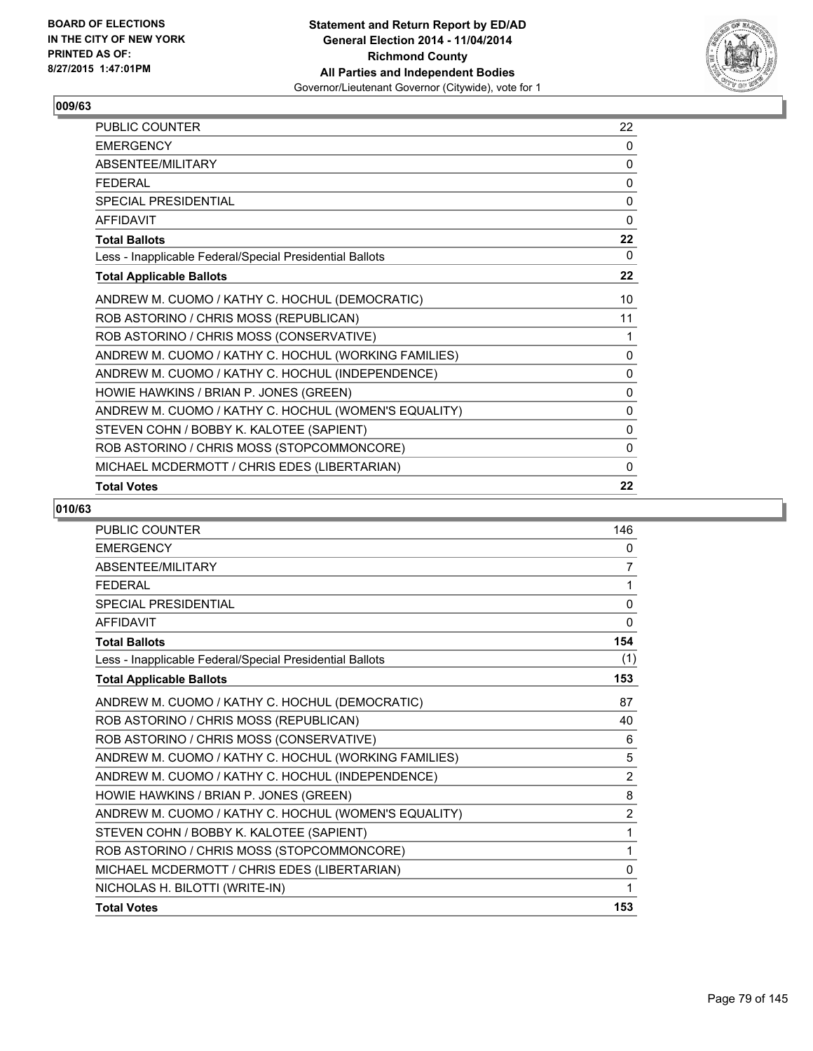BOARD OF ELECTIONS
IN THE CITY OF NEW YORK
PRINTED AS OF:
8/27/2015 1:47:01PM

**Statement and Return Report by ED/AD**
**General Election 2014 - 11/04/2014**
**Richmond County**
**All Parties and Independent Bodies**
Governor/Lieutenant Governor (Citywide), vote for 1

## 009/63

| | |
|---|---|
| PUBLIC COUNTER | 22 |
| EMERGENCY | 0 |
| ABSENTEE/MILITARY | 0 |
| FEDERAL | 0 |
| SPECIAL PRESIDENTIAL | 0 |
| AFFIDAVIT | 0 |
| **Total Ballots** | **22** |
| Less - Inapplicable Federal/Special Presidential Ballots | 0 |
| **Total Applicable Ballots** | **22** |
| ANDREW M. CUOMO / KATHY C. HOCHUL (DEMOCRATIC) | 10 |
| ROB ASTORINO / CHRIS MOSS (REPUBLICAN) | 11 |
| ROB ASTORINO / CHRIS MOSS (CONSERVATIVE) | 1 |
| ANDREW M. CUOMO / KATHY C. HOCHUL (WORKING FAMILIES) | 0 |
| ANDREW M. CUOMO / KATHY C. HOCHUL (INDEPENDENCE) | 0 |
| HOWIE HAWKINS / BRIAN P. JONES (GREEN) | 0 |
| ANDREW M. CUOMO / KATHY C. HOCHUL (WOMEN'S EQUALITY) | 0 |
| STEVEN COHN / BOBBY K. KALOTEE (SAPIENT) | 0 |
| ROB ASTORINO / CHRIS MOSS (STOPCOMMONCORE) | 0 |
| MICHAEL MCDERMOTT / CHRIS EDES (LIBERTARIAN) | 0 |
| **Total Votes** | **22** |

## 010/63

| | |
|---|---|
| PUBLIC COUNTER | 146 |
| EMERGENCY | 0 |
| ABSENTEE/MILITARY | 7 |
| FEDERAL | 1 |
| SPECIAL PRESIDENTIAL | 0 |
| AFFIDAVIT | 0 |
| **Total Ballots** | **154** |
| Less - Inapplicable Federal/Special Presidential Ballots | (1) |
| **Total Applicable Ballots** | **153** |
| ANDREW M. CUOMO / KATHY C. HOCHUL (DEMOCRATIC) | 87 |
| ROB ASTORINO / CHRIS MOSS (REPUBLICAN) | 40 |
| ROB ASTORINO / CHRIS MOSS (CONSERVATIVE) | 6 |
| ANDREW M. CUOMO / KATHY C. HOCHUL (WORKING FAMILIES) | 5 |
| ANDREW M. CUOMO / KATHY C. HOCHUL (INDEPENDENCE) | 2 |
| HOWIE HAWKINS / BRIAN P. JONES (GREEN) | 8 |
| ANDREW M. CUOMO / KATHY C. HOCHUL (WOMEN'S EQUALITY) | 2 |
| STEVEN COHN / BOBBY K. KALOTEE (SAPIENT) | 1 |
| ROB ASTORINO / CHRIS MOSS (STOPCOMMONCORE) | 1 |
| MICHAEL MCDERMOTT / CHRIS EDES (LIBERTARIAN) | 0 |
| NICHOLAS H. BILOTTI (WRITE-IN) | 1 |
| **Total Votes** | **153** |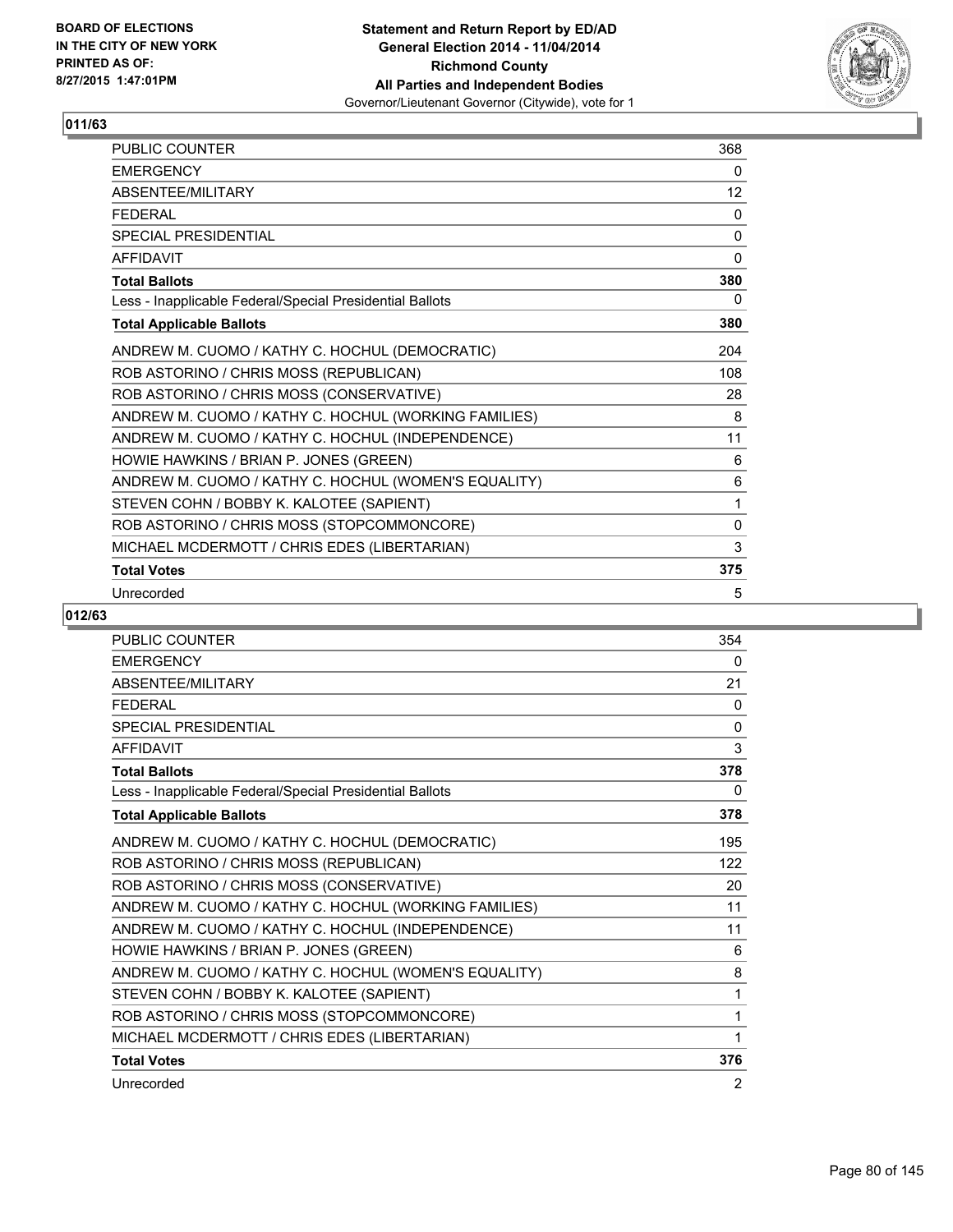BOARD OF ELECTIONS
IN THE CITY OF NEW YORK
PRINTED AS OF:
8/27/2015 1:47:01PM

**Statement and Return Report by ED/AD**
**General Election 2014 - 11/04/2014**
**Richmond County**
**All Parties and Independent Bodies**
Governor/Lieutenant Governor (Citywide), vote for 1

## 011/63

| | |
|---|---|
| PUBLIC COUNTER | 368 |
| EMERGENCY | 0 |
| ABSENTEE/MILITARY | 12 |
| FEDERAL | 0 |
| SPECIAL PRESIDENTIAL | 0 |
| AFFIDAVIT | 0 |
| **Total Ballots** | **380** |
| Less - Inapplicable Federal/Special Presidential Ballots | 0 |
| **Total Applicable Ballots** | **380** |
| ANDREW M. CUOMO / KATHY C. HOCHUL (DEMOCRATIC) | 204 |
| ROB ASTORINO / CHRIS MOSS (REPUBLICAN) | 108 |
| ROB ASTORINO / CHRIS MOSS (CONSERVATIVE) | 28 |
| ANDREW M. CUOMO / KATHY C. HOCHUL (WORKING FAMILIES) | 8 |
| ANDREW M. CUOMO / KATHY C. HOCHUL (INDEPENDENCE) | 11 |
| HOWIE HAWKINS / BRIAN P. JONES (GREEN) | 6 |
| ANDREW M. CUOMO / KATHY C. HOCHUL (WOMEN'S EQUALITY) | 6 |
| STEVEN COHN / BOBBY K. KALOTEE (SAPIENT) | 1 |
| ROB ASTORINO / CHRIS MOSS (STOPCOMMONCORE) | 0 |
| MICHAEL MCDERMOTT / CHRIS EDES (LIBERTARIAN) | 3 |
| **Total Votes** | **375** |
| Unrecorded | 5 |

## 012/63

| | |
|---|---|
| PUBLIC COUNTER | 354 |
| EMERGENCY | 0 |
| ABSENTEE/MILITARY | 21 |
| FEDERAL | 0 |
| SPECIAL PRESIDENTIAL | 0 |
| AFFIDAVIT | 3 |
| **Total Ballots** | **378** |
| Less - Inapplicable Federal/Special Presidential Ballots | 0 |
| **Total Applicable Ballots** | **378** |
| ANDREW M. CUOMO / KATHY C. HOCHUL (DEMOCRATIC) | 195 |
| ROB ASTORINO / CHRIS MOSS (REPUBLICAN) | 122 |
| ROB ASTORINO / CHRIS MOSS (CONSERVATIVE) | 20 |
| ANDREW M. CUOMO / KATHY C. HOCHUL (WORKING FAMILIES) | 11 |
| ANDREW M. CUOMO / KATHY C. HOCHUL (INDEPENDENCE) | 11 |
| HOWIE HAWKINS / BRIAN P. JONES (GREEN) | 6 |
| ANDREW M. CUOMO / KATHY C. HOCHUL (WOMEN'S EQUALITY) | 8 |
| STEVEN COHN / BOBBY K. KALOTEE (SAPIENT) | 1 |
| ROB ASTORINO / CHRIS MOSS (STOPCOMMONCORE) | 1 |
| MICHAEL MCDERMOTT / CHRIS EDES (LIBERTARIAN) | 1 |
| **Total Votes** | **376** |
| Unrecorded | 2 |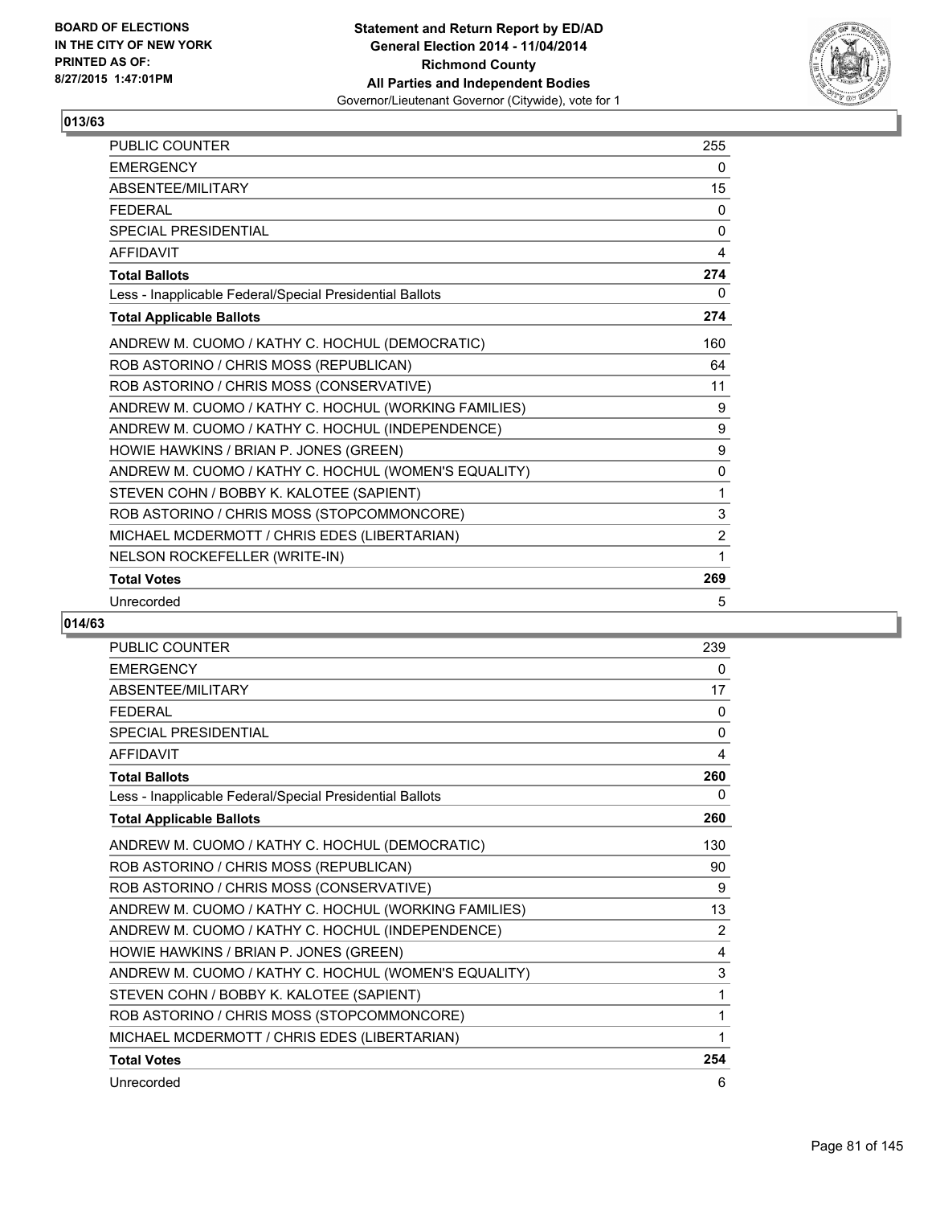**Statement and Return Report by ED/AD**
**General Election 2014 - 11/04/2014**
**Richmond County**
**All Parties and Independent Bodies**
Governor/Lieutenant Governor (Citywide), vote for 1

BOARD OF ELECTIONS IN THE CITY OF NEW YORK PRINTED AS OF: 8/27/2015 1:47:01PM

## 013/63

| | |
|---|---|
| PUBLIC COUNTER | 255 |
| EMERGENCY | 0 |
| ABSENTEE/MILITARY | 15 |
| FEDERAL | 0 |
| SPECIAL PRESIDENTIAL | 0 |
| AFFIDAVIT | 4 |
| **Total Ballots** | **274** |
| Less - Inapplicable Federal/Special Presidential Ballots | 0 |
| **Total Applicable Ballots** | **274** |
| ANDREW M. CUOMO / KATHY C. HOCHUL (DEMOCRATIC) | 160 |
| ROB ASTORINO / CHRIS MOSS (REPUBLICAN) | 64 |
| ROB ASTORINO / CHRIS MOSS (CONSERVATIVE) | 11 |
| ANDREW M. CUOMO / KATHY C. HOCHUL (WORKING FAMILIES) | 9 |
| ANDREW M. CUOMO / KATHY C. HOCHUL (INDEPENDENCE) | 9 |
| HOWIE HAWKINS / BRIAN P. JONES (GREEN) | 9 |
| ANDREW M. CUOMO / KATHY C. HOCHUL (WOMEN'S EQUALITY) | 0 |
| STEVEN COHN / BOBBY K. KALOTEE (SAPIENT) | 1 |
| ROB ASTORINO / CHRIS MOSS (STOPCOMMONCORE) | 3 |
| MICHAEL MCDERMOTT / CHRIS EDES (LIBERTARIAN) | 2 |
| NELSON ROCKEFELLER (WRITE-IN) | 1 |
| **Total Votes** | **269** |
| Unrecorded | 5 |

## 014/63

| | |
|---|---|
| PUBLIC COUNTER | 239 |
| EMERGENCY | 0 |
| ABSENTEE/MILITARY | 17 |
| FEDERAL | 0 |
| SPECIAL PRESIDENTIAL | 0 |
| AFFIDAVIT | 4 |
| **Total Ballots** | **260** |
| Less - Inapplicable Federal/Special Presidential Ballots | 0 |
| **Total Applicable Ballots** | **260** |
| ANDREW M. CUOMO / KATHY C. HOCHUL (DEMOCRATIC) | 130 |
| ROB ASTORINO / CHRIS MOSS (REPUBLICAN) | 90 |
| ROB ASTORINO / CHRIS MOSS (CONSERVATIVE) | 9 |
| ANDREW M. CUOMO / KATHY C. HOCHUL (WORKING FAMILIES) | 13 |
| ANDREW M. CUOMO / KATHY C. HOCHUL (INDEPENDENCE) | 2 |
| HOWIE HAWKINS / BRIAN P. JONES (GREEN) | 4 |
| ANDREW M. CUOMO / KATHY C. HOCHUL (WOMEN'S EQUALITY) | 3 |
| STEVEN COHN / BOBBY K. KALOTEE (SAPIENT) | 1 |
| ROB ASTORINO / CHRIS MOSS (STOPCOMMONCORE) | 1 |
| MICHAEL MCDERMOTT / CHRIS EDES (LIBERTARIAN) | 1 |
| **Total Votes** | **254** |
| Unrecorded | 6 |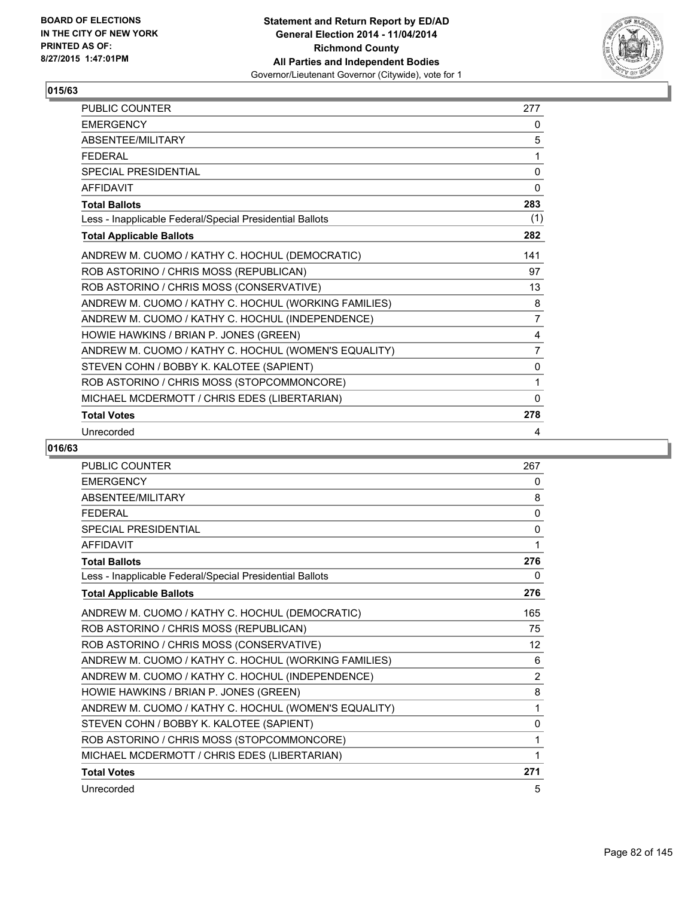BOARD OF ELECTIONS
IN THE CITY OF NEW YORK
PRINTED AS OF:
8/27/2015 1:47:01PM

**Statement and Return Report by ED/AD**
**General Election 2014 - 11/04/2014**
**Richmond County**
**All Parties and Independent Bodies**
Governor/Lieutenant Governor (Citywide), vote for 1

## 015/63

| | |
|---|---|
| PUBLIC COUNTER | 277 |
| EMERGENCY | 0 |
| ABSENTEE/MILITARY | 5 |
| FEDERAL | 1 |
| SPECIAL PRESIDENTIAL | 0 |
| AFFIDAVIT | 0 |
| **Total Ballots** | **283** |
| Less - Inapplicable Federal/Special Presidential Ballots | (1) |
| **Total Applicable Ballots** | **282** |
| ANDREW M. CUOMO / KATHY C. HOCHUL (DEMOCRATIC) | 141 |
| ROB ASTORINO / CHRIS MOSS (REPUBLICAN) | 97 |
| ROB ASTORINO / CHRIS MOSS (CONSERVATIVE) | 13 |
| ANDREW M. CUOMO / KATHY C. HOCHUL (WORKING FAMILIES) | 8 |
| ANDREW M. CUOMO / KATHY C. HOCHUL (INDEPENDENCE) | 7 |
| HOWIE HAWKINS / BRIAN P. JONES (GREEN) | 4 |
| ANDREW M. CUOMO / KATHY C. HOCHUL (WOMEN'S EQUALITY) | 7 |
| STEVEN COHN / BOBBY K. KALOTEE (SAPIENT) | 0 |
| ROB ASTORINO / CHRIS MOSS (STOPCOMMONCORE) | 1 |
| MICHAEL MCDERMOTT / CHRIS EDES (LIBERTARIAN) | 0 |
| **Total Votes** | **278** |
| Unrecorded | 4 |

## 016/63

| | |
|---|---|
| PUBLIC COUNTER | 267 |
| EMERGENCY | 0 |
| ABSENTEE/MILITARY | 8 |
| FEDERAL | 0 |
| SPECIAL PRESIDENTIAL | 0 |
| AFFIDAVIT | 1 |
| **Total Ballots** | **276** |
| Less - Inapplicable Federal/Special Presidential Ballots | 0 |
| **Total Applicable Ballots** | **276** |
| ANDREW M. CUOMO / KATHY C. HOCHUL (DEMOCRATIC) | 165 |
| ROB ASTORINO / CHRIS MOSS (REPUBLICAN) | 75 |
| ROB ASTORINO / CHRIS MOSS (CONSERVATIVE) | 12 |
| ANDREW M. CUOMO / KATHY C. HOCHUL (WORKING FAMILIES) | 6 |
| ANDREW M. CUOMO / KATHY C. HOCHUL (INDEPENDENCE) | 2 |
| HOWIE HAWKINS / BRIAN P. JONES (GREEN) | 8 |
| ANDREW M. CUOMO / KATHY C. HOCHUL (WOMEN'S EQUALITY) | 1 |
| STEVEN COHN / BOBBY K. KALOTEE (SAPIENT) | 0 |
| ROB ASTORINO / CHRIS MOSS (STOPCOMMONCORE) | 1 |
| MICHAEL MCDERMOTT / CHRIS EDES (LIBERTARIAN) | 1 |
| **Total Votes** | **271** |
| Unrecorded | 5 |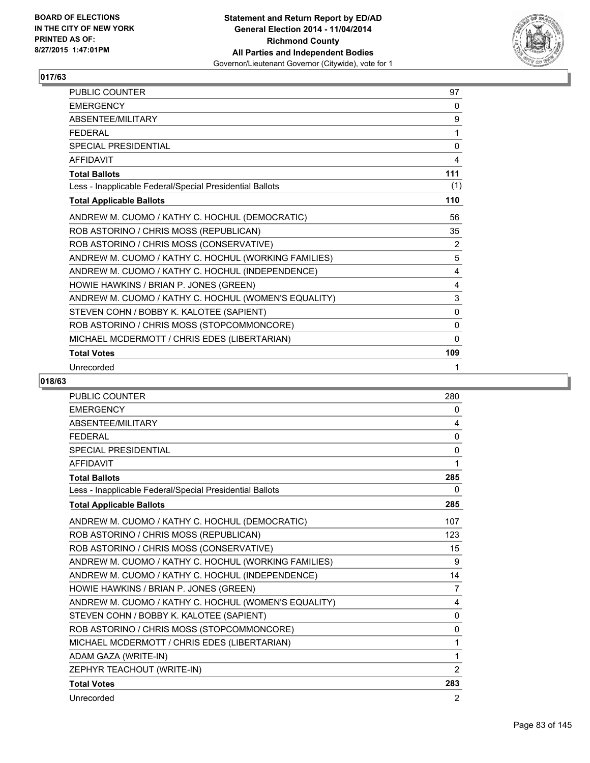**BOARD OF ELECTIONS IN THE CITY OF NEW YORK PRINTED AS OF: 8/27/2015 1:47:01PM**

**Statement and Return Report by ED/AD General Election 2014 - 11/04/2014 Richmond County All Parties and Independent Bodies**
Governor/Lieutenant Governor (Citywide), vote for 1

## 017/63

| | |
|---|---|
| PUBLIC COUNTER | 97 |
| EMERGENCY | 0 |
| ABSENTEE/MILITARY | 9 |
| FEDERAL | 1 |
| SPECIAL PRESIDENTIAL | 0 |
| AFFIDAVIT | 4 |
| **Total Ballots** | **111** |
| Less - Inapplicable Federal/Special Presidential Ballots | (1) |
| **Total Applicable Ballots** | **110** |
| ANDREW M. CUOMO / KATHY C. HOCHUL (DEMOCRATIC) | 56 |
| ROB ASTORINO / CHRIS MOSS (REPUBLICAN) | 35 |
| ROB ASTORINO / CHRIS MOSS (CONSERVATIVE) | 2 |
| ANDREW M. CUOMO / KATHY C. HOCHUL (WORKING FAMILIES) | 5 |
| ANDREW M. CUOMO / KATHY C. HOCHUL (INDEPENDENCE) | 4 |
| HOWIE HAWKINS / BRIAN P. JONES (GREEN) | 4 |
| ANDREW M. CUOMO / KATHY C. HOCHUL (WOMEN'S EQUALITY) | 3 |
| STEVEN COHN / BOBBY K. KALOTEE (SAPIENT) | 0 |
| ROB ASTORINO / CHRIS MOSS (STOPCOMMONCORE) | 0 |
| MICHAEL MCDERMOTT / CHRIS EDES (LIBERTARIAN) | 0 |
| **Total Votes** | **109** |
| Unrecorded | 1 |

## 018/63

| | |
|---|---|
| PUBLIC COUNTER | 280 |
| EMERGENCY | 0 |
| ABSENTEE/MILITARY | 4 |
| FEDERAL | 0 |
| SPECIAL PRESIDENTIAL | 0 |
| AFFIDAVIT | 1 |
| **Total Ballots** | **285** |
| Less - Inapplicable Federal/Special Presidential Ballots | 0 |
| **Total Applicable Ballots** | **285** |
| ANDREW M. CUOMO / KATHY C. HOCHUL (DEMOCRATIC) | 107 |
| ROB ASTORINO / CHRIS MOSS (REPUBLICAN) | 123 |
| ROB ASTORINO / CHRIS MOSS (CONSERVATIVE) | 15 |
| ANDREW M. CUOMO / KATHY C. HOCHUL (WORKING FAMILIES) | 9 |
| ANDREW M. CUOMO / KATHY C. HOCHUL (INDEPENDENCE) | 14 |
| HOWIE HAWKINS / BRIAN P. JONES (GREEN) | 7 |
| ANDREW M. CUOMO / KATHY C. HOCHUL (WOMEN'S EQUALITY) | 4 |
| STEVEN COHN / BOBBY K. KALOTEE (SAPIENT) | 0 |
| ROB ASTORINO / CHRIS MOSS (STOPCOMMONCORE) | 0 |
| MICHAEL MCDERMOTT / CHRIS EDES (LIBERTARIAN) | 1 |
| ADAM GAZA (WRITE-IN) | 1 |
| ZEPHYR TEACHOUT (WRITE-IN) | 2 |
| **Total Votes** | **283** |
| Unrecorded | 2 |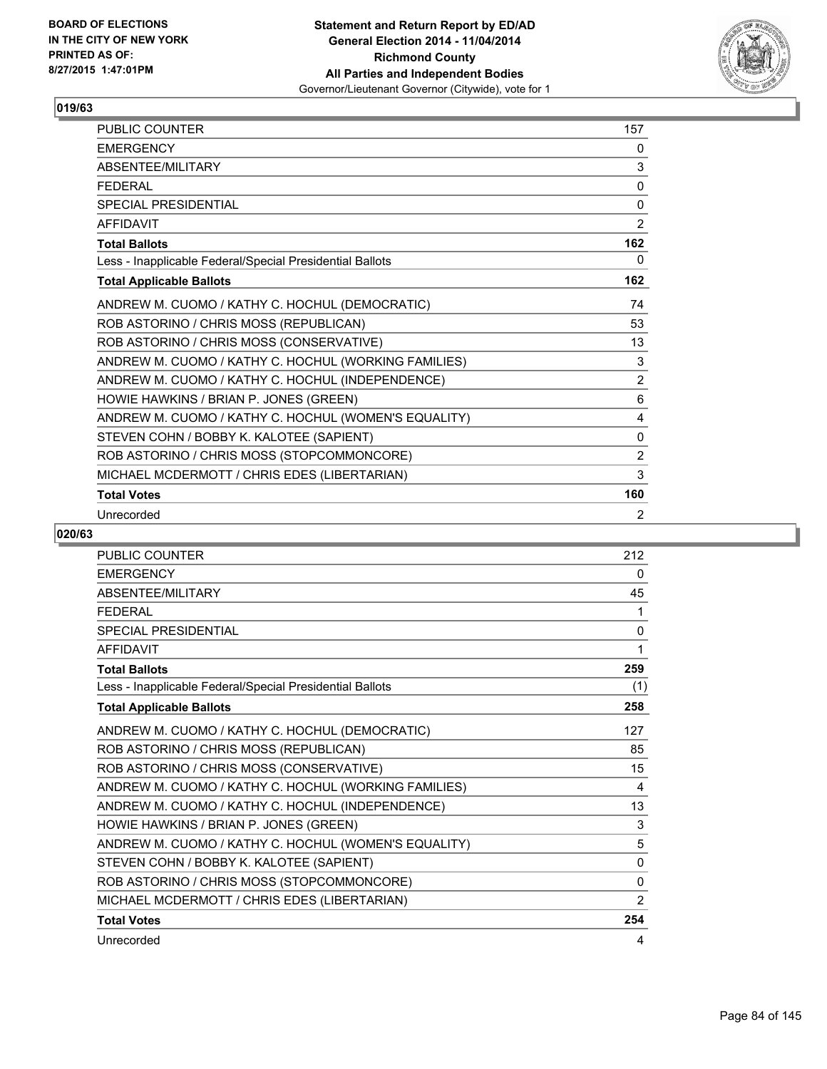BOARD OF ELECTIONS
IN THE CITY OF NEW YORK
PRINTED AS OF:
8/27/2015 1:47:01PM

**Statement and Return Report by ED/AD**
**General Election 2014 - 11/04/2014**
**Richmond County**
**All Parties and Independent Bodies**
Governor/Lieutenant Governor (Citywide), vote for 1

### 019/63

| | |
|---|---|
| PUBLIC COUNTER | 157 |
| EMERGENCY | 0 |
| ABSENTEE/MILITARY | 3 |
| FEDERAL | 0 |
| SPECIAL PRESIDENTIAL | 0 |
| AFFIDAVIT | 2 |
| **Total Ballots** | **162** |
| Less - Inapplicable Federal/Special Presidential Ballots | 0 |
| **Total Applicable Ballots** | **162** |
| ANDREW M. CUOMO / KATHY C. HOCHUL (DEMOCRATIC) | 74 |
| ROB ASTORINO / CHRIS MOSS (REPUBLICAN) | 53 |
| ROB ASTORINO / CHRIS MOSS (CONSERVATIVE) | 13 |
| ANDREW M. CUOMO / KATHY C. HOCHUL (WORKING FAMILIES) | 3 |
| ANDREW M. CUOMO / KATHY C. HOCHUL (INDEPENDENCE) | 2 |
| HOWIE HAWKINS / BRIAN P. JONES (GREEN) | 6 |
| ANDREW M. CUOMO / KATHY C. HOCHUL (WOMEN'S EQUALITY) | 4 |
| STEVEN COHN / BOBBY K. KALOTEE (SAPIENT) | 0 |
| ROB ASTORINO / CHRIS MOSS (STOPCOMMONCORE) | 2 |
| MICHAEL MCDERMOTT / CHRIS EDES (LIBERTARIAN) | 3 |
| **Total Votes** | **160** |
| Unrecorded | 2 |

### 020/63

| | |
|---|---|
| PUBLIC COUNTER | 212 |
| EMERGENCY | 0 |
| ABSENTEE/MILITARY | 45 |
| FEDERAL | 1 |
| SPECIAL PRESIDENTIAL | 0 |
| AFFIDAVIT | 1 |
| **Total Ballots** | **259** |
| Less - Inapplicable Federal/Special Presidential Ballots | (1) |
| **Total Applicable Ballots** | **258** |
| ANDREW M. CUOMO / KATHY C. HOCHUL (DEMOCRATIC) | 127 |
| ROB ASTORINO / CHRIS MOSS (REPUBLICAN) | 85 |
| ROB ASTORINO / CHRIS MOSS (CONSERVATIVE) | 15 |
| ANDREW M. CUOMO / KATHY C. HOCHUL (WORKING FAMILIES) | 4 |
| ANDREW M. CUOMO / KATHY C. HOCHUL (INDEPENDENCE) | 13 |
| HOWIE HAWKINS / BRIAN P. JONES (GREEN) | 3 |
| ANDREW M. CUOMO / KATHY C. HOCHUL (WOMEN'S EQUALITY) | 5 |
| STEVEN COHN / BOBBY K. KALOTEE (SAPIENT) | 0 |
| ROB ASTORINO / CHRIS MOSS (STOPCOMMONCORE) | 0 |
| MICHAEL MCDERMOTT / CHRIS EDES (LIBERTARIAN) | 2 |
| **Total Votes** | **254** |
| Unrecorded | 4 |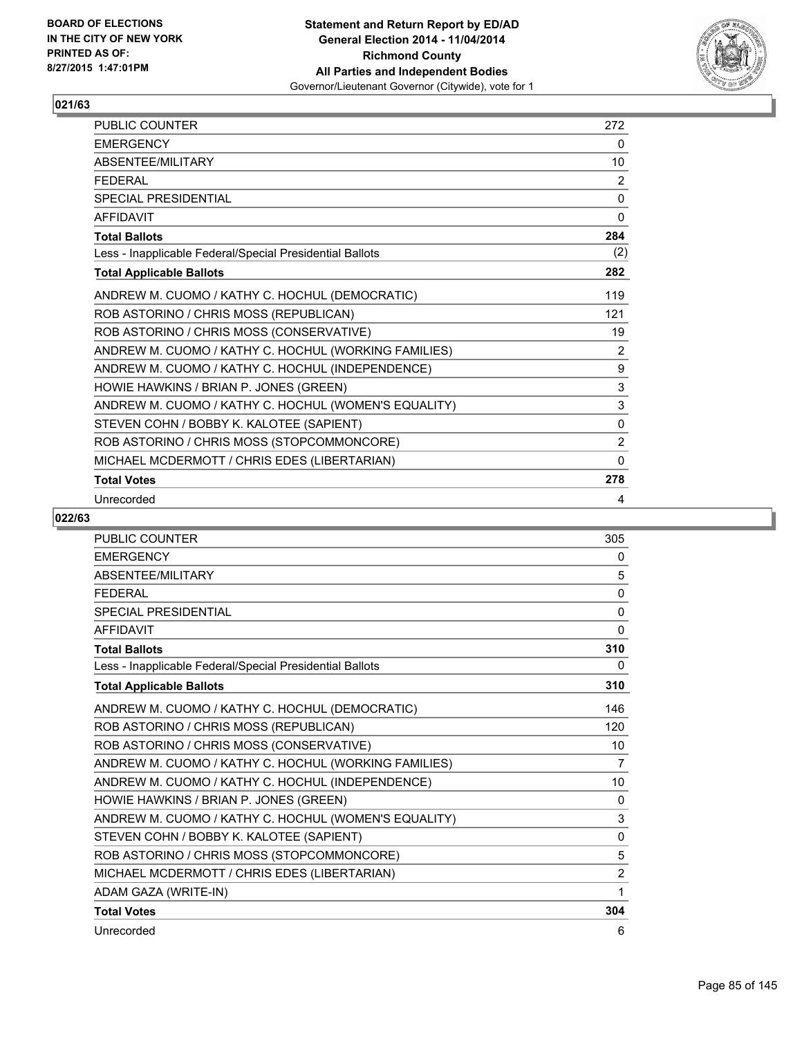**Statement and Return Report by ED/AD**
**General Election 2014 - 11/04/2014**
**Richmond County**
**All Parties and Independent Bodies**
Governor/Lieutenant Governor (Citywide), vote for 1

BOARD OF ELECTIONS
IN THE CITY OF NEW YORK
PRINTED AS OF:
8/27/2015 1:47:01PM

## 021/63

| | |
|---|---|
| PUBLIC COUNTER | 272 |
| EMERGENCY | 0 |
| ABSENTEE/MILITARY | 10 |
| FEDERAL | 2 |
| SPECIAL PRESIDENTIAL | 0 |
| AFFIDAVIT | 0 |
| **Total Ballots** | **284** |
| Less - Inapplicable Federal/Special Presidential Ballots | (2) |
| **Total Applicable Ballots** | **282** |
| ANDREW M. CUOMO / KATHY C. HOCHUL (DEMOCRATIC) | 119 |
| ROB ASTORINO / CHRIS MOSS (REPUBLICAN) | 121 |
| ROB ASTORINO / CHRIS MOSS (CONSERVATIVE) | 19 |
| ANDREW M. CUOMO / KATHY C. HOCHUL (WORKING FAMILIES) | 2 |
| ANDREW M. CUOMO / KATHY C. HOCHUL (INDEPENDENCE) | 9 |
| HOWIE HAWKINS / BRIAN P. JONES (GREEN) | 3 |
| ANDREW M. CUOMO / KATHY C. HOCHUL (WOMEN'S EQUALITY) | 3 |
| STEVEN COHN / BOBBY K. KALOTEE (SAPIENT) | 0 |
| ROB ASTORINO / CHRIS MOSS (STOPCOMMONCORE) | 2 |
| MICHAEL MCDERMOTT / CHRIS EDES (LIBERTARIAN) | 0 |
| **Total Votes** | **278** |
| Unrecorded | 4 |

## 022/63

| | |
|---|---|
| PUBLIC COUNTER | 305 |
| EMERGENCY | 0 |
| ABSENTEE/MILITARY | 5 |
| FEDERAL | 0 |
| SPECIAL PRESIDENTIAL | 0 |
| AFFIDAVIT | 0 |
| **Total Ballots** | **310** |
| Less - Inapplicable Federal/Special Presidential Ballots | 0 |
| **Total Applicable Ballots** | **310** |
| ANDREW M. CUOMO / KATHY C. HOCHUL (DEMOCRATIC) | 146 |
| ROB ASTORINO / CHRIS MOSS (REPUBLICAN) | 120 |
| ROB ASTORINO / CHRIS MOSS (CONSERVATIVE) | 10 |
| ANDREW M. CUOMO / KATHY C. HOCHUL (WORKING FAMILIES) | 7 |
| ANDREW M. CUOMO / KATHY C. HOCHUL (INDEPENDENCE) | 10 |
| HOWIE HAWKINS / BRIAN P. JONES (GREEN) | 0 |
| ANDREW M. CUOMO / KATHY C. HOCHUL (WOMEN'S EQUALITY) | 3 |
| STEVEN COHN / BOBBY K. KALOTEE (SAPIENT) | 0 |
| ROB ASTORINO / CHRIS MOSS (STOPCOMMONCORE) | 5 |
| MICHAEL MCDERMOTT / CHRIS EDES (LIBERTARIAN) | 2 |
| ADAM GAZA (WRITE-IN) | 1 |
| **Total Votes** | **304** |
| Unrecorded | 6 |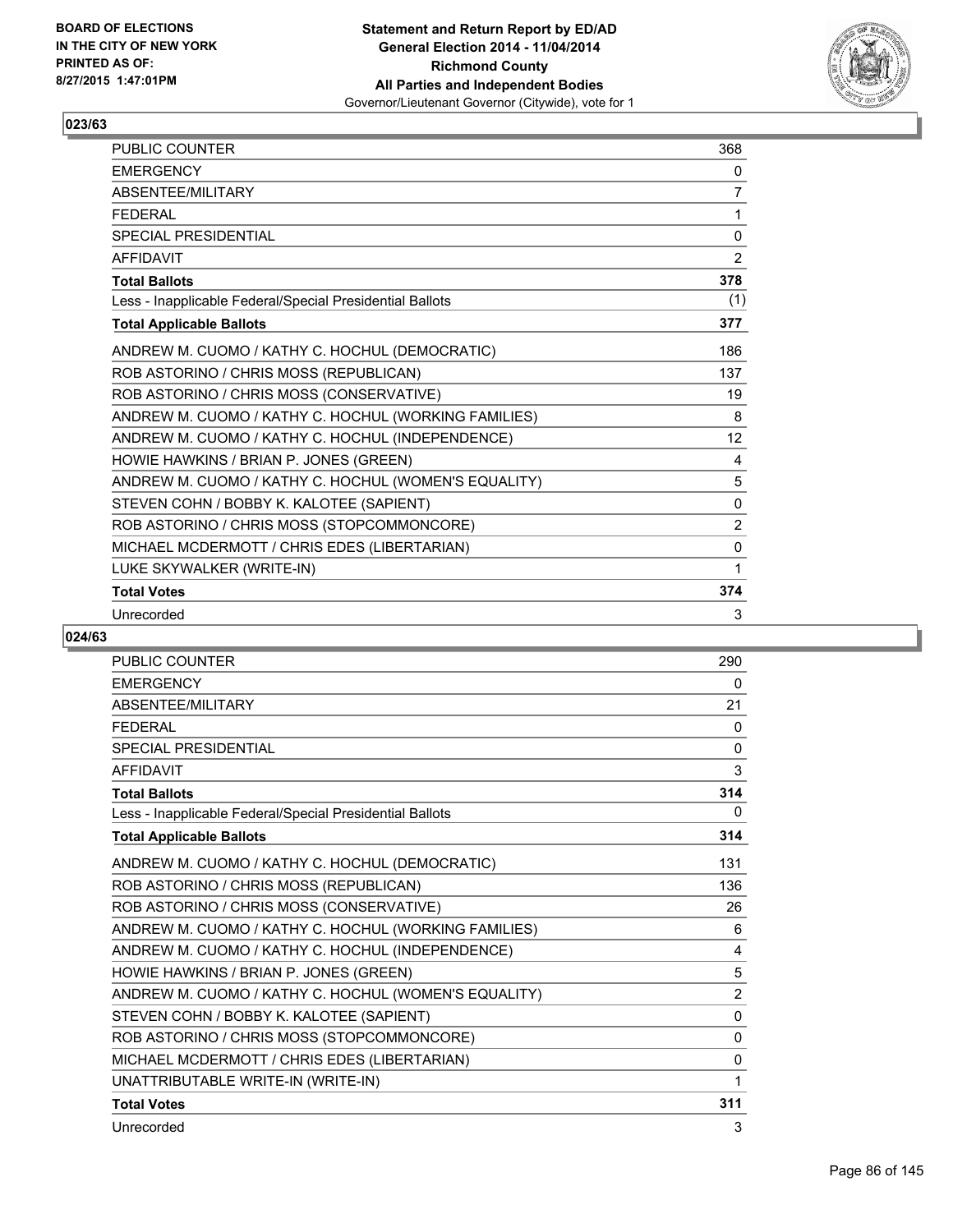BOARD OF ELECTIONS
IN THE CITY OF NEW YORK
PRINTED AS OF:
8/27/2015 1:47:01PM

**Statement and Return Report by ED/AD**
**General Election 2014 - 11/04/2014**
**Richmond County**
**All Parties and Independent Bodies**
Governor/Lieutenant Governor (Citywide), vote for 1

### 023/63

| | |
|---|---|
| PUBLIC COUNTER | 368 |
| EMERGENCY | 0 |
| ABSENTEE/MILITARY | 7 |
| FEDERAL | 1 |
| SPECIAL PRESIDENTIAL | 0 |
| AFFIDAVIT | 2 |
| **Total Ballots** | **378** |
| Less - Inapplicable Federal/Special Presidential Ballots | (1) |
| **Total Applicable Ballots** | **377** |
| ANDREW M. CUOMO / KATHY C. HOCHUL (DEMOCRATIC) | 186 |
| ROB ASTORINO / CHRIS MOSS (REPUBLICAN) | 137 |
| ROB ASTORINO / CHRIS MOSS (CONSERVATIVE) | 19 |
| ANDREW M. CUOMO / KATHY C. HOCHUL (WORKING FAMILIES) | 8 |
| ANDREW M. CUOMO / KATHY C. HOCHUL (INDEPENDENCE) | 12 |
| HOWIE HAWKINS / BRIAN P. JONES (GREEN) | 4 |
| ANDREW M. CUOMO / KATHY C. HOCHUL (WOMEN'S EQUALITY) | 5 |
| STEVEN COHN / BOBBY K. KALOTEE (SAPIENT) | 0 |
| ROB ASTORINO / CHRIS MOSS (STOPCOMMONCORE) | 2 |
| MICHAEL MCDERMOTT / CHRIS EDES (LIBERTARIAN) | 0 |
| LUKE SKYWALKER (WRITE-IN) | 1 |
| **Total Votes** | **374** |
| Unrecorded | 3 |

### 024/63

| | |
|---|---|
| PUBLIC COUNTER | 290 |
| EMERGENCY | 0 |
| ABSENTEE/MILITARY | 21 |
| FEDERAL | 0 |
| SPECIAL PRESIDENTIAL | 0 |
| AFFIDAVIT | 3 |
| **Total Ballots** | **314** |
| Less - Inapplicable Federal/Special Presidential Ballots | 0 |
| **Total Applicable Ballots** | **314** |
| ANDREW M. CUOMO / KATHY C. HOCHUL (DEMOCRATIC) | 131 |
| ROB ASTORINO / CHRIS MOSS (REPUBLICAN) | 136 |
| ROB ASTORINO / CHRIS MOSS (CONSERVATIVE) | 26 |
| ANDREW M. CUOMO / KATHY C. HOCHUL (WORKING FAMILIES) | 6 |
| ANDREW M. CUOMO / KATHY C. HOCHUL (INDEPENDENCE) | 4 |
| HOWIE HAWKINS / BRIAN P. JONES (GREEN) | 5 |
| ANDREW M. CUOMO / KATHY C. HOCHUL (WOMEN'S EQUALITY) | 2 |
| STEVEN COHN / BOBBY K. KALOTEE (SAPIENT) | 0 |
| ROB ASTORINO / CHRIS MOSS (STOPCOMMONCORE) | 0 |
| MICHAEL MCDERMOTT / CHRIS EDES (LIBERTARIAN) | 0 |
| UNATTRIBUTABLE WRITE-IN (WRITE-IN) | 1 |
| **Total Votes** | **311** |
| Unrecorded | 3 |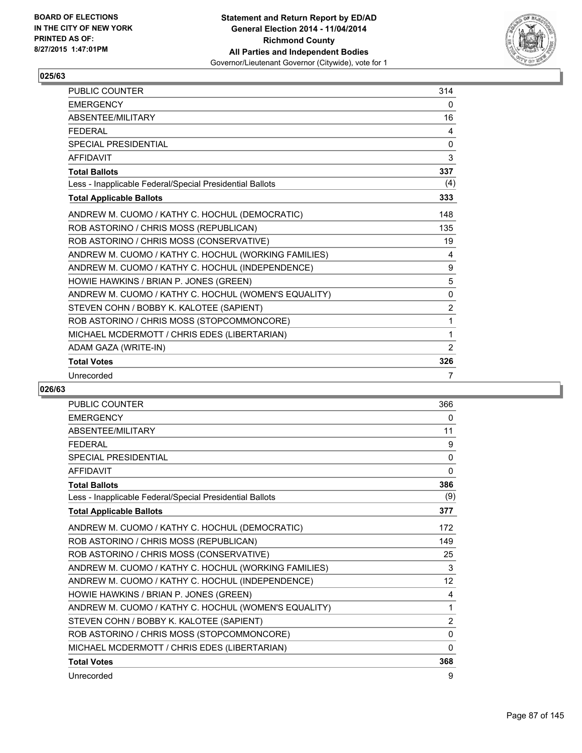## 025/63

| | |
|---|---|
| PUBLIC COUNTER | 314 |
| EMERGENCY | 0 |
| ABSENTEE/MILITARY | 16 |
| FEDERAL | 4 |
| SPECIAL PRESIDENTIAL | 0 |
| AFFIDAVIT | 3 |
| **Total Ballots** | **337** |
| Less - Inapplicable Federal/Special Presidential Ballots | (4) |
| **Total Applicable Ballots** | **333** |
| ANDREW M. CUOMO / KATHY C. HOCHUL (DEMOCRATIC) | 148 |
| ROB ASTORINO / CHRIS MOSS (REPUBLICAN) | 135 |
| ROB ASTORINO / CHRIS MOSS (CONSERVATIVE) | 19 |
| ANDREW M. CUOMO / KATHY C. HOCHUL (WORKING FAMILIES) | 4 |
| ANDREW M. CUOMO / KATHY C. HOCHUL (INDEPENDENCE) | 9 |
| HOWIE HAWKINS / BRIAN P. JONES (GREEN) | 5 |
| ANDREW M. CUOMO / KATHY C. HOCHUL (WOMEN'S EQUALITY) | 0 |
| STEVEN COHN / BOBBY K. KALOTEE (SAPIENT) | 2 |
| ROB ASTORINO / CHRIS MOSS (STOPCOMMONCORE) | 1 |
| MICHAEL MCDERMOTT / CHRIS EDES (LIBERTARIAN) | 1 |
| ADAM GAZA (WRITE-IN) | 2 |
| **Total Votes** | **326** |
| Unrecorded | 7 |

## 026/63

| | |
|---|---|
| PUBLIC COUNTER | 366 |
| EMERGENCY | 0 |
| ABSENTEE/MILITARY | 11 |
| FEDERAL | 9 |
| SPECIAL PRESIDENTIAL | 0 |
| AFFIDAVIT | 0 |
| **Total Ballots** | **386** |
| Less - Inapplicable Federal/Special Presidential Ballots | (9) |
| **Total Applicable Ballots** | **377** |
| ANDREW M. CUOMO / KATHY C. HOCHUL (DEMOCRATIC) | 172 |
| ROB ASTORINO / CHRIS MOSS (REPUBLICAN) | 149 |
| ROB ASTORINO / CHRIS MOSS (CONSERVATIVE) | 25 |
| ANDREW M. CUOMO / KATHY C. HOCHUL (WORKING FAMILIES) | 3 |
| ANDREW M. CUOMO / KATHY C. HOCHUL (INDEPENDENCE) | 12 |
| HOWIE HAWKINS / BRIAN P. JONES (GREEN) | 4 |
| ANDREW M. CUOMO / KATHY C. HOCHUL (WOMEN'S EQUALITY) | 1 |
| STEVEN COHN / BOBBY K. KALOTEE (SAPIENT) | 2 |
| ROB ASTORINO / CHRIS MOSS (STOPCOMMONCORE) | 0 |
| MICHAEL MCDERMOTT / CHRIS EDES (LIBERTARIAN) | 0 |
| **Total Votes** | **368** |
| Unrecorded | 9 |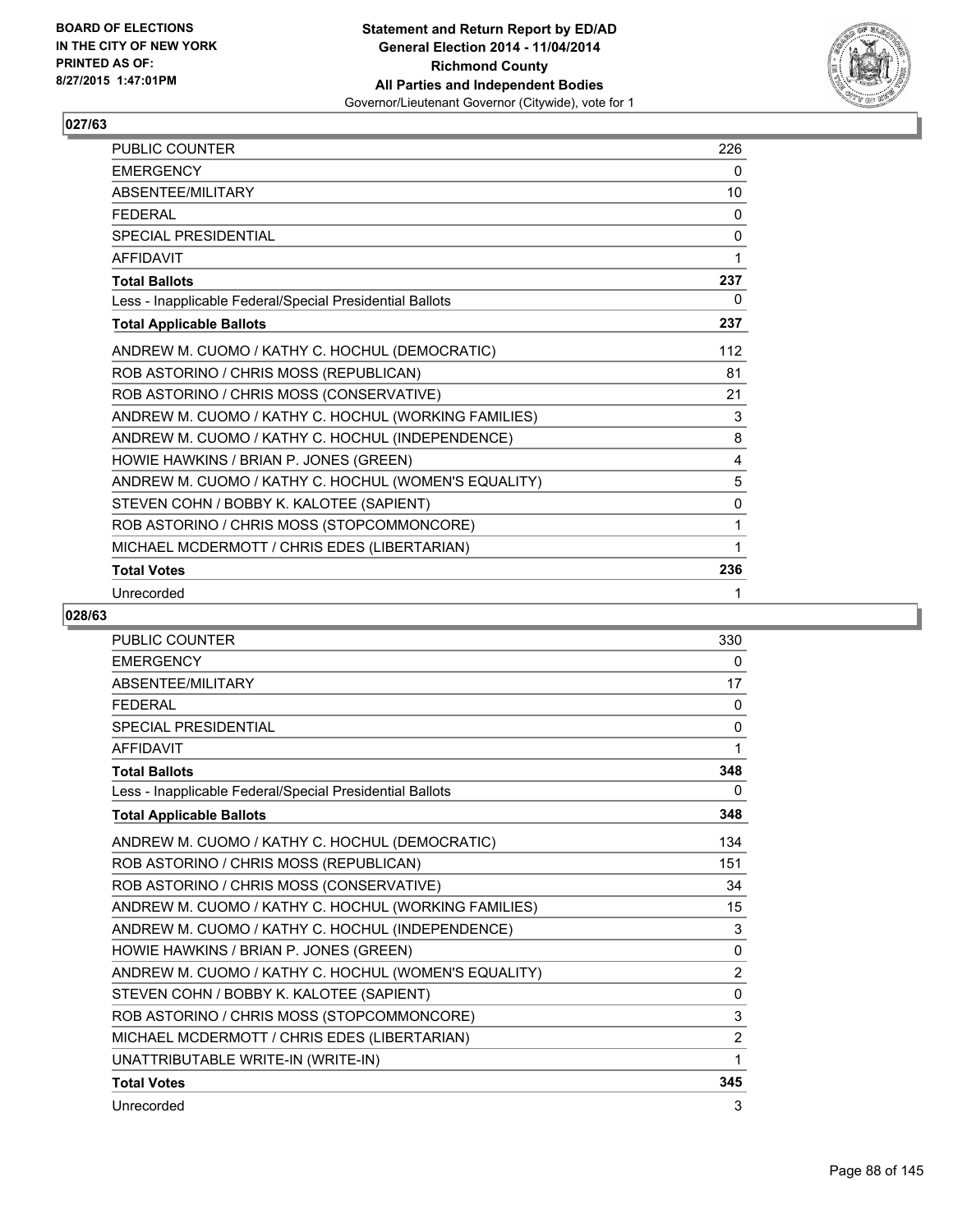BOARD OF ELECTIONS
IN THE CITY OF NEW YORK
PRINTED AS OF:
8/27/2015 1:47:01PM

**Statement and Return Report by ED/AD**
**General Election 2014 - 11/04/2014**
**Richmond County**
**All Parties and Independent Bodies**
Governor/Lieutenant Governor (Citywide), vote for 1

## 027/63

| | |
|---|---|
| PUBLIC COUNTER | 226 |
| EMERGENCY | 0 |
| ABSENTEE/MILITARY | 10 |
| FEDERAL | 0 |
| SPECIAL PRESIDENTIAL | 0 |
| AFFIDAVIT | 1 |
| **Total Ballots** | **237** |
| Less - Inapplicable Federal/Special Presidential Ballots | 0 |
| **Total Applicable Ballots** | **237** |
| ANDREW M. CUOMO / KATHY C. HOCHUL (DEMOCRATIC) | 112 |
| ROB ASTORINO / CHRIS MOSS (REPUBLICAN) | 81 |
| ROB ASTORINO / CHRIS MOSS (CONSERVATIVE) | 21 |
| ANDREW M. CUOMO / KATHY C. HOCHUL (WORKING FAMILIES) | 3 |
| ANDREW M. CUOMO / KATHY C. HOCHUL (INDEPENDENCE) | 8 |
| HOWIE HAWKINS / BRIAN P. JONES (GREEN) | 4 |
| ANDREW M. CUOMO / KATHY C. HOCHUL (WOMEN'S EQUALITY) | 5 |
| STEVEN COHN / BOBBY K. KALOTEE (SAPIENT) | 0 |
| ROB ASTORINO / CHRIS MOSS (STOPCOMMONCORE) | 1 |
| MICHAEL MCDERMOTT / CHRIS EDES (LIBERTARIAN) | 1 |
| **Total Votes** | **236** |
| Unrecorded | 1 |

## 028/63

| | |
|---|---|
| PUBLIC COUNTER | 330 |
| EMERGENCY | 0 |
| ABSENTEE/MILITARY | 17 |
| FEDERAL | 0 |
| SPECIAL PRESIDENTIAL | 0 |
| AFFIDAVIT | 1 |
| **Total Ballots** | **348** |
| Less - Inapplicable Federal/Special Presidential Ballots | 0 |
| **Total Applicable Ballots** | **348** |
| ANDREW M. CUOMO / KATHY C. HOCHUL (DEMOCRATIC) | 134 |
| ROB ASTORINO / CHRIS MOSS (REPUBLICAN) | 151 |
| ROB ASTORINO / CHRIS MOSS (CONSERVATIVE) | 34 |
| ANDREW M. CUOMO / KATHY C. HOCHUL (WORKING FAMILIES) | 15 |
| ANDREW M. CUOMO / KATHY C. HOCHUL (INDEPENDENCE) | 3 |
| HOWIE HAWKINS / BRIAN P. JONES (GREEN) | 0 |
| ANDREW M. CUOMO / KATHY C. HOCHUL (WOMEN'S EQUALITY) | 2 |
| STEVEN COHN / BOBBY K. KALOTEE (SAPIENT) | 0 |
| ROB ASTORINO / CHRIS MOSS (STOPCOMMONCORE) | 3 |
| MICHAEL MCDERMOTT / CHRIS EDES (LIBERTARIAN) | 2 |
| UNATTRIBUTABLE WRITE-IN (WRITE-IN) | 1 |
| **Total Votes** | **345** |
| Unrecorded | 3 |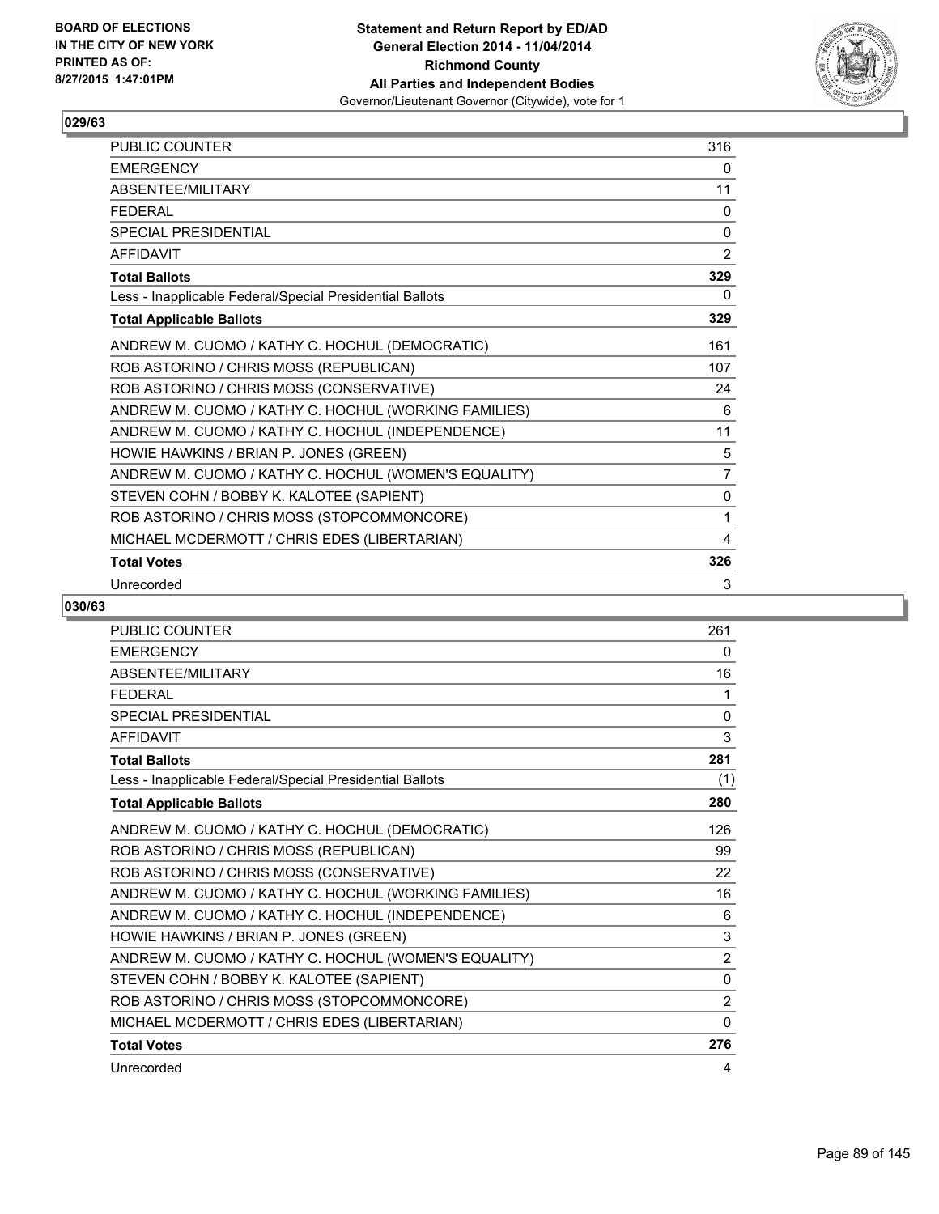**Statement and Return Report by ED/AD**
**General Election 2014 - 11/04/2014**
**Richmond County**
**All Parties and Independent Bodies**
Governor/Lieutenant Governor (Citywide), vote for 1

BOARD OF ELECTIONS
IN THE CITY OF NEW YORK
PRINTED AS OF:
8/27/2015 1:47:01PM

## 029/63

| | |
|---|---|
| PUBLIC COUNTER | 316 |
| EMERGENCY | 0 |
| ABSENTEE/MILITARY | 11 |
| FEDERAL | 0 |
| SPECIAL PRESIDENTIAL | 0 |
| AFFIDAVIT | 2 |
| **Total Ballots** | **329** |
| Less - Inapplicable Federal/Special Presidential Ballots | 0 |
| **Total Applicable Ballots** | **329** |
| ANDREW M. CUOMO / KATHY C. HOCHUL (DEMOCRATIC) | 161 |
| ROB ASTORINO / CHRIS MOSS (REPUBLICAN) | 107 |
| ROB ASTORINO / CHRIS MOSS (CONSERVATIVE) | 24 |
| ANDREW M. CUOMO / KATHY C. HOCHUL (WORKING FAMILIES) | 6 |
| ANDREW M. CUOMO / KATHY C. HOCHUL (INDEPENDENCE) | 11 |
| HOWIE HAWKINS / BRIAN P. JONES (GREEN) | 5 |
| ANDREW M. CUOMO / KATHY C. HOCHUL (WOMEN'S EQUALITY) | 7 |
| STEVEN COHN / BOBBY K. KALOTEE (SAPIENT) | 0 |
| ROB ASTORINO / CHRIS MOSS (STOPCOMMONCORE) | 1 |
| MICHAEL MCDERMOTT / CHRIS EDES (LIBERTARIAN) | 4 |
| **Total Votes** | **326** |
| Unrecorded | 3 |

## 030/63

| | |
|---|---|
| PUBLIC COUNTER | 261 |
| EMERGENCY | 0 |
| ABSENTEE/MILITARY | 16 |
| FEDERAL | 1 |
| SPECIAL PRESIDENTIAL | 0 |
| AFFIDAVIT | 3 |
| **Total Ballots** | **281** |
| Less - Inapplicable Federal/Special Presidential Ballots | (1) |
| **Total Applicable Ballots** | **280** |
| ANDREW M. CUOMO / KATHY C. HOCHUL (DEMOCRATIC) | 126 |
| ROB ASTORINO / CHRIS MOSS (REPUBLICAN) | 99 |
| ROB ASTORINO / CHRIS MOSS (CONSERVATIVE) | 22 |
| ANDREW M. CUOMO / KATHY C. HOCHUL (WORKING FAMILIES) | 16 |
| ANDREW M. CUOMO / KATHY C. HOCHUL (INDEPENDENCE) | 6 |
| HOWIE HAWKINS / BRIAN P. JONES (GREEN) | 3 |
| ANDREW M. CUOMO / KATHY C. HOCHUL (WOMEN'S EQUALITY) | 2 |
| STEVEN COHN / BOBBY K. KALOTEE (SAPIENT) | 0 |
| ROB ASTORINO / CHRIS MOSS (STOPCOMMONCORE) | 2 |
| MICHAEL MCDERMOTT / CHRIS EDES (LIBERTARIAN) | 0 |
| **Total Votes** | **276** |
| Unrecorded | 4 |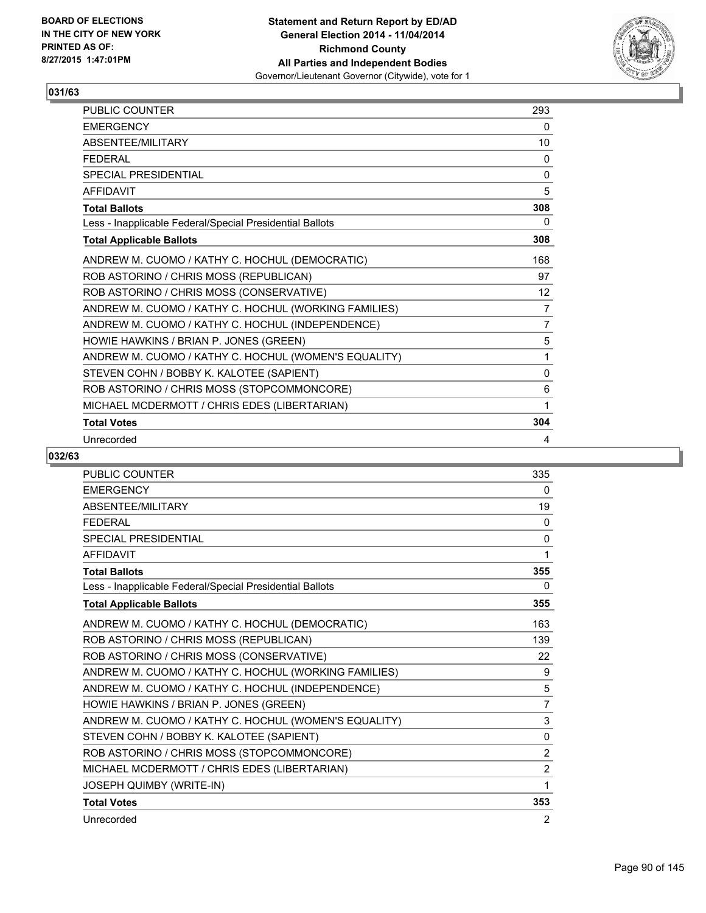**Statement and Return Report by ED/AD**
**General Election 2014 - 11/04/2014**
**Richmond County**
**All Parties and Independent Bodies**
Governor/Lieutenant Governor (Citywide), vote for 1

BOARD OF ELECTIONS
IN THE CITY OF NEW YORK
PRINTED AS OF:
8/27/2015 1:47:01PM

## 031/63

| | |
|---|---|
| PUBLIC COUNTER | 293 |
| EMERGENCY | 0 |
| ABSENTEE/MILITARY | 10 |
| FEDERAL | 0 |
| SPECIAL PRESIDENTIAL | 0 |
| AFFIDAVIT | 5 |
| **Total Ballots** | **308** |
| Less - Inapplicable Federal/Special Presidential Ballots | 0 |
| **Total Applicable Ballots** | **308** |
| ANDREW M. CUOMO / KATHY C. HOCHUL (DEMOCRATIC) | 168 |
| ROB ASTORINO / CHRIS MOSS (REPUBLICAN) | 97 |
| ROB ASTORINO / CHRIS MOSS (CONSERVATIVE) | 12 |
| ANDREW M. CUOMO / KATHY C. HOCHUL (WORKING FAMILIES) | 7 |
| ANDREW M. CUOMO / KATHY C. HOCHUL (INDEPENDENCE) | 7 |
| HOWIE HAWKINS / BRIAN P. JONES (GREEN) | 5 |
| ANDREW M. CUOMO / KATHY C. HOCHUL (WOMEN'S EQUALITY) | 1 |
| STEVEN COHN / BOBBY K. KALOTEE (SAPIENT) | 0 |
| ROB ASTORINO / CHRIS MOSS (STOPCOMMONCORE) | 6 |
| MICHAEL MCDERMOTT / CHRIS EDES (LIBERTARIAN) | 1 |
| **Total Votes** | **304** |
| Unrecorded | 4 |

## 032/63

| | |
|---|---|
| PUBLIC COUNTER | 335 |
| EMERGENCY | 0 |
| ABSENTEE/MILITARY | 19 |
| FEDERAL | 0 |
| SPECIAL PRESIDENTIAL | 0 |
| AFFIDAVIT | 1 |
| **Total Ballots** | **355** |
| Less - Inapplicable Federal/Special Presidential Ballots | 0 |
| **Total Applicable Ballots** | **355** |
| ANDREW M. CUOMO / KATHY C. HOCHUL (DEMOCRATIC) | 163 |
| ROB ASTORINO / CHRIS MOSS (REPUBLICAN) | 139 |
| ROB ASTORINO / CHRIS MOSS (CONSERVATIVE) | 22 |
| ANDREW M. CUOMO / KATHY C. HOCHUL (WORKING FAMILIES) | 9 |
| ANDREW M. CUOMO / KATHY C. HOCHUL (INDEPENDENCE) | 5 |
| HOWIE HAWKINS / BRIAN P. JONES (GREEN) | 7 |
| ANDREW M. CUOMO / KATHY C. HOCHUL (WOMEN'S EQUALITY) | 3 |
| STEVEN COHN / BOBBY K. KALOTEE (SAPIENT) | 0 |
| ROB ASTORINO / CHRIS MOSS (STOPCOMMONCORE) | 2 |
| MICHAEL MCDERMOTT / CHRIS EDES (LIBERTARIAN) | 2 |
| JOSEPH QUIMBY (WRITE-IN) | 1 |
| **Total Votes** | **353** |
| Unrecorded | 2 |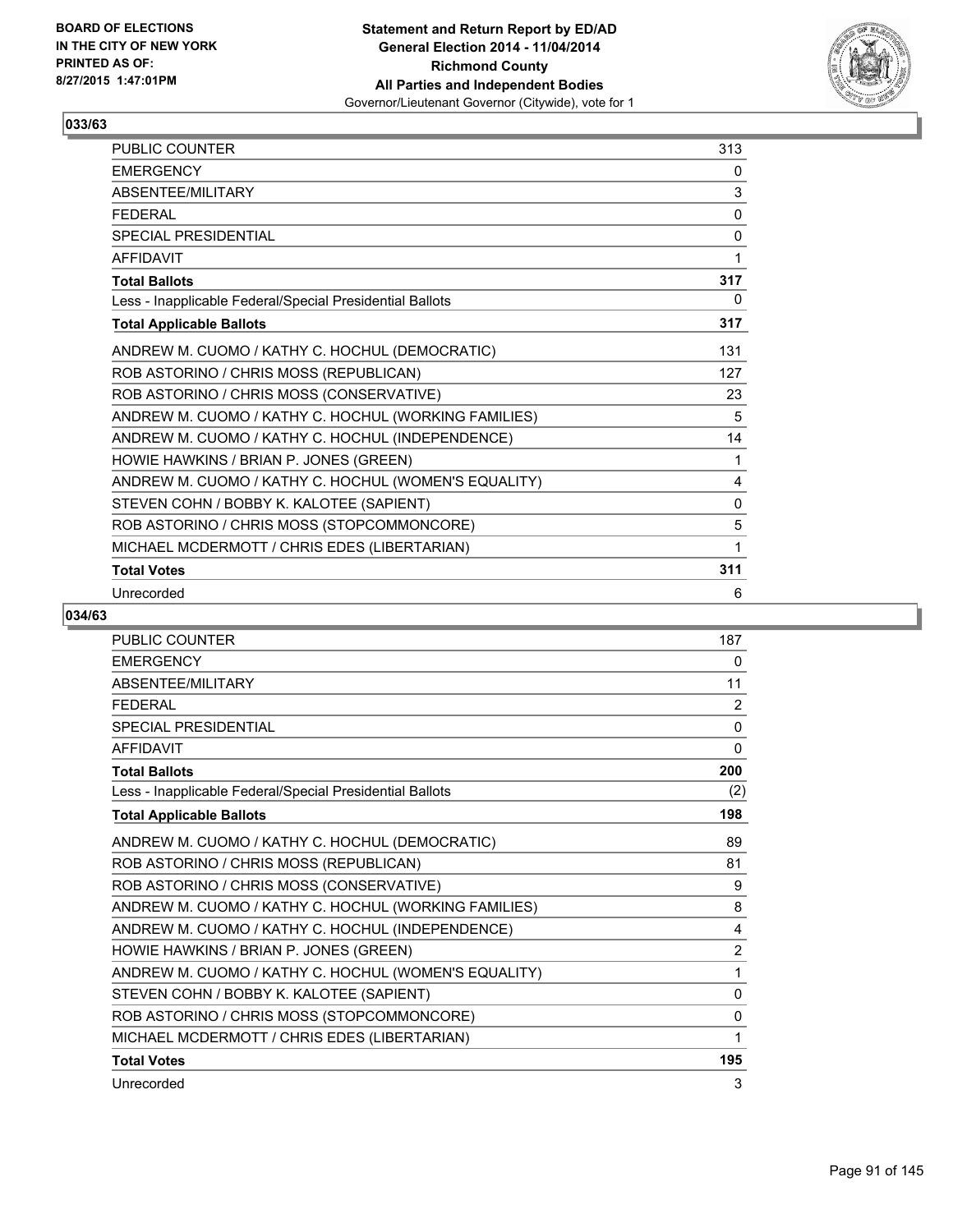BOARD OF ELECTIONS
IN THE CITY OF NEW YORK
PRINTED AS OF:
8/27/2015 1:47:01PM

**Statement and Return Report by ED/AD**
**General Election 2014 - 11/04/2014**
**Richmond County**
**All Parties and Independent Bodies**
Governor/Lieutenant Governor (Citywide), vote for 1

### 033/63

| | |
|---|---|
| PUBLIC COUNTER | 313 |
| EMERGENCY | 0 |
| ABSENTEE/MILITARY | 3 |
| FEDERAL | 0 |
| SPECIAL PRESIDENTIAL | 0 |
| AFFIDAVIT | 1 |
| **Total Ballots** | **317** |
| Less - Inapplicable Federal/Special Presidential Ballots | 0 |
| **Total Applicable Ballots** | **317** |
| ANDREW M. CUOMO / KATHY C. HOCHUL (DEMOCRATIC) | 131 |
| ROB ASTORINO / CHRIS MOSS (REPUBLICAN) | 127 |
| ROB ASTORINO / CHRIS MOSS (CONSERVATIVE) | 23 |
| ANDREW M. CUOMO / KATHY C. HOCHUL (WORKING FAMILIES) | 5 |
| ANDREW M. CUOMO / KATHY C. HOCHUL (INDEPENDENCE) | 14 |
| HOWIE HAWKINS / BRIAN P. JONES (GREEN) | 1 |
| ANDREW M. CUOMO / KATHY C. HOCHUL (WOMEN'S EQUALITY) | 4 |
| STEVEN COHN / BOBBY K. KALOTEE (SAPIENT) | 0 |
| ROB ASTORINO / CHRIS MOSS (STOPCOMMONCORE) | 5 |
| MICHAEL MCDERMOTT / CHRIS EDES (LIBERTARIAN) | 1 |
| **Total Votes** | **311** |
| Unrecorded | 6 |

### 034/63

| | |
|---|---|
| PUBLIC COUNTER | 187 |
| EMERGENCY | 0 |
| ABSENTEE/MILITARY | 11 |
| FEDERAL | 2 |
| SPECIAL PRESIDENTIAL | 0 |
| AFFIDAVIT | 0 |
| **Total Ballots** | **200** |
| Less - Inapplicable Federal/Special Presidential Ballots | (2) |
| **Total Applicable Ballots** | **198** |
| ANDREW M. CUOMO / KATHY C. HOCHUL (DEMOCRATIC) | 89 |
| ROB ASTORINO / CHRIS MOSS (REPUBLICAN) | 81 |
| ROB ASTORINO / CHRIS MOSS (CONSERVATIVE) | 9 |
| ANDREW M. CUOMO / KATHY C. HOCHUL (WORKING FAMILIES) | 8 |
| ANDREW M. CUOMO / KATHY C. HOCHUL (INDEPENDENCE) | 4 |
| HOWIE HAWKINS / BRIAN P. JONES (GREEN) | 2 |
| ANDREW M. CUOMO / KATHY C. HOCHUL (WOMEN'S EQUALITY) | 1 |
| STEVEN COHN / BOBBY K. KALOTEE (SAPIENT) | 0 |
| ROB ASTORINO / CHRIS MOSS (STOPCOMMONCORE) | 0 |
| MICHAEL MCDERMOTT / CHRIS EDES (LIBERTARIAN) | 1 |
| **Total Votes** | **195** |
| Unrecorded | 3 |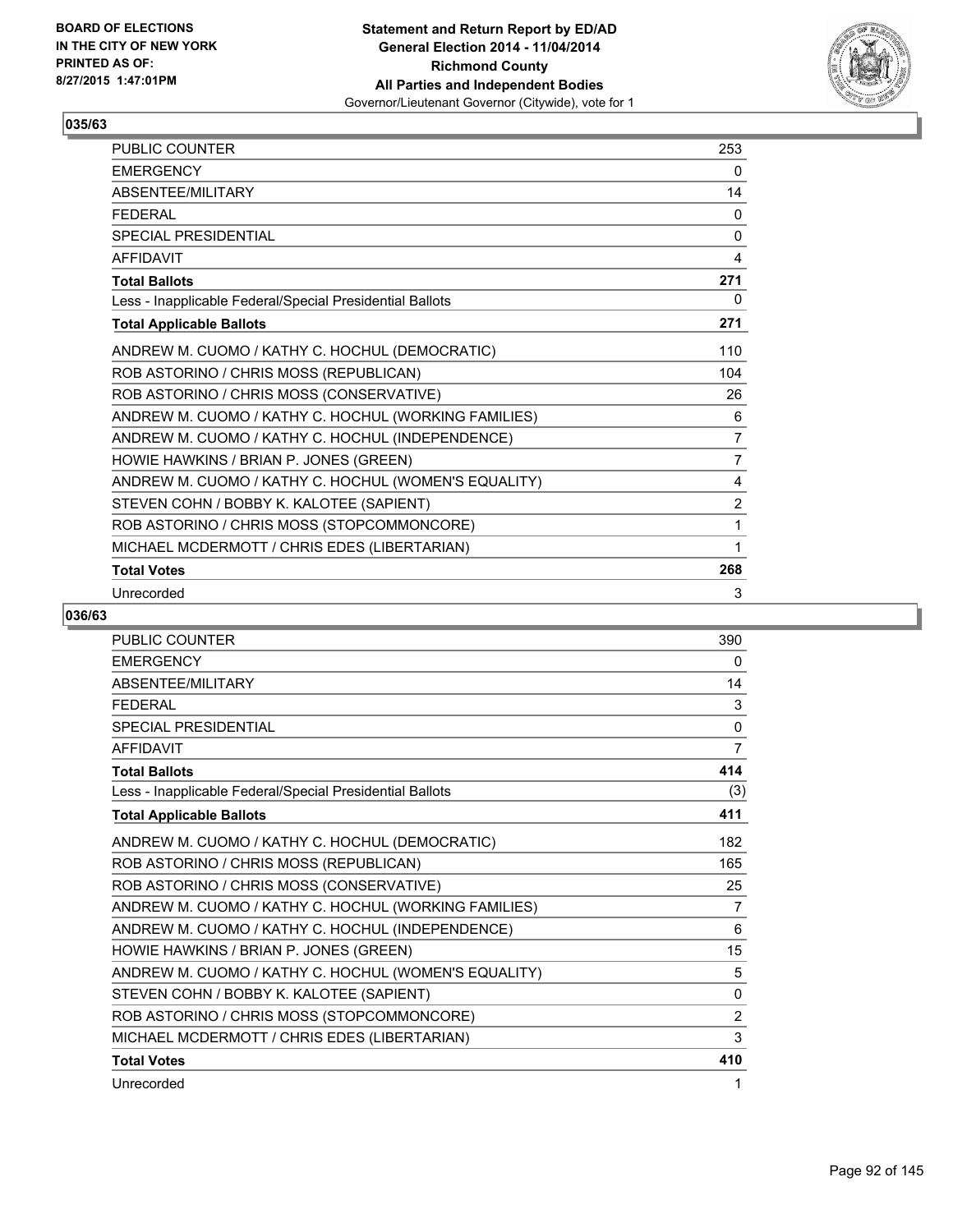BOARD OF ELECTIONS
IN THE CITY OF NEW YORK
PRINTED AS OF:
8/27/2015 1:47:01PM

**Statement and Return Report by ED/AD**
**General Election 2014 - 11/04/2014**
**Richmond County**
**All Parties and Independent Bodies**
Governor/Lieutenant Governor (Citywide), vote for 1

### 035/63

| | |
|---|---|
| PUBLIC COUNTER | 253 |
| EMERGENCY | 0 |
| ABSENTEE/MILITARY | 14 |
| FEDERAL | 0 |
| SPECIAL PRESIDENTIAL | 0 |
| AFFIDAVIT | 4 |
| **Total Ballots** | **271** |
| Less - Inapplicable Federal/Special Presidential Ballots | 0 |
| **Total Applicable Ballots** | **271** |
| ANDREW M. CUOMO / KATHY C. HOCHUL (DEMOCRATIC) | 110 |
| ROB ASTORINO / CHRIS MOSS (REPUBLICAN) | 104 |
| ROB ASTORINO / CHRIS MOSS (CONSERVATIVE) | 26 |
| ANDREW M. CUOMO / KATHY C. HOCHUL (WORKING FAMILIES) | 6 |
| ANDREW M. CUOMO / KATHY C. HOCHUL (INDEPENDENCE) | 7 |
| HOWIE HAWKINS / BRIAN P. JONES (GREEN) | 7 |
| ANDREW M. CUOMO / KATHY C. HOCHUL (WOMEN'S EQUALITY) | 4 |
| STEVEN COHN / BOBBY K. KALOTEE (SAPIENT) | 2 |
| ROB ASTORINO / CHRIS MOSS (STOPCOMMONCORE) | 1 |
| MICHAEL MCDERMOTT / CHRIS EDES (LIBERTARIAN) | 1 |
| **Total Votes** | **268** |
| Unrecorded | 3 |

### 036/63

| | |
|---|---|
| PUBLIC COUNTER | 390 |
| EMERGENCY | 0 |
| ABSENTEE/MILITARY | 14 |
| FEDERAL | 3 |
| SPECIAL PRESIDENTIAL | 0 |
| AFFIDAVIT | 7 |
| **Total Ballots** | **414** |
| Less - Inapplicable Federal/Special Presidential Ballots | (3) |
| **Total Applicable Ballots** | **411** |
| ANDREW M. CUOMO / KATHY C. HOCHUL (DEMOCRATIC) | 182 |
| ROB ASTORINO / CHRIS MOSS (REPUBLICAN) | 165 |
| ROB ASTORINO / CHRIS MOSS (CONSERVATIVE) | 25 |
| ANDREW M. CUOMO / KATHY C. HOCHUL (WORKING FAMILIES) | 7 |
| ANDREW M. CUOMO / KATHY C. HOCHUL (INDEPENDENCE) | 6 |
| HOWIE HAWKINS / BRIAN P. JONES (GREEN) | 15 |
| ANDREW M. CUOMO / KATHY C. HOCHUL (WOMEN'S EQUALITY) | 5 |
| STEVEN COHN / BOBBY K. KALOTEE (SAPIENT) | 0 |
| ROB ASTORINO / CHRIS MOSS (STOPCOMMONCORE) | 2 |
| MICHAEL MCDERMOTT / CHRIS EDES (LIBERTARIAN) | 3 |
| **Total Votes** | **410** |
| Unrecorded | 1 |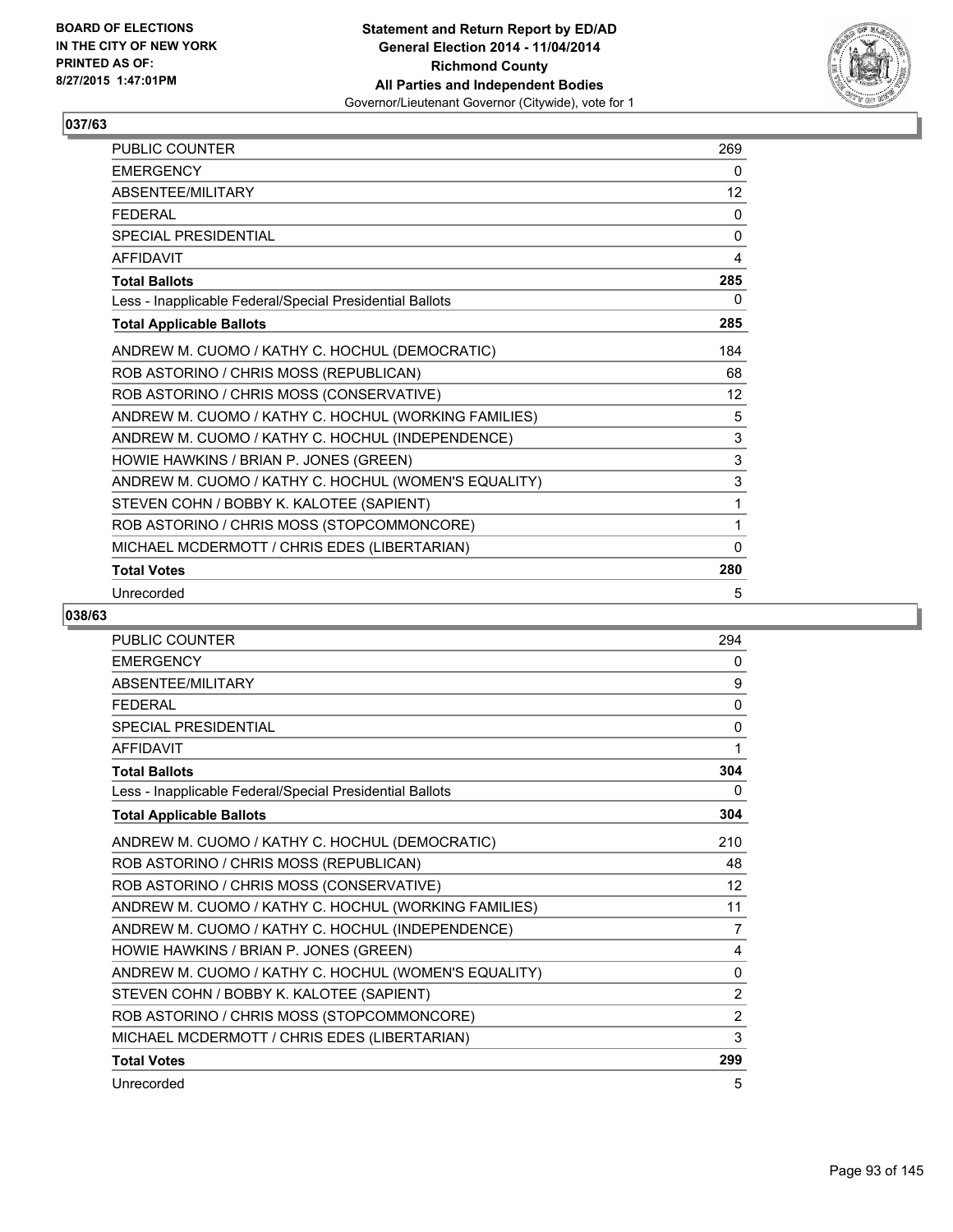BOARD OF ELECTIONS
IN THE CITY OF NEW YORK
PRINTED AS OF:
8/27/2015 1:47:01PM

**Statement and Return Report by ED/AD**
**General Election 2014 - 11/04/2014**
**Richmond County**
**All Parties and Independent Bodies**
Governor/Lieutenant Governor (Citywide), vote for 1

### 037/63

| | |
|---|---|
| PUBLIC COUNTER | 269 |
| EMERGENCY | 0 |
| ABSENTEE/MILITARY | 12 |
| FEDERAL | 0 |
| SPECIAL PRESIDENTIAL | 0 |
| AFFIDAVIT | 4 |
| **Total Ballots** | **285** |
| Less - Inapplicable Federal/Special Presidential Ballots | 0 |
| **Total Applicable Ballots** | **285** |
| ANDREW M. CUOMO / KATHY C. HOCHUL (DEMOCRATIC) | 184 |
| ROB ASTORINO / CHRIS MOSS (REPUBLICAN) | 68 |
| ROB ASTORINO / CHRIS MOSS (CONSERVATIVE) | 12 |
| ANDREW M. CUOMO / KATHY C. HOCHUL (WORKING FAMILIES) | 5 |
| ANDREW M. CUOMO / KATHY C. HOCHUL (INDEPENDENCE) | 3 |
| HOWIE HAWKINS / BRIAN P. JONES (GREEN) | 3 |
| ANDREW M. CUOMO / KATHY C. HOCHUL (WOMEN'S EQUALITY) | 3 |
| STEVEN COHN / BOBBY K. KALOTEE (SAPIENT) | 1 |
| ROB ASTORINO / CHRIS MOSS (STOPCOMMONCORE) | 1 |
| MICHAEL MCDERMOTT / CHRIS EDES (LIBERTARIAN) | 0 |
| **Total Votes** | **280** |
| Unrecorded | 5 |

### 038/63

| | |
|---|---|
| PUBLIC COUNTER | 294 |
| EMERGENCY | 0 |
| ABSENTEE/MILITARY | 9 |
| FEDERAL | 0 |
| SPECIAL PRESIDENTIAL | 0 |
| AFFIDAVIT | 1 |
| **Total Ballots** | **304** |
| Less - Inapplicable Federal/Special Presidential Ballots | 0 |
| **Total Applicable Ballots** | **304** |
| ANDREW M. CUOMO / KATHY C. HOCHUL (DEMOCRATIC) | 210 |
| ROB ASTORINO / CHRIS MOSS (REPUBLICAN) | 48 |
| ROB ASTORINO / CHRIS MOSS (CONSERVATIVE) | 12 |
| ANDREW M. CUOMO / KATHY C. HOCHUL (WORKING FAMILIES) | 11 |
| ANDREW M. CUOMO / KATHY C. HOCHUL (INDEPENDENCE) | 7 |
| HOWIE HAWKINS / BRIAN P. JONES (GREEN) | 4 |
| ANDREW M. CUOMO / KATHY C. HOCHUL (WOMEN'S EQUALITY) | 0 |
| STEVEN COHN / BOBBY K. KALOTEE (SAPIENT) | 2 |
| ROB ASTORINO / CHRIS MOSS (STOPCOMMONCORE) | 2 |
| MICHAEL MCDERMOTT / CHRIS EDES (LIBERTARIAN) | 3 |
| **Total Votes** | **299** |
| Unrecorded | 5 |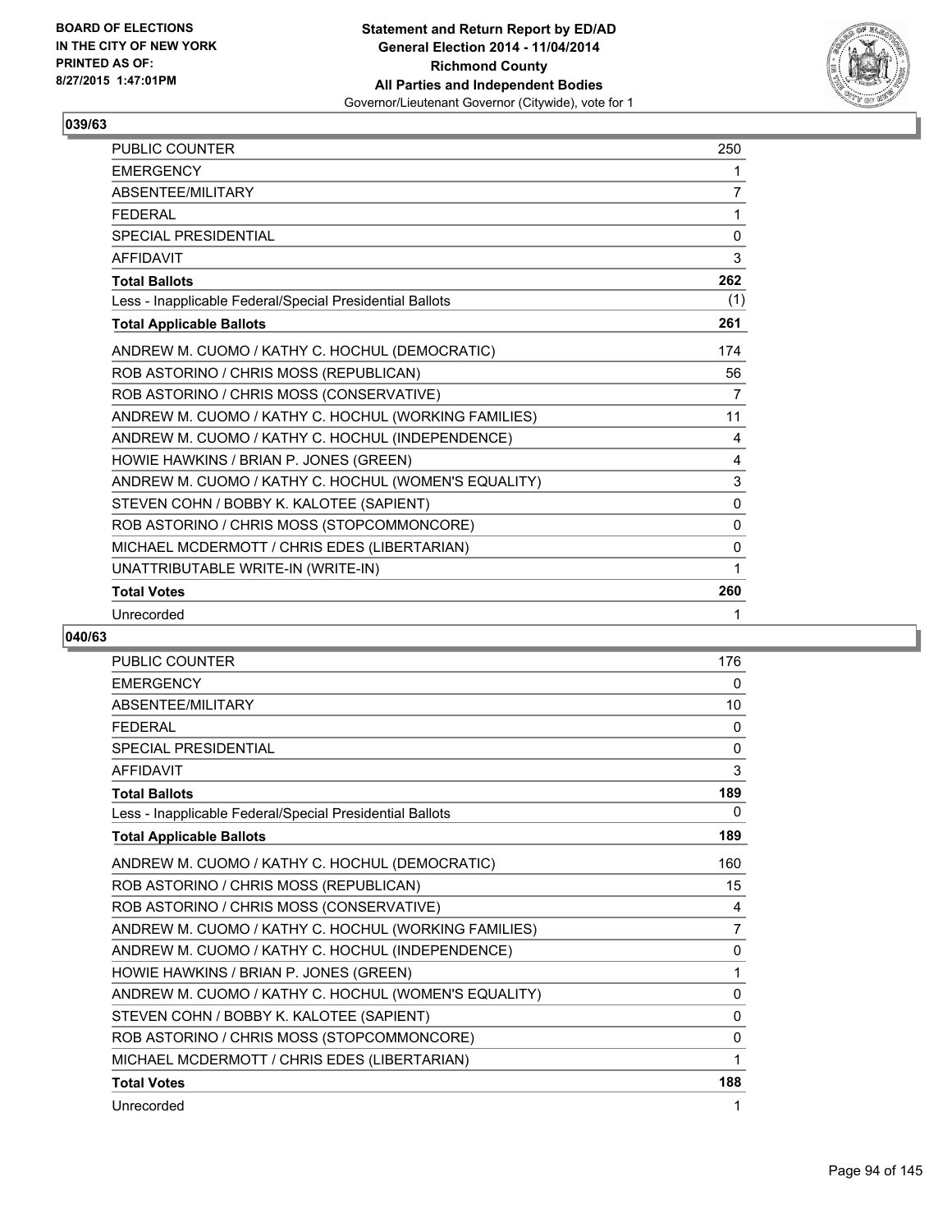## 039/63

| | |
|---|---|
| PUBLIC COUNTER | 250 |
| EMERGENCY | 1 |
| ABSENTEE/MILITARY | 7 |
| FEDERAL | 1 |
| SPECIAL PRESIDENTIAL | 0 |
| AFFIDAVIT | 3 |
| **Total Ballots** | **262** |
| Less - Inapplicable Federal/Special Presidential Ballots | (1) |
| **Total Applicable Ballots** | **261** |
| ANDREW M. CUOMO / KATHY C. HOCHUL (DEMOCRATIC) | 174 |
| ROB ASTORINO / CHRIS MOSS (REPUBLICAN) | 56 |
| ROB ASTORINO / CHRIS MOSS (CONSERVATIVE) | 7 |
| ANDREW M. CUOMO / KATHY C. HOCHUL (WORKING FAMILIES) | 11 |
| ANDREW M. CUOMO / KATHY C. HOCHUL (INDEPENDENCE) | 4 |
| HOWIE HAWKINS / BRIAN P. JONES (GREEN) | 4 |
| ANDREW M. CUOMO / KATHY C. HOCHUL (WOMEN'S EQUALITY) | 3 |
| STEVEN COHN / BOBBY K. KALOTEE (SAPIENT) | 0 |
| ROB ASTORINO / CHRIS MOSS (STOPCOMMONCORE) | 0 |
| MICHAEL MCDERMOTT / CHRIS EDES (LIBERTARIAN) | 0 |
| UNATTRIBUTABLE WRITE-IN (WRITE-IN) | 1 |
| **Total Votes** | **260** |
| Unrecorded | 1 |

## 040/63

| | |
|---|---|
| PUBLIC COUNTER | 176 |
| EMERGENCY | 0 |
| ABSENTEE/MILITARY | 10 |
| FEDERAL | 0 |
| SPECIAL PRESIDENTIAL | 0 |
| AFFIDAVIT | 3 |
| **Total Ballots** | **189** |
| Less - Inapplicable Federal/Special Presidential Ballots | 0 |
| **Total Applicable Ballots** | **189** |
| ANDREW M. CUOMO / KATHY C. HOCHUL (DEMOCRATIC) | 160 |
| ROB ASTORINO / CHRIS MOSS (REPUBLICAN) | 15 |
| ROB ASTORINO / CHRIS MOSS (CONSERVATIVE) | 4 |
| ANDREW M. CUOMO / KATHY C. HOCHUL (WORKING FAMILIES) | 7 |
| ANDREW M. CUOMO / KATHY C. HOCHUL (INDEPENDENCE) | 0 |
| HOWIE HAWKINS / BRIAN P. JONES (GREEN) | 1 |
| ANDREW M. CUOMO / KATHY C. HOCHUL (WOMEN'S EQUALITY) | 0 |
| STEVEN COHN / BOBBY K. KALOTEE (SAPIENT) | 0 |
| ROB ASTORINO / CHRIS MOSS (STOPCOMMONCORE) | 0 |
| MICHAEL MCDERMOTT / CHRIS EDES (LIBERTARIAN) | 1 |
| **Total Votes** | **188** |
| Unrecorded | 1 |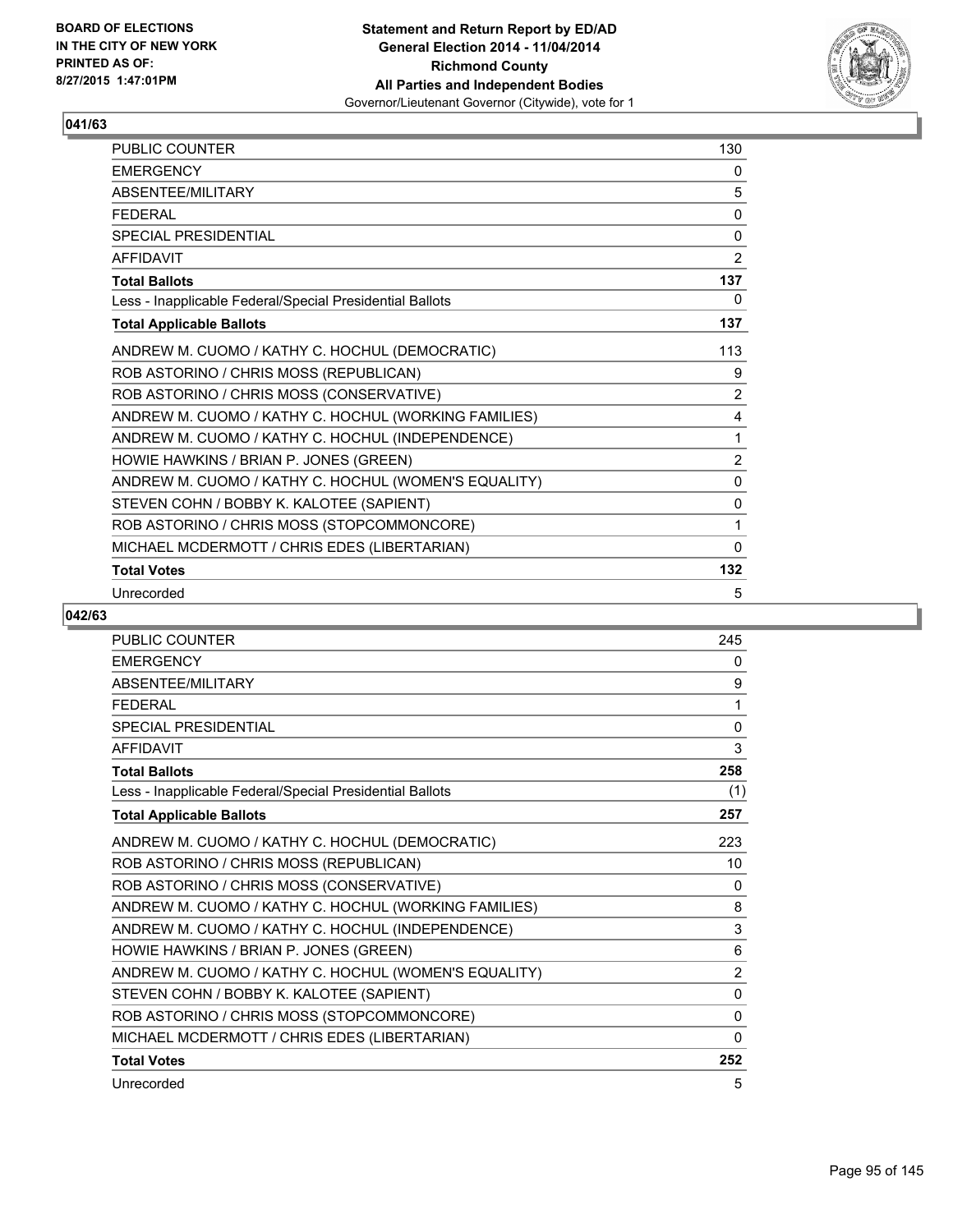## 041/63

| | |
|---|---|
| PUBLIC COUNTER | 130 |
| EMERGENCY | 0 |
| ABSENTEE/MILITARY | 5 |
| FEDERAL | 0 |
| SPECIAL PRESIDENTIAL | 0 |
| AFFIDAVIT | 2 |
| **Total Ballots** | **137** |
| Less - Inapplicable Federal/Special Presidential Ballots | 0 |
| **Total Applicable Ballots** | **137** |
| ANDREW M. CUOMO / KATHY C. HOCHUL (DEMOCRATIC) | 113 |
| ROB ASTORINO / CHRIS MOSS (REPUBLICAN) | 9 |
| ROB ASTORINO / CHRIS MOSS (CONSERVATIVE) | 2 |
| ANDREW M. CUOMO / KATHY C. HOCHUL (WORKING FAMILIES) | 4 |
| ANDREW M. CUOMO / KATHY C. HOCHUL (INDEPENDENCE) | 1 |
| HOWIE HAWKINS / BRIAN P. JONES (GREEN) | 2 |
| ANDREW M. CUOMO / KATHY C. HOCHUL (WOMEN'S EQUALITY) | 0 |
| STEVEN COHN / BOBBY K. KALOTEE (SAPIENT) | 0 |
| ROB ASTORINO / CHRIS MOSS (STOPCOMMONCORE) | 1 |
| MICHAEL MCDERMOTT / CHRIS EDES (LIBERTARIAN) | 0 |
| **Total Votes** | **132** |
| Unrecorded | 5 |

## 042/63

| | |
|---|---|
| PUBLIC COUNTER | 245 |
| EMERGENCY | 0 |
| ABSENTEE/MILITARY | 9 |
| FEDERAL | 1 |
| SPECIAL PRESIDENTIAL | 0 |
| AFFIDAVIT | 3 |
| **Total Ballots** | **258** |
| Less - Inapplicable Federal/Special Presidential Ballots | (1) |
| **Total Applicable Ballots** | **257** |
| ANDREW M. CUOMO / KATHY C. HOCHUL (DEMOCRATIC) | 223 |
| ROB ASTORINO / CHRIS MOSS (REPUBLICAN) | 10 |
| ROB ASTORINO / CHRIS MOSS (CONSERVATIVE) | 0 |
| ANDREW M. CUOMO / KATHY C. HOCHUL (WORKING FAMILIES) | 8 |
| ANDREW M. CUOMO / KATHY C. HOCHUL (INDEPENDENCE) | 3 |
| HOWIE HAWKINS / BRIAN P. JONES (GREEN) | 6 |
| ANDREW M. CUOMO / KATHY C. HOCHUL (WOMEN'S EQUALITY) | 2 |
| STEVEN COHN / BOBBY K. KALOTEE (SAPIENT) | 0 |
| ROB ASTORINO / CHRIS MOSS (STOPCOMMONCORE) | 0 |
| MICHAEL MCDERMOTT / CHRIS EDES (LIBERTARIAN) | 0 |
| **Total Votes** | **252** |
| Unrecorded | 5 |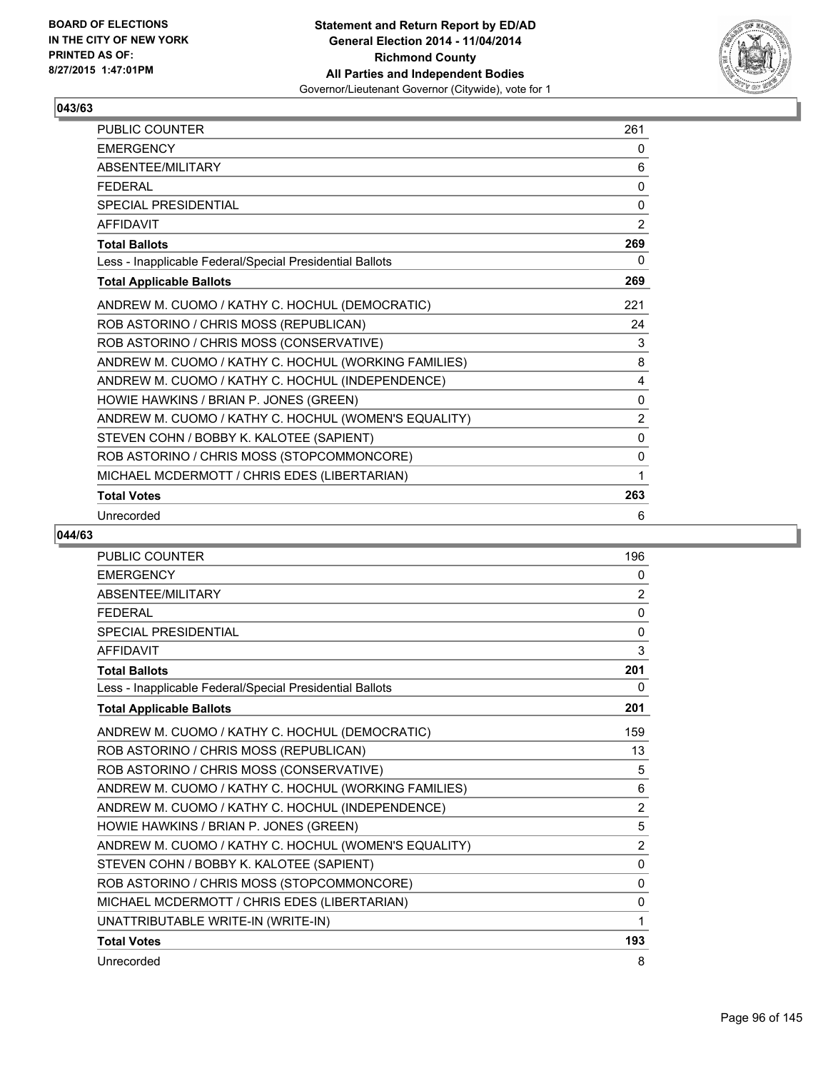**BOARD OF ELECTIONS IN THE CITY OF NEW YORK PRINTED AS OF: 8/27/2015 1:47:01PM**

**Statement and Return Report by ED/AD General Election 2014 - 11/04/2014 Richmond County All Parties and Independent Bodies**
Governor/Lieutenant Governor (Citywide), vote for 1

## 043/63

| | |
|---|---|
| PUBLIC COUNTER | 261 |
| EMERGENCY | 0 |
| ABSENTEE/MILITARY | 6 |
| FEDERAL | 0 |
| SPECIAL PRESIDENTIAL | 0 |
| AFFIDAVIT | 2 |
| **Total Ballots** | **269** |
| Less - Inapplicable Federal/Special Presidential Ballots | 0 |
| **Total Applicable Ballots** | **269** |
| ANDREW M. CUOMO / KATHY C. HOCHUL (DEMOCRATIC) | 221 |
| ROB ASTORINO / CHRIS MOSS (REPUBLICAN) | 24 |
| ROB ASTORINO / CHRIS MOSS (CONSERVATIVE) | 3 |
| ANDREW M. CUOMO / KATHY C. HOCHUL (WORKING FAMILIES) | 8 |
| ANDREW M. CUOMO / KATHY C. HOCHUL (INDEPENDENCE) | 4 |
| HOWIE HAWKINS / BRIAN P. JONES (GREEN) | 0 |
| ANDREW M. CUOMO / KATHY C. HOCHUL (WOMEN'S EQUALITY) | 2 |
| STEVEN COHN / BOBBY K. KALOTEE (SAPIENT) | 0 |
| ROB ASTORINO / CHRIS MOSS (STOPCOMMONCORE) | 0 |
| MICHAEL MCDERMOTT / CHRIS EDES (LIBERTARIAN) | 1 |
| **Total Votes** | **263** |
| Unrecorded | 6 |

## 044/63

| | |
|---|---|
| PUBLIC COUNTER | 196 |
| EMERGENCY | 0 |
| ABSENTEE/MILITARY | 2 |
| FEDERAL | 0 |
| SPECIAL PRESIDENTIAL | 0 |
| AFFIDAVIT | 3 |
| **Total Ballots** | **201** |
| Less - Inapplicable Federal/Special Presidential Ballots | 0 |
| **Total Applicable Ballots** | **201** |
| ANDREW M. CUOMO / KATHY C. HOCHUL (DEMOCRATIC) | 159 |
| ROB ASTORINO / CHRIS MOSS (REPUBLICAN) | 13 |
| ROB ASTORINO / CHRIS MOSS (CONSERVATIVE) | 5 |
| ANDREW M. CUOMO / KATHY C. HOCHUL (WORKING FAMILIES) | 6 |
| ANDREW M. CUOMO / KATHY C. HOCHUL (INDEPENDENCE) | 2 |
| HOWIE HAWKINS / BRIAN P. JONES (GREEN) | 5 |
| ANDREW M. CUOMO / KATHY C. HOCHUL (WOMEN'S EQUALITY) | 2 |
| STEVEN COHN / BOBBY K. KALOTEE (SAPIENT) | 0 |
| ROB ASTORINO / CHRIS MOSS (STOPCOMMONCORE) | 0 |
| MICHAEL MCDERMOTT / CHRIS EDES (LIBERTARIAN) | 0 |
| UNATTRIBUTABLE WRITE-IN (WRITE-IN) | 1 |
| **Total Votes** | **193** |
| Unrecorded | 8 |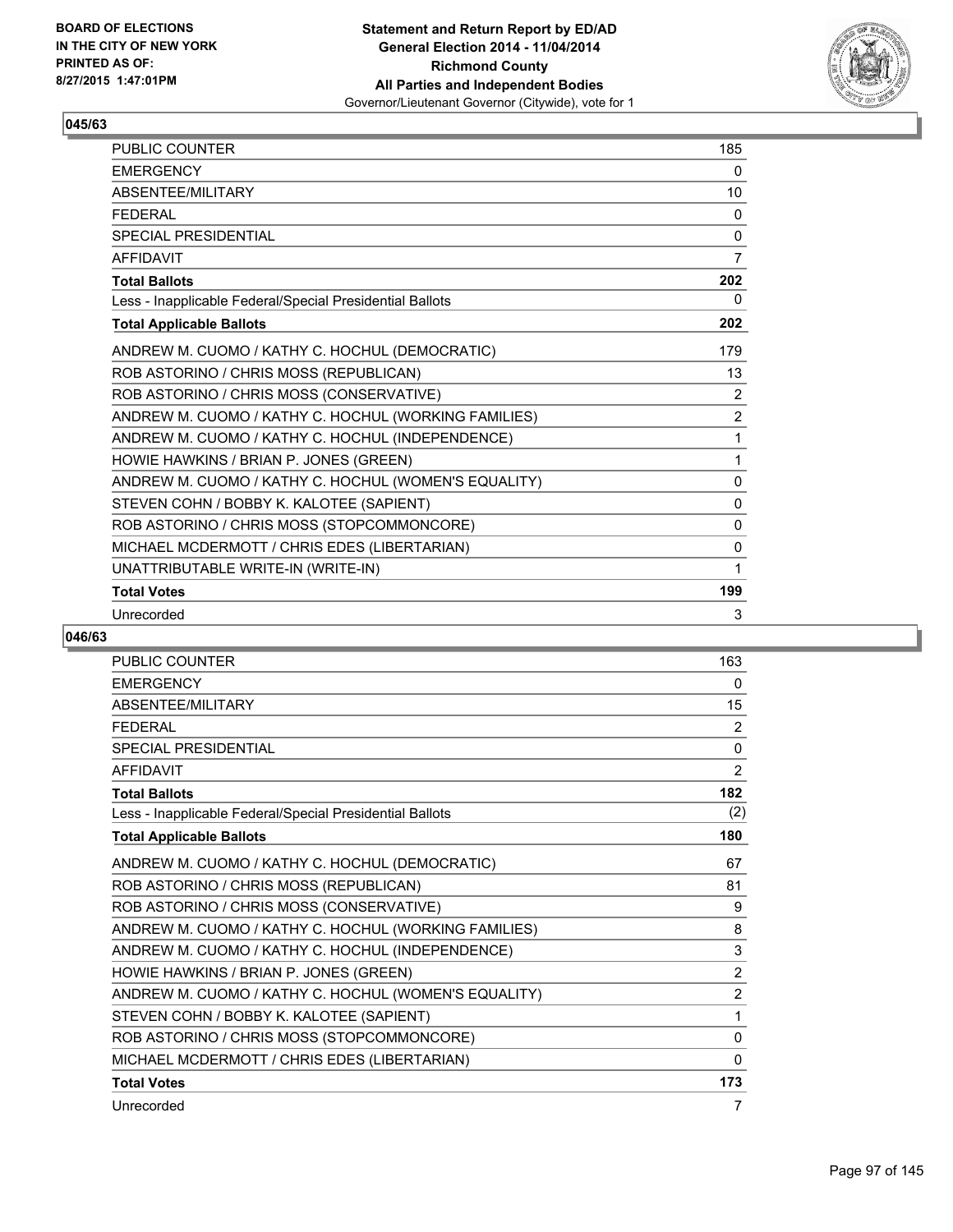BOARD OF ELECTIONS
IN THE CITY OF NEW YORK
PRINTED AS OF:
8/27/2015 1:47:01PM

**Statement and Return Report by ED/AD**
**General Election 2014 - 11/04/2014**
**Richmond County**
**All Parties and Independent Bodies**
Governor/Lieutenant Governor (Citywide), vote for 1

### 045/63

| | |
|---|---|
| PUBLIC COUNTER | 185 |
| EMERGENCY | 0 |
| ABSENTEE/MILITARY | 10 |
| FEDERAL | 0 |
| SPECIAL PRESIDENTIAL | 0 |
| AFFIDAVIT | 7 |
| **Total Ballots** | **202** |
| Less - Inapplicable Federal/Special Presidential Ballots | 0 |
| **Total Applicable Ballots** | **202** |
| ANDREW M. CUOMO / KATHY C. HOCHUL (DEMOCRATIC) | 179 |
| ROB ASTORINO / CHRIS MOSS (REPUBLICAN) | 13 |
| ROB ASTORINO / CHRIS MOSS (CONSERVATIVE) | 2 |
| ANDREW M. CUOMO / KATHY C. HOCHUL (WORKING FAMILIES) | 2 |
| ANDREW M. CUOMO / KATHY C. HOCHUL (INDEPENDENCE) | 1 |
| HOWIE HAWKINS / BRIAN P. JONES (GREEN) | 1 |
| ANDREW M. CUOMO / KATHY C. HOCHUL (WOMEN'S EQUALITY) | 0 |
| STEVEN COHN / BOBBY K. KALOTEE (SAPIENT) | 0 |
| ROB ASTORINO / CHRIS MOSS (STOPCOMMONCORE) | 0 |
| MICHAEL MCDERMOTT / CHRIS EDES (LIBERTARIAN) | 0 |
| UNATTRIBUTABLE WRITE-IN (WRITE-IN) | 1 |
| **Total Votes** | **199** |
| Unrecorded | 3 |

### 046/63

| | |
|---|---|
| PUBLIC COUNTER | 163 |
| EMERGENCY | 0 |
| ABSENTEE/MILITARY | 15 |
| FEDERAL | 2 |
| SPECIAL PRESIDENTIAL | 0 |
| AFFIDAVIT | 2 |
| **Total Ballots** | **182** |
| Less - Inapplicable Federal/Special Presidential Ballots | (2) |
| **Total Applicable Ballots** | **180** |
| ANDREW M. CUOMO / KATHY C. HOCHUL (DEMOCRATIC) | 67 |
| ROB ASTORINO / CHRIS MOSS (REPUBLICAN) | 81 |
| ROB ASTORINO / CHRIS MOSS (CONSERVATIVE) | 9 |
| ANDREW M. CUOMO / KATHY C. HOCHUL (WORKING FAMILIES) | 8 |
| ANDREW M. CUOMO / KATHY C. HOCHUL (INDEPENDENCE) | 3 |
| HOWIE HAWKINS / BRIAN P. JONES (GREEN) | 2 |
| ANDREW M. CUOMO / KATHY C. HOCHUL (WOMEN'S EQUALITY) | 2 |
| STEVEN COHN / BOBBY K. KALOTEE (SAPIENT) | 1 |
| ROB ASTORINO / CHRIS MOSS (STOPCOMMONCORE) | 0 |
| MICHAEL MCDERMOTT / CHRIS EDES (LIBERTARIAN) | 0 |
| **Total Votes** | **173** |
| Unrecorded | 7 |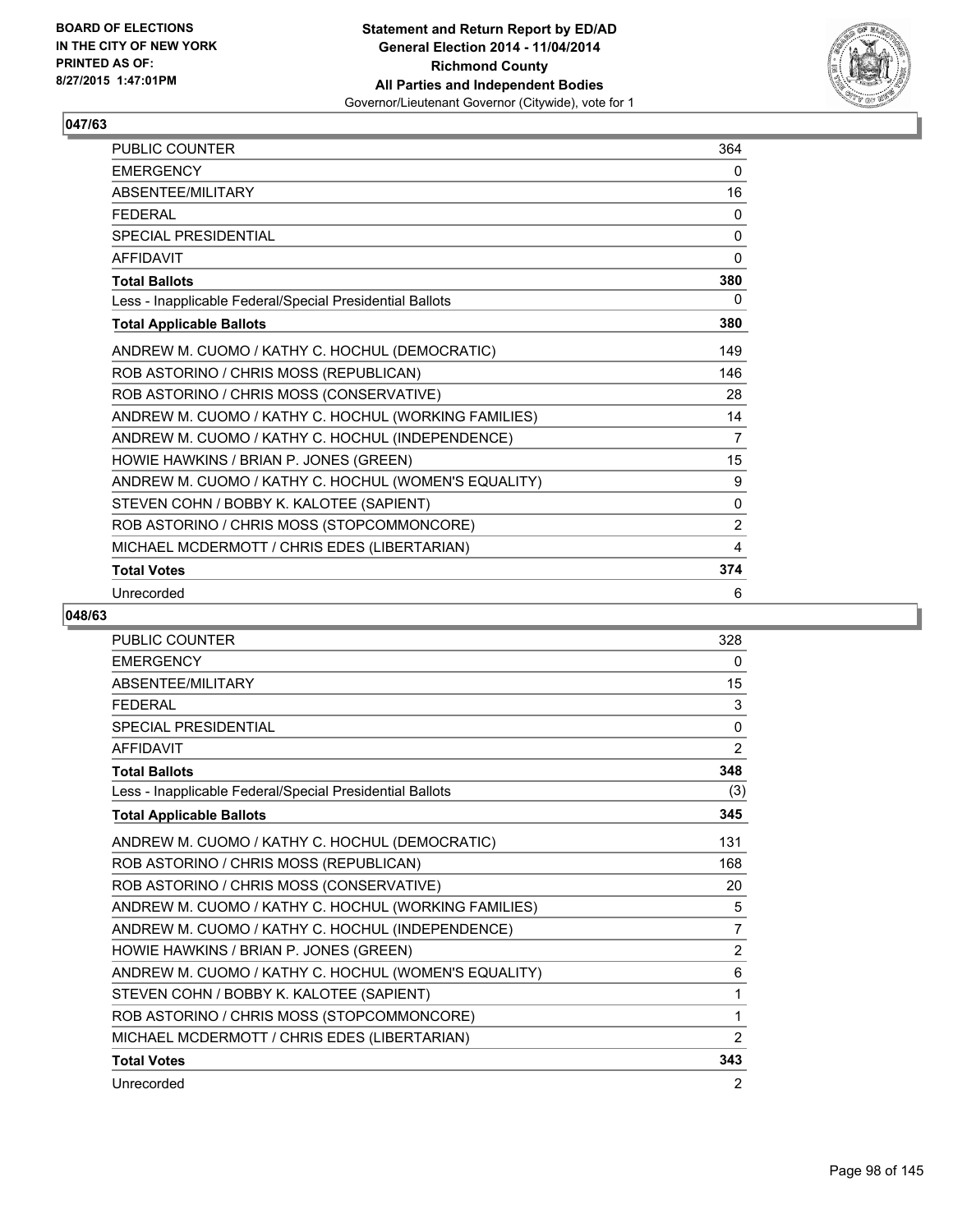BOARD OF ELECTIONS
IN THE CITY OF NEW YORK
PRINTED AS OF:
8/27/2015 1:47:01PM

**Statement and Return Report by ED/AD**
**General Election 2014 - 11/04/2014**
**Richmond County**
**All Parties and Independent Bodies**
Governor/Lieutenant Governor (Citywide), vote for 1

## 047/63

| | |
|---|---|
| PUBLIC COUNTER | 364 |
| EMERGENCY | 0 |
| ABSENTEE/MILITARY | 16 |
| FEDERAL | 0 |
| SPECIAL PRESIDENTIAL | 0 |
| AFFIDAVIT | 0 |
| **Total Ballots** | **380** |
| Less - Inapplicable Federal/Special Presidential Ballots | 0 |
| **Total Applicable Ballots** | **380** |
| ANDREW M. CUOMO / KATHY C. HOCHUL (DEMOCRATIC) | 149 |
| ROB ASTORINO / CHRIS MOSS (REPUBLICAN) | 146 |
| ROB ASTORINO / CHRIS MOSS (CONSERVATIVE) | 28 |
| ANDREW M. CUOMO / KATHY C. HOCHUL (WORKING FAMILIES) | 14 |
| ANDREW M. CUOMO / KATHY C. HOCHUL (INDEPENDENCE) | 7 |
| HOWIE HAWKINS / BRIAN P. JONES (GREEN) | 15 |
| ANDREW M. CUOMO / KATHY C. HOCHUL (WOMEN'S EQUALITY) | 9 |
| STEVEN COHN / BOBBY K. KALOTEE (SAPIENT) | 0 |
| ROB ASTORINO / CHRIS MOSS (STOPCOMMONCORE) | 2 |
| MICHAEL MCDERMOTT / CHRIS EDES (LIBERTARIAN) | 4 |
| **Total Votes** | **374** |
| Unrecorded | 6 |

## 048/63

| | |
|---|---|
| PUBLIC COUNTER | 328 |
| EMERGENCY | 0 |
| ABSENTEE/MILITARY | 15 |
| FEDERAL | 3 |
| SPECIAL PRESIDENTIAL | 0 |
| AFFIDAVIT | 2 |
| **Total Ballots** | **348** |
| Less - Inapplicable Federal/Special Presidential Ballots | (3) |
| **Total Applicable Ballots** | **345** |
| ANDREW M. CUOMO / KATHY C. HOCHUL (DEMOCRATIC) | 131 |
| ROB ASTORINO / CHRIS MOSS (REPUBLICAN) | 168 |
| ROB ASTORINO / CHRIS MOSS (CONSERVATIVE) | 20 |
| ANDREW M. CUOMO / KATHY C. HOCHUL (WORKING FAMILIES) | 5 |
| ANDREW M. CUOMO / KATHY C. HOCHUL (INDEPENDENCE) | 7 |
| HOWIE HAWKINS / BRIAN P. JONES (GREEN) | 2 |
| ANDREW M. CUOMO / KATHY C. HOCHUL (WOMEN'S EQUALITY) | 6 |
| STEVEN COHN / BOBBY K. KALOTEE (SAPIENT) | 1 |
| ROB ASTORINO / CHRIS MOSS (STOPCOMMONCORE) | 1 |
| MICHAEL MCDERMOTT / CHRIS EDES (LIBERTARIAN) | 2 |
| **Total Votes** | **343** |
| Unrecorded | 2 |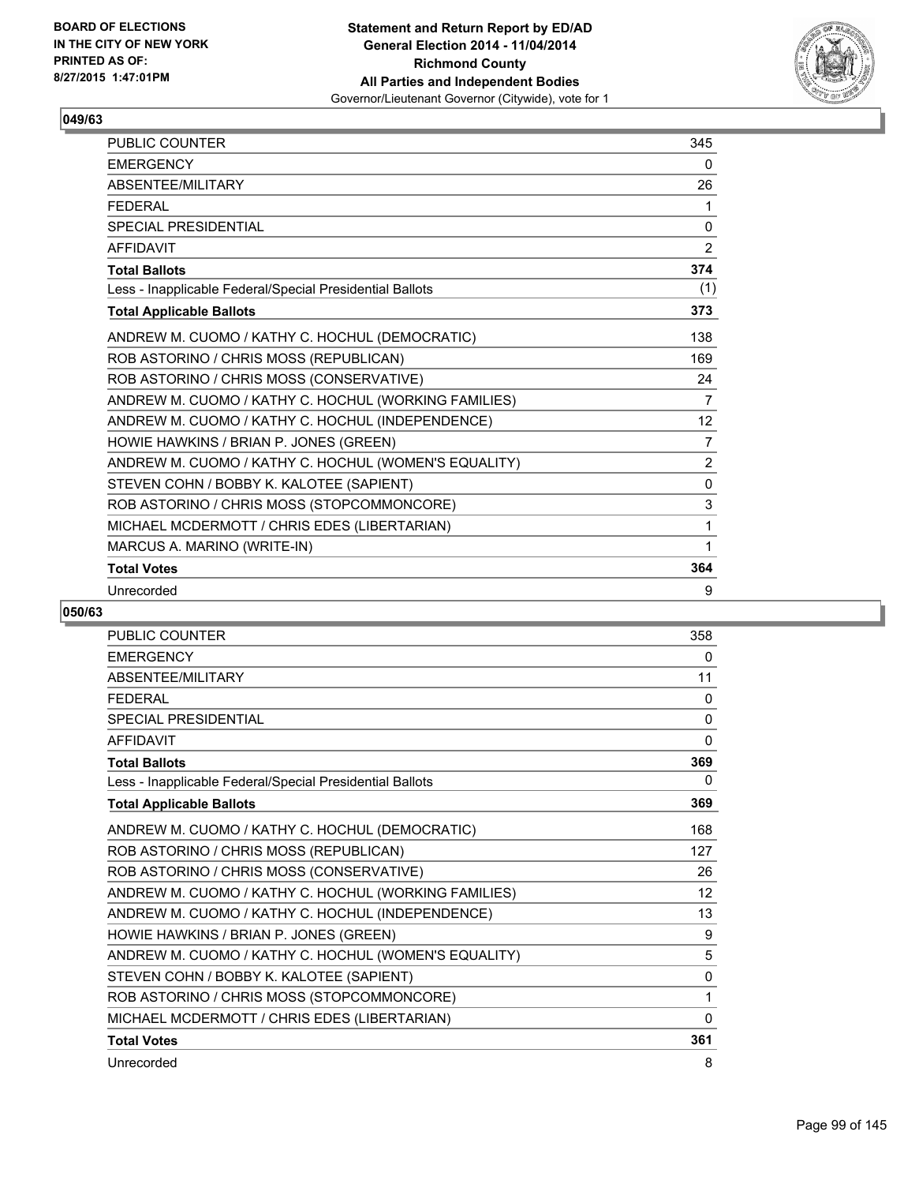BOARD OF ELECTIONS
IN THE CITY OF NEW YORK
PRINTED AS OF:
8/27/2015 1:47:01PM

**Statement and Return Report by ED/AD**
**General Election 2014 - 11/04/2014**
**Richmond County**
**All Parties and Independent Bodies**
Governor/Lieutenant Governor (Citywide), vote for 1

## 049/63

| | |
|---|---|
| PUBLIC COUNTER | 345 |
| EMERGENCY | 0 |
| ABSENTEE/MILITARY | 26 |
| FEDERAL | 1 |
| SPECIAL PRESIDENTIAL | 0 |
| AFFIDAVIT | 2 |
| **Total Ballots** | **374** |
| Less - Inapplicable Federal/Special Presidential Ballots | (1) |
| **Total Applicable Ballots** | **373** |
| ANDREW M. CUOMO / KATHY C. HOCHUL (DEMOCRATIC) | 138 |
| ROB ASTORINO / CHRIS MOSS (REPUBLICAN) | 169 |
| ROB ASTORINO / CHRIS MOSS (CONSERVATIVE) | 24 |
| ANDREW M. CUOMO / KATHY C. HOCHUL (WORKING FAMILIES) | 7 |
| ANDREW M. CUOMO / KATHY C. HOCHUL (INDEPENDENCE) | 12 |
| HOWIE HAWKINS / BRIAN P. JONES (GREEN) | 7 |
| ANDREW M. CUOMO / KATHY C. HOCHUL (WOMEN'S EQUALITY) | 2 |
| STEVEN COHN / BOBBY K. KALOTEE (SAPIENT) | 0 |
| ROB ASTORINO / CHRIS MOSS (STOPCOMMONCORE) | 3 |
| MICHAEL MCDERMOTT / CHRIS EDES (LIBERTARIAN) | 1 |
| MARCUS A. MARINO (WRITE-IN) | 1 |
| **Total Votes** | **364** |
| Unrecorded | 9 |

## 050/63

| | |
|---|---|
| PUBLIC COUNTER | 358 |
| EMERGENCY | 0 |
| ABSENTEE/MILITARY | 11 |
| FEDERAL | 0 |
| SPECIAL PRESIDENTIAL | 0 |
| AFFIDAVIT | 0 |
| **Total Ballots** | **369** |
| Less - Inapplicable Federal/Special Presidential Ballots | 0 |
| **Total Applicable Ballots** | **369** |
| ANDREW M. CUOMO / KATHY C. HOCHUL (DEMOCRATIC) | 168 |
| ROB ASTORINO / CHRIS MOSS (REPUBLICAN) | 127 |
| ROB ASTORINO / CHRIS MOSS (CONSERVATIVE) | 26 |
| ANDREW M. CUOMO / KATHY C. HOCHUL (WORKING FAMILIES) | 12 |
| ANDREW M. CUOMO / KATHY C. HOCHUL (INDEPENDENCE) | 13 |
| HOWIE HAWKINS / BRIAN P. JONES (GREEN) | 9 |
| ANDREW M. CUOMO / KATHY C. HOCHUL (WOMEN'S EQUALITY) | 5 |
| STEVEN COHN / BOBBY K. KALOTEE (SAPIENT) | 0 |
| ROB ASTORINO / CHRIS MOSS (STOPCOMMONCORE) | 1 |
| MICHAEL MCDERMOTT / CHRIS EDES (LIBERTARIAN) | 0 |
| **Total Votes** | **361** |
| Unrecorded | 8 |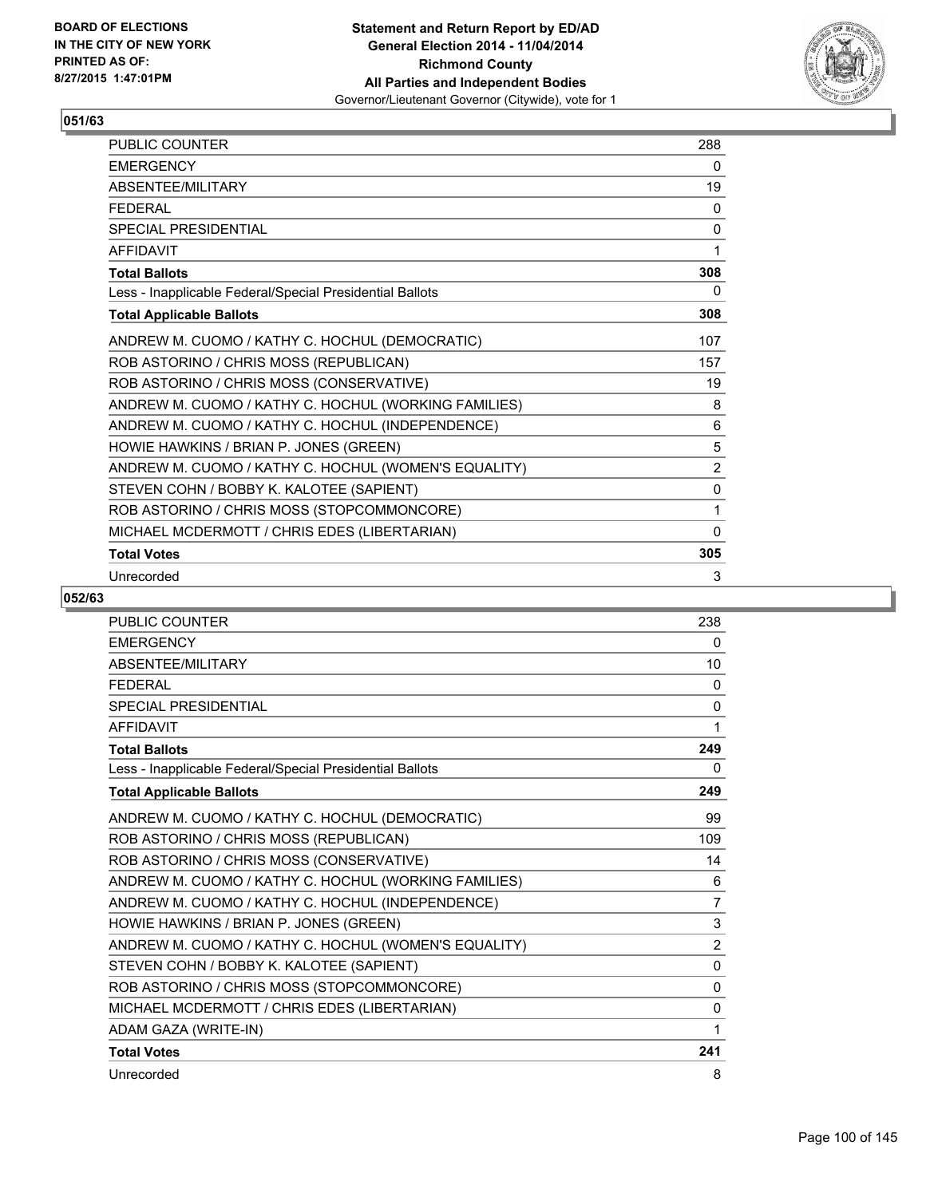**Statement and Return Report by ED/AD**
**General Election 2014 - 11/04/2014**
**Richmond County**
**All Parties and Independent Bodies**
Governor/Lieutenant Governor (Citywide), vote for 1

BOARD OF ELECTIONS IN THE CITY OF NEW YORK PRINTED AS OF: 8/27/2015 1:47:01PM

## 051/63

| | |
|---|---|
| PUBLIC COUNTER | 288 |
| EMERGENCY | 0 |
| ABSENTEE/MILITARY | 19 |
| FEDERAL | 0 |
| SPECIAL PRESIDENTIAL | 0 |
| AFFIDAVIT | 1 |
| **Total Ballots** | **308** |
| Less - Inapplicable Federal/Special Presidential Ballots | 0 |
| **Total Applicable Ballots** | **308** |
| ANDREW M. CUOMO / KATHY C. HOCHUL (DEMOCRATIC) | 107 |
| ROB ASTORINO / CHRIS MOSS (REPUBLICAN) | 157 |
| ROB ASTORINO / CHRIS MOSS (CONSERVATIVE) | 19 |
| ANDREW M. CUOMO / KATHY C. HOCHUL (WORKING FAMILIES) | 8 |
| ANDREW M. CUOMO / KATHY C. HOCHUL (INDEPENDENCE) | 6 |
| HOWIE HAWKINS / BRIAN P. JONES (GREEN) | 5 |
| ANDREW M. CUOMO / KATHY C. HOCHUL (WOMEN'S EQUALITY) | 2 |
| STEVEN COHN / BOBBY K. KALOTEE (SAPIENT) | 0 |
| ROB ASTORINO / CHRIS MOSS (STOPCOMMONCORE) | 1 |
| MICHAEL MCDERMOTT / CHRIS EDES (LIBERTARIAN) | 0 |
| **Total Votes** | **305** |
| Unrecorded | 3 |

## 052/63

| | |
|---|---|
| PUBLIC COUNTER | 238 |
| EMERGENCY | 0 |
| ABSENTEE/MILITARY | 10 |
| FEDERAL | 0 |
| SPECIAL PRESIDENTIAL | 0 |
| AFFIDAVIT | 1 |
| **Total Ballots** | **249** |
| Less - Inapplicable Federal/Special Presidential Ballots | 0 |
| **Total Applicable Ballots** | **249** |
| ANDREW M. CUOMO / KATHY C. HOCHUL (DEMOCRATIC) | 99 |
| ROB ASTORINO / CHRIS MOSS (REPUBLICAN) | 109 |
| ROB ASTORINO / CHRIS MOSS (CONSERVATIVE) | 14 |
| ANDREW M. CUOMO / KATHY C. HOCHUL (WORKING FAMILIES) | 6 |
| ANDREW M. CUOMO / KATHY C. HOCHUL (INDEPENDENCE) | 7 |
| HOWIE HAWKINS / BRIAN P. JONES (GREEN) | 3 |
| ANDREW M. CUOMO / KATHY C. HOCHUL (WOMEN'S EQUALITY) | 2 |
| STEVEN COHN / BOBBY K. KALOTEE (SAPIENT) | 0 |
| ROB ASTORINO / CHRIS MOSS (STOPCOMMONCORE) | 0 |
| MICHAEL MCDERMOTT / CHRIS EDES (LIBERTARIAN) | 0 |
| ADAM GAZA (WRITE-IN) | 1 |
| **Total Votes** | **241** |
| Unrecorded | 8 |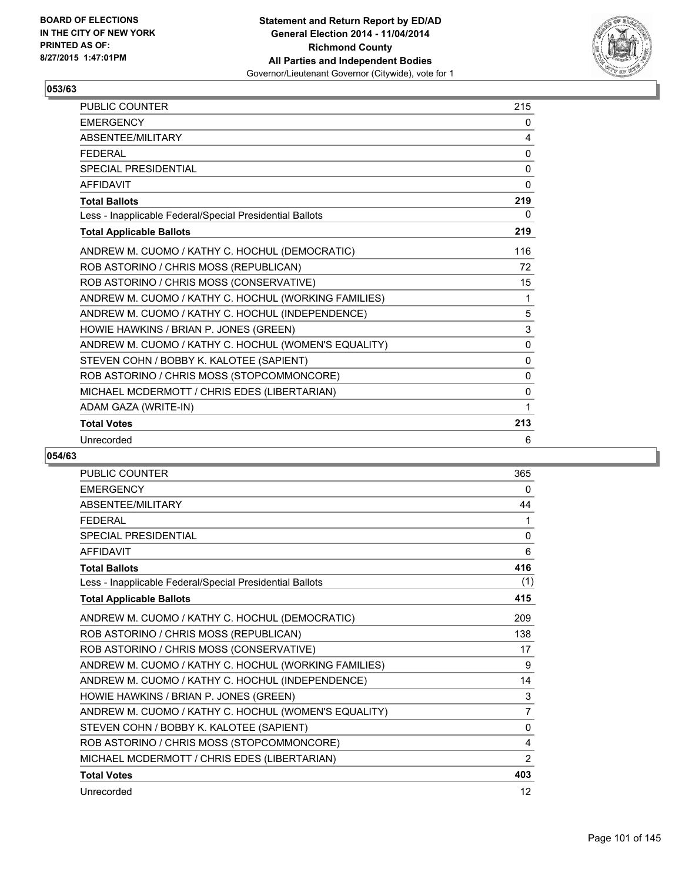BOARD OF ELECTIONS
IN THE CITY OF NEW YORK
PRINTED AS OF:
8/27/2015 1:47:01PM

**Statement and Return Report by ED/AD**
**General Election 2014 - 11/04/2014**
**Richmond County**
**All Parties and Independent Bodies**
Governor/Lieutenant Governor (Citywide), vote for 1

### 053/63

| | |
|---|---|
| PUBLIC COUNTER | 215 |
| EMERGENCY | 0 |
| ABSENTEE/MILITARY | 4 |
| FEDERAL | 0 |
| SPECIAL PRESIDENTIAL | 0 |
| AFFIDAVIT | 0 |
| **Total Ballots** | **219** |
| Less - Inapplicable Federal/Special Presidential Ballots | 0 |
| **Total Applicable Ballots** | **219** |
| ANDREW M. CUOMO / KATHY C. HOCHUL (DEMOCRATIC) | 116 |
| ROB ASTORINO / CHRIS MOSS (REPUBLICAN) | 72 |
| ROB ASTORINO / CHRIS MOSS (CONSERVATIVE) | 15 |
| ANDREW M. CUOMO / KATHY C. HOCHUL (WORKING FAMILIES) | 1 |
| ANDREW M. CUOMO / KATHY C. HOCHUL (INDEPENDENCE) | 5 |
| HOWIE HAWKINS / BRIAN P. JONES (GREEN) | 3 |
| ANDREW M. CUOMO / KATHY C. HOCHUL (WOMEN'S EQUALITY) | 0 |
| STEVEN COHN / BOBBY K. KALOTEE (SAPIENT) | 0 |
| ROB ASTORINO / CHRIS MOSS (STOPCOMMONCORE) | 0 |
| MICHAEL MCDERMOTT / CHRIS EDES (LIBERTARIAN) | 0 |
| ADAM GAZA (WRITE-IN) | 1 |
| **Total Votes** | **213** |
| Unrecorded | 6 |

### 054/63

| | |
|---|---|
| PUBLIC COUNTER | 365 |
| EMERGENCY | 0 |
| ABSENTEE/MILITARY | 44 |
| FEDERAL | 1 |
| SPECIAL PRESIDENTIAL | 0 |
| AFFIDAVIT | 6 |
| **Total Ballots** | **416** |
| Less - Inapplicable Federal/Special Presidential Ballots | (1) |
| **Total Applicable Ballots** | **415** |
| ANDREW M. CUOMO / KATHY C. HOCHUL (DEMOCRATIC) | 209 |
| ROB ASTORINO / CHRIS MOSS (REPUBLICAN) | 138 |
| ROB ASTORINO / CHRIS MOSS (CONSERVATIVE) | 17 |
| ANDREW M. CUOMO / KATHY C. HOCHUL (WORKING FAMILIES) | 9 |
| ANDREW M. CUOMO / KATHY C. HOCHUL (INDEPENDENCE) | 14 |
| HOWIE HAWKINS / BRIAN P. JONES (GREEN) | 3 |
| ANDREW M. CUOMO / KATHY C. HOCHUL (WOMEN'S EQUALITY) | 7 |
| STEVEN COHN / BOBBY K. KALOTEE (SAPIENT) | 0 |
| ROB ASTORINO / CHRIS MOSS (STOPCOMMONCORE) | 4 |
| MICHAEL MCDERMOTT / CHRIS EDES (LIBERTARIAN) | 2 |
| **Total Votes** | **403** |
| Unrecorded | 12 |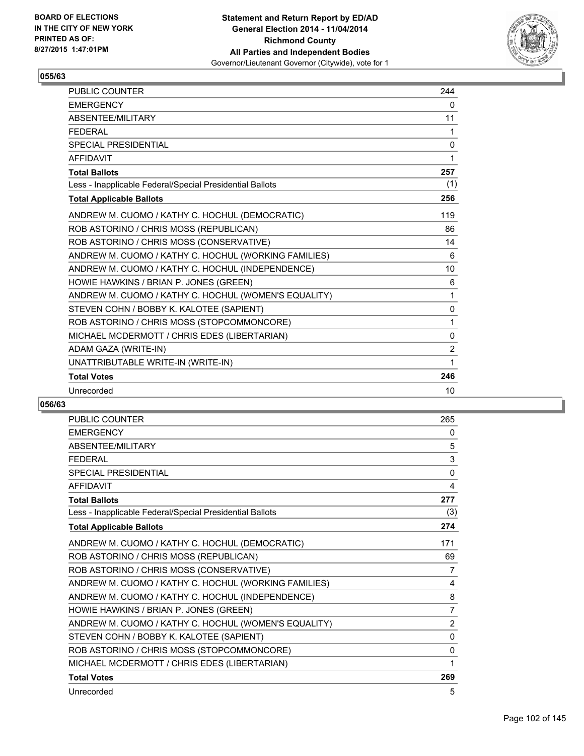**BOARD OF ELECTIONS IN THE CITY OF NEW YORK PRINTED AS OF: 8/27/2015 1:47:01PM**

**Statement and Return Report by ED/AD General Election 2014 - 11/04/2014 Richmond County All Parties and Independent Bodies**
Governor/Lieutenant Governor (Citywide), vote for 1

## 055/63

| | |
|---|---|
| PUBLIC COUNTER | 244 |
| EMERGENCY | 0 |
| ABSENTEE/MILITARY | 11 |
| FEDERAL | 1 |
| SPECIAL PRESIDENTIAL | 0 |
| AFFIDAVIT | 1 |
| **Total Ballots** | **257** |
| Less - Inapplicable Federal/Special Presidential Ballots | (1) |
| **Total Applicable Ballots** | **256** |
| ANDREW M. CUOMO / KATHY C. HOCHUL (DEMOCRATIC) | 119 |
| ROB ASTORINO / CHRIS MOSS (REPUBLICAN) | 86 |
| ROB ASTORINO / CHRIS MOSS (CONSERVATIVE) | 14 |
| ANDREW M. CUOMO / KATHY C. HOCHUL (WORKING FAMILIES) | 6 |
| ANDREW M. CUOMO / KATHY C. HOCHUL (INDEPENDENCE) | 10 |
| HOWIE HAWKINS / BRIAN P. JONES (GREEN) | 6 |
| ANDREW M. CUOMO / KATHY C. HOCHUL (WOMEN'S EQUALITY) | 1 |
| STEVEN COHN / BOBBY K. KALOTEE (SAPIENT) | 0 |
| ROB ASTORINO / CHRIS MOSS (STOPCOMMONCORE) | 1 |
| MICHAEL MCDERMOTT / CHRIS EDES (LIBERTARIAN) | 0 |
| ADAM GAZA (WRITE-IN) | 2 |
| UNATTRIBUTABLE WRITE-IN (WRITE-IN) | 1 |
| **Total Votes** | **246** |
| Unrecorded | 10 |

## 056/63

| | |
|---|---|
| PUBLIC COUNTER | 265 |
| EMERGENCY | 0 |
| ABSENTEE/MILITARY | 5 |
| FEDERAL | 3 |
| SPECIAL PRESIDENTIAL | 0 |
| AFFIDAVIT | 4 |
| **Total Ballots** | **277** |
| Less - Inapplicable Federal/Special Presidential Ballots | (3) |
| **Total Applicable Ballots** | **274** |
| ANDREW M. CUOMO / KATHY C. HOCHUL (DEMOCRATIC) | 171 |
| ROB ASTORINO / CHRIS MOSS (REPUBLICAN) | 69 |
| ROB ASTORINO / CHRIS MOSS (CONSERVATIVE) | 7 |
| ANDREW M. CUOMO / KATHY C. HOCHUL (WORKING FAMILIES) | 4 |
| ANDREW M. CUOMO / KATHY C. HOCHUL (INDEPENDENCE) | 8 |
| HOWIE HAWKINS / BRIAN P. JONES (GREEN) | 7 |
| ANDREW M. CUOMO / KATHY C. HOCHUL (WOMEN'S EQUALITY) | 2 |
| STEVEN COHN / BOBBY K. KALOTEE (SAPIENT) | 0 |
| ROB ASTORINO / CHRIS MOSS (STOPCOMMONCORE) | 0 |
| MICHAEL MCDERMOTT / CHRIS EDES (LIBERTARIAN) | 1 |
| **Total Votes** | **269** |
| Unrecorded | 5 |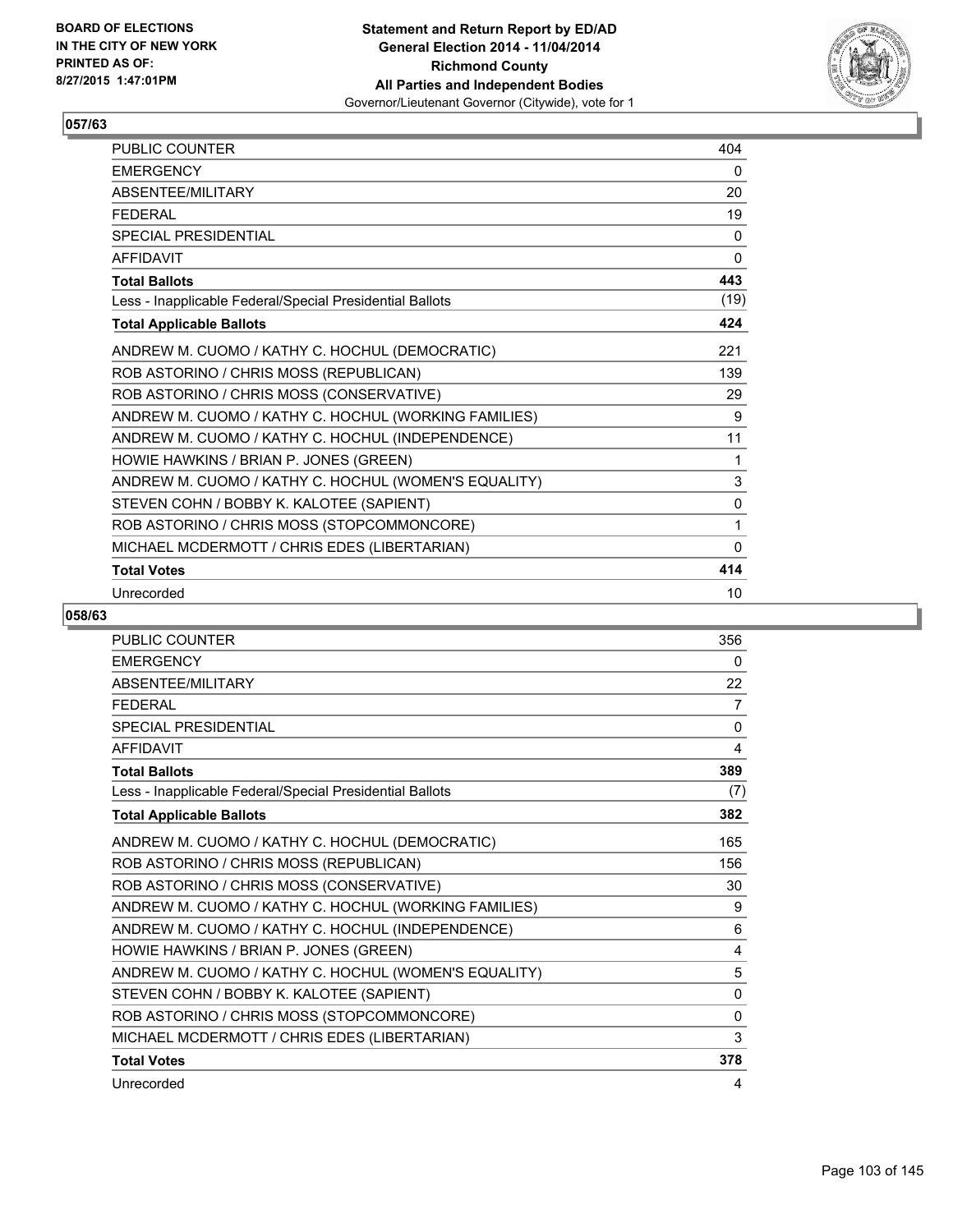BOARD OF ELECTIONS
IN THE CITY OF NEW YORK
PRINTED AS OF:
8/27/2015 1:47:01PM

**Statement and Return Report by ED/AD**
**General Election 2014 - 11/04/2014**
**Richmond County**
**All Parties and Independent Bodies**
Governor/Lieutenant Governor (Citywide), vote for 1

## 057/63

| | |
|---|---|
| PUBLIC COUNTER | 404 |
| EMERGENCY | 0 |
| ABSENTEE/MILITARY | 20 |
| FEDERAL | 19 |
| SPECIAL PRESIDENTIAL | 0 |
| AFFIDAVIT | 0 |
| **Total Ballots** | **443** |
| Less - Inapplicable Federal/Special Presidential Ballots | (19) |
| **Total Applicable Ballots** | **424** |
| ANDREW M. CUOMO / KATHY C. HOCHUL (DEMOCRATIC) | 221 |
| ROB ASTORINO / CHRIS MOSS (REPUBLICAN) | 139 |
| ROB ASTORINO / CHRIS MOSS (CONSERVATIVE) | 29 |
| ANDREW M. CUOMO / KATHY C. HOCHUL (WORKING FAMILIES) | 9 |
| ANDREW M. CUOMO / KATHY C. HOCHUL (INDEPENDENCE) | 11 |
| HOWIE HAWKINS / BRIAN P. JONES (GREEN) | 1 |
| ANDREW M. CUOMO / KATHY C. HOCHUL (WOMEN'S EQUALITY) | 3 |
| STEVEN COHN / BOBBY K. KALOTEE (SAPIENT) | 0 |
| ROB ASTORINO / CHRIS MOSS (STOPCOMMONCORE) | 1 |
| MICHAEL MCDERMOTT / CHRIS EDES (LIBERTARIAN) | 0 |
| **Total Votes** | **414** |
| Unrecorded | 10 |

## 058/63

| | |
|---|---|
| PUBLIC COUNTER | 356 |
| EMERGENCY | 0 |
| ABSENTEE/MILITARY | 22 |
| FEDERAL | 7 |
| SPECIAL PRESIDENTIAL | 0 |
| AFFIDAVIT | 4 |
| **Total Ballots** | **389** |
| Less - Inapplicable Federal/Special Presidential Ballots | (7) |
| **Total Applicable Ballots** | **382** |
| ANDREW M. CUOMO / KATHY C. HOCHUL (DEMOCRATIC) | 165 |
| ROB ASTORINO / CHRIS MOSS (REPUBLICAN) | 156 |
| ROB ASTORINO / CHRIS MOSS (CONSERVATIVE) | 30 |
| ANDREW M. CUOMO / KATHY C. HOCHUL (WORKING FAMILIES) | 9 |
| ANDREW M. CUOMO / KATHY C. HOCHUL (INDEPENDENCE) | 6 |
| HOWIE HAWKINS / BRIAN P. JONES (GREEN) | 4 |
| ANDREW M. CUOMO / KATHY C. HOCHUL (WOMEN'S EQUALITY) | 5 |
| STEVEN COHN / BOBBY K. KALOTEE (SAPIENT) | 0 |
| ROB ASTORINO / CHRIS MOSS (STOPCOMMONCORE) | 0 |
| MICHAEL MCDERMOTT / CHRIS EDES (LIBERTARIAN) | 3 |
| **Total Votes** | **378** |
| Unrecorded | 4 |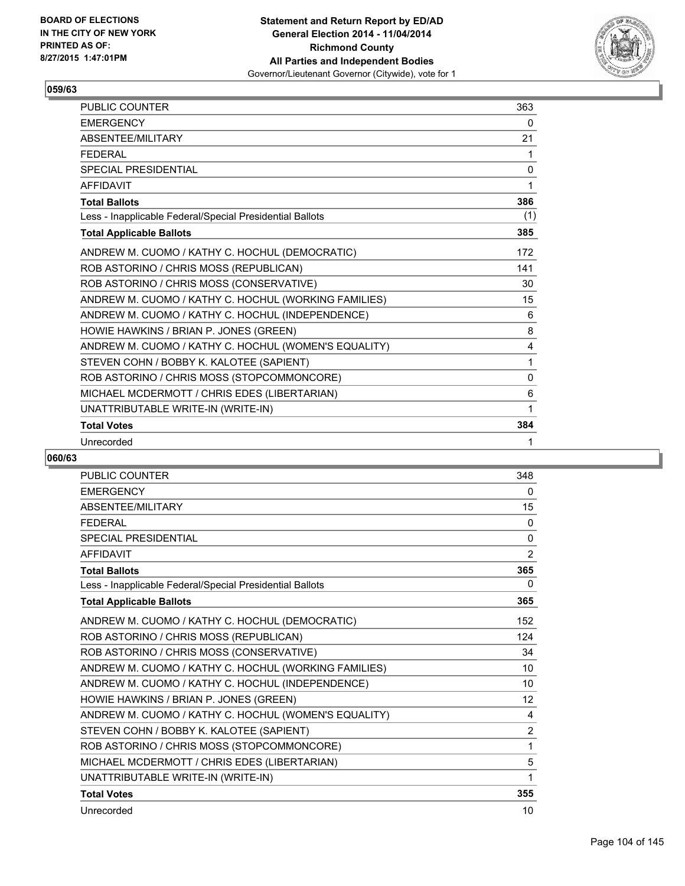**BOARD OF ELECTIONS IN THE CITY OF NEW YORK PRINTED AS OF: 8/27/2015 1:47:01PM**

**Statement and Return Report by ED/AD General Election 2014 - 11/04/2014 Richmond County All Parties and Independent Bodies**
Governor/Lieutenant Governor (Citywide), vote for 1

### 059/63

| | |
|---|---|
| PUBLIC COUNTER | 363 |
| EMERGENCY | 0 |
| ABSENTEE/MILITARY | 21 |
| FEDERAL | 1 |
| SPECIAL PRESIDENTIAL | 0 |
| AFFIDAVIT | 1 |
| **Total Ballots** | **386** |
| Less - Inapplicable Federal/Special Presidential Ballots | (1) |
| **Total Applicable Ballots** | **385** |
| ANDREW M. CUOMO / KATHY C. HOCHUL (DEMOCRATIC) | 172 |
| ROB ASTORINO / CHRIS MOSS (REPUBLICAN) | 141 |
| ROB ASTORINO / CHRIS MOSS (CONSERVATIVE) | 30 |
| ANDREW M. CUOMO / KATHY C. HOCHUL (WORKING FAMILIES) | 15 |
| ANDREW M. CUOMO / KATHY C. HOCHUL (INDEPENDENCE) | 6 |
| HOWIE HAWKINS / BRIAN P. JONES (GREEN) | 8 |
| ANDREW M. CUOMO / KATHY C. HOCHUL (WOMEN'S EQUALITY) | 4 |
| STEVEN COHN / BOBBY K. KALOTEE (SAPIENT) | 1 |
| ROB ASTORINO / CHRIS MOSS (STOPCOMMONCORE) | 0 |
| MICHAEL MCDERMOTT / CHRIS EDES (LIBERTARIAN) | 6 |
| UNATTRIBUTABLE WRITE-IN (WRITE-IN) | 1 |
| **Total Votes** | **384** |
| Unrecorded | 1 |

### 060/63

| | |
|---|---|
| PUBLIC COUNTER | 348 |
| EMERGENCY | 0 |
| ABSENTEE/MILITARY | 15 |
| FEDERAL | 0 |
| SPECIAL PRESIDENTIAL | 0 |
| AFFIDAVIT | 2 |
| **Total Ballots** | **365** |
| Less - Inapplicable Federal/Special Presidential Ballots | 0 |
| **Total Applicable Ballots** | **365** |
| ANDREW M. CUOMO / KATHY C. HOCHUL (DEMOCRATIC) | 152 |
| ROB ASTORINO / CHRIS MOSS (REPUBLICAN) | 124 |
| ROB ASTORINO / CHRIS MOSS (CONSERVATIVE) | 34 |
| ANDREW M. CUOMO / KATHY C. HOCHUL (WORKING FAMILIES) | 10 |
| ANDREW M. CUOMO / KATHY C. HOCHUL (INDEPENDENCE) | 10 |
| HOWIE HAWKINS / BRIAN P. JONES (GREEN) | 12 |
| ANDREW M. CUOMO / KATHY C. HOCHUL (WOMEN'S EQUALITY) | 4 |
| STEVEN COHN / BOBBY K. KALOTEE (SAPIENT) | 2 |
| ROB ASTORINO / CHRIS MOSS (STOPCOMMONCORE) | 1 |
| MICHAEL MCDERMOTT / CHRIS EDES (LIBERTARIAN) | 5 |
| UNATTRIBUTABLE WRITE-IN (WRITE-IN) | 1 |
| **Total Votes** | **355** |
| Unrecorded | 10 |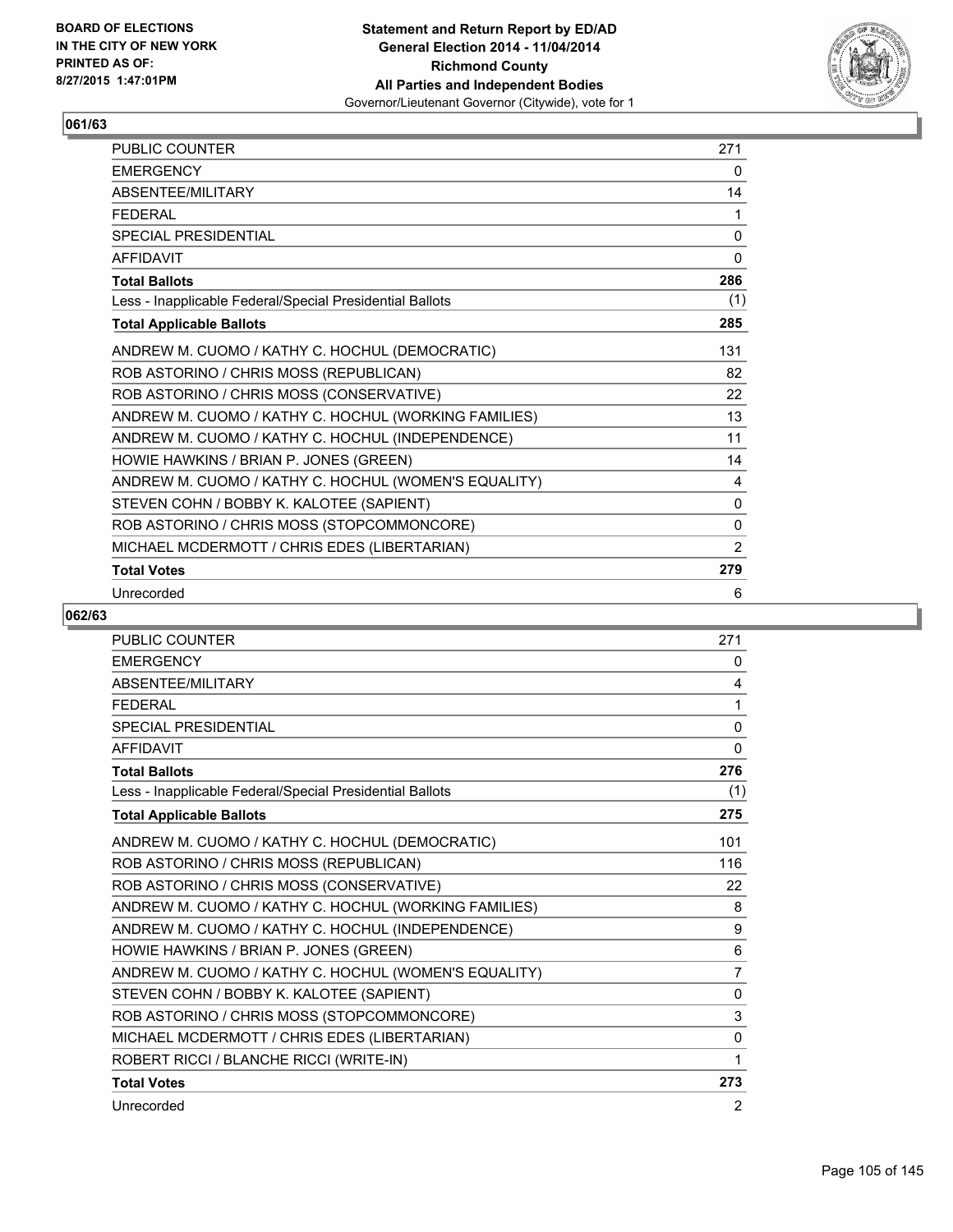**BOARD OF ELECTIONS IN THE CITY OF NEW YORK PRINTED AS OF: 8/27/2015 1:47:01PM**

**Statement and Return Report by ED/AD General Election 2014 - 11/04/2014 Richmond County All Parties and Independent Bodies**
Governor/Lieutenant Governor (Citywide), vote for 1

## 061/63

| | |
|---|---|
| PUBLIC COUNTER | 271 |
| EMERGENCY | 0 |
| ABSENTEE/MILITARY | 14 |
| FEDERAL | 1 |
| SPECIAL PRESIDENTIAL | 0 |
| AFFIDAVIT | 0 |
| **Total Ballots** | **286** |
| Less - Inapplicable Federal/Special Presidential Ballots | (1) |
| **Total Applicable Ballots** | **285** |
| ANDREW M. CUOMO / KATHY C. HOCHUL (DEMOCRATIC) | 131 |
| ROB ASTORINO / CHRIS MOSS (REPUBLICAN) | 82 |
| ROB ASTORINO / CHRIS MOSS (CONSERVATIVE) | 22 |
| ANDREW M. CUOMO / KATHY C. HOCHUL (WORKING FAMILIES) | 13 |
| ANDREW M. CUOMO / KATHY C. HOCHUL (INDEPENDENCE) | 11 |
| HOWIE HAWKINS / BRIAN P. JONES (GREEN) | 14 |
| ANDREW M. CUOMO / KATHY C. HOCHUL (WOMEN'S EQUALITY) | 4 |
| STEVEN COHN / BOBBY K. KALOTEE (SAPIENT) | 0 |
| ROB ASTORINO / CHRIS MOSS (STOPCOMMONCORE) | 0 |
| MICHAEL MCDERMOTT / CHRIS EDES (LIBERTARIAN) | 2 |
| **Total Votes** | **279** |
| Unrecorded | 6 |

## 062/63

| | |
|---|---|
| PUBLIC COUNTER | 271 |
| EMERGENCY | 0 |
| ABSENTEE/MILITARY | 4 |
| FEDERAL | 1 |
| SPECIAL PRESIDENTIAL | 0 |
| AFFIDAVIT | 0 |
| **Total Ballots** | **276** |
| Less - Inapplicable Federal/Special Presidential Ballots | (1) |
| **Total Applicable Ballots** | **275** |
| ANDREW M. CUOMO / KATHY C. HOCHUL (DEMOCRATIC) | 101 |
| ROB ASTORINO / CHRIS MOSS (REPUBLICAN) | 116 |
| ROB ASTORINO / CHRIS MOSS (CONSERVATIVE) | 22 |
| ANDREW M. CUOMO / KATHY C. HOCHUL (WORKING FAMILIES) | 8 |
| ANDREW M. CUOMO / KATHY C. HOCHUL (INDEPENDENCE) | 9 |
| HOWIE HAWKINS / BRIAN P. JONES (GREEN) | 6 |
| ANDREW M. CUOMO / KATHY C. HOCHUL (WOMEN'S EQUALITY) | 7 |
| STEVEN COHN / BOBBY K. KALOTEE (SAPIENT) | 0 |
| ROB ASTORINO / CHRIS MOSS (STOPCOMMONCORE) | 3 |
| MICHAEL MCDERMOTT / CHRIS EDES (LIBERTARIAN) | 0 |
| ROBERT RICCI / BLANCHE RICCI (WRITE-IN) | 1 |
| **Total Votes** | **273** |
| Unrecorded | 2 |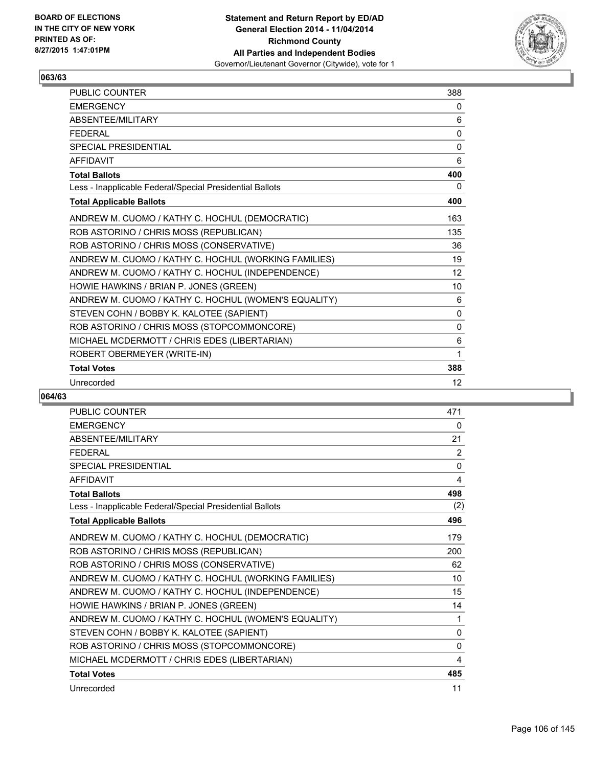BOARD OF ELECTIONS
IN THE CITY OF NEW YORK
PRINTED AS OF:
8/27/2015 1:47:01PM

**Statement and Return Report by ED/AD**
**General Election 2014 - 11/04/2014**
**Richmond County**
**All Parties and Independent Bodies**
Governor/Lieutenant Governor (Citywide), vote for 1

## 063/63

| | |
|---|---|
| PUBLIC COUNTER | 388 |
| EMERGENCY | 0 |
| ABSENTEE/MILITARY | 6 |
| FEDERAL | 0 |
| SPECIAL PRESIDENTIAL | 0 |
| AFFIDAVIT | 6 |
| **Total Ballots** | **400** |
| Less - Inapplicable Federal/Special Presidential Ballots | 0 |
| **Total Applicable Ballots** | **400** |
| ANDREW M. CUOMO / KATHY C. HOCHUL (DEMOCRATIC) | 163 |
| ROB ASTORINO / CHRIS MOSS (REPUBLICAN) | 135 |
| ROB ASTORINO / CHRIS MOSS (CONSERVATIVE) | 36 |
| ANDREW M. CUOMO / KATHY C. HOCHUL (WORKING FAMILIES) | 19 |
| ANDREW M. CUOMO / KATHY C. HOCHUL (INDEPENDENCE) | 12 |
| HOWIE HAWKINS / BRIAN P. JONES (GREEN) | 10 |
| ANDREW M. CUOMO / KATHY C. HOCHUL (WOMEN'S EQUALITY) | 6 |
| STEVEN COHN / BOBBY K. KALOTEE (SAPIENT) | 0 |
| ROB ASTORINO / CHRIS MOSS (STOPCOMMONCORE) | 0 |
| MICHAEL MCDERMOTT / CHRIS EDES (LIBERTARIAN) | 6 |
| ROBERT OBERMEYER (WRITE-IN) | 1 |
| **Total Votes** | **388** |
| Unrecorded | 12 |

## 064/63

| | |
|---|---|
| PUBLIC COUNTER | 471 |
| EMERGENCY | 0 |
| ABSENTEE/MILITARY | 21 |
| FEDERAL | 2 |
| SPECIAL PRESIDENTIAL | 0 |
| AFFIDAVIT | 4 |
| **Total Ballots** | **498** |
| Less - Inapplicable Federal/Special Presidential Ballots | (2) |
| **Total Applicable Ballots** | **496** |
| ANDREW M. CUOMO / KATHY C. HOCHUL (DEMOCRATIC) | 179 |
| ROB ASTORINO / CHRIS MOSS (REPUBLICAN) | 200 |
| ROB ASTORINO / CHRIS MOSS (CONSERVATIVE) | 62 |
| ANDREW M. CUOMO / KATHY C. HOCHUL (WORKING FAMILIES) | 10 |
| ANDREW M. CUOMO / KATHY C. HOCHUL (INDEPENDENCE) | 15 |
| HOWIE HAWKINS / BRIAN P. JONES (GREEN) | 14 |
| ANDREW M. CUOMO / KATHY C. HOCHUL (WOMEN'S EQUALITY) | 1 |
| STEVEN COHN / BOBBY K. KALOTEE (SAPIENT) | 0 |
| ROB ASTORINO / CHRIS MOSS (STOPCOMMONCORE) | 0 |
| MICHAEL MCDERMOTT / CHRIS EDES (LIBERTARIAN) | 4 |
| **Total Votes** | **485** |
| Unrecorded | 11 |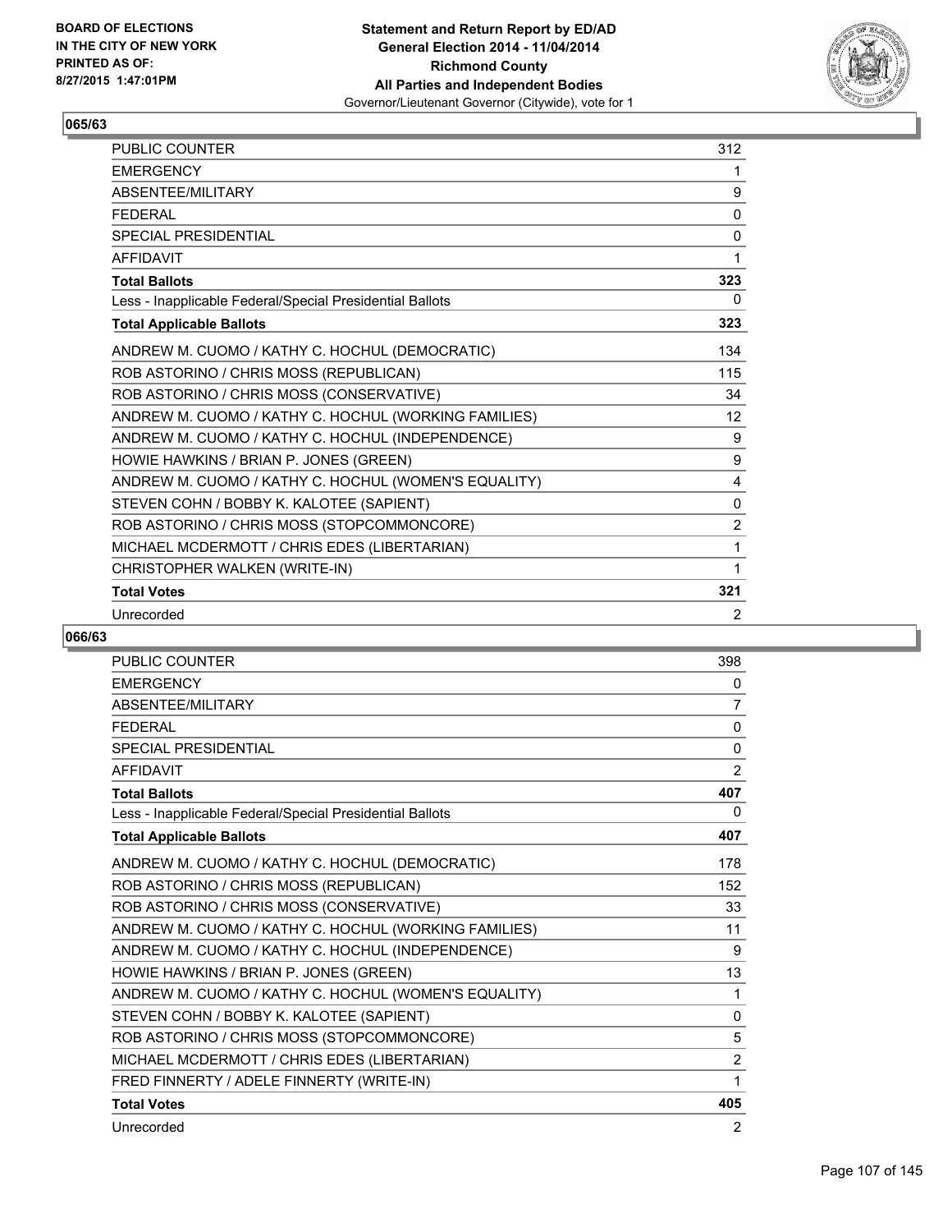BOARD OF ELECTIONS
IN THE CITY OF NEW YORK
PRINTED AS OF:
8/27/2015 1:47:01PM

**Statement and Return Report by ED/AD**
**General Election 2014 - 11/04/2014**
**Richmond County**
**All Parties and Independent Bodies**
Governor/Lieutenant Governor (Citywide), vote for 1

## 065/63

| | |
|---|---|
| PUBLIC COUNTER | 312 |
| EMERGENCY | 1 |
| ABSENTEE/MILITARY | 9 |
| FEDERAL | 0 |
| SPECIAL PRESIDENTIAL | 0 |
| AFFIDAVIT | 1 |
| **Total Ballots** | **323** |
| Less - Inapplicable Federal/Special Presidential Ballots | 0 |
| **Total Applicable Ballots** | **323** |
| ANDREW M. CUOMO / KATHY C. HOCHUL (DEMOCRATIC) | 134 |
| ROB ASTORINO / CHRIS MOSS (REPUBLICAN) | 115 |
| ROB ASTORINO / CHRIS MOSS (CONSERVATIVE) | 34 |
| ANDREW M. CUOMO / KATHY C. HOCHUL (WORKING FAMILIES) | 12 |
| ANDREW M. CUOMO / KATHY C. HOCHUL (INDEPENDENCE) | 9 |
| HOWIE HAWKINS / BRIAN P. JONES (GREEN) | 9 |
| ANDREW M. CUOMO / KATHY C. HOCHUL (WOMEN'S EQUALITY) | 4 |
| STEVEN COHN / BOBBY K. KALOTEE (SAPIENT) | 0 |
| ROB ASTORINO / CHRIS MOSS (STOPCOMMONCORE) | 2 |
| MICHAEL MCDERMOTT / CHRIS EDES (LIBERTARIAN) | 1 |
| CHRISTOPHER WALKEN (WRITE-IN) | 1 |
| **Total Votes** | **321** |
| Unrecorded | 2 |

## 066/63

| | |
|---|---|
| PUBLIC COUNTER | 398 |
| EMERGENCY | 0 |
| ABSENTEE/MILITARY | 7 |
| FEDERAL | 0 |
| SPECIAL PRESIDENTIAL | 0 |
| AFFIDAVIT | 2 |
| **Total Ballots** | **407** |
| Less - Inapplicable Federal/Special Presidential Ballots | 0 |
| **Total Applicable Ballots** | **407** |
| ANDREW M. CUOMO / KATHY C. HOCHUL (DEMOCRATIC) | 178 |
| ROB ASTORINO / CHRIS MOSS (REPUBLICAN) | 152 |
| ROB ASTORINO / CHRIS MOSS (CONSERVATIVE) | 33 |
| ANDREW M. CUOMO / KATHY C. HOCHUL (WORKING FAMILIES) | 11 |
| ANDREW M. CUOMO / KATHY C. HOCHUL (INDEPENDENCE) | 9 |
| HOWIE HAWKINS / BRIAN P. JONES (GREEN) | 13 |
| ANDREW M. CUOMO / KATHY C. HOCHUL (WOMEN'S EQUALITY) | 1 |
| STEVEN COHN / BOBBY K. KALOTEE (SAPIENT) | 0 |
| ROB ASTORINO / CHRIS MOSS (STOPCOMMONCORE) | 5 |
| MICHAEL MCDERMOTT / CHRIS EDES (LIBERTARIAN) | 2 |
| FRED FINNERTY / ADELE FINNERTY (WRITE-IN) | 1 |
| **Total Votes** | **405** |
| Unrecorded | 2 |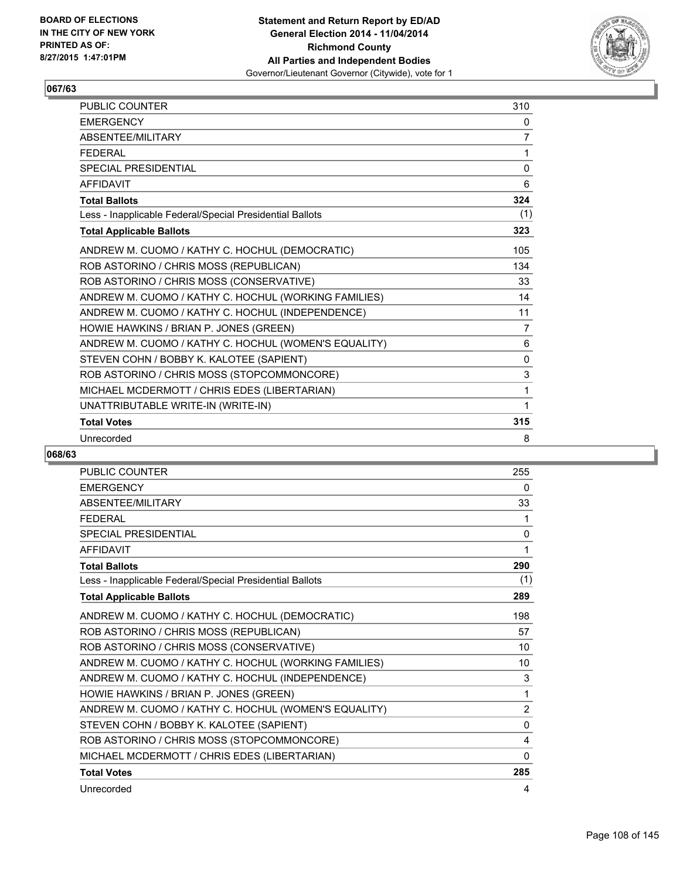## 067/63

| | |
|---|---|
| PUBLIC COUNTER | 310 |
| EMERGENCY | 0 |
| ABSENTEE/MILITARY | 7 |
| FEDERAL | 1 |
| SPECIAL PRESIDENTIAL | 0 |
| AFFIDAVIT | 6 |
| **Total Ballots** | **324** |
| Less - Inapplicable Federal/Special Presidential Ballots | (1) |
| **Total Applicable Ballots** | **323** |
| ANDREW M. CUOMO / KATHY C. HOCHUL (DEMOCRATIC) | 105 |
| ROB ASTORINO / CHRIS MOSS (REPUBLICAN) | 134 |
| ROB ASTORINO / CHRIS MOSS (CONSERVATIVE) | 33 |
| ANDREW M. CUOMO / KATHY C. HOCHUL (WORKING FAMILIES) | 14 |
| ANDREW M. CUOMO / KATHY C. HOCHUL (INDEPENDENCE) | 11 |
| HOWIE HAWKINS / BRIAN P. JONES (GREEN) | 7 |
| ANDREW M. CUOMO / KATHY C. HOCHUL (WOMEN'S EQUALITY) | 6 |
| STEVEN COHN / BOBBY K. KALOTEE (SAPIENT) | 0 |
| ROB ASTORINO / CHRIS MOSS (STOPCOMMONCORE) | 3 |
| MICHAEL MCDERMOTT / CHRIS EDES (LIBERTARIAN) | 1 |
| UNATTRIBUTABLE WRITE-IN (WRITE-IN) | 1 |
| **Total Votes** | **315** |
| Unrecorded | 8 |

## 068/63

| | |
|---|---|
| PUBLIC COUNTER | 255 |
| EMERGENCY | 0 |
| ABSENTEE/MILITARY | 33 |
| FEDERAL | 1 |
| SPECIAL PRESIDENTIAL | 0 |
| AFFIDAVIT | 1 |
| **Total Ballots** | **290** |
| Less - Inapplicable Federal/Special Presidential Ballots | (1) |
| **Total Applicable Ballots** | **289** |
| ANDREW M. CUOMO / KATHY C. HOCHUL (DEMOCRATIC) | 198 |
| ROB ASTORINO / CHRIS MOSS (REPUBLICAN) | 57 |
| ROB ASTORINO / CHRIS MOSS (CONSERVATIVE) | 10 |
| ANDREW M. CUOMO / KATHY C. HOCHUL (WORKING FAMILIES) | 10 |
| ANDREW M. CUOMO / KATHY C. HOCHUL (INDEPENDENCE) | 3 |
| HOWIE HAWKINS / BRIAN P. JONES (GREEN) | 1 |
| ANDREW M. CUOMO / KATHY C. HOCHUL (WOMEN'S EQUALITY) | 2 |
| STEVEN COHN / BOBBY K. KALOTEE (SAPIENT) | 0 |
| ROB ASTORINO / CHRIS MOSS (STOPCOMMONCORE) | 4 |
| MICHAEL MCDERMOTT / CHRIS EDES (LIBERTARIAN) | 0 |
| **Total Votes** | **285** |
| Unrecorded | 4 |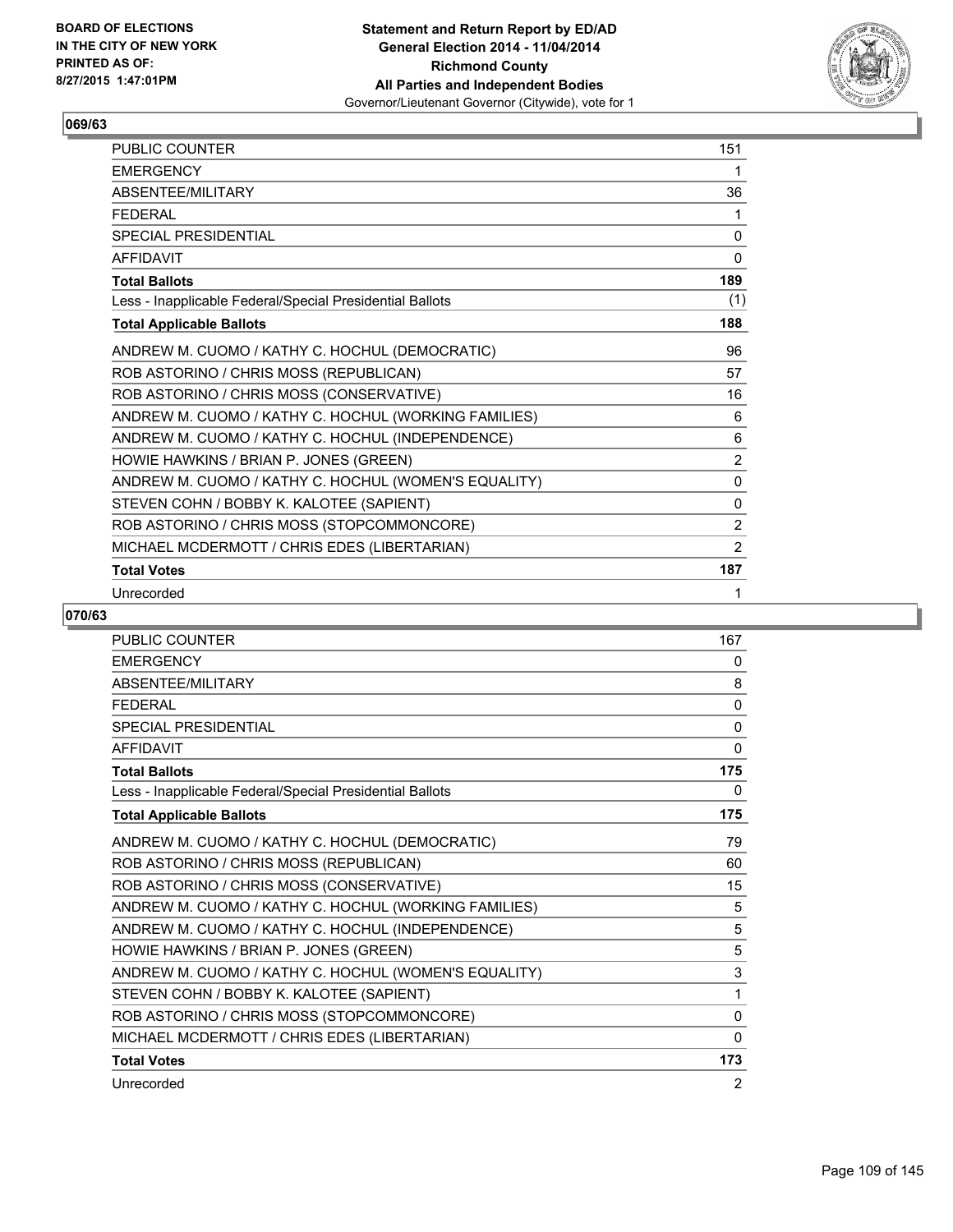**BOARD OF ELECTIONS IN THE CITY OF NEW YORK PRINTED AS OF: 8/27/2015 1:47:01PM**

**Statement and Return Report by ED/AD General Election 2014 - 11/04/2014 Richmond County All Parties and Independent Bodies** Governor/Lieutenant Governor (Citywide), vote for 1

## 069/63

| | |
|---|---|
| PUBLIC COUNTER | 151 |
| EMERGENCY | 1 |
| ABSENTEE/MILITARY | 36 |
| FEDERAL | 1 |
| SPECIAL PRESIDENTIAL | 0 |
| AFFIDAVIT | 0 |
| **Total Ballots** | **189** |
| Less - Inapplicable Federal/Special Presidential Ballots | (1) |
| **Total Applicable Ballots** | **188** |
| ANDREW M. CUOMO / KATHY C. HOCHUL (DEMOCRATIC) | 96 |
| ROB ASTORINO / CHRIS MOSS (REPUBLICAN) | 57 |
| ROB ASTORINO / CHRIS MOSS (CONSERVATIVE) | 16 |
| ANDREW M. CUOMO / KATHY C. HOCHUL (WORKING FAMILIES) | 6 |
| ANDREW M. CUOMO / KATHY C. HOCHUL (INDEPENDENCE) | 6 |
| HOWIE HAWKINS / BRIAN P. JONES (GREEN) | 2 |
| ANDREW M. CUOMO / KATHY C. HOCHUL (WOMEN'S EQUALITY) | 0 |
| STEVEN COHN / BOBBY K. KALOTEE (SAPIENT) | 0 |
| ROB ASTORINO / CHRIS MOSS (STOPCOMMONCORE) | 2 |
| MICHAEL MCDERMOTT / CHRIS EDES (LIBERTARIAN) | 2 |
| **Total Votes** | **187** |
| Unrecorded | 1 |

## 070/63

| | |
|---|---|
| PUBLIC COUNTER | 167 |
| EMERGENCY | 0 |
| ABSENTEE/MILITARY | 8 |
| FEDERAL | 0 |
| SPECIAL PRESIDENTIAL | 0 |
| AFFIDAVIT | 0 |
| **Total Ballots** | **175** |
| Less - Inapplicable Federal/Special Presidential Ballots | 0 |
| **Total Applicable Ballots** | **175** |
| ANDREW M. CUOMO / KATHY C. HOCHUL (DEMOCRATIC) | 79 |
| ROB ASTORINO / CHRIS MOSS (REPUBLICAN) | 60 |
| ROB ASTORINO / CHRIS MOSS (CONSERVATIVE) | 15 |
| ANDREW M. CUOMO / KATHY C. HOCHUL (WORKING FAMILIES) | 5 |
| ANDREW M. CUOMO / KATHY C. HOCHUL (INDEPENDENCE) | 5 |
| HOWIE HAWKINS / BRIAN P. JONES (GREEN) | 5 |
| ANDREW M. CUOMO / KATHY C. HOCHUL (WOMEN'S EQUALITY) | 3 |
| STEVEN COHN / BOBBY K. KALOTEE (SAPIENT) | 1 |
| ROB ASTORINO / CHRIS MOSS (STOPCOMMONCORE) | 0 |
| MICHAEL MCDERMOTT / CHRIS EDES (LIBERTARIAN) | 0 |
| **Total Votes** | **173** |
| Unrecorded | 2 |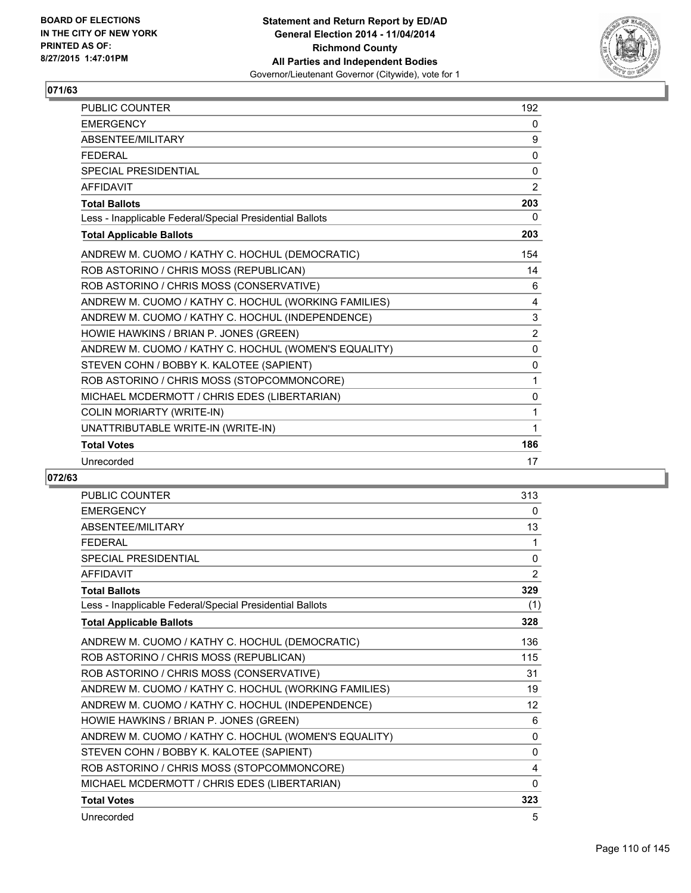BOARD OF ELECTIONS
IN THE CITY OF NEW YORK
PRINTED AS OF:
8/27/2015 1:47:01PM

**Statement and Return Report by ED/AD**
**General Election 2014 - 11/04/2014**
**Richmond County**
**All Parties and Independent Bodies**
Governor/Lieutenant Governor (Citywide), vote for 1

## 071/63

| | |
|---|---|
| PUBLIC COUNTER | 192 |
| EMERGENCY | 0 |
| ABSENTEE/MILITARY | 9 |
| FEDERAL | 0 |
| SPECIAL PRESIDENTIAL | 0 |
| AFFIDAVIT | 2 |
| **Total Ballots** | **203** |
| Less - Inapplicable Federal/Special Presidential Ballots | 0 |
| **Total Applicable Ballots** | **203** |
| ANDREW M. CUOMO / KATHY C. HOCHUL (DEMOCRATIC) | 154 |
| ROB ASTORINO / CHRIS MOSS (REPUBLICAN) | 14 |
| ROB ASTORINO / CHRIS MOSS (CONSERVATIVE) | 6 |
| ANDREW M. CUOMO / KATHY C. HOCHUL (WORKING FAMILIES) | 4 |
| ANDREW M. CUOMO / KATHY C. HOCHUL (INDEPENDENCE) | 3 |
| HOWIE HAWKINS / BRIAN P. JONES (GREEN) | 2 |
| ANDREW M. CUOMO / KATHY C. HOCHUL (WOMEN'S EQUALITY) | 0 |
| STEVEN COHN / BOBBY K. KALOTEE (SAPIENT) | 0 |
| ROB ASTORINO / CHRIS MOSS (STOPCOMMONCORE) | 1 |
| MICHAEL MCDERMOTT / CHRIS EDES (LIBERTARIAN) | 0 |
| COLIN MORIARTY (WRITE-IN) | 1 |
| UNATTRIBUTABLE WRITE-IN (WRITE-IN) | 1 |
| **Total Votes** | **186** |
| Unrecorded | 17 |

## 072/63

| | |
|---|---|
| PUBLIC COUNTER | 313 |
| EMERGENCY | 0 |
| ABSENTEE/MILITARY | 13 |
| FEDERAL | 1 |
| SPECIAL PRESIDENTIAL | 0 |
| AFFIDAVIT | 2 |
| **Total Ballots** | **329** |
| Less - Inapplicable Federal/Special Presidential Ballots | (1) |
| **Total Applicable Ballots** | **328** |
| ANDREW M. CUOMO / KATHY C. HOCHUL (DEMOCRATIC) | 136 |
| ROB ASTORINO / CHRIS MOSS (REPUBLICAN) | 115 |
| ROB ASTORINO / CHRIS MOSS (CONSERVATIVE) | 31 |
| ANDREW M. CUOMO / KATHY C. HOCHUL (WORKING FAMILIES) | 19 |
| ANDREW M. CUOMO / KATHY C. HOCHUL (INDEPENDENCE) | 12 |
| HOWIE HAWKINS / BRIAN P. JONES (GREEN) | 6 |
| ANDREW M. CUOMO / KATHY C. HOCHUL (WOMEN'S EQUALITY) | 0 |
| STEVEN COHN / BOBBY K. KALOTEE (SAPIENT) | 0 |
| ROB ASTORINO / CHRIS MOSS (STOPCOMMONCORE) | 4 |
| MICHAEL MCDERMOTT / CHRIS EDES (LIBERTARIAN) | 0 |
| **Total Votes** | **323** |
| Unrecorded | 5 |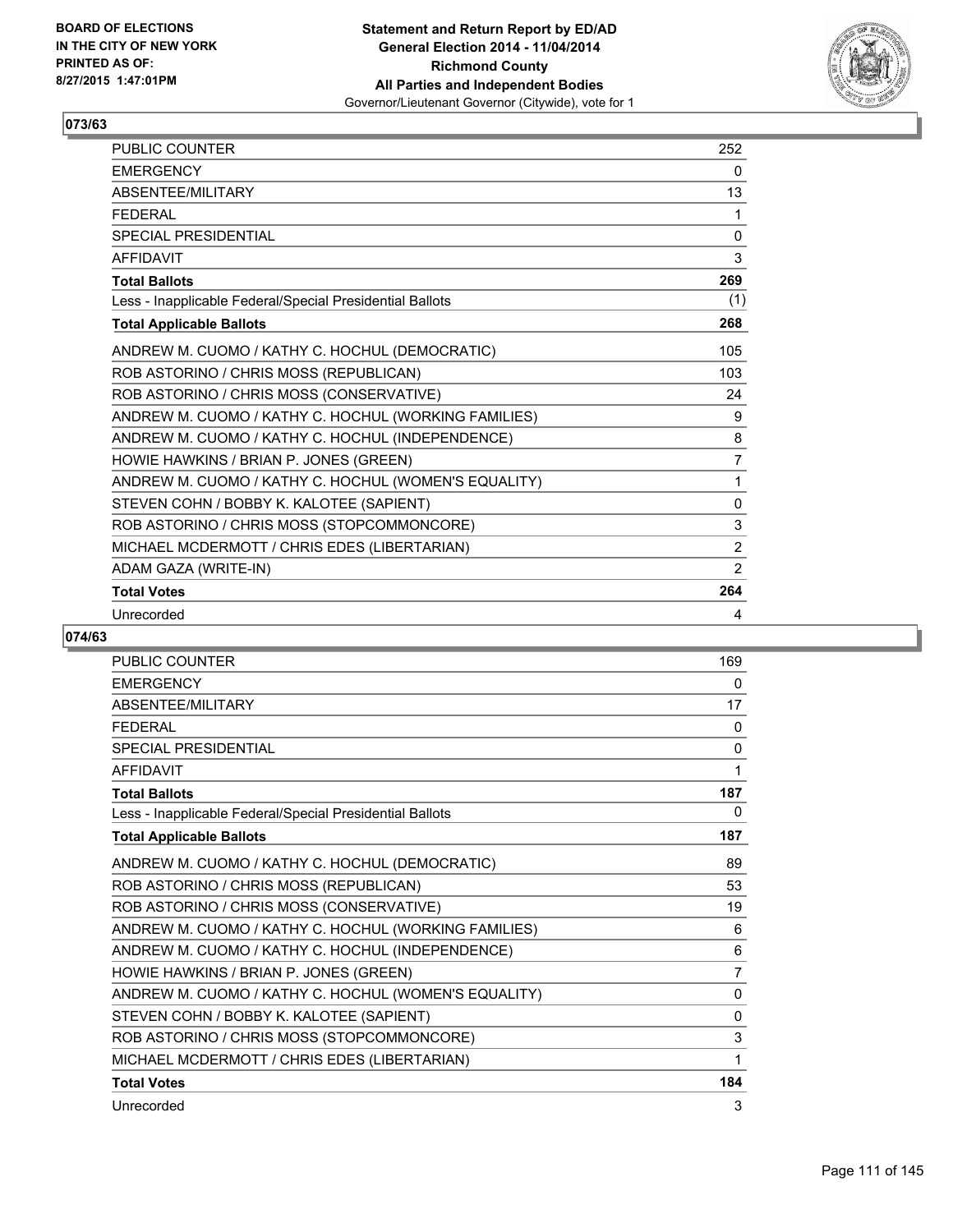BOARD OF ELECTIONS
IN THE CITY OF NEW YORK
PRINTED AS OF:
8/27/2015 1:47:01PM

**Statement and Return Report by ED/AD**
**General Election 2014 - 11/04/2014**
**Richmond County**
**All Parties and Independent Bodies**
Governor/Lieutenant Governor (Citywide), vote for 1

## 073/63

| | |
|---|---|
| PUBLIC COUNTER | 252 |
| EMERGENCY | 0 |
| ABSENTEE/MILITARY | 13 |
| FEDERAL | 1 |
| SPECIAL PRESIDENTIAL | 0 |
| AFFIDAVIT | 3 |
| **Total Ballots** | **269** |
| Less - Inapplicable Federal/Special Presidential Ballots | (1) |
| **Total Applicable Ballots** | **268** |
| ANDREW M. CUOMO / KATHY C. HOCHUL (DEMOCRATIC) | 105 |
| ROB ASTORINO / CHRIS MOSS (REPUBLICAN) | 103 |
| ROB ASTORINO / CHRIS MOSS (CONSERVATIVE) | 24 |
| ANDREW M. CUOMO / KATHY C. HOCHUL (WORKING FAMILIES) | 9 |
| ANDREW M. CUOMO / KATHY C. HOCHUL (INDEPENDENCE) | 8 |
| HOWIE HAWKINS / BRIAN P. JONES (GREEN) | 7 |
| ANDREW M. CUOMO / KATHY C. HOCHUL (WOMEN'S EQUALITY) | 1 |
| STEVEN COHN / BOBBY K. KALOTEE (SAPIENT) | 0 |
| ROB ASTORINO / CHRIS MOSS (STOPCOMMONCORE) | 3 |
| MICHAEL MCDERMOTT / CHRIS EDES (LIBERTARIAN) | 2 |
| ADAM GAZA (WRITE-IN) | 2 |
| **Total Votes** | **264** |
| Unrecorded | 4 |

## 074/63

| | |
|---|---|
| PUBLIC COUNTER | 169 |
| EMERGENCY | 0 |
| ABSENTEE/MILITARY | 17 |
| FEDERAL | 0 |
| SPECIAL PRESIDENTIAL | 0 |
| AFFIDAVIT | 1 |
| **Total Ballots** | **187** |
| Less - Inapplicable Federal/Special Presidential Ballots | 0 |
| **Total Applicable Ballots** | **187** |
| ANDREW M. CUOMO / KATHY C. HOCHUL (DEMOCRATIC) | 89 |
| ROB ASTORINO / CHRIS MOSS (REPUBLICAN) | 53 |
| ROB ASTORINO / CHRIS MOSS (CONSERVATIVE) | 19 |
| ANDREW M. CUOMO / KATHY C. HOCHUL (WORKING FAMILIES) | 6 |
| ANDREW M. CUOMO / KATHY C. HOCHUL (INDEPENDENCE) | 6 |
| HOWIE HAWKINS / BRIAN P. JONES (GREEN) | 7 |
| ANDREW M. CUOMO / KATHY C. HOCHUL (WOMEN'S EQUALITY) | 0 |
| STEVEN COHN / BOBBY K. KALOTEE (SAPIENT) | 0 |
| ROB ASTORINO / CHRIS MOSS (STOPCOMMONCORE) | 3 |
| MICHAEL MCDERMOTT / CHRIS EDES (LIBERTARIAN) | 1 |
| **Total Votes** | **184** |
| Unrecorded | 3 |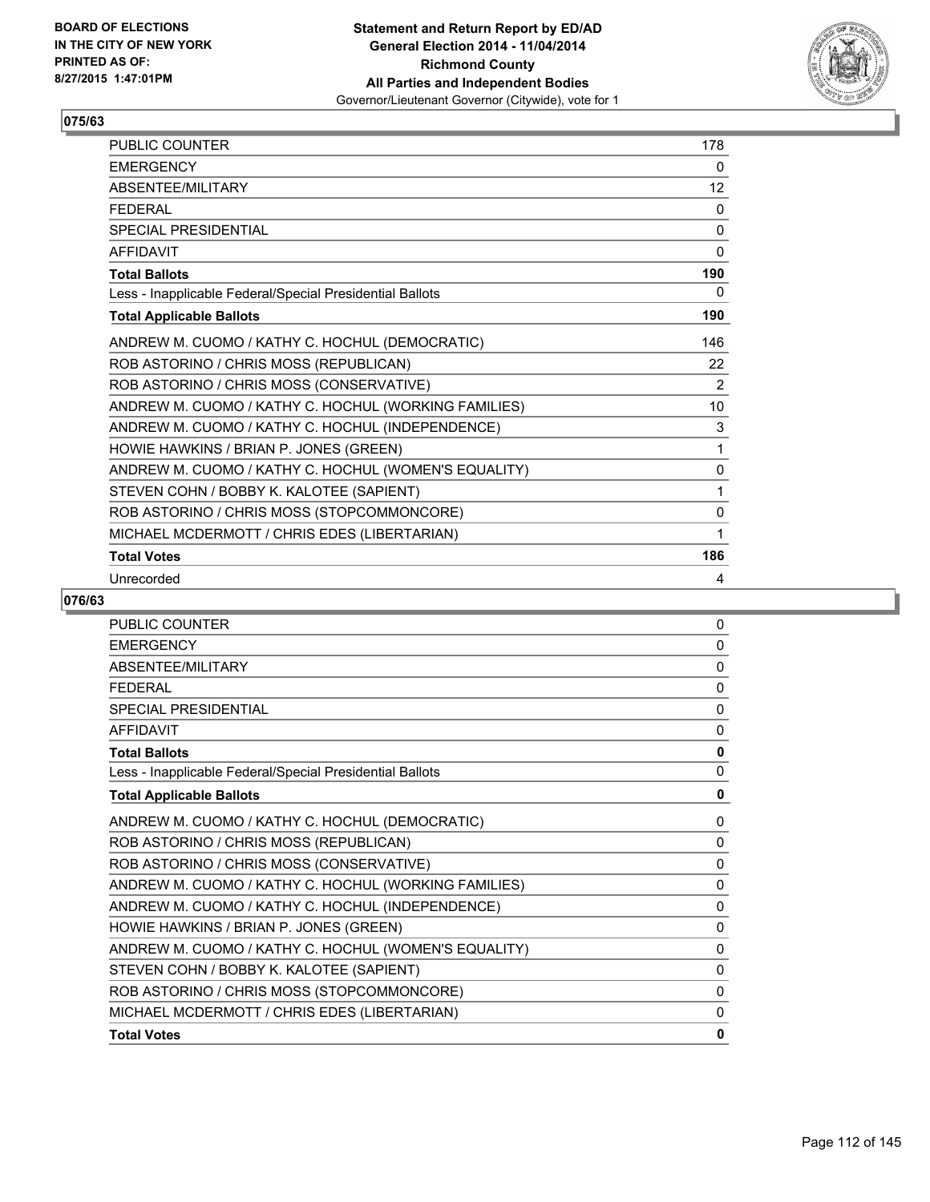**BOARD OF ELECTIONS IN THE CITY OF NEW YORK PRINTED AS OF: 8/27/2015 1:47:01PM**

**Statement and Return Report by ED/AD General Election 2014 - 11/04/2014 Richmond County All Parties and Independent Bodies**
Governor/Lieutenant Governor (Citywide), vote for 1

## 075/63

| | |
|---|---|
| PUBLIC COUNTER | 178 |
| EMERGENCY | 0 |
| ABSENTEE/MILITARY | 12 |
| FEDERAL | 0 |
| SPECIAL PRESIDENTIAL | 0 |
| AFFIDAVIT | 0 |
| **Total Ballots** | **190** |
| Less - Inapplicable Federal/Special Presidential Ballots | 0 |
| **Total Applicable Ballots** | **190** |
| ANDREW M. CUOMO / KATHY C. HOCHUL (DEMOCRATIC) | 146 |
| ROB ASTORINO / CHRIS MOSS (REPUBLICAN) | 22 |
| ROB ASTORINO / CHRIS MOSS (CONSERVATIVE) | 2 |
| ANDREW M. CUOMO / KATHY C. HOCHUL (WORKING FAMILIES) | 10 |
| ANDREW M. CUOMO / KATHY C. HOCHUL (INDEPENDENCE) | 3 |
| HOWIE HAWKINS / BRIAN P. JONES (GREEN) | 1 |
| ANDREW M. CUOMO / KATHY C. HOCHUL (WOMEN'S EQUALITY) | 0 |
| STEVEN COHN / BOBBY K. KALOTEE (SAPIENT) | 1 |
| ROB ASTORINO / CHRIS MOSS (STOPCOMMONCORE) | 0 |
| MICHAEL MCDERMOTT / CHRIS EDES (LIBERTARIAN) | 1 |
| **Total Votes** | **186** |
| Unrecorded | 4 |

## 076/63

| | |
|---|---|
| PUBLIC COUNTER | 0 |
| EMERGENCY | 0 |
| ABSENTEE/MILITARY | 0 |
| FEDERAL | 0 |
| SPECIAL PRESIDENTIAL | 0 |
| AFFIDAVIT | 0 |
| **Total Ballots** | **0** |
| Less - Inapplicable Federal/Special Presidential Ballots | 0 |
| **Total Applicable Ballots** | **0** |
| ANDREW M. CUOMO / KATHY C. HOCHUL (DEMOCRATIC) | 0 |
| ROB ASTORINO / CHRIS MOSS (REPUBLICAN) | 0 |
| ROB ASTORINO / CHRIS MOSS (CONSERVATIVE) | 0 |
| ANDREW M. CUOMO / KATHY C. HOCHUL (WORKING FAMILIES) | 0 |
| ANDREW M. CUOMO / KATHY C. HOCHUL (INDEPENDENCE) | 0 |
| HOWIE HAWKINS / BRIAN P. JONES (GREEN) | 0 |
| ANDREW M. CUOMO / KATHY C. HOCHUL (WOMEN'S EQUALITY) | 0 |
| STEVEN COHN / BOBBY K. KALOTEE (SAPIENT) | 0 |
| ROB ASTORINO / CHRIS MOSS (STOPCOMMONCORE) | 0 |
| MICHAEL MCDERMOTT / CHRIS EDES (LIBERTARIAN) | 0 |
| **Total Votes** | **0** |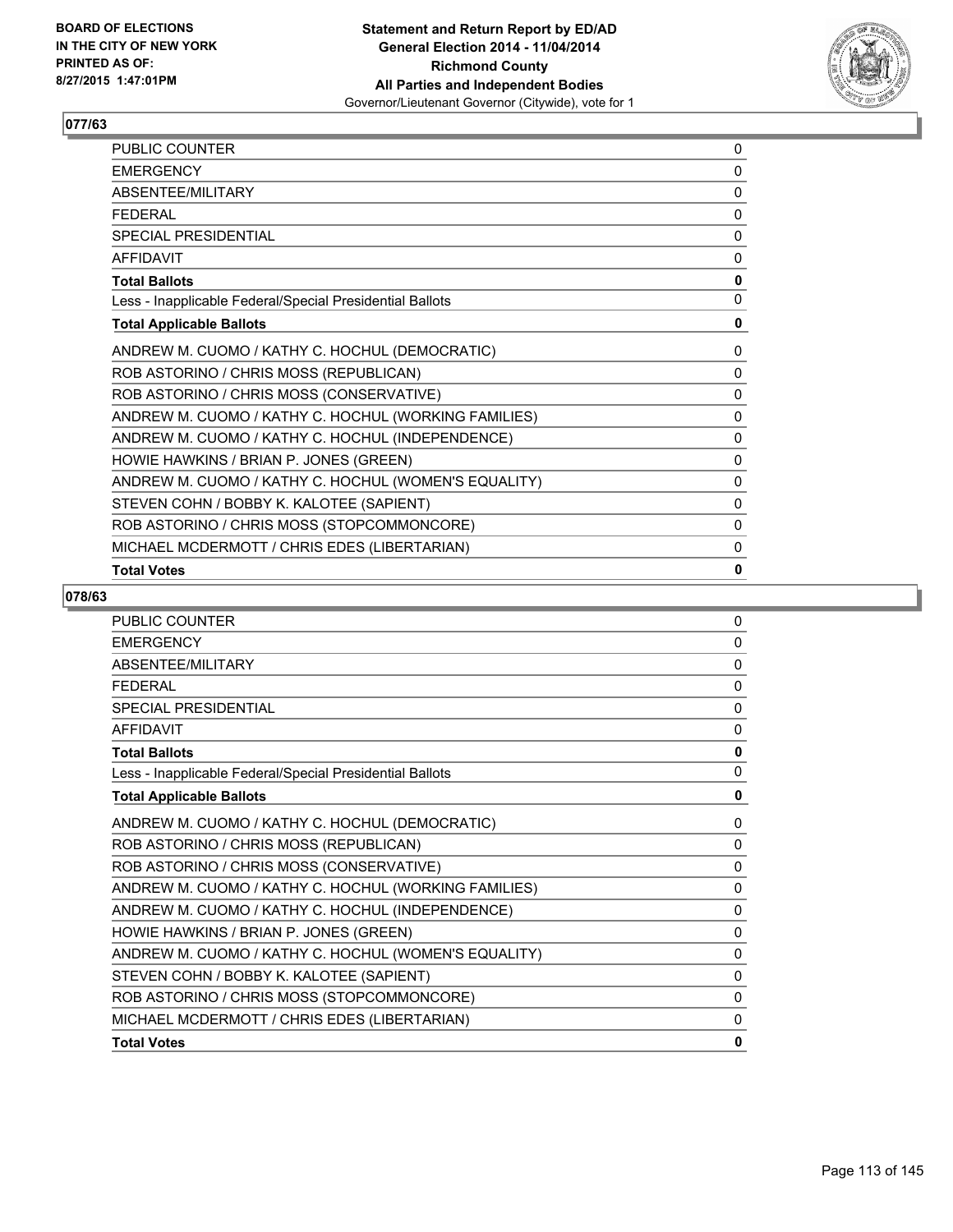**BOARD OF ELECTIONS IN THE CITY OF NEW YORK PRINTED AS OF: 8/27/2015 1:47:01PM**

**Statement and Return Report by ED/AD General Election 2014 - 11/04/2014 Richmond County All Parties and Independent Bodies**
Governor/Lieutenant Governor (Citywide), vote for 1

## 077/63

| | |
|---|---|
| PUBLIC COUNTER | 0 |
| EMERGENCY | 0 |
| ABSENTEE/MILITARY | 0 |
| FEDERAL | 0 |
| SPECIAL PRESIDENTIAL | 0 |
| AFFIDAVIT | 0 |
| **Total Ballots** | **0** |
| Less - Inapplicable Federal/Special Presidential Ballots | 0 |
| **Total Applicable Ballots** | **0** |
| ANDREW M. CUOMO / KATHY C. HOCHUL (DEMOCRATIC) | 0 |
| ROB ASTORINO / CHRIS MOSS (REPUBLICAN) | 0 |
| ROB ASTORINO / CHRIS MOSS (CONSERVATIVE) | 0 |
| ANDREW M. CUOMO / KATHY C. HOCHUL (WORKING FAMILIES) | 0 |
| ANDREW M. CUOMO / KATHY C. HOCHUL (INDEPENDENCE) | 0 |
| HOWIE HAWKINS / BRIAN P. JONES (GREEN) | 0 |
| ANDREW M. CUOMO / KATHY C. HOCHUL (WOMEN'S EQUALITY) | 0 |
| STEVEN COHN / BOBBY K. KALOTEE (SAPIENT) | 0 |
| ROB ASTORINO / CHRIS MOSS (STOPCOMMONCORE) | 0 |
| MICHAEL MCDERMOTT / CHRIS EDES (LIBERTARIAN) | 0 |
| **Total Votes** | **0** |

## 078/63

| | |
|---|---|
| PUBLIC COUNTER | 0 |
| EMERGENCY | 0 |
| ABSENTEE/MILITARY | 0 |
| FEDERAL | 0 |
| SPECIAL PRESIDENTIAL | 0 |
| AFFIDAVIT | 0 |
| **Total Ballots** | **0** |
| Less - Inapplicable Federal/Special Presidential Ballots | 0 |
| **Total Applicable Ballots** | **0** |
| ANDREW M. CUOMO / KATHY C. HOCHUL (DEMOCRATIC) | 0 |
| ROB ASTORINO / CHRIS MOSS (REPUBLICAN) | 0 |
| ROB ASTORINO / CHRIS MOSS (CONSERVATIVE) | 0 |
| ANDREW M. CUOMO / KATHY C. HOCHUL (WORKING FAMILIES) | 0 |
| ANDREW M. CUOMO / KATHY C. HOCHUL (INDEPENDENCE) | 0 |
| HOWIE HAWKINS / BRIAN P. JONES (GREEN) | 0 |
| ANDREW M. CUOMO / KATHY C. HOCHUL (WOMEN'S EQUALITY) | 0 |
| STEVEN COHN / BOBBY K. KALOTEE (SAPIENT) | 0 |
| ROB ASTORINO / CHRIS MOSS (STOPCOMMONCORE) | 0 |
| MICHAEL MCDERMOTT / CHRIS EDES (LIBERTARIAN) | 0 |
| **Total Votes** | **0** |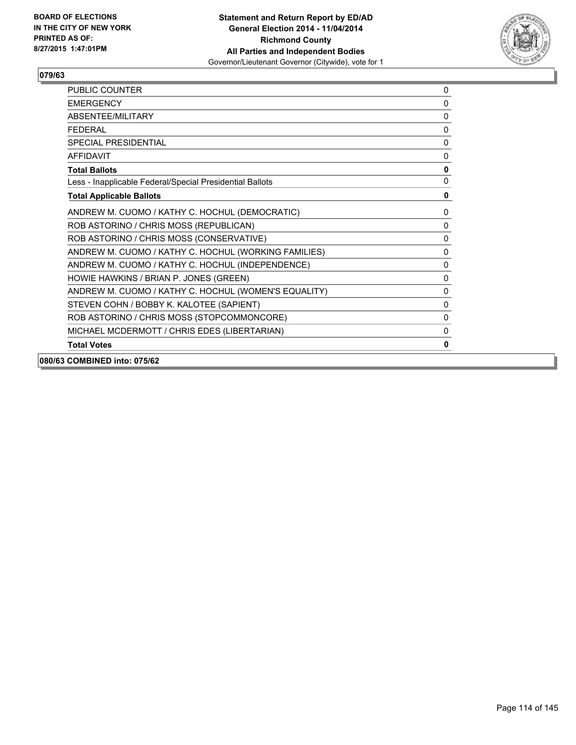## 079/63

| | |
|---|---|
| PUBLIC COUNTER | 0 |
| EMERGENCY | 0 |
| ABSENTEE/MILITARY | 0 |
| FEDERAL | 0 |
| SPECIAL PRESIDENTIAL | 0 |
| AFFIDAVIT | 0 |
| **Total Ballots** | **0** |
| Less - Inapplicable Federal/Special Presidential Ballots | 0 |
| **Total Applicable Ballots** | **0** |
| ANDREW M. CUOMO / KATHY C. HOCHUL (DEMOCRATIC) | 0 |
| ROB ASTORINO / CHRIS MOSS (REPUBLICAN) | 0 |
| ROB ASTORINO / CHRIS MOSS (CONSERVATIVE) | 0 |
| ANDREW M. CUOMO / KATHY C. HOCHUL (WORKING FAMILIES) | 0 |
| ANDREW M. CUOMO / KATHY C. HOCHUL (INDEPENDENCE) | 0 |
| HOWIE HAWKINS / BRIAN P. JONES (GREEN) | 0 |
| ANDREW M. CUOMO / KATHY C. HOCHUL (WOMEN'S EQUALITY) | 0 |
| STEVEN COHN / BOBBY K. KALOTEE (SAPIENT) | 0 |
| ROB ASTORINO / CHRIS MOSS (STOPCOMMONCORE) | 0 |
| MICHAEL MCDERMOTT / CHRIS EDES (LIBERTARIAN) | 0 |
| **Total Votes** | **0** |

**080/63 COMBINED into: 075/62**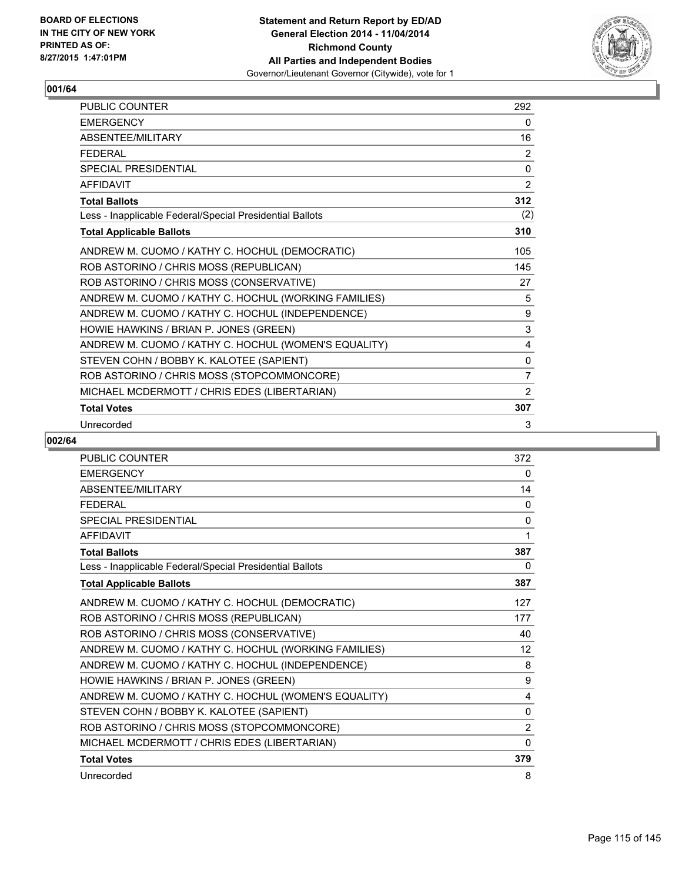BOARD OF ELECTIONS
IN THE CITY OF NEW YORK
PRINTED AS OF:
8/27/2015 1:47:01PM

**Statement and Return Report by ED/AD**
**General Election 2014 - 11/04/2014**
**Richmond County**
**All Parties and Independent Bodies**
Governor/Lieutenant Governor (Citywide), vote for 1

### 001/64

| | |
|---|---|
| PUBLIC COUNTER | 292 |
| EMERGENCY | 0 |
| ABSENTEE/MILITARY | 16 |
| FEDERAL | 2 |
| SPECIAL PRESIDENTIAL | 0 |
| AFFIDAVIT | 2 |
| **Total Ballots** | **312** |
| Less - Inapplicable Federal/Special Presidential Ballots | (2) |
| **Total Applicable Ballots** | **310** |
| ANDREW M. CUOMO / KATHY C. HOCHUL (DEMOCRATIC) | 105 |
| ROB ASTORINO / CHRIS MOSS (REPUBLICAN) | 145 |
| ROB ASTORINO / CHRIS MOSS (CONSERVATIVE) | 27 |
| ANDREW M. CUOMO / KATHY C. HOCHUL (WORKING FAMILIES) | 5 |
| ANDREW M. CUOMO / KATHY C. HOCHUL (INDEPENDENCE) | 9 |
| HOWIE HAWKINS / BRIAN P. JONES (GREEN) | 3 |
| ANDREW M. CUOMO / KATHY C. HOCHUL (WOMEN'S EQUALITY) | 4 |
| STEVEN COHN / BOBBY K. KALOTEE (SAPIENT) | 0 |
| ROB ASTORINO / CHRIS MOSS (STOPCOMMONCORE) | 7 |
| MICHAEL MCDERMOTT / CHRIS EDES (LIBERTARIAN) | 2 |
| **Total Votes** | **307** |
| Unrecorded | 3 |

### 002/64

| | |
|---|---|
| PUBLIC COUNTER | 372 |
| EMERGENCY | 0 |
| ABSENTEE/MILITARY | 14 |
| FEDERAL | 0 |
| SPECIAL PRESIDENTIAL | 0 |
| AFFIDAVIT | 1 |
| **Total Ballots** | **387** |
| Less - Inapplicable Federal/Special Presidential Ballots | 0 |
| **Total Applicable Ballots** | **387** |
| ANDREW M. CUOMO / KATHY C. HOCHUL (DEMOCRATIC) | 127 |
| ROB ASTORINO / CHRIS MOSS (REPUBLICAN) | 177 |
| ROB ASTORINO / CHRIS MOSS (CONSERVATIVE) | 40 |
| ANDREW M. CUOMO / KATHY C. HOCHUL (WORKING FAMILIES) | 12 |
| ANDREW M. CUOMO / KATHY C. HOCHUL (INDEPENDENCE) | 8 |
| HOWIE HAWKINS / BRIAN P. JONES (GREEN) | 9 |
| ANDREW M. CUOMO / KATHY C. HOCHUL (WOMEN'S EQUALITY) | 4 |
| STEVEN COHN / BOBBY K. KALOTEE (SAPIENT) | 0 |
| ROB ASTORINO / CHRIS MOSS (STOPCOMMONCORE) | 2 |
| MICHAEL MCDERMOTT / CHRIS EDES (LIBERTARIAN) | 0 |
| **Total Votes** | **379** |
| Unrecorded | 8 |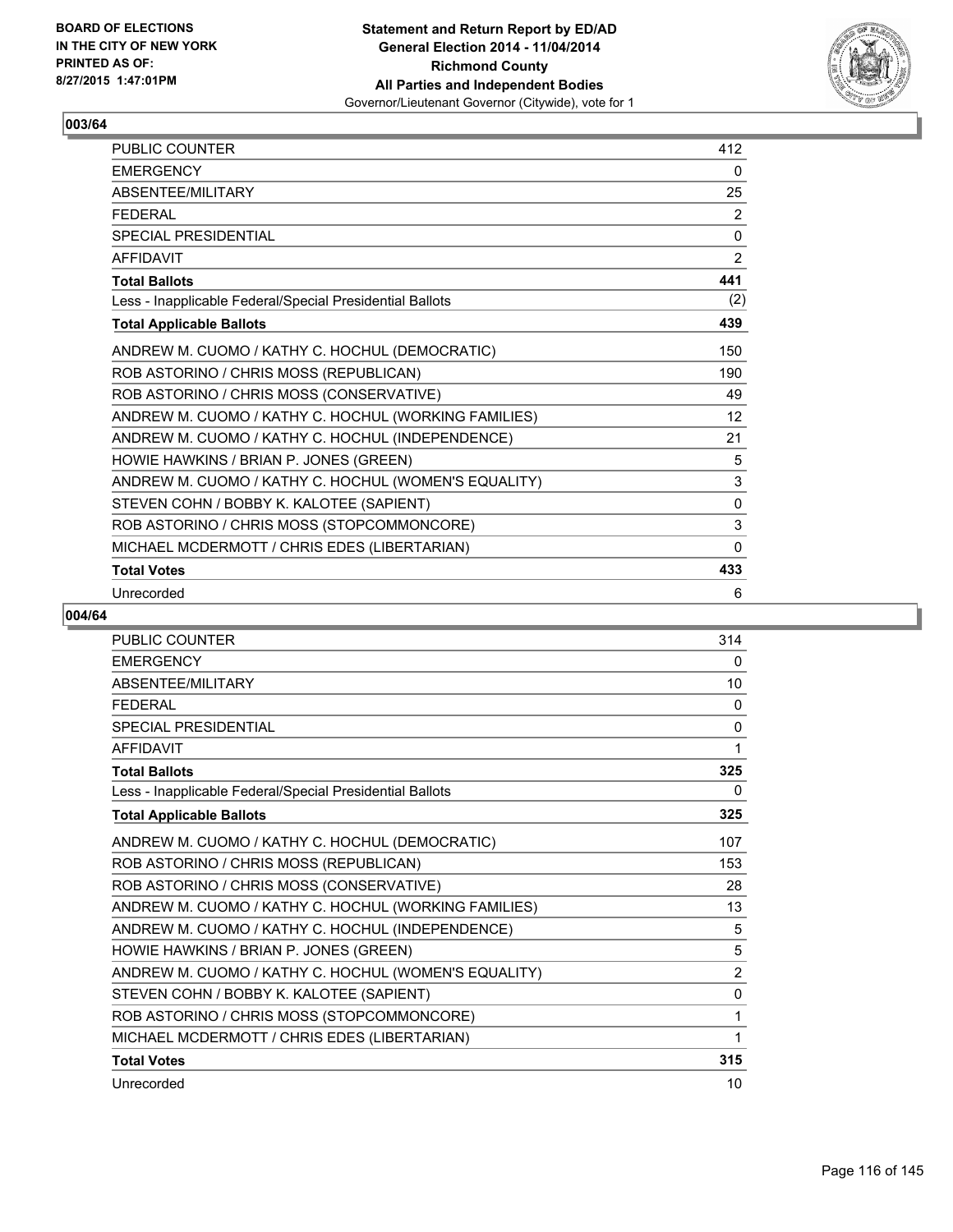**BOARD OF ELECTIONS IN THE CITY OF NEW YORK PRINTED AS OF: 8/27/2015 1:47:01PM**

**Statement and Return Report by ED/AD**
**General Election 2014 - 11/04/2014**
**Richmond County**
**All Parties and Independent Bodies**
Governor/Lieutenant Governor (Citywide), vote for 1

## 003/64

| | |
|---|---|
| PUBLIC COUNTER | 412 |
| EMERGENCY | 0 |
| ABSENTEE/MILITARY | 25 |
| FEDERAL | 2 |
| SPECIAL PRESIDENTIAL | 0 |
| AFFIDAVIT | 2 |
| **Total Ballots** | **441** |
| Less - Inapplicable Federal/Special Presidential Ballots | (2) |
| **Total Applicable Ballots** | **439** |
| ANDREW M. CUOMO / KATHY C. HOCHUL (DEMOCRATIC) | 150 |
| ROB ASTORINO / CHRIS MOSS (REPUBLICAN) | 190 |
| ROB ASTORINO / CHRIS MOSS (CONSERVATIVE) | 49 |
| ANDREW M. CUOMO / KATHY C. HOCHUL (WORKING FAMILIES) | 12 |
| ANDREW M. CUOMO / KATHY C. HOCHUL (INDEPENDENCE) | 21 |
| HOWIE HAWKINS / BRIAN P. JONES (GREEN) | 5 |
| ANDREW M. CUOMO / KATHY C. HOCHUL (WOMEN'S EQUALITY) | 3 |
| STEVEN COHN / BOBBY K. KALOTEE (SAPIENT) | 0 |
| ROB ASTORINO / CHRIS MOSS (STOPCOMMONCORE) | 3 |
| MICHAEL MCDERMOTT / CHRIS EDES (LIBERTARIAN) | 0 |
| **Total Votes** | **433** |
| Unrecorded | 6 |

## 004/64

| | |
|---|---|
| PUBLIC COUNTER | 314 |
| EMERGENCY | 0 |
| ABSENTEE/MILITARY | 10 |
| FEDERAL | 0 |
| SPECIAL PRESIDENTIAL | 0 |
| AFFIDAVIT | 1 |
| **Total Ballots** | **325** |
| Less - Inapplicable Federal/Special Presidential Ballots | 0 |
| **Total Applicable Ballots** | **325** |
| ANDREW M. CUOMO / KATHY C. HOCHUL (DEMOCRATIC) | 107 |
| ROB ASTORINO / CHRIS MOSS (REPUBLICAN) | 153 |
| ROB ASTORINO / CHRIS MOSS (CONSERVATIVE) | 28 |
| ANDREW M. CUOMO / KATHY C. HOCHUL (WORKING FAMILIES) | 13 |
| ANDREW M. CUOMO / KATHY C. HOCHUL (INDEPENDENCE) | 5 |
| HOWIE HAWKINS / BRIAN P. JONES (GREEN) | 5 |
| ANDREW M. CUOMO / KATHY C. HOCHUL (WOMEN'S EQUALITY) | 2 |
| STEVEN COHN / BOBBY K. KALOTEE (SAPIENT) | 0 |
| ROB ASTORINO / CHRIS MOSS (STOPCOMMONCORE) | 1 |
| MICHAEL MCDERMOTT / CHRIS EDES (LIBERTARIAN) | 1 |
| **Total Votes** | **315** |
| Unrecorded | 10 |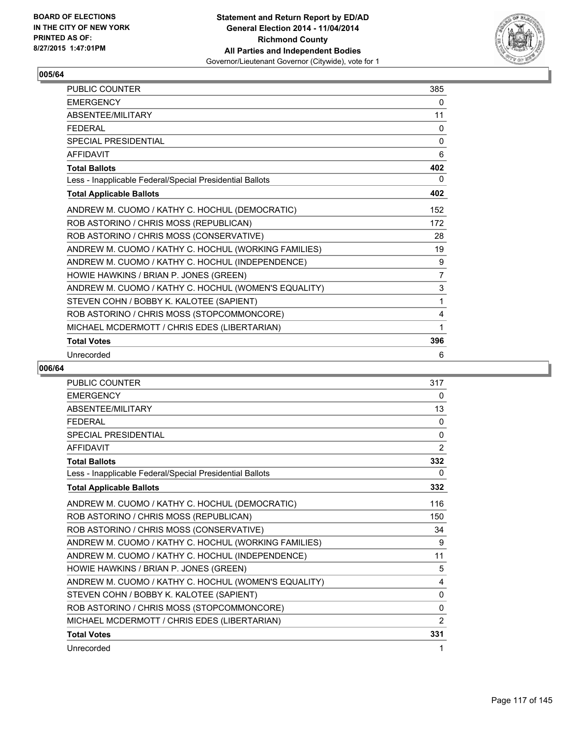BOARD OF ELECTIONS
IN THE CITY OF NEW YORK
PRINTED AS OF:
8/27/2015 1:47:01PM

**Statement and Return Report by ED/AD**
**General Election 2014 - 11/04/2014**
**Richmond County**
**All Parties and Independent Bodies**
Governor/Lieutenant Governor (Citywide), vote for 1

## 005/64

| | |
|---|---|
| PUBLIC COUNTER | 385 |
| EMERGENCY | 0 |
| ABSENTEE/MILITARY | 11 |
| FEDERAL | 0 |
| SPECIAL PRESIDENTIAL | 0 |
| AFFIDAVIT | 6 |
| **Total Ballots** | **402** |
| Less - Inapplicable Federal/Special Presidential Ballots | 0 |
| **Total Applicable Ballots** | **402** |
| ANDREW M. CUOMO / KATHY C. HOCHUL (DEMOCRATIC) | 152 |
| ROB ASTORINO / CHRIS MOSS (REPUBLICAN) | 172 |
| ROB ASTORINO / CHRIS MOSS (CONSERVATIVE) | 28 |
| ANDREW M. CUOMO / KATHY C. HOCHUL (WORKING FAMILIES) | 19 |
| ANDREW M. CUOMO / KATHY C. HOCHUL (INDEPENDENCE) | 9 |
| HOWIE HAWKINS / BRIAN P. JONES (GREEN) | 7 |
| ANDREW M. CUOMO / KATHY C. HOCHUL (WOMEN'S EQUALITY) | 3 |
| STEVEN COHN / BOBBY K. KALOTEE (SAPIENT) | 1 |
| ROB ASTORINO / CHRIS MOSS (STOPCOMMONCORE) | 4 |
| MICHAEL MCDERMOTT / CHRIS EDES (LIBERTARIAN) | 1 |
| **Total Votes** | **396** |
| Unrecorded | 6 |

## 006/64

| | |
|---|---|
| PUBLIC COUNTER | 317 |
| EMERGENCY | 0 |
| ABSENTEE/MILITARY | 13 |
| FEDERAL | 0 |
| SPECIAL PRESIDENTIAL | 0 |
| AFFIDAVIT | 2 |
| **Total Ballots** | **332** |
| Less - Inapplicable Federal/Special Presidential Ballots | 0 |
| **Total Applicable Ballots** | **332** |
| ANDREW M. CUOMO / KATHY C. HOCHUL (DEMOCRATIC) | 116 |
| ROB ASTORINO / CHRIS MOSS (REPUBLICAN) | 150 |
| ROB ASTORINO / CHRIS MOSS (CONSERVATIVE) | 34 |
| ANDREW M. CUOMO / KATHY C. HOCHUL (WORKING FAMILIES) | 9 |
| ANDREW M. CUOMO / KATHY C. HOCHUL (INDEPENDENCE) | 11 |
| HOWIE HAWKINS / BRIAN P. JONES (GREEN) | 5 |
| ANDREW M. CUOMO / KATHY C. HOCHUL (WOMEN'S EQUALITY) | 4 |
| STEVEN COHN / BOBBY K. KALOTEE (SAPIENT) | 0 |
| ROB ASTORINO / CHRIS MOSS (STOPCOMMONCORE) | 0 |
| MICHAEL MCDERMOTT / CHRIS EDES (LIBERTARIAN) | 2 |
| **Total Votes** | **331** |
| Unrecorded | 1 |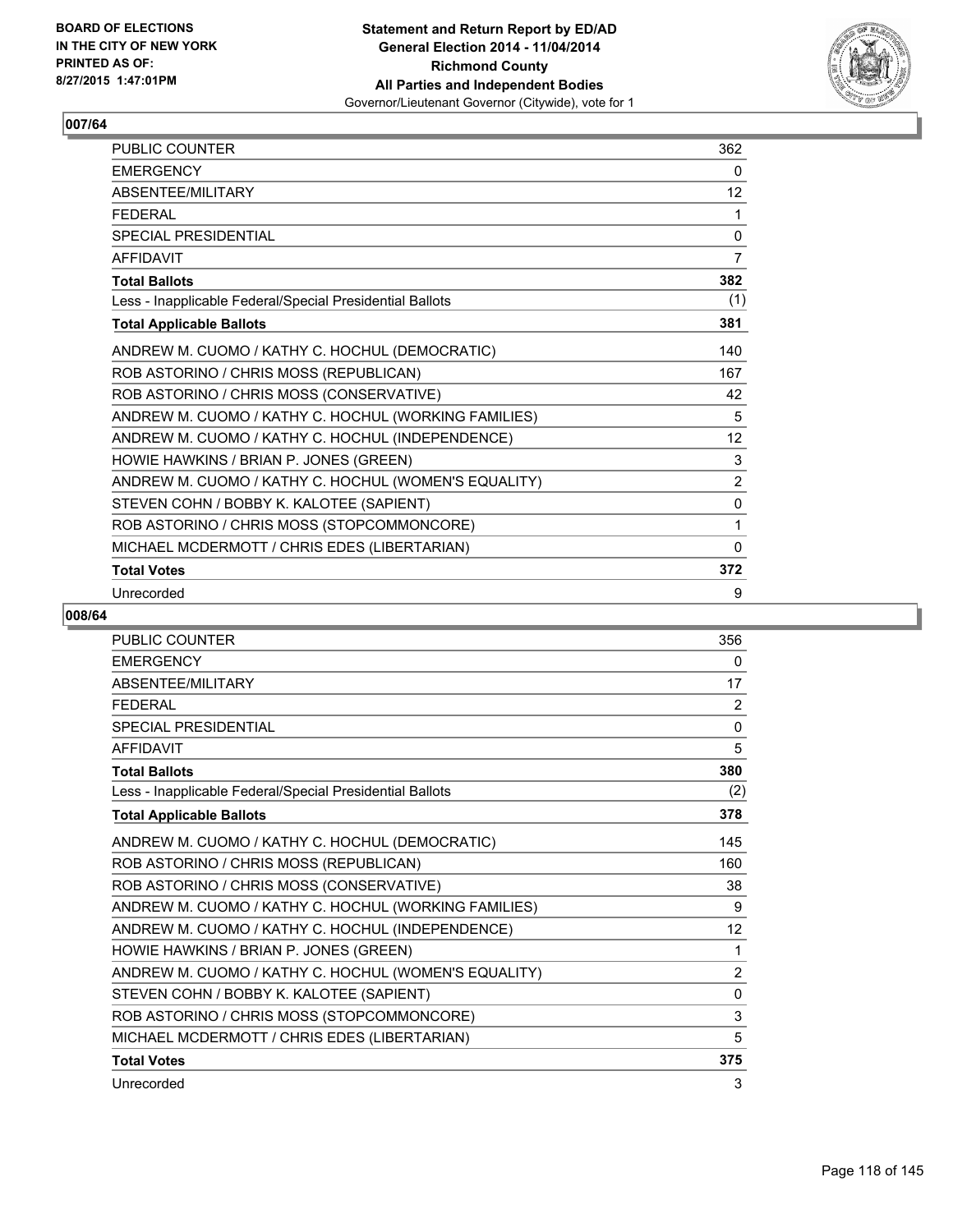**BOARD OF ELECTIONS IN THE CITY OF NEW YORK**
**PRINTED AS OF: 8/27/2015 1:47:01PM**

**Statement and Return Report by ED/AD**
**General Election 2014 - 11/04/2014**
**Richmond County**
**All Parties and Independent Bodies**
Governor/Lieutenant Governor (Citywide), vote for 1

## 007/64

| | |
|---|---|
| PUBLIC COUNTER | 362 |
| EMERGENCY | 0 |
| ABSENTEE/MILITARY | 12 |
| FEDERAL | 1 |
| SPECIAL PRESIDENTIAL | 0 |
| AFFIDAVIT | 7 |
| **Total Ballots** | **382** |
| Less - Inapplicable Federal/Special Presidential Ballots | (1) |
| **Total Applicable Ballots** | **381** |
| ANDREW M. CUOMO / KATHY C. HOCHUL (DEMOCRATIC) | 140 |
| ROB ASTORINO / CHRIS MOSS (REPUBLICAN) | 167 |
| ROB ASTORINO / CHRIS MOSS (CONSERVATIVE) | 42 |
| ANDREW M. CUOMO / KATHY C. HOCHUL (WORKING FAMILIES) | 5 |
| ANDREW M. CUOMO / KATHY C. HOCHUL (INDEPENDENCE) | 12 |
| HOWIE HAWKINS / BRIAN P. JONES (GREEN) | 3 |
| ANDREW M. CUOMO / KATHY C. HOCHUL (WOMEN'S EQUALITY) | 2 |
| STEVEN COHN / BOBBY K. KALOTEE (SAPIENT) | 0 |
| ROB ASTORINO / CHRIS MOSS (STOPCOMMONCORE) | 1 |
| MICHAEL MCDERMOTT / CHRIS EDES (LIBERTARIAN) | 0 |
| **Total Votes** | **372** |
| Unrecorded | 9 |

## 008/64

| | |
|---|---|
| PUBLIC COUNTER | 356 |
| EMERGENCY | 0 |
| ABSENTEE/MILITARY | 17 |
| FEDERAL | 2 |
| SPECIAL PRESIDENTIAL | 0 |
| AFFIDAVIT | 5 |
| **Total Ballots** | **380** |
| Less - Inapplicable Federal/Special Presidential Ballots | (2) |
| **Total Applicable Ballots** | **378** |
| ANDREW M. CUOMO / KATHY C. HOCHUL (DEMOCRATIC) | 145 |
| ROB ASTORINO / CHRIS MOSS (REPUBLICAN) | 160 |
| ROB ASTORINO / CHRIS MOSS (CONSERVATIVE) | 38 |
| ANDREW M. CUOMO / KATHY C. HOCHUL (WORKING FAMILIES) | 9 |
| ANDREW M. CUOMO / KATHY C. HOCHUL (INDEPENDENCE) | 12 |
| HOWIE HAWKINS / BRIAN P. JONES (GREEN) | 1 |
| ANDREW M. CUOMO / KATHY C. HOCHUL (WOMEN'S EQUALITY) | 2 |
| STEVEN COHN / BOBBY K. KALOTEE (SAPIENT) | 0 |
| ROB ASTORINO / CHRIS MOSS (STOPCOMMONCORE) | 3 |
| MICHAEL MCDERMOTT / CHRIS EDES (LIBERTARIAN) | 5 |
| **Total Votes** | **375** |
| Unrecorded | 3 |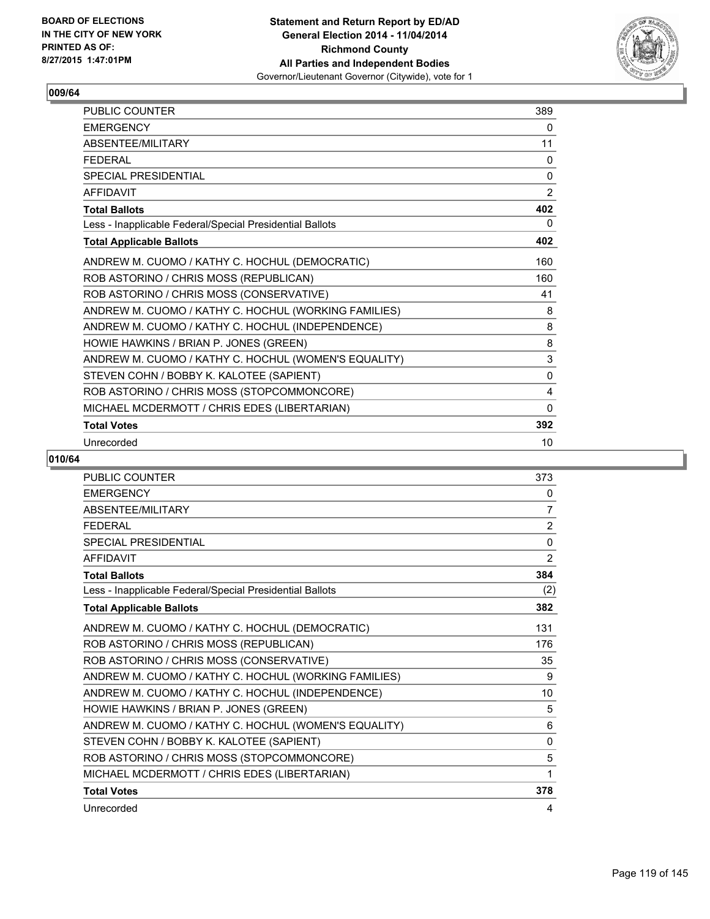BOARD OF ELECTIONS
IN THE CITY OF NEW YORK
PRINTED AS OF:
8/27/2015 1:47:01PM

**Statement and Return Report by ED/AD**
**General Election 2014 - 11/04/2014**
**Richmond County**
**All Parties and Independent Bodies**
Governor/Lieutenant Governor (Citywide), vote for 1

## 009/64

| | |
|---|---|
| PUBLIC COUNTER | 389 |
| EMERGENCY | 0 |
| ABSENTEE/MILITARY | 11 |
| FEDERAL | 0 |
| SPECIAL PRESIDENTIAL | 0 |
| AFFIDAVIT | 2 |
| **Total Ballots** | **402** |
| Less - Inapplicable Federal/Special Presidential Ballots | 0 |
| **Total Applicable Ballots** | **402** |
| ANDREW M. CUOMO / KATHY C. HOCHUL (DEMOCRATIC) | 160 |
| ROB ASTORINO / CHRIS MOSS (REPUBLICAN) | 160 |
| ROB ASTORINO / CHRIS MOSS (CONSERVATIVE) | 41 |
| ANDREW M. CUOMO / KATHY C. HOCHUL (WORKING FAMILIES) | 8 |
| ANDREW M. CUOMO / KATHY C. HOCHUL (INDEPENDENCE) | 8 |
| HOWIE HAWKINS / BRIAN P. JONES (GREEN) | 8 |
| ANDREW M. CUOMO / KATHY C. HOCHUL (WOMEN'S EQUALITY) | 3 |
| STEVEN COHN / BOBBY K. KALOTEE (SAPIENT) | 0 |
| ROB ASTORINO / CHRIS MOSS (STOPCOMMONCORE) | 4 |
| MICHAEL MCDERMOTT / CHRIS EDES (LIBERTARIAN) | 0 |
| **Total Votes** | **392** |
| Unrecorded | 10 |

## 010/64

| | |
|---|---|
| PUBLIC COUNTER | 373 |
| EMERGENCY | 0 |
| ABSENTEE/MILITARY | 7 |
| FEDERAL | 2 |
| SPECIAL PRESIDENTIAL | 0 |
| AFFIDAVIT | 2 |
| **Total Ballots** | **384** |
| Less - Inapplicable Federal/Special Presidential Ballots | (2) |
| **Total Applicable Ballots** | **382** |
| ANDREW M. CUOMO / KATHY C. HOCHUL (DEMOCRATIC) | 131 |
| ROB ASTORINO / CHRIS MOSS (REPUBLICAN) | 176 |
| ROB ASTORINO / CHRIS MOSS (CONSERVATIVE) | 35 |
| ANDREW M. CUOMO / KATHY C. HOCHUL (WORKING FAMILIES) | 9 |
| ANDREW M. CUOMO / KATHY C. HOCHUL (INDEPENDENCE) | 10 |
| HOWIE HAWKINS / BRIAN P. JONES (GREEN) | 5 |
| ANDREW M. CUOMO / KATHY C. HOCHUL (WOMEN'S EQUALITY) | 6 |
| STEVEN COHN / BOBBY K. KALOTEE (SAPIENT) | 0 |
| ROB ASTORINO / CHRIS MOSS (STOPCOMMONCORE) | 5 |
| MICHAEL MCDERMOTT / CHRIS EDES (LIBERTARIAN) | 1 |
| **Total Votes** | **378** |
| Unrecorded | 4 |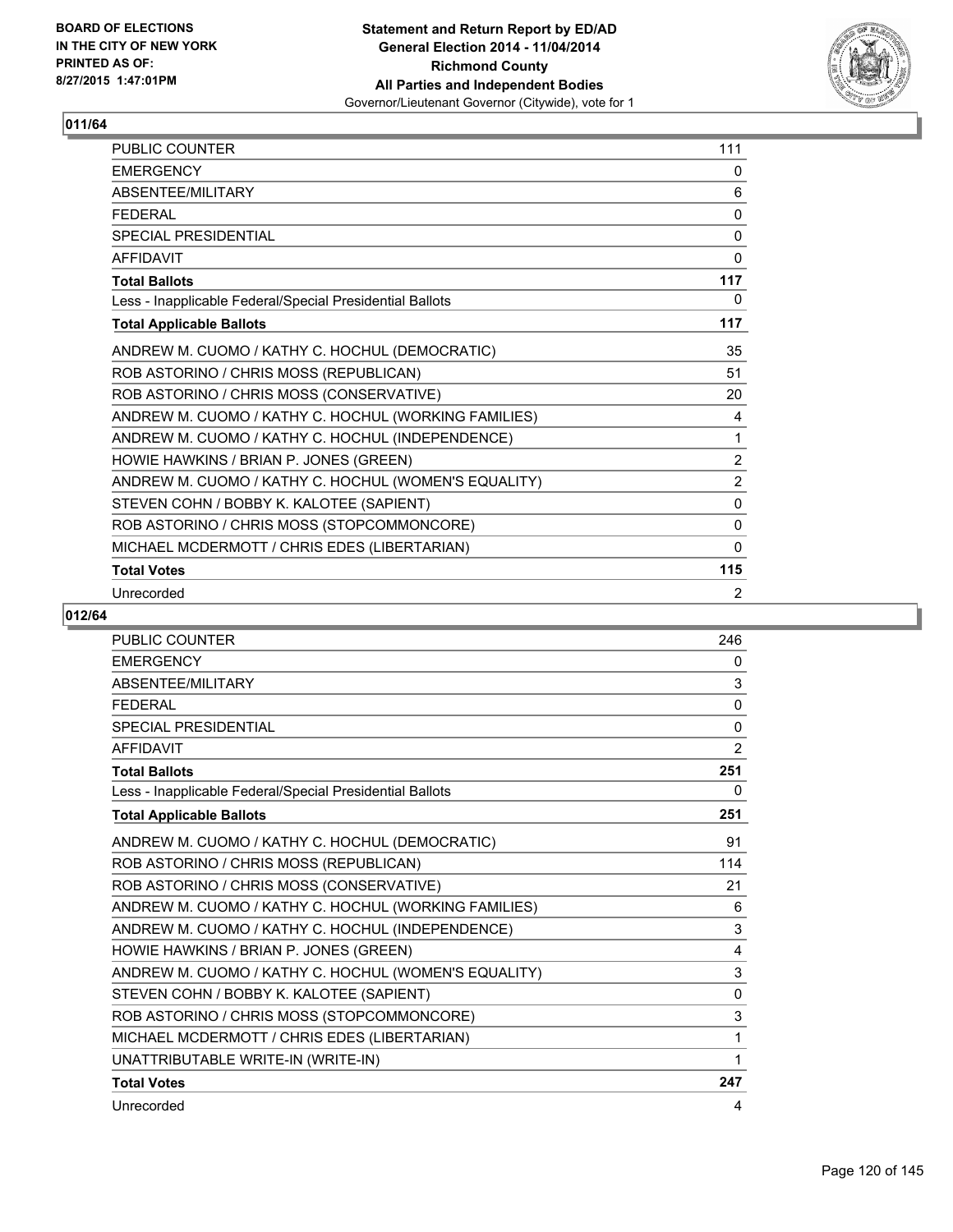## 011/64

| | |
|---|---|
| PUBLIC COUNTER | 111 |
| EMERGENCY | 0 |
| ABSENTEE/MILITARY | 6 |
| FEDERAL | 0 |
| SPECIAL PRESIDENTIAL | 0 |
| AFFIDAVIT | 0 |
| **Total Ballots** | **117** |
| Less - Inapplicable Federal/Special Presidential Ballots | 0 |
| **Total Applicable Ballots** | **117** |
| ANDREW M. CUOMO / KATHY C. HOCHUL (DEMOCRATIC) | 35 |
| ROB ASTORINO / CHRIS MOSS (REPUBLICAN) | 51 |
| ROB ASTORINO / CHRIS MOSS (CONSERVATIVE) | 20 |
| ANDREW M. CUOMO / KATHY C. HOCHUL (WORKING FAMILIES) | 4 |
| ANDREW M. CUOMO / KATHY C. HOCHUL (INDEPENDENCE) | 1 |
| HOWIE HAWKINS / BRIAN P. JONES (GREEN) | 2 |
| ANDREW M. CUOMO / KATHY C. HOCHUL (WOMEN'S EQUALITY) | 2 |
| STEVEN COHN / BOBBY K. KALOTEE (SAPIENT) | 0 |
| ROB ASTORINO / CHRIS MOSS (STOPCOMMONCORE) | 0 |
| MICHAEL MCDERMOTT / CHRIS EDES (LIBERTARIAN) | 0 |
| **Total Votes** | **115** |
| Unrecorded | 2 |

## 012/64

| | |
|---|---|
| PUBLIC COUNTER | 246 |
| EMERGENCY | 0 |
| ABSENTEE/MILITARY | 3 |
| FEDERAL | 0 |
| SPECIAL PRESIDENTIAL | 0 |
| AFFIDAVIT | 2 |
| **Total Ballots** | **251** |
| Less - Inapplicable Federal/Special Presidential Ballots | 0 |
| **Total Applicable Ballots** | **251** |
| ANDREW M. CUOMO / KATHY C. HOCHUL (DEMOCRATIC) | 91 |
| ROB ASTORINO / CHRIS MOSS (REPUBLICAN) | 114 |
| ROB ASTORINO / CHRIS MOSS (CONSERVATIVE) | 21 |
| ANDREW M. CUOMO / KATHY C. HOCHUL (WORKING FAMILIES) | 6 |
| ANDREW M. CUOMO / KATHY C. HOCHUL (INDEPENDENCE) | 3 |
| HOWIE HAWKINS / BRIAN P. JONES (GREEN) | 4 |
| ANDREW M. CUOMO / KATHY C. HOCHUL (WOMEN'S EQUALITY) | 3 |
| STEVEN COHN / BOBBY K. KALOTEE (SAPIENT) | 0 |
| ROB ASTORINO / CHRIS MOSS (STOPCOMMONCORE) | 3 |
| MICHAEL MCDERMOTT / CHRIS EDES (LIBERTARIAN) | 1 |
| UNATTRIBUTABLE WRITE-IN (WRITE-IN) | 1 |
| **Total Votes** | **247** |
| Unrecorded | 4 |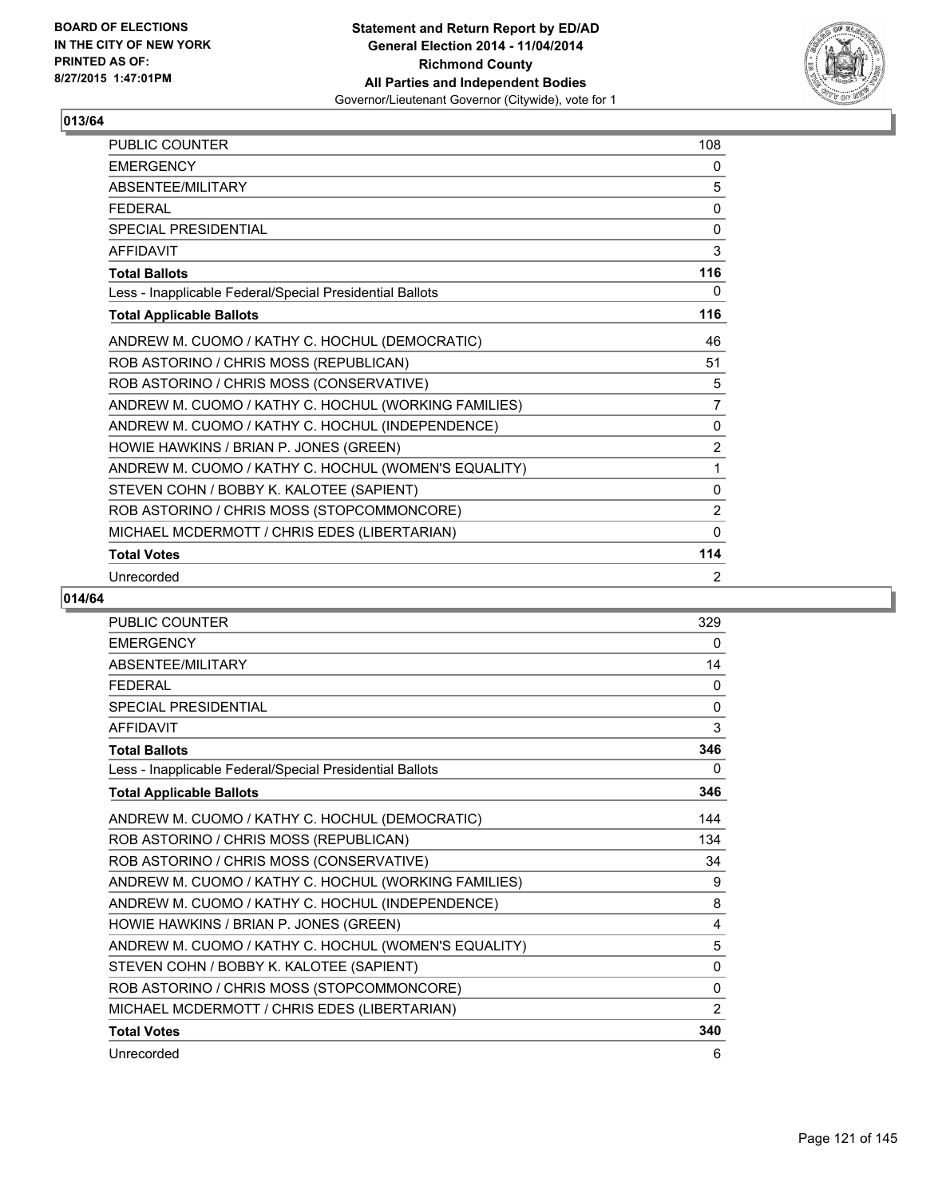**Statement and Return Report by ED/AD**
**General Election 2014 - 11/04/2014**
**Richmond County**
**All Parties and Independent Bodies**
Governor/Lieutenant Governor (Citywide), vote for 1

BOARD OF ELECTIONS
IN THE CITY OF NEW YORK
PRINTED AS OF:
8/27/2015 1:47:01PM

## 013/64

| | |
|---|---|
| PUBLIC COUNTER | 108 |
| EMERGENCY | 0 |
| ABSENTEE/MILITARY | 5 |
| FEDERAL | 0 |
| SPECIAL PRESIDENTIAL | 0 |
| AFFIDAVIT | 3 |
| **Total Ballots** | **116** |
| Less - Inapplicable Federal/Special Presidential Ballots | 0 |
| **Total Applicable Ballots** | **116** |
| ANDREW M. CUOMO / KATHY C. HOCHUL (DEMOCRATIC) | 46 |
| ROB ASTORINO / CHRIS MOSS (REPUBLICAN) | 51 |
| ROB ASTORINO / CHRIS MOSS (CONSERVATIVE) | 5 |
| ANDREW M. CUOMO / KATHY C. HOCHUL (WORKING FAMILIES) | 7 |
| ANDREW M. CUOMO / KATHY C. HOCHUL (INDEPENDENCE) | 0 |
| HOWIE HAWKINS / BRIAN P. JONES (GREEN) | 2 |
| ANDREW M. CUOMO / KATHY C. HOCHUL (WOMEN'S EQUALITY) | 1 |
| STEVEN COHN / BOBBY K. KALOTEE (SAPIENT) | 0 |
| ROB ASTORINO / CHRIS MOSS (STOPCOMMONCORE) | 2 |
| MICHAEL MCDERMOTT / CHRIS EDES (LIBERTARIAN) | 0 |
| **Total Votes** | **114** |
| Unrecorded | 2 |

## 014/64

| | |
|---|---|
| PUBLIC COUNTER | 329 |
| EMERGENCY | 0 |
| ABSENTEE/MILITARY | 14 |
| FEDERAL | 0 |
| SPECIAL PRESIDENTIAL | 0 |
| AFFIDAVIT | 3 |
| **Total Ballots** | **346** |
| Less - Inapplicable Federal/Special Presidential Ballots | 0 |
| **Total Applicable Ballots** | **346** |
| ANDREW M. CUOMO / KATHY C. HOCHUL (DEMOCRATIC) | 144 |
| ROB ASTORINO / CHRIS MOSS (REPUBLICAN) | 134 |
| ROB ASTORINO / CHRIS MOSS (CONSERVATIVE) | 34 |
| ANDREW M. CUOMO / KATHY C. HOCHUL (WORKING FAMILIES) | 9 |
| ANDREW M. CUOMO / KATHY C. HOCHUL (INDEPENDENCE) | 8 |
| HOWIE HAWKINS / BRIAN P. JONES (GREEN) | 4 |
| ANDREW M. CUOMO / KATHY C. HOCHUL (WOMEN'S EQUALITY) | 5 |
| STEVEN COHN / BOBBY K. KALOTEE (SAPIENT) | 0 |
| ROB ASTORINO / CHRIS MOSS (STOPCOMMONCORE) | 0 |
| MICHAEL MCDERMOTT / CHRIS EDES (LIBERTARIAN) | 2 |
| **Total Votes** | **340** |
| Unrecorded | 6 |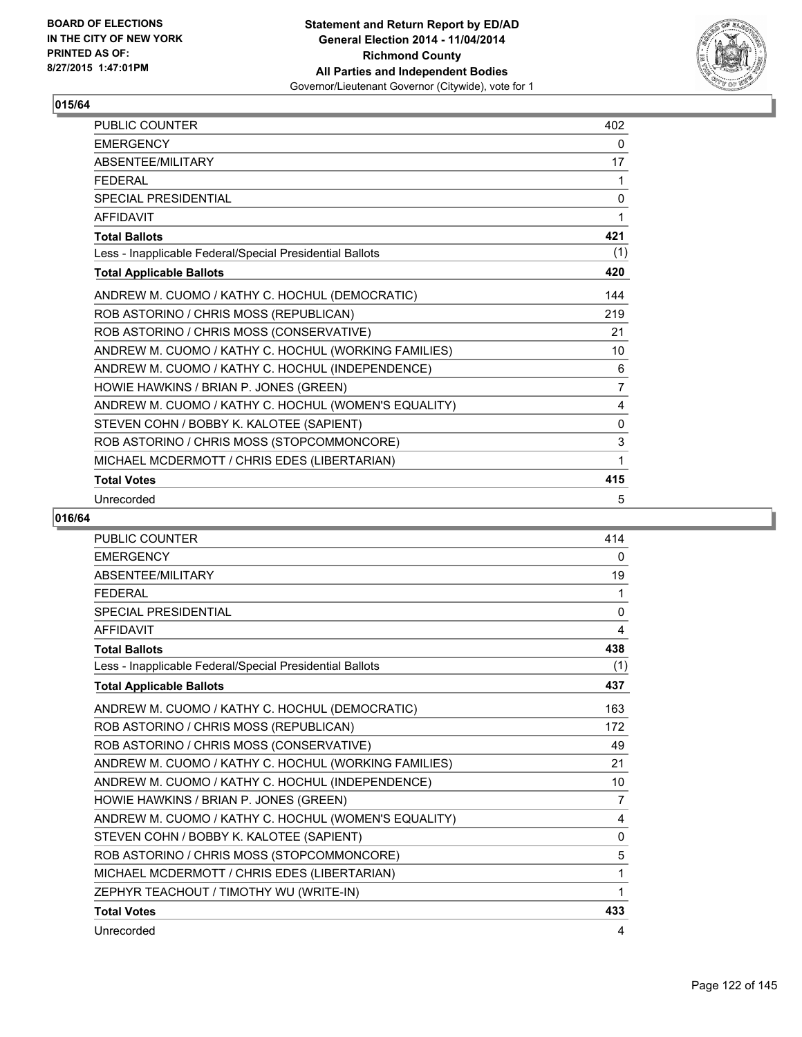BOARD OF ELECTIONS
IN THE CITY OF NEW YORK
PRINTED AS OF:
8/27/2015 1:47:01PM

**Statement and Return Report by ED/AD**
**General Election 2014 - 11/04/2014**
**Richmond County**
**All Parties and Independent Bodies**
Governor/Lieutenant Governor (Citywide), vote for 1

### 015/64

| | |
|---|---|
| PUBLIC COUNTER | 402 |
| EMERGENCY | 0 |
| ABSENTEE/MILITARY | 17 |
| FEDERAL | 1 |
| SPECIAL PRESIDENTIAL | 0 |
| AFFIDAVIT | 1 |
| **Total Ballots** | **421** |
| Less - Inapplicable Federal/Special Presidential Ballots | (1) |
| **Total Applicable Ballots** | **420** |
| ANDREW M. CUOMO / KATHY C. HOCHUL (DEMOCRATIC) | 144 |
| ROB ASTORINO / CHRIS MOSS (REPUBLICAN) | 219 |
| ROB ASTORINO / CHRIS MOSS (CONSERVATIVE) | 21 |
| ANDREW M. CUOMO / KATHY C. HOCHUL (WORKING FAMILIES) | 10 |
| ANDREW M. CUOMO / KATHY C. HOCHUL (INDEPENDENCE) | 6 |
| HOWIE HAWKINS / BRIAN P. JONES (GREEN) | 7 |
| ANDREW M. CUOMO / KATHY C. HOCHUL (WOMEN'S EQUALITY) | 4 |
| STEVEN COHN / BOBBY K. KALOTEE (SAPIENT) | 0 |
| ROB ASTORINO / CHRIS MOSS (STOPCOMMONCORE) | 3 |
| MICHAEL MCDERMOTT / CHRIS EDES (LIBERTARIAN) | 1 |
| **Total Votes** | **415** |
| Unrecorded | 5 |

### 016/64

| | |
|---|---|
| PUBLIC COUNTER | 414 |
| EMERGENCY | 0 |
| ABSENTEE/MILITARY | 19 |
| FEDERAL | 1 |
| SPECIAL PRESIDENTIAL | 0 |
| AFFIDAVIT | 4 |
| **Total Ballots** | **438** |
| Less - Inapplicable Federal/Special Presidential Ballots | (1) |
| **Total Applicable Ballots** | **437** |
| ANDREW M. CUOMO / KATHY C. HOCHUL (DEMOCRATIC) | 163 |
| ROB ASTORINO / CHRIS MOSS (REPUBLICAN) | 172 |
| ROB ASTORINO / CHRIS MOSS (CONSERVATIVE) | 49 |
| ANDREW M. CUOMO / KATHY C. HOCHUL (WORKING FAMILIES) | 21 |
| ANDREW M. CUOMO / KATHY C. HOCHUL (INDEPENDENCE) | 10 |
| HOWIE HAWKINS / BRIAN P. JONES (GREEN) | 7 |
| ANDREW M. CUOMO / KATHY C. HOCHUL (WOMEN'S EQUALITY) | 4 |
| STEVEN COHN / BOBBY K. KALOTEE (SAPIENT) | 0 |
| ROB ASTORINO / CHRIS MOSS (STOPCOMMONCORE) | 5 |
| MICHAEL MCDERMOTT / CHRIS EDES (LIBERTARIAN) | 1 |
| ZEPHYR TEACHOUT / TIMOTHY WU (WRITE-IN) | 1 |
| **Total Votes** | **433** |
| Unrecorded | 4 |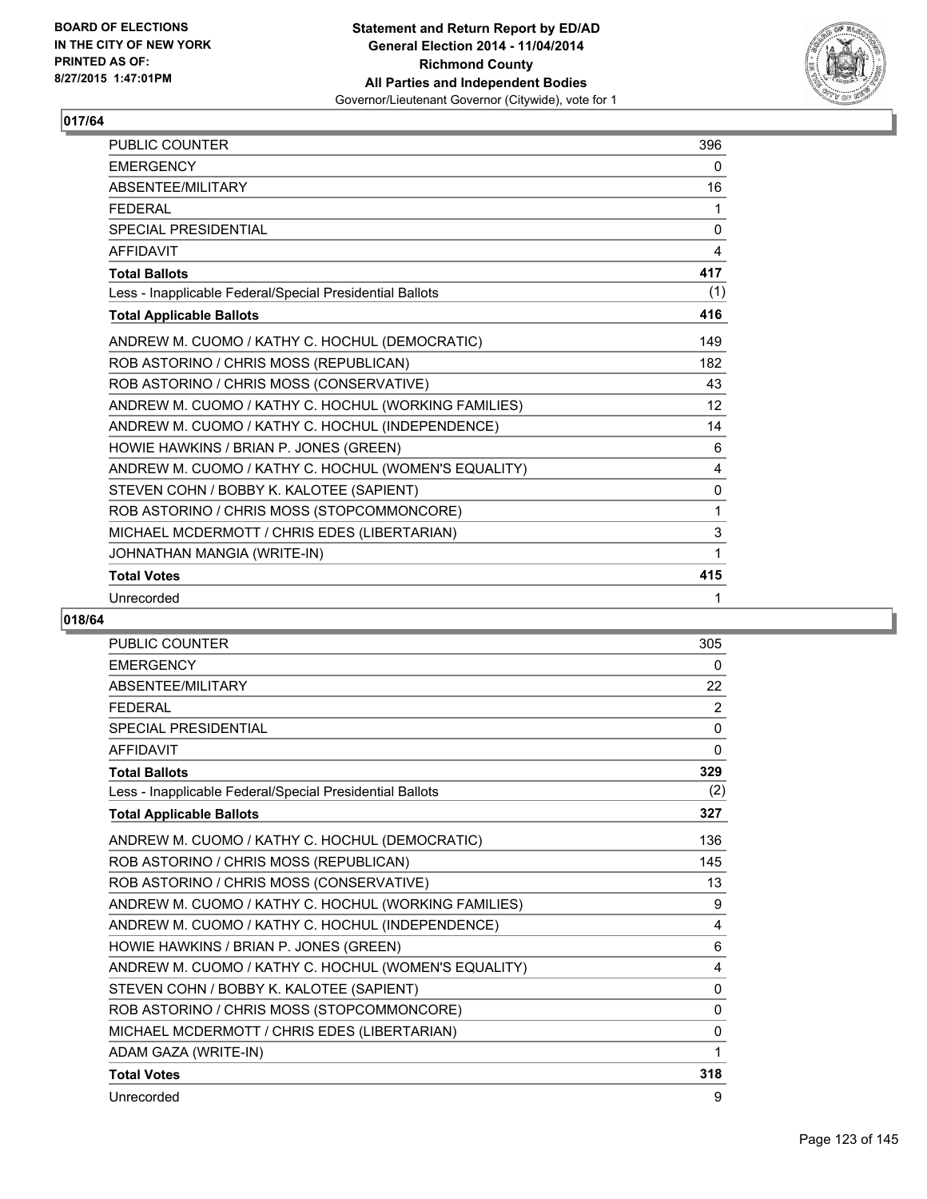**BOARD OF ELECTIONS IN THE CITY OF NEW YORK PRINTED AS OF: 8/27/2015 1:47:01PM**

**Statement and Return Report by ED/AD**
**General Election 2014 - 11/04/2014**
**Richmond County**
**All Parties and Independent Bodies**
Governor/Lieutenant Governor (Citywide), vote for 1

## 017/64

| | |
|---|---|
| PUBLIC COUNTER | 396 |
| EMERGENCY | 0 |
| ABSENTEE/MILITARY | 16 |
| FEDERAL | 1 |
| SPECIAL PRESIDENTIAL | 0 |
| AFFIDAVIT | 4 |
| **Total Ballots** | **417** |
| Less - Inapplicable Federal/Special Presidential Ballots | (1) |
| **Total Applicable Ballots** | **416** |
| ANDREW M. CUOMO / KATHY C. HOCHUL (DEMOCRATIC) | 149 |
| ROB ASTORINO / CHRIS MOSS (REPUBLICAN) | 182 |
| ROB ASTORINO / CHRIS MOSS (CONSERVATIVE) | 43 |
| ANDREW M. CUOMO / KATHY C. HOCHUL (WORKING FAMILIES) | 12 |
| ANDREW M. CUOMO / KATHY C. HOCHUL (INDEPENDENCE) | 14 |
| HOWIE HAWKINS / BRIAN P. JONES (GREEN) | 6 |
| ANDREW M. CUOMO / KATHY C. HOCHUL (WOMEN'S EQUALITY) | 4 |
| STEVEN COHN / BOBBY K. KALOTEE (SAPIENT) | 0 |
| ROB ASTORINO / CHRIS MOSS (STOPCOMMONCORE) | 1 |
| MICHAEL MCDERMOTT / CHRIS EDES (LIBERTARIAN) | 3 |
| JOHNATHAN MANGIA (WRITE-IN) | 1 |
| **Total Votes** | **415** |
| Unrecorded | 1 |

## 018/64

| | |
|---|---|
| PUBLIC COUNTER | 305 |
| EMERGENCY | 0 |
| ABSENTEE/MILITARY | 22 |
| FEDERAL | 2 |
| SPECIAL PRESIDENTIAL | 0 |
| AFFIDAVIT | 0 |
| **Total Ballots** | **329** |
| Less - Inapplicable Federal/Special Presidential Ballots | (2) |
| **Total Applicable Ballots** | **327** |
| ANDREW M. CUOMO / KATHY C. HOCHUL (DEMOCRATIC) | 136 |
| ROB ASTORINO / CHRIS MOSS (REPUBLICAN) | 145 |
| ROB ASTORINO / CHRIS MOSS (CONSERVATIVE) | 13 |
| ANDREW M. CUOMO / KATHY C. HOCHUL (WORKING FAMILIES) | 9 |
| ANDREW M. CUOMO / KATHY C. HOCHUL (INDEPENDENCE) | 4 |
| HOWIE HAWKINS / BRIAN P. JONES (GREEN) | 6 |
| ANDREW M. CUOMO / KATHY C. HOCHUL (WOMEN'S EQUALITY) | 4 |
| STEVEN COHN / BOBBY K. KALOTEE (SAPIENT) | 0 |
| ROB ASTORINO / CHRIS MOSS (STOPCOMMONCORE) | 0 |
| MICHAEL MCDERMOTT / CHRIS EDES (LIBERTARIAN) | 0 |
| ADAM GAZA (WRITE-IN) | 1 |
| **Total Votes** | **318** |
| Unrecorded | 9 |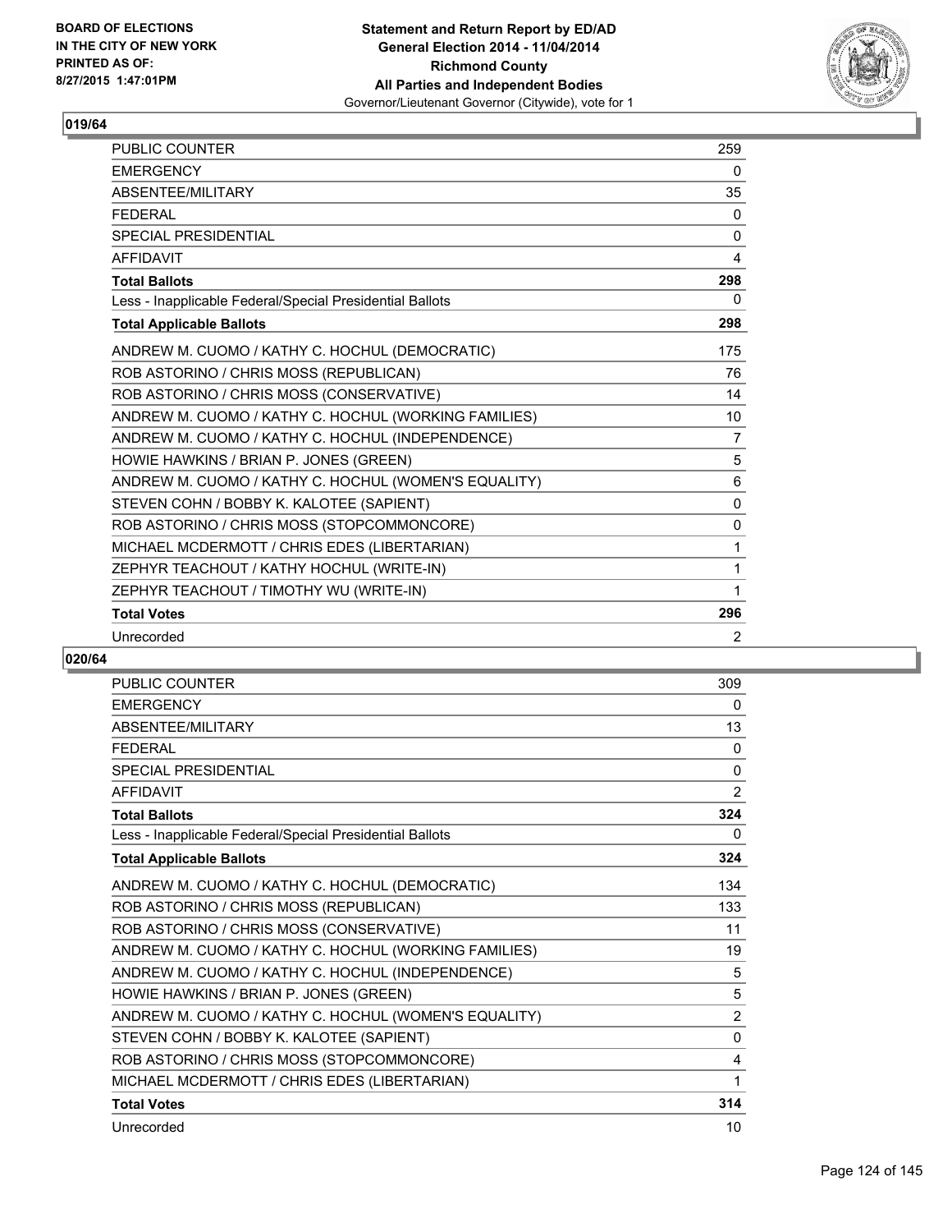BOARD OF ELECTIONS
IN THE CITY OF NEW YORK
PRINTED AS OF:
8/27/2015 1:47:01PM

**Statement and Return Report by ED/AD**
**General Election 2014 - 11/04/2014**
**Richmond County**
**All Parties and Independent Bodies**
Governor/Lieutenant Governor (Citywide), vote for 1

## 019/64

| | |
|---|---|
| PUBLIC COUNTER | 259 |
| EMERGENCY | 0 |
| ABSENTEE/MILITARY | 35 |
| FEDERAL | 0 |
| SPECIAL PRESIDENTIAL | 0 |
| AFFIDAVIT | 4 |
| **Total Ballots** | **298** |
| Less - Inapplicable Federal/Special Presidential Ballots | 0 |
| **Total Applicable Ballots** | **298** |
| ANDREW M. CUOMO / KATHY C. HOCHUL (DEMOCRATIC) | 175 |
| ROB ASTORINO / CHRIS MOSS (REPUBLICAN) | 76 |
| ROB ASTORINO / CHRIS MOSS (CONSERVATIVE) | 14 |
| ANDREW M. CUOMO / KATHY C. HOCHUL (WORKING FAMILIES) | 10 |
| ANDREW M. CUOMO / KATHY C. HOCHUL (INDEPENDENCE) | 7 |
| HOWIE HAWKINS / BRIAN P. JONES (GREEN) | 5 |
| ANDREW M. CUOMO / KATHY C. HOCHUL (WOMEN'S EQUALITY) | 6 |
| STEVEN COHN / BOBBY K. KALOTEE (SAPIENT) | 0 |
| ROB ASTORINO / CHRIS MOSS (STOPCOMMONCORE) | 0 |
| MICHAEL MCDERMOTT / CHRIS EDES (LIBERTARIAN) | 1 |
| ZEPHYR TEACHOUT / KATHY HOCHUL (WRITE-IN) | 1 |
| ZEPHYR TEACHOUT / TIMOTHY WU (WRITE-IN) | 1 |
| **Total Votes** | **296** |
| Unrecorded | 2 |

## 020/64

| | |
|---|---|
| PUBLIC COUNTER | 309 |
| EMERGENCY | 0 |
| ABSENTEE/MILITARY | 13 |
| FEDERAL | 0 |
| SPECIAL PRESIDENTIAL | 0 |
| AFFIDAVIT | 2 |
| **Total Ballots** | **324** |
| Less - Inapplicable Federal/Special Presidential Ballots | 0 |
| **Total Applicable Ballots** | **324** |
| ANDREW M. CUOMO / KATHY C. HOCHUL (DEMOCRATIC) | 134 |
| ROB ASTORINO / CHRIS MOSS (REPUBLICAN) | 133 |
| ROB ASTORINO / CHRIS MOSS (CONSERVATIVE) | 11 |
| ANDREW M. CUOMO / KATHY C. HOCHUL (WORKING FAMILIES) | 19 |
| ANDREW M. CUOMO / KATHY C. HOCHUL (INDEPENDENCE) | 5 |
| HOWIE HAWKINS / BRIAN P. JONES (GREEN) | 5 |
| ANDREW M. CUOMO / KATHY C. HOCHUL (WOMEN'S EQUALITY) | 2 |
| STEVEN COHN / BOBBY K. KALOTEE (SAPIENT) | 0 |
| ROB ASTORINO / CHRIS MOSS (STOPCOMMONCORE) | 4 |
| MICHAEL MCDERMOTT / CHRIS EDES (LIBERTARIAN) | 1 |
| **Total Votes** | **314** |
| Unrecorded | 10 |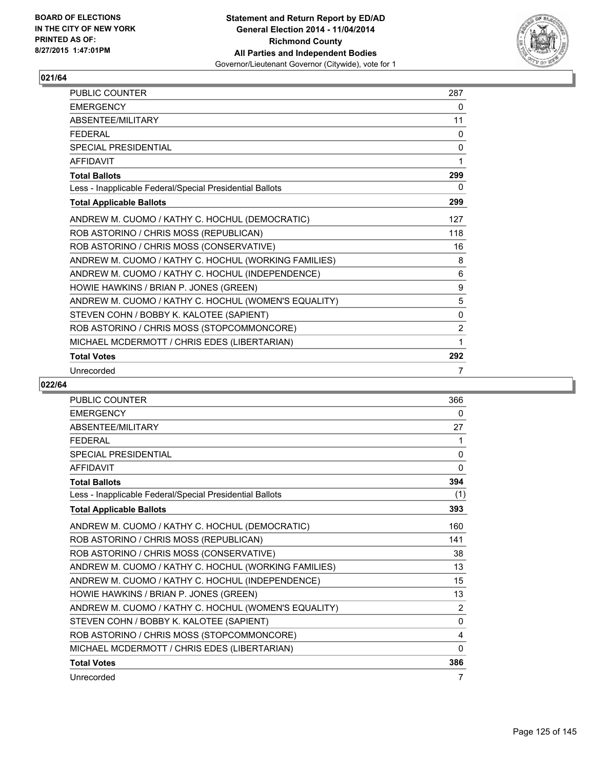**BOARD OF ELECTIONS IN THE CITY OF NEW YORK PRINTED AS OF: 8/27/2015 1:47:01PM**

**Statement and Return Report by ED/AD General Election 2014 - 11/04/2014 Richmond County All Parties and Independent Bodies**
Governor/Lieutenant Governor (Citywide), vote for 1

## 021/64

| | |
|---|---|
| PUBLIC COUNTER | 287 |
| EMERGENCY | 0 |
| ABSENTEE/MILITARY | 11 |
| FEDERAL | 0 |
| SPECIAL PRESIDENTIAL | 0 |
| AFFIDAVIT | 1 |
| **Total Ballots** | **299** |
| Less - Inapplicable Federal/Special Presidential Ballots | 0 |
| **Total Applicable Ballots** | **299** |
| ANDREW M. CUOMO / KATHY C. HOCHUL (DEMOCRATIC) | 127 |
| ROB ASTORINO / CHRIS MOSS (REPUBLICAN) | 118 |
| ROB ASTORINO / CHRIS MOSS (CONSERVATIVE) | 16 |
| ANDREW M. CUOMO / KATHY C. HOCHUL (WORKING FAMILIES) | 8 |
| ANDREW M. CUOMO / KATHY C. HOCHUL (INDEPENDENCE) | 6 |
| HOWIE HAWKINS / BRIAN P. JONES (GREEN) | 9 |
| ANDREW M. CUOMO / KATHY C. HOCHUL (WOMEN'S EQUALITY) | 5 |
| STEVEN COHN / BOBBY K. KALOTEE (SAPIENT) | 0 |
| ROB ASTORINO / CHRIS MOSS (STOPCOMMONCORE) | 2 |
| MICHAEL MCDERMOTT / CHRIS EDES (LIBERTARIAN) | 1 |
| **Total Votes** | **292** |
| Unrecorded | 7 |

## 022/64

| | |
|---|---|
| PUBLIC COUNTER | 366 |
| EMERGENCY | 0 |
| ABSENTEE/MILITARY | 27 |
| FEDERAL | 1 |
| SPECIAL PRESIDENTIAL | 0 |
| AFFIDAVIT | 0 |
| **Total Ballots** | **394** |
| Less - Inapplicable Federal/Special Presidential Ballots | (1) |
| **Total Applicable Ballots** | **393** |
| ANDREW M. CUOMO / KATHY C. HOCHUL (DEMOCRATIC) | 160 |
| ROB ASTORINO / CHRIS MOSS (REPUBLICAN) | 141 |
| ROB ASTORINO / CHRIS MOSS (CONSERVATIVE) | 38 |
| ANDREW M. CUOMO / KATHY C. HOCHUL (WORKING FAMILIES) | 13 |
| ANDREW M. CUOMO / KATHY C. HOCHUL (INDEPENDENCE) | 15 |
| HOWIE HAWKINS / BRIAN P. JONES (GREEN) | 13 |
| ANDREW M. CUOMO / KATHY C. HOCHUL (WOMEN'S EQUALITY) | 2 |
| STEVEN COHN / BOBBY K. KALOTEE (SAPIENT) | 0 |
| ROB ASTORINO / CHRIS MOSS (STOPCOMMONCORE) | 4 |
| MICHAEL MCDERMOTT / CHRIS EDES (LIBERTARIAN) | 0 |
| **Total Votes** | **386** |
| Unrecorded | 7 |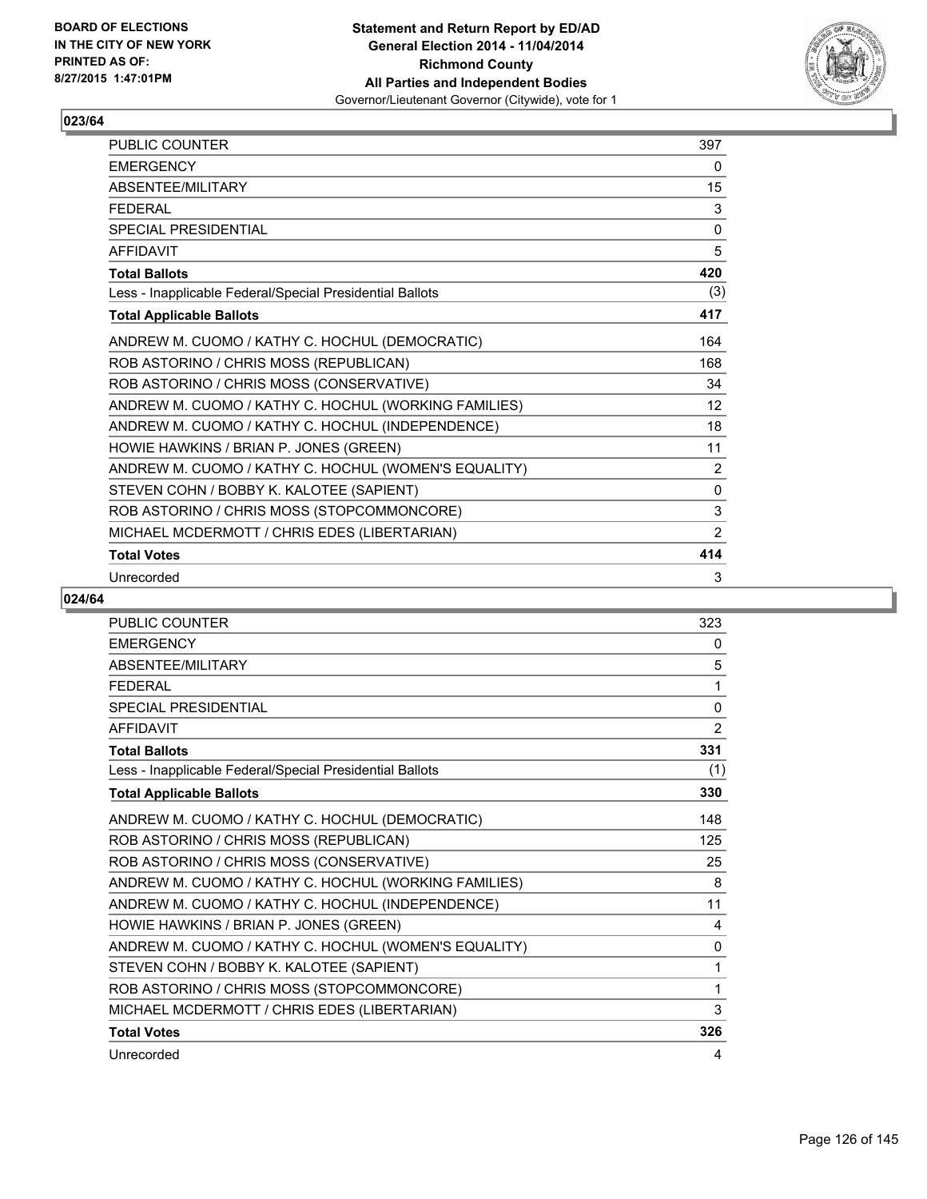BOARD OF ELECTIONS
IN THE CITY OF NEW YORK
PRINTED AS OF:
8/27/2015 1:47:01PM

**Statement and Return Report by ED/AD**
**General Election 2014 - 11/04/2014**
**Richmond County**
**All Parties and Independent Bodies**
Governor/Lieutenant Governor (Citywide), vote for 1

## 023/64

| | |
|---|---|
| PUBLIC COUNTER | 397 |
| EMERGENCY | 0 |
| ABSENTEE/MILITARY | 15 |
| FEDERAL | 3 |
| SPECIAL PRESIDENTIAL | 0 |
| AFFIDAVIT | 5 |
| **Total Ballots** | **420** |
| Less - Inapplicable Federal/Special Presidential Ballots | (3) |
| **Total Applicable Ballots** | **417** |
| ANDREW M. CUOMO / KATHY C. HOCHUL (DEMOCRATIC) | 164 |
| ROB ASTORINO / CHRIS MOSS (REPUBLICAN) | 168 |
| ROB ASTORINO / CHRIS MOSS (CONSERVATIVE) | 34 |
| ANDREW M. CUOMO / KATHY C. HOCHUL (WORKING FAMILIES) | 12 |
| ANDREW M. CUOMO / KATHY C. HOCHUL (INDEPENDENCE) | 18 |
| HOWIE HAWKINS / BRIAN P. JONES (GREEN) | 11 |
| ANDREW M. CUOMO / KATHY C. HOCHUL (WOMEN'S EQUALITY) | 2 |
| STEVEN COHN / BOBBY K. KALOTEE (SAPIENT) | 0 |
| ROB ASTORINO / CHRIS MOSS (STOPCOMMONCORE) | 3 |
| MICHAEL MCDERMOTT / CHRIS EDES (LIBERTARIAN) | 2 |
| **Total Votes** | **414** |
| Unrecorded | 3 |

## 024/64

| | |
|---|---|
| PUBLIC COUNTER | 323 |
| EMERGENCY | 0 |
| ABSENTEE/MILITARY | 5 |
| FEDERAL | 1 |
| SPECIAL PRESIDENTIAL | 0 |
| AFFIDAVIT | 2 |
| **Total Ballots** | **331** |
| Less - Inapplicable Federal/Special Presidential Ballots | (1) |
| **Total Applicable Ballots** | **330** |
| ANDREW M. CUOMO / KATHY C. HOCHUL (DEMOCRATIC) | 148 |
| ROB ASTORINO / CHRIS MOSS (REPUBLICAN) | 125 |
| ROB ASTORINO / CHRIS MOSS (CONSERVATIVE) | 25 |
| ANDREW M. CUOMO / KATHY C. HOCHUL (WORKING FAMILIES) | 8 |
| ANDREW M. CUOMO / KATHY C. HOCHUL (INDEPENDENCE) | 11 |
| HOWIE HAWKINS / BRIAN P. JONES (GREEN) | 4 |
| ANDREW M. CUOMO / KATHY C. HOCHUL (WOMEN'S EQUALITY) | 0 |
| STEVEN COHN / BOBBY K. KALOTEE (SAPIENT) | 1 |
| ROB ASTORINO / CHRIS MOSS (STOPCOMMONCORE) | 1 |
| MICHAEL MCDERMOTT / CHRIS EDES (LIBERTARIAN) | 3 |
| **Total Votes** | **326** |
| Unrecorded | 4 |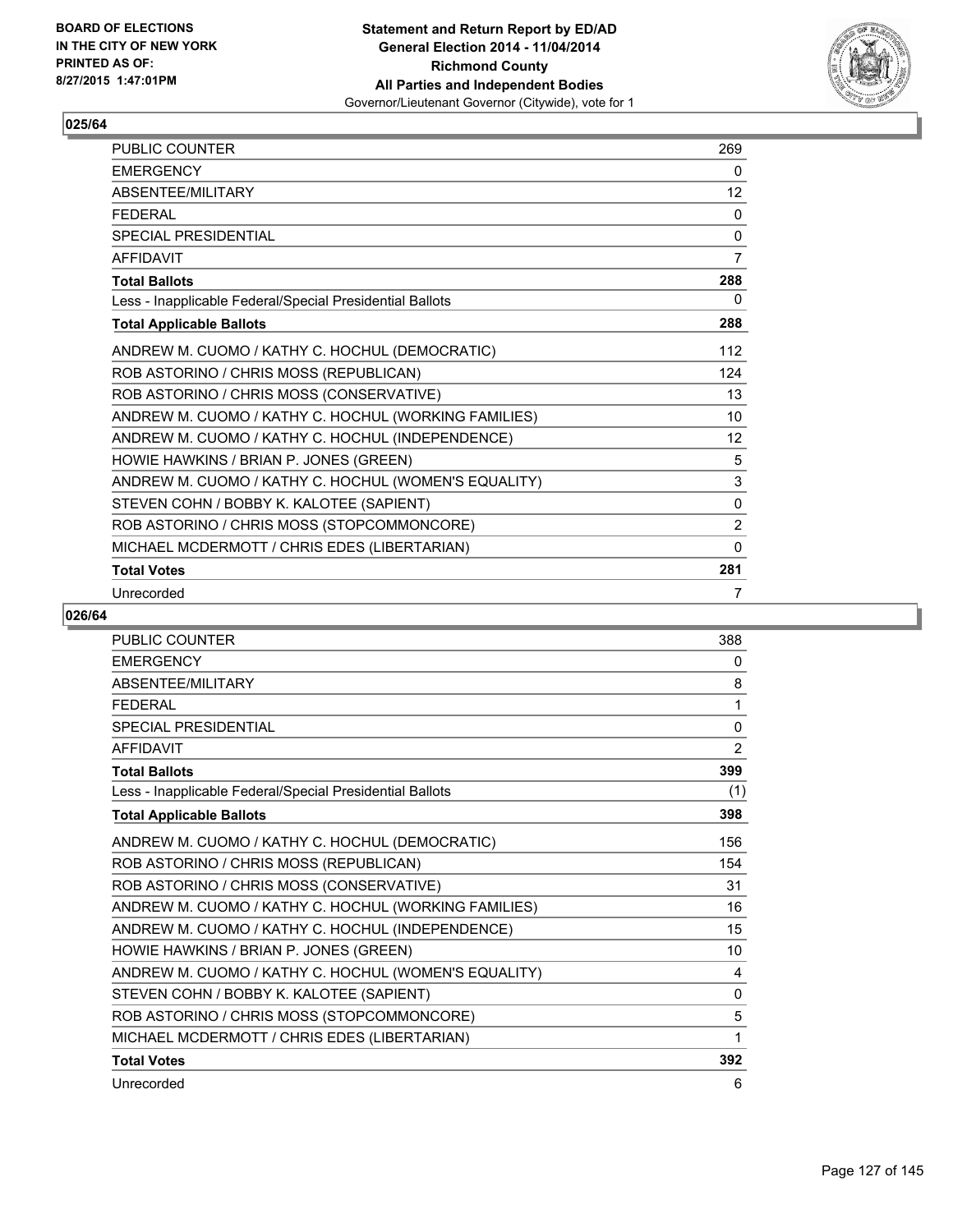BOARD OF ELECTIONS
IN THE CITY OF NEW YORK
PRINTED AS OF:
8/27/2015 1:47:01PM

**Statement and Return Report by ED/AD**
**General Election 2014 - 11/04/2014**
**Richmond County**
**All Parties and Independent Bodies**
Governor/Lieutenant Governor (Citywide), vote for 1

## 025/64

| | |
|---|---|
| PUBLIC COUNTER | 269 |
| EMERGENCY | 0 |
| ABSENTEE/MILITARY | 12 |
| FEDERAL | 0 |
| SPECIAL PRESIDENTIAL | 0 |
| AFFIDAVIT | 7 |
| **Total Ballots** | **288** |
| Less - Inapplicable Federal/Special Presidential Ballots | 0 |
| **Total Applicable Ballots** | **288** |
| ANDREW M. CUOMO / KATHY C. HOCHUL (DEMOCRATIC) | 112 |
| ROB ASTORINO / CHRIS MOSS (REPUBLICAN) | 124 |
| ROB ASTORINO / CHRIS MOSS (CONSERVATIVE) | 13 |
| ANDREW M. CUOMO / KATHY C. HOCHUL (WORKING FAMILIES) | 10 |
| ANDREW M. CUOMO / KATHY C. HOCHUL (INDEPENDENCE) | 12 |
| HOWIE HAWKINS / BRIAN P. JONES (GREEN) | 5 |
| ANDREW M. CUOMO / KATHY C. HOCHUL (WOMEN'S EQUALITY) | 3 |
| STEVEN COHN / BOBBY K. KALOTEE (SAPIENT) | 0 |
| ROB ASTORINO / CHRIS MOSS (STOPCOMMONCORE) | 2 |
| MICHAEL MCDERMOTT / CHRIS EDES (LIBERTARIAN) | 0 |
| **Total Votes** | **281** |
| Unrecorded | 7 |

## 026/64

| | |
|---|---|
| PUBLIC COUNTER | 388 |
| EMERGENCY | 0 |
| ABSENTEE/MILITARY | 8 |
| FEDERAL | 1 |
| SPECIAL PRESIDENTIAL | 0 |
| AFFIDAVIT | 2 |
| **Total Ballots** | **399** |
| Less - Inapplicable Federal/Special Presidential Ballots | (1) |
| **Total Applicable Ballots** | **398** |
| ANDREW M. CUOMO / KATHY C. HOCHUL (DEMOCRATIC) | 156 |
| ROB ASTORINO / CHRIS MOSS (REPUBLICAN) | 154 |
| ROB ASTORINO / CHRIS MOSS (CONSERVATIVE) | 31 |
| ANDREW M. CUOMO / KATHY C. HOCHUL (WORKING FAMILIES) | 16 |
| ANDREW M. CUOMO / KATHY C. HOCHUL (INDEPENDENCE) | 15 |
| HOWIE HAWKINS / BRIAN P. JONES (GREEN) | 10 |
| ANDREW M. CUOMO / KATHY C. HOCHUL (WOMEN'S EQUALITY) | 4 |
| STEVEN COHN / BOBBY K. KALOTEE (SAPIENT) | 0 |
| ROB ASTORINO / CHRIS MOSS (STOPCOMMONCORE) | 5 |
| MICHAEL MCDERMOTT / CHRIS EDES (LIBERTARIAN) | 1 |
| **Total Votes** | **392** |
| Unrecorded | 6 |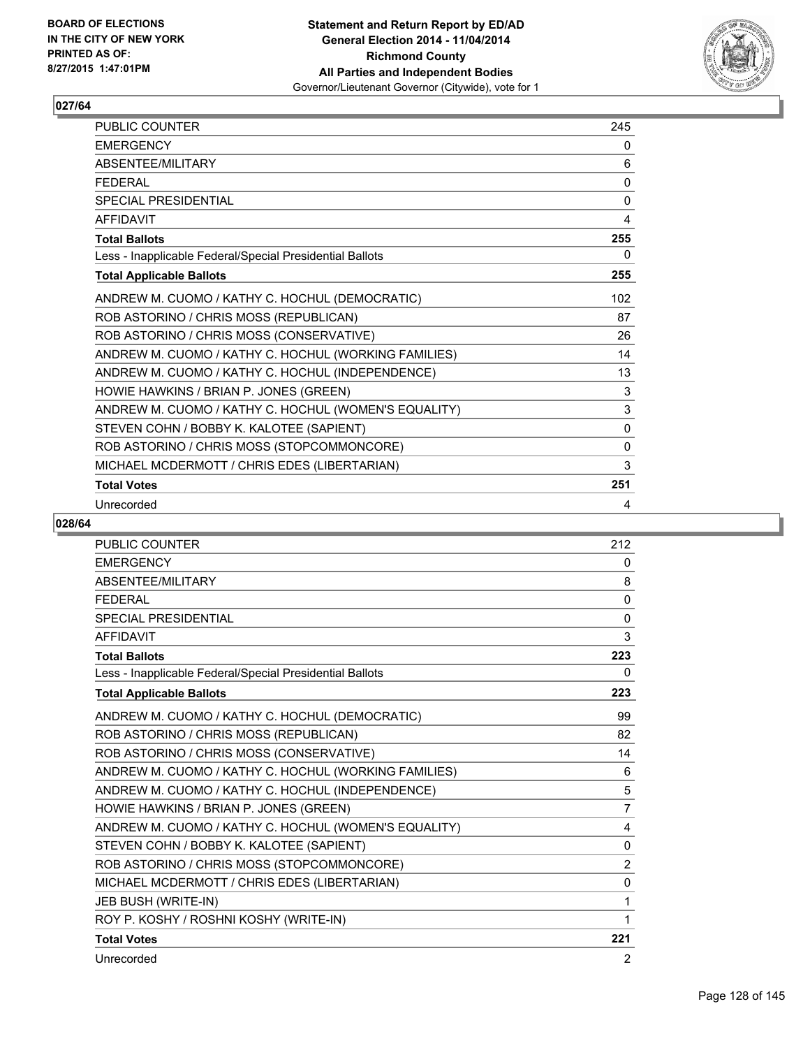BOARD OF ELECTIONS
IN THE CITY OF NEW YORK
PRINTED AS OF:
8/27/2015 1:47:01PM

**Statement and Return Report by ED/AD**
**General Election 2014 - 11/04/2014**
**Richmond County**
**All Parties and Independent Bodies**
Governor/Lieutenant Governor (Citywide), vote for 1

## 027/64

| | |
|---|---|
| PUBLIC COUNTER | 245 |
| EMERGENCY | 0 |
| ABSENTEE/MILITARY | 6 |
| FEDERAL | 0 |
| SPECIAL PRESIDENTIAL | 0 |
| AFFIDAVIT | 4 |
| **Total Ballots** | **255** |
| Less - Inapplicable Federal/Special Presidential Ballots | 0 |
| **Total Applicable Ballots** | **255** |
| ANDREW M. CUOMO / KATHY C. HOCHUL (DEMOCRATIC) | 102 |
| ROB ASTORINO / CHRIS MOSS (REPUBLICAN) | 87 |
| ROB ASTORINO / CHRIS MOSS (CONSERVATIVE) | 26 |
| ANDREW M. CUOMO / KATHY C. HOCHUL (WORKING FAMILIES) | 14 |
| ANDREW M. CUOMO / KATHY C. HOCHUL (INDEPENDENCE) | 13 |
| HOWIE HAWKINS / BRIAN P. JONES (GREEN) | 3 |
| ANDREW M. CUOMO / KATHY C. HOCHUL (WOMEN'S EQUALITY) | 3 |
| STEVEN COHN / BOBBY K. KALOTEE (SAPIENT) | 0 |
| ROB ASTORINO / CHRIS MOSS (STOPCOMMONCORE) | 0 |
| MICHAEL MCDERMOTT / CHRIS EDES (LIBERTARIAN) | 3 |
| **Total Votes** | **251** |
| Unrecorded | 4 |

## 028/64

| | |
|---|---|
| PUBLIC COUNTER | 212 |
| EMERGENCY | 0 |
| ABSENTEE/MILITARY | 8 |
| FEDERAL | 0 |
| SPECIAL PRESIDENTIAL | 0 |
| AFFIDAVIT | 3 |
| **Total Ballots** | **223** |
| Less - Inapplicable Federal/Special Presidential Ballots | 0 |
| **Total Applicable Ballots** | **223** |
| ANDREW M. CUOMO / KATHY C. HOCHUL (DEMOCRATIC) | 99 |
| ROB ASTORINO / CHRIS MOSS (REPUBLICAN) | 82 |
| ROB ASTORINO / CHRIS MOSS (CONSERVATIVE) | 14 |
| ANDREW M. CUOMO / KATHY C. HOCHUL (WORKING FAMILIES) | 6 |
| ANDREW M. CUOMO / KATHY C. HOCHUL (INDEPENDENCE) | 5 |
| HOWIE HAWKINS / BRIAN P. JONES (GREEN) | 7 |
| ANDREW M. CUOMO / KATHY C. HOCHUL (WOMEN'S EQUALITY) | 4 |
| STEVEN COHN / BOBBY K. KALOTEE (SAPIENT) | 0 |
| ROB ASTORINO / CHRIS MOSS (STOPCOMMONCORE) | 2 |
| MICHAEL MCDERMOTT / CHRIS EDES (LIBERTARIAN) | 0 |
| JEB BUSH (WRITE-IN) | 1 |
| ROY P. KOSHY / ROSHNI KOSHY (WRITE-IN) | 1 |
| **Total Votes** | **221** |
| Unrecorded | 2 |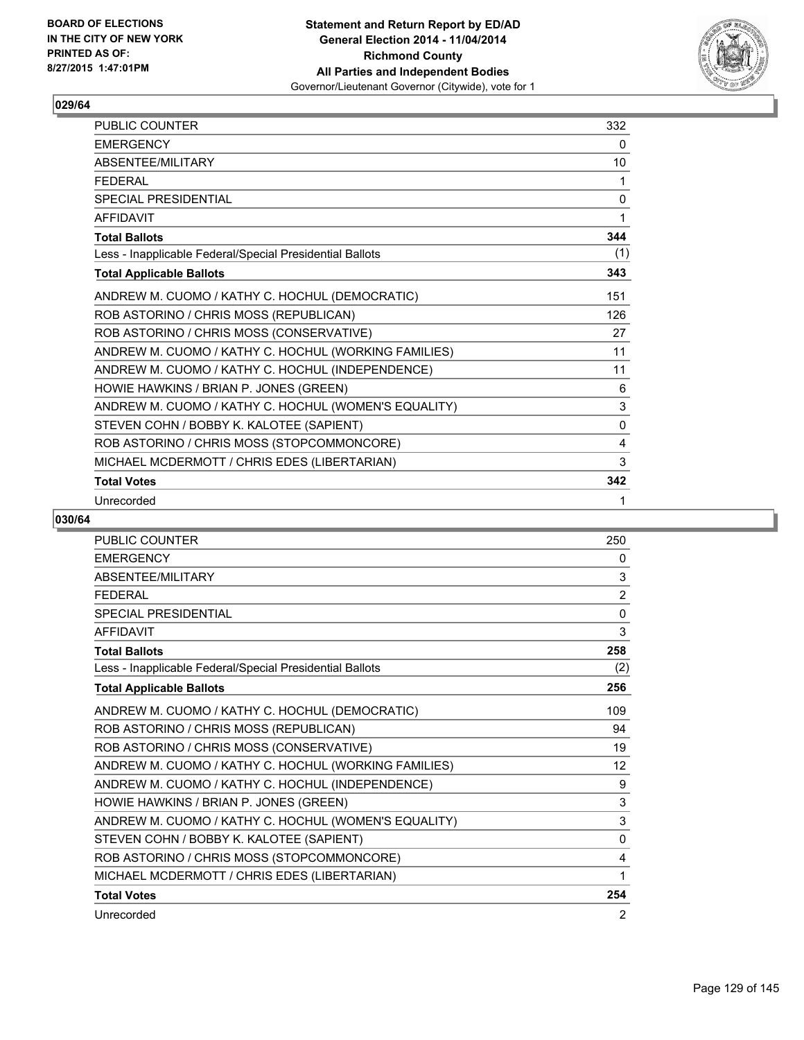BOARD OF ELECTIONS
IN THE CITY OF NEW YORK
PRINTED AS OF:
8/27/2015 1:47:01PM

**Statement and Return Report by ED/AD**
**General Election 2014 - 11/04/2014**
**Richmond County**
**All Parties and Independent Bodies**
Governor/Lieutenant Governor (Citywide), vote for 1

## 029/64

| | |
|---|---|
| PUBLIC COUNTER | 332 |
| EMERGENCY | 0 |
| ABSENTEE/MILITARY | 10 |
| FEDERAL | 1 |
| SPECIAL PRESIDENTIAL | 0 |
| AFFIDAVIT | 1 |
| **Total Ballots** | **344** |
| Less - Inapplicable Federal/Special Presidential Ballots | (1) |
| **Total Applicable Ballots** | **343** |
| ANDREW M. CUOMO / KATHY C. HOCHUL (DEMOCRATIC) | 151 |
| ROB ASTORINO / CHRIS MOSS (REPUBLICAN) | 126 |
| ROB ASTORINO / CHRIS MOSS (CONSERVATIVE) | 27 |
| ANDREW M. CUOMO / KATHY C. HOCHUL (WORKING FAMILIES) | 11 |
| ANDREW M. CUOMO / KATHY C. HOCHUL (INDEPENDENCE) | 11 |
| HOWIE HAWKINS / BRIAN P. JONES (GREEN) | 6 |
| ANDREW M. CUOMO / KATHY C. HOCHUL (WOMEN'S EQUALITY) | 3 |
| STEVEN COHN / BOBBY K. KALOTEE (SAPIENT) | 0 |
| ROB ASTORINO / CHRIS MOSS (STOPCOMMONCORE) | 4 |
| MICHAEL MCDERMOTT / CHRIS EDES (LIBERTARIAN) | 3 |
| **Total Votes** | **342** |
| Unrecorded | 1 |

## 030/64

| | |
|---|---|
| PUBLIC COUNTER | 250 |
| EMERGENCY | 0 |
| ABSENTEE/MILITARY | 3 |
| FEDERAL | 2 |
| SPECIAL PRESIDENTIAL | 0 |
| AFFIDAVIT | 3 |
| **Total Ballots** | **258** |
| Less - Inapplicable Federal/Special Presidential Ballots | (2) |
| **Total Applicable Ballots** | **256** |
| ANDREW M. CUOMO / KATHY C. HOCHUL (DEMOCRATIC) | 109 |
| ROB ASTORINO / CHRIS MOSS (REPUBLICAN) | 94 |
| ROB ASTORINO / CHRIS MOSS (CONSERVATIVE) | 19 |
| ANDREW M. CUOMO / KATHY C. HOCHUL (WORKING FAMILIES) | 12 |
| ANDREW M. CUOMO / KATHY C. HOCHUL (INDEPENDENCE) | 9 |
| HOWIE HAWKINS / BRIAN P. JONES (GREEN) | 3 |
| ANDREW M. CUOMO / KATHY C. HOCHUL (WOMEN'S EQUALITY) | 3 |
| STEVEN COHN / BOBBY K. KALOTEE (SAPIENT) | 0 |
| ROB ASTORINO / CHRIS MOSS (STOPCOMMONCORE) | 4 |
| MICHAEL MCDERMOTT / CHRIS EDES (LIBERTARIAN) | 1 |
| **Total Votes** | **254** |
| Unrecorded | 2 |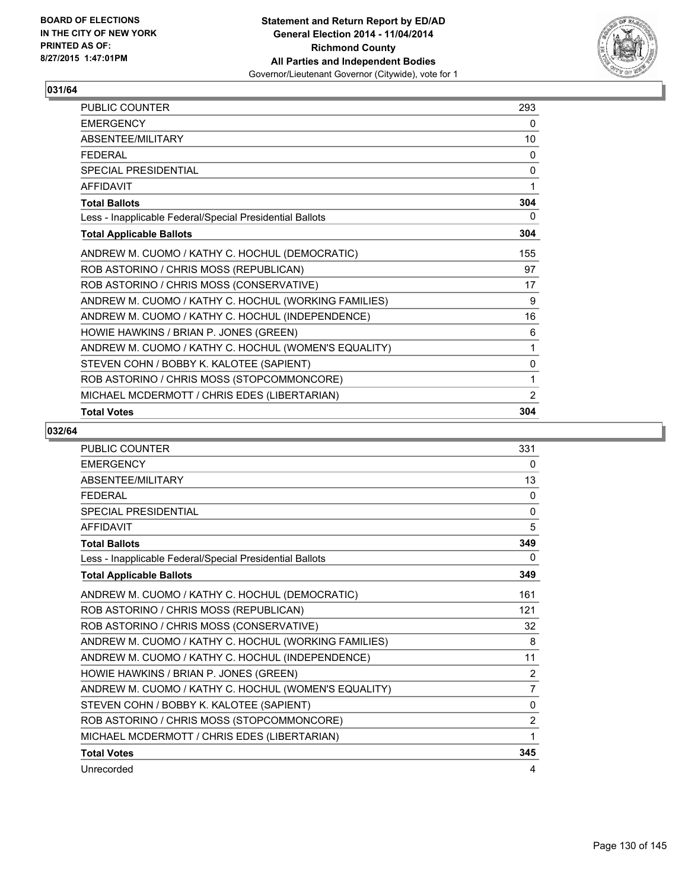# Statement and Return Report by ED/AD
## General Election 2014 - 11/04/2014
## Richmond County
## All Parties and Independent Bodies
### Governor/Lieutenant Governor (Citywide), vote for 1

BOARD OF ELECTIONS
IN THE CITY OF NEW YORK
PRINTED AS OF:
8/27/2015 1:47:01PM

### 031/64

| | |
|---|---|
| PUBLIC COUNTER | 293 |
| EMERGENCY | 0 |
| ABSENTEE/MILITARY | 10 |
| FEDERAL | 0 |
| SPECIAL PRESIDENTIAL | 0 |
| AFFIDAVIT | 1 |
| **Total Ballots** | **304** |
| Less - Inapplicable Federal/Special Presidential Ballots | 0 |
| **Total Applicable Ballots** | **304** |
| ANDREW M. CUOMO / KATHY C. HOCHUL (DEMOCRATIC) | 155 |
| ROB ASTORINO / CHRIS MOSS (REPUBLICAN) | 97 |
| ROB ASTORINO / CHRIS MOSS (CONSERVATIVE) | 17 |
| ANDREW M. CUOMO / KATHY C. HOCHUL (WORKING FAMILIES) | 9 |
| ANDREW M. CUOMO / KATHY C. HOCHUL (INDEPENDENCE) | 16 |
| HOWIE HAWKINS / BRIAN P. JONES (GREEN) | 6 |
| ANDREW M. CUOMO / KATHY C. HOCHUL (WOMEN'S EQUALITY) | 1 |
| STEVEN COHN / BOBBY K. KALOTEE (SAPIENT) | 0 |
| ROB ASTORINO / CHRIS MOSS (STOPCOMMONCORE) | 1 |
| MICHAEL MCDERMOTT / CHRIS EDES (LIBERTARIAN) | 2 |
| **Total Votes** | **304** |

### 032/64

| | |
|---|---|
| PUBLIC COUNTER | 331 |
| EMERGENCY | 0 |
| ABSENTEE/MILITARY | 13 |
| FEDERAL | 0 |
| SPECIAL PRESIDENTIAL | 0 |
| AFFIDAVIT | 5 |
| **Total Ballots** | **349** |
| Less - Inapplicable Federal/Special Presidential Ballots | 0 |
| **Total Applicable Ballots** | **349** |
| ANDREW M. CUOMO / KATHY C. HOCHUL (DEMOCRATIC) | 161 |
| ROB ASTORINO / CHRIS MOSS (REPUBLICAN) | 121 |
| ROB ASTORINO / CHRIS MOSS (CONSERVATIVE) | 32 |
| ANDREW M. CUOMO / KATHY C. HOCHUL (WORKING FAMILIES) | 8 |
| ANDREW M. CUOMO / KATHY C. HOCHUL (INDEPENDENCE) | 11 |
| HOWIE HAWKINS / BRIAN P. JONES (GREEN) | 2 |
| ANDREW M. CUOMO / KATHY C. HOCHUL (WOMEN'S EQUALITY) | 7 |
| STEVEN COHN / BOBBY K. KALOTEE (SAPIENT) | 0 |
| ROB ASTORINO / CHRIS MOSS (STOPCOMMONCORE) | 2 |
| MICHAEL MCDERMOTT / CHRIS EDES (LIBERTARIAN) | 1 |
| **Total Votes** | **345** |
| Unrecorded | 4 |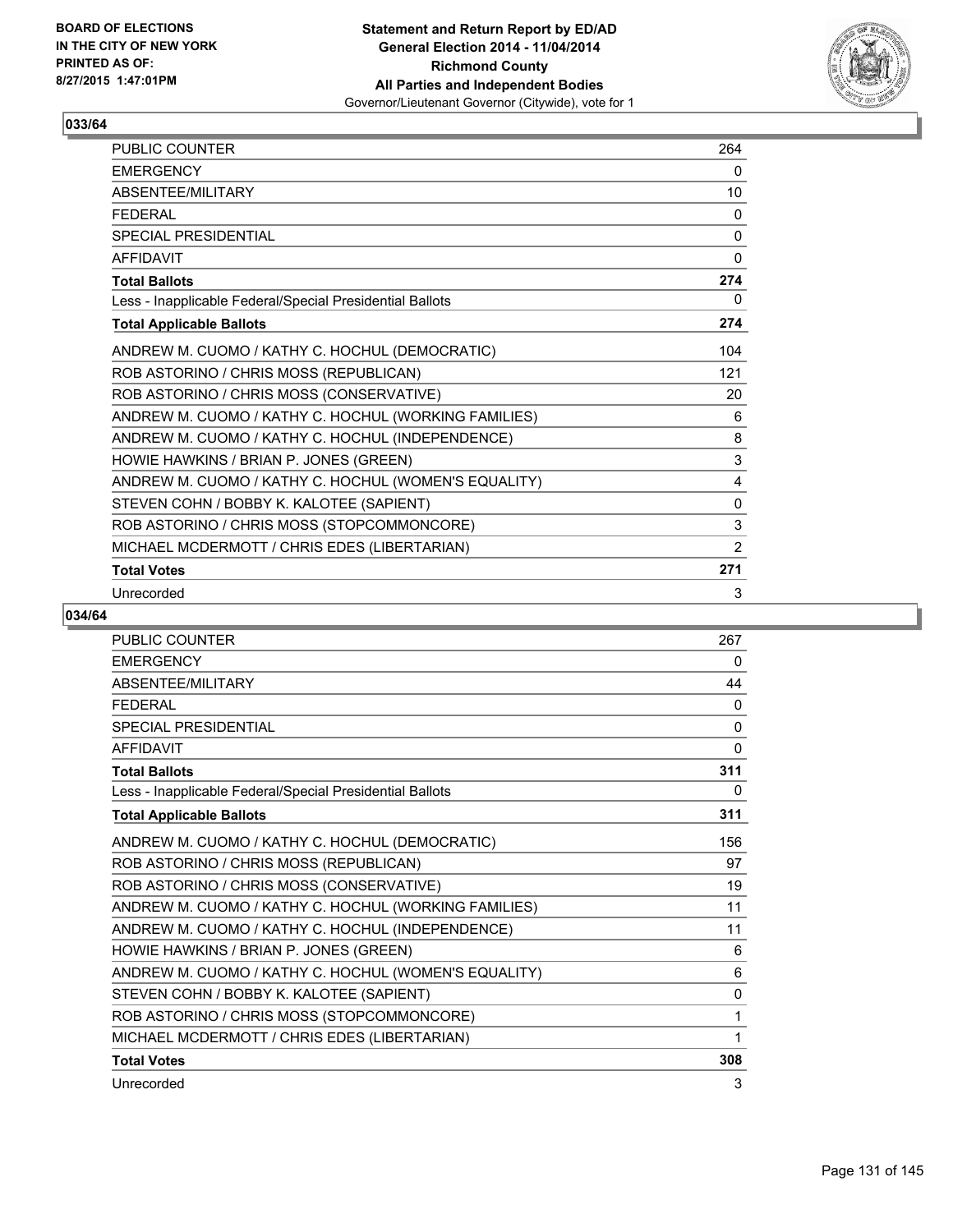BOARD OF ELECTIONS
IN THE CITY OF NEW YORK
PRINTED AS OF:
8/27/2015 1:47:01PM

**Statement and Return Report by ED/AD**
**General Election 2014 - 11/04/2014**
**Richmond County**
**All Parties and Independent Bodies**
Governor/Lieutenant Governor (Citywide), vote for 1

### 033/64

| | |
|---|---|
| PUBLIC COUNTER | 264 |
| EMERGENCY | 0 |
| ABSENTEE/MILITARY | 10 |
| FEDERAL | 0 |
| SPECIAL PRESIDENTIAL | 0 |
| AFFIDAVIT | 0 |
| **Total Ballots** | **274** |
| Less - Inapplicable Federal/Special Presidential Ballots | 0 |
| **Total Applicable Ballots** | **274** |
| ANDREW M. CUOMO / KATHY C. HOCHUL (DEMOCRATIC) | 104 |
| ROB ASTORINO / CHRIS MOSS (REPUBLICAN) | 121 |
| ROB ASTORINO / CHRIS MOSS (CONSERVATIVE) | 20 |
| ANDREW M. CUOMO / KATHY C. HOCHUL (WORKING FAMILIES) | 6 |
| ANDREW M. CUOMO / KATHY C. HOCHUL (INDEPENDENCE) | 8 |
| HOWIE HAWKINS / BRIAN P. JONES (GREEN) | 3 |
| ANDREW M. CUOMO / KATHY C. HOCHUL (WOMEN'S EQUALITY) | 4 |
| STEVEN COHN / BOBBY K. KALOTEE (SAPIENT) | 0 |
| ROB ASTORINO / CHRIS MOSS (STOPCOMMONCORE) | 3 |
| MICHAEL MCDERMOTT / CHRIS EDES (LIBERTARIAN) | 2 |
| **Total Votes** | **271** |
| Unrecorded | 3 |

### 034/64

| | |
|---|---|
| PUBLIC COUNTER | 267 |
| EMERGENCY | 0 |
| ABSENTEE/MILITARY | 44 |
| FEDERAL | 0 |
| SPECIAL PRESIDENTIAL | 0 |
| AFFIDAVIT | 0 |
| **Total Ballots** | **311** |
| Less - Inapplicable Federal/Special Presidential Ballots | 0 |
| **Total Applicable Ballots** | **311** |
| ANDREW M. CUOMO / KATHY C. HOCHUL (DEMOCRATIC) | 156 |
| ROB ASTORINO / CHRIS MOSS (REPUBLICAN) | 97 |
| ROB ASTORINO / CHRIS MOSS (CONSERVATIVE) | 19 |
| ANDREW M. CUOMO / KATHY C. HOCHUL (WORKING FAMILIES) | 11 |
| ANDREW M. CUOMO / KATHY C. HOCHUL (INDEPENDENCE) | 11 |
| HOWIE HAWKINS / BRIAN P. JONES (GREEN) | 6 |
| ANDREW M. CUOMO / KATHY C. HOCHUL (WOMEN'S EQUALITY) | 6 |
| STEVEN COHN / BOBBY K. KALOTEE (SAPIENT) | 0 |
| ROB ASTORINO / CHRIS MOSS (STOPCOMMONCORE) | 1 |
| MICHAEL MCDERMOTT / CHRIS EDES (LIBERTARIAN) | 1 |
| **Total Votes** | **308** |
| Unrecorded | 3 |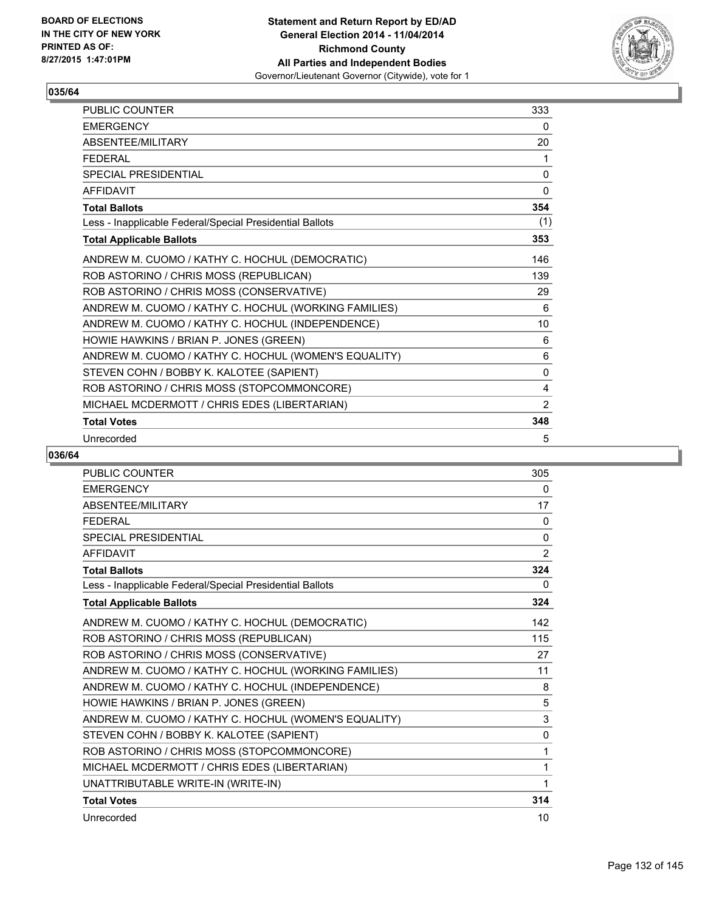BOARD OF ELECTIONS
IN THE CITY OF NEW YORK
PRINTED AS OF:
8/27/2015 1:47:01PM

**Statement and Return Report by ED/AD**
**General Election 2014 - 11/04/2014**
**Richmond County**
**All Parties and Independent Bodies**
Governor/Lieutenant Governor (Citywide), vote for 1

## 035/64

| | |
|---|---|
| PUBLIC COUNTER | 333 |
| EMERGENCY | 0 |
| ABSENTEE/MILITARY | 20 |
| FEDERAL | 1 |
| SPECIAL PRESIDENTIAL | 0 |
| AFFIDAVIT | 0 |
| **Total Ballots** | **354** |
| Less - Inapplicable Federal/Special Presidential Ballots | (1) |
| **Total Applicable Ballots** | **353** |
| ANDREW M. CUOMO / KATHY C. HOCHUL (DEMOCRATIC) | 146 |
| ROB ASTORINO / CHRIS MOSS (REPUBLICAN) | 139 |
| ROB ASTORINO / CHRIS MOSS (CONSERVATIVE) | 29 |
| ANDREW M. CUOMO / KATHY C. HOCHUL (WORKING FAMILIES) | 6 |
| ANDREW M. CUOMO / KATHY C. HOCHUL (INDEPENDENCE) | 10 |
| HOWIE HAWKINS / BRIAN P. JONES (GREEN) | 6 |
| ANDREW M. CUOMO / KATHY C. HOCHUL (WOMEN'S EQUALITY) | 6 |
| STEVEN COHN / BOBBY K. KALOTEE (SAPIENT) | 0 |
| ROB ASTORINO / CHRIS MOSS (STOPCOMMONCORE) | 4 |
| MICHAEL MCDERMOTT / CHRIS EDES (LIBERTARIAN) | 2 |
| **Total Votes** | **348** |
| Unrecorded | 5 |

## 036/64

| | |
|---|---|
| PUBLIC COUNTER | 305 |
| EMERGENCY | 0 |
| ABSENTEE/MILITARY | 17 |
| FEDERAL | 0 |
| SPECIAL PRESIDENTIAL | 0 |
| AFFIDAVIT | 2 |
| **Total Ballots** | **324** |
| Less - Inapplicable Federal/Special Presidential Ballots | 0 |
| **Total Applicable Ballots** | **324** |
| ANDREW M. CUOMO / KATHY C. HOCHUL (DEMOCRATIC) | 142 |
| ROB ASTORINO / CHRIS MOSS (REPUBLICAN) | 115 |
| ROB ASTORINO / CHRIS MOSS (CONSERVATIVE) | 27 |
| ANDREW M. CUOMO / KATHY C. HOCHUL (WORKING FAMILIES) | 11 |
| ANDREW M. CUOMO / KATHY C. HOCHUL (INDEPENDENCE) | 8 |
| HOWIE HAWKINS / BRIAN P. JONES (GREEN) | 5 |
| ANDREW M. CUOMO / KATHY C. HOCHUL (WOMEN'S EQUALITY) | 3 |
| STEVEN COHN / BOBBY K. KALOTEE (SAPIENT) | 0 |
| ROB ASTORINO / CHRIS MOSS (STOPCOMMONCORE) | 1 |
| MICHAEL MCDERMOTT / CHRIS EDES (LIBERTARIAN) | 1 |
| UNATTRIBUTABLE WRITE-IN (WRITE-IN) | 1 |
| **Total Votes** | **314** |
| Unrecorded | 10 |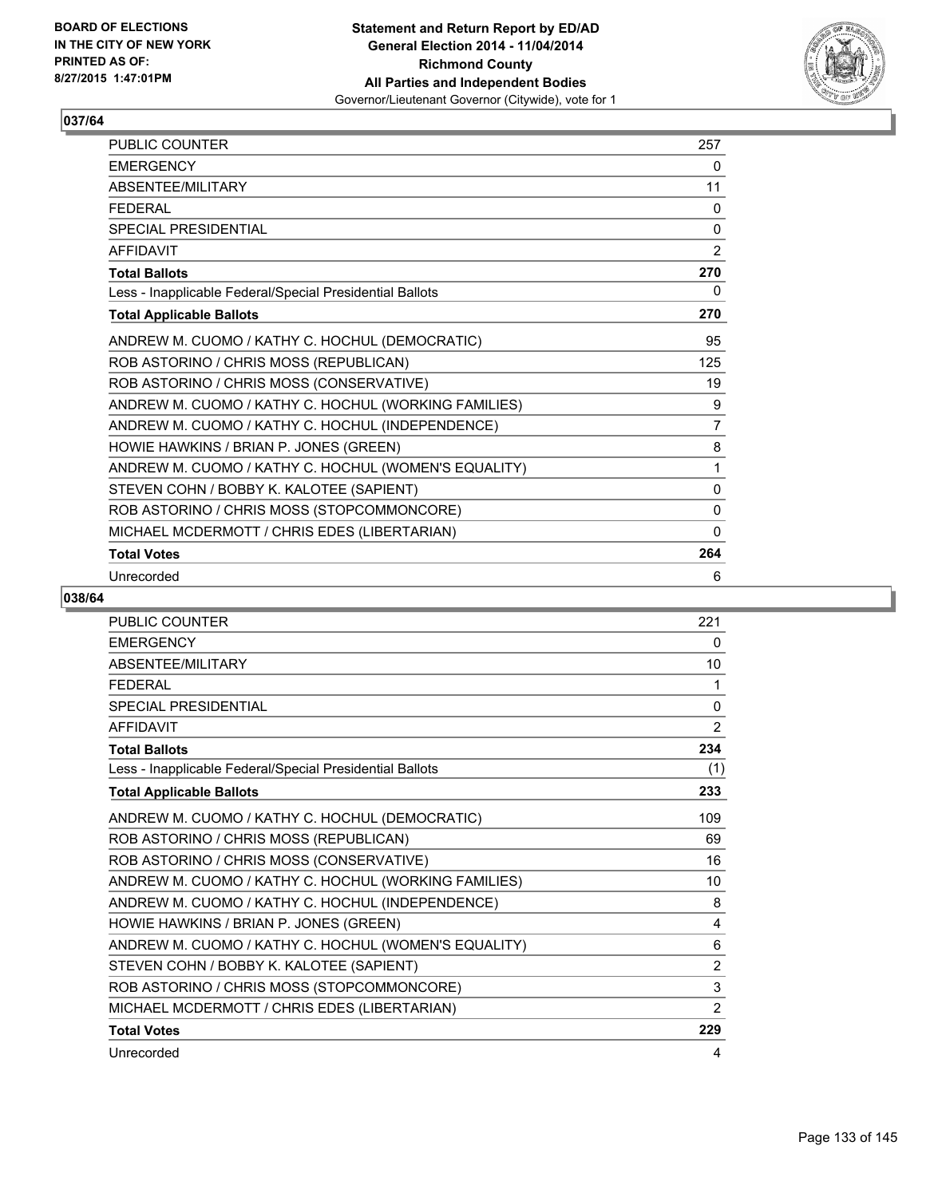## 037/64

| | |
|---|---|
| PUBLIC COUNTER | 257 |
| EMERGENCY | 0 |
| ABSENTEE/MILITARY | 11 |
| FEDERAL | 0 |
| SPECIAL PRESIDENTIAL | 0 |
| AFFIDAVIT | 2 |
| **Total Ballots** | **270** |
| Less - Inapplicable Federal/Special Presidential Ballots | 0 |
| **Total Applicable Ballots** | **270** |
| ANDREW M. CUOMO / KATHY C. HOCHUL (DEMOCRATIC) | 95 |
| ROB ASTORINO / CHRIS MOSS (REPUBLICAN) | 125 |
| ROB ASTORINO / CHRIS MOSS (CONSERVATIVE) | 19 |
| ANDREW M. CUOMO / KATHY C. HOCHUL (WORKING FAMILIES) | 9 |
| ANDREW M. CUOMO / KATHY C. HOCHUL (INDEPENDENCE) | 7 |
| HOWIE HAWKINS / BRIAN P. JONES (GREEN) | 8 |
| ANDREW M. CUOMO / KATHY C. HOCHUL (WOMEN'S EQUALITY) | 1 |
| STEVEN COHN / BOBBY K. KALOTEE (SAPIENT) | 0 |
| ROB ASTORINO / CHRIS MOSS (STOPCOMMONCORE) | 0 |
| MICHAEL MCDERMOTT / CHRIS EDES (LIBERTARIAN) | 0 |
| **Total Votes** | **264** |
| Unrecorded | 6 |

## 038/64

| | |
|---|---|
| PUBLIC COUNTER | 221 |
| EMERGENCY | 0 |
| ABSENTEE/MILITARY | 10 |
| FEDERAL | 1 |
| SPECIAL PRESIDENTIAL | 0 |
| AFFIDAVIT | 2 |
| **Total Ballots** | **234** |
| Less - Inapplicable Federal/Special Presidential Ballots | (1) |
| **Total Applicable Ballots** | **233** |
| ANDREW M. CUOMO / KATHY C. HOCHUL (DEMOCRATIC) | 109 |
| ROB ASTORINO / CHRIS MOSS (REPUBLICAN) | 69 |
| ROB ASTORINO / CHRIS MOSS (CONSERVATIVE) | 16 |
| ANDREW M. CUOMO / KATHY C. HOCHUL (WORKING FAMILIES) | 10 |
| ANDREW M. CUOMO / KATHY C. HOCHUL (INDEPENDENCE) | 8 |
| HOWIE HAWKINS / BRIAN P. JONES (GREEN) | 4 |
| ANDREW M. CUOMO / KATHY C. HOCHUL (WOMEN'S EQUALITY) | 6 |
| STEVEN COHN / BOBBY K. KALOTEE (SAPIENT) | 2 |
| ROB ASTORINO / CHRIS MOSS (STOPCOMMONCORE) | 3 |
| MICHAEL MCDERMOTT / CHRIS EDES (LIBERTARIAN) | 2 |
| **Total Votes** | **229** |
| Unrecorded | 4 |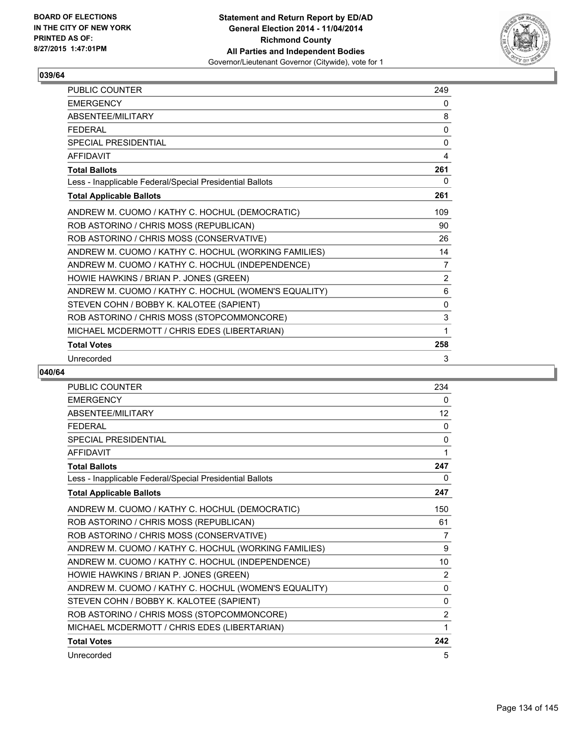BOARD OF ELECTIONS
IN THE CITY OF NEW YORK
PRINTED AS OF:
8/27/2015 1:47:01PM

**Statement and Return Report by ED/AD**
**General Election 2014 - 11/04/2014**
**Richmond County**
**All Parties and Independent Bodies**
Governor/Lieutenant Governor (Citywide), vote for 1

## 039/64

| | |
|---|---|
| PUBLIC COUNTER | 249 |
| EMERGENCY | 0 |
| ABSENTEE/MILITARY | 8 |
| FEDERAL | 0 |
| SPECIAL PRESIDENTIAL | 0 |
| AFFIDAVIT | 4 |
| **Total Ballots** | **261** |
| Less - Inapplicable Federal/Special Presidential Ballots | 0 |
| **Total Applicable Ballots** | **261** |
| ANDREW M. CUOMO / KATHY C. HOCHUL (DEMOCRATIC) | 109 |
| ROB ASTORINO / CHRIS MOSS (REPUBLICAN) | 90 |
| ROB ASTORINO / CHRIS MOSS (CONSERVATIVE) | 26 |
| ANDREW M. CUOMO / KATHY C. HOCHUL (WORKING FAMILIES) | 14 |
| ANDREW M. CUOMO / KATHY C. HOCHUL (INDEPENDENCE) | 7 |
| HOWIE HAWKINS / BRIAN P. JONES (GREEN) | 2 |
| ANDREW M. CUOMO / KATHY C. HOCHUL (WOMEN'S EQUALITY) | 6 |
| STEVEN COHN / BOBBY K. KALOTEE (SAPIENT) | 0 |
| ROB ASTORINO / CHRIS MOSS (STOPCOMMONCORE) | 3 |
| MICHAEL MCDERMOTT / CHRIS EDES (LIBERTARIAN) | 1 |
| **Total Votes** | **258** |
| Unrecorded | 3 |

## 040/64

| | |
|---|---|
| PUBLIC COUNTER | 234 |
| EMERGENCY | 0 |
| ABSENTEE/MILITARY | 12 |
| FEDERAL | 0 |
| SPECIAL PRESIDENTIAL | 0 |
| AFFIDAVIT | 1 |
| **Total Ballots** | **247** |
| Less - Inapplicable Federal/Special Presidential Ballots | 0 |
| **Total Applicable Ballots** | **247** |
| ANDREW M. CUOMO / KATHY C. HOCHUL (DEMOCRATIC) | 150 |
| ROB ASTORINO / CHRIS MOSS (REPUBLICAN) | 61 |
| ROB ASTORINO / CHRIS MOSS (CONSERVATIVE) | 7 |
| ANDREW M. CUOMO / KATHY C. HOCHUL (WORKING FAMILIES) | 9 |
| ANDREW M. CUOMO / KATHY C. HOCHUL (INDEPENDENCE) | 10 |
| HOWIE HAWKINS / BRIAN P. JONES (GREEN) | 2 |
| ANDREW M. CUOMO / KATHY C. HOCHUL (WOMEN'S EQUALITY) | 0 |
| STEVEN COHN / BOBBY K. KALOTEE (SAPIENT) | 0 |
| ROB ASTORINO / CHRIS MOSS (STOPCOMMONCORE) | 2 |
| MICHAEL MCDERMOTT / CHRIS EDES (LIBERTARIAN) | 1 |
| **Total Votes** | **242** |
| Unrecorded | 5 |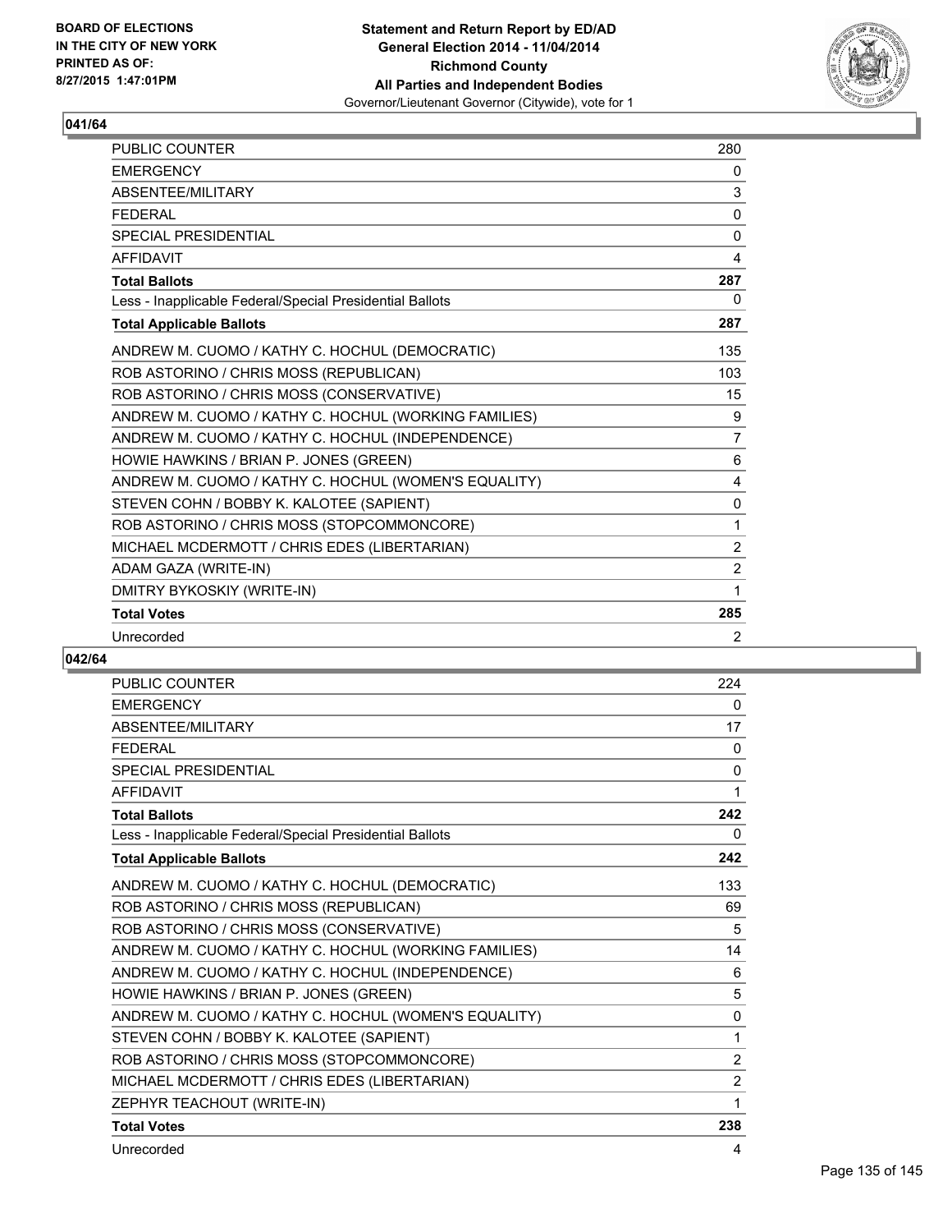**BOARD OF ELECTIONS IN THE CITY OF NEW YORK PRINTED AS OF: 8/27/2015 1:47:01PM**

**Statement and Return Report by ED/AD**
**General Election 2014 - 11/04/2014**
**Richmond County**
**All Parties and Independent Bodies**
Governor/Lieutenant Governor (Citywide), vote for 1

### 041/64

| | |
|---|---|
| PUBLIC COUNTER | 280 |
| EMERGENCY | 0 |
| ABSENTEE/MILITARY | 3 |
| FEDERAL | 0 |
| SPECIAL PRESIDENTIAL | 0 |
| AFFIDAVIT | 4 |
| **Total Ballots** | **287** |
| Less - Inapplicable Federal/Special Presidential Ballots | 0 |
| **Total Applicable Ballots** | **287** |
| ANDREW M. CUOMO / KATHY C. HOCHUL (DEMOCRATIC) | 135 |
| ROB ASTORINO / CHRIS MOSS (REPUBLICAN) | 103 |
| ROB ASTORINO / CHRIS MOSS (CONSERVATIVE) | 15 |
| ANDREW M. CUOMO / KATHY C. HOCHUL (WORKING FAMILIES) | 9 |
| ANDREW M. CUOMO / KATHY C. HOCHUL (INDEPENDENCE) | 7 |
| HOWIE HAWKINS / BRIAN P. JONES (GREEN) | 6 |
| ANDREW M. CUOMO / KATHY C. HOCHUL (WOMEN'S EQUALITY) | 4 |
| STEVEN COHN / BOBBY K. KALOTEE (SAPIENT) | 0 |
| ROB ASTORINO / CHRIS MOSS (STOPCOMMONCORE) | 1 |
| MICHAEL MCDERMOTT / CHRIS EDES (LIBERTARIAN) | 2 |
| ADAM GAZA (WRITE-IN) | 2 |
| DMITRY BYKOSKIY (WRITE-IN) | 1 |
| **Total Votes** | **285** |
| Unrecorded | 2 |

### 042/64

| | |
|---|---|
| PUBLIC COUNTER | 224 |
| EMERGENCY | 0 |
| ABSENTEE/MILITARY | 17 |
| FEDERAL | 0 |
| SPECIAL PRESIDENTIAL | 0 |
| AFFIDAVIT | 1 |
| **Total Ballots** | **242** |
| Less - Inapplicable Federal/Special Presidential Ballots | 0 |
| **Total Applicable Ballots** | **242** |
| ANDREW M. CUOMO / KATHY C. HOCHUL (DEMOCRATIC) | 133 |
| ROB ASTORINO / CHRIS MOSS (REPUBLICAN) | 69 |
| ROB ASTORINO / CHRIS MOSS (CONSERVATIVE) | 5 |
| ANDREW M. CUOMO / KATHY C. HOCHUL (WORKING FAMILIES) | 14 |
| ANDREW M. CUOMO / KATHY C. HOCHUL (INDEPENDENCE) | 6 |
| HOWIE HAWKINS / BRIAN P. JONES (GREEN) | 5 |
| ANDREW M. CUOMO / KATHY C. HOCHUL (WOMEN'S EQUALITY) | 0 |
| STEVEN COHN / BOBBY K. KALOTEE (SAPIENT) | 1 |
| ROB ASTORINO / CHRIS MOSS (STOPCOMMONCORE) | 2 |
| MICHAEL MCDERMOTT / CHRIS EDES (LIBERTARIAN) | 2 |
| ZEPHYR TEACHOUT (WRITE-IN) | 1 |
| **Total Votes** | **238** |
| Unrecorded | 4 |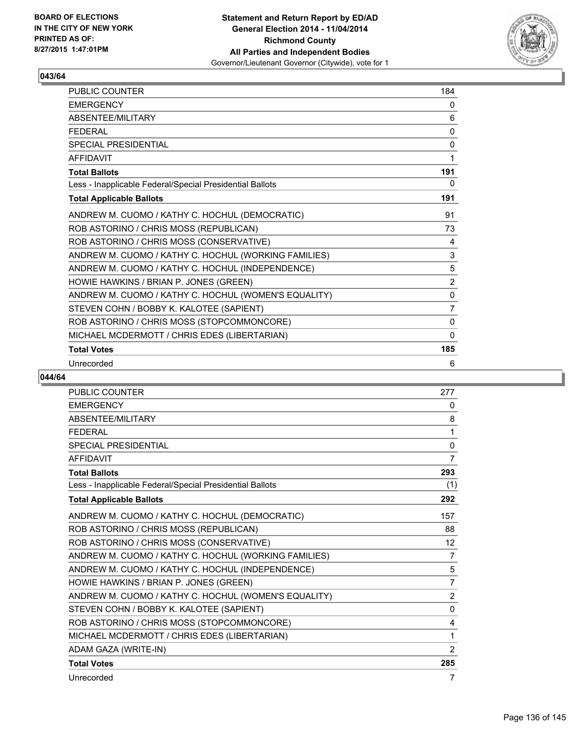**BOARD OF ELECTIONS IN THE CITY OF NEW YORK PRINTED AS OF: 8/27/2015 1:47:01PM**

**Statement and Return Report by ED/AD**
**General Election 2014 - 11/04/2014**
**Richmond County**
**All Parties and Independent Bodies**
Governor/Lieutenant Governor (Citywide), vote for 1

## 043/64

| | |
|---|---|
| PUBLIC COUNTER | 184 |
| EMERGENCY | 0 |
| ABSENTEE/MILITARY | 6 |
| FEDERAL | 0 |
| SPECIAL PRESIDENTIAL | 0 |
| AFFIDAVIT | 1 |
| **Total Ballots** | **191** |
| Less - Inapplicable Federal/Special Presidential Ballots | 0 |
| **Total Applicable Ballots** | **191** |
| ANDREW M. CUOMO / KATHY C. HOCHUL (DEMOCRATIC) | 91 |
| ROB ASTORINO / CHRIS MOSS (REPUBLICAN) | 73 |
| ROB ASTORINO / CHRIS MOSS (CONSERVATIVE) | 4 |
| ANDREW M. CUOMO / KATHY C. HOCHUL (WORKING FAMILIES) | 3 |
| ANDREW M. CUOMO / KATHY C. HOCHUL (INDEPENDENCE) | 5 |
| HOWIE HAWKINS / BRIAN P. JONES (GREEN) | 2 |
| ANDREW M. CUOMO / KATHY C. HOCHUL (WOMEN'S EQUALITY) | 0 |
| STEVEN COHN / BOBBY K. KALOTEE (SAPIENT) | 7 |
| ROB ASTORINO / CHRIS MOSS (STOPCOMMONCORE) | 0 |
| MICHAEL MCDERMOTT / CHRIS EDES (LIBERTARIAN) | 0 |
| **Total Votes** | **185** |
| Unrecorded | 6 |

## 044/64

| | |
|---|---|
| PUBLIC COUNTER | 277 |
| EMERGENCY | 0 |
| ABSENTEE/MILITARY | 8 |
| FEDERAL | 1 |
| SPECIAL PRESIDENTIAL | 0 |
| AFFIDAVIT | 7 |
| **Total Ballots** | **293** |
| Less - Inapplicable Federal/Special Presidential Ballots | (1) |
| **Total Applicable Ballots** | **292** |
| ANDREW M. CUOMO / KATHY C. HOCHUL (DEMOCRATIC) | 157 |
| ROB ASTORINO / CHRIS MOSS (REPUBLICAN) | 88 |
| ROB ASTORINO / CHRIS MOSS (CONSERVATIVE) | 12 |
| ANDREW M. CUOMO / KATHY C. HOCHUL (WORKING FAMILIES) | 7 |
| ANDREW M. CUOMO / KATHY C. HOCHUL (INDEPENDENCE) | 5 |
| HOWIE HAWKINS / BRIAN P. JONES (GREEN) | 7 |
| ANDREW M. CUOMO / KATHY C. HOCHUL (WOMEN'S EQUALITY) | 2 |
| STEVEN COHN / BOBBY K. KALOTEE (SAPIENT) | 0 |
| ROB ASTORINO / CHRIS MOSS (STOPCOMMONCORE) | 4 |
| MICHAEL MCDERMOTT / CHRIS EDES (LIBERTARIAN) | 1 |
| ADAM GAZA (WRITE-IN) | 2 |
| **Total Votes** | **285** |
| Unrecorded | 7 |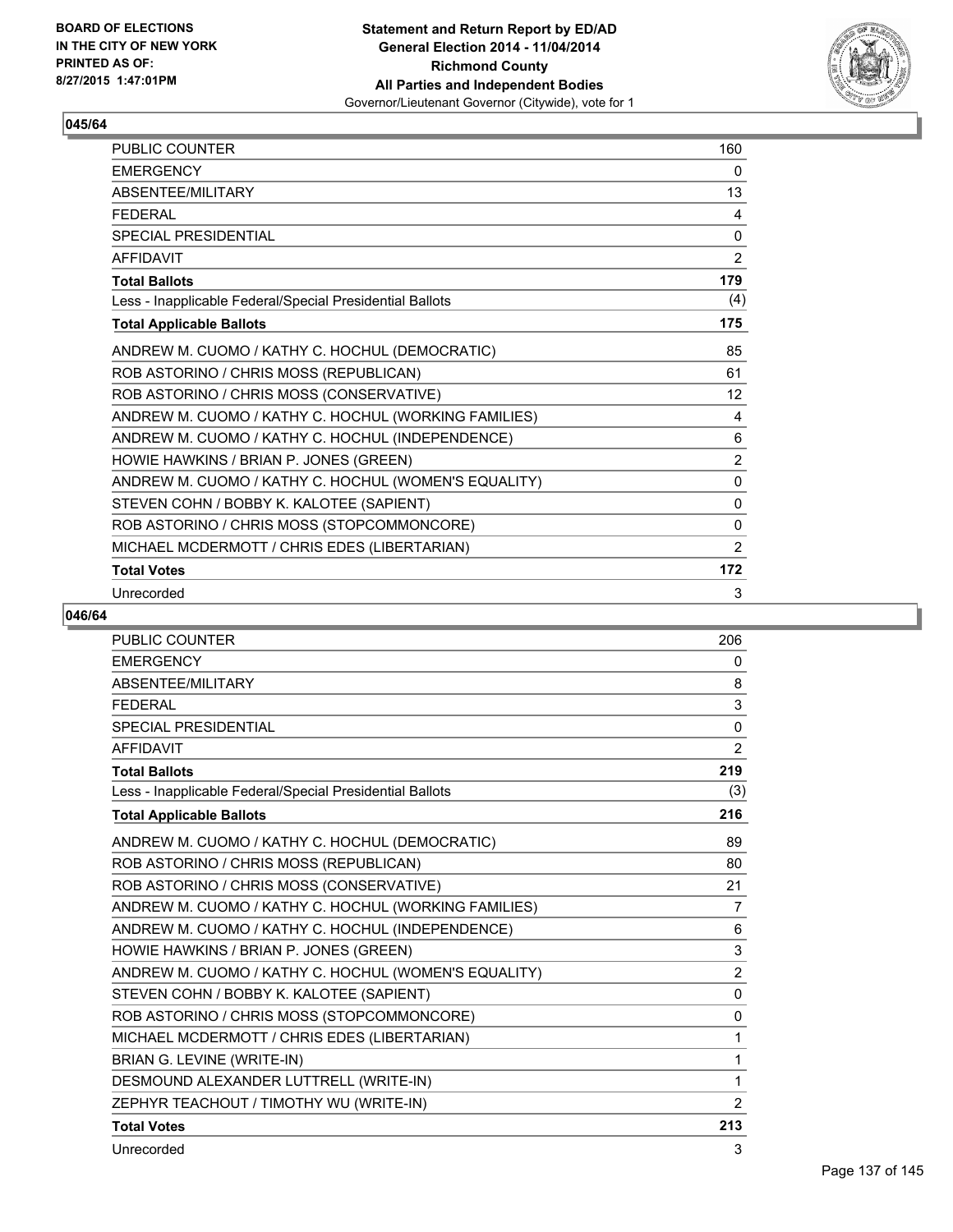BOARD OF ELECTIONS
IN THE CITY OF NEW YORK
PRINTED AS OF:
8/27/2015 1:47:01PM

**Statement and Return Report by ED/AD**
**General Election 2014 - 11/04/2014**
**Richmond County**
**All Parties and Independent Bodies**
Governor/Lieutenant Governor (Citywide), vote for 1

### 045/64

| | |
|---|---|
| PUBLIC COUNTER | 160 |
| EMERGENCY | 0 |
| ABSENTEE/MILITARY | 13 |
| FEDERAL | 4 |
| SPECIAL PRESIDENTIAL | 0 |
| AFFIDAVIT | 2 |
| **Total Ballots** | **179** |
| Less - Inapplicable Federal/Special Presidential Ballots | (4) |
| **Total Applicable Ballots** | **175** |
| ANDREW M. CUOMO / KATHY C. HOCHUL (DEMOCRATIC) | 85 |
| ROB ASTORINO / CHRIS MOSS (REPUBLICAN) | 61 |
| ROB ASTORINO / CHRIS MOSS (CONSERVATIVE) | 12 |
| ANDREW M. CUOMO / KATHY C. HOCHUL (WORKING FAMILIES) | 4 |
| ANDREW M. CUOMO / KATHY C. HOCHUL (INDEPENDENCE) | 6 |
| HOWIE HAWKINS / BRIAN P. JONES (GREEN) | 2 |
| ANDREW M. CUOMO / KATHY C. HOCHUL (WOMEN'S EQUALITY) | 0 |
| STEVEN COHN / BOBBY K. KALOTEE (SAPIENT) | 0 |
| ROB ASTORINO / CHRIS MOSS (STOPCOMMONCORE) | 0 |
| MICHAEL MCDERMOTT / CHRIS EDES (LIBERTARIAN) | 2 |
| **Total Votes** | **172** |
| Unrecorded | 3 |

### 046/64

| | |
|---|---|
| PUBLIC COUNTER | 206 |
| EMERGENCY | 0 |
| ABSENTEE/MILITARY | 8 |
| FEDERAL | 3 |
| SPECIAL PRESIDENTIAL | 0 |
| AFFIDAVIT | 2 |
| **Total Ballots** | **219** |
| Less - Inapplicable Federal/Special Presidential Ballots | (3) |
| **Total Applicable Ballots** | **216** |
| ANDREW M. CUOMO / KATHY C. HOCHUL (DEMOCRATIC) | 89 |
| ROB ASTORINO / CHRIS MOSS (REPUBLICAN) | 80 |
| ROB ASTORINO / CHRIS MOSS (CONSERVATIVE) | 21 |
| ANDREW M. CUOMO / KATHY C. HOCHUL (WORKING FAMILIES) | 7 |
| ANDREW M. CUOMO / KATHY C. HOCHUL (INDEPENDENCE) | 6 |
| HOWIE HAWKINS / BRIAN P. JONES (GREEN) | 3 |
| ANDREW M. CUOMO / KATHY C. HOCHUL (WOMEN'S EQUALITY) | 2 |
| STEVEN COHN / BOBBY K. KALOTEE (SAPIENT) | 0 |
| ROB ASTORINO / CHRIS MOSS (STOPCOMMONCORE) | 0 |
| MICHAEL MCDERMOTT / CHRIS EDES (LIBERTARIAN) | 1 |
| BRIAN G. LEVINE (WRITE-IN) | 1 |
| DESMOUND ALEXANDER LUTTRELL (WRITE-IN) | 1 |
| ZEPHYR TEACHOUT / TIMOTHY WU (WRITE-IN) | 2 |
| **Total Votes** | **213** |
| Unrecorded | 3 |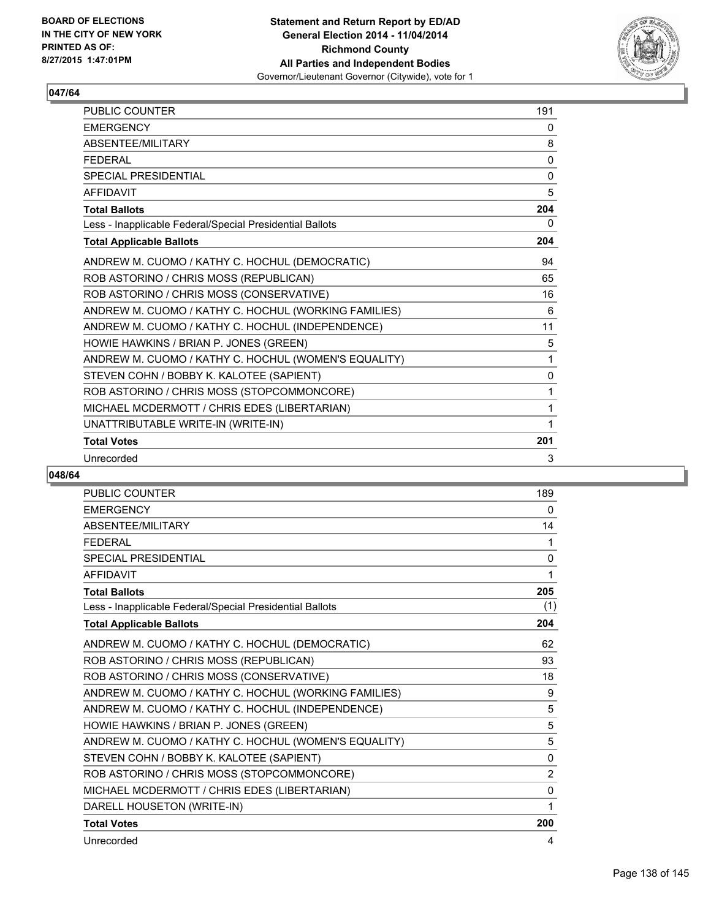## 047/64

| PUBLIC COUNTER | 191 |
|---|---|
| EMERGENCY | 0 |
| ABSENTEE/MILITARY | 8 |
| FEDERAL | 0 |
| SPECIAL PRESIDENTIAL | 0 |
| AFFIDAVIT | 5 |
| **Total Ballots** | **204** |
| Less - Inapplicable Federal/Special Presidential Ballots | 0 |
| **Total Applicable Ballots** | **204** |
| ANDREW M. CUOMO / KATHY C. HOCHUL (DEMOCRATIC) | 94 |
| ROB ASTORINO / CHRIS MOSS (REPUBLICAN) | 65 |
| ROB ASTORINO / CHRIS MOSS (CONSERVATIVE) | 16 |
| ANDREW M. CUOMO / KATHY C. HOCHUL (WORKING FAMILIES) | 6 |
| ANDREW M. CUOMO / KATHY C. HOCHUL (INDEPENDENCE) | 11 |
| HOWIE HAWKINS / BRIAN P. JONES (GREEN) | 5 |
| ANDREW M. CUOMO / KATHY C. HOCHUL (WOMEN'S EQUALITY) | 1 |
| STEVEN COHN / BOBBY K. KALOTEE (SAPIENT) | 0 |
| ROB ASTORINO / CHRIS MOSS (STOPCOMMONCORE) | 1 |
| MICHAEL MCDERMOTT / CHRIS EDES (LIBERTARIAN) | 1 |
| UNATTRIBUTABLE WRITE-IN (WRITE-IN) | 1 |
| **Total Votes** | **201** |
| Unrecorded | 3 |

## 048/64

| PUBLIC COUNTER | 189 |
|---|---|
| EMERGENCY | 0 |
| ABSENTEE/MILITARY | 14 |
| FEDERAL | 1 |
| SPECIAL PRESIDENTIAL | 0 |
| AFFIDAVIT | 1 |
| **Total Ballots** | **205** |
| Less - Inapplicable Federal/Special Presidential Ballots | (1) |
| **Total Applicable Ballots** | **204** |
| ANDREW M. CUOMO / KATHY C. HOCHUL (DEMOCRATIC) | 62 |
| ROB ASTORINO / CHRIS MOSS (REPUBLICAN) | 93 |
| ROB ASTORINO / CHRIS MOSS (CONSERVATIVE) | 18 |
| ANDREW M. CUOMO / KATHY C. HOCHUL (WORKING FAMILIES) | 9 |
| ANDREW M. CUOMO / KATHY C. HOCHUL (INDEPENDENCE) | 5 |
| HOWIE HAWKINS / BRIAN P. JONES (GREEN) | 5 |
| ANDREW M. CUOMO / KATHY C. HOCHUL (WOMEN'S EQUALITY) | 5 |
| STEVEN COHN / BOBBY K. KALOTEE (SAPIENT) | 0 |
| ROB ASTORINO / CHRIS MOSS (STOPCOMMONCORE) | 2 |
| MICHAEL MCDERMOTT / CHRIS EDES (LIBERTARIAN) | 0 |
| DARELL HOUSETON (WRITE-IN) | 1 |
| **Total Votes** | **200** |
| Unrecorded | 4 |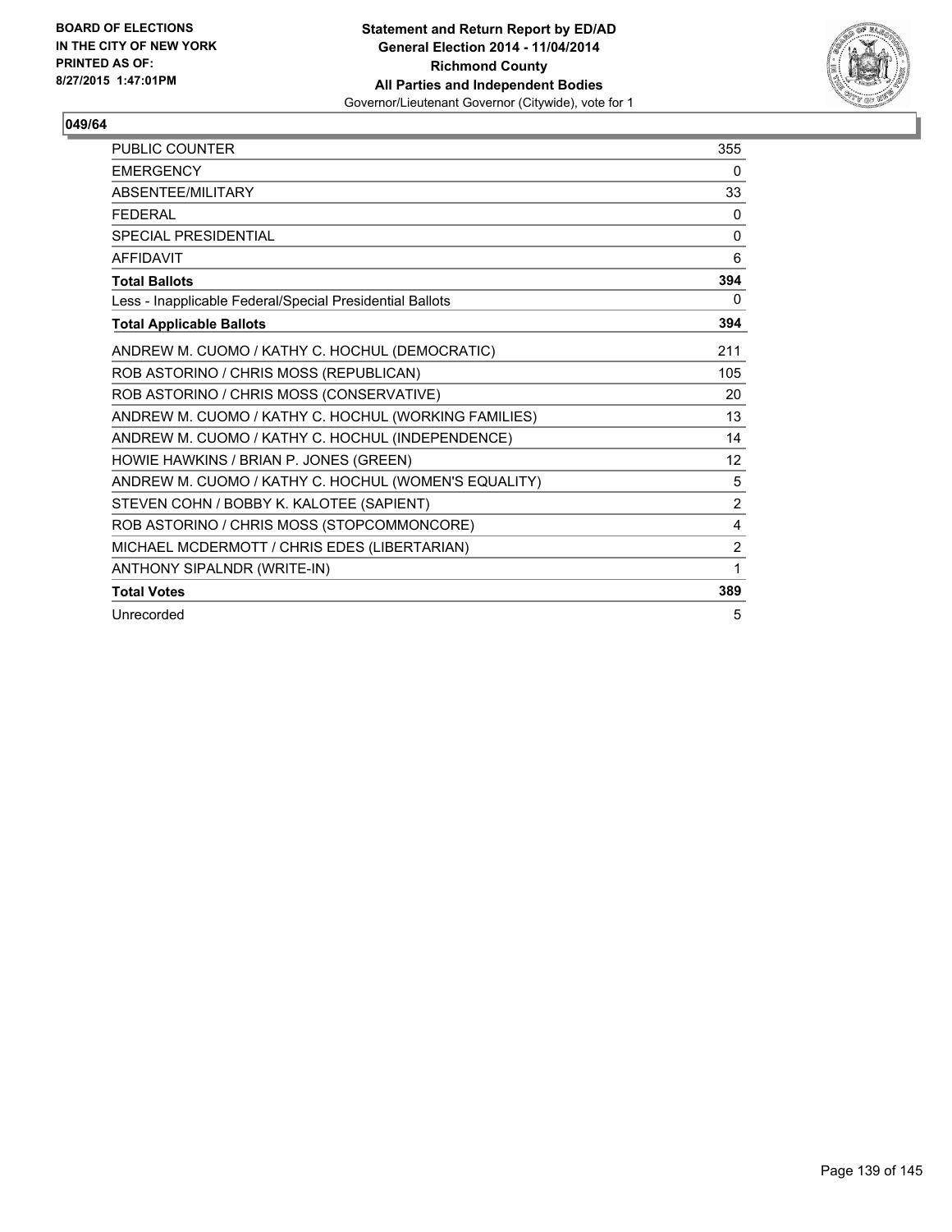BOARD OF ELECTIONS
IN THE CITY OF NEW YORK
PRINTED AS OF:
8/27/2015 1:47:01PM

**Statement and Return Report by ED/AD**
**General Election 2014 - 11/04/2014**
**Richmond County**
**All Parties and Independent Bodies**
Governor/Lieutenant Governor (Citywide), vote for 1

**049/64**

| | |
|---|---|
| PUBLIC COUNTER | 355 |
| EMERGENCY | 0 |
| ABSENTEE/MILITARY | 33 |
| FEDERAL | 0 |
| SPECIAL PRESIDENTIAL | 0 |
| AFFIDAVIT | 6 |
| **Total Ballots** | **394** |
| Less - Inapplicable Federal/Special Presidential Ballots | 0 |
| **Total Applicable Ballots** | **394** |
| ANDREW M. CUOMO / KATHY C. HOCHUL (DEMOCRATIC) | 211 |
| ROB ASTORINO / CHRIS MOSS (REPUBLICAN) | 105 |
| ROB ASTORINO / CHRIS MOSS (CONSERVATIVE) | 20 |
| ANDREW M. CUOMO / KATHY C. HOCHUL (WORKING FAMILIES) | 13 |
| ANDREW M. CUOMO / KATHY C. HOCHUL (INDEPENDENCE) | 14 |
| HOWIE HAWKINS / BRIAN P. JONES (GREEN) | 12 |
| ANDREW M. CUOMO / KATHY C. HOCHUL (WOMEN'S EQUALITY) | 5 |
| STEVEN COHN / BOBBY K. KALOTEE (SAPIENT) | 2 |
| ROB ASTORINO / CHRIS MOSS (STOPCOMMONCORE) | 4 |
| MICHAEL MCDERMOTT / CHRIS EDES (LIBERTARIAN) | 2 |
| ANTHONY SIPALNDR (WRITE-IN) | 1 |
| **Total Votes** | **389** |
| Unrecorded | 5 |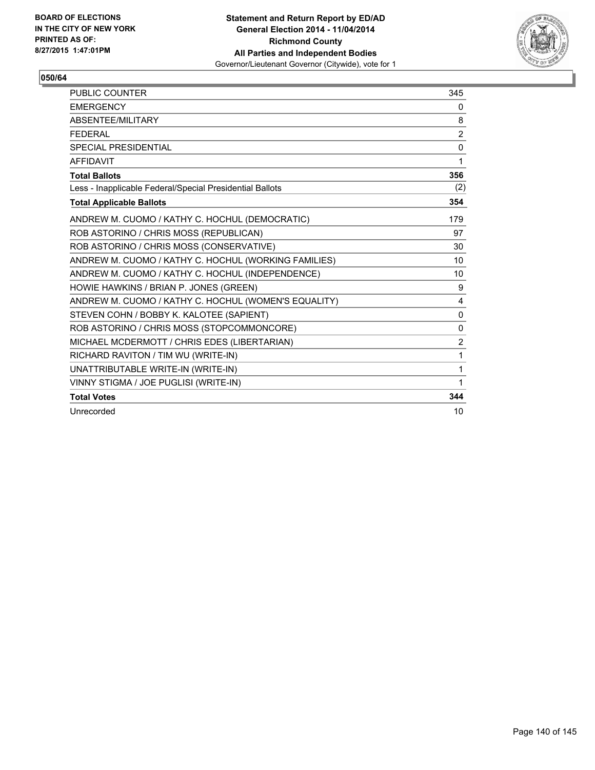BOARD OF ELECTIONS
IN THE CITY OF NEW YORK
PRINTED AS OF:
8/27/2015 1:47:01PM

**Statement and Return Report by ED/AD**
**General Election 2014 - 11/04/2014**
**Richmond County**
**All Parties and Independent Bodies**
Governor/Lieutenant Governor (Citywide), vote for 1

### 050/64

| | |
|---|---|
| PUBLIC COUNTER | 345 |
| EMERGENCY | 0 |
| ABSENTEE/MILITARY | 8 |
| FEDERAL | 2 |
| SPECIAL PRESIDENTIAL | 0 |
| AFFIDAVIT | 1 |
| **Total Ballots** | **356** |
| Less - Inapplicable Federal/Special Presidential Ballots | (2) |
| **Total Applicable Ballots** | **354** |
| ANDREW M. CUOMO / KATHY C. HOCHUL (DEMOCRATIC) | 179 |
| ROB ASTORINO / CHRIS MOSS (REPUBLICAN) | 97 |
| ROB ASTORINO / CHRIS MOSS (CONSERVATIVE) | 30 |
| ANDREW M. CUOMO / KATHY C. HOCHUL (WORKING FAMILIES) | 10 |
| ANDREW M. CUOMO / KATHY C. HOCHUL (INDEPENDENCE) | 10 |
| HOWIE HAWKINS / BRIAN P. JONES (GREEN) | 9 |
| ANDREW M. CUOMO / KATHY C. HOCHUL (WOMEN'S EQUALITY) | 4 |
| STEVEN COHN / BOBBY K. KALOTEE (SAPIENT) | 0 |
| ROB ASTORINO / CHRIS MOSS (STOPCOMMONCORE) | 0 |
| MICHAEL MCDERMOTT / CHRIS EDES (LIBERTARIAN) | 2 |
| RICHARD RAVITON / TIM WU (WRITE-IN) | 1 |
| UNATTRIBUTABLE WRITE-IN (WRITE-IN) | 1 |
| VINNY STIGMA / JOE PUGLISI (WRITE-IN) | 1 |
| **Total Votes** | **344** |
| Unrecorded | 10 |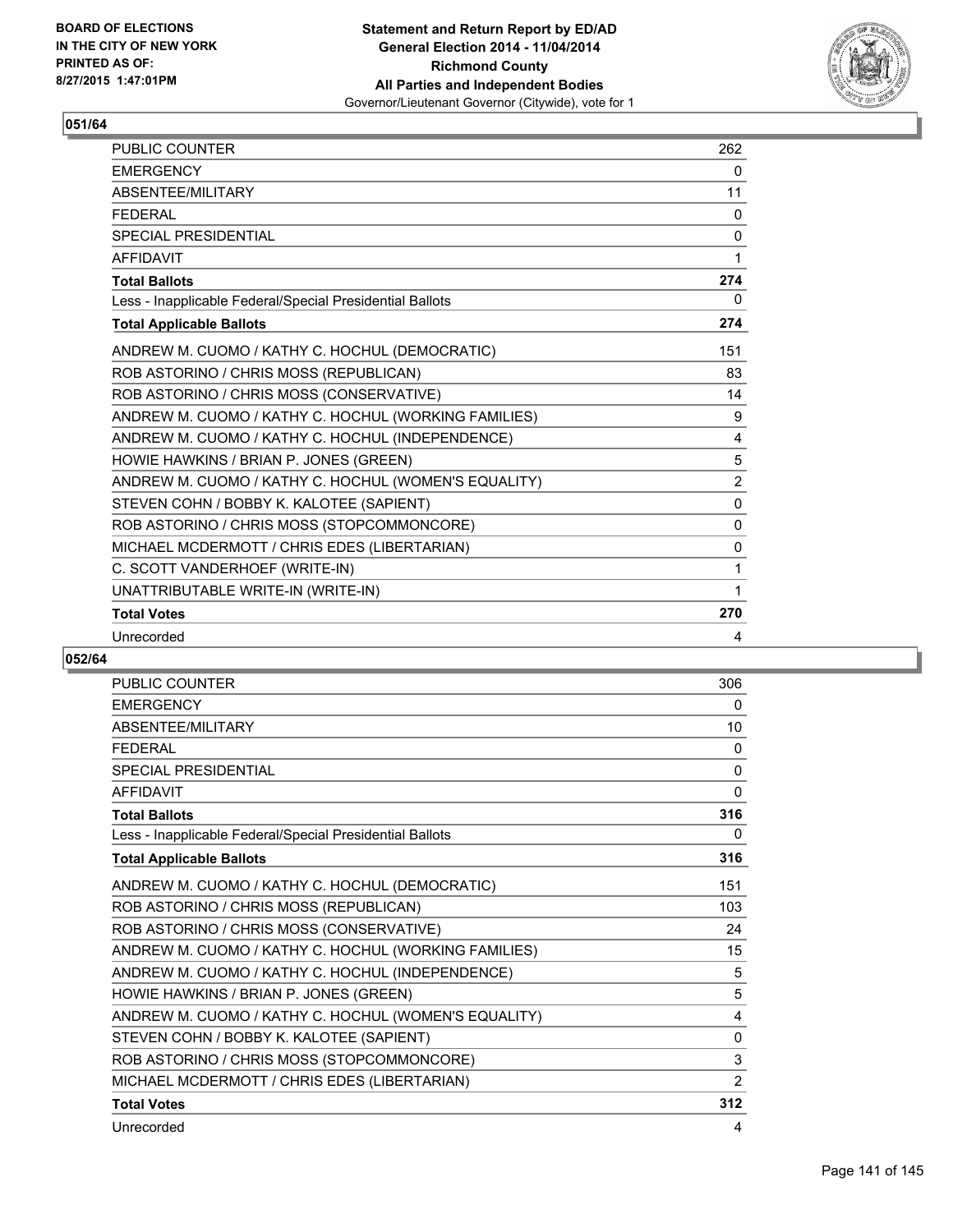**BOARD OF ELECTIONS IN THE CITY OF NEW YORK PRINTED AS OF: 8/27/2015 1:47:01PM**

**Statement and Return Report by ED/AD General Election 2014 - 11/04/2014 Richmond County All Parties and Independent Bodies** Governor/Lieutenant Governor (Citywide), vote for 1

## 051/64

| | |
|---|---|
| PUBLIC COUNTER | 262 |
| EMERGENCY | 0 |
| ABSENTEE/MILITARY | 11 |
| FEDERAL | 0 |
| SPECIAL PRESIDENTIAL | 0 |
| AFFIDAVIT | 1 |
| **Total Ballots** | **274** |
| Less - Inapplicable Federal/Special Presidential Ballots | 0 |
| **Total Applicable Ballots** | **274** |
| ANDREW M. CUOMO / KATHY C. HOCHUL (DEMOCRATIC) | 151 |
| ROB ASTORINO / CHRIS MOSS (REPUBLICAN) | 83 |
| ROB ASTORINO / CHRIS MOSS (CONSERVATIVE) | 14 |
| ANDREW M. CUOMO / KATHY C. HOCHUL (WORKING FAMILIES) | 9 |
| ANDREW M. CUOMO / KATHY C. HOCHUL (INDEPENDENCE) | 4 |
| HOWIE HAWKINS / BRIAN P. JONES (GREEN) | 5 |
| ANDREW M. CUOMO / KATHY C. HOCHUL (WOMEN'S EQUALITY) | 2 |
| STEVEN COHN / BOBBY K. KALOTEE (SAPIENT) | 0 |
| ROB ASTORINO / CHRIS MOSS (STOPCOMMONCORE) | 0 |
| MICHAEL MCDERMOTT / CHRIS EDES (LIBERTARIAN) | 0 |
| C. SCOTT VANDERHOEF (WRITE-IN) | 1 |
| UNATTRIBUTABLE WRITE-IN (WRITE-IN) | 1 |
| **Total Votes** | **270** |
| Unrecorded | 4 |

## 052/64

| | |
|---|---|
| PUBLIC COUNTER | 306 |
| EMERGENCY | 0 |
| ABSENTEE/MILITARY | 10 |
| FEDERAL | 0 |
| SPECIAL PRESIDENTIAL | 0 |
| AFFIDAVIT | 0 |
| **Total Ballots** | **316** |
| Less - Inapplicable Federal/Special Presidential Ballots | 0 |
| **Total Applicable Ballots** | **316** |
| ANDREW M. CUOMO / KATHY C. HOCHUL (DEMOCRATIC) | 151 |
| ROB ASTORINO / CHRIS MOSS (REPUBLICAN) | 103 |
| ROB ASTORINO / CHRIS MOSS (CONSERVATIVE) | 24 |
| ANDREW M. CUOMO / KATHY C. HOCHUL (WORKING FAMILIES) | 15 |
| ANDREW M. CUOMO / KATHY C. HOCHUL (INDEPENDENCE) | 5 |
| HOWIE HAWKINS / BRIAN P. JONES (GREEN) | 5 |
| ANDREW M. CUOMO / KATHY C. HOCHUL (WOMEN'S EQUALITY) | 4 |
| STEVEN COHN / BOBBY K. KALOTEE (SAPIENT) | 0 |
| ROB ASTORINO / CHRIS MOSS (STOPCOMMONCORE) | 3 |
| MICHAEL MCDERMOTT / CHRIS EDES (LIBERTARIAN) | 2 |
| **Total Votes** | **312** |
| Unrecorded | 4 |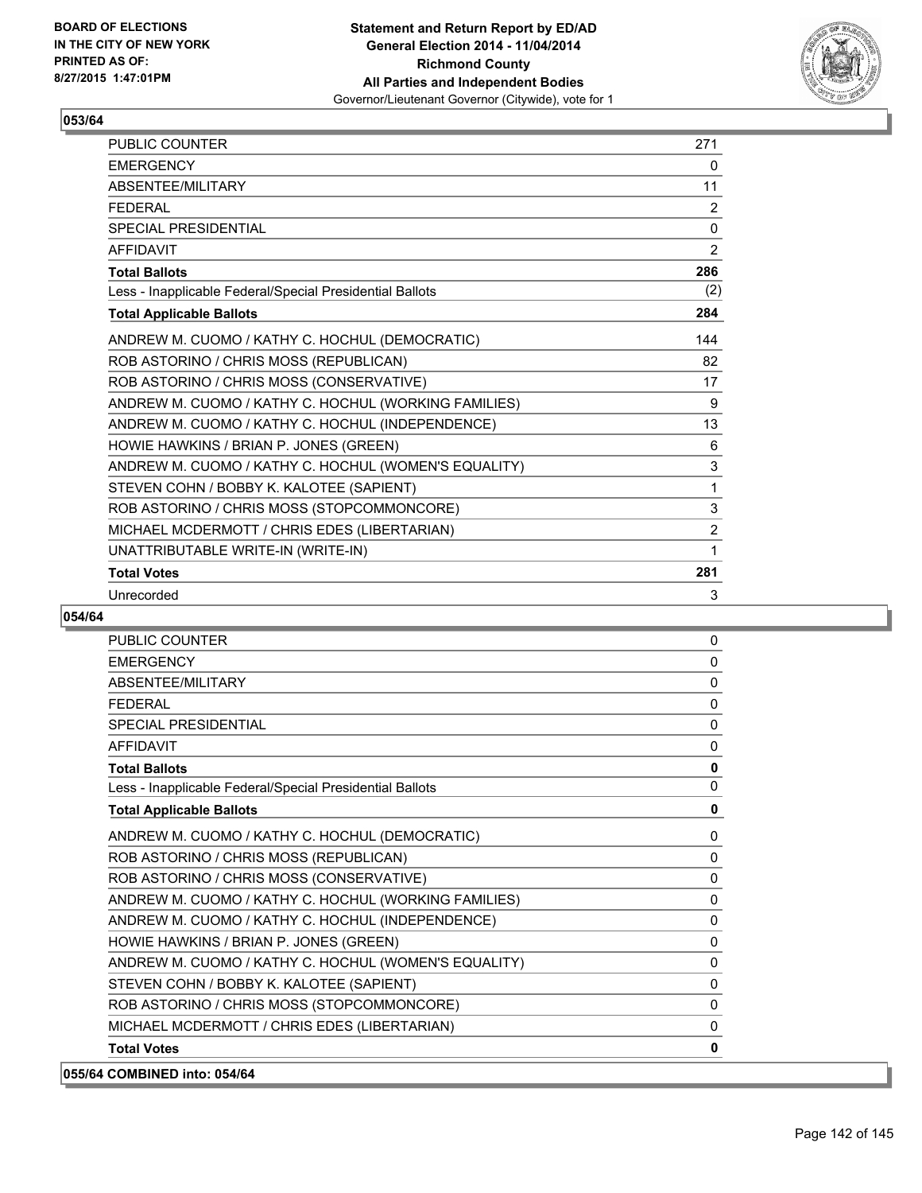## 053/64

| | |
|---|---|
| PUBLIC COUNTER | 271 |
| EMERGENCY | 0 |
| ABSENTEE/MILITARY | 11 |
| FEDERAL | 2 |
| SPECIAL PRESIDENTIAL | 0 |
| AFFIDAVIT | 2 |
| **Total Ballots** | **286** |
| Less - Inapplicable Federal/Special Presidential Ballots | (2) |
| **Total Applicable Ballots** | **284** |
| ANDREW M. CUOMO / KATHY C. HOCHUL (DEMOCRATIC) | 144 |
| ROB ASTORINO / CHRIS MOSS (REPUBLICAN) | 82 |
| ROB ASTORINO / CHRIS MOSS (CONSERVATIVE) | 17 |
| ANDREW M. CUOMO / KATHY C. HOCHUL (WORKING FAMILIES) | 9 |
| ANDREW M. CUOMO / KATHY C. HOCHUL (INDEPENDENCE) | 13 |
| HOWIE HAWKINS / BRIAN P. JONES (GREEN) | 6 |
| ANDREW M. CUOMO / KATHY C. HOCHUL (WOMEN'S EQUALITY) | 3 |
| STEVEN COHN / BOBBY K. KALOTEE (SAPIENT) | 1 |
| ROB ASTORINO / CHRIS MOSS (STOPCOMMONCORE) | 3 |
| MICHAEL MCDERMOTT / CHRIS EDES (LIBERTARIAN) | 2 |
| UNATTRIBUTABLE WRITE-IN (WRITE-IN) | 1 |
| **Total Votes** | **281** |
| Unrecorded | 3 |

## 054/64

| | |
|---|---|
| PUBLIC COUNTER | 0 |
| EMERGENCY | 0 |
| ABSENTEE/MILITARY | 0 |
| FEDERAL | 0 |
| SPECIAL PRESIDENTIAL | 0 |
| AFFIDAVIT | 0 |
| **Total Ballots** | **0** |
| Less - Inapplicable Federal/Special Presidential Ballots | 0 |
| **Total Applicable Ballots** | **0** |
| ANDREW M. CUOMO / KATHY C. HOCHUL (DEMOCRATIC) | 0 |
| ROB ASTORINO / CHRIS MOSS (REPUBLICAN) | 0 |
| ROB ASTORINO / CHRIS MOSS (CONSERVATIVE) | 0 |
| ANDREW M. CUOMO / KATHY C. HOCHUL (WORKING FAMILIES) | 0 |
| ANDREW M. CUOMO / KATHY C. HOCHUL (INDEPENDENCE) | 0 |
| HOWIE HAWKINS / BRIAN P. JONES (GREEN) | 0 |
| ANDREW M. CUOMO / KATHY C. HOCHUL (WOMEN'S EQUALITY) | 0 |
| STEVEN COHN / BOBBY K. KALOTEE (SAPIENT) | 0 |
| ROB ASTORINO / CHRIS MOSS (STOPCOMMONCORE) | 0 |
| MICHAEL MCDERMOTT / CHRIS EDES (LIBERTARIAN) | 0 |
| **Total Votes** | **0** |

**055/64 COMBINED into: 054/64**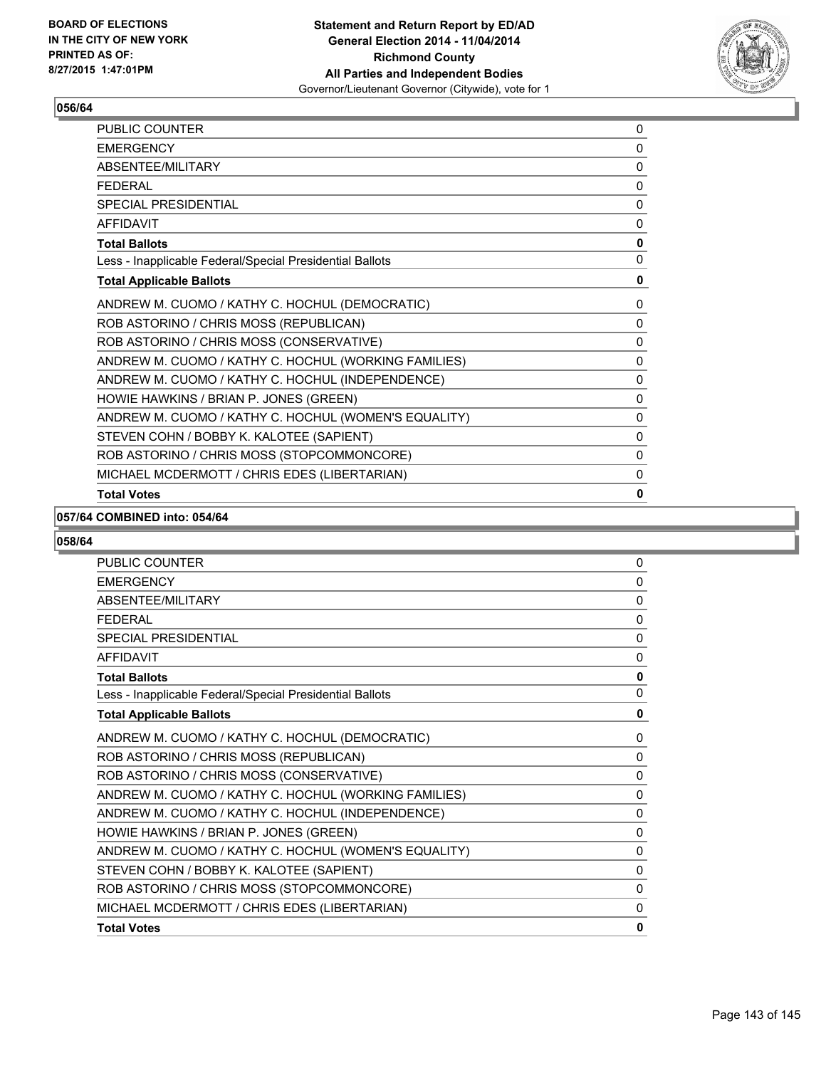## 056/64

| | |
|---|---|
| PUBLIC COUNTER | 0 |
| EMERGENCY | 0 |
| ABSENTEE/MILITARY | 0 |
| FEDERAL | 0 |
| SPECIAL PRESIDENTIAL | 0 |
| AFFIDAVIT | 0 |
| **Total Ballots** | **0** |
| Less - Inapplicable Federal/Special Presidential Ballots | 0 |
| **Total Applicable Ballots** | **0** |
| ANDREW M. CUOMO / KATHY C. HOCHUL (DEMOCRATIC) | 0 |
| ROB ASTORINO / CHRIS MOSS (REPUBLICAN) | 0 |
| ROB ASTORINO / CHRIS MOSS (CONSERVATIVE) | 0 |
| ANDREW M. CUOMO / KATHY C. HOCHUL (WORKING FAMILIES) | 0 |
| ANDREW M. CUOMO / KATHY C. HOCHUL (INDEPENDENCE) | 0 |
| HOWIE HAWKINS / BRIAN P. JONES (GREEN) | 0 |
| ANDREW M. CUOMO / KATHY C. HOCHUL (WOMEN'S EQUALITY) | 0 |
| STEVEN COHN / BOBBY K. KALOTEE (SAPIENT) | 0 |
| ROB ASTORINO / CHRIS MOSS (STOPCOMMONCORE) | 0 |
| MICHAEL MCDERMOTT / CHRIS EDES (LIBERTARIAN) | 0 |
| **Total Votes** | **0** |

## 057/64 COMBINED into: 054/64

## 058/64

| | |
|---|---|
| PUBLIC COUNTER | 0 |
| EMERGENCY | 0 |
| ABSENTEE/MILITARY | 0 |
| FEDERAL | 0 |
| SPECIAL PRESIDENTIAL | 0 |
| AFFIDAVIT | 0 |
| **Total Ballots** | **0** |
| Less - Inapplicable Federal/Special Presidential Ballots | 0 |
| **Total Applicable Ballots** | **0** |
| ANDREW M. CUOMO / KATHY C. HOCHUL (DEMOCRATIC) | 0 |
| ROB ASTORINO / CHRIS MOSS (REPUBLICAN) | 0 |
| ROB ASTORINO / CHRIS MOSS (CONSERVATIVE) | 0 |
| ANDREW M. CUOMO / KATHY C. HOCHUL (WORKING FAMILIES) | 0 |
| ANDREW M. CUOMO / KATHY C. HOCHUL (INDEPENDENCE) | 0 |
| HOWIE HAWKINS / BRIAN P. JONES (GREEN) | 0 |
| ANDREW M. CUOMO / KATHY C. HOCHUL (WOMEN'S EQUALITY) | 0 |
| STEVEN COHN / BOBBY K. KALOTEE (SAPIENT) | 0 |
| ROB ASTORINO / CHRIS MOSS (STOPCOMMONCORE) | 0 |
| MICHAEL MCDERMOTT / CHRIS EDES (LIBERTARIAN) | 0 |
| **Total Votes** | **0** |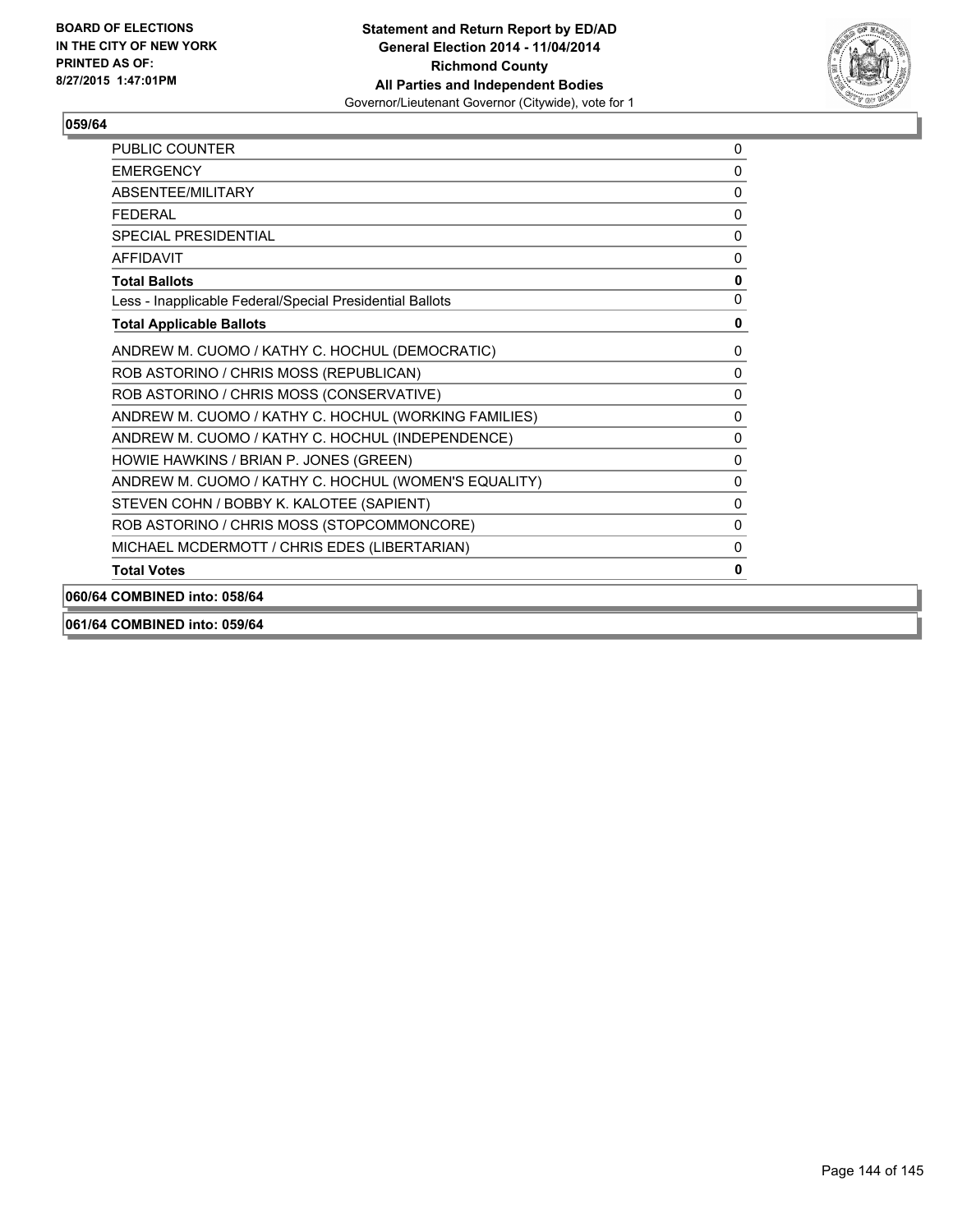## 059/64

| | |
|---|---|
| PUBLIC COUNTER | 0 |
| EMERGENCY | 0 |
| ABSENTEE/MILITARY | 0 |
| FEDERAL | 0 |
| SPECIAL PRESIDENTIAL | 0 |
| AFFIDAVIT | 0 |
| **Total Ballots** | **0** |
| Less - Inapplicable Federal/Special Presidential Ballots | 0 |
| **Total Applicable Ballots** | **0** |
| ANDREW M. CUOMO / KATHY C. HOCHUL (DEMOCRATIC) | 0 |
| ROB ASTORINO / CHRIS MOSS (REPUBLICAN) | 0 |
| ROB ASTORINO / CHRIS MOSS (CONSERVATIVE) | 0 |
| ANDREW M. CUOMO / KATHY C. HOCHUL (WORKING FAMILIES) | 0 |
| ANDREW M. CUOMO / KATHY C. HOCHUL (INDEPENDENCE) | 0 |
| HOWIE HAWKINS / BRIAN P. JONES (GREEN) | 0 |
| ANDREW M. CUOMO / KATHY C. HOCHUL (WOMEN'S EQUALITY) | 0 |
| STEVEN COHN / BOBBY K. KALOTEE (SAPIENT) | 0 |
| ROB ASTORINO / CHRIS MOSS (STOPCOMMONCORE) | 0 |
| MICHAEL MCDERMOTT / CHRIS EDES (LIBERTARIAN) | 0 |
| **Total Votes** | **0** |

**060/64 COMBINED into: 058/64**

**061/64 COMBINED into: 059/64**